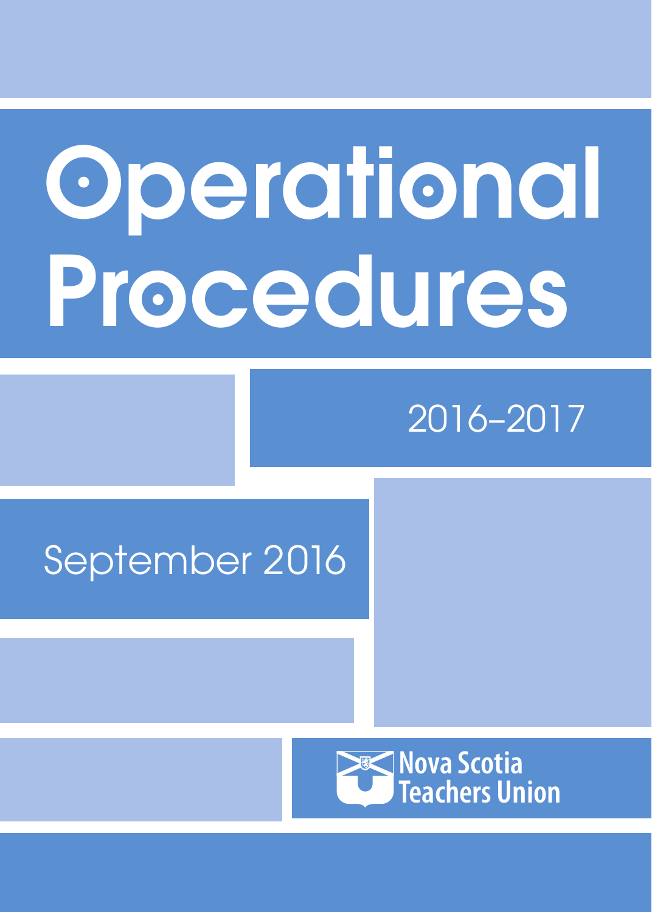# Operational Procedures

2016–2017

September 2016

Nova Scotia Teachers Union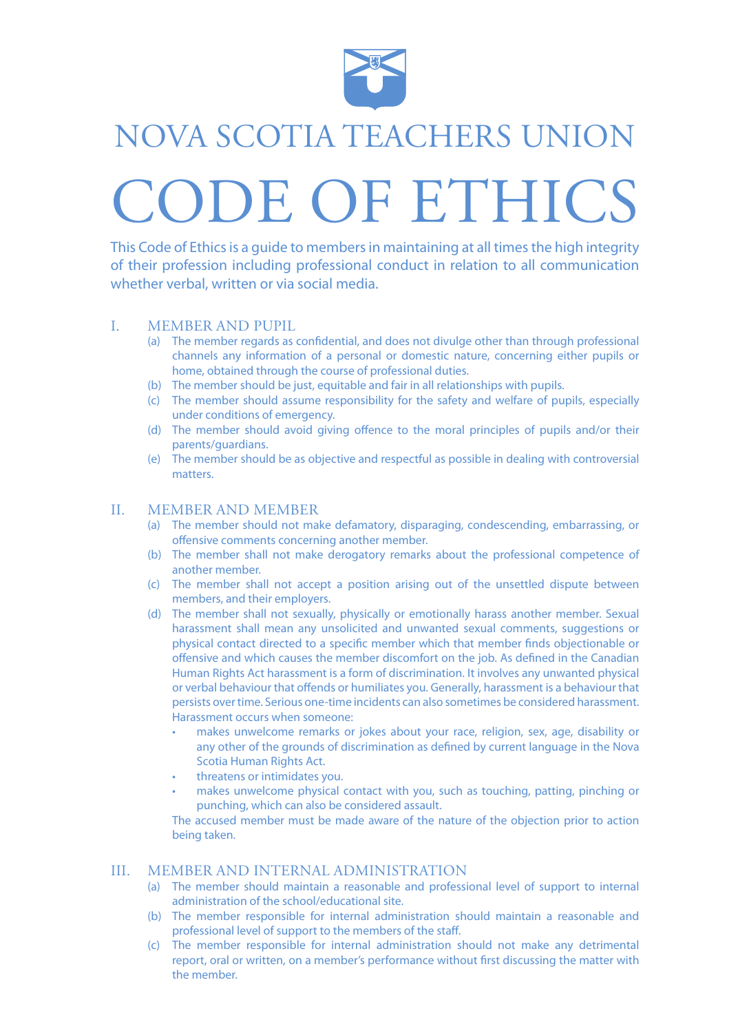# NOVA SCOTIA TEACHERS UNION

# CODE OF ETHICS

This Code of Ethics is a guide to members in maintaining at all times the high integrity of their profession including professional conduct in relation to all communication whether verbal, written or via social media.

## I. MEMBER AND PUPIL

(a) The member regards as confidential, and does not divulge other than through professional channels any information of a personal or domestic nature, concerning either pupils or home, obtained through the course of professional duties.

(b) The member should be just, equitable and fair in all relationships with pupils.

(c) The member should assume responsibility for the safety and welfare of pupils, especially under conditions of emergency.

(d) The member should avoid giving offence to the moral principles of pupils and/or their parents/guardians.

(e) The member should be as objective and respectful as possible in dealing with controversial matters.

## II. MEMBER AND MEMBER

(a) The member should not make defamatory, disparaging, condescending, embarrassing, or offensive comments concerning another member.

(b) The member shall not make derogatory remarks about the professional competence of another member.

(c) The member shall not accept a position arising out of the unsettled dispute between members, and their employers.

(d) The member shall not sexually, physically or emotionally harass another member. Sexual harassment shall mean any unsolicited and unwanted sexual comments, suggestions or physical contact directed to a specific member which that member finds objectionable or offensive and which causes the member discomfort on the job. As defined in the Canadian Human Rights Act harassment is a form of discrimination. It involves any unwanted physical or verbal behaviour that offends or humiliates you. Generally, harassment is a behaviour that persists over time. Serious one-time incidents can also sometimes be considered harassment. Harassment occurs when someone:

- makes unwelcome remarks or jokes about your race, religion, sex, age, disability or any other of the grounds of discrimination as defined by current language in the Nova Scotia Human Rights Act.
- threatens or intimidates you.
- makes unwelcome physical contact with you, such as touching, patting, pinching or punching, which can also be considered assault.

The accused member must be made aware of the nature of the objection prior to action being taken.

## III. MEMBER AND INTERNAL ADMINISTRATION

(a) The member should maintain a reasonable and professional level of support to internal administration of the school/educational site.

(b) The member responsible for internal administration should maintain a reasonable and professional level of support to the members of the staff.

(c) The member responsible for internal administration should not make any detrimental report, oral or written, on a member's performance without first discussing the matter with the member.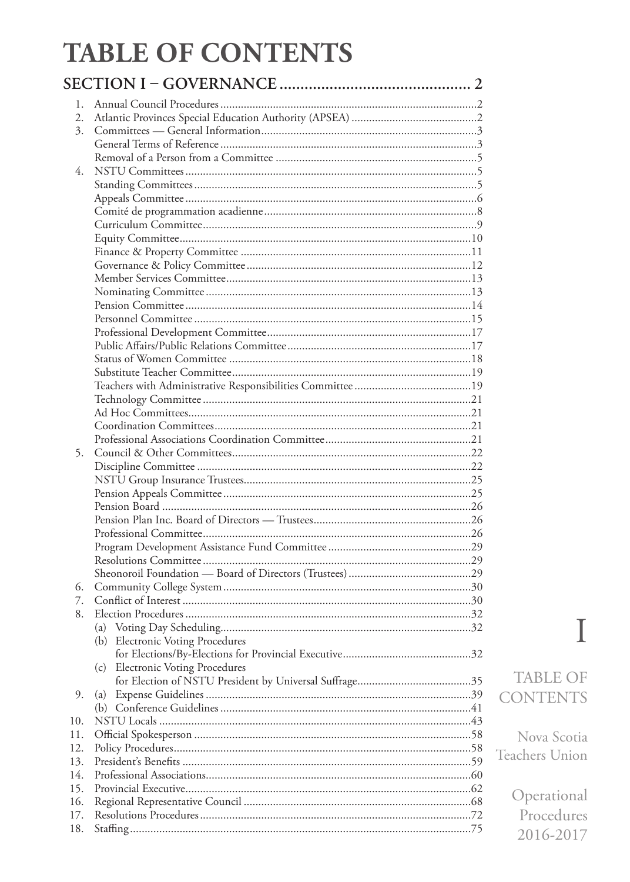# TABLE OF CONTENTS

## SECTION I – GOVERNANCE .............................................. 2

1. Annual Council Procedures ......................................................2
2. Atlantic Provinces Special Education Authority (APSEA) ..........................................2
3. Committees — General Information ........................................................3
   General Terms of Reference ........................................................3
   Removal of a Person from a Committee ........................................................5
4. NSTU Committees ........................................................5
   Standing Committees ........................................................5
   Appeals Committee ........................................................6
   Comité de programmation acadienne ........................................................8
   Curriculum Committee ........................................................9
   Equity Committee ........................................................10
   Finance & Property Committee ........................................................11
   Governance & Policy Committee ........................................................12
   Member Services Committee ........................................................13
   Nominating Committee ........................................................13
   Pension Committee ........................................................14
   Personnel Committee ........................................................15
   Professional Development Committee ........................................................17
   Public Affairs/Public Relations Committee ........................................................17
   Status of Women Committee ........................................................18
   Substitute Teacher Committee ........................................................19
   Teachers with Administrative Responsibilities Committee ........................................................19
   Technology Committee ........................................................21
   Ad Hoc Committees ........................................................21
   Coordination Committees ........................................................21
   Professional Associations Coordination Committee ........................................................21
5. Council & Other Committees ........................................................22
   Discipline Committee ........................................................22
   NSTU Group Insurance Trustees ........................................................25
   Pension Appeals Committee ........................................................25
   Pension Board ........................................................26
   Pension Plan Inc. Board of Directors — Trustees ........................................................26
   Professional Committee ........................................................26
   Program Development Assistance Fund Committee ........................................................29
   Resolutions Committee ........................................................29
   Sheonoroil Foundation — Board of Directors (Trustees) ........................................................29
6. Community College System ........................................................30
7. Conflict of Interest ........................................................30
8. Election Procedures ........................................................32
   (a) Voting Day Scheduling ........................................................32
   (b) Electronic Voting Procedures for Elections/By-Elections for Provincial Executive ........................................................32
   (c) Electronic Voting Procedures for Election of NSTU President by Universal Suffrage ........................................................35
9. (a) Expense Guidelines ........................................................39
   (b) Conference Guidelines ........................................................41
10. NSTU Locals ........................................................43
11. Official Spokesperson ........................................................58
12. Policy Procedures ........................................................58
13. President's Benefits ........................................................59
14. Professional Associations ........................................................60
15. Provincial Executive ........................................................62
16. Regional Representative Council ........................................................68
17. Resolutions Procedures ........................................................72
18. Staffing ........................................................75

I

TABLE OF CONTENTS

Nova Scotia Teachers Union

Operational Procedures 2016-2017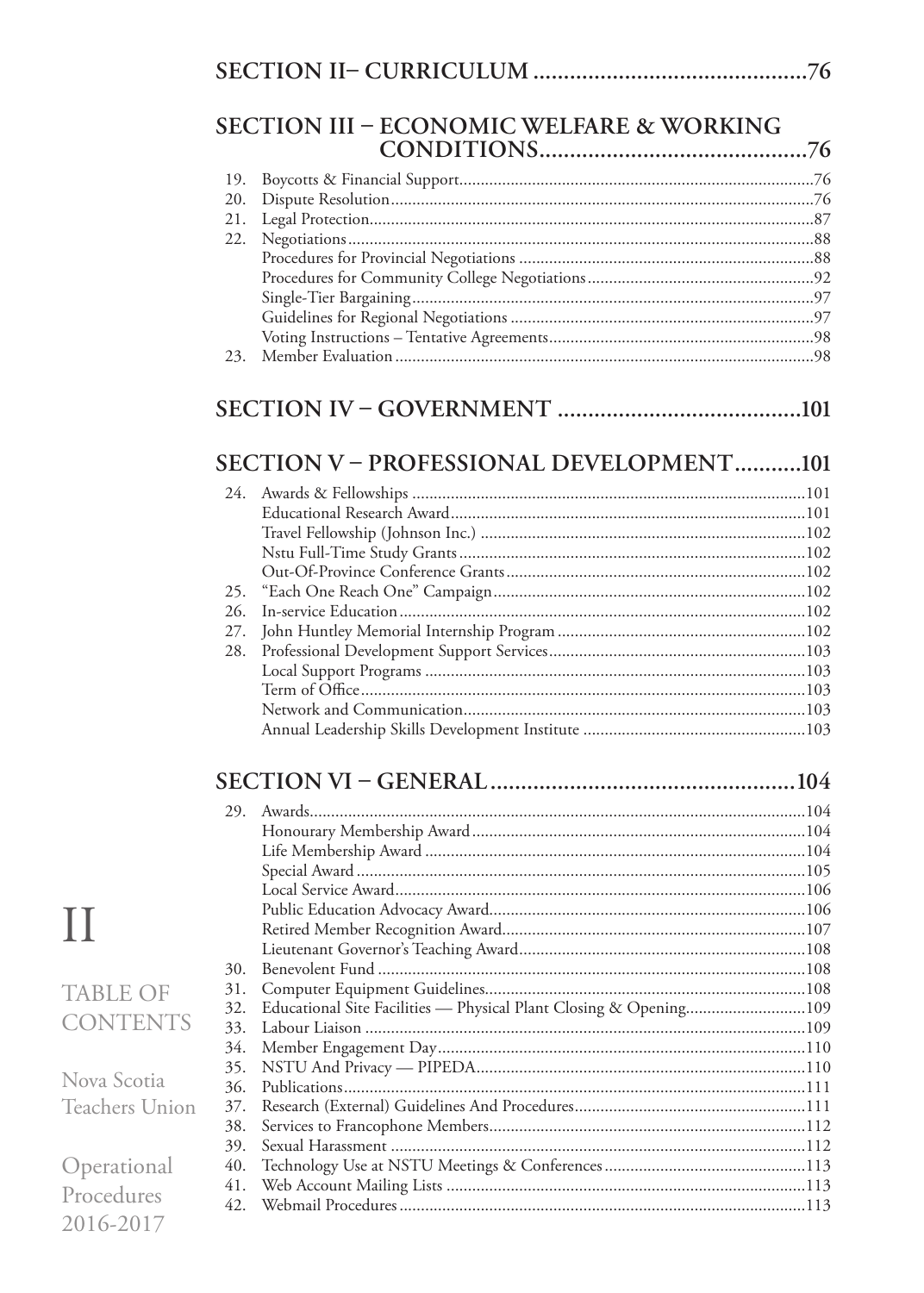## SECTION II– CURRICULUM ............................................76

## SECTION III – ECONOMIC WELFARE & WORKING CONDITIONS............................................76

19. Boycotts & Financial Support..................................................................................76
20. Dispute Resolution..................................................................................................76
21. Legal Protection.......................................................................................................87
22. Negotiations............................................................................................................88
    - Procedures for Provincial Negotiations .....................................................................88
    - Procedures for Community College Negotiations.....................................................92
    - Single-Tier Bargaining..............................................................................................97
    - Guidelines for Regional Negotiations .......................................................................97
    - Voting Instructions – Tentative Agreements.............................................................98
23. Member Evaluation .................................................................................................98

## SECTION IV – GOVERNMENT ........................................101

## SECTION V – PROFESSIONAL DEVELOPMENT...........101

24. Awards & Fellowships ...........................................................................................101
    - Educational Research Award..................................................................................101
    - Travel Fellowship (Johnson Inc.) ...........................................................................102
    - Nstu Full-Time Study Grants.................................................................................102
    - Out-Of-Province Conference Grants......................................................................102
25. "Each One Reach One" Campaign.........................................................................102
26. In-service Education..............................................................................................102
27. John Huntley Memorial Internship Program ..........................................................102
28. Professional Development Support Services..........................................................103
    - Local Support Programs ........................................................................................103
    - Term of Office.......................................................................................................103
    - Network and Communication...............................................................................103
    - Annual Leadership Skills Development Institute ....................................................103

## SECTION VI – GENERAL.................................................104

29. Awards...................................................................................................................104
    - Honourary Membership Award.............................................................................104
    - Life Membership Award ........................................................................................104
    - Special Award ........................................................................................................105
    - Local Service Award...............................................................................................106
    - Public Education Advocacy Award.........................................................................106
    - Retired Member Recognition Award......................................................................107
    - Lieutenant Governor's Teaching Award..................................................................108
30. Benevolent Fund ...................................................................................................108
31. Computer Equipment Guidelines..........................................................................108
32. Educational Site Facilities — Physical Plant Closing & Opening............................109
33. Labour Liaison ......................................................................................................109
34. Member Engagement Day.....................................................................................110
35. NSTU And Privacy — PIPEDA.............................................................................110
36. Publications...........................................................................................................111
37. Research (External) Guidelines And Procedures.....................................................111
38. Services to Francophone Members.........................................................................112
39. Sexual Harassment ................................................................................................112
40. Technology Use at NSTU Meetings & Conferences...............................................113
41. Web Account Mailing Lists ...................................................................................113
42. Webmail Procedures..............................................................................................113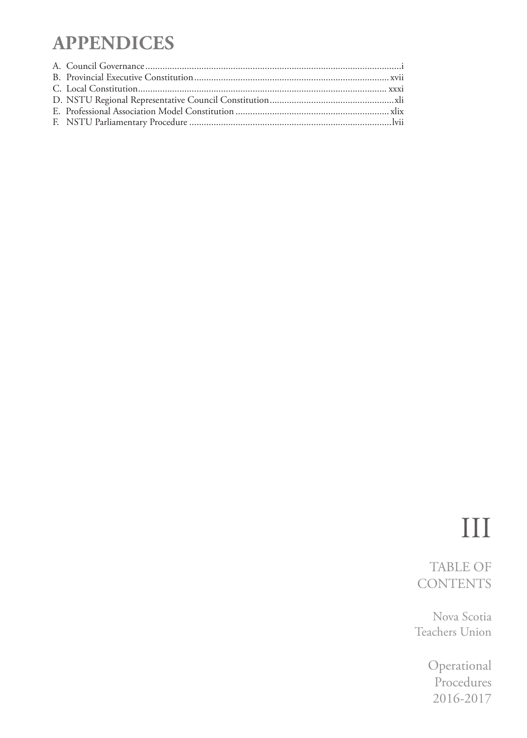# APPENDICES

A. Council Governance .......................................................................................................i
B. Provincial Executive Constitution ................................................................................ xvii
C. Local Constitution ..................................................................................................... xxxi
D. NSTU Regional Representative Council Constitution ...................................................xli
E. Professional Association Model Constitution ............................................................... xlix
F. NSTU Parliamentary Procedure ...................................................................................lvii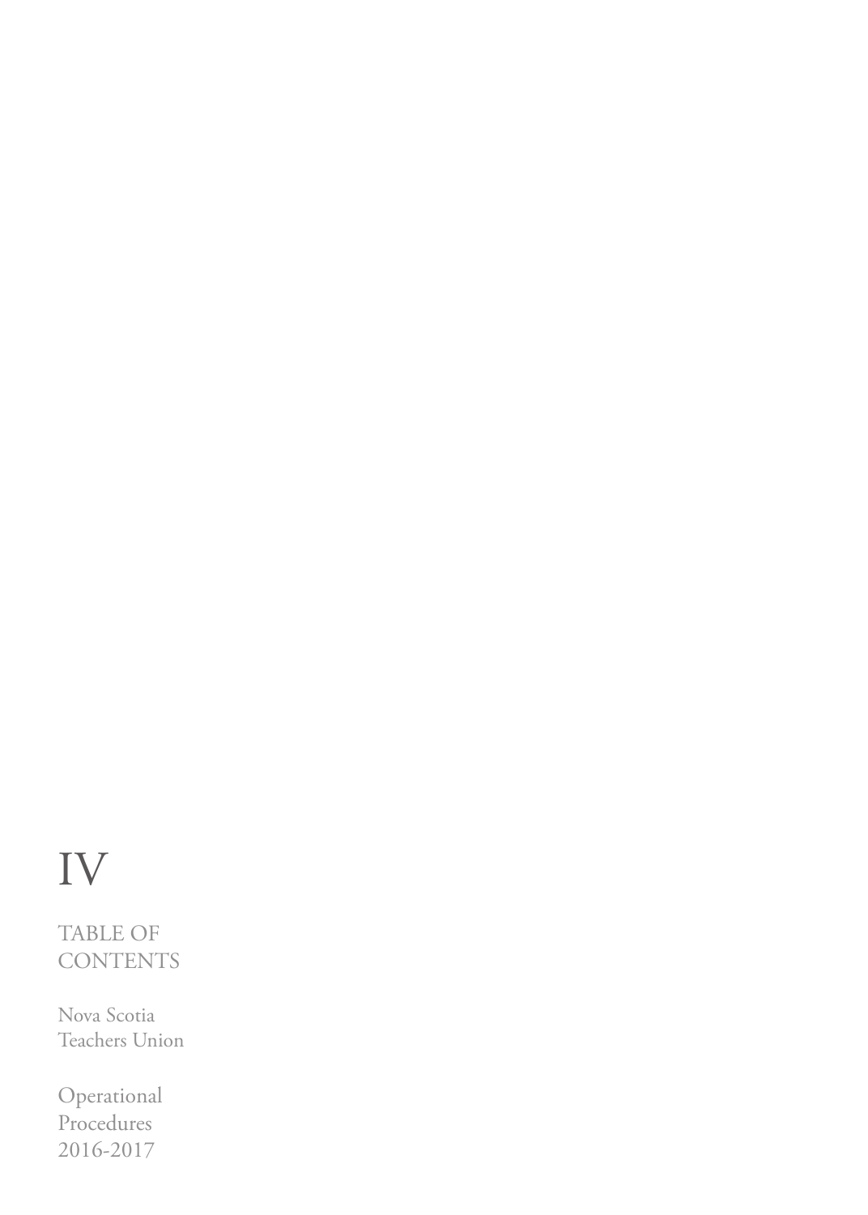# IV

## TABLE OF CONTENTS

Nova Scotia Teachers Union

Operational Procedures 2016-2017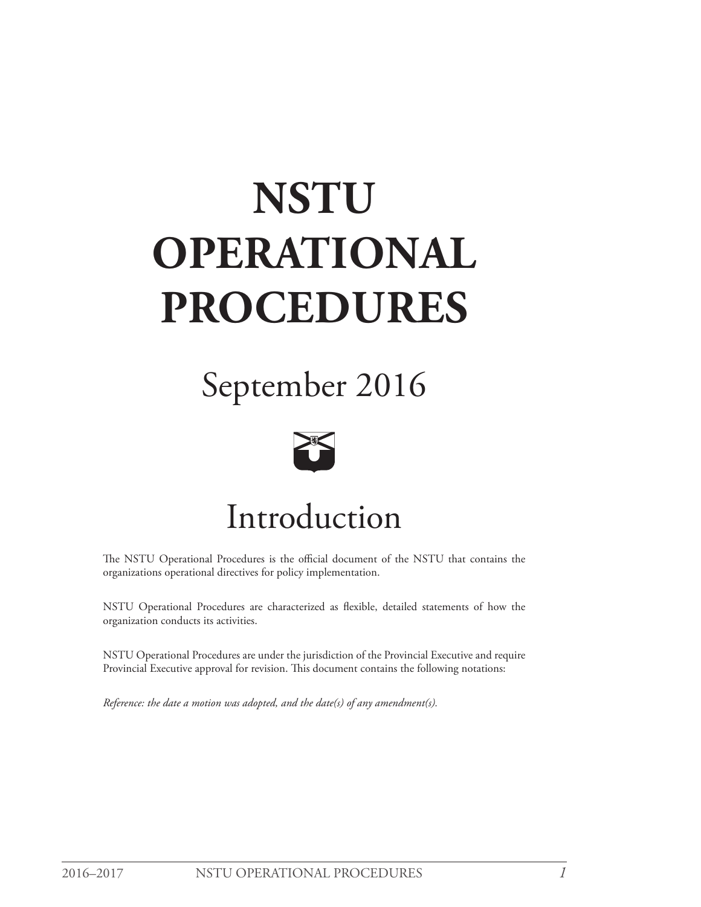# NSTU OPERATIONAL PROCEDURES

## September 2016

# Introduction

The NSTU Operational Procedures is the official document of the NSTU that contains the organizations operational directives for policy implementation.

NSTU Operational Procedures are characterized as flexible, detailed statements of how the organization conducts its activities.

NSTU Operational Procedures are under the jurisdiction of the Provincial Executive and require Provincial Executive approval for revision. This document contains the following notations:

*Reference: the date a motion was adopted, and the date(s) of any amendment(s).*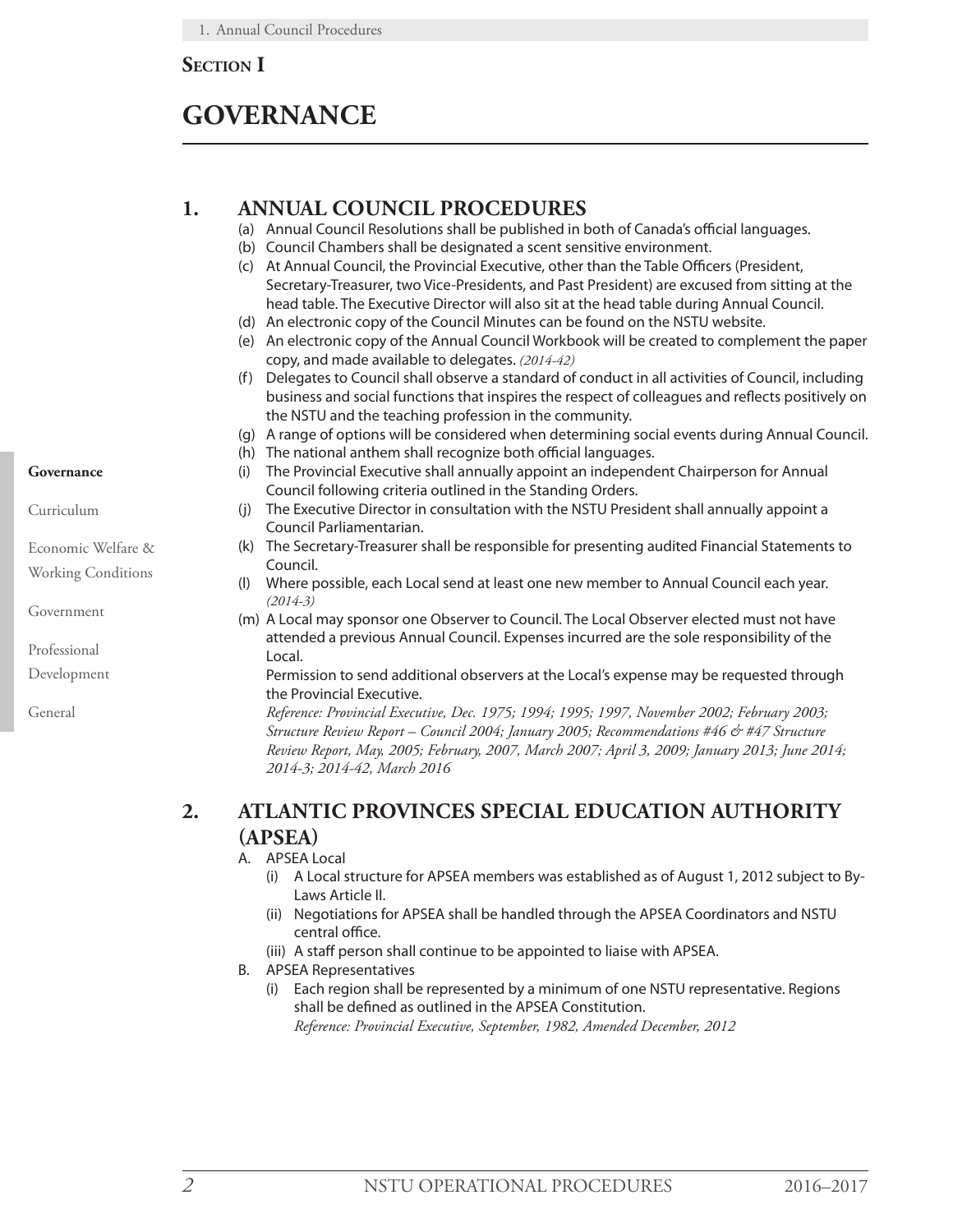## Section I

# GOVERNANCE

## 1. ANNUAL COUNCIL PROCEDURES

(a) Annual Council Resolutions shall be published in both of Canada's official languages.

(b) Council Chambers shall be designated a scent sensitive environment.

(c) At Annual Council, the Provincial Executive, other than the Table Officers (President, Secretary-Treasurer, two Vice-Presidents, and Past President) are excused from sitting at the head table. The Executive Director will also sit at the head table during Annual Council.

(d) An electronic copy of the Council Minutes can be found on the NSTU website.

(e) An electronic copy of the Annual Council Workbook will be created to complement the paper copy, and made available to delegates. *(2014-42)*

(f) Delegates to Council shall observe a standard of conduct in all activities of Council, including business and social functions that inspires the respect of colleagues and reflects positively on the NSTU and the teaching profession in the community.

(g) A range of options will be considered when determining social events during Annual Council.

(h) The national anthem shall recognize both official languages.

(i) The Provincial Executive shall annually appoint an independent Chairperson for Annual Council following criteria outlined in the Standing Orders.

(j) The Executive Director in consultation with the NSTU President shall annually appoint a Council Parliamentarian.

(k) The Secretary-Treasurer shall be responsible for presenting audited Financial Statements to Council.

(l) Where possible, each Local send at least one new member to Annual Council each year. *(2014-3)*

(m) A Local may sponsor one Observer to Council. The Local Observer elected must not have attended a previous Annual Council. Expenses incurred are the sole responsibility of the Local.

Permission to send additional observers at the Local's expense may be requested through the Provincial Executive.

*Reference: Provincial Executive, Dec. 1975; 1994; 1995; 1997, November 2002; February 2003; Structure Review Report – Council 2004; January 2005; Recommendations #46 & #47 Structure Review Report, May, 2005; February, 2007, March 2007; April 3, 2009; January 2013; June 2014; 2014-3; 2014-42, March 2016*

## 2. ATLANTIC PROVINCES SPECIAL EDUCATION AUTHORITY (APSEA)

A. APSEA Local

(i) A Local structure for APSEA members was established as of August 1, 2012 subject to By-Laws Article II.

(ii) Negotiations for APSEA shall be handled through the APSEA Coordinators and NSTU central office.

(iii) A staff person shall continue to be appointed to liaise with APSEA.

B. APSEA Representatives

(i) Each region shall be represented by a minimum of one NSTU representative. Regions shall be defined as outlined in the APSEA Constitution.

*Reference: Provincial Executive, September, 1982, Amended December, 2012*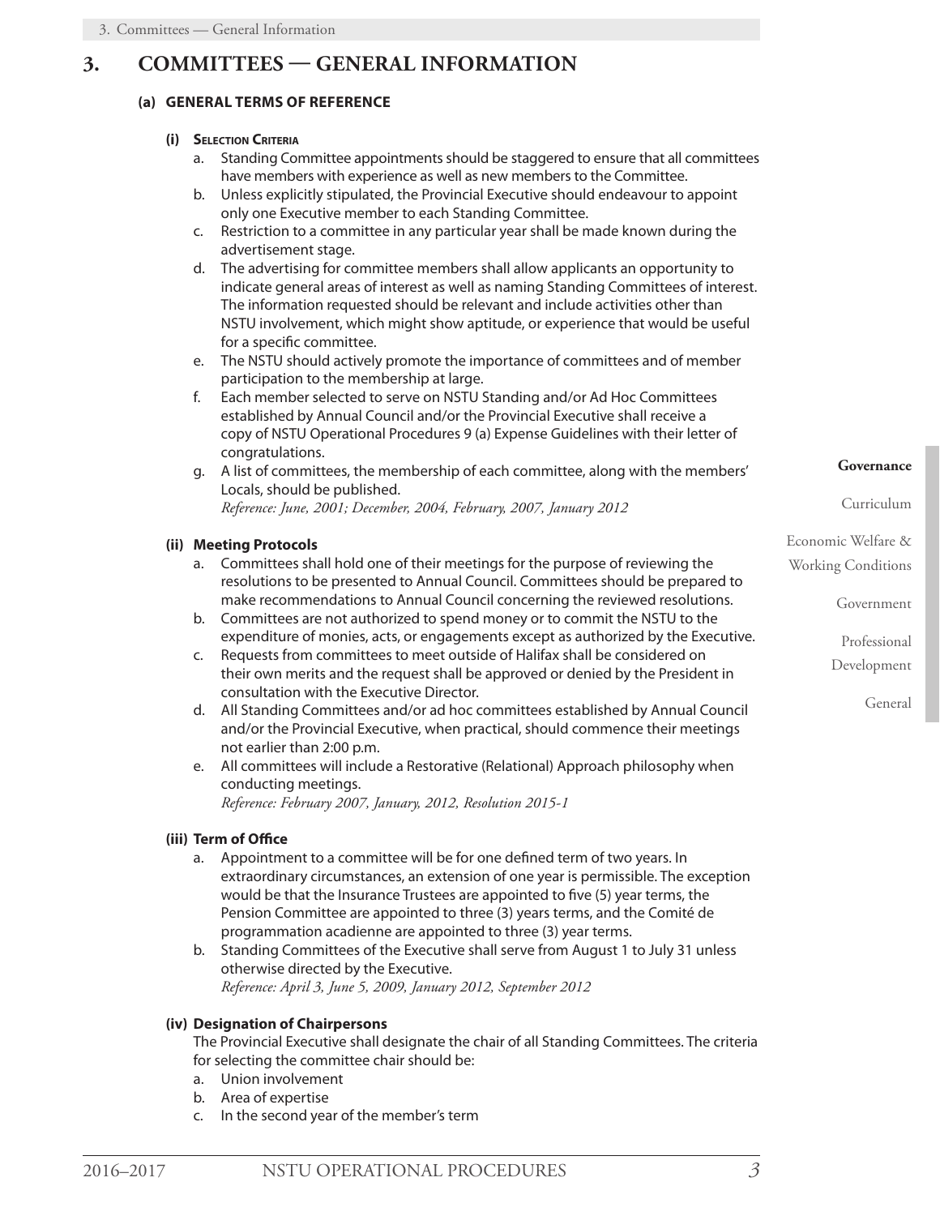# 3. COMMITTEES — GENERAL INFORMATION

## (a) GENERAL TERMS OF REFERENCE

### (i) Selection Criteria

a. Standing Committee appointments should be staggered to ensure that all committees have members with experience as well as new members to the Committee.

b. Unless explicitly stipulated, the Provincial Executive should endeavour to appoint only one Executive member to each Standing Committee.

c. Restriction to a committee in any particular year shall be made known during the advertisement stage.

d. The advertising for committee members shall allow applicants an opportunity to indicate general areas of interest as well as naming Standing Committees of interest. The information requested should be relevant and include activities other than NSTU involvement, which might show aptitude, or experience that would be useful for a specific committee.

e. The NSTU should actively promote the importance of committees and of member participation to the membership at large.

f. Each member selected to serve on NSTU Standing and/or Ad Hoc Committees established by Annual Council and/or the Provincial Executive shall receive a copy of NSTU Operational Procedures 9 (a) Expense Guidelines with their letter of congratulations.

g. A list of committees, the membership of each committee, along with the members' Locals, should be published.
*Reference: June, 2001; December, 2004, February, 2007, January 2012*

### (ii) Meeting Protocols

a. Committees shall hold one of their meetings for the purpose of reviewing the resolutions to be presented to Annual Council. Committees should be prepared to make recommendations to Annual Council concerning the reviewed resolutions.

b. Committees are not authorized to spend money or to commit the NSTU to the expenditure of monies, acts, or engagements except as authorized by the Executive.

c. Requests from committees to meet outside of Halifax shall be considered on their own merits and the request shall be approved or denied by the President in consultation with the Executive Director.

d. All Standing Committees and/or ad hoc committees established by Annual Council and/or the Provincial Executive, when practical, should commence their meetings not earlier than 2:00 p.m.

e. All committees will include a Restorative (Relational) Approach philosophy when conducting meetings.
*Reference: February 2007, January, 2012, Resolution 2015-1*

### (iii) Term of Office

a. Appointment to a committee will be for one defined term of two years. In extraordinary circumstances, an extension of one year is permissible. The exception would be that the Insurance Trustees are appointed to five (5) year terms, the Pension Committee are appointed to three (3) years terms, and the Comité de programmation acadienne are appointed to three (3) year terms.

b. Standing Committees of the Executive shall serve from August 1 to July 31 unless otherwise directed by the Executive.
*Reference: April 3, June 5, 2009, January 2012, September 2012*

### (iv) Designation of Chairpersons

The Provincial Executive shall designate the chair of all Standing Committees. The criteria for selecting the committee chair should be:

a. Union involvement
b. Area of expertise
c. In the second year of the member's term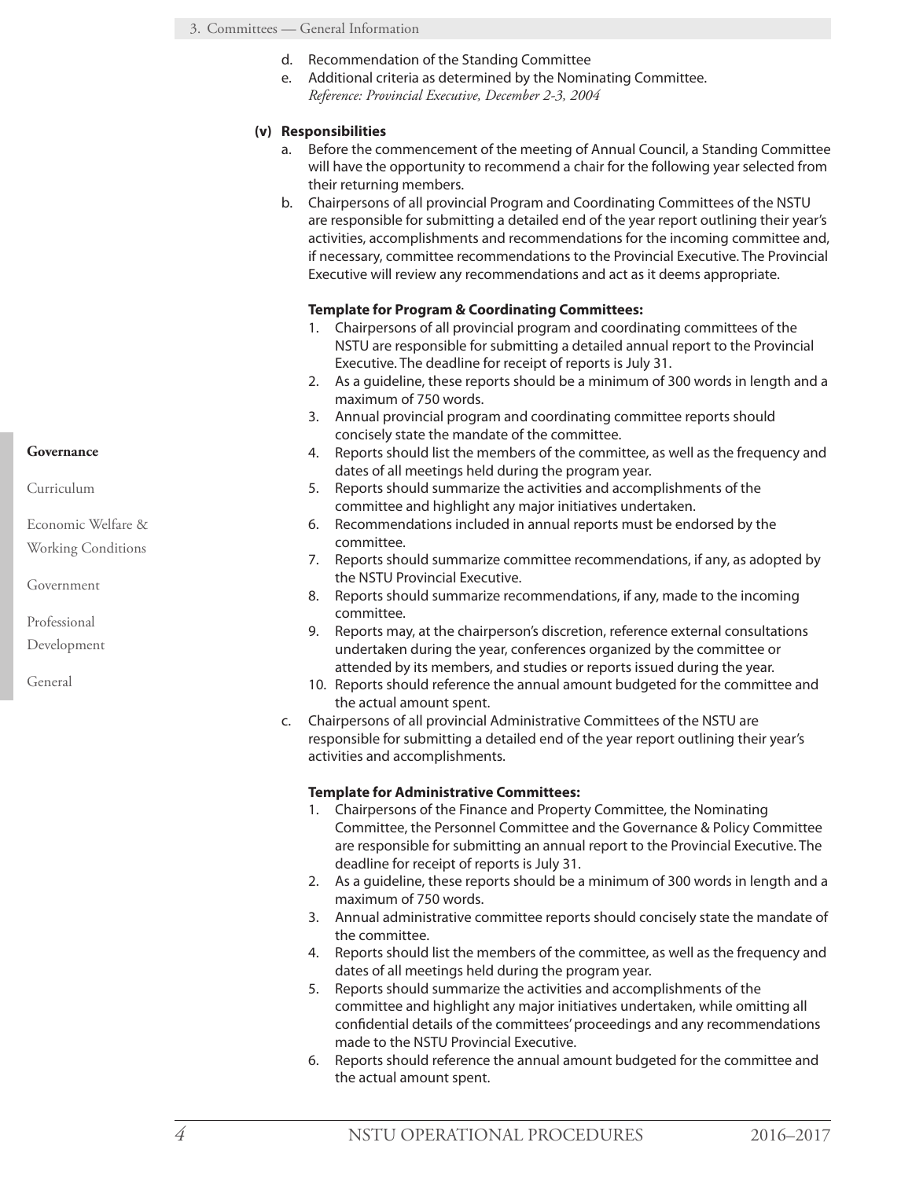d. Recommendation of the Standing Committee
e. Additional criteria as determined by the Nominating Committee.
*Reference: Provincial Executive, December 2-3, 2004*

**(v) Responsibilities**

a. Before the commencement of the meeting of Annual Council, a Standing Committee will have the opportunity to recommend a chair for the following year selected from their returning members.
b. Chairpersons of all provincial Program and Coordinating Committees of the NSTU are responsible for submitting a detailed end of the year report outlining their year's activities, accomplishments and recommendations for the incoming committee and, if necessary, committee recommendations to the Provincial Executive. The Provincial Executive will review any recommendations and act as it deems appropriate.

**Template for Program & Coordinating Committees:**

1. Chairpersons of all provincial program and coordinating committees of the NSTU are responsible for submitting a detailed annual report to the Provincial Executive. The deadline for receipt of reports is July 31.
2. As a guideline, these reports should be a minimum of 300 words in length and a maximum of 750 words.
3. Annual provincial program and coordinating committee reports should concisely state the mandate of the committee.
4. Reports should list the members of the committee, as well as the frequency and dates of all meetings held during the program year.
5. Reports should summarize the activities and accomplishments of the committee and highlight any major initiatives undertaken.
6. Recommendations included in annual reports must be endorsed by the committee.
7. Reports should summarize committee recommendations, if any, as adopted by the NSTU Provincial Executive.
8. Reports should summarize recommendations, if any, made to the incoming committee.
9. Reports may, at the chairperson's discretion, reference external consultations undertaken during the year, conferences organized by the committee or attended by its members, and studies or reports issued during the year.
10. Reports should reference the annual amount budgeted for the committee and the actual amount spent.

c. Chairpersons of all provincial Administrative Committees of the NSTU are responsible for submitting a detailed end of the year report outlining their year's activities and accomplishments.

**Template for Administrative Committees:**

1. Chairpersons of the Finance and Property Committee, the Nominating Committee, the Personnel Committee and the Governance & Policy Committee are responsible for submitting an annual report to the Provincial Executive. The deadline for receipt of reports is July 31.
2. As a guideline, these reports should be a minimum of 300 words in length and a maximum of 750 words.
3. Annual administrative committee reports should concisely state the mandate of the committee.
4. Reports should list the members of the committee, as well as the frequency and dates of all meetings held during the program year.
5. Reports should summarize the activities and accomplishments of the committee and highlight any major initiatives undertaken, while omitting all confidential details of the committees' proceedings and any recommendations made to the NSTU Provincial Executive.
6. Reports should reference the annual amount budgeted for the committee and the actual amount spent.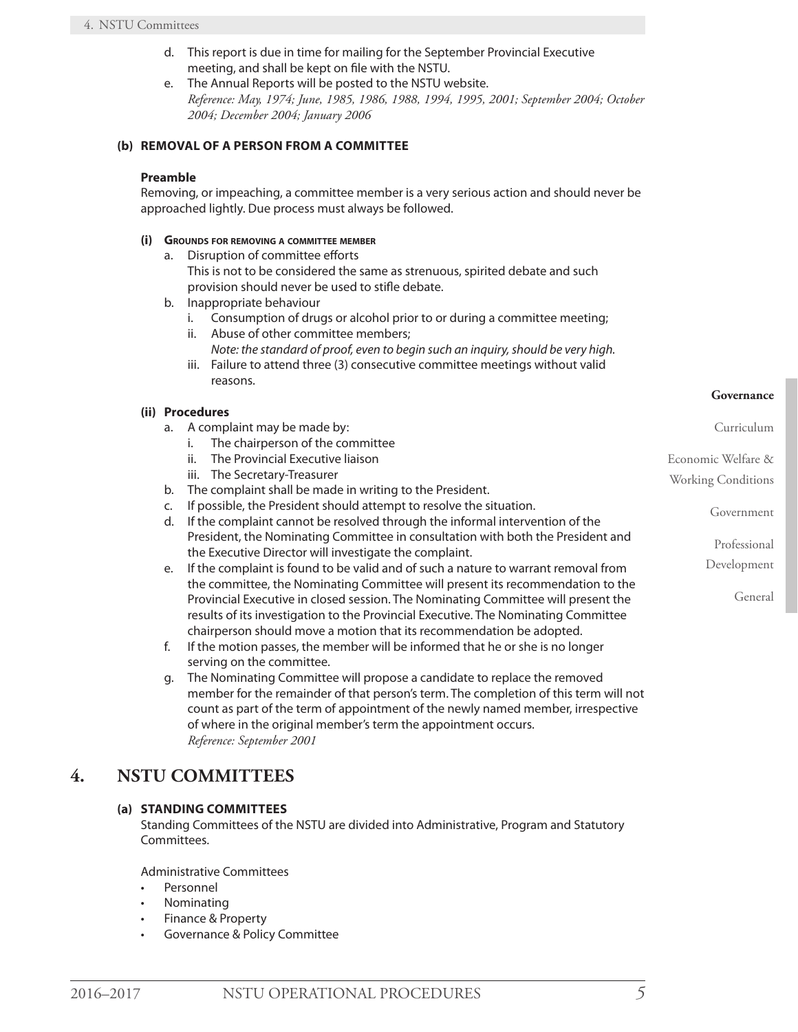d. This report is due in time for mailing for the September Provincial Executive meeting, and shall be kept on file with the NSTU.

e. The Annual Reports will be posted to the NSTU website.
*Reference: May, 1974; June, 1985, 1986, 1988, 1994, 1995, 2001; September 2004; October 2004; December 2004; January 2006*

### (b) REMOVAL OF A PERSON FROM A COMMITTEE

**Preamble**

Removing, or impeaching, a committee member is a very serious action and should never be approached lightly. Due process must always be followed.

#### (i) Grounds for removing a committee member

a. Disruption of committee efforts
This is not to be considered the same as strenuous, spirited debate and such provision should never be used to stifle debate.

b. Inappropriate behaviour
   i. Consumption of drugs or alcohol prior to or during a committee meeting;
   ii. Abuse of other committee members;
   *Note: the standard of proof, even to begin such an inquiry, should be very high.*
   iii. Failure to attend three (3) consecutive committee meetings without valid reasons.

#### (ii) Procedures

a. A complaint may be made by:
   i. The chairperson of the committee
   ii. The Provincial Executive liaison
   iii. The Secretary-Treasurer

b. The complaint shall be made in writing to the President.

c. If possible, the President should attempt to resolve the situation.

d. If the complaint cannot be resolved through the informal intervention of the President, the Nominating Committee in consultation with both the President and the Executive Director will investigate the complaint.

e. If the complaint is found to be valid and of such a nature to warrant removal from the committee, the Nominating Committee will present its recommendation to the Provincial Executive in closed session. The Nominating Committee will present the results of its investigation to the Provincial Executive. The Nominating Committee chairperson should move a motion that its recommendation be adopted.

f. If the motion passes, the member will be informed that he or she is no longer serving on the committee.

g. The Nominating Committee will propose a candidate to replace the removed member for the remainder of that person's term. The completion of this term will not count as part of the term of appointment of the newly named member, irrespective of where in the original member's term the appointment occurs.
*Reference: September 2001*

## 4. NSTU COMMITTEES

### (a) STANDING COMMITTEES

Standing Committees of the NSTU are divided into Administrative, Program and Statutory Committees.

Administrative Committees

- Personnel
- Nominating
- Finance & Property
- Governance & Policy Committee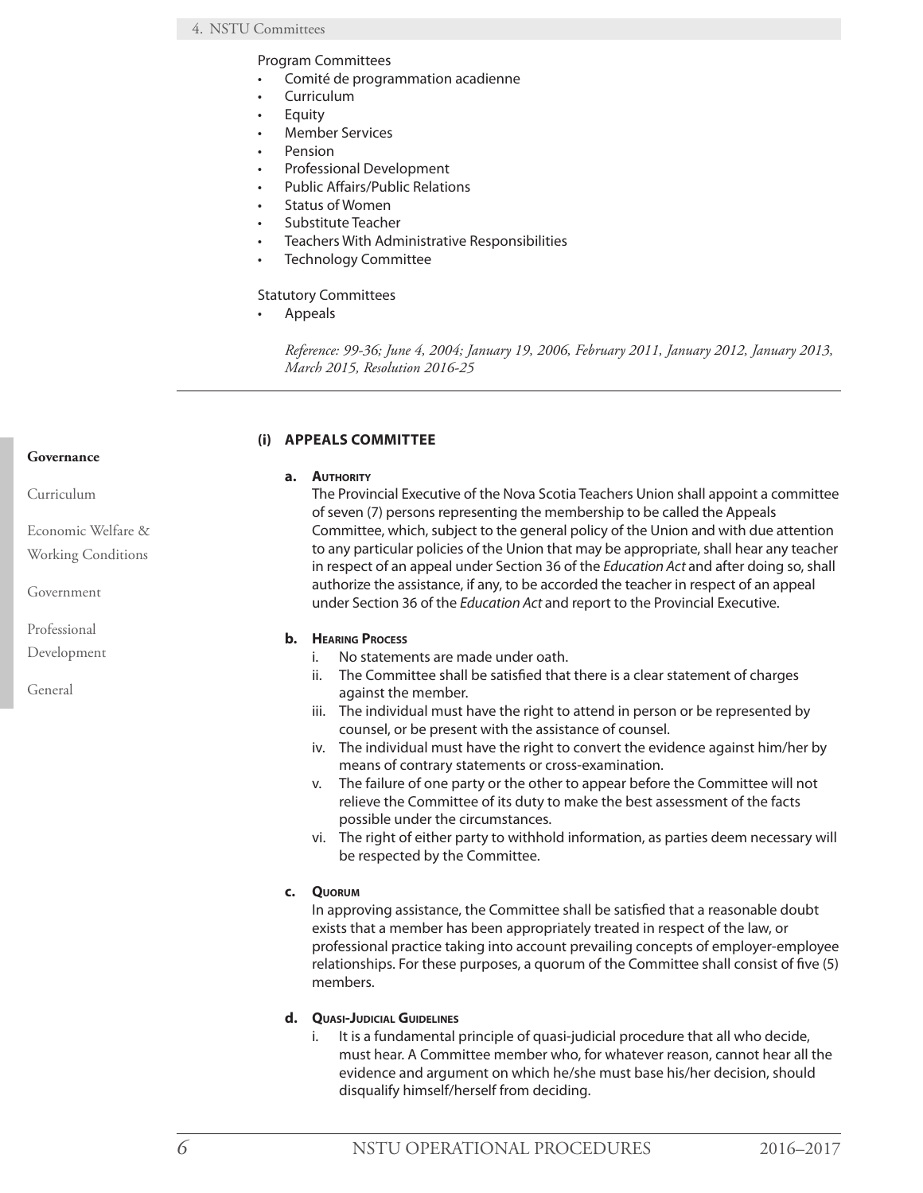Program Committees

- Comité de programmation acadienne
- Curriculum
- Equity
- Member Services
- Pension
- Professional Development
- Public Affairs/Public Relations
- Status of Women
- Substitute Teacher
- Teachers With Administrative Responsibilities
- Technology Committee

Statutory Committees

- Appeals

*Reference: 99-36; June 4, 2004; January 19, 2006, February 2011, January 2012, January 2013, March 2015, Resolution 2016-25*

---

### (i) APPEALS COMMITTEE

**a. Authority**

The Provincial Executive of the Nova Scotia Teachers Union shall appoint a committee of seven (7) persons representing the membership to be called the Appeals Committee, which, subject to the general policy of the Union and with due attention to any particular policies of the Union that may be appropriate, shall hear any teacher in respect of an appeal under Section 36 of the *Education Act* and after doing so, shall authorize the assistance, if any, to be accorded the teacher in respect of an appeal under Section 36 of the *Education Act* and report to the Provincial Executive.

**b. Hearing Process**

- i. No statements are made under oath.
- ii. The Committee shall be satisfied that there is a clear statement of charges against the member.
- iii. The individual must have the right to attend in person or be represented by counsel, or be present with the assistance of counsel.
- iv. The individual must have the right to convert the evidence against him/her by means of contrary statements or cross-examination.
- v. The failure of one party or the other to appear before the Committee will not relieve the Committee of its duty to make the best assessment of the facts possible under the circumstances.
- vi. The right of either party to withhold information, as parties deem necessary will be respected by the Committee.

**c. Quorum**

In approving assistance, the Committee shall be satisfied that a reasonable doubt exists that a member has been appropriately treated in respect of the law, or professional practice taking into account prevailing concepts of employer-employee relationships. For these purposes, a quorum of the Committee shall consist of five (5) members.

**d. Quasi-Judicial Guidelines**

- i. It is a fundamental principle of quasi-judicial procedure that all who decide, must hear. A Committee member who, for whatever reason, cannot hear all the evidence and argument on which he/she must base his/her decision, should disqualify himself/herself from deciding.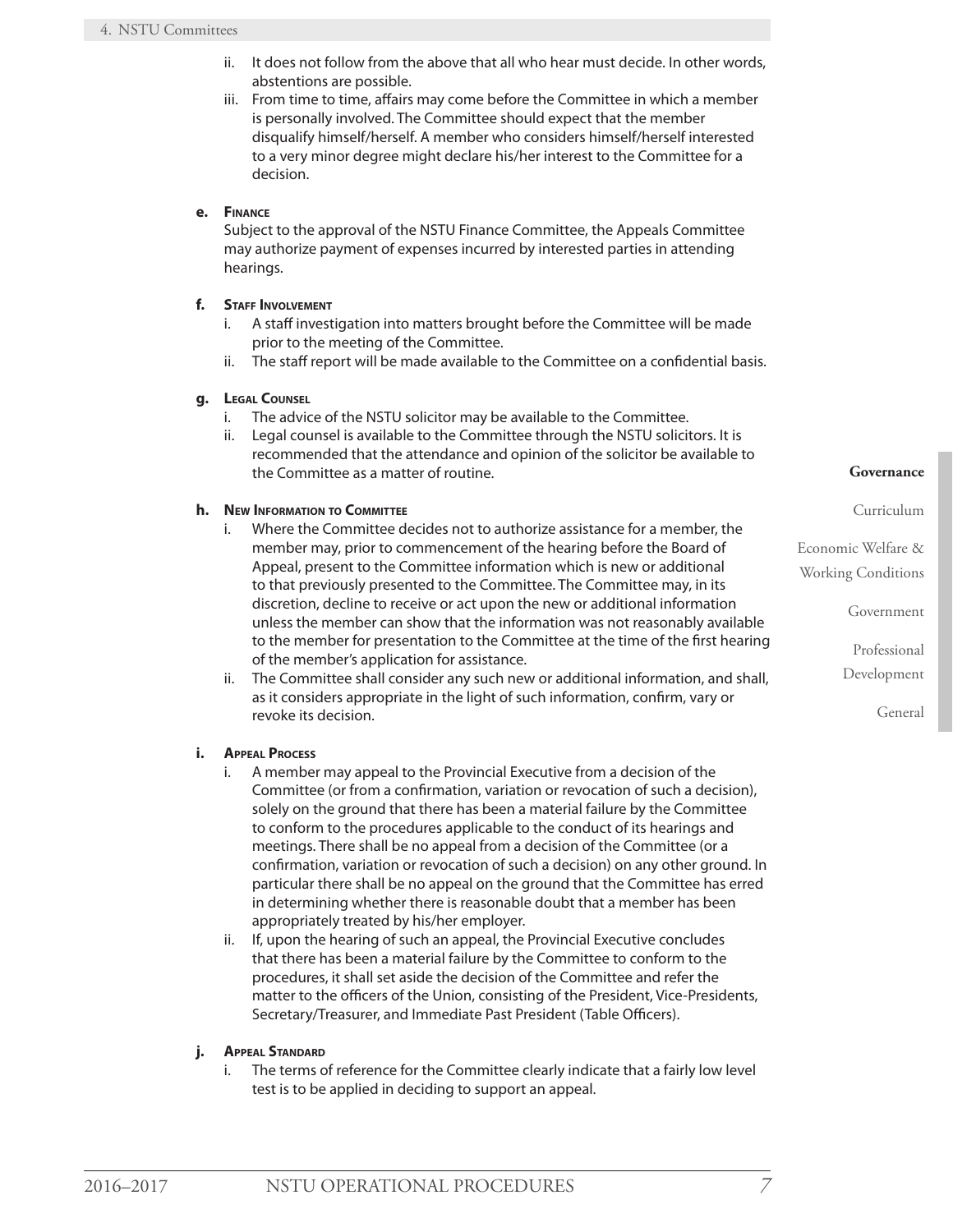ii. It does not follow from the above that all who hear must decide. In other words, abstentions are possible.
   iii. From time to time, affairs may come before the Committee in which a member is personally involved. The Committee should expect that the member disqualify himself/herself. A member who considers himself/herself interested to a very minor degree might declare his/her interest to the Committee for a decision.

**e. Finance**

Subject to the approval of the NSTU Finance Committee, the Appeals Committee may authorize payment of expenses incurred by interested parties in attending hearings.

**f. Staff Involvement**

   i. A staff investigation into matters brought before the Committee will be made prior to the meeting of the Committee.
   ii. The staff report will be made available to the Committee on a confidential basis.

**g. Legal Counsel**

   i. The advice of the NSTU solicitor may be available to the Committee.
   ii. Legal counsel is available to the Committee through the NSTU solicitors. It is recommended that the attendance and opinion of the solicitor be available to the Committee as a matter of routine.

**h. New Information to Committee**

   i. Where the Committee decides not to authorize assistance for a member, the member may, prior to commencement of the hearing before the Board of Appeal, present to the Committee information which is new or additional to that previously presented to the Committee. The Committee may, in its discretion, decline to receive or act upon the new or additional information unless the member can show that the information was not reasonably available to the member for presentation to the Committee at the time of the first hearing of the member's application for assistance.
   ii. The Committee shall consider any such new or additional information, and shall, as it considers appropriate in the light of such information, confirm, vary or revoke its decision.

**i. Appeal Process**

   i. A member may appeal to the Provincial Executive from a decision of the Committee (or from a confirmation, variation or revocation of such a decision), solely on the ground that there has been a material failure by the Committee to conform to the procedures applicable to the conduct of its hearings and meetings. There shall be no appeal from a decision of the Committee (or a confirmation, variation or revocation of such a decision) on any other ground. In particular there shall be no appeal on the ground that the Committee has erred in determining whether there is reasonable doubt that a member has been appropriately treated by his/her employer.
   ii. If, upon the hearing of such an appeal, the Provincial Executive concludes that there has been a material failure by the Committee to conform to the procedures, it shall set aside the decision of the Committee and refer the matter to the officers of the Union, consisting of the President, Vice-Presidents, Secretary/Treasurer, and Immediate Past President (Table Officers).

**j. Appeal Standard**

   i. The terms of reference for the Committee clearly indicate that a fairly low level test is to be applied in deciding to support an appeal.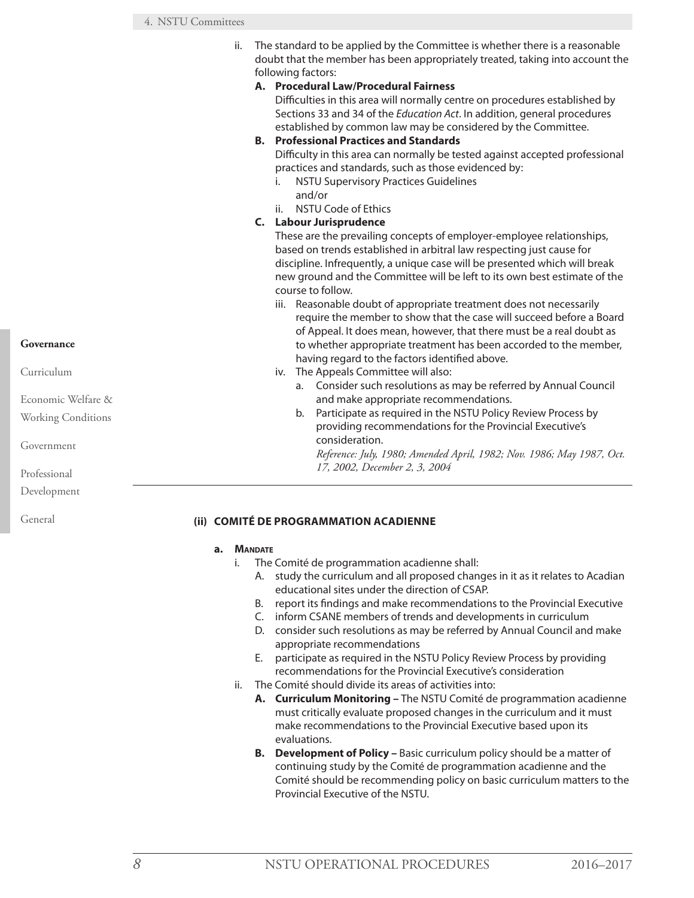ii. The standard to be applied by the Committee is whether there is a reasonable doubt that the member has been appropriately treated, taking into account the following factors:

**A. Procedural Law/Procedural Fairness**
Difficulties in this area will normally centre on procedures established by Sections 33 and 34 of the *Education Act*. In addition, general procedures established by common law may be considered by the Committee.

**B. Professional Practices and Standards**
Difficulty in this area can normally be tested against accepted professional practices and standards, such as those evidenced by:

i. NSTU Supervisory Practices Guidelines
and/or
ii. NSTU Code of Ethics

**C. Labour Jurisprudence**
These are the prevailing concepts of employer-employee relationships, based on trends established in arbitral law respecting just cause for discipline. Infrequently, a unique case will be presented which will break new ground and the Committee will be left to its own best estimate of the course to follow.

iii. Reasonable doubt of appropriate treatment does not necessarily require the member to show that the case will succeed before a Board of Appeal. It does mean, however, that there must be a real doubt as to whether appropriate treatment has been accorded to the member, having regard to the factors identified above.

iv. The Appeals Committee will also:

a. Consider such resolutions as may be referred by Annual Council and make appropriate recommendations.
b. Participate as required in the NSTU Policy Review Process by providing recommendations for the Provincial Executive's consideration.

*Reference: July, 1980; Amended April, 1982; Nov. 1986; May 1987, Oct. 17, 2002, December 2, 3, 2004*

---

### (ii) COMITÉ DE PROGRAMMATION ACADIENNE

**a. Mandate**

i. The Comité de programmation acadienne shall:

A. study the curriculum and all proposed changes in it as it relates to Acadian educational sites under the direction of CSAP.
B. report its findings and make recommendations to the Provincial Executive
C. inform CSANE members of trends and developments in curriculum
D. consider such resolutions as may be referred by Annual Council and make appropriate recommendations
E. participate as required in the NSTU Policy Review Process by providing recommendations for the Provincial Executive's consideration

ii. The Comité should divide its areas of activities into:

**A. Curriculum Monitoring –** The NSTU Comité de programmation acadienne must critically evaluate proposed changes in the curriculum and it must make recommendations to the Provincial Executive based upon its evaluations.

**B. Development of Policy –** Basic curriculum policy should be a matter of continuing study by the Comité de programmation acadienne and the Comité should be recommending policy on basic curriculum matters to the Provincial Executive of the NSTU.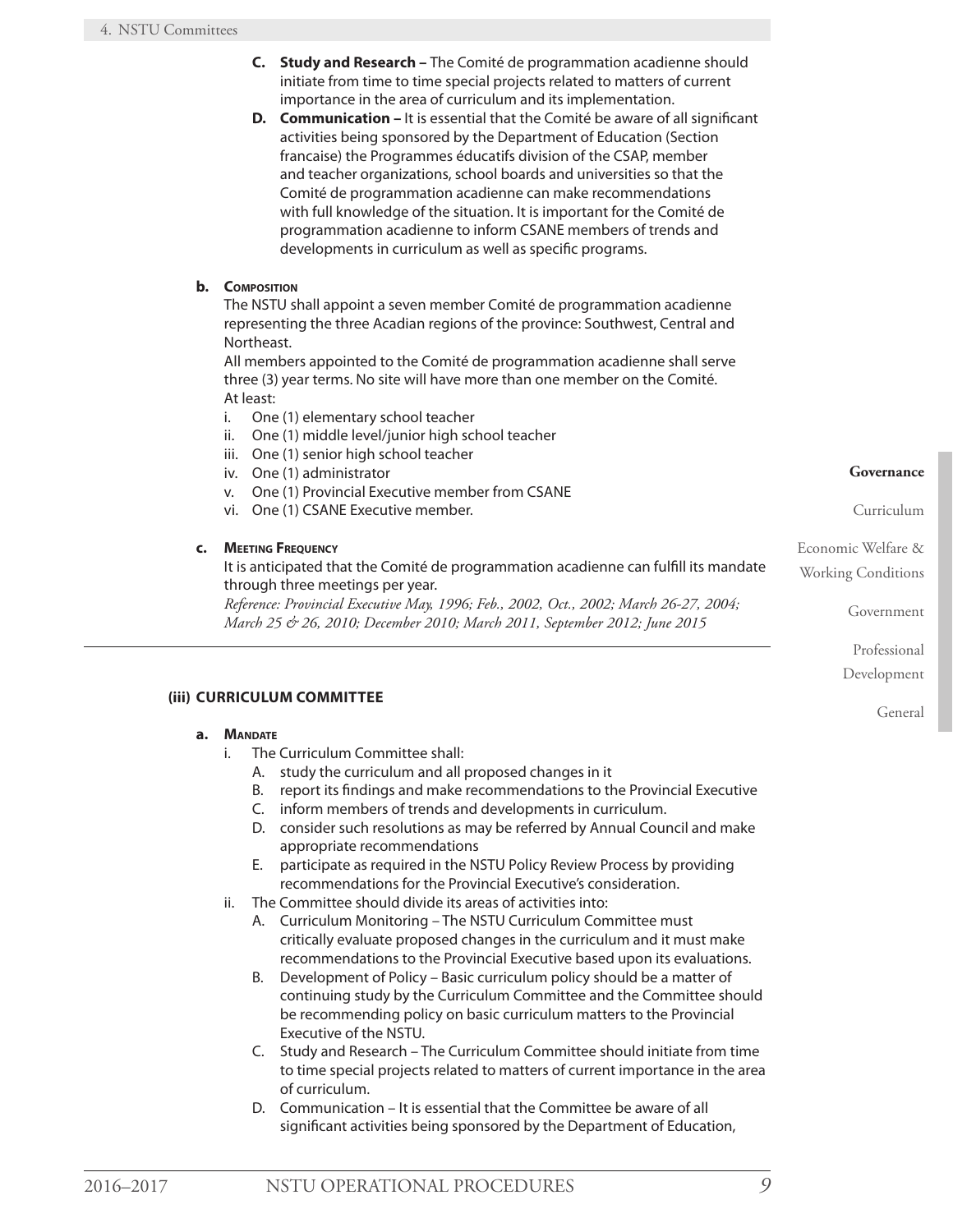C. **Study and Research –** The Comité de programmation acadienne should initiate from time to time special projects related to matters of current importance in the area of curriculum and its implementation.

D. **Communication –** It is essential that the Comité be aware of all significant activities being sponsored by the Department of Education (Section francaise) the Programmes éducatifs division of the CSAP, member and teacher organizations, school boards and universities so that the Comité de programmation acadienne can make recommendations with full knowledge of the situation. It is important for the Comité de programmation acadienne to inform CSANE members of trends and developments in curriculum as well as specific programs.

**b. Composition**

The NSTU shall appoint a seven member Comité de programmation acadienne representing the three Acadian regions of the province: Southwest, Central and Northeast.

All members appointed to the Comité de programmation acadienne shall serve three (3) year terms. No site will have more than one member on the Comité.

At least:

i. One (1) elementary school teacher
ii. One (1) middle level/junior high school teacher
iii. One (1) senior high school teacher
iv. One (1) administrator
v. One (1) Provincial Executive member from CSANE
vi. One (1) CSANE Executive member.

**c. Meeting Frequency**

It is anticipated that the Comité de programmation acadienne can fulfill its mandate through three meetings per year.

*Reference: Provincial Executive May, 1996; Feb., 2002, Oct., 2002; March 26-27, 2004; March 25 & 26, 2010; December 2010; March 2011, September 2012; June 2015*

---

## (iii) CURRICULUM COMMITTEE

**a. Mandate**

i. The Curriculum Committee shall:
   A. study the curriculum and all proposed changes in it
   B. report its findings and make recommendations to the Provincial Executive
   C. inform members of trends and developments in curriculum.
   D. consider such resolutions as may be referred by Annual Council and make appropriate recommendations
   E. participate as required in the NSTU Policy Review Process by providing recommendations for the Provincial Executive's consideration.

ii. The Committee should divide its areas of activities into:
   A. Curriculum Monitoring – The NSTU Curriculum Committee must critically evaluate proposed changes in the curriculum and it must make recommendations to the Provincial Executive based upon its evaluations.
   B. Development of Policy – Basic curriculum policy should be a matter of continuing study by the Curriculum Committee and the Committee should be recommending policy on basic curriculum matters to the Provincial Executive of the NSTU.
   C. Study and Research – The Curriculum Committee should initiate from time to time special projects related to matters of current importance in the area of curriculum.
   D. Communication – It is essential that the Committee be aware of all significant activities being sponsored by the Department of Education,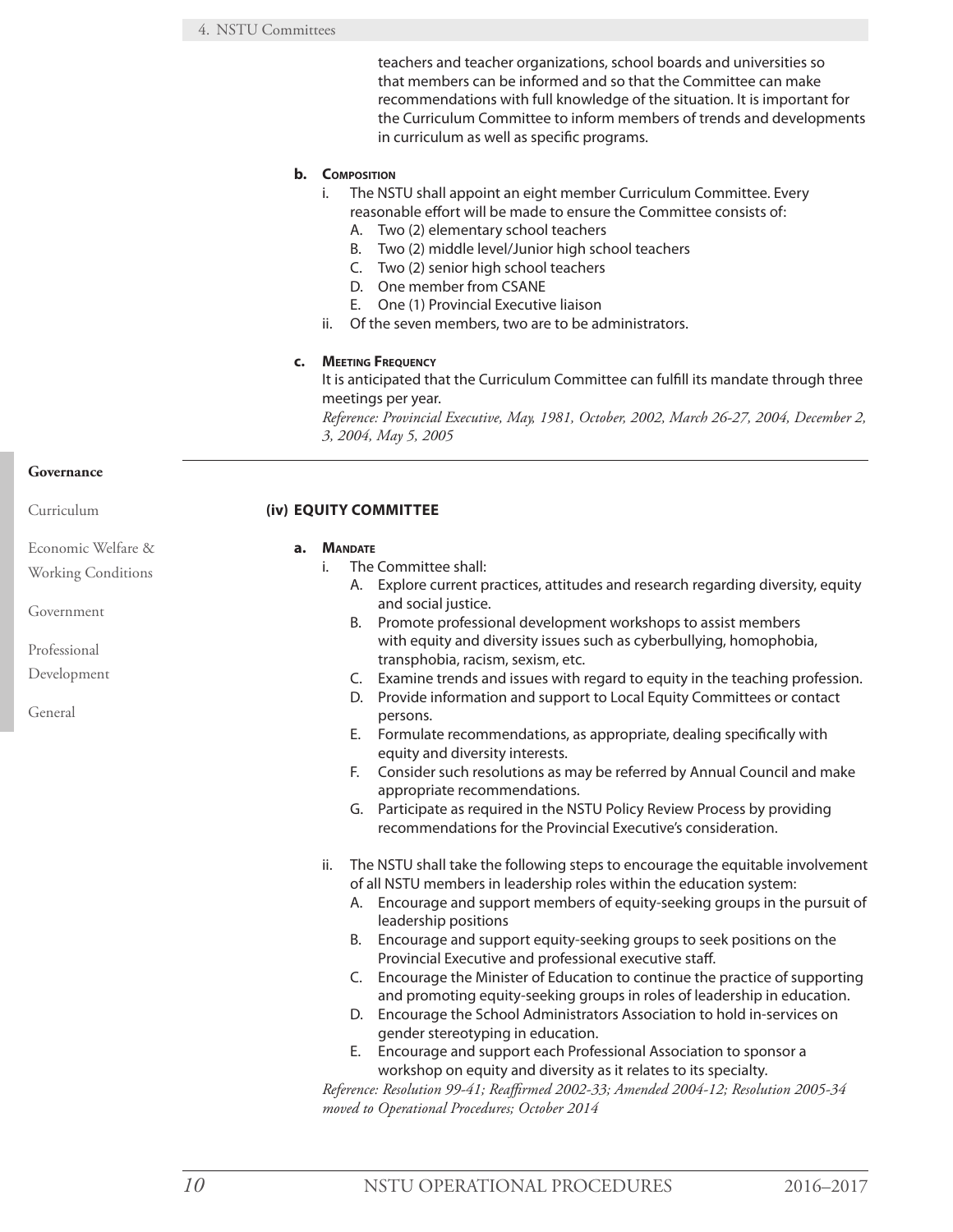teachers and teacher organizations, school boards and universities so that members can be informed and so that the Committee can make recommendations with full knowledge of the situation. It is important for the Curriculum Committee to inform members of trends and developments in curriculum as well as specific programs.

**b. Composition**

i. The NSTU shall appoint an eight member Curriculum Committee. Every reasonable effort will be made to ensure the Committee consists of:
   - A. Two (2) elementary school teachers
   - B. Two (2) middle level/Junior high school teachers
   - C. Two (2) senior high school teachers
   - D. One member from CSANE
   - E. One (1) Provincial Executive liaison

ii. Of the seven members, two are to be administrators.

**c. Meeting Frequency**

It is anticipated that the Curriculum Committee can fulfill its mandate through three meetings per year.

*Reference: Provincial Executive, May, 1981, October, 2002, March 26-27, 2004, December 2, 3, 2004, May 5, 2005*

## (iv) EQUITY COMMITTEE

**a. Mandate**

i. The Committee shall:
   - A. Explore current practices, attitudes and research regarding diversity, equity and social justice.
   - B. Promote professional development workshops to assist members with equity and diversity issues such as cyberbullying, homophobia, transphobia, racism, sexism, etc.
   - C. Examine trends and issues with regard to equity in the teaching profession.
   - D. Provide information and support to Local Equity Committees or contact persons.
   - E. Formulate recommendations, as appropriate, dealing specifically with equity and diversity interests.
   - F. Consider such resolutions as may be referred by Annual Council and make appropriate recommendations.
   - G. Participate as required in the NSTU Policy Review Process by providing recommendations for the Provincial Executive's consideration.

ii. The NSTU shall take the following steps to encourage the equitable involvement of all NSTU members in leadership roles within the education system:
   - A. Encourage and support members of equity-seeking groups in the pursuit of leadership positions
   - B. Encourage and support equity-seeking groups to seek positions on the Provincial Executive and professional executive staff.
   - C. Encourage the Minister of Education to continue the practice of supporting and promoting equity-seeking groups in roles of leadership in education.
   - D. Encourage the School Administrators Association to hold in-services on gender stereotyping in education.
   - E. Encourage and support each Professional Association to sponsor a workshop on equity and diversity as it relates to its specialty.

*Reference: Resolution 99-41; Reaffirmed 2002-33; Amended 2004-12; Resolution 2005-34 moved to Operational Procedures; October 2014*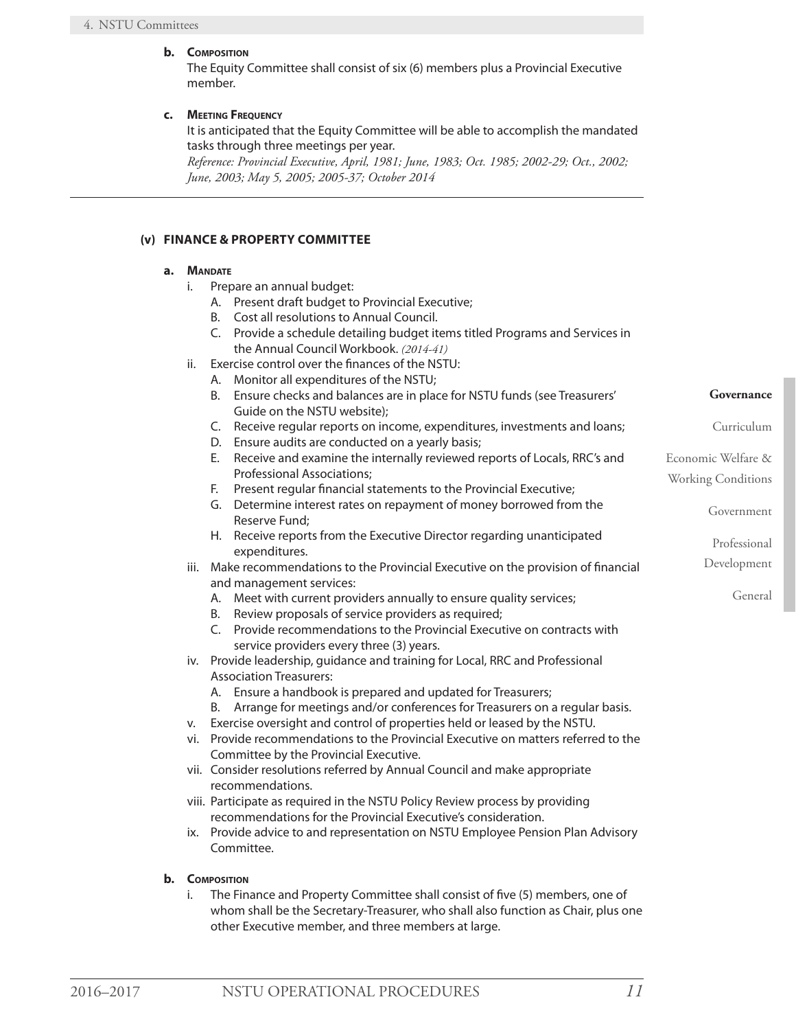**b. Composition**

The Equity Committee shall consist of six (6) members plus a Provincial Executive member.

**c. Meeting Frequency**

It is anticipated that the Equity Committee will be able to accomplish the mandated tasks through three meetings per year.

*Reference: Provincial Executive, April, 1981; June, 1983; Oct. 1985; 2002-29; Oct., 2002; June, 2003; May 5, 2005; 2005-37; October 2014*

---

### (v) FINANCE & PROPERTY COMMITTEE

**a. Mandate**

- i. Prepare an annual budget:
  - A. Present draft budget to Provincial Executive;
  - B. Cost all resolutions to Annual Council.
  - C. Provide a schedule detailing budget items titled Programs and Services in the Annual Council Workbook. *(2014-41)*
- ii. Exercise control over the finances of the NSTU:
  - A. Monitor all expenditures of the NSTU;
  - B. Ensure checks and balances are in place for NSTU funds (see Treasurers' Guide on the NSTU website);
  - C. Receive regular reports on income, expenditures, investments and loans;
  - D. Ensure audits are conducted on a yearly basis;
  - E. Receive and examine the internally reviewed reports of Locals, RRC's and Professional Associations;
  - F. Present regular financial statements to the Provincial Executive;
  - G. Determine interest rates on repayment of money borrowed from the Reserve Fund;
  - H. Receive reports from the Executive Director regarding unanticipated expenditures.
- iii. Make recommendations to the Provincial Executive on the provision of financial and management services:
  - A. Meet with current providers annually to ensure quality services;
  - B. Review proposals of service providers as required;
  - C. Provide recommendations to the Provincial Executive on contracts with service providers every three (3) years.
- iv. Provide leadership, guidance and training for Local, RRC and Professional Association Treasurers:
  - A. Ensure a handbook is prepared and updated for Treasurers;
  - B. Arrange for meetings and/or conferences for Treasurers on a regular basis.
- v. Exercise oversight and control of properties held or leased by the NSTU.
- vi. Provide recommendations to the Provincial Executive on matters referred to the Committee by the Provincial Executive.
- vii. Consider resolutions referred by Annual Council and make appropriate recommendations.
- viii. Participate as required in the NSTU Policy Review process by providing recommendations for the Provincial Executive's consideration.
- ix. Provide advice to and representation on NSTU Employee Pension Plan Advisory Committee.

**b. Composition**

- i. The Finance and Property Committee shall consist of five (5) members, one of whom shall be the Secretary-Treasurer, who shall also function as Chair, plus one other Executive member, and three members at large.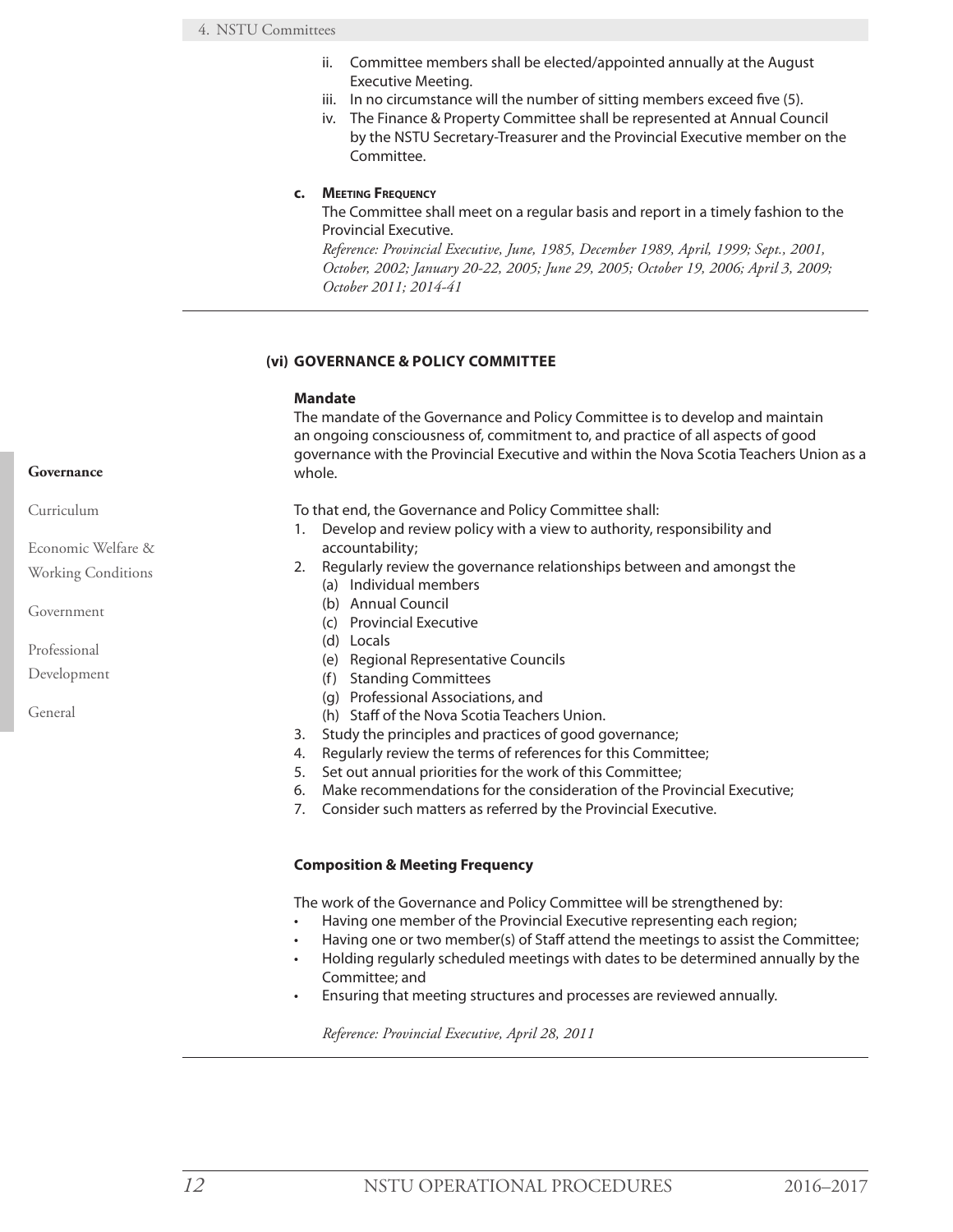ii. Committee members shall be elected/appointed annually at the August Executive Meeting.

iii. In no circumstance will the number of sitting members exceed five (5).

iv. The Finance & Property Committee shall be represented at Annual Council by the NSTU Secretary-Treasurer and the Provincial Executive member on the Committee.

**c. Meeting Frequency**

The Committee shall meet on a regular basis and report in a timely fashion to the Provincial Executive.

*Reference: Provincial Executive, June, 1985, December 1989, April, 1999; Sept., 2001, October, 2002; January 20-22, 2005; June 29, 2005; October 19, 2006; April 3, 2009; October 2011; 2014-41*

---

### (vi) GOVERNANCE & POLICY COMMITTEE

**Mandate**

The mandate of the Governance and Policy Committee is to develop and maintain an ongoing consciousness of, commitment to, and practice of all aspects of good governance with the Provincial Executive and within the Nova Scotia Teachers Union as a whole.

To that end, the Governance and Policy Committee shall:

1. Develop and review policy with a view to authority, responsibility and accountability;
2. Regularly review the governance relationships between and amongst the
   (a) Individual members
   (b) Annual Council
   (c) Provincial Executive
   (d) Locals
   (e) Regional Representative Councils
   (f) Standing Committees
   (g) Professional Associations, and
   (h) Staff of the Nova Scotia Teachers Union.
3. Study the principles and practices of good governance;
4. Regularly review the terms of references for this Committee;
5. Set out annual priorities for the work of this Committee;
6. Make recommendations for the consideration of the Provincial Executive;
7. Consider such matters as referred by the Provincial Executive.

**Composition & Meeting Frequency**

The work of the Governance and Policy Committee will be strengthened by:

- Having one member of the Provincial Executive representing each region;
- Having one or two member(s) of Staff attend the meetings to assist the Committee;
- Holding regularly scheduled meetings with dates to be determined annually by the Committee; and
- Ensuring that meeting structures and processes are reviewed annually.

*Reference: Provincial Executive, April 28, 2011*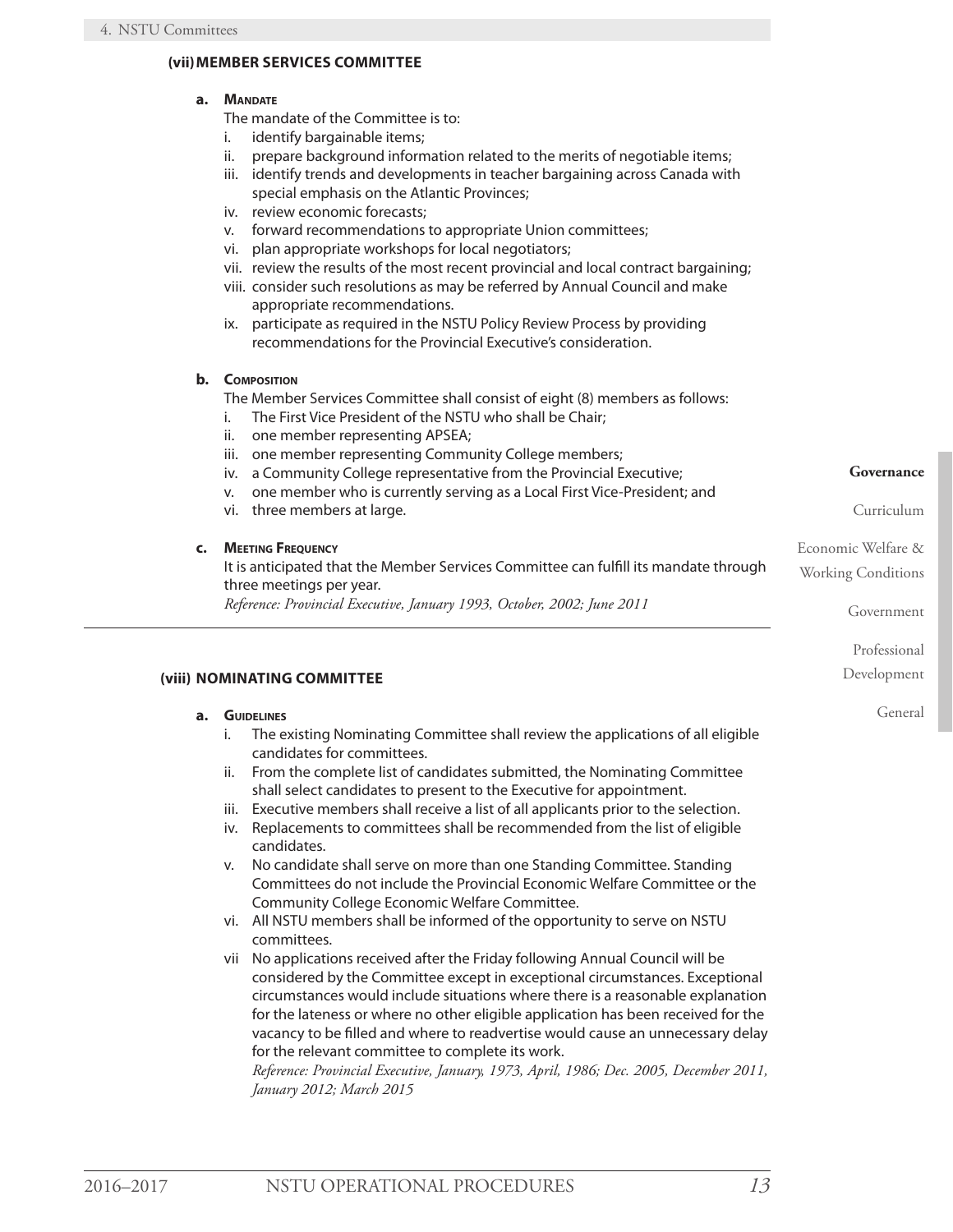### (vii) MEMBER SERVICES COMMITTEE

**a. Mandate**

The mandate of the Committee is to:

i. identify bargainable items;
ii. prepare background information related to the merits of negotiable items;
iii. identify trends and developments in teacher bargaining across Canada with special emphasis on the Atlantic Provinces;
iv. review economic forecasts;
v. forward recommendations to appropriate Union committees;
vi. plan appropriate workshops for local negotiators;
vii. review the results of the most recent provincial and local contract bargaining;
viii. consider such resolutions as may be referred by Annual Council and make appropriate recommendations.
ix. participate as required in the NSTU Policy Review Process by providing recommendations for the Provincial Executive's consideration.

**b. Composition**

The Member Services Committee shall consist of eight (8) members as follows:

i. The First Vice President of the NSTU who shall be Chair;
ii. one member representing APSEA;
iii. one member representing Community College members;
iv. a Community College representative from the Provincial Executive;
v. one member who is currently serving as a Local First Vice-President; and
vi. three members at large.

**c. Meeting Frequency**

It is anticipated that the Member Services Committee can fulfill its mandate through three meetings per year.

*Reference: Provincial Executive, January 1993, October, 2002; June 2011*

---

### (viii) NOMINATING COMMITTEE

**a. Guidelines**

i. The existing Nominating Committee shall review the applications of all eligible candidates for committees.
ii. From the complete list of candidates submitted, the Nominating Committee shall select candidates to present to the Executive for appointment.
iii. Executive members shall receive a list of all applicants prior to the selection.
iv. Replacements to committees shall be recommended from the list of eligible candidates.
v. No candidate shall serve on more than one Standing Committee. Standing Committees do not include the Provincial Economic Welfare Committee or the Community College Economic Welfare Committee.
vi. All NSTU members shall be informed of the opportunity to serve on NSTU committees.
vii No applications received after the Friday following Annual Council will be considered by the Committee except in exceptional circumstances. Exceptional circumstances would include situations where there is a reasonable explanation for the lateness or where no other eligible application has been received for the vacancy to be filled and where to readvertise would cause an unnecessary delay for the relevant committee to complete its work.

*Reference: Provincial Executive, January, 1973, April, 1986; Dec. 2005, December 2011, January 2012; March 2015*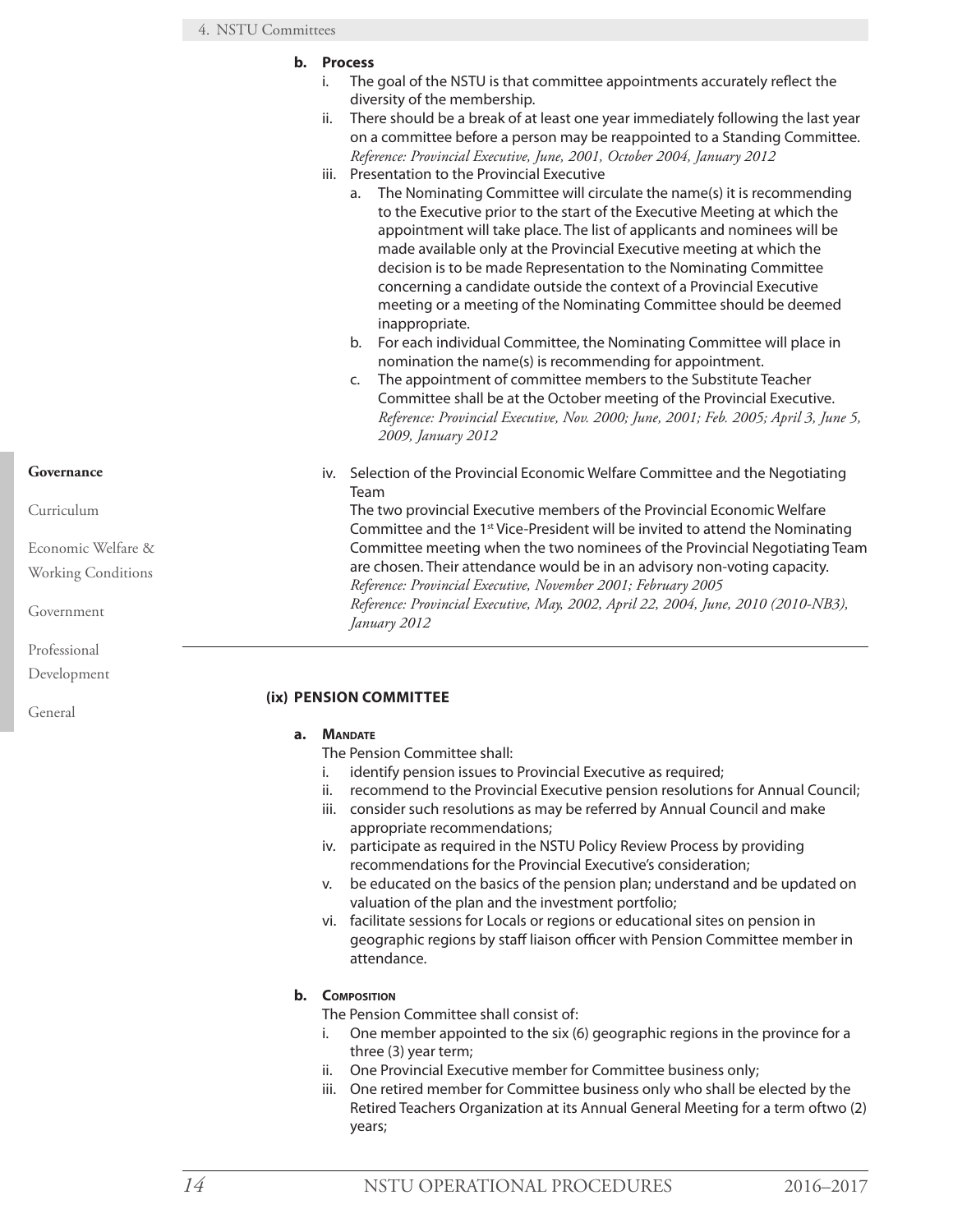**b. Process**

i. The goal of the NSTU is that committee appointments accurately reflect the diversity of the membership.

ii. There should be a break of at least one year immediately following the last year on a committee before a person may be reappointed to a Standing Committee.
*Reference: Provincial Executive, June, 2001, October 2004, January 2012*

iii. Presentation to the Provincial Executive

   a. The Nominating Committee will circulate the name(s) it is recommending to the Executive prior to the start of the Executive Meeting at which the appointment will take place. The list of applicants and nominees will be made available only at the Provincial Executive meeting at which the decision is to be made Representation to the Nominating Committee concerning a candidate outside the context of a Provincial Executive meeting or a meeting of the Nominating Committee should be deemed inappropriate.

   b. For each individual Committee, the Nominating Committee will place in nomination the name(s) is recommending for appointment.

   c. The appointment of committee members to the Substitute Teacher Committee shall be at the October meeting of the Provincial Executive.
   *Reference: Provincial Executive, Nov. 2000; June, 2001; Feb. 2005; April 3, June 5, 2009, January 2012*

iv. Selection of the Provincial Economic Welfare Committee and the Negotiating Team

The two provincial Executive members of the Provincial Economic Welfare Committee and the 1st Vice-President will be invited to attend the Nominating Committee meeting when the two nominees of the Provincial Negotiating Team are chosen. Their attendance would be in an advisory non-voting capacity.
*Reference: Provincial Executive, November 2001; February 2005*
*Reference: Provincial Executive, May, 2002, April 22, 2004, June, 2010 (2010-NB3), January 2012*

---

### (ix) PENSION COMMITTEE

**a. Mandate**

The Pension Committee shall:

i. identify pension issues to Provincial Executive as required;

ii. recommend to the Provincial Executive pension resolutions for Annual Council;

iii. consider such resolutions as may be referred by Annual Council and make appropriate recommendations;

iv. participate as required in the NSTU Policy Review Process by providing recommendations for the Provincial Executive's consideration;

v. be educated on the basics of the pension plan; understand and be updated on valuation of the plan and the investment portfolio;

vi. facilitate sessions for Locals or regions or educational sites on pension in geographic regions by staff liaison officer with Pension Committee member in attendance.

**b. Composition**

The Pension Committee shall consist of:

i. One member appointed to the six (6) geographic regions in the province for a three (3) year term;

ii. One Provincial Executive member for Committee business only;

iii. One retired member for Committee business only who shall be elected by the Retired Teachers Organization at its Annual General Meeting for a term oftwo (2) years;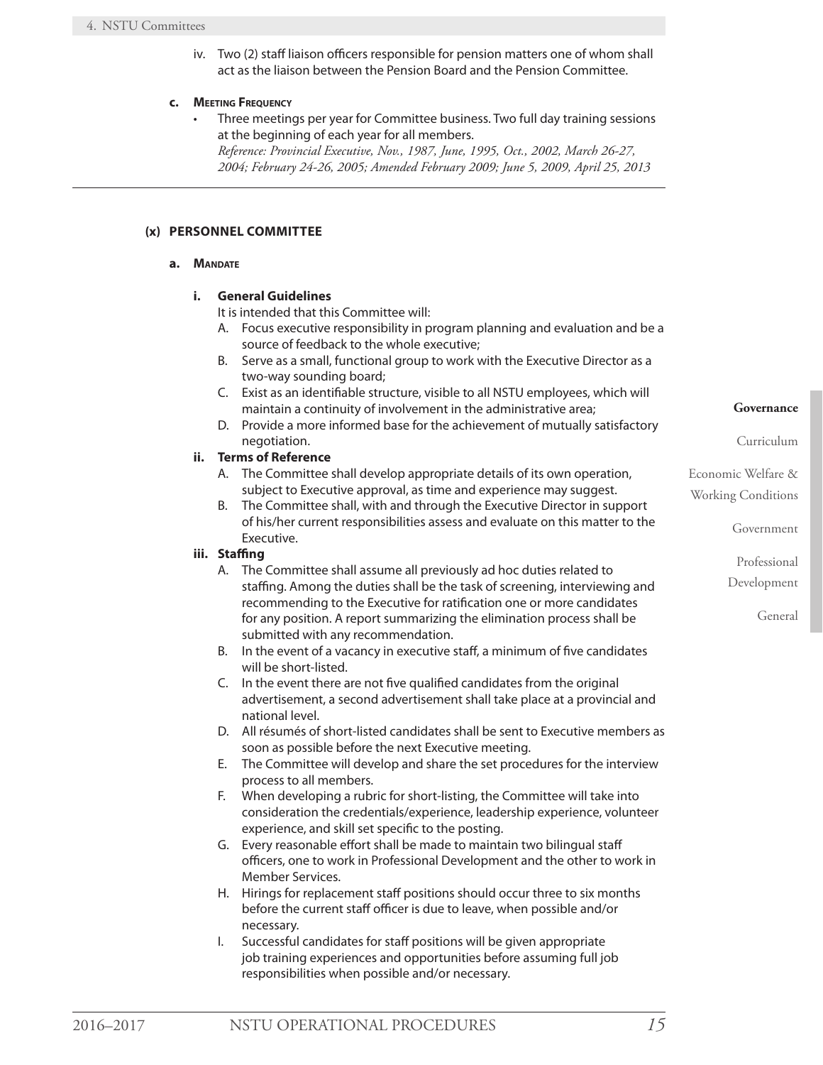iv. Two (2) staff liaison officers responsible for pension matters one of whom shall act as the liaison between the Pension Board and the Pension Committee.

**c. Meeting Frequency**

- Three meetings per year for Committee business. Two full day training sessions at the beginning of each year for all members.
  *Reference: Provincial Executive, Nov., 1987, June, 1995, Oct., 2002, March 26-27, 2004; February 24-26, 2005; Amended February 2009; June 5, 2009, April 25, 2013*

---

### (x) PERSONNEL COMMITTEE

**a. Mandate**

**i. General Guidelines**

It is intended that this Committee will:

A. Focus executive responsibility in program planning and evaluation and be a source of feedback to the whole executive;

B. Serve as a small, functional group to work with the Executive Director as a two-way sounding board;

C. Exist as an identifiable structure, visible to all NSTU employees, which will maintain a continuity of involvement in the administrative area;

D. Provide a more informed base for the achievement of mutually satisfactory negotiation.

**ii. Terms of Reference**

A. The Committee shall develop appropriate details of its own operation, subject to Executive approval, as time and experience may suggest.

B. The Committee shall, with and through the Executive Director in support of his/her current responsibilities assess and evaluate on this matter to the Executive.

**iii. Staffing**

A. The Committee shall assume all previously ad hoc duties related to staffing. Among the duties shall be the task of screening, interviewing and recommending to the Executive for ratification one or more candidates for any position. A report summarizing the elimination process shall be submitted with any recommendation.

B. In the event of a vacancy in executive staff, a minimum of five candidates will be short-listed.

C. In the event there are not five qualified candidates from the original advertisement, a second advertisement shall take place at a provincial and national level.

D. All résumés of short-listed candidates shall be sent to Executive members as soon as possible before the next Executive meeting.

E. The Committee will develop and share the set procedures for the interview process to all members.

F. When developing a rubric for short-listing, the Committee will take into consideration the credentials/experience, leadership experience, volunteer experience, and skill set specific to the posting.

G. Every reasonable effort shall be made to maintain two bilingual staff officers, one to work in Professional Development and the other to work in Member Services.

H. Hirings for replacement staff positions should occur three to six months before the current staff officer is due to leave, when possible and/or necessary.

I. Successful candidates for staff positions will be given appropriate job training experiences and opportunities before assuming full job responsibilities when possible and/or necessary.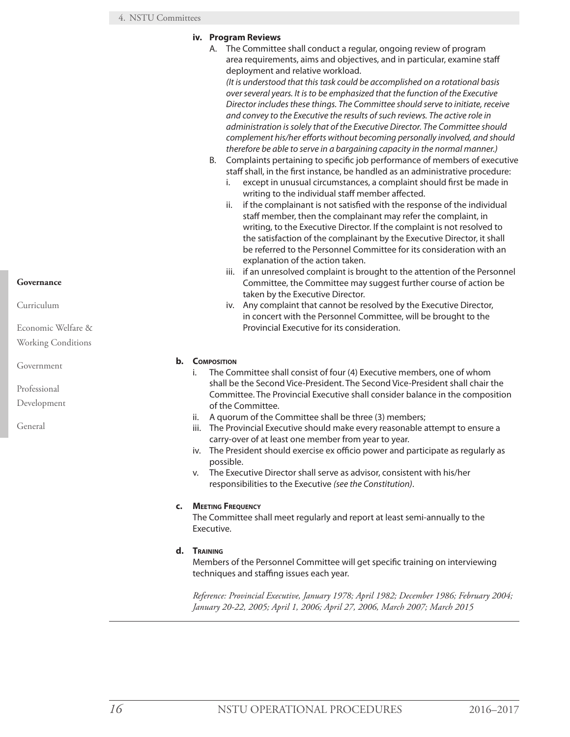**iv. Program Reviews**

A. The Committee shall conduct a regular, ongoing review of program area requirements, aims and objectives, and in particular, examine staff deployment and relative workload.
*(It is understood that this task could be accomplished on a rotational basis over several years. It is to be emphasized that the function of the Executive Director includes these things. The Committee should serve to initiate, receive and convey to the Executive the results of such reviews. The active role in administration is solely that of the Executive Director. The Committee should complement his/her efforts without becoming personally involved, and should therefore be able to serve in a bargaining capacity in the normal manner.)*

B. Complaints pertaining to specific job performance of members of executive staff shall, in the first instance, be handled as an administrative procedure:

   i. except in unusual circumstances, a complaint should first be made in writing to the individual staff member affected.

   ii. if the complainant is not satisfied with the response of the individual staff member, then the complainant may refer the complaint, in writing, to the Executive Director. If the complaint is not resolved to the satisfaction of the complainant by the Executive Director, it shall be referred to the Personnel Committee for its consideration with an explanation of the action taken.

   iii. if an unresolved complaint is brought to the attention of the Personnel Committee, the Committee may suggest further course of action be taken by the Executive Director.

   iv. Any complaint that cannot be resolved by the Executive Director, in concert with the Personnel Committee, will be brought to the Provincial Executive for its consideration.

**b. Composition**

i. The Committee shall consist of four (4) Executive members, one of whom shall be the Second Vice-President. The Second Vice-President shall chair the Committee. The Provincial Executive shall consider balance in the composition of the Committee.

ii. A quorum of the Committee shall be three (3) members;

iii. The Provincial Executive should make every reasonable attempt to ensure a carry-over of at least one member from year to year.

iv. The President should exercise ex officio power and participate as regularly as possible.

v. The Executive Director shall serve as advisor, consistent with his/her responsibilities to the Executive *(see the Constitution)*.

**c. Meeting Frequency**

The Committee shall meet regularly and report at least semi-annually to the Executive.

**d. Training**

Members of the Personnel Committee will get specific training on interviewing techniques and staffing issues each year.

*Reference: Provincial Executive, January 1978; April 1982; December 1986; February 2004; January 20-22, 2005; April 1, 2006; April 27, 2006, March 2007; March 2015*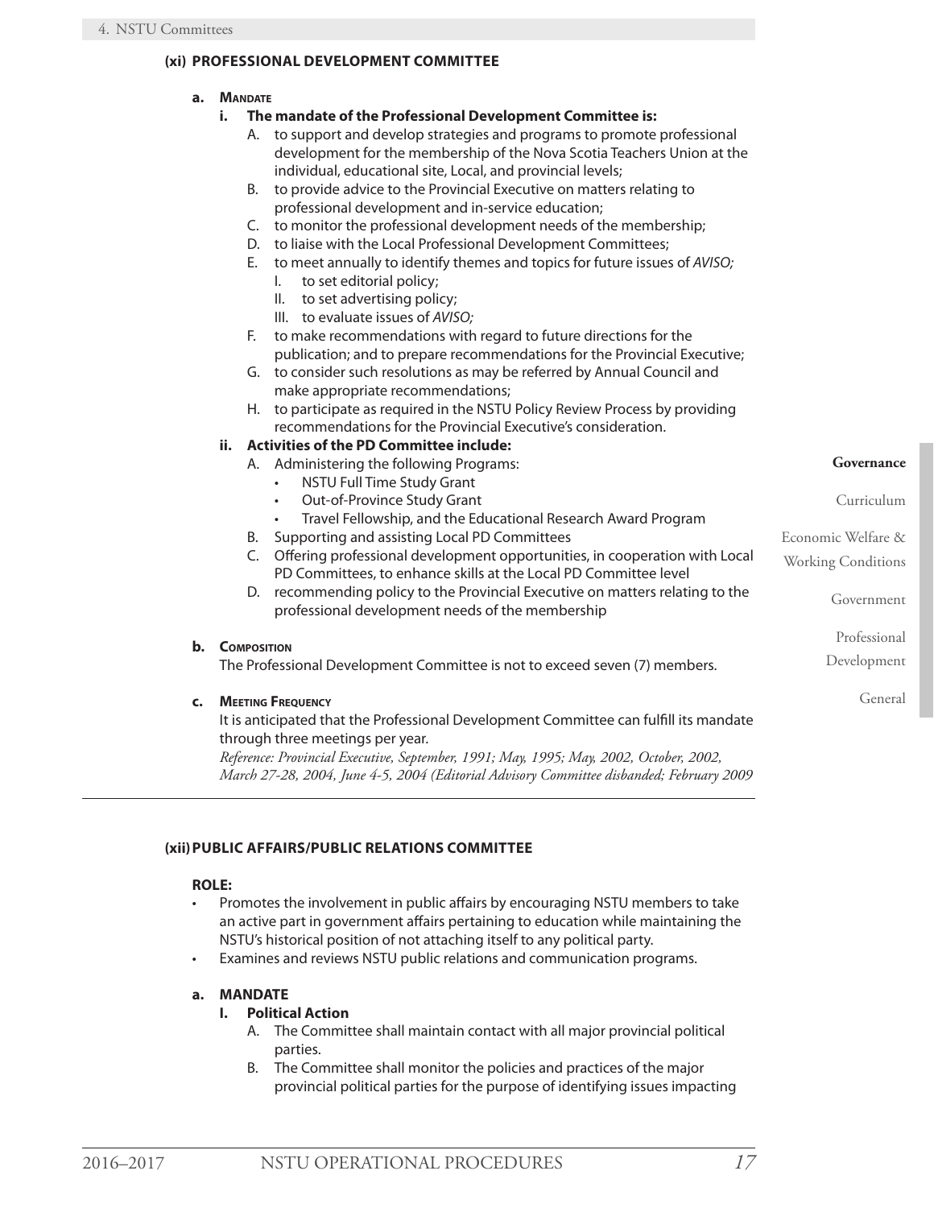### (xi) PROFESSIONAL DEVELOPMENT COMMITTEE

**a. Mandate**

**i. The mandate of the Professional Development Committee is:**

A. to support and develop strategies and programs to promote professional development for the membership of the Nova Scotia Teachers Union at the individual, educational site, Local, and provincial levels;

B. to provide advice to the Provincial Executive on matters relating to professional development and in-service education;

C. to monitor the professional development needs of the membership;

D. to liaise with the Local Professional Development Committees;

E. to meet annually to identify themes and topics for future issues of *AVISO;*

I. to set editorial policy;

II. to set advertising policy;

III. to evaluate issues of *AVISO;*

F. to make recommendations with regard to future directions for the publication; and to prepare recommendations for the Provincial Executive;

G. to consider such resolutions as may be referred by Annual Council and make appropriate recommendations;

H. to participate as required in the NSTU Policy Review Process by providing recommendations for the Provincial Executive's consideration.

**ii. Activities of the PD Committee include:**

A. Administering the following Programs:

- NSTU Full Time Study Grant
- Out-of-Province Study Grant
- Travel Fellowship, and the Educational Research Award Program

B. Supporting and assisting Local PD Committees

C. Offering professional development opportunities, in cooperation with Local PD Committees, to enhance skills at the Local PD Committee level

D. recommending policy to the Provincial Executive on matters relating to the professional development needs of the membership

**b. Composition**

The Professional Development Committee is not to exceed seven (7) members.

**c. Meeting Frequency**

It is anticipated that the Professional Development Committee can fulfill its mandate through three meetings per year.

*Reference: Provincial Executive, September, 1991; May, 1995; May, 2002, October, 2002, March 27-28, 2004, June 4-5, 2004 (Editorial Advisory Committee disbanded; February 2009*

---

### (xii) PUBLIC AFFAIRS/PUBLIC RELATIONS COMMITTEE

**ROLE:**

- Promotes the involvement in public affairs by encouraging NSTU members to take an active part in government affairs pertaining to education while maintaining the NSTU's historical position of not attaching itself to any political party.
- Examines and reviews NSTU public relations and communication programs.

**a. MANDATE**

**I. Political Action**

A. The Committee shall maintain contact with all major provincial political parties.

B. The Committee shall monitor the policies and practices of the major provincial political parties for the purpose of identifying issues impacting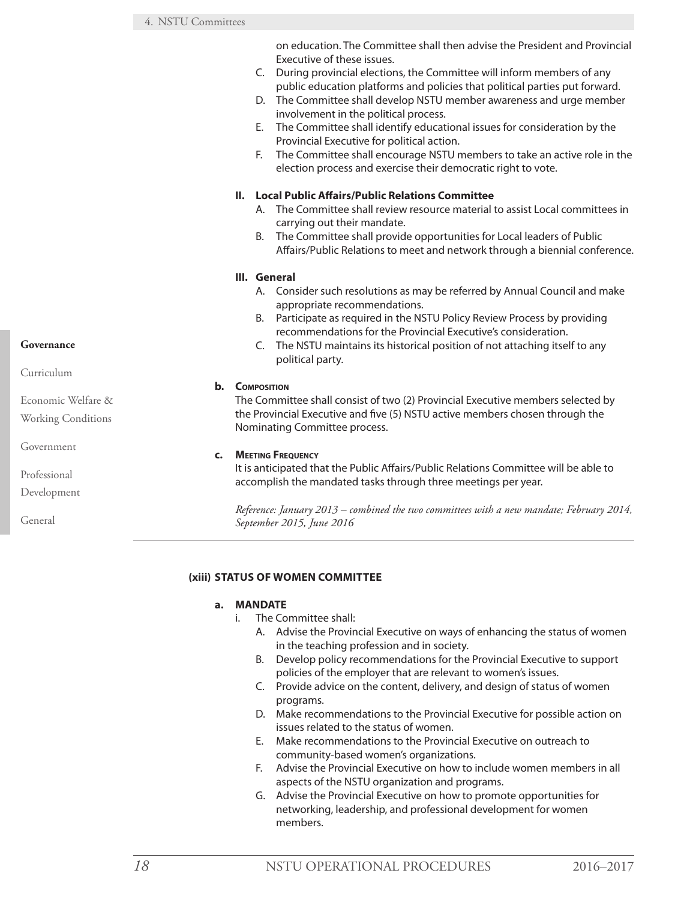on education. The Committee shall then advise the President and Provincial Executive of these issues.

C. During provincial elections, the Committee will inform members of any public education platforms and policies that political parties put forward.

D. The Committee shall develop NSTU member awareness and urge member involvement in the political process.

E. The Committee shall identify educational issues for consideration by the Provincial Executive for political action.

F. The Committee shall encourage NSTU members to take an active role in the election process and exercise their democratic right to vote.

**II. Local Public Affairs/Public Relations Committee**

A. The Committee shall review resource material to assist Local committees in carrying out their mandate.

B. The Committee shall provide opportunities for Local leaders of Public Affairs/Public Relations to meet and network through a biennial conference.

**III. General**

A. Consider such resolutions as may be referred by Annual Council and make appropriate recommendations.

B. Participate as required in the NSTU Policy Review Process by providing recommendations for the Provincial Executive's consideration.

C. The NSTU maintains its historical position of not attaching itself to any political party.

**b. Composition**

The Committee shall consist of two (2) Provincial Executive members selected by the Provincial Executive and five (5) NSTU active members chosen through the Nominating Committee process.

**c. Meeting Frequency**

It is anticipated that the Public Affairs/Public Relations Committee will be able to accomplish the mandated tasks through three meetings per year.

*Reference: January 2013 – combined the two committees with a new mandate; February 2014, September 2015, June 2016*

### (xiii) STATUS OF WOMEN COMMITTEE

**a. MANDATE**

i. The Committee shall:

A. Advise the Provincial Executive on ways of enhancing the status of women in the teaching profession and in society.

B. Develop policy recommendations for the Provincial Executive to support policies of the employer that are relevant to women's issues.

C. Provide advice on the content, delivery, and design of status of women programs.

D. Make recommendations to the Provincial Executive for possible action on issues related to the status of women.

E. Make recommendations to the Provincial Executive on outreach to community-based women's organizations.

F. Advise the Provincial Executive on how to include women members in all aspects of the NSTU organization and programs.

G. Advise the Provincial Executive on how to promote opportunities for networking, leadership, and professional development for women members.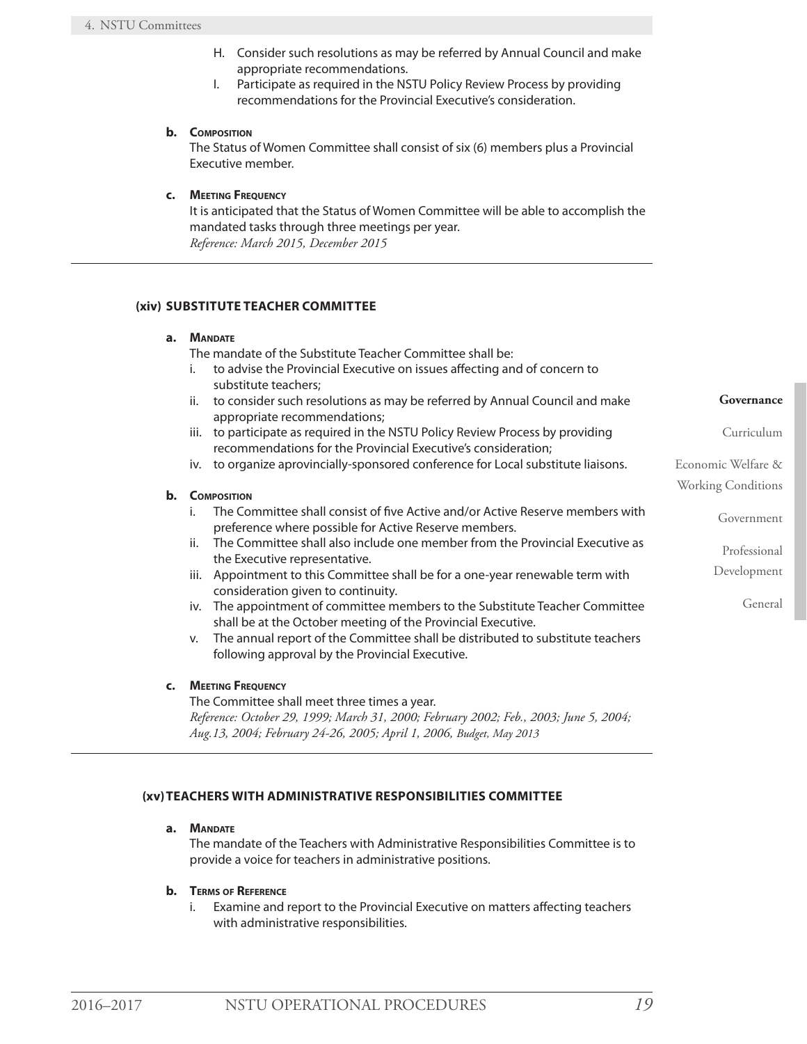H. Consider such resolutions as may be referred by Annual Council and make appropriate recommendations.
I. Participate as required in the NSTU Policy Review Process by providing recommendations for the Provincial Executive's consideration.

**b. Composition**

The Status of Women Committee shall consist of six (6) members plus a Provincial Executive member.

**c. Meeting Frequency**

It is anticipated that the Status of Women Committee will be able to accomplish the mandated tasks through three meetings per year.
*Reference: March 2015, December 2015*

---

### (xiv) SUBSTITUTE TEACHER COMMITTEE

**a. Mandate**

The mandate of the Substitute Teacher Committee shall be:

i. to advise the Provincial Executive on issues affecting and of concern to substitute teachers;
ii. to consider such resolutions as may be referred by Annual Council and make appropriate recommendations;
iii. to participate as required in the NSTU Policy Review Process by providing recommendations for the Provincial Executive's consideration;
iv. to organize aprovincially-sponsored conference for Local substitute liaisons.

**b. Composition**

i. The Committee shall consist of five Active and/or Active Reserve members with preference where possible for Active Reserve members.
ii. The Committee shall also include one member from the Provincial Executive as the Executive representative.
iii. Appointment to this Committee shall be for a one-year renewable term with consideration given to continuity.
iv. The appointment of committee members to the Substitute Teacher Committee shall be at the October meeting of the Provincial Executive.
v. The annual report of the Committee shall be distributed to substitute teachers following approval by the Provincial Executive.

**c. Meeting Frequency**

The Committee shall meet three times a year.
*Reference: October 29, 1999; March 31, 2000; February 2002; Feb., 2003; June 5, 2004; Aug.13, 2004; February 24-26, 2005; April 1, 2006, Budget, May 2013*

---

### (xv) TEACHERS WITH ADMINISTRATIVE RESPONSIBILITIES COMMITTEE

**a. Mandate**

The mandate of the Teachers with Administrative Responsibilities Committee is to provide a voice for teachers in administrative positions.

**b. Terms of Reference**

i. Examine and report to the Provincial Executive on matters affecting teachers with administrative responsibilities.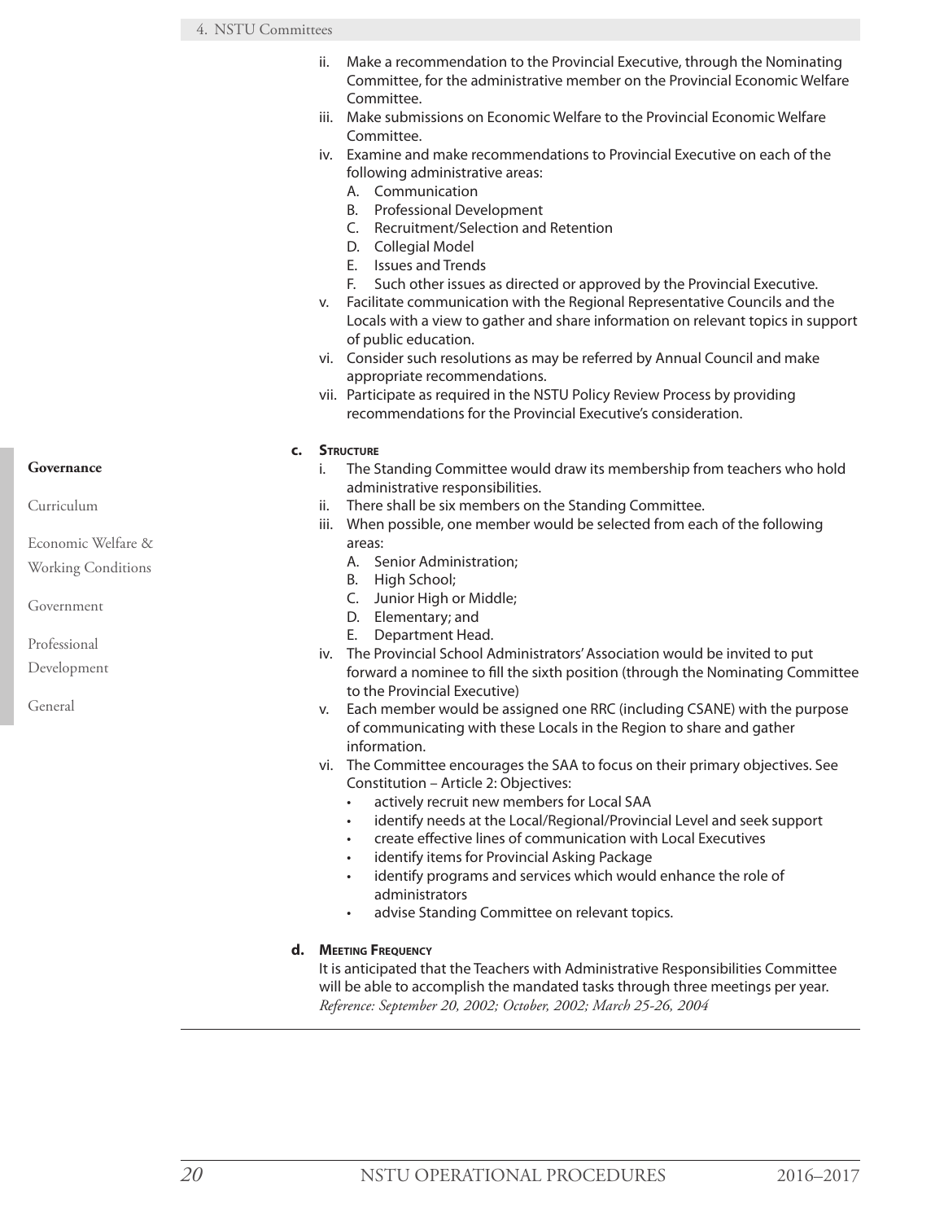ii. Make a recommendation to the Provincial Executive, through the Nominating Committee, for the administrative member on the Provincial Economic Welfare Committee.

iii. Make submissions on Economic Welfare to the Provincial Economic Welfare Committee.

iv. Examine and make recommendations to Provincial Executive on each of the following administrative areas:
   - A. Communication
   - B. Professional Development
   - C. Recruitment/Selection and Retention
   - D. Collegial Model
   - E. Issues and Trends
   - F. Such other issues as directed or approved by the Provincial Executive.

v. Facilitate communication with the Regional Representative Councils and the Locals with a view to gather and share information on relevant topics in support of public education.

vi. Consider such resolutions as may be referred by Annual Council and make appropriate recommendations.

vii. Participate as required in the NSTU Policy Review Process by providing recommendations for the Provincial Executive's consideration.

**c. Structure**

i. The Standing Committee would draw its membership from teachers who hold administrative responsibilities.

ii. There shall be six members on the Standing Committee.

iii. When possible, one member would be selected from each of the following areas:
   - A. Senior Administration;
   - B. High School;
   - C. Junior High or Middle;
   - D. Elementary; and
   - E. Department Head.

iv. The Provincial School Administrators' Association would be invited to put forward a nominee to fill the sixth position (through the Nominating Committee to the Provincial Executive)

v. Each member would be assigned one RRC (including CSANE) with the purpose of communicating with these Locals in the Region to share and gather information.

vi. The Committee encourages the SAA to focus on their primary objectives. See Constitution – Article 2: Objectives:
   - actively recruit new members for Local SAA
   - identify needs at the Local/Regional/Provincial Level and seek support
   - create effective lines of communication with Local Executives
   - identify items for Provincial Asking Package
   - identify programs and services which would enhance the role of administrators
   - advise Standing Committee on relevant topics.

**d. Meeting Frequency**

It is anticipated that the Teachers with Administrative Responsibilities Committee will be able to accomplish the mandated tasks through three meetings per year.
*Reference: September 20, 2002; October, 2002; March 25-26, 2004*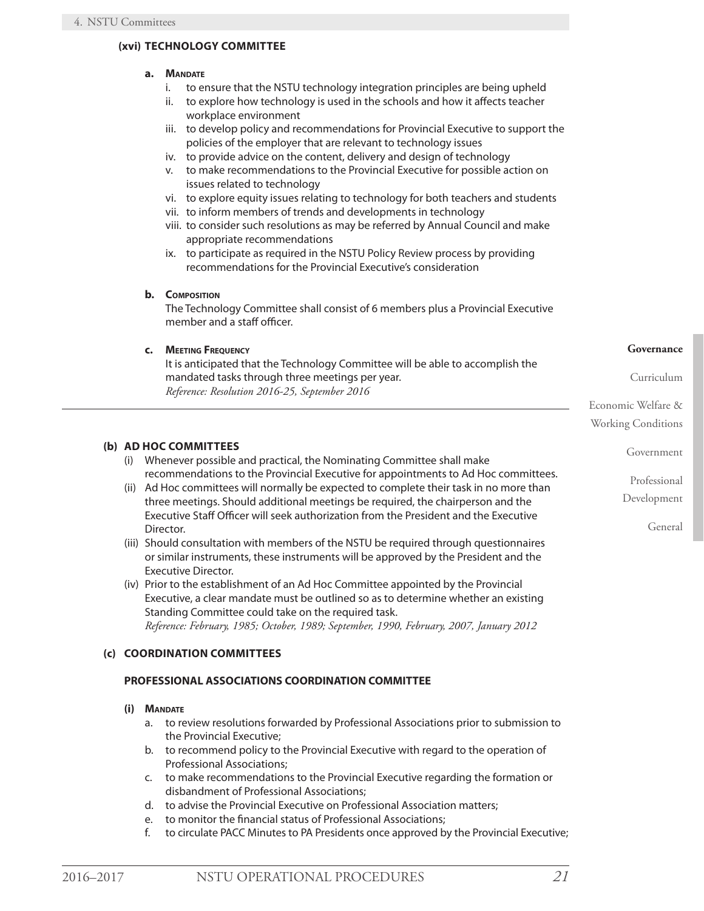### (xvi) TECHNOLOGY COMMITTEE

**a. Mandate**

i. to ensure that the NSTU technology integration principles are being upheld
ii. to explore how technology is used in the schools and how it affects teacher workplace environment
iii. to develop policy and recommendations for Provincial Executive to support the policies of the employer that are relevant to technology issues
iv. to provide advice on the content, delivery and design of technology
v. to make recommendations to the Provincial Executive for possible action on issues related to technology
vi. to explore equity issues relating to technology for both teachers and students
vii. to inform members of trends and developments in technology
viii. to consider such resolutions as may be referred by Annual Council and make appropriate recommendations
ix. to participate as required in the NSTU Policy Review process by providing recommendations for the Provincial Executive's consideration

**b. Composition**

The Technology Committee shall consist of 6 members plus a Provincial Executive member and a staff officer.

**c. Meeting Frequency**

It is anticipated that the Technology Committee will be able to accomplish the mandated tasks through three meetings per year.
*Reference: Resolution 2016-25, September 2016*

---

## (b) AD HOC COMMITTEES

(i) Whenever possible and practical, the Nominating Committee shall make recommendations to the Provincial Executive for appointments to Ad Hoc committees.
(ii) Ad Hoc committees will normally be expected to complete their task in no more than three meetings. Should additional meetings be required, the chairperson and the Executive Staff Officer will seek authorization from the President and the Executive Director.
(iii) Should consultation with members of the NSTU be required through questionnaires or similar instruments, these instruments will be approved by the President and the Executive Director.
(iv) Prior to the establishment of an Ad Hoc Committee appointed by the Provincial Executive, a clear mandate must be outlined so as to determine whether an existing Standing Committee could take on the required task.
*Reference: February, 1985; October, 1989; September, 1990, February, 2007, January 2012*

## (c) COORDINATION COMMITTEES

### PROFESSIONAL ASSOCIATIONS COORDINATION COMMITTEE

**(i) Mandate**

a. to review resolutions forwarded by Professional Associations prior to submission to the Provincial Executive;
b. to recommend policy to the Provincial Executive with regard to the operation of Professional Associations;
c. to make recommendations to the Provincial Executive regarding the formation or disbandment of Professional Associations;
d. to advise the Provincial Executive on Professional Association matters;
e. to monitor the financial status of Professional Associations;
f. to circulate PACC Minutes to PA Presidents once approved by the Provincial Executive;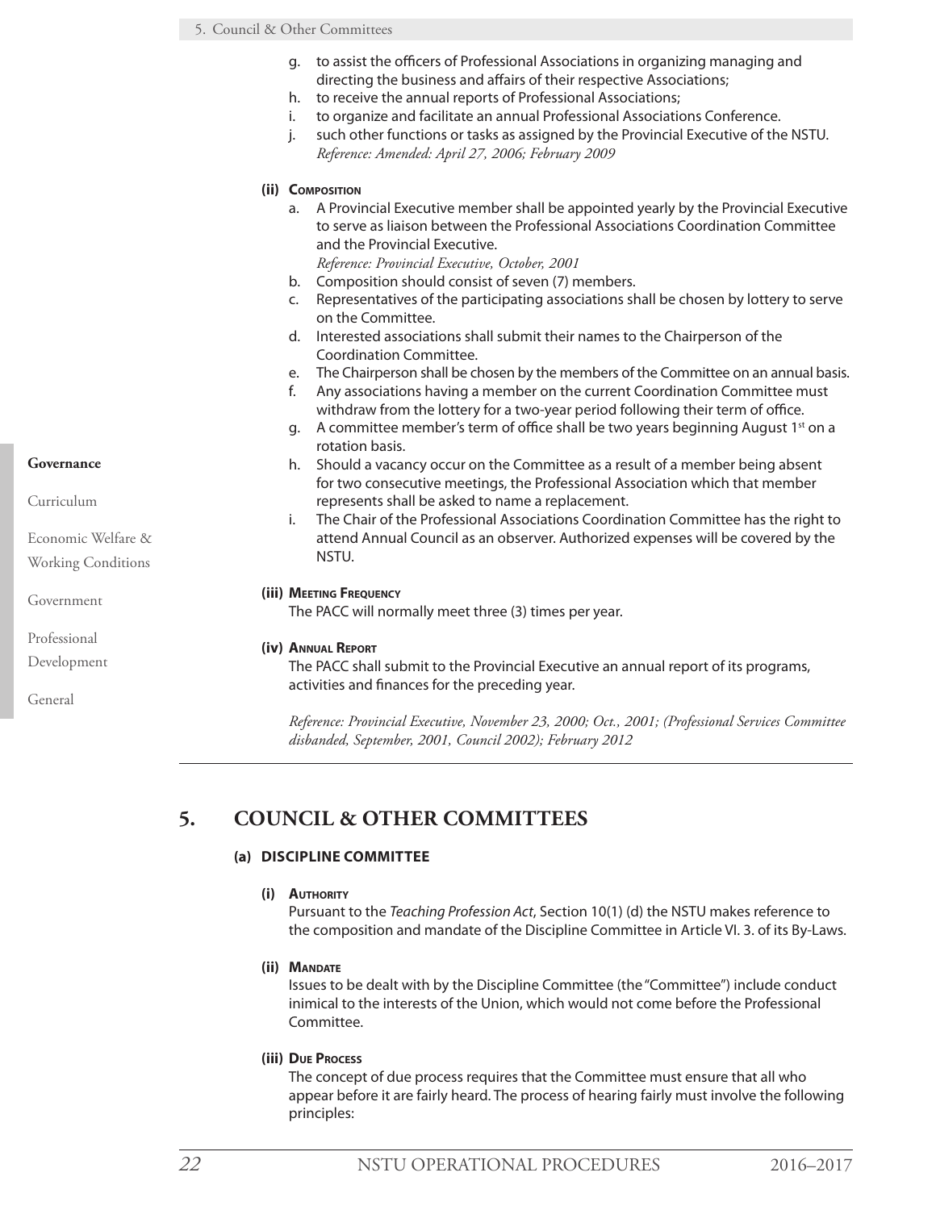g. to assist the officers of Professional Associations in organizing managing and directing the business and affairs of their respective Associations;
h. to receive the annual reports of Professional Associations;
i. to organize and facilitate an annual Professional Associations Conference.
j. such other functions or tasks as assigned by the Provincial Executive of the NSTU.
*Reference: Amended: April 27, 2006; February 2009*

**(ii) Composition**

a. A Provincial Executive member shall be appointed yearly by the Provincial Executive to serve as liaison between the Professional Associations Coordination Committee and the Provincial Executive.
*Reference: Provincial Executive, October, 2001*
b. Composition should consist of seven (7) members.
c. Representatives of the participating associations shall be chosen by lottery to serve on the Committee.
d. Interested associations shall submit their names to the Chairperson of the Coordination Committee.
e. The Chairperson shall be chosen by the members of the Committee on an annual basis.
f. Any associations having a member on the current Coordination Committee must withdraw from the lottery for a two-year period following their term of office.
g. A committee member's term of office shall be two years beginning August 1st on a rotation basis.
h. Should a vacancy occur on the Committee as a result of a member being absent for two consecutive meetings, the Professional Association which that member represents shall be asked to name a replacement.
i. The Chair of the Professional Associations Coordination Committee has the right to attend Annual Council as an observer. Authorized expenses will be covered by the NSTU.

**(iii) Meeting Frequency**

The PACC will normally meet three (3) times per year.

**(iv) Annual Report**

The PACC shall submit to the Provincial Executive an annual report of its programs, activities and finances for the preceding year.

*Reference: Provincial Executive, November 23, 2000; Oct., 2001; (Professional Services Committee disbanded, September, 2001, Council 2002); February 2012*

# 5. COUNCIL & OTHER COMMITTEES

## (a) DISCIPLINE COMMITTEE

**(i) Authority**

Pursuant to the *Teaching Profession Act*, Section 10(1) (d) the NSTU makes reference to the composition and mandate of the Discipline Committee in Article VI. 3. of its By-Laws.

**(ii) Mandate**

Issues to be dealt with by the Discipline Committee (the "Committee") include conduct inimical to the interests of the Union, which would not come before the Professional Committee.

**(iii) Due Process**

The concept of due process requires that the Committee must ensure that all who appear before it are fairly heard. The process of hearing fairly must involve the following principles: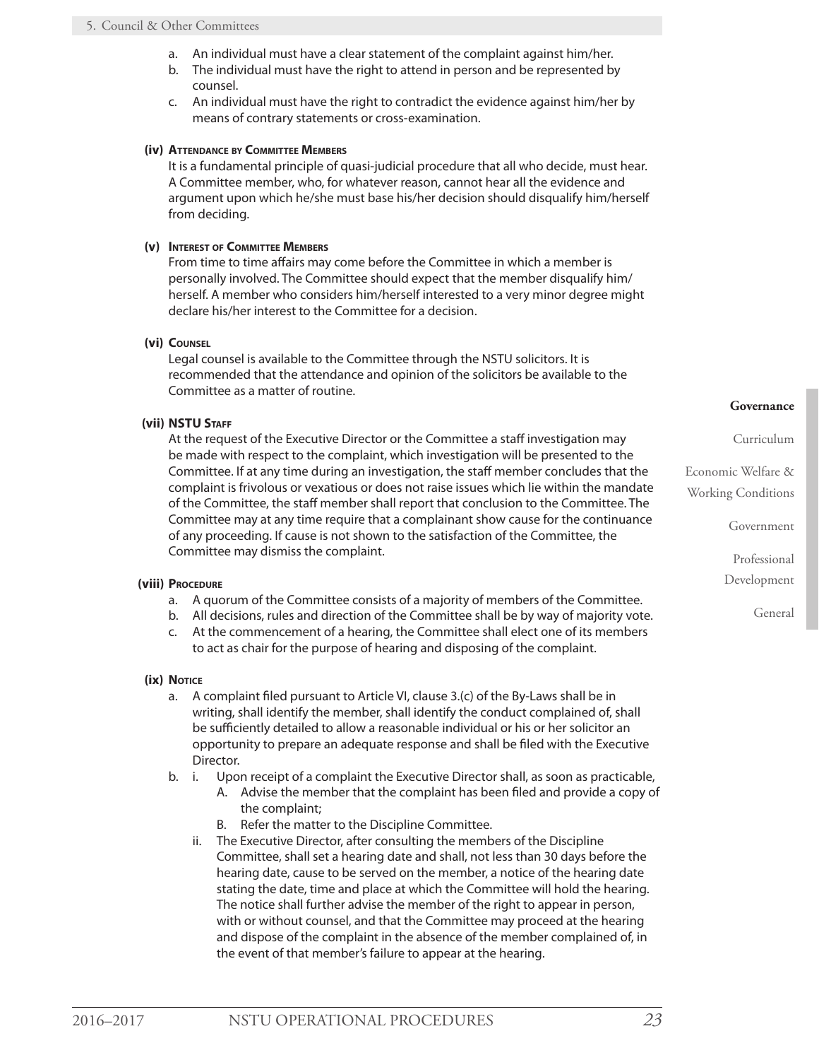a. An individual must have a clear statement of the complaint against him/her.
b. The individual must have the right to attend in person and be represented by counsel.
c. An individual must have the right to contradict the evidence against him/her by means of contrary statements or cross-examination.

**(iv) Attendance by Committee Members**

It is a fundamental principle of quasi-judicial procedure that all who decide, must hear. A Committee member, who, for whatever reason, cannot hear all the evidence and argument upon which he/she must base his/her decision should disqualify him/herself from deciding.

**(v) Interest of Committee Members**

From time to time affairs may come before the Committee in which a member is personally involved. The Committee should expect that the member disqualify him/herself. A member who considers him/herself interested to a very minor degree might declare his/her interest to the Committee for a decision.

**(vi) Counsel**

Legal counsel is available to the Committee through the NSTU solicitors. It is recommended that the attendance and opinion of the solicitors be available to the Committee as a matter of routine.

**(vii) NSTU Staff**

At the request of the Executive Director or the Committee a staff investigation may be made with respect to the complaint, which investigation will be presented to the Committee. If at any time during an investigation, the staff member concludes that the complaint is frivolous or vexatious or does not raise issues which lie within the mandate of the Committee, the staff member shall report that conclusion to the Committee. The Committee may at any time require that a complainant show cause for the continuance of any proceeding. If cause is not shown to the satisfaction of the Committee, the Committee may dismiss the complaint.

**(viii) Procedure**

a. A quorum of the Committee consists of a majority of members of the Committee.
b. All decisions, rules and direction of the Committee shall be by way of majority vote.
c. At the commencement of a hearing, the Committee shall elect one of its members to act as chair for the purpose of hearing and disposing of the complaint.

**(ix) Notice**

a. A complaint filed pursuant to Article VI, clause 3.(c) of the By-Laws shall be in writing, shall identify the member, shall identify the conduct complained of, shall be sufficiently detailed to allow a reasonable individual or his or her solicitor an opportunity to prepare an adequate response and shall be filed with the Executive Director.
b. i. Upon receipt of a complaint the Executive Director shall, as soon as practicable,
   A. Advise the member that the complaint has been filed and provide a copy of the complaint;
   B. Refer the matter to the Discipline Committee.

   ii. The Executive Director, after consulting the members of the Discipline Committee, shall set a hearing date and shall, not less than 30 days before the hearing date, cause to be served on the member, a notice of the hearing date stating the date, time and place at which the Committee will hold the hearing. The notice shall further advise the member of the right to appear in person, with or without counsel, and that the Committee may proceed at the hearing and dispose of the complaint in the absence of the member complained of, in the event of that member's failure to appear at the hearing.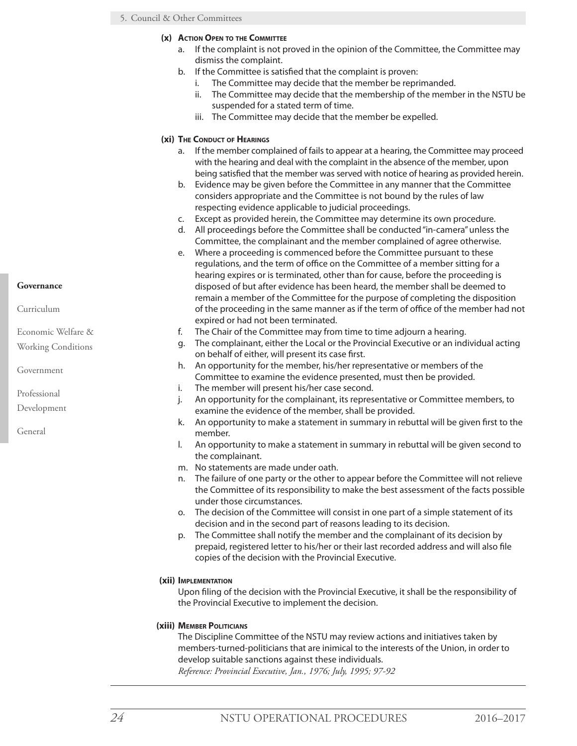#### (x) Action Open to the Committee

a. If the complaint is not proved in the opinion of the Committee, the Committee may dismiss the complaint.
b. If the Committee is satisfied that the complaint is proven:
   i. The Committee may decide that the member be reprimanded.
   ii. The Committee may decide that the membership of the member in the NSTU be suspended for a stated term of time.
   iii. The Committee may decide that the member be expelled.

#### (xi) The Conduct of Hearings

a. If the member complained of fails to appear at a hearing, the Committee may proceed with the hearing and deal with the complaint in the absence of the member, upon being satisfied that the member was served with notice of hearing as provided herein.
b. Evidence may be given before the Committee in any manner that the Committee considers appropriate and the Committee is not bound by the rules of law respecting evidence applicable to judicial proceedings.
c. Except as provided herein, the Committee may determine its own procedure.
d. All proceedings before the Committee shall be conducted "in-camera" unless the Committee, the complainant and the member complained of agree otherwise.
e. Where a proceeding is commenced before the Committee pursuant to these regulations, and the term of office on the Committee of a member sitting for a hearing expires or is terminated, other than for cause, before the proceeding is disposed of but after evidence has been heard, the member shall be deemed to remain a member of the Committee for the purpose of completing the disposition of the proceeding in the same manner as if the term of office of the member had not expired or had not been terminated.
f. The Chair of the Committee may from time to time adjourn a hearing.
g. The complainant, either the Local or the Provincial Executive or an individual acting on behalf of either, will present its case first.
h. An opportunity for the member, his/her representative or members of the Committee to examine the evidence presented, must then be provided.
i. The member will present his/her case second.
j. An opportunity for the complainant, its representative or Committee members, to examine the evidence of the member, shall be provided.
k. An opportunity to make a statement in summary in rebuttal will be given first to the member.
l. An opportunity to make a statement in summary in rebuttal will be given second to the complainant.
m. No statements are made under oath.
n. The failure of one party or the other to appear before the Committee will not relieve the Committee of its responsibility to make the best assessment of the facts possible under those circumstances.
o. The decision of the Committee will consist in one part of a simple statement of its decision and in the second part of reasons leading to its decision.
p. The Committee shall notify the member and the complainant of its decision by prepaid, registered letter to his/her or their last recorded address and will also file copies of the decision with the Provincial Executive.

#### (xii) Implementation

Upon filing of the decision with the Provincial Executive, it shall be the responsibility of the Provincial Executive to implement the decision.

#### (xiii) Member Politicians

The Discipline Committee of the NSTU may review actions and initiatives taken by members-turned-politicians that are inimical to the interests of the Union, in order to develop suitable sanctions against these individuals.
*Reference: Provincial Executive, Jan., 1976; July, 1995; 97-92*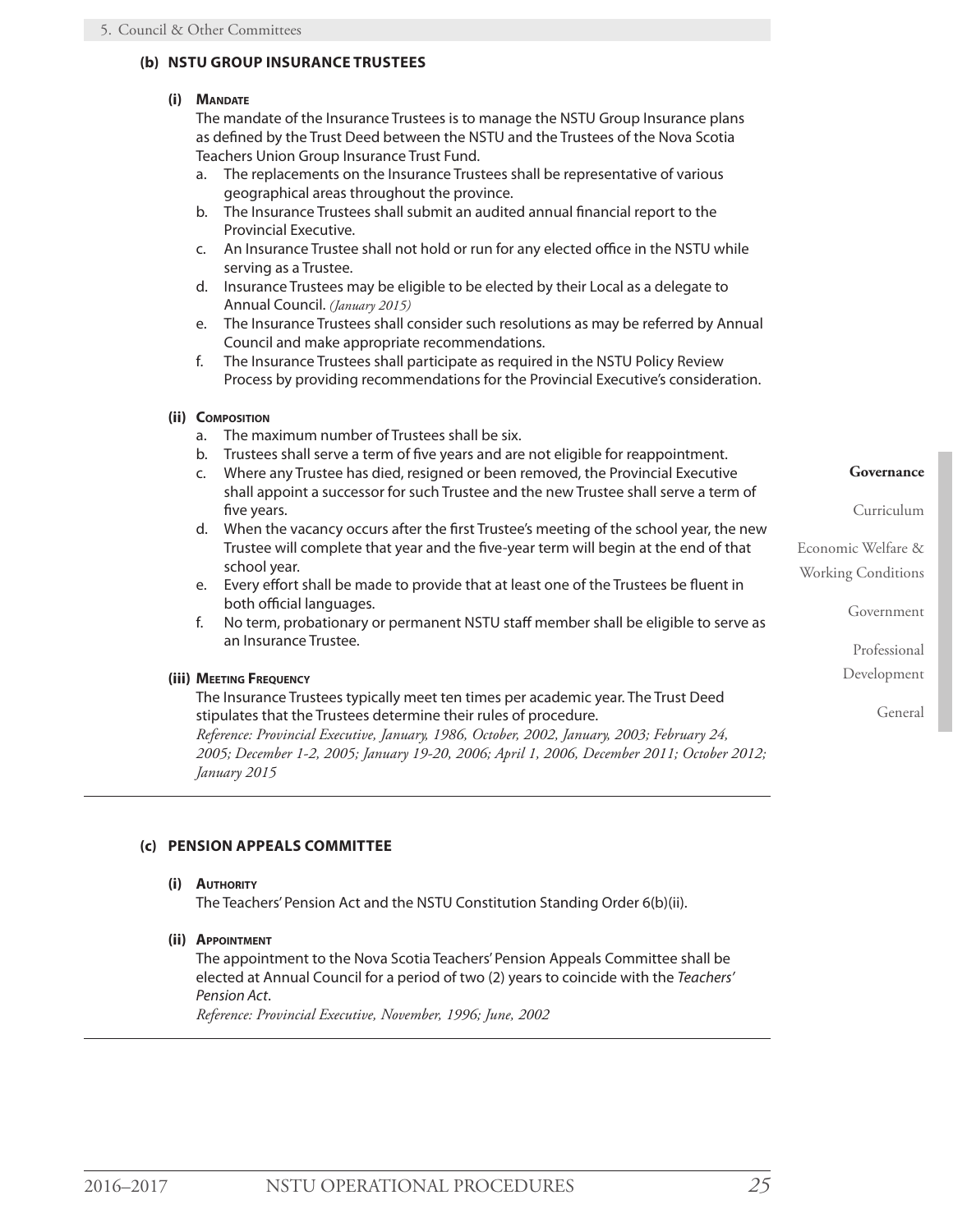### (b) NSTU GROUP INSURANCE TRUSTEES

#### (i) Mandate

The mandate of the Insurance Trustees is to manage the NSTU Group Insurance plans as defined by the Trust Deed between the NSTU and the Trustees of the Nova Scotia Teachers Union Group Insurance Trust Fund.

a. The replacements on the Insurance Trustees shall be representative of various geographical areas throughout the province.
b. The Insurance Trustees shall submit an audited annual financial report to the Provincial Executive.
c. An Insurance Trustee shall not hold or run for any elected office in the NSTU while serving as a Trustee.
d. Insurance Trustees may be eligible to be elected by their Local as a delegate to Annual Council. *(January 2015)*
e. The Insurance Trustees shall consider such resolutions as may be referred by Annual Council and make appropriate recommendations.
f. The Insurance Trustees shall participate as required in the NSTU Policy Review Process by providing recommendations for the Provincial Executive's consideration.

#### (ii) Composition

a. The maximum number of Trustees shall be six.
b. Trustees shall serve a term of five years and are not eligible for reappointment.
c. Where any Trustee has died, resigned or been removed, the Provincial Executive shall appoint a successor for such Trustee and the new Trustee shall serve a term of five years.
d. When the vacancy occurs after the first Trustee's meeting of the school year, the new Trustee will complete that year and the five-year term will begin at the end of that school year.
e. Every effort shall be made to provide that at least one of the Trustees be fluent in both official languages.
f. No term, probationary or permanent NSTU staff member shall be eligible to serve as an Insurance Trustee.

#### (iii) Meeting Frequency

The Insurance Trustees typically meet ten times per academic year. The Trust Deed stipulates that the Trustees determine their rules of procedure.

*Reference: Provincial Executive, January, 1986, October, 2002, January, 2003; February 24, 2005; December 1-2, 2005; January 19-20, 2006; April 1, 2006, December 2011; October 2012; January 2015*

---

### (c) PENSION APPEALS COMMITTEE

#### (i) Authority

The Teachers' Pension Act and the NSTU Constitution Standing Order 6(b)(ii).

#### (ii) Appointment

The appointment to the Nova Scotia Teachers' Pension Appeals Committee shall be elected at Annual Council for a period of two (2) years to coincide with the *Teachers' Pension Act*.

*Reference: Provincial Executive, November, 1996; June, 2002*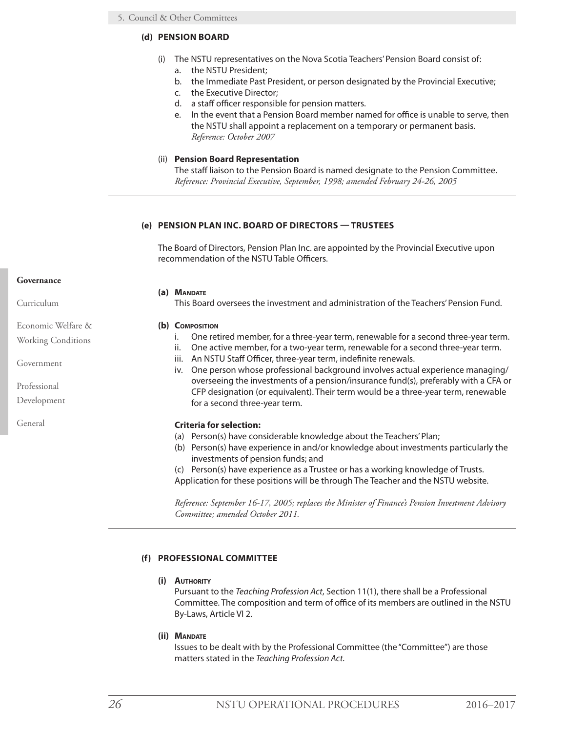### (d) PENSION BOARD

(i) The NSTU representatives on the Nova Scotia Teachers' Pension Board consist of:

a. the NSTU President;
b. the Immediate Past President, or person designated by the Provincial Executive;
c. the Executive Director;
d. a staff officer responsible for pension matters.
e. In the event that a Pension Board member named for office is unable to serve, then the NSTU shall appoint a replacement on a temporary or permanent basis.
*Reference: October 2007*

(ii) **Pension Board Representation**
The staff liaison to the Pension Board is named designate to the Pension Committee.
*Reference: Provincial Executive, September, 1998; amended February 24-26, 2005*

---

### (e) PENSION PLAN INC. BOARD OF DIRECTORS — TRUSTEES

The Board of Directors, Pension Plan Inc. are appointed by the Provincial Executive upon recommendation of the NSTU Table Officers.

**(a) Mandate**
This Board oversees the investment and administration of the Teachers' Pension Fund.

**(b) Composition**

i. One retired member, for a three-year term, renewable for a second three-year term.
ii. One active member, for a two-year term, renewable for a second three-year term.
iii. An NSTU Staff Officer, three-year term, indefinite renewals.
iv. One person whose professional background involves actual experience managing/overseeing the investments of a pension/insurance fund(s), preferably with a CFA or CFP designation (or equivalent). Their term would be a three-year term, renewable for a second three-year term.

**Criteria for selection:**

(a) Person(s) have considerable knowledge about the Teachers' Plan;
(b) Person(s) have experience in and/or knowledge about investments particularly the investments of pension funds; and
(c) Person(s) have experience as a Trustee or has a working knowledge of Trusts.

Application for these positions will be through The Teacher and the NSTU website.

*Reference: September 16-17, 2005; replaces the Minister of Finance's Pension Investment Advisory Committee; amended October 2011.*

---

### (f) PROFESSIONAL COMMITTEE

**(i) Authority**
Pursuant to the *Teaching Profession Act*, Section 11(1), there shall be a Professional Committee. The composition and term of office of its members are outlined in the NSTU By-Laws, Article VI 2.

**(ii) Mandate**
Issues to be dealt with by the Professional Committee (the "Committee") are those matters stated in the *Teaching Profession Act*.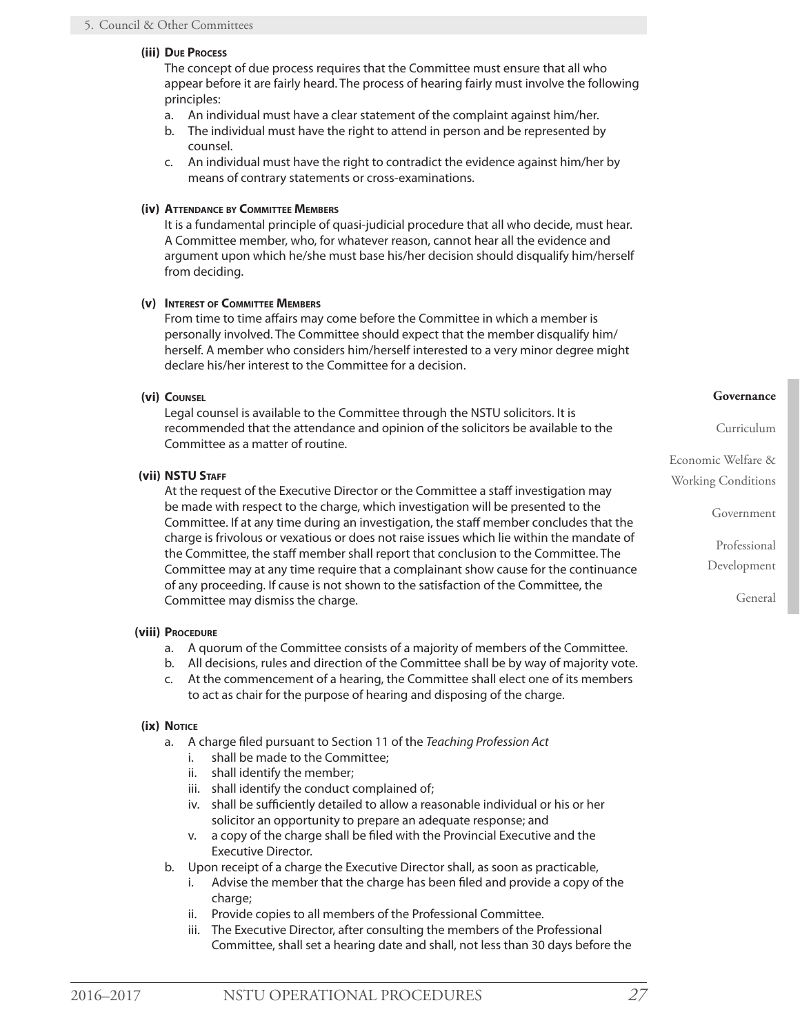**(iii) Due Process**

The concept of due process requires that the Committee must ensure that all who appear before it are fairly heard. The process of hearing fairly must involve the following principles:

a. An individual must have a clear statement of the complaint against him/her.
b. The individual must have the right to attend in person and be represented by counsel.
c. An individual must have the right to contradict the evidence against him/her by means of contrary statements or cross-examinations.

**(iv) Attendance by Committee Members**

It is a fundamental principle of quasi-judicial procedure that all who decide, must hear. A Committee member, who, for whatever reason, cannot hear all the evidence and argument upon which he/she must base his/her decision should disqualify him/herself from deciding.

**(v) Interest of Committee Members**

From time to time affairs may come before the Committee in which a member is personally involved. The Committee should expect that the member disqualify him/herself. A member who considers him/herself interested to a very minor degree might declare his/her interest to the Committee for a decision.

**(vi) Counsel**

Legal counsel is available to the Committee through the NSTU solicitors. It is recommended that the attendance and opinion of the solicitors be available to the Committee as a matter of routine.

**(vii) NSTU Staff**

At the request of the Executive Director or the Committee a staff investigation may be made with respect to the charge, which investigation will be presented to the Committee. If at any time during an investigation, the staff member concludes that the charge is frivolous or vexatious or does not raise issues which lie within the mandate of the Committee, the staff member shall report that conclusion to the Committee. The Committee may at any time require that a complainant show cause for the continuance of any proceeding. If cause is not shown to the satisfaction of the Committee, the Committee may dismiss the charge.

**(viii) Procedure**

a. A quorum of the Committee consists of a majority of members of the Committee.
b. All decisions, rules and direction of the Committee shall be by way of majority vote.
c. At the commencement of a hearing, the Committee shall elect one of its members to act as chair for the purpose of hearing and disposing of the charge.

**(ix) Notice**

a. A charge filed pursuant to Section 11 of the *Teaching Profession Act*
   i. shall be made to the Committee;
   ii. shall identify the member;
   iii. shall identify the conduct complained of;
   iv. shall be sufficiently detailed to allow a reasonable individual or his or her solicitor an opportunity to prepare an adequate response; and
   v. a copy of the charge shall be filed with the Provincial Executive and the Executive Director.
b. Upon receipt of a charge the Executive Director shall, as soon as practicable,
   i. Advise the member that the charge has been filed and provide a copy of the charge;
   ii. Provide copies to all members of the Professional Committee.
   iii. The Executive Director, after consulting the members of the Professional Committee, shall set a hearing date and shall, not less than 30 days before the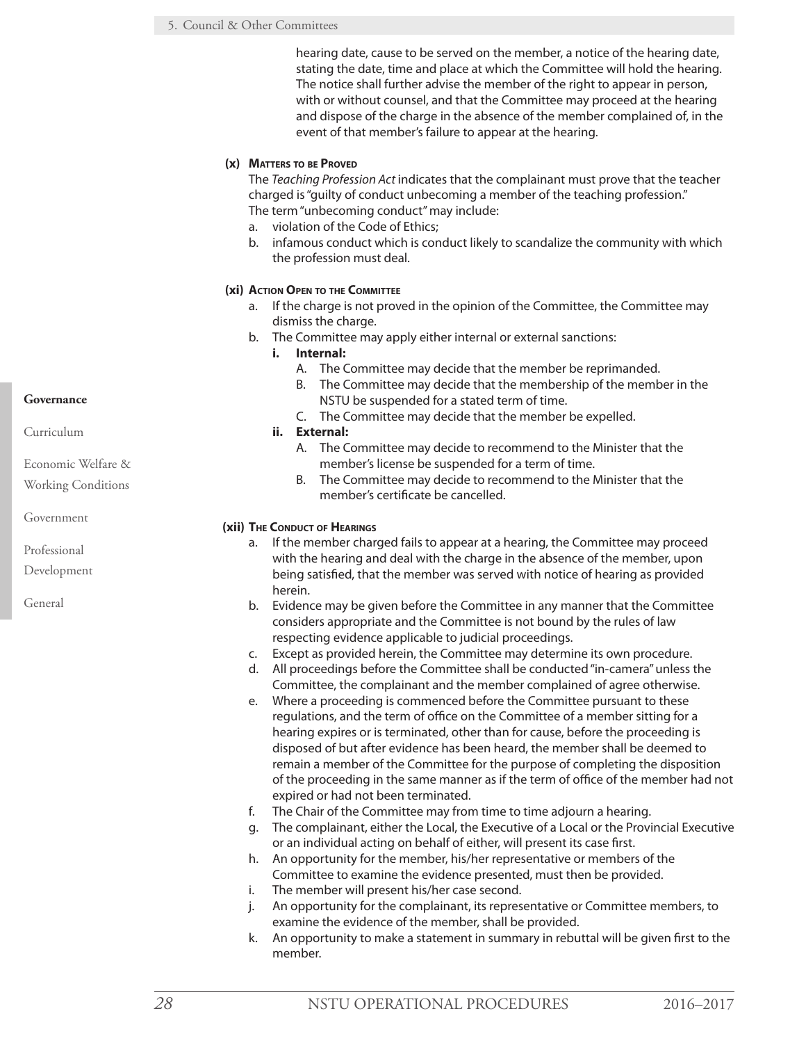hearing date, cause to be served on the member, a notice of the hearing date, stating the date, time and place at which the Committee will hold the hearing. The notice shall further advise the member of the right to appear in person, with or without counsel, and that the Committee may proceed at the hearing and dispose of the charge in the absence of the member complained of, in the event of that member's failure to appear at the hearing.

**(x) Matters to be Proved**

The *Teaching Profession Act* indicates that the complainant must prove that the teacher charged is "guilty of conduct unbecoming a member of the teaching profession." The term "unbecoming conduct" may include:

a. violation of the Code of Ethics;
b. infamous conduct which is conduct likely to scandalize the community with which the profession must deal.

**(xi) Action Open to the Committee**

a. If the charge is not proved in the opinion of the Committee, the Committee may dismiss the charge.
b. The Committee may apply either internal or external sanctions:
   - **i. Internal:**
     - A. The Committee may decide that the member be reprimanded.
     - B. The Committee may decide that the membership of the member in the NSTU be suspended for a stated term of time.
     - C. The Committee may decide that the member be expelled.
   - **ii. External:**
     - A. The Committee may decide to recommend to the Minister that the member's license be suspended for a term of time.
     - B. The Committee may decide to recommend to the Minister that the member's certificate be cancelled.

**(xii) The Conduct of Hearings**

a. If the member charged fails to appear at a hearing, the Committee may proceed with the hearing and deal with the charge in the absence of the member, upon being satisfied, that the member was served with notice of hearing as provided herein.
b. Evidence may be given before the Committee in any manner that the Committee considers appropriate and the Committee is not bound by the rules of law respecting evidence applicable to judicial proceedings.
c. Except as provided herein, the Committee may determine its own procedure.
d. All proceedings before the Committee shall be conducted "in-camera" unless the Committee, the complainant and the member complained of agree otherwise.
e. Where a proceeding is commenced before the Committee pursuant to these regulations, and the term of office on the Committee of a member sitting for a hearing expires or is terminated, other than for cause, before the proceeding is disposed of but after evidence has been heard, the member shall be deemed to remain a member of the Committee for the purpose of completing the disposition of the proceeding in the same manner as if the term of office of the member had not expired or had not been terminated.
f. The Chair of the Committee may from time to time adjourn a hearing.
g. The complainant, either the Local, the Executive of a Local or the Provincial Executive or an individual acting on behalf of either, will present its case first.
h. An opportunity for the member, his/her representative or members of the Committee to examine the evidence presented, must then be provided.
i. The member will present his/her case second.
j. An opportunity for the complainant, its representative or Committee members, to examine the evidence of the member, shall be provided.
k. An opportunity to make a statement in summary in rebuttal will be given first to the member.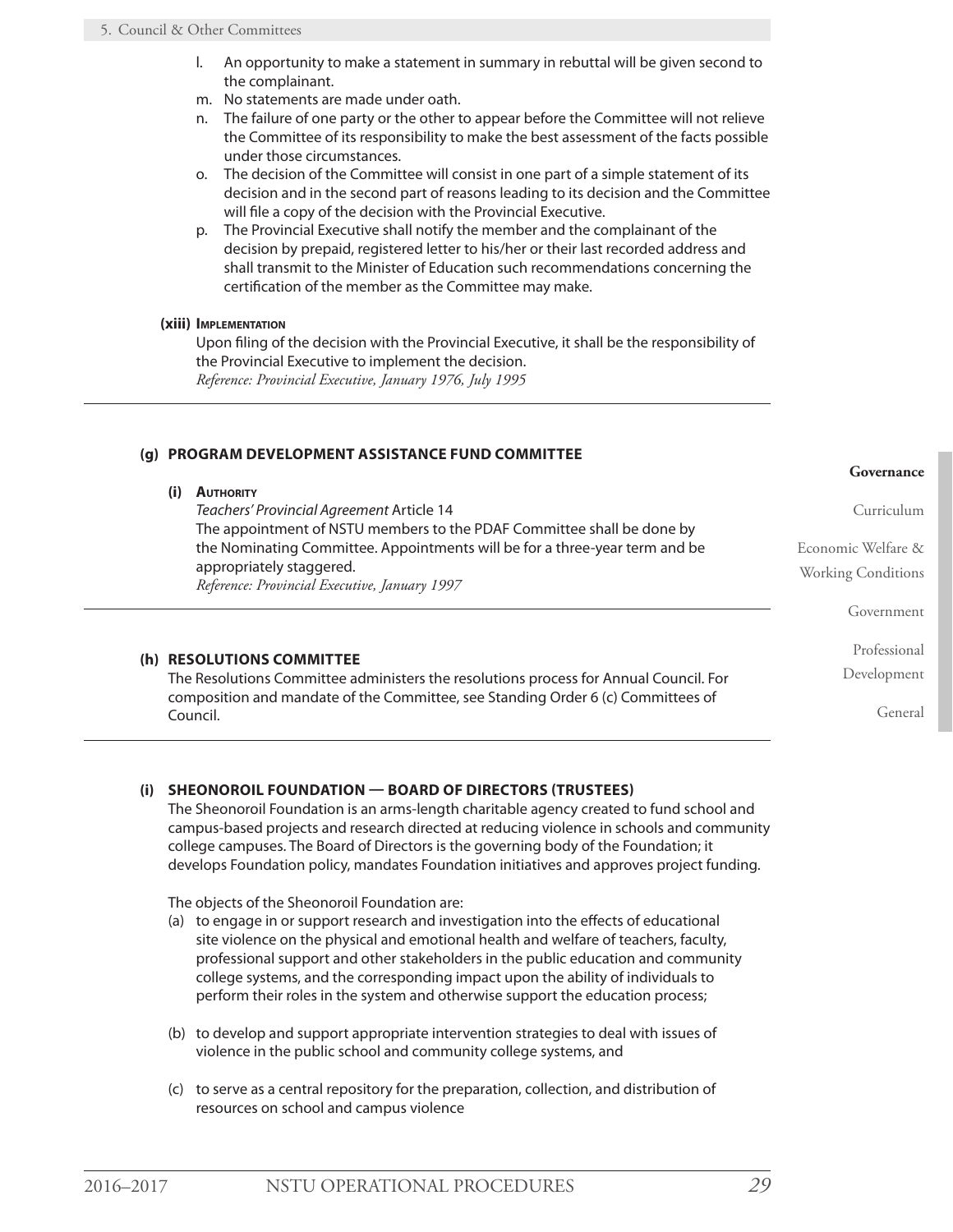l. An opportunity to make a statement in summary in rebuttal will be given second to the complainant.
m. No statements are made under oath.
n. The failure of one party or the other to appear before the Committee will not relieve the Committee of its responsibility to make the best assessment of the facts possible under those circumstances.
o. The decision of the Committee will consist in one part of a simple statement of its decision and in the second part of reasons leading to its decision and the Committee will file a copy of the decision with the Provincial Executive.
p. The Provincial Executive shall notify the member and the complainant of the decision by prepaid, registered letter to his/her or their last recorded address and shall transmit to the Minister of Education such recommendations concerning the certification of the member as the Committee may make.

**(xiii) Implementation**

Upon filing of the decision with the Provincial Executive, it shall be the responsibility of the Provincial Executive to implement the decision.
*Reference: Provincial Executive, January 1976, July 1995*

---

### (g) PROGRAM DEVELOPMENT ASSISTANCE FUND COMMITTEE

**(i) Authority**

*Teachers' Provincial Agreement* Article 14
The appointment of NSTU members to the PDAF Committee shall be done by the Nominating Committee. Appointments will be for a three-year term and be appropriately staggered.
*Reference: Provincial Executive, January 1997*

---

### (h) RESOLUTIONS COMMITTEE

The Resolutions Committee administers the resolutions process for Annual Council. For composition and mandate of the Committee, see Standing Order 6 (c) Committees of Council.

---

### (i) SHEONOROIL FOUNDATION — BOARD OF DIRECTORS (TRUSTEES)

The Sheonoroil Foundation is an arms-length charitable agency created to fund school and campus-based projects and research directed at reducing violence in schools and community college campuses. The Board of Directors is the governing body of the Foundation; it develops Foundation policy, mandates Foundation initiatives and approves project funding.

The objects of the Sheonoroil Foundation are:

(a) to engage in or support research and investigation into the effects of educational site violence on the physical and emotional health and welfare of teachers, faculty, professional support and other stakeholders in the public education and community college systems, and the corresponding impact upon the ability of individuals to perform their roles in the system and otherwise support the education process;

(b) to develop and support appropriate intervention strategies to deal with issues of violence in the public school and community college systems, and

(c) to serve as a central repository for the preparation, collection, and distribution of resources on school and campus violence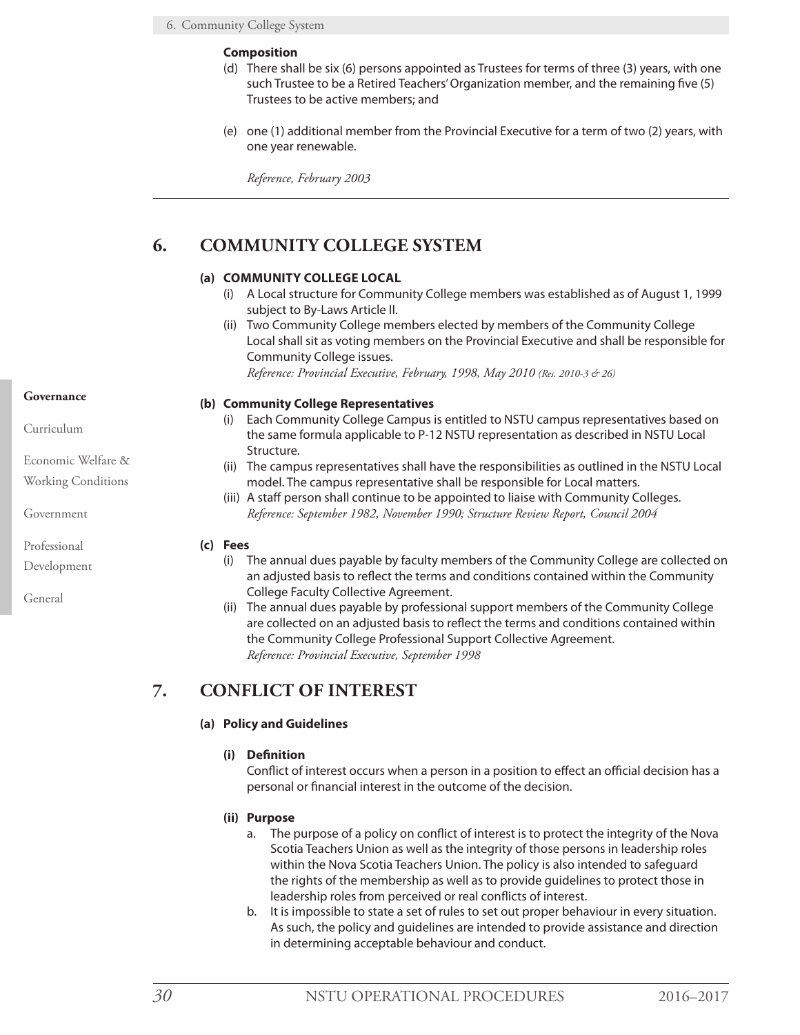**Composition**

(d) There shall be six (6) persons appointed as Trustees for terms of three (3) years, with one such Trustee to be a Retired Teachers' Organization member, and the remaining five (5) Trustees to be active members; and

(e) one (1) additional member from the Provincial Executive for a term of two (2) years, with one year renewable.

*Reference, February 2003*

---

## 6. COMMUNITY COLLEGE SYSTEM

### (a) COMMUNITY COLLEGE LOCAL

(i) A Local structure for Community College members was established as of August 1, 1999 subject to By-Laws Article II.

(ii) Two Community College members elected by members of the Community College Local shall sit as voting members on the Provincial Executive and shall be responsible for Community College issues.
*Reference: Provincial Executive, February, 1998, May 2010 (Res. 2010-3 & 26)*

### (b) Community College Representatives

(i) Each Community College Campus is entitled to NSTU campus representatives based on the same formula applicable to P-12 NSTU representation as described in NSTU Local Structure.

(ii) The campus representatives shall have the responsibilities as outlined in the NSTU Local model. The campus representative shall be responsible for Local matters.

(iii) A staff person shall continue to be appointed to liaise with Community Colleges.
*Reference: September 1982, November 1990; Structure Review Report, Council 2004*

### (c) Fees

(i) The annual dues payable by faculty members of the Community College are collected on an adjusted basis to reflect the terms and conditions contained within the Community College Faculty Collective Agreement.

(ii) The annual dues payable by professional support members of the Community College are collected on an adjusted basis to reflect the terms and conditions contained within the Community College Professional Support Collective Agreement.
*Reference: Provincial Executive, September 1998*

## 7. CONFLICT OF INTEREST

### (a) Policy and Guidelines

#### (i) Definition

Conflict of interest occurs when a person in a position to effect an official decision has a personal or financial interest in the outcome of the decision.

#### (ii) Purpose

a. The purpose of a policy on conflict of interest is to protect the integrity of the Nova Scotia Teachers Union as well as the integrity of those persons in leadership roles within the Nova Scotia Teachers Union. The policy is also intended to safeguard the rights of the membership as well as to provide guidelines to protect those in leadership roles from perceived or real conflicts of interest.

b. It is impossible to state a set of rules to set out proper behaviour in every situation. As such, the policy and guidelines are intended to provide assistance and direction in determining acceptable behaviour and conduct.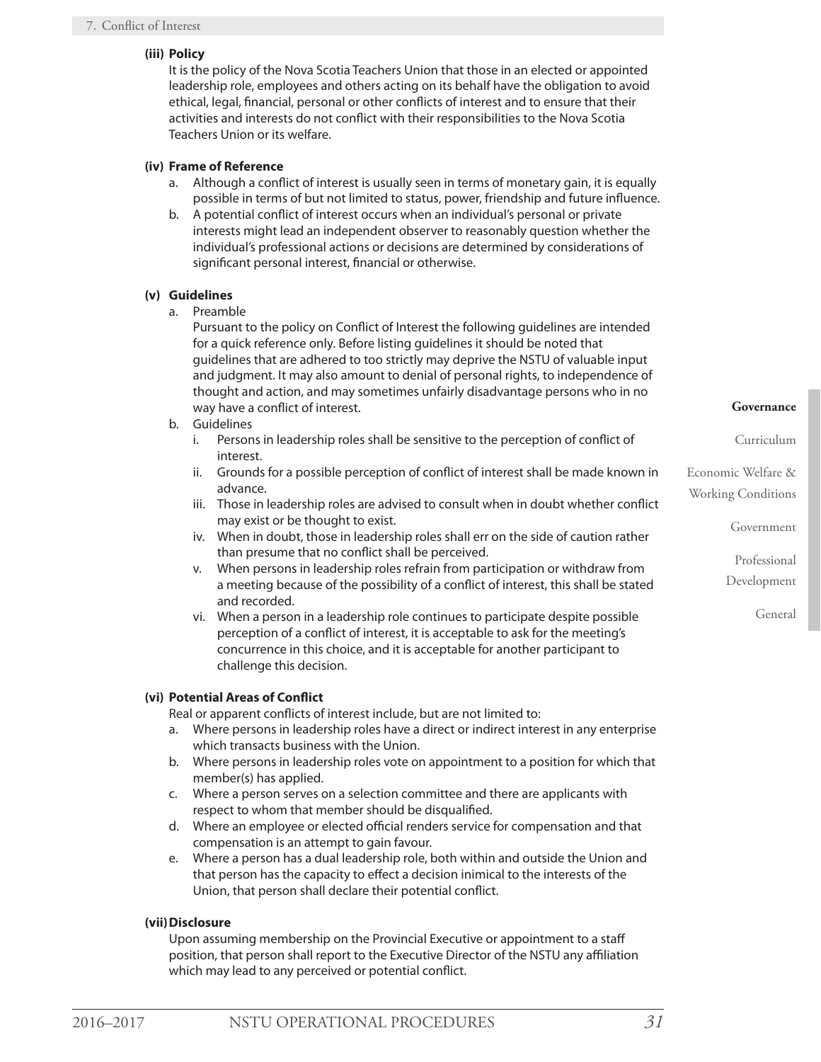**(iii) Policy**

It is the policy of the Nova Scotia Teachers Union that those in an elected or appointed leadership role, employees and others acting on its behalf have the obligation to avoid ethical, legal, financial, personal or other conflicts of interest and to ensure that their activities and interests do not conflict with their responsibilities to the Nova Scotia Teachers Union or its welfare.

**(iv) Frame of Reference**

a. Although a conflict of interest is usually seen in terms of monetary gain, it is equally possible in terms of but not limited to status, power, friendship and future influence.

b. A potential conflict of interest occurs when an individual's personal or private interests might lead an independent observer to reasonably question whether the individual's professional actions or decisions are determined by considerations of significant personal interest, financial or otherwise.

**(v) Guidelines**

a. Preamble

Pursuant to the policy on Conflict of Interest the following guidelines are intended for a quick reference only. Before listing guidelines it should be noted that guidelines that are adhered to too strictly may deprive the NSTU of valuable input and judgment. It may also amount to denial of personal rights, to independence of thought and action, and may sometimes unfairly disadvantage persons who in no way have a conflict of interest.

b. Guidelines

i. Persons in leadership roles shall be sensitive to the perception of conflict of interest.

ii. Grounds for a possible perception of conflict of interest shall be made known in advance.

iii. Those in leadership roles are advised to consult when in doubt whether conflict may exist or be thought to exist.

iv. When in doubt, those in leadership roles shall err on the side of caution rather than presume that no conflict shall be perceived.

v. When persons in leadership roles refrain from participation or withdraw from a meeting because of the possibility of a conflict of interest, this shall be stated and recorded.

vi. When a person in a leadership role continues to participate despite possible perception of a conflict of interest, it is acceptable to ask for the meeting's concurrence in this choice, and it is acceptable for another participant to challenge this decision.

**(vi) Potential Areas of Conflict**

Real or apparent conflicts of interest include, but are not limited to:

a. Where persons in leadership roles have a direct or indirect interest in any enterprise which transacts business with the Union.

b. Where persons in leadership roles vote on appointment to a position for which that member(s) has applied.

c. Where a person serves on a selection committee and there are applicants with respect to whom that member should be disqualified.

d. Where an employee or elected official renders service for compensation and that compensation is an attempt to gain favour.

e. Where a person has a dual leadership role, both within and outside the Union and that person has the capacity to effect a decision inimical to the interests of the Union, that person shall declare their potential conflict.

**(vii) Disclosure**

Upon assuming membership on the Provincial Executive or appointment to a staff position, that person shall report to the Executive Director of the NSTU any affiliation which may lead to any perceived or potential conflict.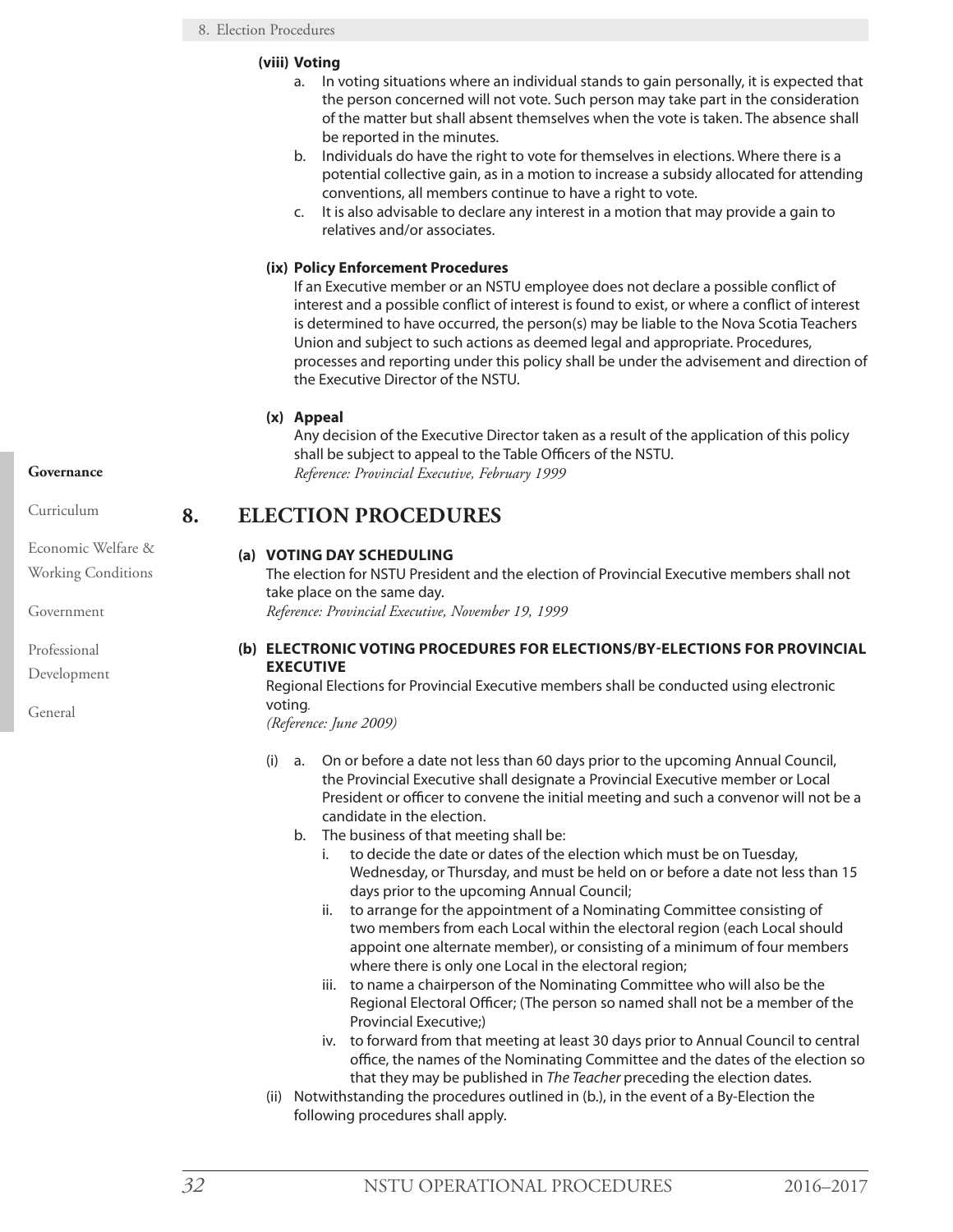**(viii) Voting**

a. In voting situations where an individual stands to gain personally, it is expected that the person concerned will not vote. Such person may take part in the consideration of the matter but shall absent themselves when the vote is taken. The absence shall be reported in the minutes.

b. Individuals do have the right to vote for themselves in elections. Where there is a potential collective gain, as in a motion to increase a subsidy allocated for attending conventions, all members continue to have a right to vote.

c. It is also advisable to declare any interest in a motion that may provide a gain to relatives and/or associates.

**(ix) Policy Enforcement Procedures**

If an Executive member or an NSTU employee does not declare a possible conflict of interest and a possible conflict of interest is found to exist, or where a conflict of interest is determined to have occurred, the person(s) may be liable to the Nova Scotia Teachers Union and subject to such actions as deemed legal and appropriate. Procedures, processes and reporting under this policy shall be under the advisement and direction of the Executive Director of the NSTU.

**(x) Appeal**

Any decision of the Executive Director taken as a result of the application of this policy shall be subject to appeal to the Table Officers of the NSTU.
*Reference: Provincial Executive, February 1999*

# 8. ELECTION PROCEDURES

**(a) VOTING DAY SCHEDULING**

The election for NSTU President and the election of Provincial Executive members shall not take place on the same day.
*Reference: Provincial Executive, November 19, 1999*

**(b) ELECTRONIC VOTING PROCEDURES FOR ELECTIONS/BY-ELECTIONS FOR PROVINCIAL EXECUTIVE**

Regional Elections for Provincial Executive members shall be conducted using electronic voting.
*(Reference: June 2009)*

(i) a. On or before a date not less than 60 days prior to the upcoming Annual Council, the Provincial Executive shall designate a Provincial Executive member or Local President or officer to convene the initial meeting and such a convenor will not be a candidate in the election.

b. The business of that meeting shall be:

i. to decide the date or dates of the election which must be on Tuesday, Wednesday, or Thursday, and must be held on or before a date not less than 15 days prior to the upcoming Annual Council;

ii. to arrange for the appointment of a Nominating Committee consisting of two members from each Local within the electoral region (each Local should appoint one alternate member), or consisting of a minimum of four members where there is only one Local in the electoral region;

iii. to name a chairperson of the Nominating Committee who will also be the Regional Electoral Officer; (The person so named shall not be a member of the Provincial Executive;)

iv. to forward from that meeting at least 30 days prior to Annual Council to central office, the names of the Nominating Committee and the dates of the election so that they may be published in *The Teacher* preceding the election dates.

(ii) Notwithstanding the procedures outlined in (b.), in the event of a By-Election the following procedures shall apply.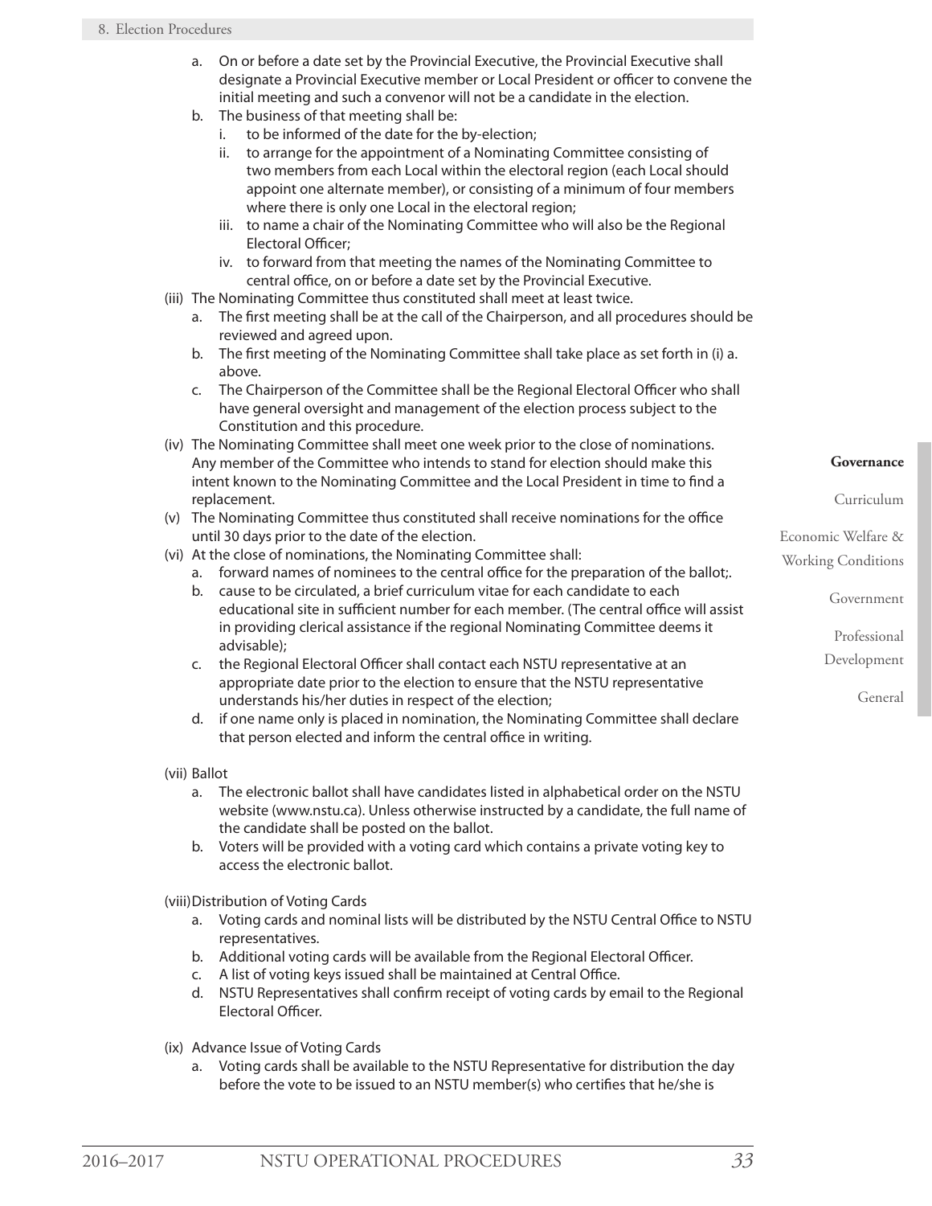a. On or before a date set by the Provincial Executive, the Provincial Executive shall designate a Provincial Executive member or Local President or officer to convene the initial meeting and such a convenor will not be a candidate in the election.
   b. The business of that meeting shall be:
      i. to be informed of the date for the by-election;
      ii. to arrange for the appointment of a Nominating Committee consisting of two members from each Local within the electoral region (each Local should appoint one alternate member), or consisting of a minimum of four members where there is only one Local in the electoral region;
      iii. to name a chair of the Nominating Committee who will also be the Regional Electoral Officer;
      iv. to forward from that meeting the names of the Nominating Committee to central office, on or before a date set by the Provincial Executive.

(iii) The Nominating Committee thus constituted shall meet at least twice.
   a. The first meeting shall be at the call of the Chairperson, and all procedures should be reviewed and agreed upon.
   b. The first meeting of the Nominating Committee shall take place as set forth in (i) a. above.
   c. The Chairperson of the Committee shall be the Regional Electoral Officer who shall have general oversight and management of the election process subject to the Constitution and this procedure.

(iv) The Nominating Committee shall meet one week prior to the close of nominations. Any member of the Committee who intends to stand for election should make this intent known to the Nominating Committee and the Local President in time to find a replacement.

(v) The Nominating Committee thus constituted shall receive nominations for the office until 30 days prior to the date of the election.

(vi) At the close of nominations, the Nominating Committee shall:
   a. forward names of nominees to the central office for the preparation of the ballot;.
   b. cause to be circulated, a brief curriculum vitae for each candidate to each educational site in sufficient number for each member. (The central office will assist in providing clerical assistance if the regional Nominating Committee deems it advisable);
   c. the Regional Electoral Officer shall contact each NSTU representative at an appropriate date prior to the election to ensure that the NSTU representative understands his/her duties in respect of the election;
   d. if one name only is placed in nomination, the Nominating Committee shall declare that person elected and inform the central office in writing.

(vii) Ballot
   a. The electronic ballot shall have candidates listed in alphabetical order on the NSTU website (www.nstu.ca). Unless otherwise instructed by a candidate, the full name of the candidate shall be posted on the ballot.
   b. Voters will be provided with a voting card which contains a private voting key to access the electronic ballot.

(viii) Distribution of Voting Cards
   a. Voting cards and nominal lists will be distributed by the NSTU Central Office to NSTU representatives.
   b. Additional voting cards will be available from the Regional Electoral Officer.
   c. A list of voting keys issued shall be maintained at Central Office.
   d. NSTU Representatives shall confirm receipt of voting cards by email to the Regional Electoral Officer.

(ix) Advance Issue of Voting Cards
   a. Voting cards shall be available to the NSTU Representative for distribution the day before the vote to be issued to an NSTU member(s) who certifies that he/she is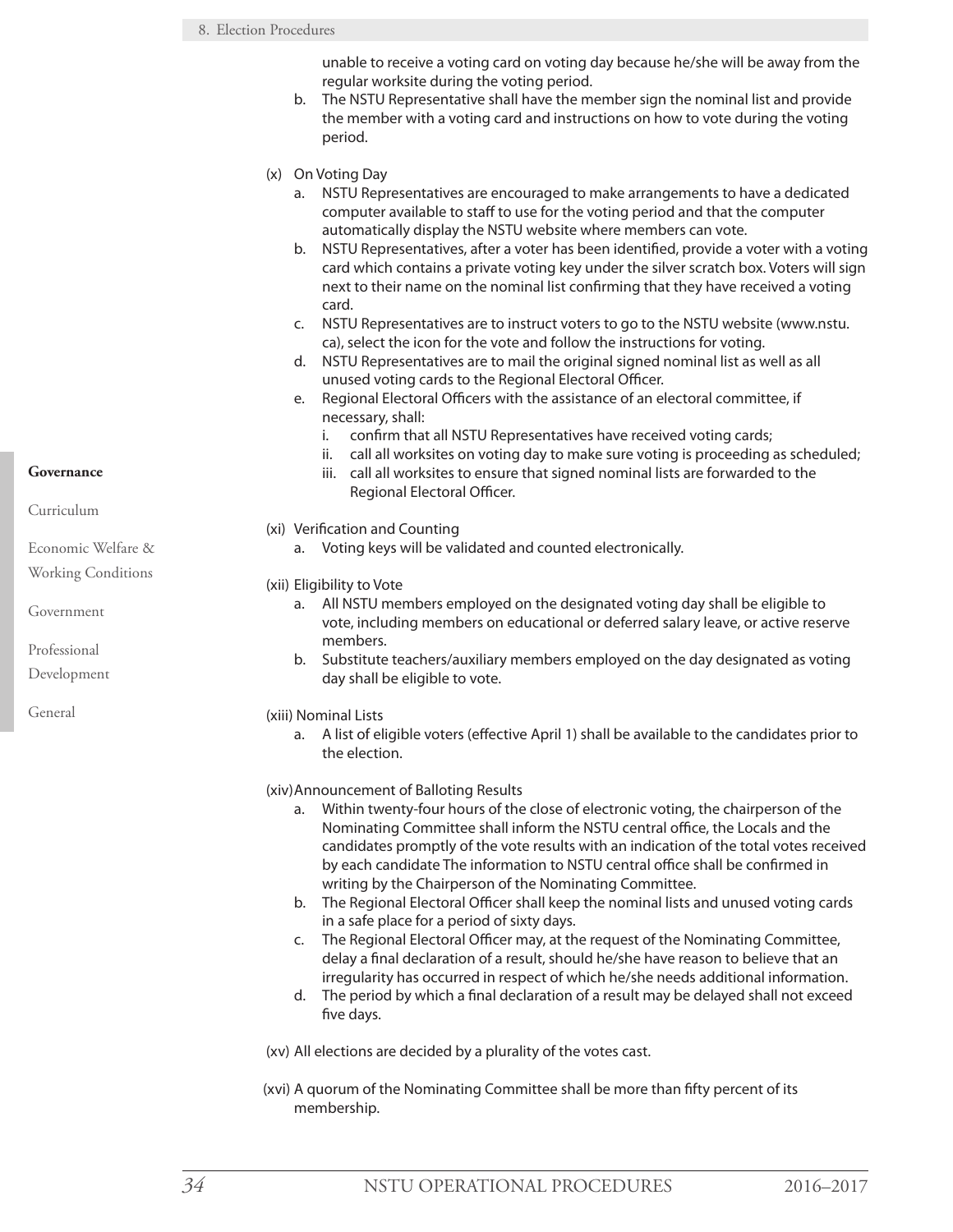unable to receive a voting card on voting day because he/she will be away from the regular worksite during the voting period.

b. The NSTU Representative shall have the member sign the nominal list and provide the member with a voting card and instructions on how to vote during the voting period.

(x) On Voting Day

a. NSTU Representatives are encouraged to make arrangements to have a dedicated computer available to staff to use for the voting period and that the computer automatically display the NSTU website where members can vote.

b. NSTU Representatives, after a voter has been identified, provide a voter with a voting card which contains a private voting key under the silver scratch box. Voters will sign next to their name on the nominal list confirming that they have received a voting card.

c. NSTU Representatives are to instruct voters to go to the NSTU website (www.nstu.ca), select the icon for the vote and follow the instructions for voting.

d. NSTU Representatives are to mail the original signed nominal list as well as all unused voting cards to the Regional Electoral Officer.

e. Regional Electoral Officers with the assistance of an electoral committee, if necessary, shall:

i. confirm that all NSTU Representatives have received voting cards;

ii. call all worksites on voting day to make sure voting is proceeding as scheduled;

iii. call all worksites to ensure that signed nominal lists are forwarded to the Regional Electoral Officer.

(xi) Verification and Counting

a. Voting keys will be validated and counted electronically.

(xii) Eligibility to Vote

a. All NSTU members employed on the designated voting day shall be eligible to vote, including members on educational or deferred salary leave, or active reserve members.

b. Substitute teachers/auxiliary members employed on the day designated as voting day shall be eligible to vote.

(xiii) Nominal Lists

a. A list of eligible voters (effective April 1) shall be available to the candidates prior to the election.

(xiv) Announcement of Balloting Results

a. Within twenty-four hours of the close of electronic voting, the chairperson of the Nominating Committee shall inform the NSTU central office, the Locals and the candidates promptly of the vote results with an indication of the total votes received by each candidate The information to NSTU central office shall be confirmed in writing by the Chairperson of the Nominating Committee.

b. The Regional Electoral Officer shall keep the nominal lists and unused voting cards in a safe place for a period of sixty days.

c. The Regional Electoral Officer may, at the request of the Nominating Committee, delay a final declaration of a result, should he/she have reason to believe that an irregularity has occurred in respect of which he/she needs additional information.

d. The period by which a final declaration of a result may be delayed shall not exceed five days.

(xv) All elections are decided by a plurality of the votes cast.

(xvi) A quorum of the Nominating Committee shall be more than fifty percent of its membership.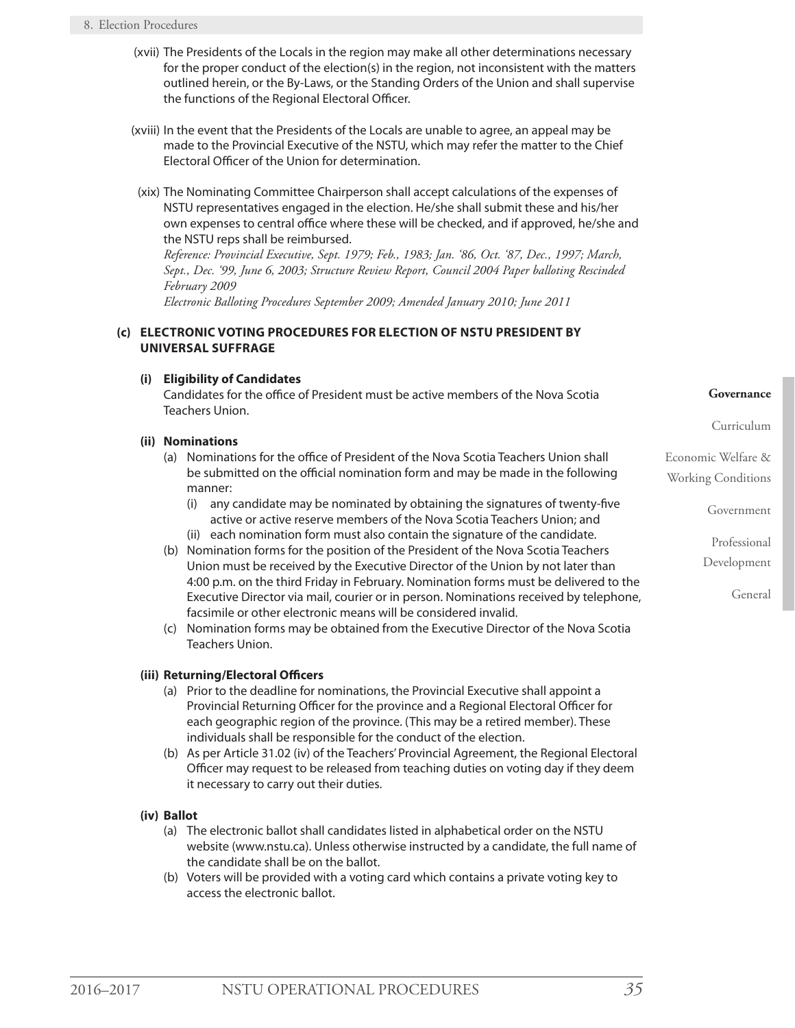(xvii) The Presidents of the Locals in the region may make all other determinations necessary for the proper conduct of the election(s) in the region, not inconsistent with the matters outlined herein, or the By-Laws, or the Standing Orders of the Union and shall supervise the functions of the Regional Electoral Officer.

(xviii) In the event that the Presidents of the Locals are unable to agree, an appeal may be made to the Provincial Executive of the NSTU, which may refer the matter to the Chief Electoral Officer of the Union for determination.

(xix) The Nominating Committee Chairperson shall accept calculations of the expenses of NSTU representatives engaged in the election. He/she shall submit these and his/her own expenses to central office where these will be checked, and if approved, he/she and the NSTU reps shall be reimbursed.
*Reference: Provincial Executive, Sept. 1979; Feb., 1983; Jan. '86, Oct. '87, Dec., 1997; March, Sept., Dec. '99, June 6, 2003; Structure Review Report, Council 2004 Paper balloting Rescinded February 2009*
*Electronic Balloting Procedures September 2009; Amended January 2010; June 2011*

### (c) ELECTRONIC VOTING PROCEDURES FOR ELECTION OF NSTU PRESIDENT BY UNIVERSAL SUFFRAGE

**(i) Eligibility of Candidates**
Candidates for the office of President must be active members of the Nova Scotia Teachers Union.

**(ii) Nominations**

(a) Nominations for the office of President of the Nova Scotia Teachers Union shall be submitted on the official nomination form and may be made in the following manner:
  - (i) any candidate may be nominated by obtaining the signatures of twenty-five active or active reserve members of the Nova Scotia Teachers Union; and
  - (ii) each nomination form must also contain the signature of the candidate.

(b) Nomination forms for the position of the President of the Nova Scotia Teachers Union must be received by the Executive Director of the Union by not later than 4:00 p.m. on the third Friday in February. Nomination forms must be delivered to the Executive Director via mail, courier or in person. Nominations received by telephone, facsimile or other electronic means will be considered invalid.

(c) Nomination forms may be obtained from the Executive Director of the Nova Scotia Teachers Union.

**(iii) Returning/Electoral Officers**

(a) Prior to the deadline for nominations, the Provincial Executive shall appoint a Provincial Returning Officer for the province and a Regional Electoral Officer for each geographic region of the province. (This may be a retired member). These individuals shall be responsible for the conduct of the election.

(b) As per Article 31.02 (iv) of the Teachers' Provincial Agreement, the Regional Electoral Officer may request to be released from teaching duties on voting day if they deem it necessary to carry out their duties.

**(iv) Ballot**

(a) The electronic ballot shall candidates listed in alphabetical order on the NSTU website (www.nstu.ca). Unless otherwise instructed by a candidate, the full name of the candidate shall be on the ballot.

(b) Voters will be provided with a voting card which contains a private voting key to access the electronic ballot.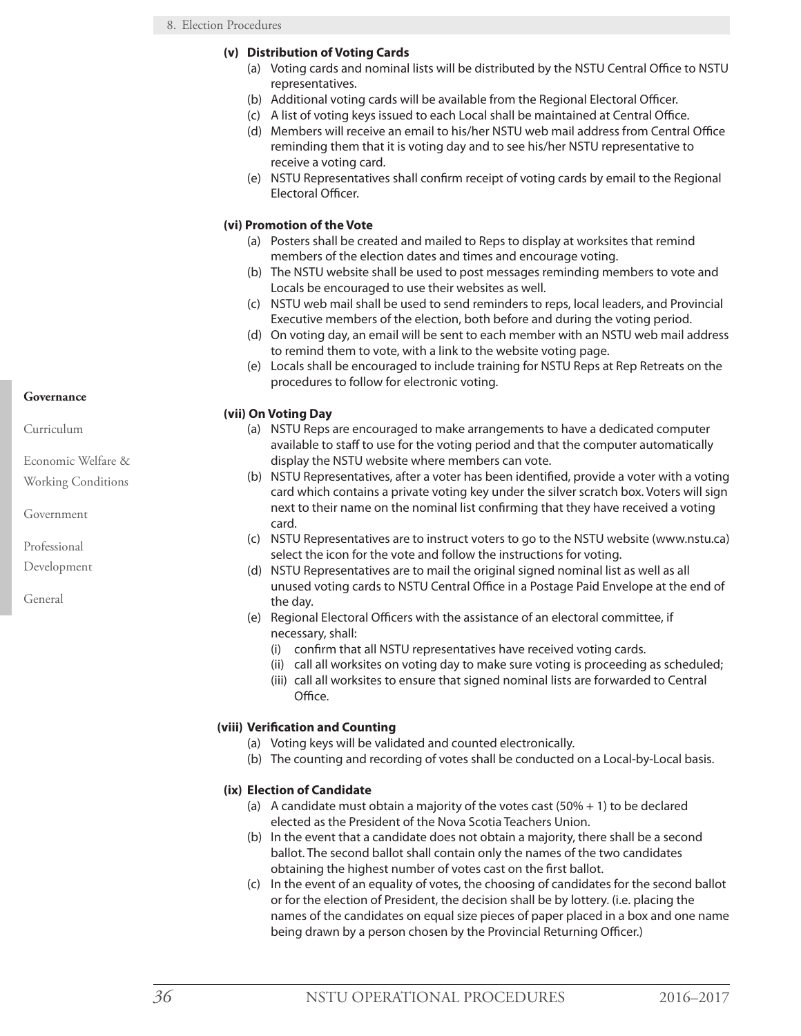**(v) Distribution of Voting Cards**

(a) Voting cards and nominal lists will be distributed by the NSTU Central Office to NSTU representatives.

(b) Additional voting cards will be available from the Regional Electoral Officer.

(c) A list of voting keys issued to each Local shall be maintained at Central Office.

(d) Members will receive an email to his/her NSTU web mail address from Central Office reminding them that it is voting day and to see his/her NSTU representative to receive a voting card.

(e) NSTU Representatives shall confirm receipt of voting cards by email to the Regional Electoral Officer.

**(vi) Promotion of the Vote**

(a) Posters shall be created and mailed to Reps to display at worksites that remind members of the election dates and times and encourage voting.

(b) The NSTU website shall be used to post messages reminding members to vote and Locals be encouraged to use their websites as well.

(c) NSTU web mail shall be used to send reminders to reps, local leaders, and Provincial Executive members of the election, both before and during the voting period.

(d) On voting day, an email will be sent to each member with an NSTU web mail address to remind them to vote, with a link to the website voting page.

(e) Locals shall be encouraged to include training for NSTU Reps at Rep Retreats on the procedures to follow for electronic voting.

**(vii) On Voting Day**

(a) NSTU Reps are encouraged to make arrangements to have a dedicated computer available to staff to use for the voting period and that the computer automatically display the NSTU website where members can vote.

(b) NSTU Representatives, after a voter has been identified, provide a voter with a voting card which contains a private voting key under the silver scratch box. Voters will sign next to their name on the nominal list confirming that they have received a voting card.

(c) NSTU Representatives are to instruct voters to go to the NSTU website (www.nstu.ca) select the icon for the vote and follow the instructions for voting.

(d) NSTU Representatives are to mail the original signed nominal list as well as all unused voting cards to NSTU Central Office in a Postage Paid Envelope at the end of the day.

(e) Regional Electoral Officers with the assistance of an electoral committee, if necessary, shall:

(i) confirm that all NSTU representatives have received voting cards.

(ii) call all worksites on voting day to make sure voting is proceeding as scheduled;

(iii) call all worksites to ensure that signed nominal lists are forwarded to Central Office.

**(viii) Verification and Counting**

(a) Voting keys will be validated and counted electronically.

(b) The counting and recording of votes shall be conducted on a Local-by-Local basis.

**(ix) Election of Candidate**

(a) A candidate must obtain a majority of the votes cast (50% + 1) to be declared elected as the President of the Nova Scotia Teachers Union.

(b) In the event that a candidate does not obtain a majority, there shall be a second ballot. The second ballot shall contain only the names of the two candidates obtaining the highest number of votes cast on the first ballot.

(c) In the event of an equality of votes, the choosing of candidates for the second ballot or for the election of President, the decision shall be by lottery. (i.e. placing the names of the candidates on equal size pieces of paper placed in a box and one name being drawn by a person chosen by the Provincial Returning Officer.)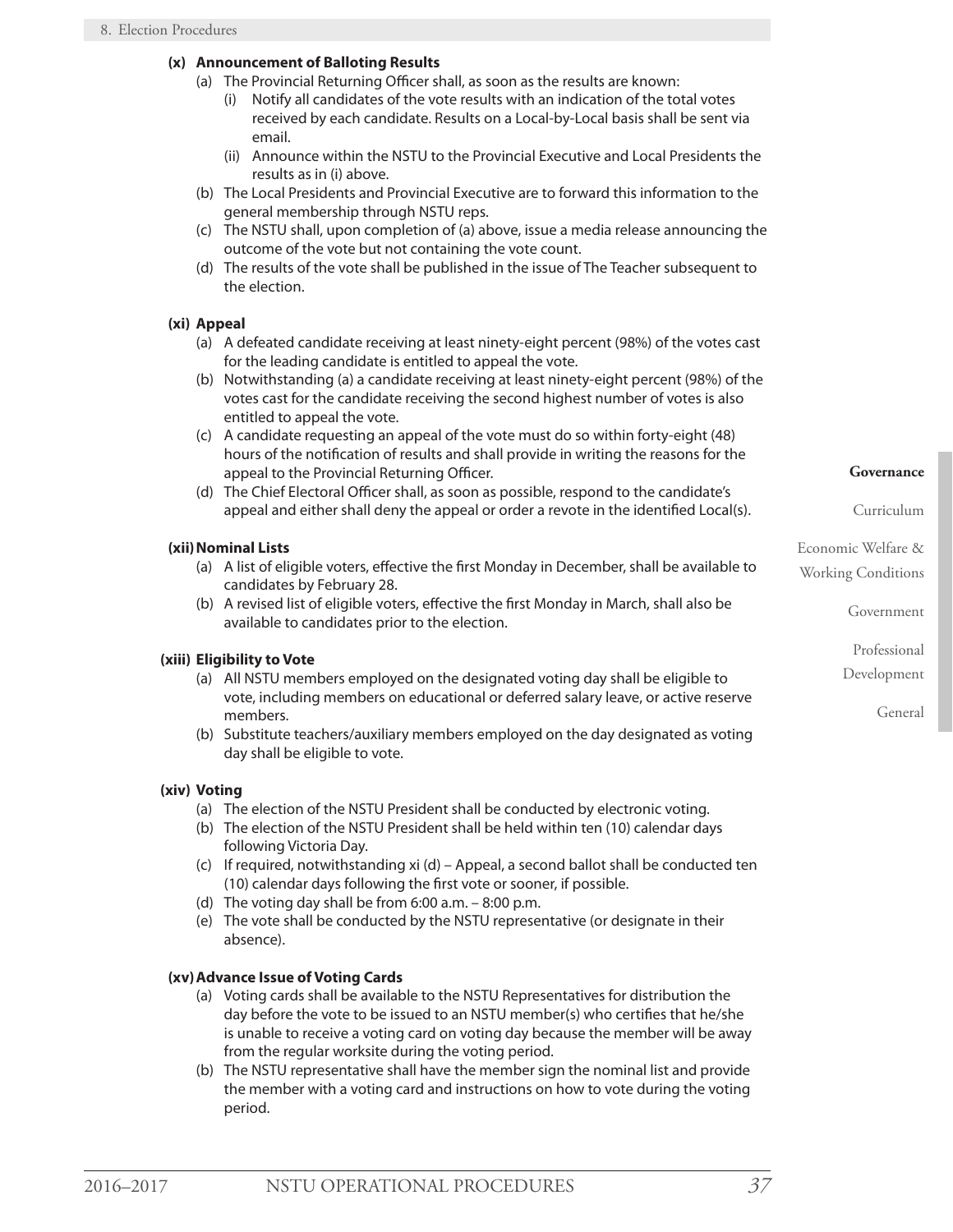#### (x) Announcement of Balloting Results

(a) The Provincial Returning Officer shall, as soon as the results are known:

  (i) Notify all candidates of the vote results with an indication of the total votes received by each candidate. Results on a Local-by-Local basis shall be sent via email.

  (ii) Announce within the NSTU to the Provincial Executive and Local Presidents the results as in (i) above.

(b) The Local Presidents and Provincial Executive are to forward this information to the general membership through NSTU reps.

(c) The NSTU shall, upon completion of (a) above, issue a media release announcing the outcome of the vote but not containing the vote count.

(d) The results of the vote shall be published in the issue of The Teacher subsequent to the election.

#### (xi) Appeal

(a) A defeated candidate receiving at least ninety-eight percent (98%) of the votes cast for the leading candidate is entitled to appeal the vote.

(b) Notwithstanding (a) a candidate receiving at least ninety-eight percent (98%) of the votes cast for the candidate receiving the second highest number of votes is also entitled to appeal the vote.

(c) A candidate requesting an appeal of the vote must do so within forty-eight (48) hours of the notification of results and shall provide in writing the reasons for the appeal to the Provincial Returning Officer.

(d) The Chief Electoral Officer shall, as soon as possible, respond to the candidate's appeal and either shall deny the appeal or order a revote in the identified Local(s).

#### (xii) Nominal Lists

(a) A list of eligible voters, effective the first Monday in December, shall be available to candidates by February 28.

(b) A revised list of eligible voters, effective the first Monday in March, shall also be available to candidates prior to the election.

#### (xiii) Eligibility to Vote

(a) All NSTU members employed on the designated voting day shall be eligible to vote, including members on educational or deferred salary leave, or active reserve members.

(b) Substitute teachers/auxiliary members employed on the day designated as voting day shall be eligible to vote.

#### (xiv) Voting

(a) The election of the NSTU President shall be conducted by electronic voting.

(b) The election of the NSTU President shall be held within ten (10) calendar days following Victoria Day.

(c) If required, notwithstanding xi (d) – Appeal, a second ballot shall be conducted ten (10) calendar days following the first vote or sooner, if possible.

(d) The voting day shall be from 6:00 a.m. – 8:00 p.m.

(e) The vote shall be conducted by the NSTU representative (or designate in their absence).

#### (xv) Advance Issue of Voting Cards

(a) Voting cards shall be available to the NSTU Representatives for distribution the day before the vote to be issued to an NSTU member(s) who certifies that he/she is unable to receive a voting card on voting day because the member will be away from the regular worksite during the voting period.

(b) The NSTU representative shall have the member sign the nominal list and provide the member with a voting card and instructions on how to vote during the voting period.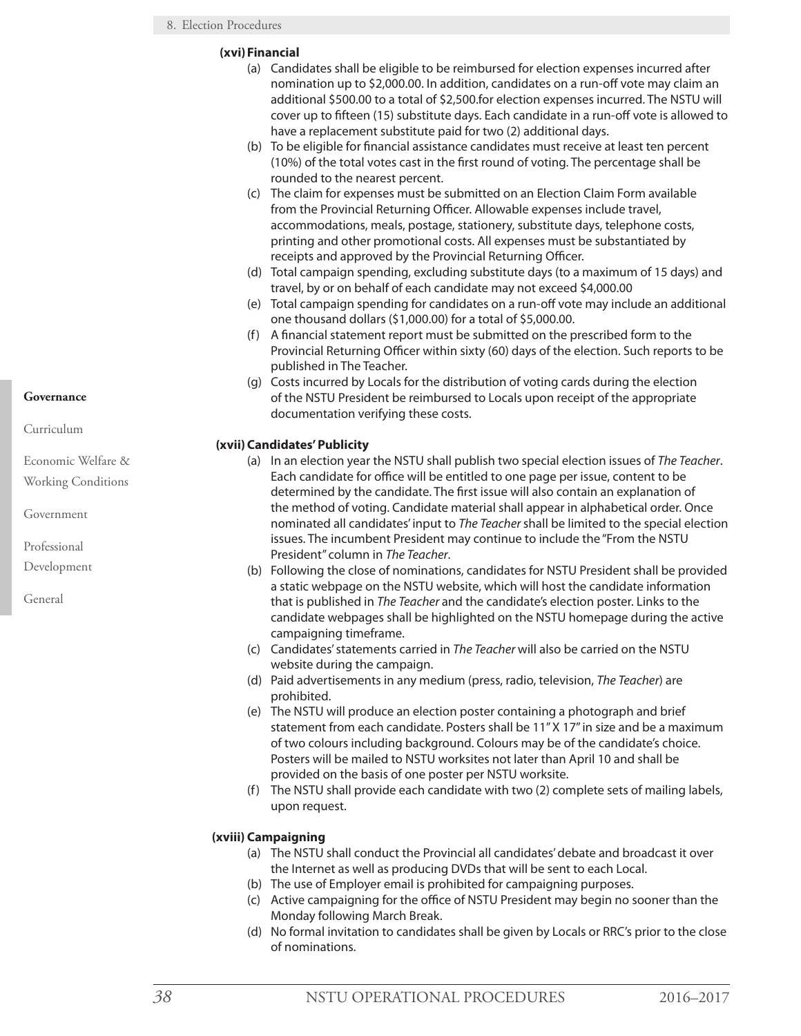**(xvi) Financial**

(a) Candidates shall be eligible to be reimbursed for election expenses incurred after nomination up to $2,000.00. In addition, candidates on a run-off vote may claim an additional $500.00 to a total of $2,500.for election expenses incurred. The NSTU will cover up to fifteen (15) substitute days. Each candidate in a run-off vote is allowed to have a replacement substitute paid for two (2) additional days.

(b) To be eligible for financial assistance candidates must receive at least ten percent (10%) of the total votes cast in the first round of voting. The percentage shall be rounded to the nearest percent.

(c) The claim for expenses must be submitted on an Election Claim Form available from the Provincial Returning Officer. Allowable expenses include travel, accommodations, meals, postage, stationery, substitute days, telephone costs, printing and other promotional costs. All expenses must be substantiated by receipts and approved by the Provincial Returning Officer.

(d) Total campaign spending, excluding substitute days (to a maximum of 15 days) and travel, by or on behalf of each candidate may not exceed $4,000.00

(e) Total campaign spending for candidates on a run-off vote may include an additional one thousand dollars ($1,000.00) for a total of $5,000.00.

(f) A financial statement report must be submitted on the prescribed form to the Provincial Returning Officer within sixty (60) days of the election. Such reports to be published in The Teacher.

(g) Costs incurred by Locals for the distribution of voting cards during the election of the NSTU President be reimbursed to Locals upon receipt of the appropriate documentation verifying these costs.

**(xvii) Candidates' Publicity**

(a) In an election year the NSTU shall publish two special election issues of *The Teacher*. Each candidate for office will be entitled to one page per issue, content to be determined by the candidate. The first issue will also contain an explanation of the method of voting. Candidate material shall appear in alphabetical order. Once nominated all candidates' input to *The Teacher* shall be limited to the special election issues. The incumbent President may continue to include the "From the NSTU President" column in *The Teacher*.

(b) Following the close of nominations, candidates for NSTU President shall be provided a static webpage on the NSTU website, which will host the candidate information that is published in *The Teacher* and the candidate's election poster. Links to the candidate webpages shall be highlighted on the NSTU homepage during the active campaigning timeframe.

(c) Candidates' statements carried in *The Teacher* will also be carried on the NSTU website during the campaign.

(d) Paid advertisements in any medium (press, radio, television, *The Teacher*) are prohibited.

(e) The NSTU will produce an election poster containing a photograph and brief statement from each candidate. Posters shall be 11" X 17" in size and be a maximum of two colours including background. Colours may be of the candidate's choice. Posters will be mailed to NSTU worksites not later than April 10 and shall be provided on the basis of one poster per NSTU worksite.

(f) The NSTU shall provide each candidate with two (2) complete sets of mailing labels, upon request.

**(xviii) Campaigning**

(a) The NSTU shall conduct the Provincial all candidates' debate and broadcast it over the Internet as well as producing DVDs that will be sent to each Local.

(b) The use of Employer email is prohibited for campaigning purposes.

(c) Active campaigning for the office of NSTU President may begin no sooner than the Monday following March Break.

(d) No formal invitation to candidates shall be given by Locals or RRC's prior to the close of nominations.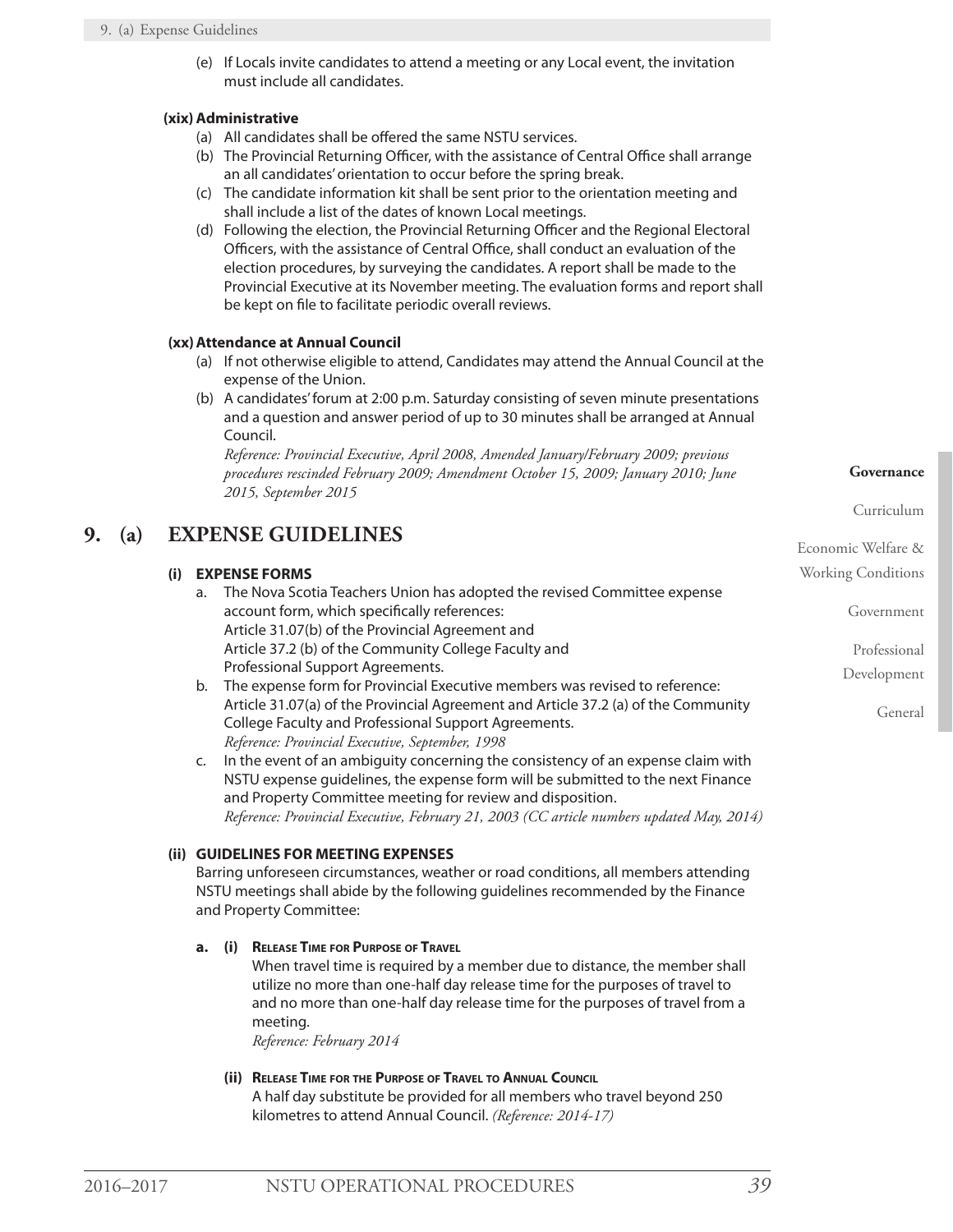(e) If Locals invite candidates to attend a meeting or any Local event, the invitation must include all candidates.

**(xix) Administrative**

(a) All candidates shall be offered the same NSTU services.

(b) The Provincial Returning Officer, with the assistance of Central Office shall arrange an all candidates' orientation to occur before the spring break.

(c) The candidate information kit shall be sent prior to the orientation meeting and shall include a list of the dates of known Local meetings.

(d) Following the election, the Provincial Returning Officer and the Regional Electoral Officers, with the assistance of Central Office, shall conduct an evaluation of the election procedures, by surveying the candidates. A report shall be made to the Provincial Executive at its November meeting. The evaluation forms and report shall be kept on file to facilitate periodic overall reviews.

**(xx) Attendance at Annual Council**

(a) If not otherwise eligible to attend, Candidates may attend the Annual Council at the expense of the Union.

(b) A candidates' forum at 2:00 p.m. Saturday consisting of seven minute presentations and a question and answer period of up to 30 minutes shall be arranged at Annual Council.

*Reference: Provincial Executive, April 2008, Amended January/February 2009; previous procedures rescinded February 2009; Amendment October 15, 2009; January 2010; June 2015, September 2015*

## 9. (a) EXPENSE GUIDELINES

**(i) EXPENSE FORMS**

a. The Nova Scotia Teachers Union has adopted the revised Committee expense account form, which specifically references:
Article 31.07(b) of the Provincial Agreement and
Article 37.2 (b) of the Community College Faculty and
Professional Support Agreements.

b. The expense form for Provincial Executive members was revised to reference: Article 31.07(a) of the Provincial Agreement and Article 37.2 (a) of the Community College Faculty and Professional Support Agreements.
*Reference: Provincial Executive, September, 1998*

c. In the event of an ambiguity concerning the consistency of an expense claim with NSTU expense guidelines, the expense form will be submitted to the next Finance and Property Committee meeting for review and disposition.
*Reference: Provincial Executive, February 21, 2003 (CC article numbers updated May, 2014)*

**(ii) GUIDELINES FOR MEETING EXPENSES**

Barring unforeseen circumstances, weather or road conditions, all members attending NSTU meetings shall abide by the following guidelines recommended by the Finance and Property Committee:

**a. (i) Release Time for Purpose of Travel**

When travel time is required by a member due to distance, the member shall utilize no more than one-half day release time for the purposes of travel to and no more than one-half day release time for the purposes of travel from a meeting.
*Reference: February 2014*

**(ii) Release Time for the Purpose of Travel to Annual Council**

A half day substitute be provided for all members who travel beyond 250 kilometres to attend Annual Council. *(Reference: 2014-17)*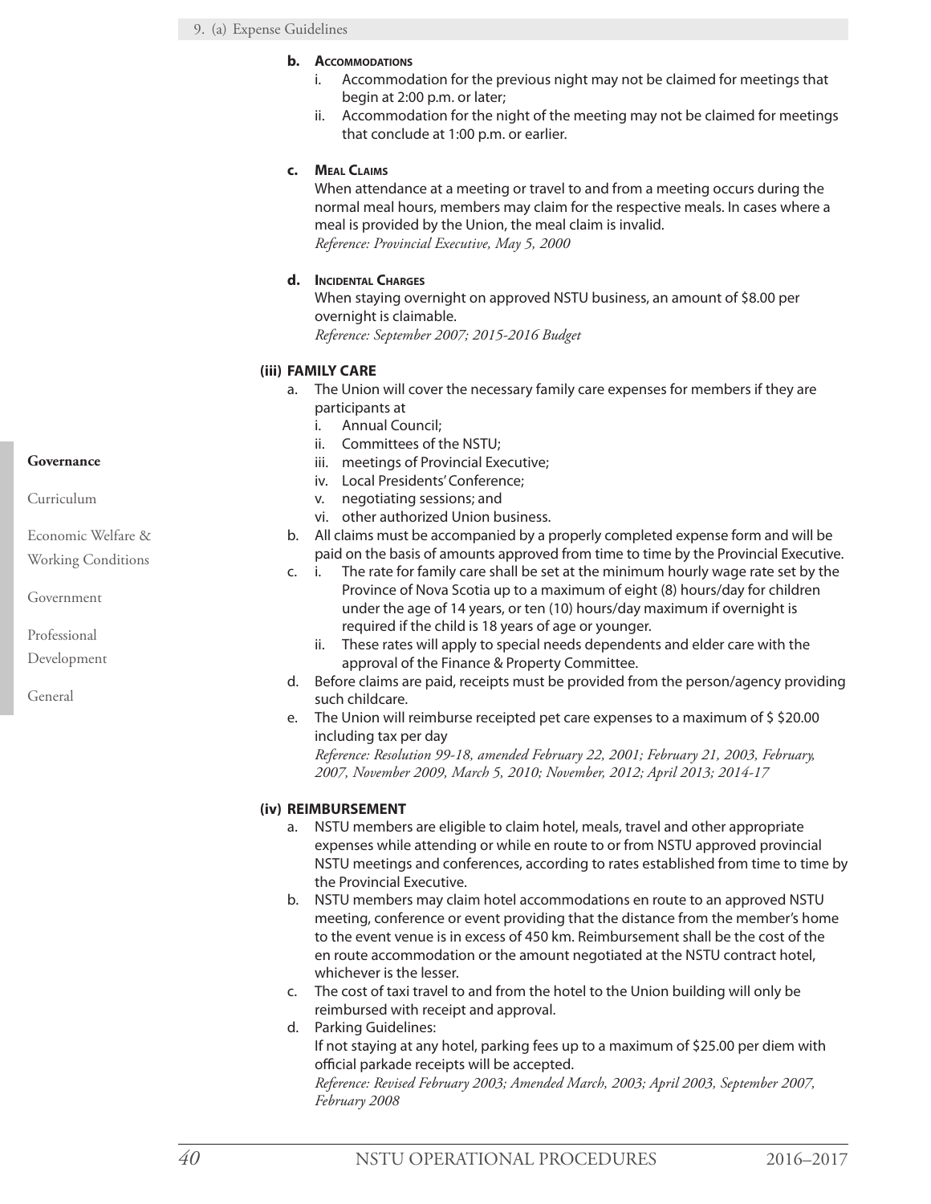**b. Accommodations**

i. Accommodation for the previous night may not be claimed for meetings that begin at 2:00 p.m. or later;

ii. Accommodation for the night of the meeting may not be claimed for meetings that conclude at 1:00 p.m. or earlier.

**c. Meal Claims**

When attendance at a meeting or travel to and from a meeting occurs during the normal meal hours, members may claim for the respective meals. In cases where a meal is provided by the Union, the meal claim is invalid.

*Reference: Provincial Executive, May 5, 2000*

**d. Incidental Charges**

When staying overnight on approved NSTU business, an amount of $8.00 per overnight is claimable.

*Reference: September 2007; 2015-2016 Budget*

### (iii) FAMILY CARE

a. The Union will cover the necessary family care expenses for members if they are participants at
   - i. Annual Council;
   - ii. Committees of the NSTU;
   - iii. meetings of Provincial Executive;
   - iv. Local Presidents' Conference;
   - v. negotiating sessions; and
   - vi. other authorized Union business.

b. All claims must be accompanied by a properly completed expense form and will be paid on the basis of amounts approved from time to time by the Provincial Executive.

c. i. The rate for family care shall be set at the minimum hourly wage rate set by the Province of Nova Scotia up to a maximum of eight (8) hours/day for children under the age of 14 years, or ten (10) hours/day maximum if overnight is required if the child is 18 years of age or younger.

   ii. These rates will apply to special needs dependents and elder care with the approval of the Finance & Property Committee.

d. Before claims are paid, receipts must be provided from the person/agency providing such childcare.

e. The Union will reimburse receipted pet care expenses to a maximum of $ $20.00 including tax per day

*Reference: Resolution 99-18, amended February 22, 2001; February 21, 2003, February, 2007, November 2009, March 5, 2010; November, 2012; April 2013; 2014-17*

### (iv) REIMBURSEMENT

a. NSTU members are eligible to claim hotel, meals, travel and other appropriate expenses while attending or while en route to or from NSTU approved provincial NSTU meetings and conferences, according to rates established from time to time by the Provincial Executive.

b. NSTU members may claim hotel accommodations en route to an approved NSTU meeting, conference or event providing that the distance from the member's home to the event venue is in excess of 450 km. Reimbursement shall be the cost of the en route accommodation or the amount negotiated at the NSTU contract hotel, whichever is the lesser.

c. The cost of taxi travel to and from the hotel to the Union building will only be reimbursed with receipt and approval.

d. Parking Guidelines:
   If not staying at any hotel, parking fees up to a maximum of $25.00 per diem with official parkade receipts will be accepted.

*Reference: Revised February 2003; Amended March, 2003; April 2003, September 2007, February 2008*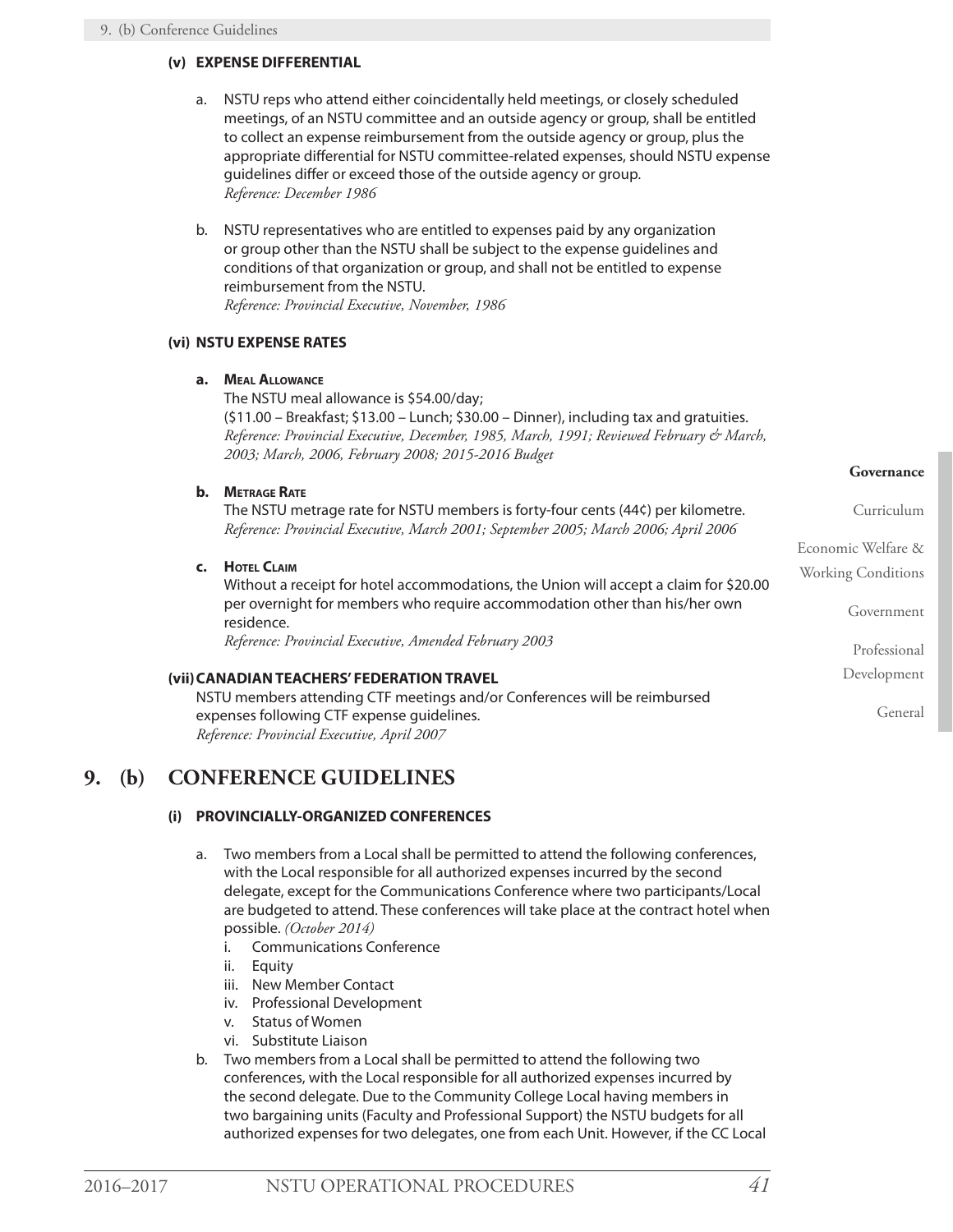#### (v) EXPENSE DIFFERENTIAL

a. NSTU reps who attend either coincidentally held meetings, or closely scheduled meetings, of an NSTU committee and an outside agency or group, shall be entitled to collect an expense reimbursement from the outside agency or group, plus the appropriate differential for NSTU committee-related expenses, should NSTU expense guidelines differ or exceed those of the outside agency or group.
*Reference: December 1986*

b. NSTU representatives who are entitled to expenses paid by any organization or group other than the NSTU shall be subject to the expense guidelines and conditions of that organization or group, and shall not be entitled to expense reimbursement from the NSTU.
*Reference: Provincial Executive, November, 1986*

#### (vi) NSTU EXPENSE RATES

**a. Meal Allowance**
The NSTU meal allowance is $54.00/day;
($11.00 – Breakfast; $13.00 – Lunch; $30.00 – Dinner), including tax and gratuities.
*Reference: Provincial Executive, December, 1985, March, 1991; Reviewed February & March, 2003; March, 2006, February 2008; 2015-2016 Budget*

**b. Metrage Rate**
The NSTU metrage rate for NSTU members is forty-four cents (44¢) per kilometre.
*Reference: Provincial Executive, March 2001; September 2005; March 2006; April 2006*

**c. Hotel Claim**
Without a receipt for hotel accommodations, the Union will accept a claim for $20.00 per overnight for members who require accommodation other than his/her own residence.
*Reference: Provincial Executive, Amended February 2003*

#### (vii) CANADIAN TEACHERS' FEDERATION TRAVEL

NSTU members attending CTF meetings and/or Conferences will be reimbursed expenses following CTF expense guidelines.
*Reference: Provincial Executive, April 2007*

## 9. (b) CONFERENCE GUIDELINES

#### (i) PROVINCIALLY-ORGANIZED CONFERENCES

a. Two members from a Local shall be permitted to attend the following conferences, with the Local responsible for all authorized expenses incurred by the second delegate, except for the Communications Conference where two participants/Local are budgeted to attend. These conferences will take place at the contract hotel when possible. *(October 2014)*
   i. Communications Conference
   ii. Equity
   iii. New Member Contact
   iv. Professional Development
   v. Status of Women
   vi. Substitute Liaison

b. Two members from a Local shall be permitted to attend the following two conferences, with the Local responsible for all authorized expenses incurred by the second delegate. Due to the Community College Local having members in two bargaining units (Faculty and Professional Support) the NSTU budgets for all authorized expenses for two delegates, one from each Unit. However, if the CC Local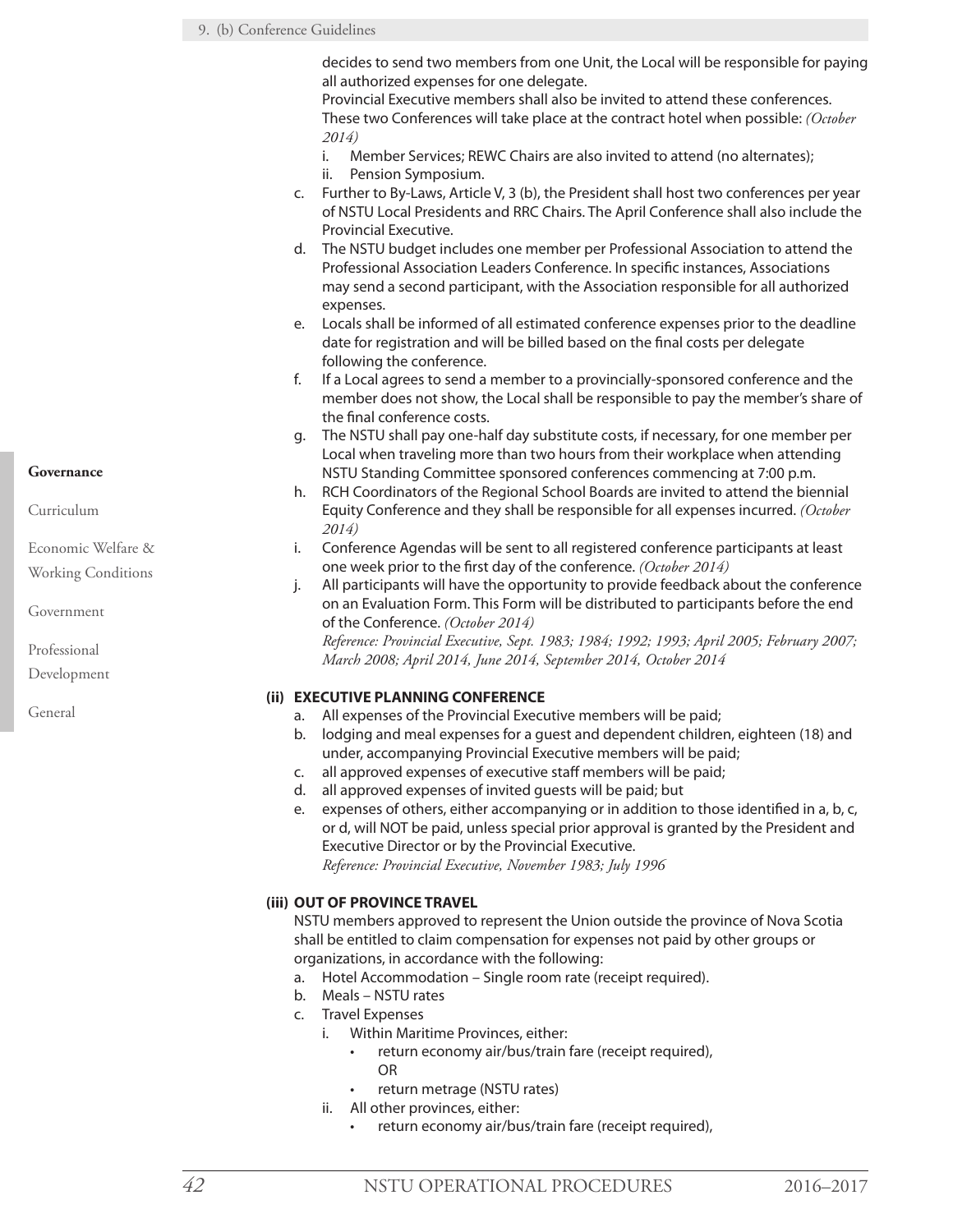decides to send two members from one Unit, the Local will be responsible for paying all authorized expenses for one delegate.

Provincial Executive members shall also be invited to attend these conferences. These two Conferences will take place at the contract hotel when possible: *(October 2014)*

i. Member Services; REWC Chairs are also invited to attend (no alternates);
ii. Pension Symposium.

c. Further to By-Laws, Article V, 3 (b), the President shall host two conferences per year of NSTU Local Presidents and RRC Chairs. The April Conference shall also include the Provincial Executive.

d. The NSTU budget includes one member per Professional Association to attend the Professional Association Leaders Conference. In specific instances, Associations may send a second participant, with the Association responsible for all authorized expenses.

e. Locals shall be informed of all estimated conference expenses prior to the deadline date for registration and will be billed based on the final costs per delegate following the conference.

f. If a Local agrees to send a member to a provincially-sponsored conference and the member does not show, the Local shall be responsible to pay the member's share of the final conference costs.

g. The NSTU shall pay one-half day substitute costs, if necessary, for one member per Local when traveling more than two hours from their workplace when attending NSTU Standing Committee sponsored conferences commencing at 7:00 p.m.

h. RCH Coordinators of the Regional School Boards are invited to attend the biennial Equity Conference and they shall be responsible for all expenses incurred. *(October 2014)*

i. Conference Agendas will be sent to all registered conference participants at least one week prior to the first day of the conference. *(October 2014)*

j. All participants will have the opportunity to provide feedback about the conference on an Evaluation Form. This Form will be distributed to participants before the end of the Conference. *(October 2014)*

*Reference: Provincial Executive, Sept. 1983; 1984; 1992; 1993; April 2005; February 2007; March 2008; April 2014, June 2014, September 2014, October 2014*

### (ii) EXECUTIVE PLANNING CONFERENCE

a. All expenses of the Provincial Executive members will be paid;
b. lodging and meal expenses for a guest and dependent children, eighteen (18) and under, accompanying Provincial Executive members will be paid;
c. all approved expenses of executive staff members will be paid;
d. all approved expenses of invited guests will be paid; but
e. expenses of others, either accompanying or in addition to those identified in a, b, c, or d, will NOT be paid, unless special prior approval is granted by the President and Executive Director or by the Provincial Executive.

*Reference: Provincial Executive, November 1983; July 1996*

### (iii) OUT OF PROVINCE TRAVEL

NSTU members approved to represent the Union outside the province of Nova Scotia shall be entitled to claim compensation for expenses not paid by other groups or organizations, in accordance with the following:

a. Hotel Accommodation – Single room rate (receipt required).
b. Meals – NSTU rates
c. Travel Expenses
   i. Within Maritime Provinces, either:
      - return economy air/bus/train fare (receipt required),
        OR
      - return metrage (NSTU rates)
   ii. All other provinces, either:
      - return economy air/bus/train fare (receipt required),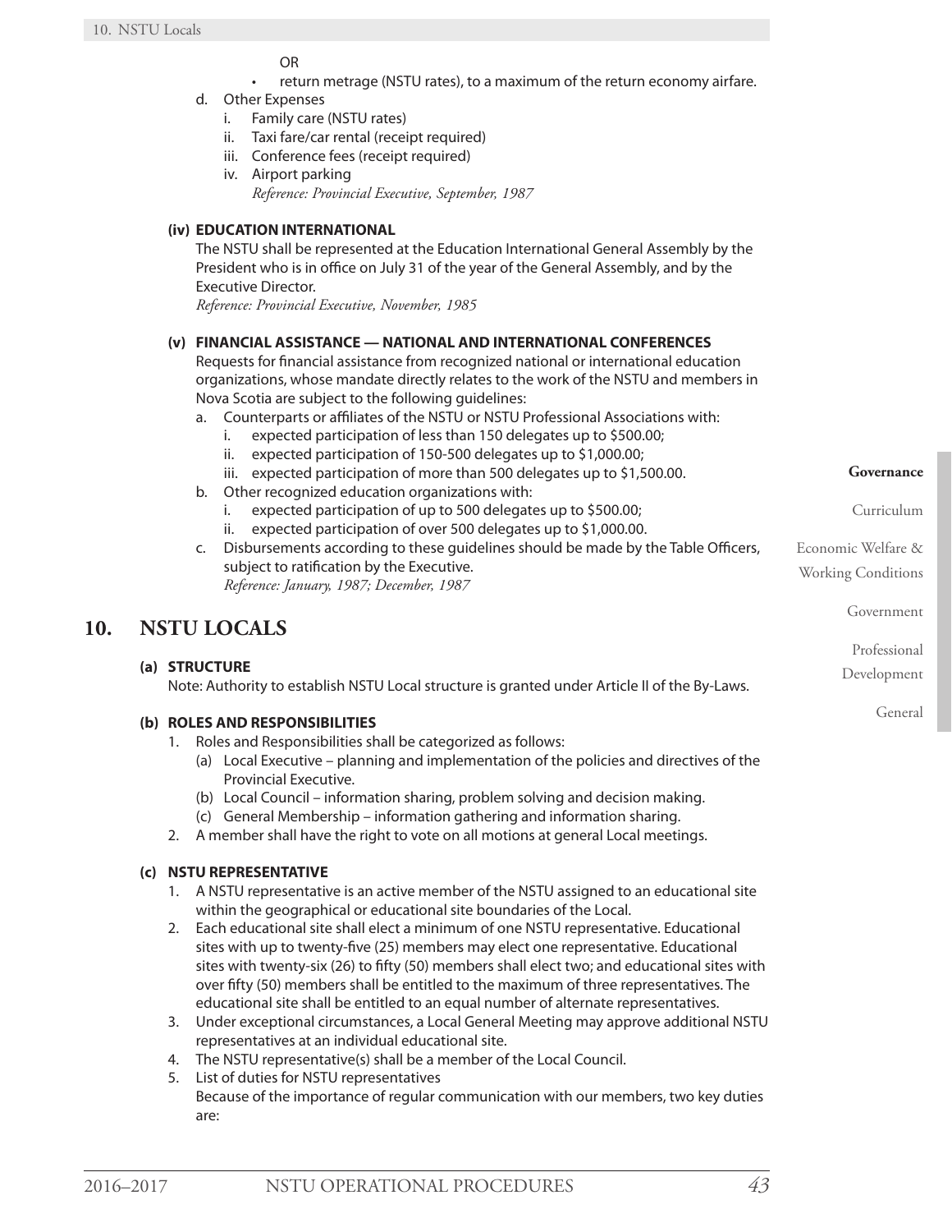OR

- return metrage (NSTU rates), to a maximum of the return economy airfare.

d. Other Expenses
   i. Family care (NSTU rates)
   ii. Taxi fare/car rental (receipt required)
   iii. Conference fees (receipt required)
   iv. Airport parking

   *Reference: Provincial Executive, September, 1987*

**(iv) EDUCATION INTERNATIONAL**

The NSTU shall be represented at the Education International General Assembly by the President who is in office on July 31 of the year of the General Assembly, and by the Executive Director.

*Reference: Provincial Executive, November, 1985*

**(v) FINANCIAL ASSISTANCE — NATIONAL AND INTERNATIONAL CONFERENCES**

Requests for financial assistance from recognized national or international education organizations, whose mandate directly relates to the work of the NSTU and members in Nova Scotia are subject to the following guidelines:

a. Counterparts or affiliates of the NSTU or NSTU Professional Associations with:
   i. expected participation of less than 150 delegates up to $500.00;
   ii. expected participation of 150-500 delegates up to $1,000.00;
   iii. expected participation of more than 500 delegates up to $1,500.00.
b. Other recognized education organizations with:
   i. expected participation of up to 500 delegates up to $500.00;
   ii. expected participation of over 500 delegates up to $1,000.00.
c. Disbursements according to these guidelines should be made by the Table Officers, subject to ratification by the Executive.

   *Reference: January, 1987; December, 1987*

# 10. NSTU LOCALS

**(a) STRUCTURE**

Note: Authority to establish NSTU Local structure is granted under Article II of the By-Laws.

**(b) ROLES AND RESPONSIBILITIES**

1. Roles and Responsibilities shall be categorized as follows:
   (a) Local Executive – planning and implementation of the policies and directives of the Provincial Executive.
   (b) Local Council – information sharing, problem solving and decision making.
   (c) General Membership – information gathering and information sharing.
2. A member shall have the right to vote on all motions at general Local meetings.

**(c) NSTU REPRESENTATIVE**

1. A NSTU representative is an active member of the NSTU assigned to an educational site within the geographical or educational site boundaries of the Local.
2. Each educational site shall elect a minimum of one NSTU representative. Educational sites with up to twenty-five (25) members may elect one representative. Educational sites with twenty-six (26) to fifty (50) members shall elect two; and educational sites with over fifty (50) members shall be entitled to the maximum of three representatives. The educational site shall be entitled to an equal number of alternate representatives.
3. Under exceptional circumstances, a Local General Meeting may approve additional NSTU representatives at an individual educational site.
4. The NSTU representative(s) shall be a member of the Local Council.
5. List of duties for NSTU representatives

   Because of the importance of regular communication with our members, two key duties are: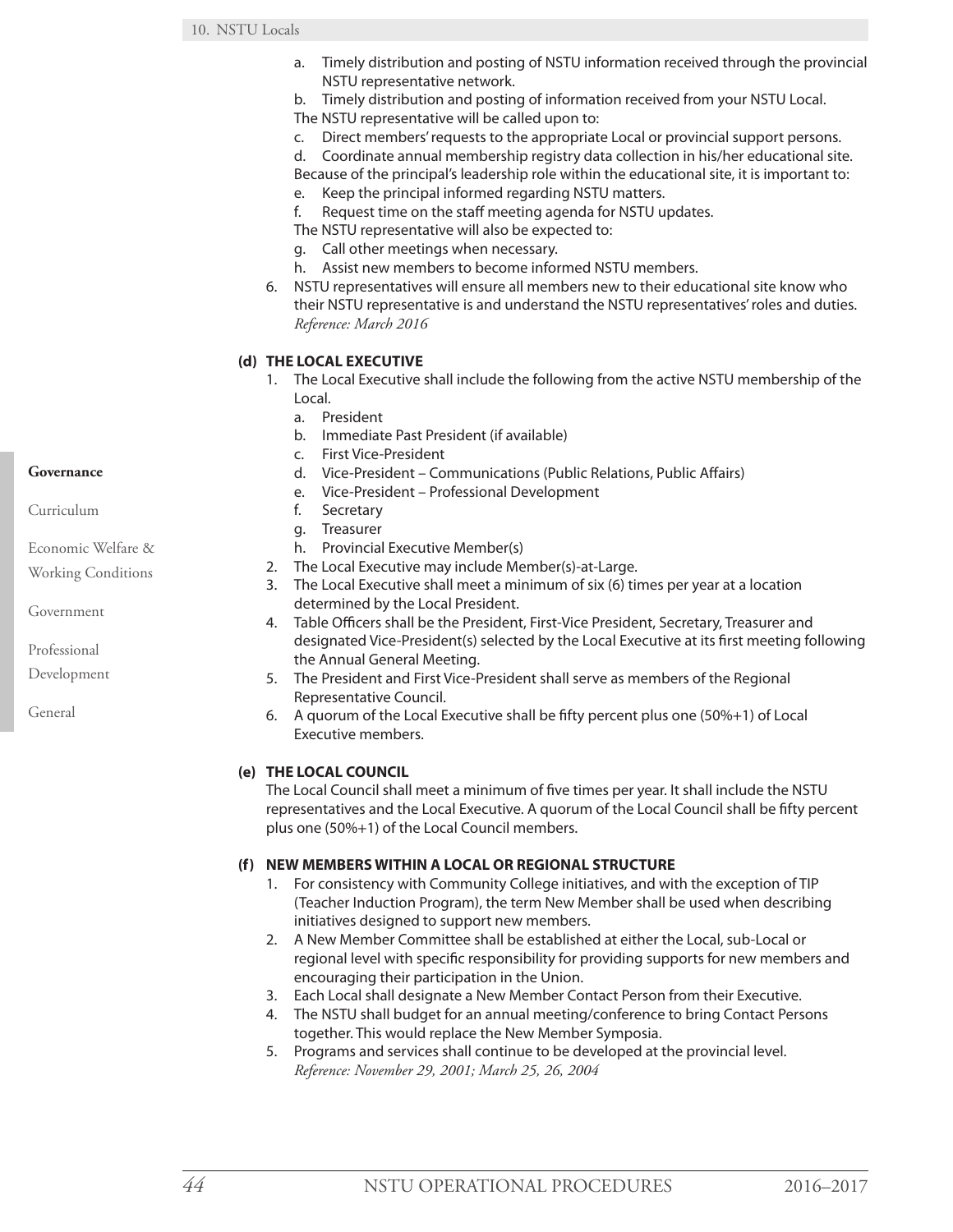a. Timely distribution and posting of NSTU information received through the provincial NSTU representative network.

b. Timely distribution and posting of information received from your NSTU Local.

The NSTU representative will be called upon to:

c. Direct members' requests to the appropriate Local or provincial support persons.

d. Coordinate annual membership registry data collection in his/her educational site.

Because of the principal's leadership role within the educational site, it is important to:

e. Keep the principal informed regarding NSTU matters.

f. Request time on the staff meeting agenda for NSTU updates.

The NSTU representative will also be expected to:

g. Call other meetings when necessary.

h. Assist new members to become informed NSTU members.

6. NSTU representatives will ensure all members new to their educational site know who their NSTU representative is and understand the NSTU representatives' roles and duties.
*Reference: March 2016*

#### (d) THE LOCAL EXECUTIVE

1. The Local Executive shall include the following from the active NSTU membership of the Local.
   a. President
   b. Immediate Past President (if available)
   c. First Vice-President
   d. Vice-President – Communications (Public Relations, Public Affairs)
   e. Vice-President – Professional Development
   f. Secretary
   g. Treasurer
   h. Provincial Executive Member(s)
2. The Local Executive may include Member(s)-at-Large.
3. The Local Executive shall meet a minimum of six (6) times per year at a location determined by the Local President.
4. Table Officers shall be the President, First-Vice President, Secretary, Treasurer and designated Vice-President(s) selected by the Local Executive at its first meeting following the Annual General Meeting.
5. The President and First Vice-President shall serve as members of the Regional Representative Council.
6. A quorum of the Local Executive shall be fifty percent plus one (50%+1) of Local Executive members.

#### (e) THE LOCAL COUNCIL

The Local Council shall meet a minimum of five times per year. It shall include the NSTU representatives and the Local Executive. A quorum of the Local Council shall be fifty percent plus one (50%+1) of the Local Council members.

#### (f) NEW MEMBERS WITHIN A LOCAL OR REGIONAL STRUCTURE

1. For consistency with Community College initiatives, and with the exception of TIP (Teacher Induction Program), the term New Member shall be used when describing initiatives designed to support new members.
2. A New Member Committee shall be established at either the Local, sub-Local or regional level with specific responsibility for providing supports for new members and encouraging their participation in the Union.
3. Each Local shall designate a New Member Contact Person from their Executive.
4. The NSTU shall budget for an annual meeting/conference to bring Contact Persons together. This would replace the New Member Symposia.
5. Programs and services shall continue to be developed at the provincial level.
*Reference: November 29, 2001; March 25, 26, 2004*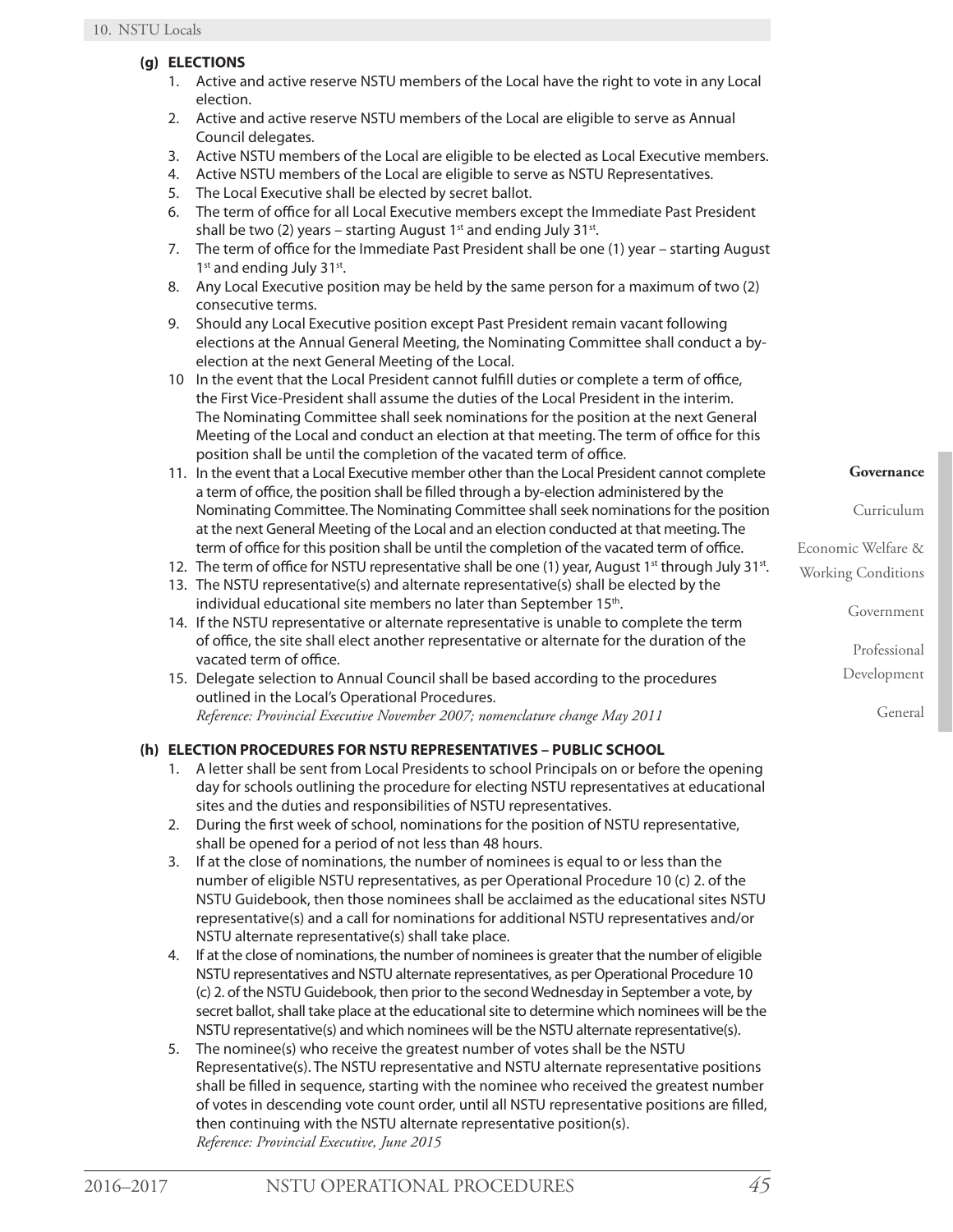**(g) ELECTIONS**

1. Active and active reserve NSTU members of the Local have the right to vote in any Local election.
2. Active and active reserve NSTU members of the Local are eligible to serve as Annual Council delegates.
3. Active NSTU members of the Local are eligible to be elected as Local Executive members.
4. Active NSTU members of the Local are eligible to serve as NSTU Representatives.
5. The Local Executive shall be elected by secret ballot.
6. The term of office for all Local Executive members except the Immediate Past President shall be two (2) years – starting August 1st and ending July 31st.
7. The term of office for the Immediate Past President shall be one (1) year – starting August 1st and ending July 31st.
8. Any Local Executive position may be held by the same person for a maximum of two (2) consecutive terms.
9. Should any Local Executive position except Past President remain vacant following elections at the Annual General Meeting, the Nominating Committee shall conduct a by-election at the next General Meeting of the Local.
10. In the event that the Local President cannot fulfill duties or complete a term of office, the First Vice-President shall assume the duties of the Local President in the interim. The Nominating Committee shall seek nominations for the position at the next General Meeting of the Local and conduct an election at that meeting. The term of office for this position shall be until the completion of the vacated term of office.
11. In the event that a Local Executive member other than the Local President cannot complete a term of office, the position shall be filled through a by-election administered by the Nominating Committee. The Nominating Committee shall seek nominations for the position at the next General Meeting of the Local and an election conducted at that meeting. The term of office for this position shall be until the completion of the vacated term of office.
12. The term of office for NSTU representative shall be one (1) year, August 1st through July 31st.
13. The NSTU representative(s) and alternate representative(s) shall be elected by the individual educational site members no later than September 15th.
14. If the NSTU representative or alternate representative is unable to complete the term of office, the site shall elect another representative or alternate for the duration of the vacated term of office.
15. Delegate selection to Annual Council shall be based according to the procedures outlined in the Local's Operational Procedures.
*Reference: Provincial Executive November 2007; nomenclature change May 2011*

**(h) ELECTION PROCEDURES FOR NSTU REPRESENTATIVES – PUBLIC SCHOOL**

1. A letter shall be sent from Local Presidents to school Principals on or before the opening day for schools outlining the procedure for electing NSTU representatives at educational sites and the duties and responsibilities of NSTU representatives.
2. During the first week of school, nominations for the position of NSTU representative, shall be opened for a period of not less than 48 hours.
3. If at the close of nominations, the number of nominees is equal to or less than the number of eligible NSTU representatives, as per Operational Procedure 10 (c) 2. of the NSTU Guidebook, then those nominees shall be acclaimed as the educational sites NSTU representative(s) and a call for nominations for additional NSTU representatives and/or NSTU alternate representative(s) shall take place.
4. If at the close of nominations, the number of nominees is greater that the number of eligible NSTU representatives and NSTU alternate representatives, as per Operational Procedure 10 (c) 2. of the NSTU Guidebook, then prior to the second Wednesday in September a vote, by secret ballot, shall take place at the educational site to determine which nominees will be the NSTU representative(s) and which nominees will be the NSTU alternate representative(s).
5. The nominee(s) who receive the greatest number of votes shall be the NSTU Representative(s). The NSTU representative and NSTU alternate representative positions shall be filled in sequence, starting with the nominee who received the greatest number of votes in descending vote count order, until all NSTU representative positions are filled, then continuing with the NSTU alternate representative position(s).
*Reference: Provincial Executive, June 2015*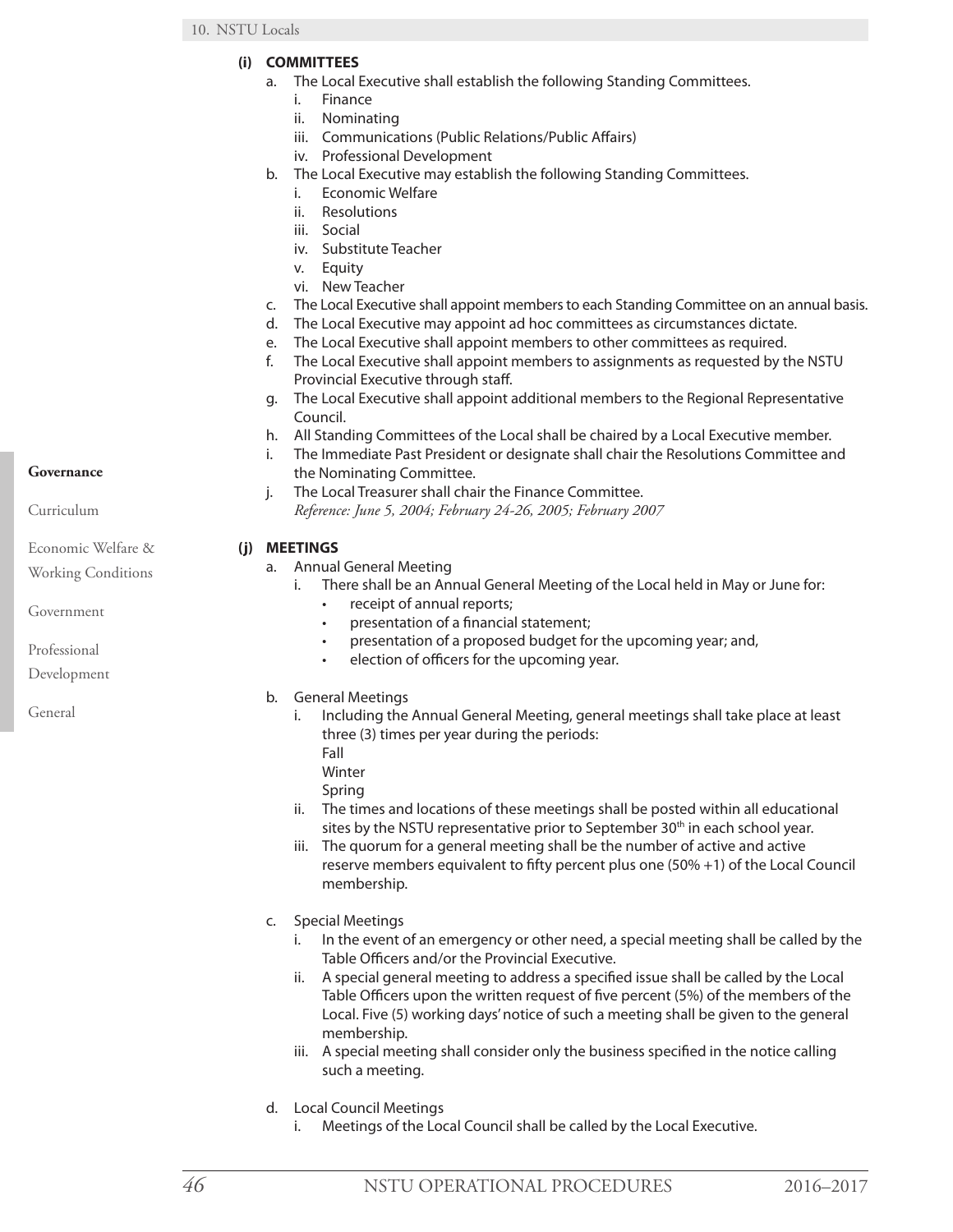**(i) COMMITTEES**

a. The Local Executive shall establish the following Standing Committees.
   i. Finance
   ii. Nominating
   iii. Communications (Public Relations/Public Affairs)
   iv. Professional Development

b. The Local Executive may establish the following Standing Committees.
   i. Economic Welfare
   ii. Resolutions
   iii. Social
   iv. Substitute Teacher
   v. Equity
   vi. New Teacher

c. The Local Executive shall appoint members to each Standing Committee on an annual basis.

d. The Local Executive may appoint ad hoc committees as circumstances dictate.

e. The Local Executive shall appoint members to other committees as required.

f. The Local Executive shall appoint members to assignments as requested by the NSTU Provincial Executive through staff.

g. The Local Executive shall appoint additional members to the Regional Representative Council.

h. All Standing Committees of the Local shall be chaired by a Local Executive member.

i. The Immediate Past President or designate shall chair the Resolutions Committee and the Nominating Committee.

j. The Local Treasurer shall chair the Finance Committee.
*Reference: June 5, 2004; February 24-26, 2005; February 2007*

**(j) MEETINGS**

a. Annual General Meeting
   i. There shall be an Annual General Meeting of the Local held in May or June for:
      - receipt of annual reports;
      - presentation of a financial statement;
      - presentation of a proposed budget for the upcoming year; and,
      - election of officers for the upcoming year.

b. General Meetings
   i. Including the Annual General Meeting, general meetings shall take place at least three (3) times per year during the periods:
      Fall
      Winter
      Spring
   ii. The times and locations of these meetings shall be posted within all educational sites by the NSTU representative prior to September 30th in each school year.
   iii. The quorum for a general meeting shall be the number of active and active reserve members equivalent to fifty percent plus one (50% +1) of the Local Council membership.

c. Special Meetings
   i. In the event of an emergency or other need, a special meeting shall be called by the Table Officers and/or the Provincial Executive.
   ii. A special general meeting to address a specified issue shall be called by the Local Table Officers upon the written request of five percent (5%) of the members of the Local. Five (5) working days' notice of such a meeting shall be given to the general membership.
   iii. A special meeting shall consider only the business specified in the notice calling such a meeting.

d. Local Council Meetings
   i. Meetings of the Local Council shall be called by the Local Executive.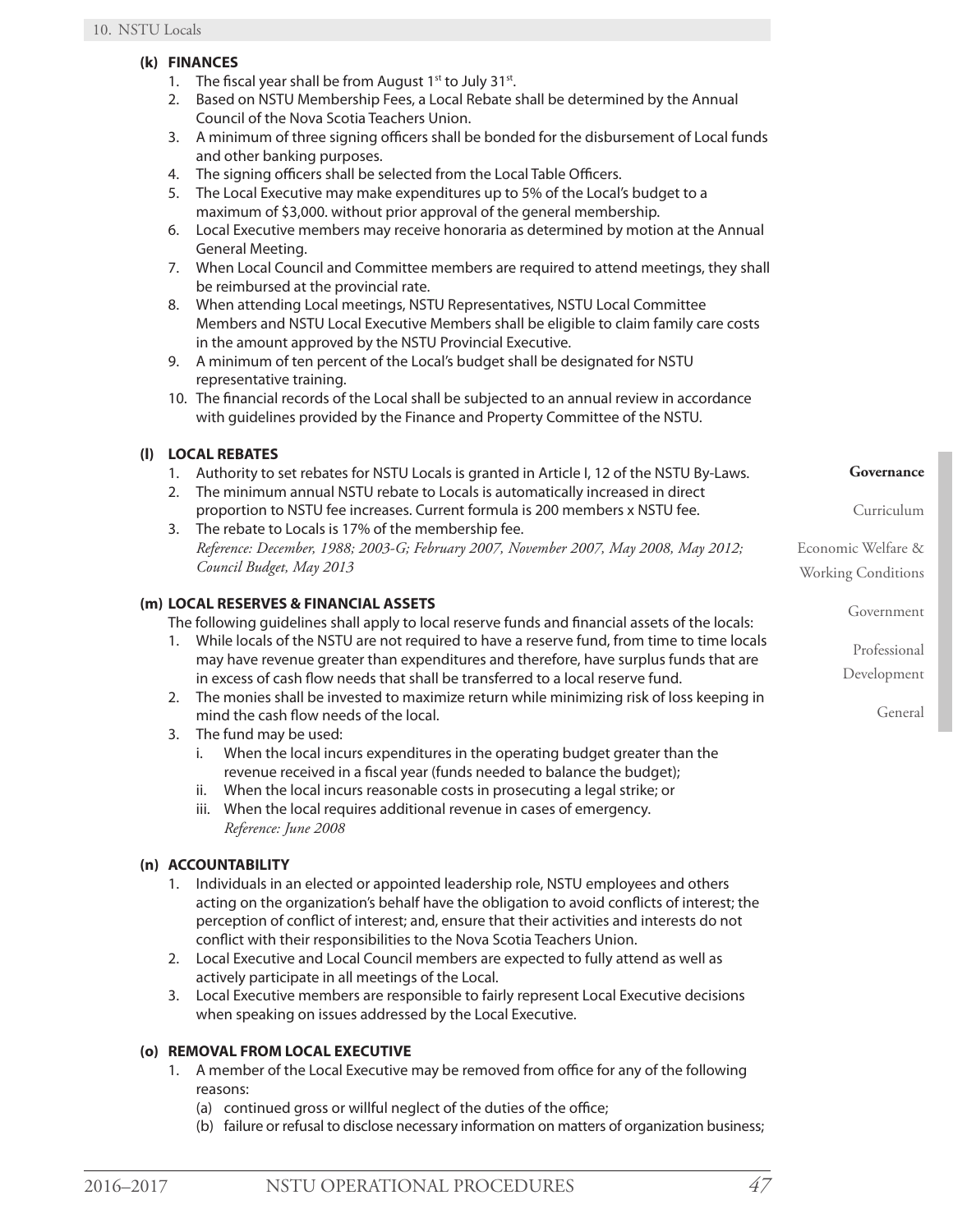### (k) FINANCES

1. The fiscal year shall be from August 1st to July 31st.
2. Based on NSTU Membership Fees, a Local Rebate shall be determined by the Annual Council of the Nova Scotia Teachers Union.
3. A minimum of three signing officers shall be bonded for the disbursement of Local funds and other banking purposes.
4. The signing officers shall be selected from the Local Table Officers.
5. The Local Executive may make expenditures up to 5% of the Local's budget to a maximum of $3,000. without prior approval of the general membership.
6. Local Executive members may receive honoraria as determined by motion at the Annual General Meeting.
7. When Local Council and Committee members are required to attend meetings, they shall be reimbursed at the provincial rate.
8. When attending Local meetings, NSTU Representatives, NSTU Local Committee Members and NSTU Local Executive Members shall be eligible to claim family care costs in the amount approved by the NSTU Provincial Executive.
9. A minimum of ten percent of the Local's budget shall be designated for NSTU representative training.
10. The financial records of the Local shall be subjected to an annual review in accordance with guidelines provided by the Finance and Property Committee of the NSTU.

### (l) LOCAL REBATES

1. Authority to set rebates for NSTU Locals is granted in Article I, 12 of the NSTU By-Laws.
2. The minimum annual NSTU rebate to Locals is automatically increased in direct proportion to NSTU fee increases. Current formula is 200 members x NSTU fee.
3. The rebate to Locals is 17% of the membership fee.
   *Reference: December, 1988; 2003-G; February 2007, November 2007, May 2008, May 2012; Council Budget, May 2013*

### (m) LOCAL RESERVES & FINANCIAL ASSETS

The following guidelines shall apply to local reserve funds and financial assets of the locals:

1. While locals of the NSTU are not required to have a reserve fund, from time to time locals may have revenue greater than expenditures and therefore, have surplus funds that are in excess of cash flow needs that shall be transferred to a local reserve fund.
2. The monies shall be invested to maximize return while minimizing risk of loss keeping in mind the cash flow needs of the local.
3. The fund may be used:
   i. When the local incurs expenditures in the operating budget greater than the revenue received in a fiscal year (funds needed to balance the budget);
   ii. When the local incurs reasonable costs in prosecuting a legal strike; or
   iii. When the local requires additional revenue in cases of emergency.
   *Reference: June 2008*

### (n) ACCOUNTABILITY

1. Individuals in an elected or appointed leadership role, NSTU employees and others acting on the organization's behalf have the obligation to avoid conflicts of interest; the perception of conflict of interest; and, ensure that their activities and interests do not conflict with their responsibilities to the Nova Scotia Teachers Union.
2. Local Executive and Local Council members are expected to fully attend as well as actively participate in all meetings of the Local.
3. Local Executive members are responsible to fairly represent Local Executive decisions when speaking on issues addressed by the Local Executive.

### (o) REMOVAL FROM LOCAL EXECUTIVE

1. A member of the Local Executive may be removed from office for any of the following reasons:
   (a) continued gross or willful neglect of the duties of the office;
   (b) failure or refusal to disclose necessary information on matters of organization business;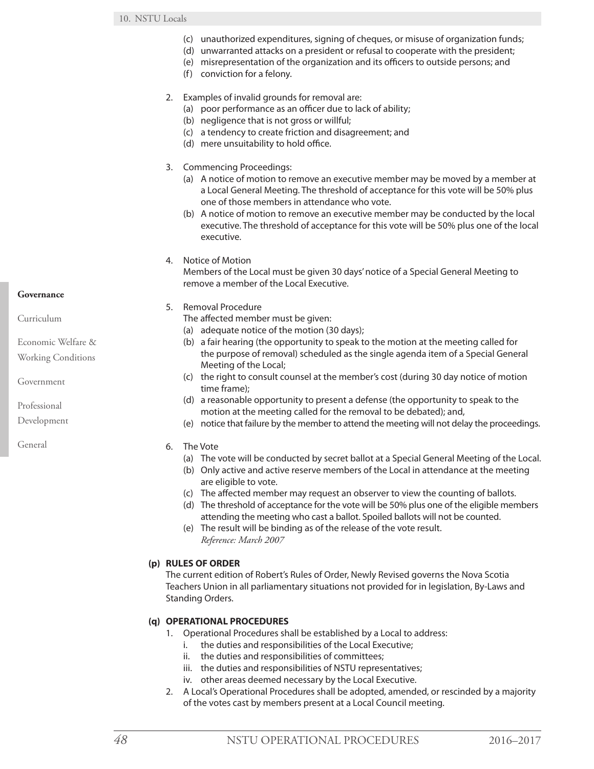(c) unauthorized expenditures, signing of cheques, or misuse of organization funds;
(d) unwarranted attacks on a president or refusal to cooperate with the president;
(e) misrepresentation of the organization and its officers to outside persons; and
(f) conviction for a felony.

2. Examples of invalid grounds for removal are:
   (a) poor performance as an officer due to lack of ability;
   (b) negligence that is not gross or willful;
   (c) a tendency to create friction and disagreement; and
   (d) mere unsuitability to hold office.

3. Commencing Proceedings:
   (a) A notice of motion to remove an executive member may be moved by a member at a Local General Meeting. The threshold of acceptance for this vote will be 50% plus one of those members in attendance who vote.
   (b) A notice of motion to remove an executive member may be conducted by the local executive. The threshold of acceptance for this vote will be 50% plus one of the local executive.

4. Notice of Motion
   Members of the Local must be given 30 days' notice of a Special General Meeting to remove a member of the Local Executive.

5. Removal Procedure
   The affected member must be given:
   (a) adequate notice of the motion (30 days);
   (b) a fair hearing (the opportunity to speak to the motion at the meeting called for the purpose of removal) scheduled as the single agenda item of a Special General Meeting of the Local;
   (c) the right to consult counsel at the member's cost (during 30 day notice of motion time frame);
   (d) a reasonable opportunity to present a defense (the opportunity to speak to the motion at the meeting called for the removal to be debated); and,
   (e) notice that failure by the member to attend the meeting will not delay the proceedings.

6. The Vote
   (a) The vote will be conducted by secret ballot at a Special General Meeting of the Local.
   (b) Only active and active reserve members of the Local in attendance at the meeting are eligible to vote.
   (c) The affected member may request an observer to view the counting of ballots.
   (d) The threshold of acceptance for the vote will be 50% plus one of the eligible members attending the meeting who cast a ballot. Spoiled ballots will not be counted.
   (e) The result will be binding as of the release of the vote result.
   *Reference: March 2007*

**(p) RULES OF ORDER**

The current edition of Robert's Rules of Order, Newly Revised governs the Nova Scotia Teachers Union in all parliamentary situations not provided for in legislation, By-Laws and Standing Orders.

**(q) OPERATIONAL PROCEDURES**

1. Operational Procedures shall be established by a Local to address:
   i. the duties and responsibilities of the Local Executive;
   ii. the duties and responsibilities of committees;
   iii. the duties and responsibilities of NSTU representatives;
   iv. other areas deemed necessary by the Local Executive.
2. A Local's Operational Procedures shall be adopted, amended, or rescinded by a majority of the votes cast by members present at a Local Council meeting.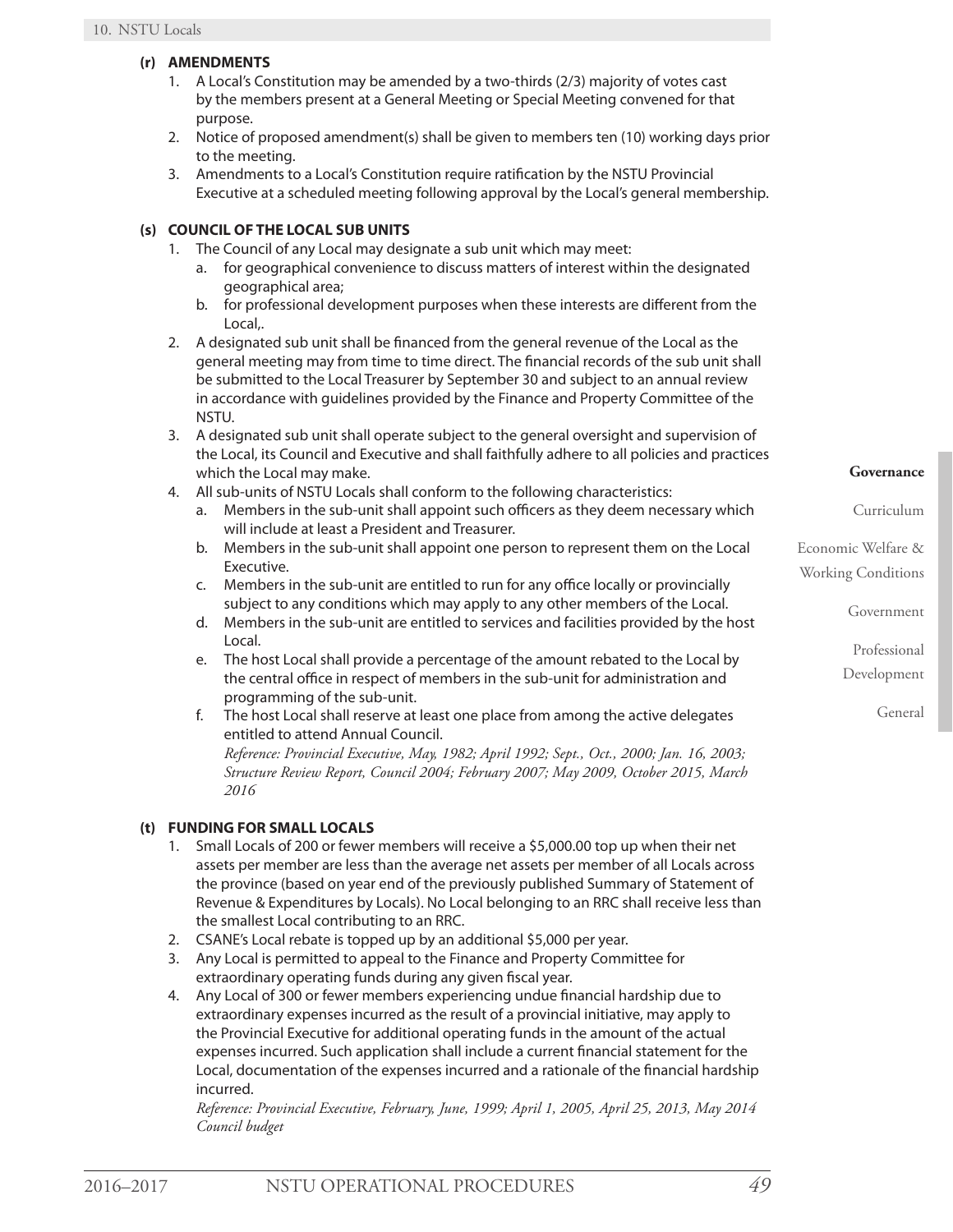### (r) AMENDMENTS

1. A Local's Constitution may be amended by a two-thirds (2/3) majority of votes cast by the members present at a General Meeting or Special Meeting convened for that purpose.
2. Notice of proposed amendment(s) shall be given to members ten (10) working days prior to the meeting.
3. Amendments to a Local's Constitution require ratification by the NSTU Provincial Executive at a scheduled meeting following approval by the Local's general membership.

### (s) COUNCIL OF THE LOCAL SUB UNITS

1. The Council of any Local may designate a sub unit which may meet:
   a. for geographical convenience to discuss matters of interest within the designated geographical area;
   b. for professional development purposes when these interests are different from the Local,.
2. A designated sub unit shall be financed from the general revenue of the Local as the general meeting may from time to time direct. The financial records of the sub unit shall be submitted to the Local Treasurer by September 30 and subject to an annual review in accordance with guidelines provided by the Finance and Property Committee of the NSTU.
3. A designated sub unit shall operate subject to the general oversight and supervision of the Local, its Council and Executive and shall faithfully adhere to all policies and practices which the Local may make.
4. All sub-units of NSTU Locals shall conform to the following characteristics:
   a. Members in the sub-unit shall appoint such officers as they deem necessary which will include at least a President and Treasurer.
   b. Members in the sub-unit shall appoint one person to represent them on the Local Executive.
   c. Members in the sub-unit are entitled to run for any office locally or provincially subject to any conditions which may apply to any other members of the Local.
   d. Members in the sub-unit are entitled to services and facilities provided by the host Local.
   e. The host Local shall provide a percentage of the amount rebated to the Local by the central office in respect of members in the sub-unit for administration and programming of the sub-unit.
   f. The host Local shall reserve at least one place from among the active delegates entitled to attend Annual Council.

   *Reference: Provincial Executive, May, 1982; April 1992; Sept., Oct., 2000; Jan. 16, 2003; Structure Review Report, Council 2004; February 2007; May 2009, October 2015, March 2016*

### (t) FUNDING FOR SMALL LOCALS

1. Small Locals of 200 or fewer members will receive a $5,000.00 top up when their net assets per member are less than the average net assets per member of all Locals across the province (based on year end of the previously published Summary of Statement of Revenue & Expenditures by Locals). No Local belonging to an RRC shall receive less than the smallest Local contributing to an RRC.
2. CSANE's Local rebate is topped up by an additional $5,000 per year.
3. Any Local is permitted to appeal to the Finance and Property Committee for extraordinary operating funds during any given fiscal year.
4. Any Local of 300 or fewer members experiencing undue financial hardship due to extraordinary expenses incurred as the result of a provincial initiative, may apply to the Provincial Executive for additional operating funds in the amount of the actual expenses incurred. Such application shall include a current financial statement for the Local, documentation of the expenses incurred and a rationale of the financial hardship incurred.

   *Reference: Provincial Executive, February, June, 1999; April 1, 2005, April 25, 2013, May 2014 Council budget*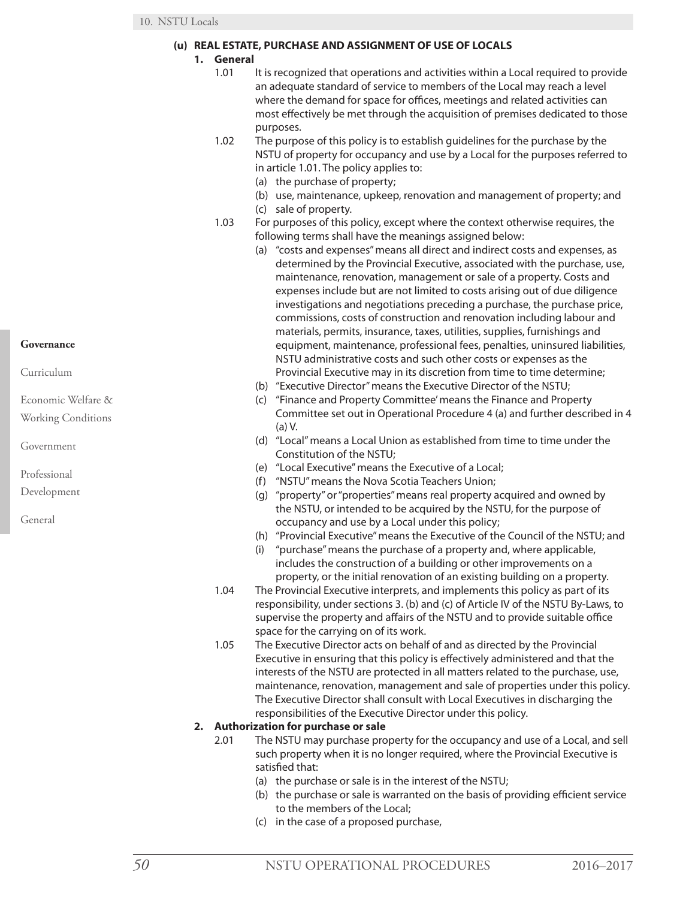### (u) REAL ESTATE, PURCHASE AND ASSIGNMENT OF USE OF LOCALS

#### 1. General

1.01 It is recognized that operations and activities within a Local required to provide an adequate standard of service to members of the Local may reach a level where the demand for space for offices, meetings and related activities can most effectively be met through the acquisition of premises dedicated to those purposes.

1.02 The purpose of this policy is to establish guidelines for the purchase by the NSTU of property for occupancy and use by a Local for the purposes referred to in article 1.01. The policy applies to:

- (a) the purchase of property;
- (b) use, maintenance, upkeep, renovation and management of property; and
- (c) sale of property.

1.03 For purposes of this policy, except where the context otherwise requires, the following terms shall have the meanings assigned below:

- (a) "costs and expenses" means all direct and indirect costs and expenses, as determined by the Provincial Executive, associated with the purchase, use, maintenance, renovation, management or sale of a property. Costs and expenses include but are not limited to costs arising out of due diligence investigations and negotiations preceding a purchase, the purchase price, commissions, costs of construction and renovation including labour and materials, permits, insurance, taxes, utilities, supplies, furnishings and equipment, maintenance, professional fees, penalties, uninsured liabilities, NSTU administrative costs and such other costs or expenses as the Provincial Executive may in its discretion from time to time determine;
- (b) "Executive Director" means the Executive Director of the NSTU;
- (c) "Finance and Property Committee' means the Finance and Property Committee set out in Operational Procedure 4 (a) and further described in 4 (a) V.
- (d) "Local" means a Local Union as established from time to time under the Constitution of the NSTU;
- (e) "Local Executive" means the Executive of a Local;
- (f) "NSTU" means the Nova Scotia Teachers Union;
- (g) "property" or "properties" means real property acquired and owned by the NSTU, or intended to be acquired by the NSTU, for the purpose of occupancy and use by a Local under this policy;
- (h) "Provincial Executive" means the Executive of the Council of the NSTU; and
- (i) "purchase" means the purchase of a property and, where applicable, includes the construction of a building or other improvements on a property, or the initial renovation of an existing building on a property.

1.04 The Provincial Executive interprets, and implements this policy as part of its responsibility, under sections 3. (b) and (c) of Article IV of the NSTU By-Laws, to supervise the property and affairs of the NSTU and to provide suitable office space for the carrying on of its work.

1.05 The Executive Director acts on behalf of and as directed by the Provincial Executive in ensuring that this policy is effectively administered and that the interests of the NSTU are protected in all matters related to the purchase, use, maintenance, renovation, management and sale of properties under this policy. The Executive Director shall consult with Local Executives in discharging the responsibilities of the Executive Director under this policy.

#### 2. Authorization for purchase or sale

2.01 The NSTU may purchase property for the occupancy and use of a Local, and sell such property when it is no longer required, where the Provincial Executive is satisfied that:

- (a) the purchase or sale is in the interest of the NSTU;
- (b) the purchase or sale is warranted on the basis of providing efficient service to the members of the Local;
- (c) in the case of a proposed purchase,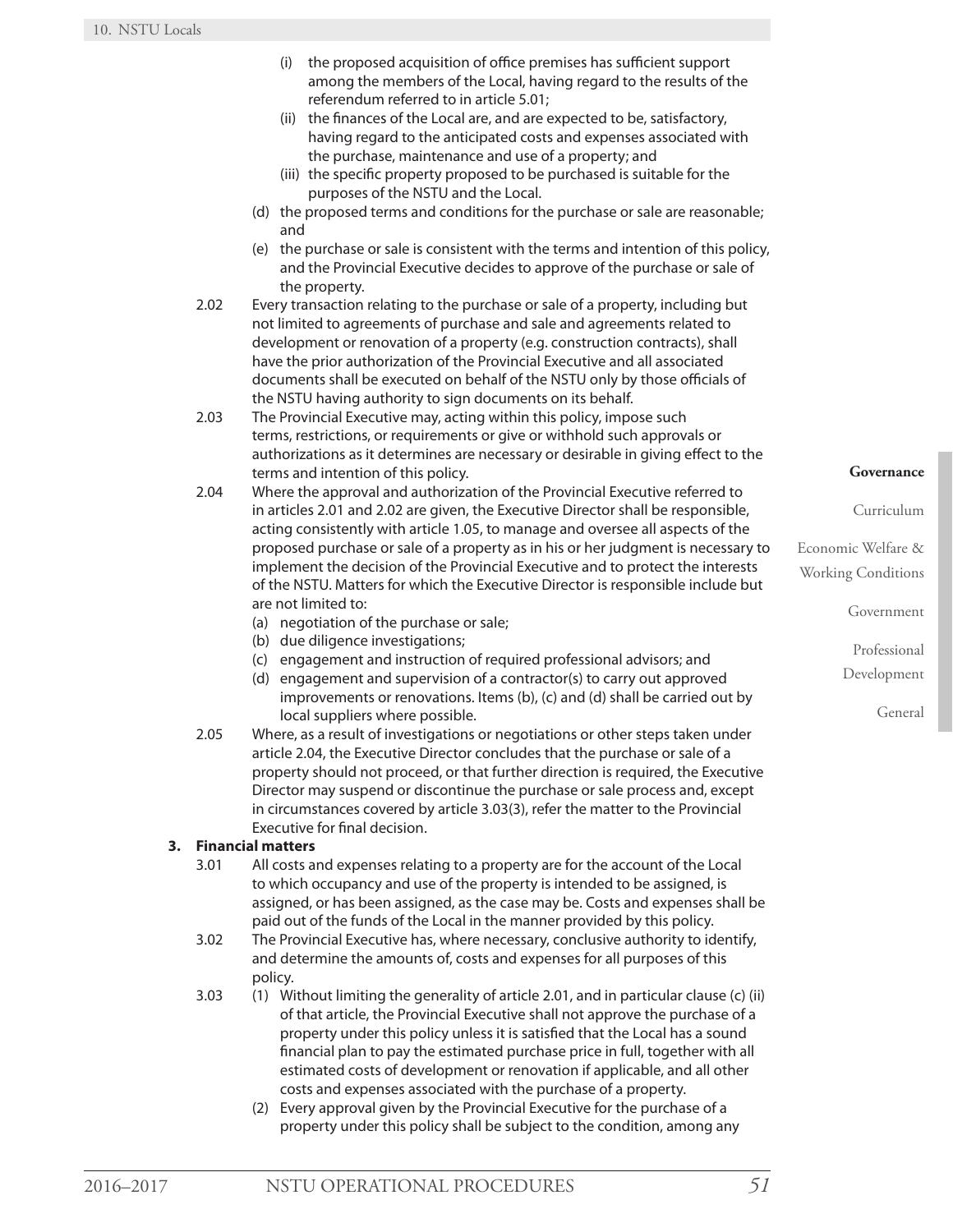(i) the proposed acquisition of office premises has sufficient support among the members of the Local, having regard to the results of the referendum referred to in article 5.01;

(ii) the finances of the Local are, and are expected to be, satisfactory, having regard to the anticipated costs and expenses associated with the purchase, maintenance and use of a property; and

(iii) the specific property proposed to be purchased is suitable for the purposes of the NSTU and the Local.

(d) the proposed terms and conditions for the purchase or sale are reasonable; and

(e) the purchase or sale is consistent with the terms and intention of this policy, and the Provincial Executive decides to approve of the purchase or sale of the property.

2.02 Every transaction relating to the purchase or sale of a property, including but not limited to agreements of purchase and sale and agreements related to development or renovation of a property (e.g. construction contracts), shall have the prior authorization of the Provincial Executive and all associated documents shall be executed on behalf of the NSTU only by those officials of the NSTU having authority to sign documents on its behalf.

2.03 The Provincial Executive may, acting within this policy, impose such terms, restrictions, or requirements or give or withhold such approvals or authorizations as it determines are necessary or desirable in giving effect to the terms and intention of this policy.

2.04 Where the approval and authorization of the Provincial Executive referred to in articles 2.01 and 2.02 are given, the Executive Director shall be responsible, acting consistently with article 1.05, to manage and oversee all aspects of the proposed purchase or sale of a property as in his or her judgment is necessary to implement the decision of the Provincial Executive and to protect the interests of the NSTU. Matters for which the Executive Director is responsible include but are not limited to:

(a) negotiation of the purchase or sale;

(b) due diligence investigations;

(c) engagement and instruction of required professional advisors; and

(d) engagement and supervision of a contractor(s) to carry out approved improvements or renovations. Items (b), (c) and (d) shall be carried out by local suppliers where possible.

2.05 Where, as a result of investigations or negotiations or other steps taken under article 2.04, the Executive Director concludes that the purchase or sale of a property should not proceed, or that further direction is required, the Executive Director may suspend or discontinue the purchase or sale process and, except in circumstances covered by article 3.03(3), refer the matter to the Provincial Executive for final decision.

**3. Financial matters**

3.01 All costs and expenses relating to a property are for the account of the Local to which occupancy and use of the property is intended to be assigned, is assigned, or has been assigned, as the case may be. Costs and expenses shall be paid out of the funds of the Local in the manner provided by this policy.

3.02 The Provincial Executive has, where necessary, conclusive authority to identify, and determine the amounts of, costs and expenses for all purposes of this policy.

3.03 (1) Without limiting the generality of article 2.01, and in particular clause (c) (ii) of that article, the Provincial Executive shall not approve the purchase of a property under this policy unless it is satisfied that the Local has a sound financial plan to pay the estimated purchase price in full, together with all estimated costs of development or renovation if applicable, and all other costs and expenses associated with the purchase of a property.

(2) Every approval given by the Provincial Executive for the purchase of a property under this policy shall be subject to the condition, among any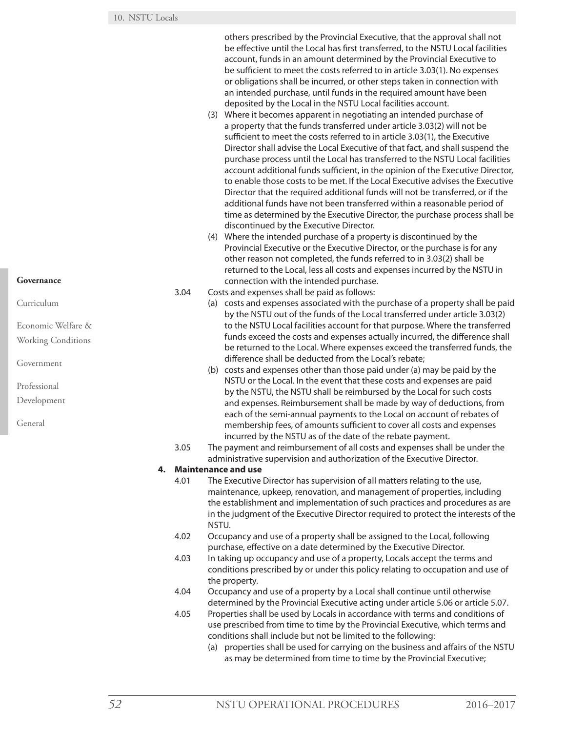others prescribed by the Provincial Executive, that the approval shall not be effective until the Local has first transferred, to the NSTU Local facilities account, funds in an amount determined by the Provincial Executive to be sufficient to meet the costs referred to in article 3.03(1). No expenses or obligations shall be incurred, or other steps taken in connection with an intended purchase, until funds in the required amount have been deposited by the Local in the NSTU Local facilities account.

(3) Where it becomes apparent in negotiating an intended purchase of a property that the funds transferred under article 3.03(2) will not be sufficient to meet the costs referred to in article 3.03(1), the Executive Director shall advise the Local Executive of that fact, and shall suspend the purchase process until the Local has transferred to the NSTU Local facilities account additional funds sufficient, in the opinion of the Executive Director, to enable those costs to be met. If the Local Executive advises the Executive Director that the required additional funds will not be transferred, or if the additional funds have not been transferred within a reasonable period of time as determined by the Executive Director, the purchase process shall be discontinued by the Executive Director.

(4) Where the intended purchase of a property is discontinued by the Provincial Executive or the Executive Director, or the purchase is for any other reason not completed, the funds referred to in 3.03(2) shall be returned to the Local, less all costs and expenses incurred by the NSTU in connection with the intended purchase.

3.04 Costs and expenses shall be paid as follows:

(a) costs and expenses associated with the purchase of a property shall be paid by the NSTU out of the funds of the Local transferred under article 3.03(2) to the NSTU Local facilities account for that purpose. Where the transferred funds exceed the costs and expenses actually incurred, the difference shall be returned to the Local. Where expenses exceed the transferred funds, the difference shall be deducted from the Local's rebate;

(b) costs and expenses other than those paid under (a) may be paid by the NSTU or the Local. In the event that these costs and expenses are paid by the NSTU, the NSTU shall be reimbursed by the Local for such costs and expenses. Reimbursement shall be made by way of deductions, from each of the semi-annual payments to the Local on account of rebates of membership fees, of amounts sufficient to cover all costs and expenses incurred by the NSTU as of the date of the rebate payment.

3.05 The payment and reimbursement of all costs and expenses shall be under the administrative supervision and authorization of the Executive Director.

**4. Maintenance and use**

4.01 The Executive Director has supervision of all matters relating to the use, maintenance, upkeep, renovation, and management of properties, including the establishment and implementation of such practices and procedures as are in the judgment of the Executive Director required to protect the interests of the NSTU.

4.02 Occupancy and use of a property shall be assigned to the Local, following purchase, effective on a date determined by the Executive Director.

4.03 In taking up occupancy and use of a property, Locals accept the terms and conditions prescribed by or under this policy relating to occupation and use of the property.

4.04 Occupancy and use of a property by a Local shall continue until otherwise determined by the Provincial Executive acting under article 5.06 or article 5.07.

4.05 Properties shall be used by Locals in accordance with terms and conditions of use prescribed from time to time by the Provincial Executive, which terms and conditions shall include but not be limited to the following:

(a) properties shall be used for carrying on the business and affairs of the NSTU as may be determined from time to time by the Provincial Executive;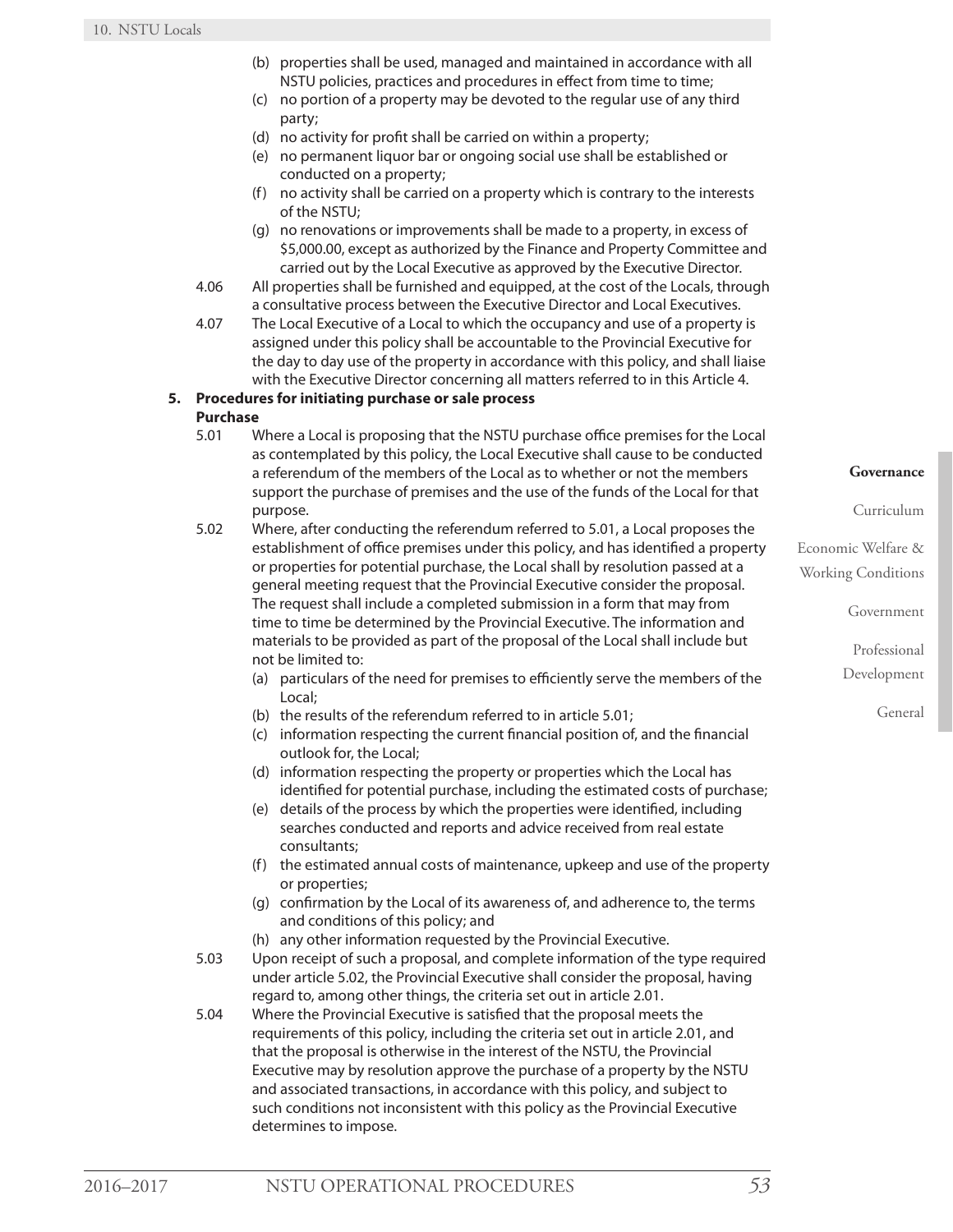(b) properties shall be used, managed and maintained in accordance with all NSTU policies, practices and procedures in effect from time to time;

(c) no portion of a property may be devoted to the regular use of any third party;

(d) no activity for profit shall be carried on within a property;

(e) no permanent liquor bar or ongoing social use shall be established or conducted on a property;

(f) no activity shall be carried on a property which is contrary to the interests of the NSTU;

(g) no renovations or improvements shall be made to a property, in excess of $5,000.00, except as authorized by the Finance and Property Committee and carried out by the Local Executive as approved by the Executive Director.

4.06 All properties shall be furnished and equipped, at the cost of the Locals, through a consultative process between the Executive Director and Local Executives.

4.07 The Local Executive of a Local to which the occupancy and use of a property is assigned under this policy shall be accountable to the Provincial Executive for the day to day use of the property in accordance with this policy, and shall liaise with the Executive Director concerning all matters referred to in this Article 4.

**5. Procedures for initiating purchase or sale process**

**Purchase**

5.01 Where a Local is proposing that the NSTU purchase office premises for the Local as contemplated by this policy, the Local Executive shall cause to be conducted a referendum of the members of the Local as to whether or not the members support the purchase of premises and the use of the funds of the Local for that purpose.

5.02 Where, after conducting the referendum referred to 5.01, a Local proposes the establishment of office premises under this policy, and has identified a property or properties for potential purchase, the Local shall by resolution passed at a general meeting request that the Provincial Executive consider the proposal. The request shall include a completed submission in a form that may from time to time be determined by the Provincial Executive. The information and materials to be provided as part of the proposal of the Local shall include but not be limited to:

(a) particulars of the need for premises to efficiently serve the members of the Local;

(b) the results of the referendum referred to in article 5.01;

(c) information respecting the current financial position of, and the financial outlook for, the Local;

(d) information respecting the property or properties which the Local has identified for potential purchase, including the estimated costs of purchase;

(e) details of the process by which the properties were identified, including searches conducted and reports and advice received from real estate consultants;

(f) the estimated annual costs of maintenance, upkeep and use of the property or properties;

(g) confirmation by the Local of its awareness of, and adherence to, the terms and conditions of this policy; and

(h) any other information requested by the Provincial Executive.

5.03 Upon receipt of such a proposal, and complete information of the type required under article 5.02, the Provincial Executive shall consider the proposal, having regard to, among other things, the criteria set out in article 2.01.

5.04 Where the Provincial Executive is satisfied that the proposal meets the requirements of this policy, including the criteria set out in article 2.01, and that the proposal is otherwise in the interest of the NSTU, the Provincial Executive may by resolution approve the purchase of a property by the NSTU and associated transactions, in accordance with this policy, and subject to such conditions not inconsistent with this policy as the Provincial Executive determines to impose.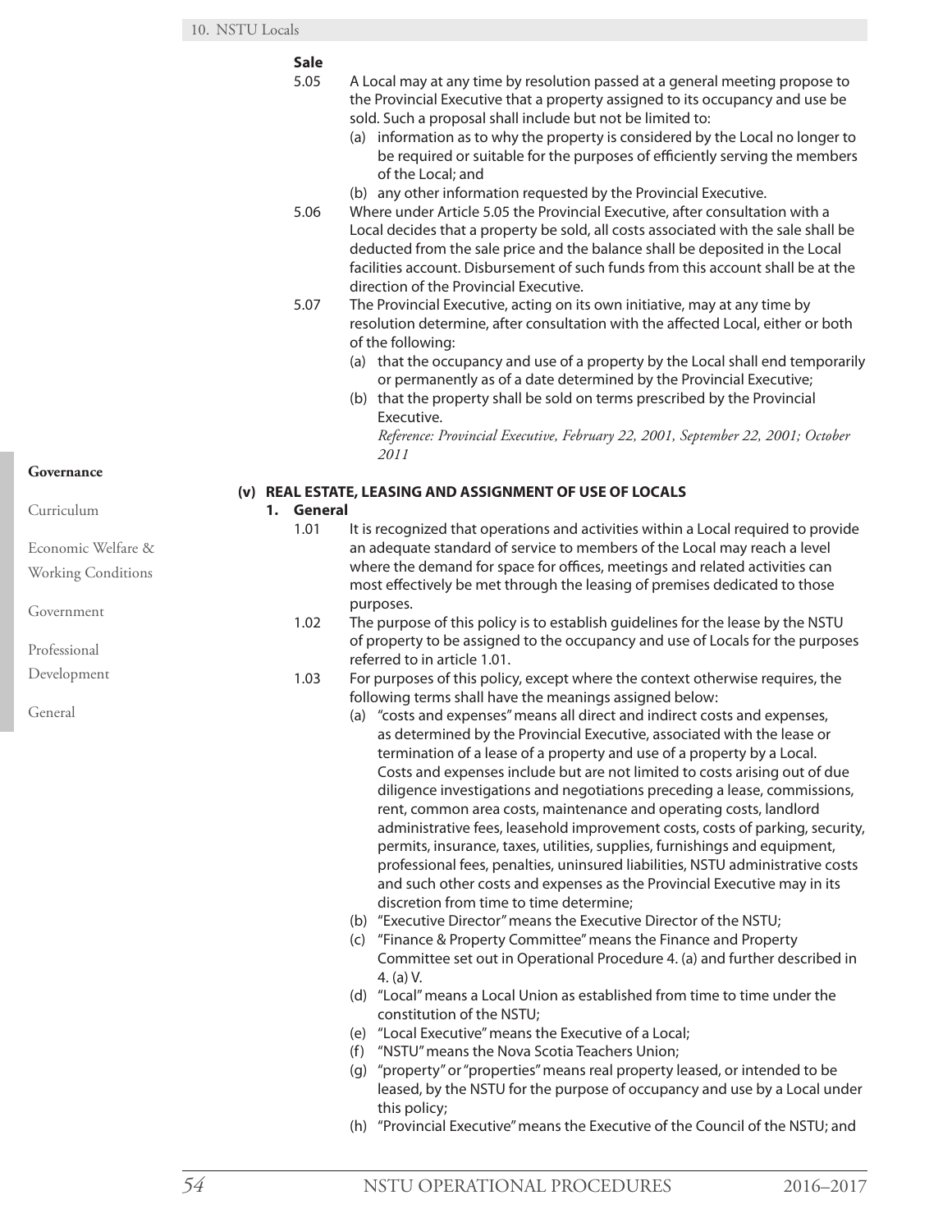**Sale**

5.05 A Local may at any time by resolution passed at a general meeting propose to the Provincial Executive that a property assigned to its occupancy and use be sold. Such a proposal shall include but not be limited to:

(a) information as to why the property is considered by the Local no longer to be required or suitable for the purposes of efficiently serving the members of the Local; and

(b) any other information requested by the Provincial Executive.

5.06 Where under Article 5.05 the Provincial Executive, after consultation with a Local decides that a property be sold, all costs associated with the sale shall be deducted from the sale price and the balance shall be deposited in the Local facilities account. Disbursement of such funds from this account shall be at the direction of the Provincial Executive.

5.07 The Provincial Executive, acting on its own initiative, may at any time by resolution determine, after consultation with the affected Local, either or both of the following:

(a) that the occupancy and use of a property by the Local shall end temporarily or permanently as of a date determined by the Provincial Executive;

(b) that the property shall be sold on terms prescribed by the Provincial Executive.

*Reference: Provincial Executive, February 22, 2001, September 22, 2001; October 2011*

## (v) REAL ESTATE, LEASING AND ASSIGNMENT OF USE OF LOCALS

### 1. General

1.01 It is recognized that operations and activities within a Local required to provide an adequate standard of service to members of the Local may reach a level where the demand for space for offices, meetings and related activities can most effectively be met through the leasing of premises dedicated to those purposes.

1.02 The purpose of this policy is to establish guidelines for the lease by the NSTU of property to be assigned to the occupancy and use of Locals for the purposes referred to in article 1.01.

1.03 For purposes of this policy, except where the context otherwise requires, the following terms shall have the meanings assigned below:

(a) "costs and expenses" means all direct and indirect costs and expenses, as determined by the Provincial Executive, associated with the lease or termination of a lease of a property and use of a property by a Local. Costs and expenses include but are not limited to costs arising out of due diligence investigations and negotiations preceding a lease, commissions, rent, common area costs, maintenance and operating costs, landlord administrative fees, leasehold improvement costs, costs of parking, security, permits, insurance, taxes, utilities, supplies, furnishings and equipment, professional fees, penalties, uninsured liabilities, NSTU administrative costs and such other costs and expenses as the Provincial Executive may in its discretion from time to time determine;

(b) "Executive Director" means the Executive Director of the NSTU;

(c) "Finance & Property Committee" means the Finance and Property Committee set out in Operational Procedure 4. (a) and further described in 4. (a) V.

(d) "Local" means a Local Union as established from time to time under the constitution of the NSTU;

(e) "Local Executive" means the Executive of a Local;

(f) "NSTU" means the Nova Scotia Teachers Union;

(g) "property" or "properties" means real property leased, or intended to be leased, by the NSTU for the purpose of occupancy and use by a Local under this policy;

(h) "Provincial Executive" means the Executive of the Council of the NSTU; and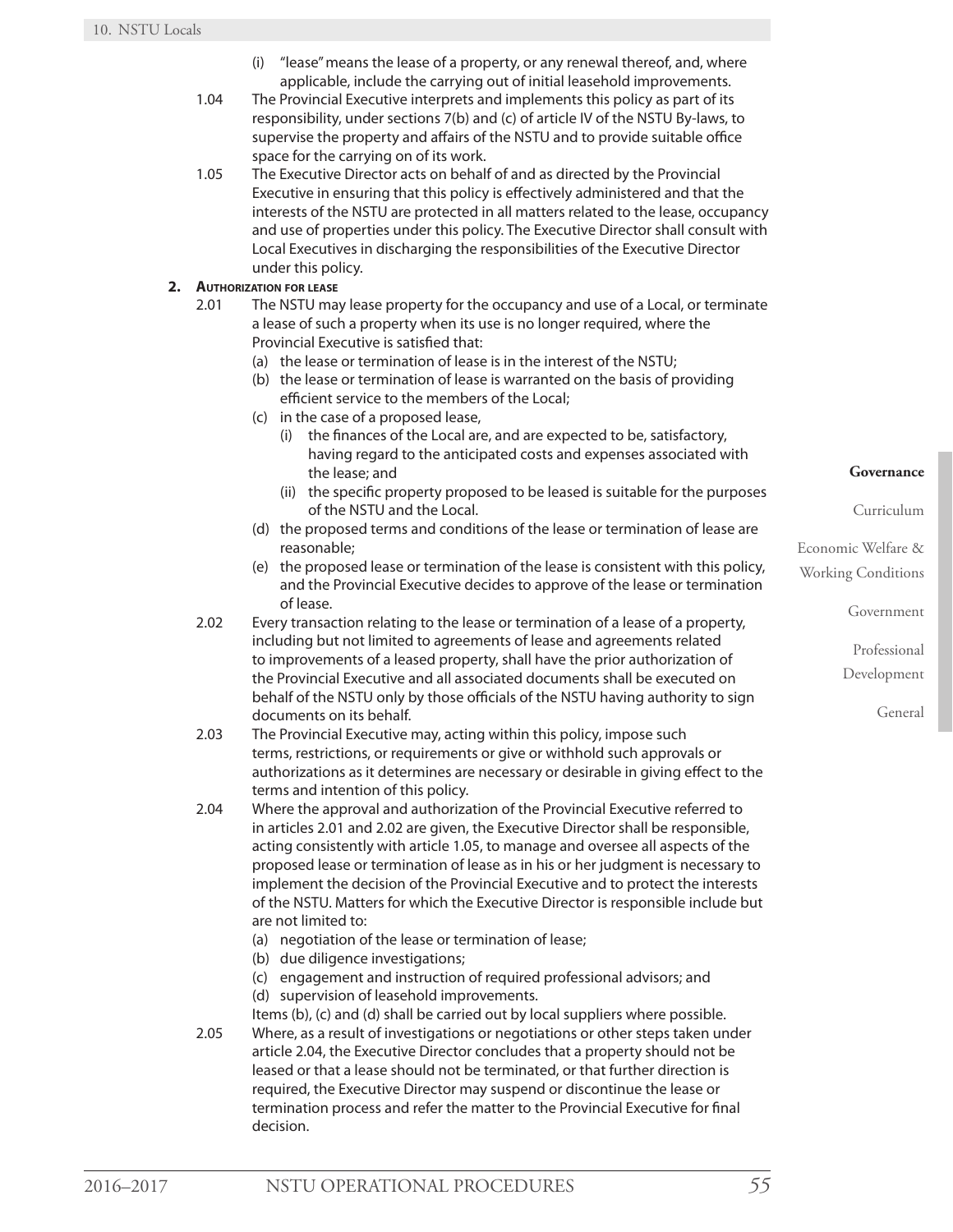(i) "lease" means the lease of a property, or any renewal thereof, and, where applicable, include the carrying out of initial leasehold improvements.

1.04 The Provincial Executive interprets and implements this policy as part of its responsibility, under sections 7(b) and (c) of article IV of the NSTU By-laws, to supervise the property and affairs of the NSTU and to provide suitable office space for the carrying on of its work.

1.05 The Executive Director acts on behalf of and as directed by the Provincial Executive in ensuring that this policy is effectively administered and that the interests of the NSTU are protected in all matters related to the lease, occupancy and use of properties under this policy. The Executive Director shall consult with Local Executives in discharging the responsibilities of the Executive Director under this policy.

**2. Authorization for lease**

2.01 The NSTU may lease property for the occupancy and use of a Local, or terminate a lease of such a property when its use is no longer required, where the Provincial Executive is satisfied that:

(a) the lease or termination of lease is in the interest of the NSTU;

(b) the lease or termination of lease is warranted on the basis of providing efficient service to the members of the Local;

(c) in the case of a proposed lease,

(i) the finances of the Local are, and are expected to be, satisfactory, having regard to the anticipated costs and expenses associated with the lease; and

(ii) the specific property proposed to be leased is suitable for the purposes of the NSTU and the Local.

(d) the proposed terms and conditions of the lease or termination of lease are reasonable;

(e) the proposed lease or termination of the lease is consistent with this policy, and the Provincial Executive decides to approve of the lease or termination of lease.

2.02 Every transaction relating to the lease or termination of a lease of a property, including but not limited to agreements of lease and agreements related to improvements of a leased property, shall have the prior authorization of the Provincial Executive and all associated documents shall be executed on behalf of the NSTU only by those officials of the NSTU having authority to sign documents on its behalf.

2.03 The Provincial Executive may, acting within this policy, impose such terms, restrictions, or requirements or give or withhold such approvals or authorizations as it determines are necessary or desirable in giving effect to the terms and intention of this policy.

2.04 Where the approval and authorization of the Provincial Executive referred to in articles 2.01 and 2.02 are given, the Executive Director shall be responsible, acting consistently with article 1.05, to manage and oversee all aspects of the proposed lease or termination of lease as in his or her judgment is necessary to implement the decision of the Provincial Executive and to protect the interests of the NSTU. Matters for which the Executive Director is responsible include but are not limited to:

(a) negotiation of the lease or termination of lease;

(b) due diligence investigations;

(c) engagement and instruction of required professional advisors; and

(d) supervision of leasehold improvements.

Items (b), (c) and (d) shall be carried out by local suppliers where possible.

2.05 Where, as a result of investigations or negotiations or other steps taken under article 2.04, the Executive Director concludes that a property should not be leased or that a lease should not be terminated, or that further direction is required, the Executive Director may suspend or discontinue the lease or termination process and refer the matter to the Provincial Executive for final decision.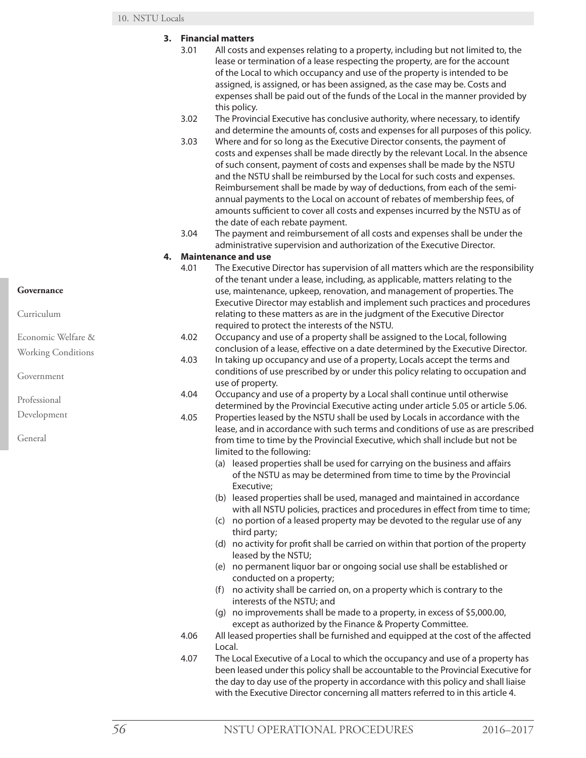## 3. Financial matters

3.01 All costs and expenses relating to a property, including but not limited to, the lease or termination of a lease respecting the property, are for the account of the Local to which occupancy and use of the property is intended to be assigned, is assigned, or has been assigned, as the case may be. Costs and expenses shall be paid out of the funds of the Local in the manner provided by this policy.

3.02 The Provincial Executive has conclusive authority, where necessary, to identify and determine the amounts of, costs and expenses for all purposes of this policy.

3.03 Where and for so long as the Executive Director consents, the payment of costs and expenses shall be made directly by the relevant Local. In the absence of such consent, payment of costs and expenses shall be made by the NSTU and the NSTU shall be reimbursed by the Local for such costs and expenses. Reimbursement shall be made by way of deductions, from each of the semi-annual payments to the Local on account of rebates of membership fees, of amounts sufficient to cover all costs and expenses incurred by the NSTU as of the date of each rebate payment.

3.04 The payment and reimbursement of all costs and expenses shall be under the administrative supervision and authorization of the Executive Director.

## 4. Maintenance and use

4.01 The Executive Director has supervision of all matters which are the responsibility of the tenant under a lease, including, as applicable, matters relating to the use, maintenance, upkeep, renovation, and management of properties. The Executive Director may establish and implement such practices and procedures relating to these matters as are in the judgment of the Executive Director required to protect the interests of the NSTU.

4.02 Occupancy and use of a property shall be assigned to the Local, following conclusion of a lease, effective on a date determined by the Executive Director.

4.03 In taking up occupancy and use of a property, Locals accept the terms and conditions of use prescribed by or under this policy relating to occupation and use of property.

4.04 Occupancy and use of a property by a Local shall continue until otherwise determined by the Provincial Executive acting under article 5.05 or article 5.06.

4.05 Properties leased by the NSTU shall be used by Locals in accordance with the lease, and in accordance with such terms and conditions of use as are prescribed from time to time by the Provincial Executive, which shall include but not be limited to the following:

- (a) leased properties shall be used for carrying on the business and affairs of the NSTU as may be determined from time to time by the Provincial Executive;
- (b) leased properties shall be used, managed and maintained in accordance with all NSTU policies, practices and procedures in effect from time to time;
- (c) no portion of a leased property may be devoted to the regular use of any third party;
- (d) no activity for profit shall be carried on within that portion of the property leased by the NSTU;
- (e) no permanent liquor bar or ongoing social use shall be established or conducted on a property;
- (f) no activity shall be carried on, on a property which is contrary to the interests of the NSTU; and
- (g) no improvements shall be made to a property, in excess of $5,000.00, except as authorized by the Finance & Property Committee.

4.06 All leased properties shall be furnished and equipped at the cost of the affected Local.

4.07 The Local Executive of a Local to which the occupancy and use of a property has been leased under this policy shall be accountable to the Provincial Executive for the day to day use of the property in accordance with this policy and shall liaise with the Executive Director concerning all matters referred to in this article 4.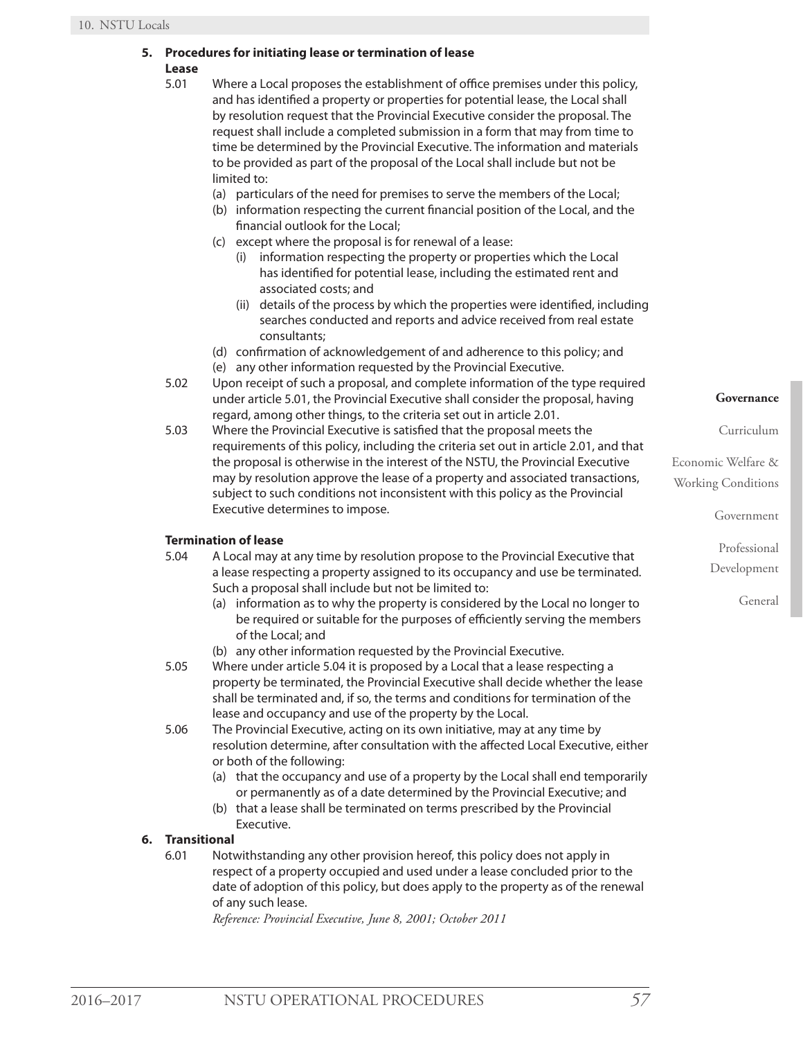**5. Procedures for initiating lease or termination of lease**

**Lease**

5.01 Where a Local proposes the establishment of office premises under this policy, and has identified a property or properties for potential lease, the Local shall by resolution request that the Provincial Executive consider the proposal. The request shall include a completed submission in a form that may from time to time be determined by the Provincial Executive. The information and materials to be provided as part of the proposal of the Local shall include but not be limited to:

- (a) particulars of the need for premises to serve the members of the Local;
- (b) information respecting the current financial position of the Local, and the financial outlook for the Local;
- (c) except where the proposal is for renewal of a lease:
  - (i) information respecting the property or properties which the Local has identified for potential lease, including the estimated rent and associated costs; and
  - (ii) details of the process by which the properties were identified, including searches conducted and reports and advice received from real estate consultants;
- (d) confirmation of acknowledgement of and adherence to this policy; and
- (e) any other information requested by the Provincial Executive.

5.02 Upon receipt of such a proposal, and complete information of the type required under article 5.01, the Provincial Executive shall consider the proposal, having regard, among other things, to the criteria set out in article 2.01.

5.03 Where the Provincial Executive is satisfied that the proposal meets the requirements of this policy, including the criteria set out in article 2.01, and that the proposal is otherwise in the interest of the NSTU, the Provincial Executive may by resolution approve the lease of a property and associated transactions, subject to such conditions not inconsistent with this policy as the Provincial Executive determines to impose.

**Termination of lease**

5.04 A Local may at any time by resolution propose to the Provincial Executive that a lease respecting a property assigned to its occupancy and use be terminated. Such a proposal shall include but not be limited to:

- (a) information as to why the property is considered by the Local no longer to be required or suitable for the purposes of efficiently serving the members of the Local; and
- (b) any other information requested by the Provincial Executive.

5.05 Where under article 5.04 it is proposed by a Local that a lease respecting a property be terminated, the Provincial Executive shall decide whether the lease shall be terminated and, if so, the terms and conditions for termination of the lease and occupancy and use of the property by the Local.

5.06 The Provincial Executive, acting on its own initiative, may at any time by resolution determine, after consultation with the affected Local Executive, either or both of the following:

- (a) that the occupancy and use of a property by the Local shall end temporarily or permanently as of a date determined by the Provincial Executive; and
- (b) that a lease shall be terminated on terms prescribed by the Provincial Executive.

**6. Transitional**

6.01 Notwithstanding any other provision hereof, this policy does not apply in respect of a property occupied and used under a lease concluded prior to the date of adoption of this policy, but does apply to the property as of the renewal of any such lease.

*Reference: Provincial Executive, June 8, 2001; October 2011*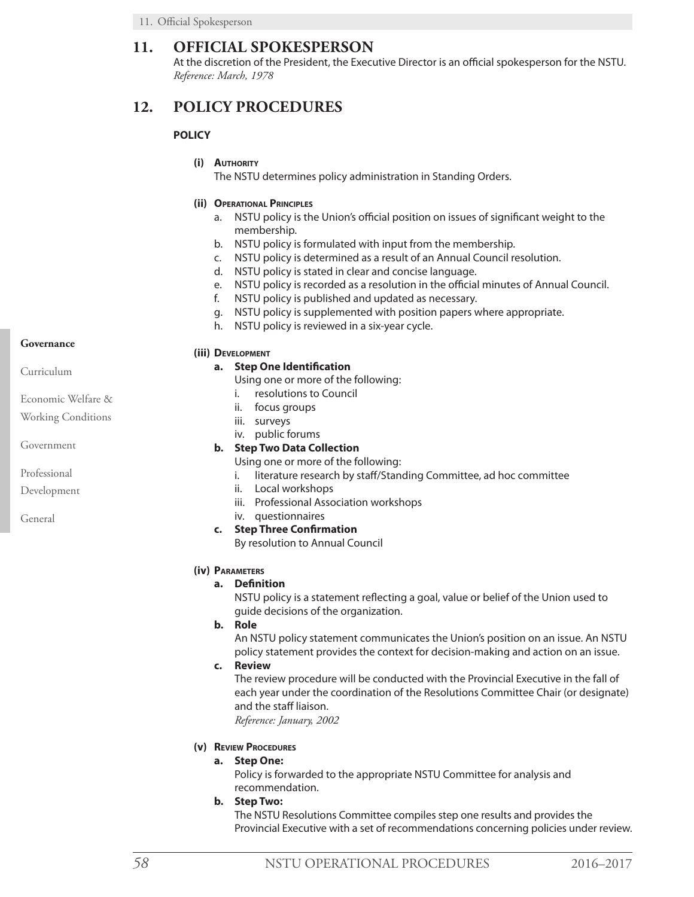## 11. OFFICIAL SPOKESPERSON

At the discretion of the President, the Executive Director is an official spokesperson for the NSTU.
*Reference: March, 1978*

## 12. POLICY PROCEDURES

### POLICY

**(i) Authority**

The NSTU determines policy administration in Standing Orders.

**(ii) Operational Principles**

a. NSTU policy is the Union's official position on issues of significant weight to the membership.
b. NSTU policy is formulated with input from the membership.
c. NSTU policy is determined as a result of an Annual Council resolution.
d. NSTU policy is stated in clear and concise language.
e. NSTU policy is recorded as a resolution in the official minutes of Annual Council.
f. NSTU policy is published and updated as necessary.
g. NSTU policy is supplemented with position papers where appropriate.
h. NSTU policy is reviewed in a six-year cycle.

**(iii) Development**

**a. Step One Identification**

Using one or more of the following:

i. resolutions to Council
ii. focus groups
iii. surveys
iv. public forums

**b. Step Two Data Collection**

Using one or more of the following:

i. literature research by staff/Standing Committee, ad hoc committee
ii. Local workshops
iii. Professional Association workshops
iv. questionnaires

**c. Step Three Confirmation**

By resolution to Annual Council

**(iv) Parameters**

**a. Definition**

NSTU policy is a statement reflecting a goal, value or belief of the Union used to guide decisions of the organization.

**b. Role**

An NSTU policy statement communicates the Union's position on an issue. An NSTU policy statement provides the context for decision-making and action on an issue.

**c. Review**

The review procedure will be conducted with the Provincial Executive in the fall of each year under the coordination of the Resolutions Committee Chair (or designate) and the staff liaison.
*Reference: January, 2002*

**(v) Review Procedures**

**a. Step One:**

Policy is forwarded to the appropriate NSTU Committee for analysis and recommendation.

**b. Step Two:**

The NSTU Resolutions Committee compiles step one results and provides the Provincial Executive with a set of recommendations concerning policies under review.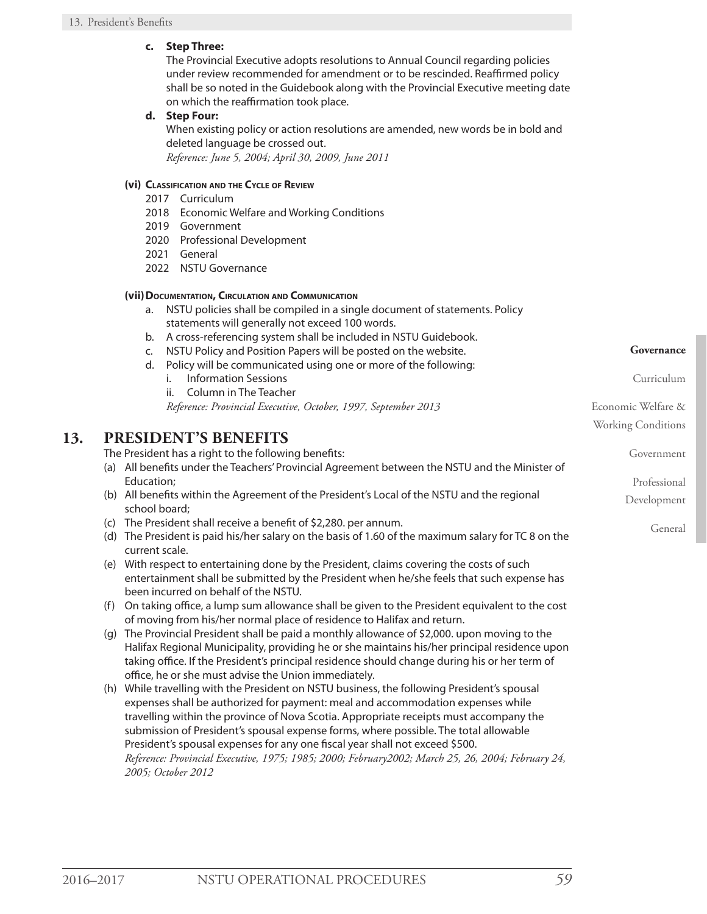**c. Step Three:**

The Provincial Executive adopts resolutions to Annual Council regarding policies under review recommended for amendment or to be rescinded. Reaffirmed policy shall be so noted in the Guidebook along with the Provincial Executive meeting date on which the reaffirmation took place.

**d. Step Four:**

When existing policy or action resolutions are amended, new words be in bold and deleted language be crossed out.

*Reference: June 5, 2004; April 30, 2009, June 2011*

**(vi) Classification and the Cycle of Review**

2017 Curriculum
2018 Economic Welfare and Working Conditions
2019 Government
2020 Professional Development
2021 General
2022 NSTU Governance

**(vii) Documentation, Circulation and Communication**

a. NSTU policies shall be compiled in a single document of statements. Policy statements will generally not exceed 100 words.
b. A cross-referencing system shall be included in NSTU Guidebook.
c. NSTU Policy and Position Papers will be posted on the website.
d. Policy will be communicated using one or more of the following:
   i. Information Sessions
   ii. Column in The Teacher

*Reference: Provincial Executive, October, 1997, September 2013*

## 13. PRESIDENT'S BENEFITS

The President has a right to the following benefits:

(a) All benefits under the Teachers' Provincial Agreement between the NSTU and the Minister of Education;
(b) All benefits within the Agreement of the President's Local of the NSTU and the regional school board;
(c) The President shall receive a benefit of $2,280. per annum.
(d) The President is paid his/her salary on the basis of 1.60 of the maximum salary for TC 8 on the current scale.
(e) With respect to entertaining done by the President, claims covering the costs of such entertainment shall be submitted by the President when he/she feels that such expense has been incurred on behalf of the NSTU.
(f) On taking office, a lump sum allowance shall be given to the President equivalent to the cost of moving from his/her normal place of residence to Halifax and return.
(g) The Provincial President shall be paid a monthly allowance of $2,000. upon moving to the Halifax Regional Municipality, providing he or she maintains his/her principal residence upon taking office. If the President's principal residence should change during his or her term of office, he or she must advise the Union immediately.
(h) While travelling with the President on NSTU business, the following President's spousal expenses shall be authorized for payment: meal and accommodation expenses while travelling within the province of Nova Scotia. Appropriate receipts must accompany the submission of President's spousal expense forms, where possible. The total allowable President's spousal expenses for any one fiscal year shall not exceed $500.

*Reference: Provincial Executive, 1975; 1985; 2000; February2002; March 25, 26, 2004; February 24, 2005; October 2012*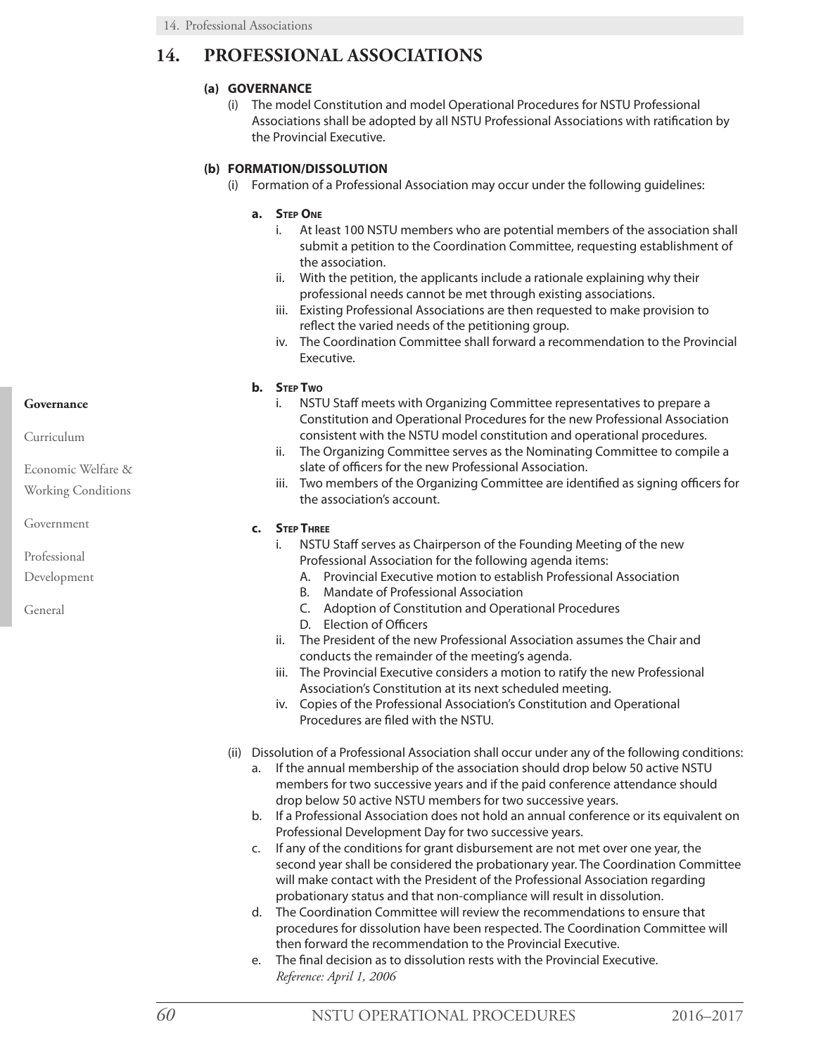# 14. PROFESSIONAL ASSOCIATIONS

**(a) GOVERNANCE**

(i) The model Constitution and model Operational Procedures for NSTU Professional Associations shall be adopted by all NSTU Professional Associations with ratification by the Provincial Executive.

**(b) FORMATION/DISSOLUTION**

(i) Formation of a Professional Association may occur under the following guidelines:

**a. Step One**

i. At least 100 NSTU members who are potential members of the association shall submit a petition to the Coordination Committee, requesting establishment of the association.

ii. With the petition, the applicants include a rationale explaining why their professional needs cannot be met through existing associations.

iii. Existing Professional Associations are then requested to make provision to reflect the varied needs of the petitioning group.

iv. The Coordination Committee shall forward a recommendation to the Provincial Executive.

**b. Step Two**

i. NSTU Staff meets with Organizing Committee representatives to prepare a Constitution and Operational Procedures for the new Professional Association consistent with the NSTU model constitution and operational procedures.

ii. The Organizing Committee serves as the Nominating Committee to compile a slate of officers for the new Professional Association.

iii. Two members of the Organizing Committee are identified as signing officers for the association's account.

**c. Step Three**

i. NSTU Staff serves as Chairperson of the Founding Meeting of the new Professional Association for the following agenda items:

A. Provincial Executive motion to establish Professional Association
B. Mandate of Professional Association
C. Adoption of Constitution and Operational Procedures
D. Election of Officers

ii. The President of the new Professional Association assumes the Chair and conducts the remainder of the meeting's agenda.

iii. The Provincial Executive considers a motion to ratify the new Professional Association's Constitution at its next scheduled meeting.

iv. Copies of the Professional Association's Constitution and Operational Procedures are filed with the NSTU.

(ii) Dissolution of a Professional Association shall occur under any of the following conditions:

a. If the annual membership of the association should drop below 50 active NSTU members for two successive years and if the paid conference attendance should drop below 50 active NSTU members for two successive years.

b. If a Professional Association does not hold an annual conference or its equivalent on Professional Development Day for two successive years.

c. If any of the conditions for grant disbursement are not met over one year, the second year shall be considered the probationary year. The Coordination Committee will make contact with the President of the Professional Association regarding probationary status and that non-compliance will result in dissolution.

d. The Coordination Committee will review the recommendations to ensure that procedures for dissolution have been respected. The Coordination Committee will then forward the recommendation to the Provincial Executive.

e. The final decision as to dissolution rests with the Provincial Executive.
*Reference: April 1, 2006*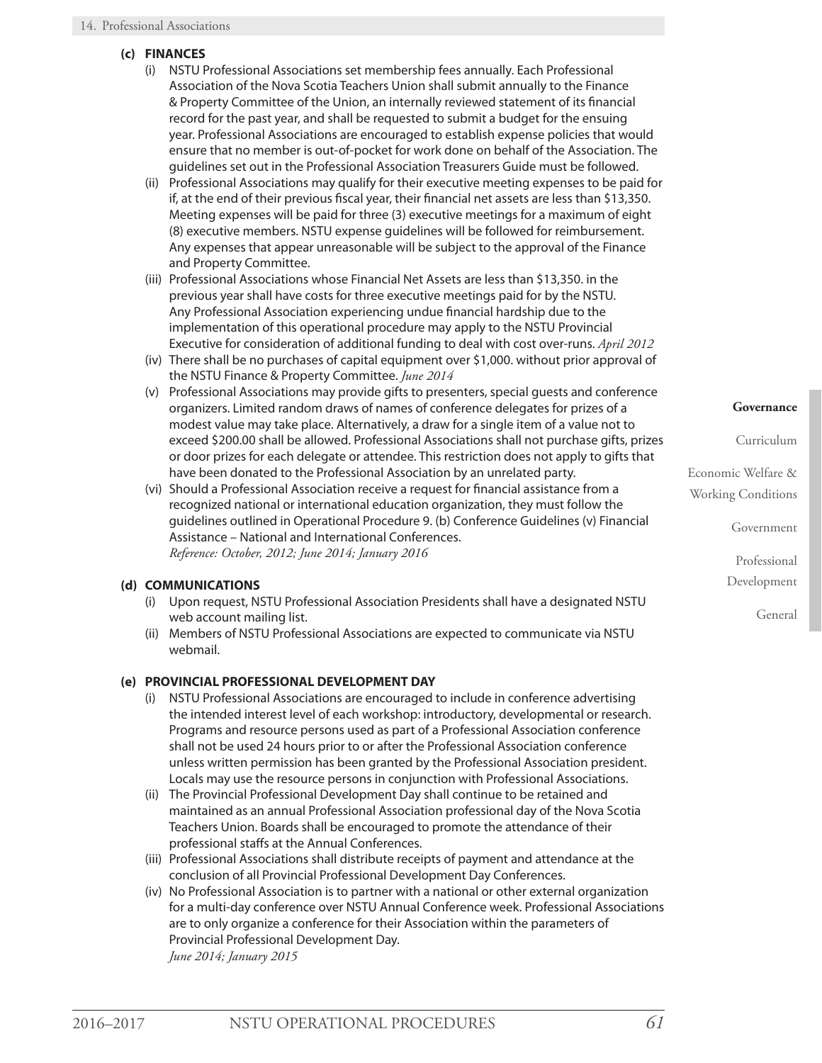**(c) FINANCES**

(i) NSTU Professional Associations set membership fees annually. Each Professional Association of the Nova Scotia Teachers Union shall submit annually to the Finance & Property Committee of the Union, an internally reviewed statement of its financial record for the past year, and shall be requested to submit a budget for the ensuing year. Professional Associations are encouraged to establish expense policies that would ensure that no member is out-of-pocket for work done on behalf of the Association. The guidelines set out in the Professional Association Treasurers Guide must be followed.

(ii) Professional Associations may qualify for their executive meeting expenses to be paid for if, at the end of their previous fiscal year, their financial net assets are less than $13,350. Meeting expenses will be paid for three (3) executive meetings for a maximum of eight (8) executive members. NSTU expense guidelines will be followed for reimbursement. Any expenses that appear unreasonable will be subject to the approval of the Finance and Property Committee.

(iii) Professional Associations whose Financial Net Assets are less than $13,350. in the previous year shall have costs for three executive meetings paid for by the NSTU. Any Professional Association experiencing undue financial hardship due to the implementation of this operational procedure may apply to the NSTU Provincial Executive for consideration of additional funding to deal with cost over-runs. *April 2012*

(iv) There shall be no purchases of capital equipment over $1,000. without prior approval of the NSTU Finance & Property Committee. *June 2014*

(v) Professional Associations may provide gifts to presenters, special guests and conference organizers. Limited random draws of names of conference delegates for prizes of a modest value may take place. Alternatively, a draw for a single item of a value not to exceed $200.00 shall be allowed. Professional Associations shall not purchase gifts, prizes or door prizes for each delegate or attendee. This restriction does not apply to gifts that have been donated to the Professional Association by an unrelated party.

(vi) Should a Professional Association receive a request for financial assistance from a recognized national or international education organization, they must follow the guidelines outlined in Operational Procedure 9. (b) Conference Guidelines (v) Financial Assistance – National and International Conferences.
*Reference: October, 2012; June 2014; January 2016*

**(d) COMMUNICATIONS**

(i) Upon request, NSTU Professional Association Presidents shall have a designated NSTU web account mailing list.

(ii) Members of NSTU Professional Associations are expected to communicate via NSTU webmail.

**(e) PROVINCIAL PROFESSIONAL DEVELOPMENT DAY**

(i) NSTU Professional Associations are encouraged to include in conference advertising the intended interest level of each workshop: introductory, developmental or research. Programs and resource persons used as part of a Professional Association conference shall not be used 24 hours prior to or after the Professional Association conference unless written permission has been granted by the Professional Association president. Locals may use the resource persons in conjunction with Professional Associations.

(ii) The Provincial Professional Development Day shall continue to be retained and maintained as an annual Professional Association professional day of the Nova Scotia Teachers Union. Boards shall be encouraged to promote the attendance of their professional staffs at the Annual Conferences.

(iii) Professional Associations shall distribute receipts of payment and attendance at the conclusion of all Provincial Professional Development Day Conferences.

(iv) No Professional Association is to partner with a national or other external organization for a multi-day conference over NSTU Annual Conference week. Professional Associations are to only organize a conference for their Association within the parameters of Provincial Professional Development Day.
*June 2014; January 2015*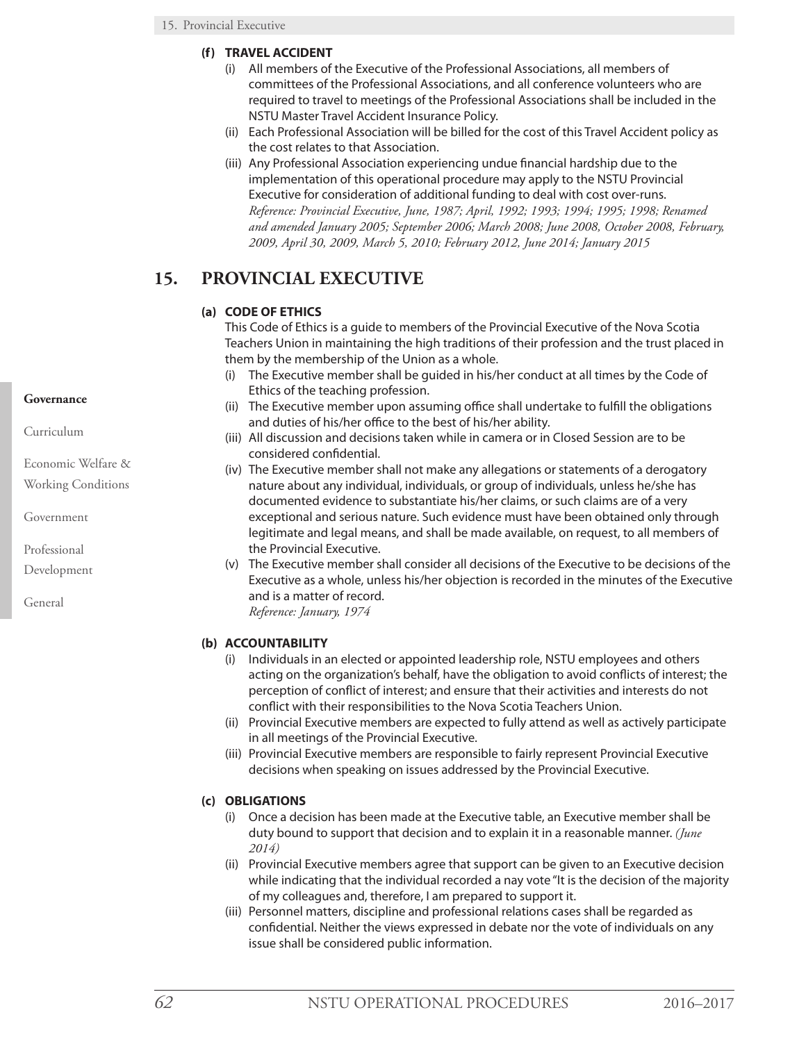**(f) TRAVEL ACCIDENT**

(i) All members of the Executive of the Professional Associations, all members of committees of the Professional Associations, and all conference volunteers who are required to travel to meetings of the Professional Associations shall be included in the NSTU Master Travel Accident Insurance Policy.

(ii) Each Professional Association will be billed for the cost of this Travel Accident policy as the cost relates to that Association.

(iii) Any Professional Association experiencing undue financial hardship due to the implementation of this operational procedure may apply to the NSTU Provincial Executive for consideration of additional funding to deal with cost over-runs.
*Reference: Provincial Executive, June, 1987; April, 1992; 1993; 1994; 1995; 1998; Renamed and amended January 2005; September 2006; March 2008; June 2008, October 2008, February, 2009, April 30, 2009, March 5, 2010; February 2012, June 2014; January 2015*

# 15. PROVINCIAL EXECUTIVE

**(a) CODE OF ETHICS**

This Code of Ethics is a guide to members of the Provincial Executive of the Nova Scotia Teachers Union in maintaining the high traditions of their profession and the trust placed in them by the membership of the Union as a whole.

(i) The Executive member shall be guided in his/her conduct at all times by the Code of Ethics of the teaching profession.

(ii) The Executive member upon assuming office shall undertake to fulfill the obligations and duties of his/her office to the best of his/her ability.

(iii) All discussion and decisions taken while in camera or in Closed Session are to be considered confidential.

(iv) The Executive member shall not make any allegations or statements of a derogatory nature about any individual, individuals, or group of individuals, unless he/she has documented evidence to substantiate his/her claims, or such claims are of a very exceptional and serious nature. Such evidence must have been obtained only through legitimate and legal means, and shall be made available, on request, to all members of the Provincial Executive.

(v) The Executive member shall consider all decisions of the Executive to be decisions of the Executive as a whole, unless his/her objection is recorded in the minutes of the Executive and is a matter of record.
*Reference: January, 1974*

**(b) ACCOUNTABILITY**

(i) Individuals in an elected or appointed leadership role, NSTU employees and others acting on the organization's behalf, have the obligation to avoid conflicts of interest; the perception of conflict of interest; and ensure that their activities and interests do not conflict with their responsibilities to the Nova Scotia Teachers Union.

(ii) Provincial Executive members are expected to fully attend as well as actively participate in all meetings of the Provincial Executive.

(iii) Provincial Executive members are responsible to fairly represent Provincial Executive decisions when speaking on issues addressed by the Provincial Executive.

**(c) OBLIGATIONS**

(i) Once a decision has been made at the Executive table, an Executive member shall be duty bound to support that decision and to explain it in a reasonable manner. *(June 2014)*

(ii) Provincial Executive members agree that support can be given to an Executive decision while indicating that the individual recorded a nay vote "It is the decision of the majority of my colleagues and, therefore, I am prepared to support it.

(iii) Personnel matters, discipline and professional relations cases shall be regarded as confidential. Neither the views expressed in debate nor the vote of individuals on any issue shall be considered public information.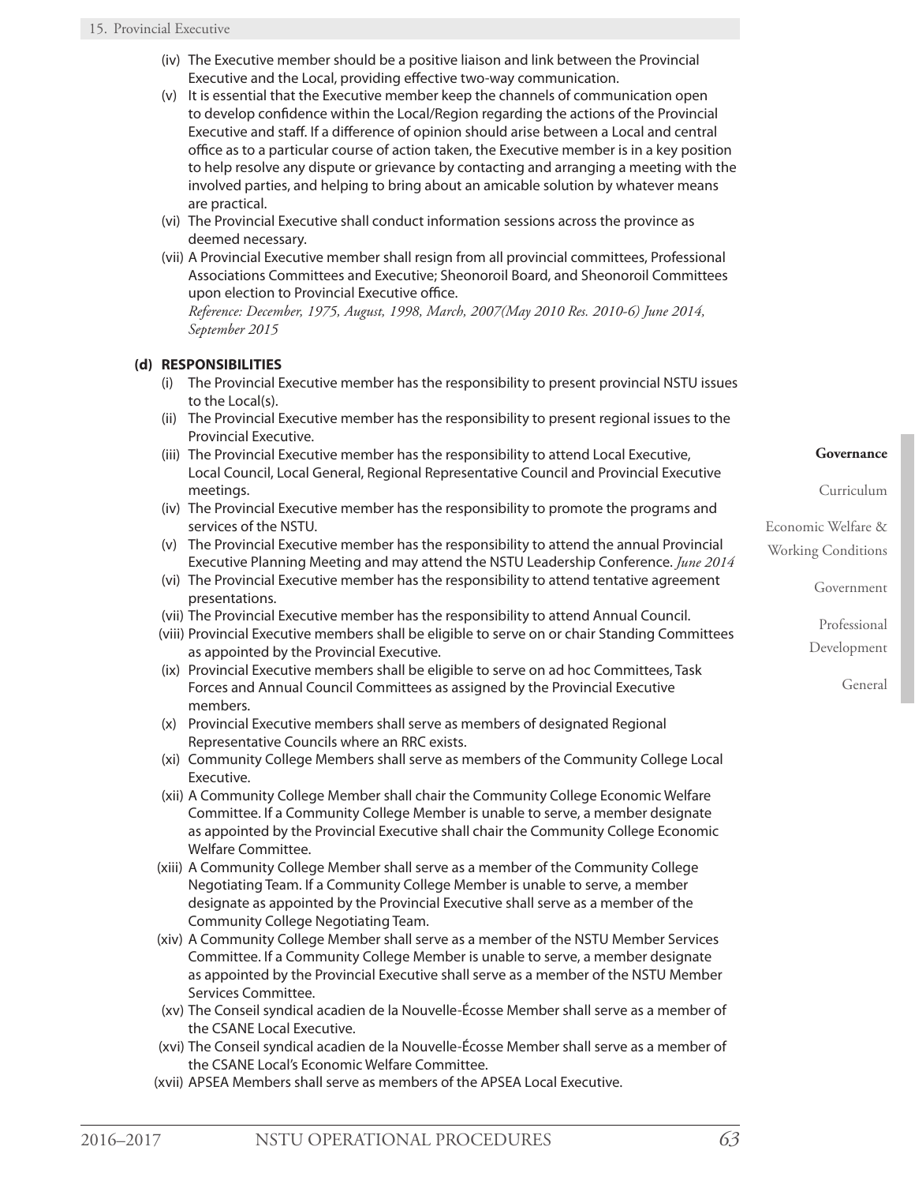(iv) The Executive member should be a positive liaison and link between the Provincial Executive and the Local, providing effective two-way communication.

(v) It is essential that the Executive member keep the channels of communication open to develop confidence within the Local/Region regarding the actions of the Provincial Executive and staff. If a difference of opinion should arise between a Local and central office as to a particular course of action taken, the Executive member is in a key position to help resolve any dispute or grievance by contacting and arranging a meeting with the involved parties, and helping to bring about an amicable solution by whatever means are practical.

(vi) The Provincial Executive shall conduct information sessions across the province as deemed necessary.

(vii) A Provincial Executive member shall resign from all provincial committees, Professional Associations Committees and Executive; Sheonoroil Board, and Sheonoroil Committees upon election to Provincial Executive office.
*Reference: December, 1975, August, 1998, March, 2007(May 2010 Res. 2010-6) June 2014, September 2015*

**(d) RESPONSIBILITIES**

(i) The Provincial Executive member has the responsibility to present provincial NSTU issues to the Local(s).

(ii) The Provincial Executive member has the responsibility to present regional issues to the Provincial Executive.

(iii) The Provincial Executive member has the responsibility to attend Local Executive, Local Council, Local General, Regional Representative Council and Provincial Executive meetings.

(iv) The Provincial Executive member has the responsibility to promote the programs and services of the NSTU.

(v) The Provincial Executive member has the responsibility to attend the annual Provincial Executive Planning Meeting and may attend the NSTU Leadership Conference. *June 2014*

(vi) The Provincial Executive member has the responsibility to attend tentative agreement presentations.

(vii) The Provincial Executive member has the responsibility to attend Annual Council.

(viii) Provincial Executive members shall be eligible to serve on or chair Standing Committees as appointed by the Provincial Executive.

(ix) Provincial Executive members shall be eligible to serve on ad hoc Committees, Task Forces and Annual Council Committees as assigned by the Provincial Executive members.

(x) Provincial Executive members shall serve as members of designated Regional Representative Councils where an RRC exists.

(xi) Community College Members shall serve as members of the Community College Local Executive.

(xii) A Community College Member shall chair the Community College Economic Welfare Committee. If a Community College Member is unable to serve, a member designate as appointed by the Provincial Executive shall chair the Community College Economic Welfare Committee.

(xiii) A Community College Member shall serve as a member of the Community College Negotiating Team. If a Community College Member is unable to serve, a member designate as appointed by the Provincial Executive shall serve as a member of the Community College Negotiating Team.

(xiv) A Community College Member shall serve as a member of the NSTU Member Services Committee. If a Community College Member is unable to serve, a member designate as appointed by the Provincial Executive shall serve as a member of the NSTU Member Services Committee.

(xv) The Conseil syndical acadien de la Nouvelle-Écosse Member shall serve as a member of the CSANE Local Executive.

(xvi) The Conseil syndical acadien de la Nouvelle-Écosse Member shall serve as a member of the CSANE Local's Economic Welfare Committee.

(xvii) APSEA Members shall serve as members of the APSEA Local Executive.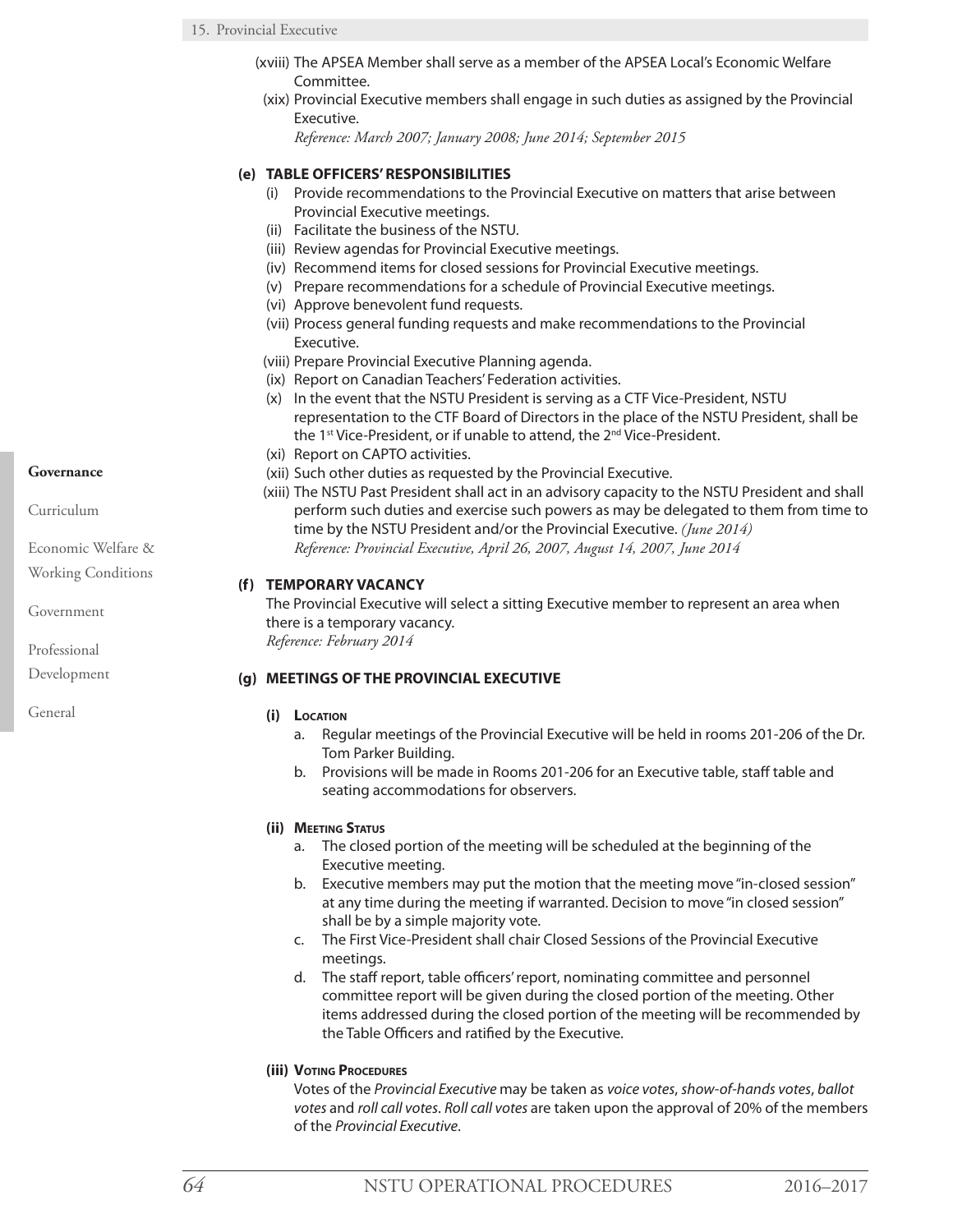(xviii) The APSEA Member shall serve as a member of the APSEA Local's Economic Welfare Committee.

(xix) Provincial Executive members shall engage in such duties as assigned by the Provincial Executive.

*Reference: March 2007; January 2008; June 2014; September 2015*

#### (e) TABLE OFFICERS' RESPONSIBILITIES

(i) Provide recommendations to the Provincial Executive on matters that arise between Provincial Executive meetings.

(ii) Facilitate the business of the NSTU.

(iii) Review agendas for Provincial Executive meetings.

(iv) Recommend items for closed sessions for Provincial Executive meetings.

(v) Prepare recommendations for a schedule of Provincial Executive meetings.

(vi) Approve benevolent fund requests.

(vii) Process general funding requests and make recommendations to the Provincial Executive.

(viii) Prepare Provincial Executive Planning agenda.

(ix) Report on Canadian Teachers' Federation activities.

(x) In the event that the NSTU President is serving as a CTF Vice-President, NSTU representation to the CTF Board of Directors in the place of the NSTU President, shall be the 1st Vice-President, or if unable to attend, the 2nd Vice-President.

(xi) Report on CAPTO activities.

(xii) Such other duties as requested by the Provincial Executive.

(xiii) The NSTU Past President shall act in an advisory capacity to the NSTU President and shall perform such duties and exercise such powers as may be delegated to them from time to time by the NSTU President and/or the Provincial Executive. *(June 2014)*

*Reference: Provincial Executive, April 26, 2007, August 14, 2007, June 2014*

#### (f) TEMPORARY VACANCY

The Provincial Executive will select a sitting Executive member to represent an area when there is a temporary vacancy.

*Reference: February 2014*

#### (g) MEETINGS OF THE PROVINCIAL EXECUTIVE

##### (i) Location

a. Regular meetings of the Provincial Executive will be held in rooms 201-206 of the Dr. Tom Parker Building.

b. Provisions will be made in Rooms 201-206 for an Executive table, staff table and seating accommodations for observers.

##### (ii) Meeting Status

a. The closed portion of the meeting will be scheduled at the beginning of the Executive meeting.

b. Executive members may put the motion that the meeting move "in-closed session" at any time during the meeting if warranted. Decision to move "in closed session" shall be by a simple majority vote.

c. The First Vice-President shall chair Closed Sessions of the Provincial Executive meetings.

d. The staff report, table officers' report, nominating committee and personnel committee report will be given during the closed portion of the meeting. Other items addressed during the closed portion of the meeting will be recommended by the Table Officers and ratified by the Executive.

##### (iii) Voting Procedures

Votes of the *Provincial Executive* may be taken as *voice votes*, *show-of-hands votes*, *ballot votes* and *roll call votes*. *Roll call votes* are taken upon the approval of 20% of the members of the *Provincial Executive*.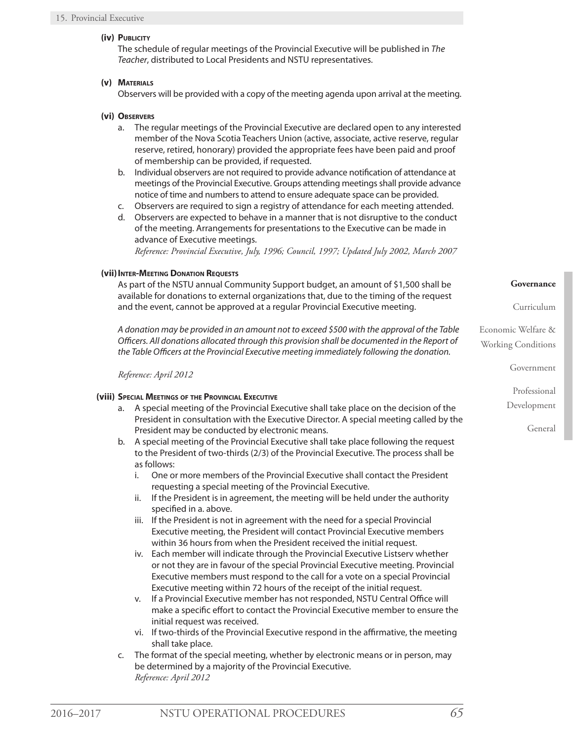#### (iv) Publicity

The schedule of regular meetings of the Provincial Executive will be published in *The Teacher*, distributed to Local Presidents and NSTU representatives.

#### (v) Materials

Observers will be provided with a copy of the meeting agenda upon arrival at the meeting.

#### (vi) Observers

a. The regular meetings of the Provincial Executive are declared open to any interested member of the Nova Scotia Teachers Union (active, associate, active reserve, regular reserve, retired, honorary) provided the appropriate fees have been paid and proof of membership can be provided, if requested.
b. Individual observers are not required to provide advance notification of attendance at meetings of the Provincial Executive. Groups attending meetings shall provide advance notice of time and numbers to attend to ensure adequate space can be provided.
c. Observers are required to sign a registry of attendance for each meeting attended.
d. Observers are expected to behave in a manner that is not disruptive to the conduct of the meeting. Arrangements for presentations to the Executive can be made in advance of Executive meetings.
*Reference: Provincial Executive, July, 1996; Council, 1997; Updated July 2002, March 2007*

#### (vii) Inter-Meeting Donation Requests

As part of the NSTU annual Community Support budget, an amount of $1,500 shall be available for donations to external organizations that, due to the timing of the request and the event, cannot be approved at a regular Provincial Executive meeting.

*A donation may be provided in an amount not to exceed $500 with the approval of the Table Officers. All donations allocated through this provision shall be documented in the Report of the Table Officers at the Provincial Executive meeting immediately following the donation.*

*Reference: April 2012*

#### (viii) Special Meetings of the Provincial Executive

a. A special meeting of the Provincial Executive shall take place on the decision of the President in consultation with the Executive Director. A special meeting called by the President may be conducted by electronic means.
b. A special meeting of the Provincial Executive shall take place following the request to the President of two-thirds (2/3) of the Provincial Executive. The process shall be as follows:
    i. One or more members of the Provincial Executive shall contact the President requesting a special meeting of the Provincial Executive.
    ii. If the President is in agreement, the meeting will be held under the authority specified in a. above.
    iii. If the President is not in agreement with the need for a special Provincial Executive meeting, the President will contact Provincial Executive members within 36 hours from when the President received the initial request.
    iv. Each member will indicate through the Provincial Executive Listserv whether or not they are in favour of the special Provincial Executive meeting. Provincial Executive members must respond to the call for a vote on a special Provincial Executive meeting within 72 hours of the receipt of the initial request.
    v. If a Provincial Executive member has not responded, NSTU Central Office will make a specific effort to contact the Provincial Executive member to ensure the initial request was received.
    vi. If two-thirds of the Provincial Executive respond in the affirmative, the meeting shall take place.
c. The format of the special meeting, whether by electronic means or in person, may be determined by a majority of the Provincial Executive.
*Reference: April 2012*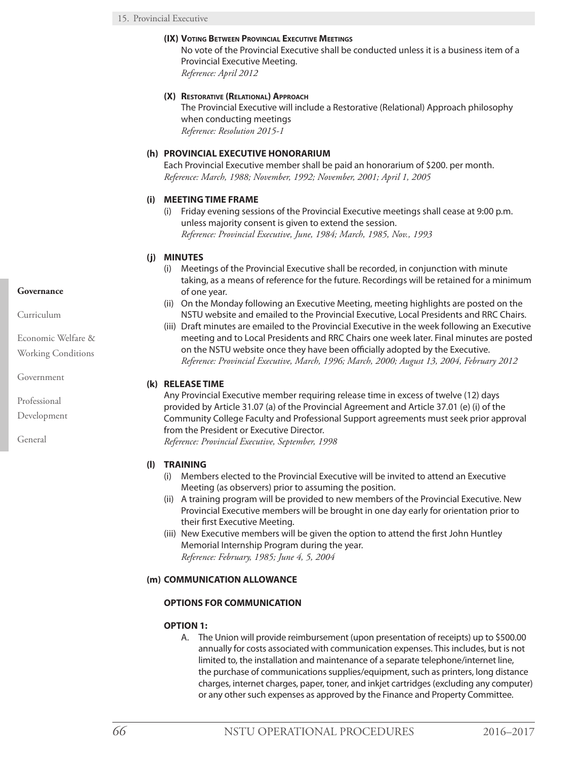**(IX) Voting Between Provincial Executive Meetings**

No vote of the Provincial Executive shall be conducted unless it is a business item of a Provincial Executive Meeting.
*Reference: April 2012*

**(X) Restorative (Relational) Approach**

The Provincial Executive will include a Restorative (Relational) Approach philosophy when conducting meetings
*Reference: Resolution 2015-1*

### (h) PROVINCIAL EXECUTIVE HONORARIUM

Each Provincial Executive member shall be paid an honorarium of $200. per month.
*Reference: March, 1988; November, 1992; November, 2001; April 1, 2005*

### (i) MEETING TIME FRAME

(i) Friday evening sessions of the Provincial Executive meetings shall cease at 9:00 p.m. unless majority consent is given to extend the session.
*Reference: Provincial Executive, June, 1984; March, 1985, Nov., 1993*

### (j) MINUTES

(i) Meetings of the Provincial Executive shall be recorded, in conjunction with minute taking, as a means of reference for the future. Recordings will be retained for a minimum of one year.

(ii) On the Monday following an Executive Meeting, meeting highlights are posted on the NSTU website and emailed to the Provincial Executive, Local Presidents and RRC Chairs.

(iii) Draft minutes are emailed to the Provincial Executive in the week following an Executive meeting and to Local Presidents and RRC Chairs one week later. Final minutes are posted on the NSTU website once they have been officially adopted by the Executive.
*Reference: Provincial Executive, March, 1996; March, 2000; August 13, 2004, February 2012*

### (k) RELEASE TIME

Any Provincial Executive member requiring release time in excess of twelve (12) days provided by Article 31.07 (a) of the Provincial Agreement and Article 37.01 (e) (i) of the Community College Faculty and Professional Support agreements must seek prior approval from the President or Executive Director.
*Reference: Provincial Executive, September, 1998*

### (l) TRAINING

(i) Members elected to the Provincial Executive will be invited to attend an Executive Meeting (as observers) prior to assuming the position.

(ii) A training program will be provided to new members of the Provincial Executive. New Provincial Executive members will be brought in one day early for orientation prior to their first Executive Meeting.

(iii) New Executive members will be given the option to attend the first John Huntley Memorial Internship Program during the year.
*Reference: February, 1985; June 4, 5, 2004*

### (m) COMMUNICATION ALLOWANCE

**OPTIONS FOR COMMUNICATION**

**OPTION 1:**

A. The Union will provide reimbursement (upon presentation of receipts) up to $500.00 annually for costs associated with communication expenses. This includes, but is not limited to, the installation and maintenance of a separate telephone/internet line, the purchase of communications supplies/equipment, such as printers, long distance charges, internet charges, paper, toner, and inkjet cartridges (excluding any computer) or any other such expenses as approved by the Finance and Property Committee.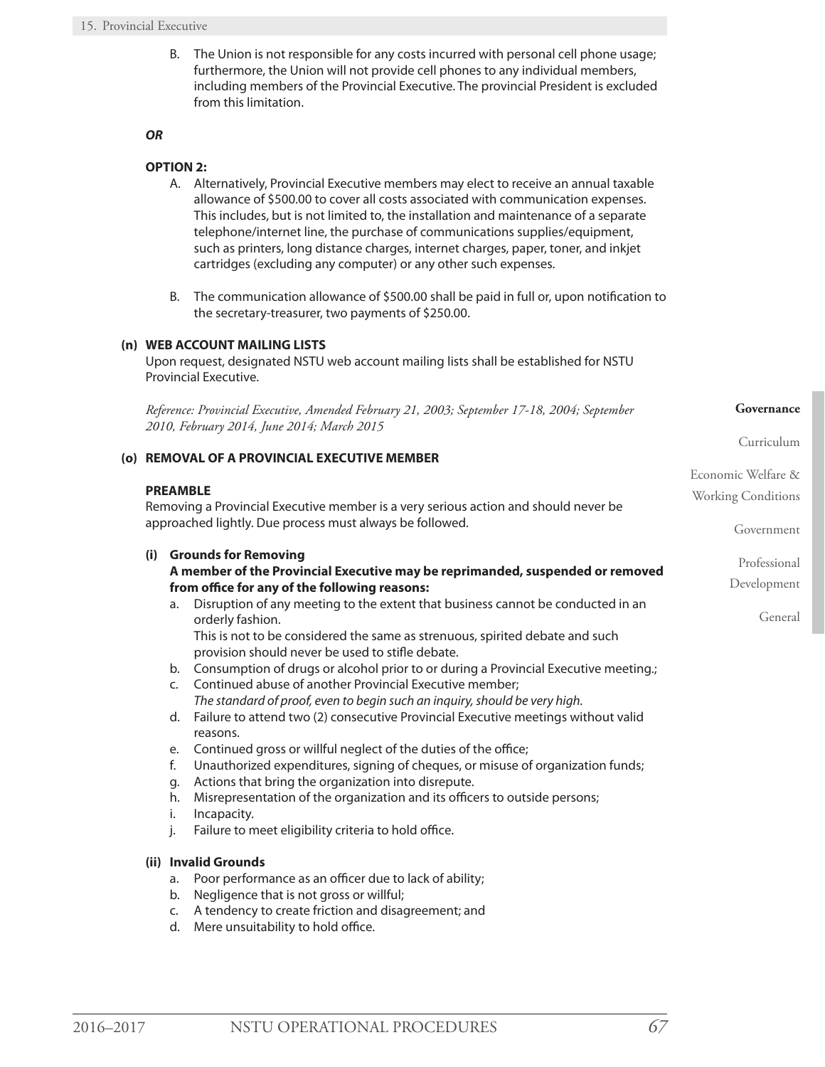B. The Union is not responsible for any costs incurred with personal cell phone usage; furthermore, the Union will not provide cell phones to any individual members, including members of the Provincial Executive. The provincial President is excluded from this limitation.

***OR***

**OPTION 2:**

A. Alternatively, Provincial Executive members may elect to receive an annual taxable allowance of $500.00 to cover all costs associated with communication expenses. This includes, but is not limited to, the installation and maintenance of a separate telephone/internet line, the purchase of communications supplies/equipment, such as printers, long distance charges, internet charges, paper, toner, and inkjet cartridges (excluding any computer) or any other such expenses.

B. The communication allowance of $500.00 shall be paid in full or, upon notification to the secretary-treasurer, two payments of $250.00.

**(n) WEB ACCOUNT MAILING LISTS**

Upon request, designated NSTU web account mailing lists shall be established for NSTU Provincial Executive.

*Reference: Provincial Executive, Amended February 21, 2003; September 17-18, 2004; September 2010, February 2014, June 2014; March 2015*

**(o) REMOVAL OF A PROVINCIAL EXECUTIVE MEMBER**

**PREAMBLE**

Removing a Provincial Executive member is a very serious action and should never be approached lightly. Due process must always be followed.

**(i) Grounds for Removing**

**A member of the Provincial Executive may be reprimanded, suspended or removed from office for any of the following reasons:**

a. Disruption of any meeting to the extent that business cannot be conducted in an orderly fashion.
This is not to be considered the same as strenuous, spirited debate and such provision should never be used to stifle debate.
b. Consumption of drugs or alcohol prior to or during a Provincial Executive meeting.;
c. Continued abuse of another Provincial Executive member;
*The standard of proof, even to begin such an inquiry, should be very high.*
d. Failure to attend two (2) consecutive Provincial Executive meetings without valid reasons.
e. Continued gross or willful neglect of the duties of the office;
f. Unauthorized expenditures, signing of cheques, or misuse of organization funds;
g. Actions that bring the organization into disrepute.
h. Misrepresentation of the organization and its officers to outside persons;
i. Incapacity.
j. Failure to meet eligibility criteria to hold office.

**(ii) Invalid Grounds**

a. Poor performance as an officer due to lack of ability;
b. Negligence that is not gross or willful;
c. A tendency to create friction and disagreement; and
d. Mere unsuitability to hold office.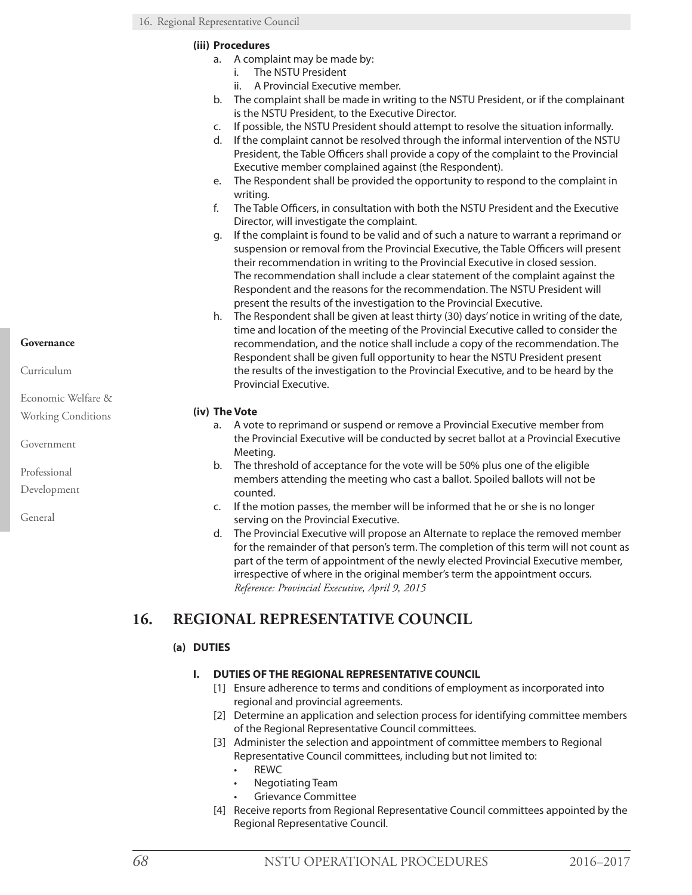**(iii) Procedures**

a. A complaint may be made by:
   i. The NSTU President
   ii. A Provincial Executive member.
b. The complaint shall be made in writing to the NSTU President, or if the complainant is the NSTU President, to the Executive Director.
c. If possible, the NSTU President should attempt to resolve the situation informally.
d. If the complaint cannot be resolved through the informal intervention of the NSTU President, the Table Officers shall provide a copy of the complaint to the Provincial Executive member complained against (the Respondent).
e. The Respondent shall be provided the opportunity to respond to the complaint in writing.
f. The Table Officers, in consultation with both the NSTU President and the Executive Director, will investigate the complaint.
g. If the complaint is found to be valid and of such a nature to warrant a reprimand or suspension or removal from the Provincial Executive, the Table Officers will present their recommendation in writing to the Provincial Executive in closed session. The recommendation shall include a clear statement of the complaint against the Respondent and the reasons for the recommendation. The NSTU President will present the results of the investigation to the Provincial Executive.
h. The Respondent shall be given at least thirty (30) days' notice in writing of the date, time and location of the meeting of the Provincial Executive called to consider the recommendation, and the notice shall include a copy of the recommendation. The Respondent shall be given full opportunity to hear the NSTU President present the results of the investigation to the Provincial Executive, and to be heard by the Provincial Executive.

**(iv) The Vote**

a. A vote to reprimand or suspend or remove a Provincial Executive member from the Provincial Executive will be conducted by secret ballot at a Provincial Executive Meeting.
b. The threshold of acceptance for the vote will be 50% plus one of the eligible members attending the meeting who cast a ballot. Spoiled ballots will not be counted.
c. If the motion passes, the member will be informed that he or she is no longer serving on the Provincial Executive.
d. The Provincial Executive will propose an Alternate to replace the removed member for the remainder of that person's term. The completion of this term will not count as part of the term of appointment of the newly elected Provincial Executive member, irrespective of where in the original member's term the appointment occurs.
*Reference: Provincial Executive, April 9, 2015*

## 16. REGIONAL REPRESENTATIVE COUNCIL

### (a) DUTIES

#### I. DUTIES OF THE REGIONAL REPRESENTATIVE COUNCIL

[1] Ensure adherence to terms and conditions of employment as incorporated into regional and provincial agreements.

[2] Determine an application and selection process for identifying committee members of the Regional Representative Council committees.

[3] Administer the selection and appointment of committee members to Regional Representative Council committees, including but not limited to:
- REWC
- Negotiating Team
- Grievance Committee

[4] Receive reports from Regional Representative Council committees appointed by the Regional Representative Council.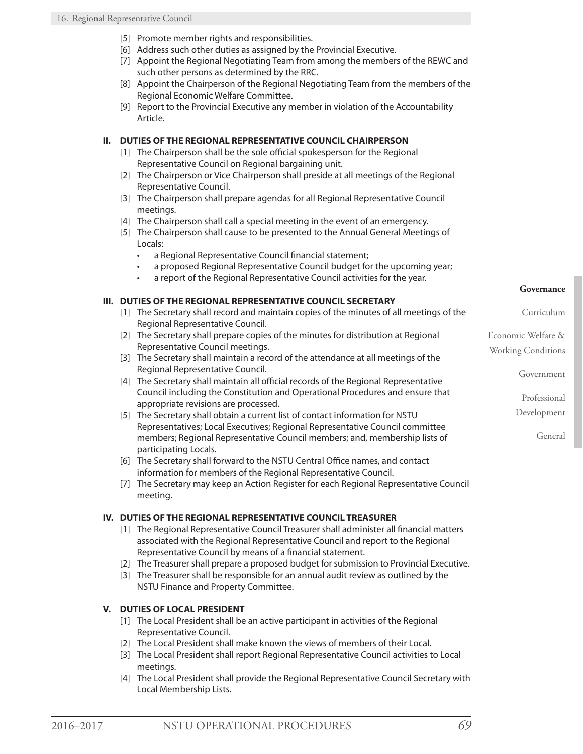[5] Promote member rights and responsibilities.
[6] Address such other duties as assigned by the Provincial Executive.
[7] Appoint the Regional Negotiating Team from among the members of the REWC and such other persons as determined by the RRC.
[8] Appoint the Chairperson of the Regional Negotiating Team from the members of the Regional Economic Welfare Committee.
[9] Report to the Provincial Executive any member in violation of the Accountability Article.

### II. DUTIES OF THE REGIONAL REPRESENTATIVE COUNCIL CHAIRPERSON

[1] The Chairperson shall be the sole official spokesperson for the Regional Representative Council on Regional bargaining unit.
[2] The Chairperson or Vice Chairperson shall preside at all meetings of the Regional Representative Council.
[3] The Chairperson shall prepare agendas for all Regional Representative Council meetings.
[4] The Chairperson shall call a special meeting in the event of an emergency.
[5] The Chairperson shall cause to be presented to the Annual General Meetings of Locals:

- a Regional Representative Council financial statement;
- a proposed Regional Representative Council budget for the upcoming year;
- a report of the Regional Representative Council activities for the year.

### III. DUTIES OF THE REGIONAL REPRESENTATIVE COUNCIL SECRETARY

[1] The Secretary shall record and maintain copies of the minutes of all meetings of the Regional Representative Council.
[2] The Secretary shall prepare copies of the minutes for distribution at Regional Representative Council meetings.
[3] The Secretary shall maintain a record of the attendance at all meetings of the Regional Representative Council.
[4] The Secretary shall maintain all official records of the Regional Representative Council including the Constitution and Operational Procedures and ensure that appropriate revisions are processed.
[5] The Secretary shall obtain a current list of contact information for NSTU Representatives; Local Executives; Regional Representative Council committee members; Regional Representative Council members; and, membership lists of participating Locals.
[6] The Secretary shall forward to the NSTU Central Office names, and contact information for members of the Regional Representative Council.
[7] The Secretary may keep an Action Register for each Regional Representative Council meeting.

### IV. DUTIES OF THE REGIONAL REPRESENTATIVE COUNCIL TREASURER

[1] The Regional Representative Council Treasurer shall administer all financial matters associated with the Regional Representative Council and report to the Regional Representative Council by means of a financial statement.
[2] The Treasurer shall prepare a proposed budget for submission to Provincial Executive.
[3] The Treasurer shall be responsible for an annual audit review as outlined by the NSTU Finance and Property Committee.

### V. DUTIES OF LOCAL PRESIDENT

[1] The Local President shall be an active participant in activities of the Regional Representative Council.
[2] The Local President shall make known the views of members of their Local.
[3] The Local President shall report Regional Representative Council activities to Local meetings.
[4] The Local President shall provide the Regional Representative Council Secretary with Local Membership Lists.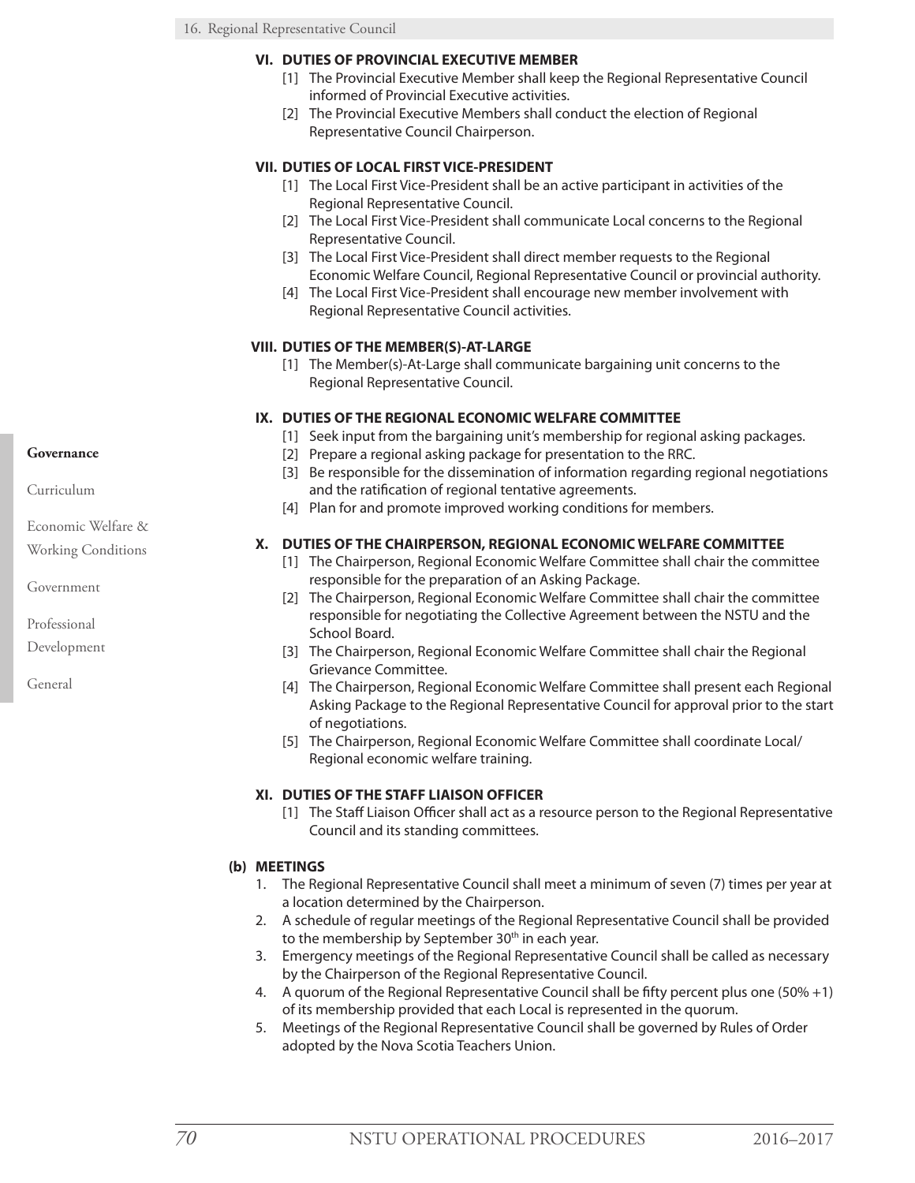### VI. DUTIES OF PROVINCIAL EXECUTIVE MEMBER

[1] The Provincial Executive Member shall keep the Regional Representative Council informed of Provincial Executive activities.

[2] The Provincial Executive Members shall conduct the election of Regional Representative Council Chairperson.

### VII. DUTIES OF LOCAL FIRST VICE-PRESIDENT

[1] The Local First Vice-President shall be an active participant in activities of the Regional Representative Council.

[2] The Local First Vice-President shall communicate Local concerns to the Regional Representative Council.

[3] The Local First Vice-President shall direct member requests to the Regional Economic Welfare Council, Regional Representative Council or provincial authority.

[4] The Local First Vice-President shall encourage new member involvement with Regional Representative Council activities.

### VIII. DUTIES OF THE MEMBER(S)-AT-LARGE

[1] The Member(s)-At-Large shall communicate bargaining unit concerns to the Regional Representative Council.

### IX. DUTIES OF THE REGIONAL ECONOMIC WELFARE COMMITTEE

[1] Seek input from the bargaining unit's membership for regional asking packages.

[2] Prepare a regional asking package for presentation to the RRC.

[3] Be responsible for the dissemination of information regarding regional negotiations and the ratification of regional tentative agreements.

[4] Plan for and promote improved working conditions for members.

### X. DUTIES OF THE CHAIRPERSON, REGIONAL ECONOMIC WELFARE COMMITTEE

[1] The Chairperson, Regional Economic Welfare Committee shall chair the committee responsible for the preparation of an Asking Package.

[2] The Chairperson, Regional Economic Welfare Committee shall chair the committee responsible for negotiating the Collective Agreement between the NSTU and the School Board.

[3] The Chairperson, Regional Economic Welfare Committee shall chair the Regional Grievance Committee.

[4] The Chairperson, Regional Economic Welfare Committee shall present each Regional Asking Package to the Regional Representative Council for approval prior to the start of negotiations.

[5] The Chairperson, Regional Economic Welfare Committee shall coordinate Local/ Regional economic welfare training.

### XI. DUTIES OF THE STAFF LIAISON OFFICER

[1] The Staff Liaison Officer shall act as a resource person to the Regional Representative Council and its standing committees.

## (b) MEETINGS

1. The Regional Representative Council shall meet a minimum of seven (7) times per year at a location determined by the Chairperson.
2. A schedule of regular meetings of the Regional Representative Council shall be provided to the membership by September 30th in each year.
3. Emergency meetings of the Regional Representative Council shall be called as necessary by the Chairperson of the Regional Representative Council.
4. A quorum of the Regional Representative Council shall be fifty percent plus one (50% +1) of its membership provided that each Local is represented in the quorum.
5. Meetings of the Regional Representative Council shall be governed by Rules of Order adopted by the Nova Scotia Teachers Union.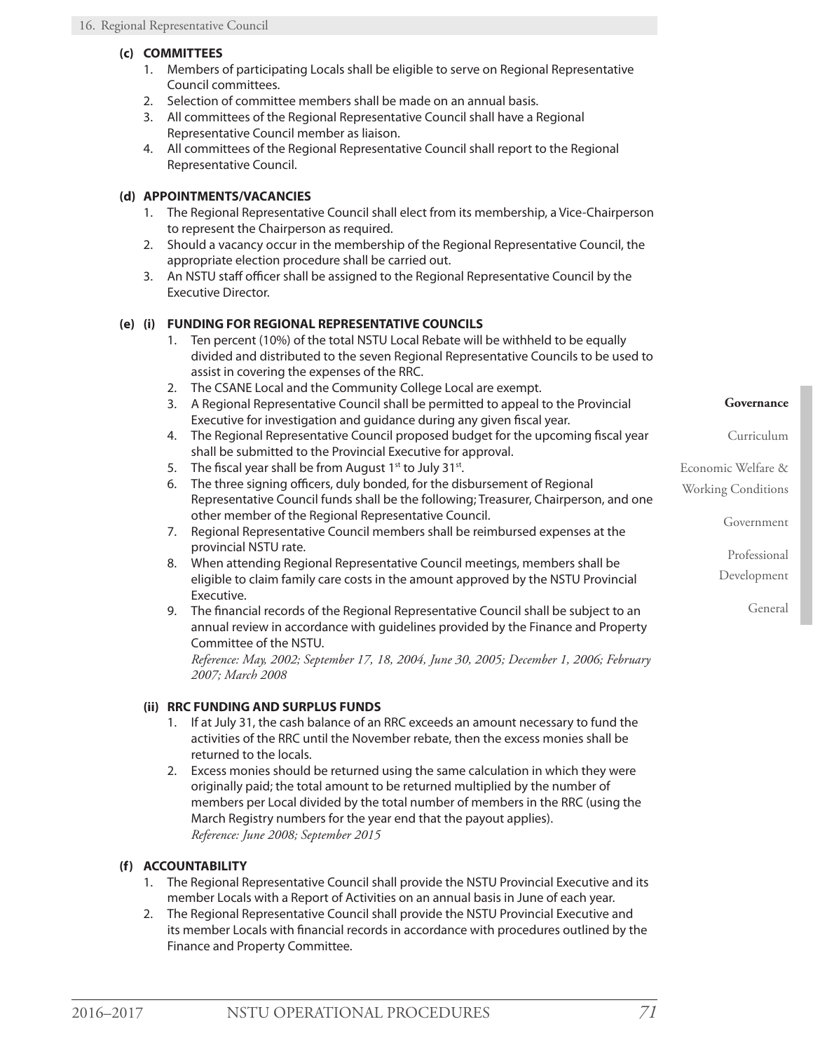**(c) COMMITTEES**

1. Members of participating Locals shall be eligible to serve on Regional Representative Council committees.
2. Selection of committee members shall be made on an annual basis.
3. All committees of the Regional Representative Council shall have a Regional Representative Council member as liaison.
4. All committees of the Regional Representative Council shall report to the Regional Representative Council.

**(d) APPOINTMENTS/VACANCIES**

1. The Regional Representative Council shall elect from its membership, a Vice-Chairperson to represent the Chairperson as required.
2. Should a vacancy occur in the membership of the Regional Representative Council, the appropriate election procedure shall be carried out.
3. An NSTU staff officer shall be assigned to the Regional Representative Council by the Executive Director.

**(e) (i) FUNDING FOR REGIONAL REPRESENTATIVE COUNCILS**

1. Ten percent (10%) of the total NSTU Local Rebate will be withheld to be equally divided and distributed to the seven Regional Representative Councils to be used to assist in covering the expenses of the RRC.
2. The CSANE Local and the Community College Local are exempt.
3. A Regional Representative Council shall be permitted to appeal to the Provincial Executive for investigation and guidance during any given fiscal year.
4. The Regional Representative Council proposed budget for the upcoming fiscal year shall be submitted to the Provincial Executive for approval.
5. The fiscal year shall be from August 1st to July 31st.
6. The three signing officers, duly bonded, for the disbursement of Regional Representative Council funds shall be the following; Treasurer, Chairperson, and one other member of the Regional Representative Council.
7. Regional Representative Council members shall be reimbursed expenses at the provincial NSTU rate.
8. When attending Regional Representative Council meetings, members shall be eligible to claim family care costs in the amount approved by the NSTU Provincial Executive.
9. The financial records of the Regional Representative Council shall be subject to an annual review in accordance with guidelines provided by the Finance and Property Committee of the NSTU.

*Reference: May, 2002; September 17, 18, 2004, June 30, 2005; December 1, 2006; February 2007; March 2008*

**(ii) RRC FUNDING AND SURPLUS FUNDS**

1. If at July 31, the cash balance of an RRC exceeds an amount necessary to fund the activities of the RRC until the November rebate, then the excess monies shall be returned to the locals.
2. Excess monies should be returned using the same calculation in which they were originally paid; the total amount to be returned multiplied by the number of members per Local divided by the total number of members in the RRC (using the March Registry numbers for the year end that the payout applies).

*Reference: June 2008; September 2015*

**(f) ACCOUNTABILITY**

1. The Regional Representative Council shall provide the NSTU Provincial Executive and its member Locals with a Report of Activities on an annual basis in June of each year.
2. The Regional Representative Council shall provide the NSTU Provincial Executive and its member Locals with financial records in accordance with procedures outlined by the Finance and Property Committee.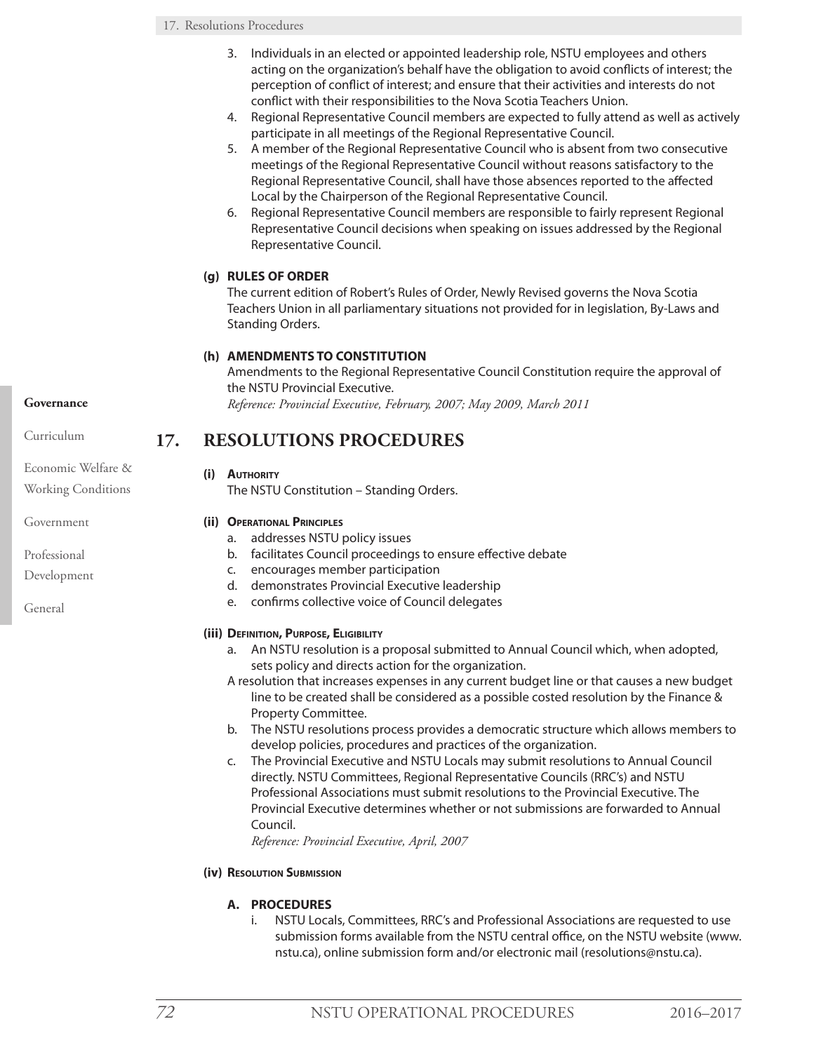3. Individuals in an elected or appointed leadership role, NSTU employees and others acting on the organization's behalf have the obligation to avoid conflicts of interest; the perception of conflict of interest; and ensure that their activities and interests do not conflict with their responsibilities to the Nova Scotia Teachers Union.
4. Regional Representative Council members are expected to fully attend as well as actively participate in all meetings of the Regional Representative Council.
5. A member of the Regional Representative Council who is absent from two consecutive meetings of the Regional Representative Council without reasons satisfactory to the Regional Representative Council, shall have those absences reported to the affected Local by the Chairperson of the Regional Representative Council.
6. Regional Representative Council members are responsible to fairly represent Regional Representative Council decisions when speaking on issues addressed by the Regional Representative Council.

**(g) RULES OF ORDER**

The current edition of Robert's Rules of Order, Newly Revised governs the Nova Scotia Teachers Union in all parliamentary situations not provided for in legislation, By-Laws and Standing Orders.

**(h) AMENDMENTS TO CONSTITUTION**

Amendments to the Regional Representative Council Constitution require the approval of the NSTU Provincial Executive.

*Reference: Provincial Executive, February, 2007; May 2009, March 2011*

## 17. RESOLUTIONS PROCEDURES

**(i) Authority**

The NSTU Constitution – Standing Orders.

**(ii) Operational Principles**

a. addresses NSTU policy issues
b. facilitates Council proceedings to ensure effective debate
c. encourages member participation
d. demonstrates Provincial Executive leadership
e. confirms collective voice of Council delegates

**(iii) Definition, Purpose, Eligibility**

a. An NSTU resolution is a proposal submitted to Annual Council which, when adopted, sets policy and directs action for the organization.

A resolution that increases expenses in any current budget line or that causes a new budget line to be created shall be considered as a possible costed resolution by the Finance & Property Committee.

b. The NSTU resolutions process provides a democratic structure which allows members to develop policies, procedures and practices of the organization.
c. The Provincial Executive and NSTU Locals may submit resolutions to Annual Council directly. NSTU Committees, Regional Representative Councils (RRC's) and NSTU Professional Associations must submit resolutions to the Provincial Executive. The Provincial Executive determines whether or not submissions are forwarded to Annual Council.

*Reference: Provincial Executive, April, 2007*

**(iv) Resolution Submission**

**A. PROCEDURES**

i. NSTU Locals, Committees, RRC's and Professional Associations are requested to use submission forms available from the NSTU central office, on the NSTU website (www.nstu.ca), online submission form and/or electronic mail (resolutions@nstu.ca).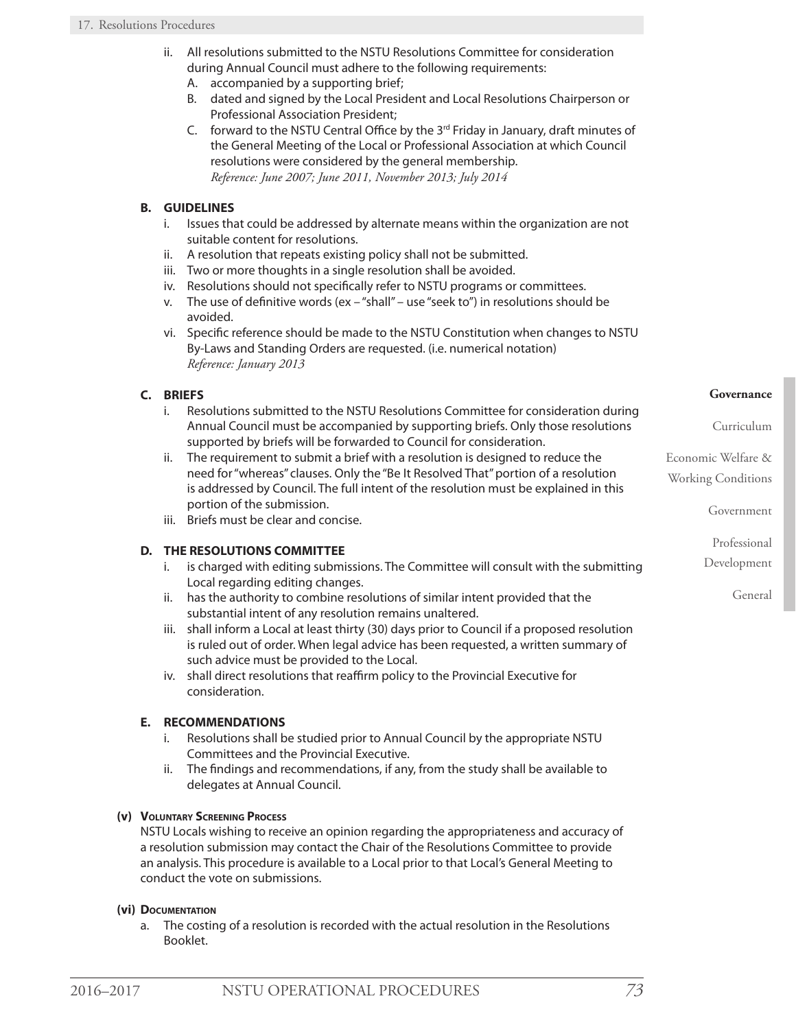ii. All resolutions submitted to the NSTU Resolutions Committee for consideration during Annual Council must adhere to the following requirements:
   A. accompanied by a supporting brief;
   B. dated and signed by the Local President and Local Resolutions Chairperson or Professional Association President;
   C. forward to the NSTU Central Office by the 3rd Friday in January, draft minutes of the General Meeting of the Local or Professional Association at which Council resolutions were considered by the general membership.
   *Reference: June 2007; June 2011, November 2013; July 2014*

**B. GUIDELINES**

i. Issues that could be addressed by alternate means within the organization are not suitable content for resolutions.
ii. A resolution that repeats existing policy shall not be submitted.
iii. Two or more thoughts in a single resolution shall be avoided.
iv. Resolutions should not specifically refer to NSTU programs or committees.
v. The use of definitive words (ex – "shall" – use "seek to") in resolutions should be avoided.
vi. Specific reference should be made to the NSTU Constitution when changes to NSTU By-Laws and Standing Orders are requested. (i.e. numerical notation)
*Reference: January 2013*

**C. BRIEFS**

i. Resolutions submitted to the NSTU Resolutions Committee for consideration during Annual Council must be accompanied by supporting briefs. Only those resolutions supported by briefs will be forwarded to Council for consideration.
ii. The requirement to submit a brief with a resolution is designed to reduce the need for "whereas" clauses. Only the "Be It Resolved That" portion of a resolution is addressed by Council. The full intent of the resolution must be explained in this portion of the submission.
iii. Briefs must be clear and concise.

**D. THE RESOLUTIONS COMMITTEE**

i. is charged with editing submissions. The Committee will consult with the submitting Local regarding editing changes.
ii. has the authority to combine resolutions of similar intent provided that the substantial intent of any resolution remains unaltered.
iii. shall inform a Local at least thirty (30) days prior to Council if a proposed resolution is ruled out of order. When legal advice has been requested, a written summary of such advice must be provided to the Local.
iv. shall direct resolutions that reaffirm policy to the Provincial Executive for consideration.

**E. RECOMMENDATIONS**

i. Resolutions shall be studied prior to Annual Council by the appropriate NSTU Committees and the Provincial Executive.
ii. The findings and recommendations, if any, from the study shall be available to delegates at Annual Council.

**(v) Voluntary Screening Process**

NSTU Locals wishing to receive an opinion regarding the appropriateness and accuracy of a resolution submission may contact the Chair of the Resolutions Committee to provide an analysis. This procedure is available to a Local prior to that Local's General Meeting to conduct the vote on submissions.

**(vi) Documentation**

a. The costing of a resolution is recorded with the actual resolution in the Resolutions Booklet.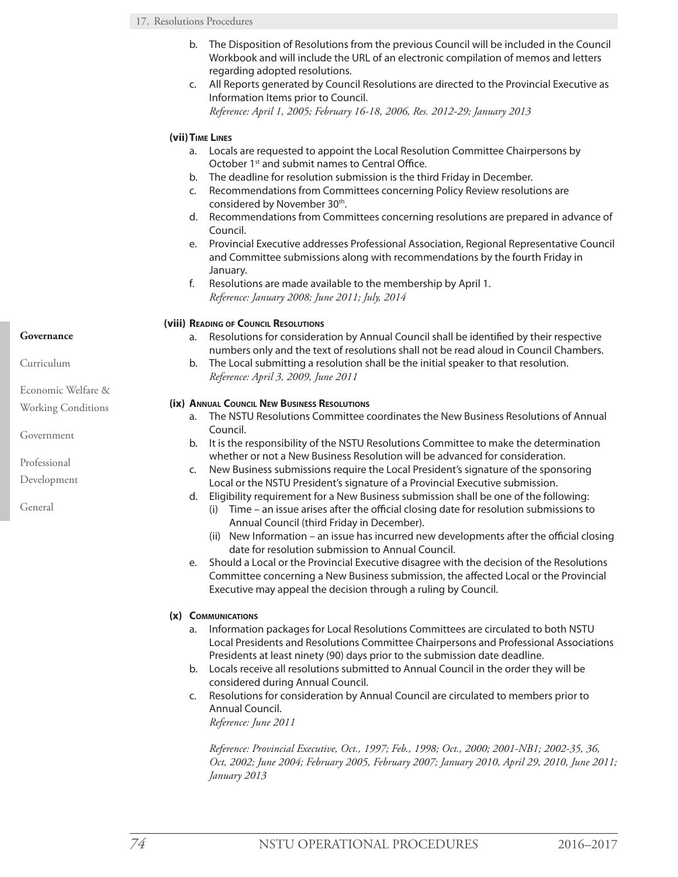b. The Disposition of Resolutions from the previous Council will be included in the Council Workbook and will include the URL of an electronic compilation of memos and letters regarding adopted resolutions.

c. All Reports generated by Council Resolutions are directed to the Provincial Executive as Information Items prior to Council.
*Reference: April 1, 2005; February 16-18, 2006, Res. 2012-29; January 2013*

#### (vii) Time Lines

a. Locals are requested to appoint the Local Resolution Committee Chairpersons by October 1st and submit names to Central Office.

b. The deadline for resolution submission is the third Friday in December.

c. Recommendations from Committees concerning Policy Review resolutions are considered by November 30th.

d. Recommendations from Committees concerning resolutions are prepared in advance of Council.

e. Provincial Executive addresses Professional Association, Regional Representative Council and Committee submissions along with recommendations by the fourth Friday in January.

f. Resolutions are made available to the membership by April 1.
*Reference: January 2008; June 2011; July, 2014*

#### (viii) Reading of Council Resolutions

a. Resolutions for consideration by Annual Council shall be identified by their respective numbers only and the text of resolutions shall not be read aloud in Council Chambers.

b. The Local submitting a resolution shall be the initial speaker to that resolution.
*Reference: April 3, 2009, June 2011*

#### (ix) Annual Council New Business Resolutions

a. The NSTU Resolutions Committee coordinates the New Business Resolutions of Annual Council.

b. It is the responsibility of the NSTU Resolutions Committee to make the determination whether or not a New Business Resolution will be advanced for consideration.

c. New Business submissions require the Local President's signature of the sponsoring Local or the NSTU President's signature of a Provincial Executive submission.

d. Eligibility requirement for a New Business submission shall be one of the following:
   (i) Time – an issue arises after the official closing date for resolution submissions to Annual Council (third Friday in December).
   (ii) New Information – an issue has incurred new developments after the official closing date for resolution submission to Annual Council.

e. Should a Local or the Provincial Executive disagree with the decision of the Resolutions Committee concerning a New Business submission, the affected Local or the Provincial Executive may appeal the decision through a ruling by Council.

#### (x) Communications

a. Information packages for Local Resolutions Committees are circulated to both NSTU Local Presidents and Resolutions Committee Chairpersons and Professional Associations Presidents at least ninety (90) days prior to the submission date deadline.

b. Locals receive all resolutions submitted to Annual Council in the order they will be considered during Annual Council.

c. Resolutions for consideration by Annual Council are circulated to members prior to Annual Council.
*Reference: June 2011*

*Reference: Provincial Executive, Oct., 1997; Feb., 1998; Oct., 2000; 2001-NB1; 2002-35, 36, Oct, 2002; June 2004; February 2005, February 2007; January 2010, April 29, 2010, June 2011; January 2013*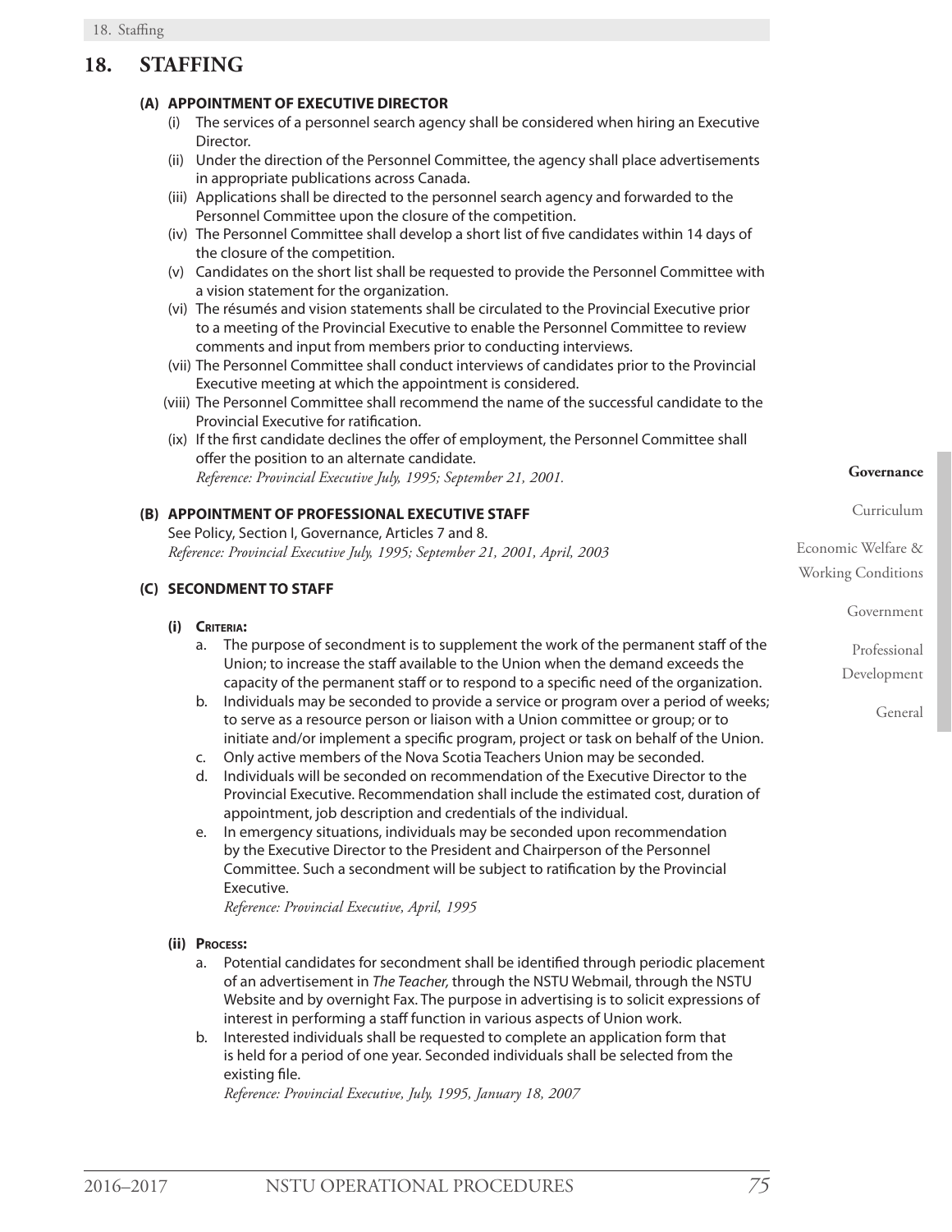# 18. STAFFING

## (A) APPOINTMENT OF EXECUTIVE DIRECTOR

- (i) The services of a personnel search agency shall be considered when hiring an Executive Director.
- (ii) Under the direction of the Personnel Committee, the agency shall place advertisements in appropriate publications across Canada.
- (iii) Applications shall be directed to the personnel search agency and forwarded to the Personnel Committee upon the closure of the competition.
- (iv) The Personnel Committee shall develop a short list of five candidates within 14 days of the closure of the competition.
- (v) Candidates on the short list shall be requested to provide the Personnel Committee with a vision statement for the organization.
- (vi) The résumés and vision statements shall be circulated to the Provincial Executive prior to a meeting of the Provincial Executive to enable the Personnel Committee to review comments and input from members prior to conducting interviews.
- (vii) The Personnel Committee shall conduct interviews of candidates prior to the Provincial Executive meeting at which the appointment is considered.
- (viii) The Personnel Committee shall recommend the name of the successful candidate to the Provincial Executive for ratification.
- (ix) If the first candidate declines the offer of employment, the Personnel Committee shall offer the position to an alternate candidate.

*Reference: Provincial Executive July, 1995; September 21, 2001.*

## (B) APPOINTMENT OF PROFESSIONAL EXECUTIVE STAFF

See Policy, Section I, Governance, Articles 7 and 8.

*Reference: Provincial Executive July, 1995; September 21, 2001, April, 2003*

## (C) SECONDMENT TO STAFF

### (i) Criteria:

- a. The purpose of secondment is to supplement the work of the permanent staff of the Union; to increase the staff available to the Union when the demand exceeds the capacity of the permanent staff or to respond to a specific need of the organization.
- b. Individuals may be seconded to provide a service or program over a period of weeks; to serve as a resource person or liaison with a Union committee or group; or to initiate and/or implement a specific program, project or task on behalf of the Union.
- c. Only active members of the Nova Scotia Teachers Union may be seconded.
- d. Individuals will be seconded on recommendation of the Executive Director to the Provincial Executive. Recommendation shall include the estimated cost, duration of appointment, job description and credentials of the individual.
- e. In emergency situations, individuals may be seconded upon recommendation by the Executive Director to the President and Chairperson of the Personnel Committee. Such a secondment will be subject to ratification by the Provincial Executive.

*Reference: Provincial Executive, April, 1995*

### (ii) Process:

- a. Potential candidates for secondment shall be identified through periodic placement of an advertisement in *The Teacher,* through the NSTU Webmail, through the NSTU Website and by overnight Fax. The purpose in advertising is to solicit expressions of interest in performing a staff function in various aspects of Union work.
- b. Interested individuals shall be requested to complete an application form that is held for a period of one year. Seconded individuals shall be selected from the existing file.

*Reference: Provincial Executive, July, 1995, January 18, 2007*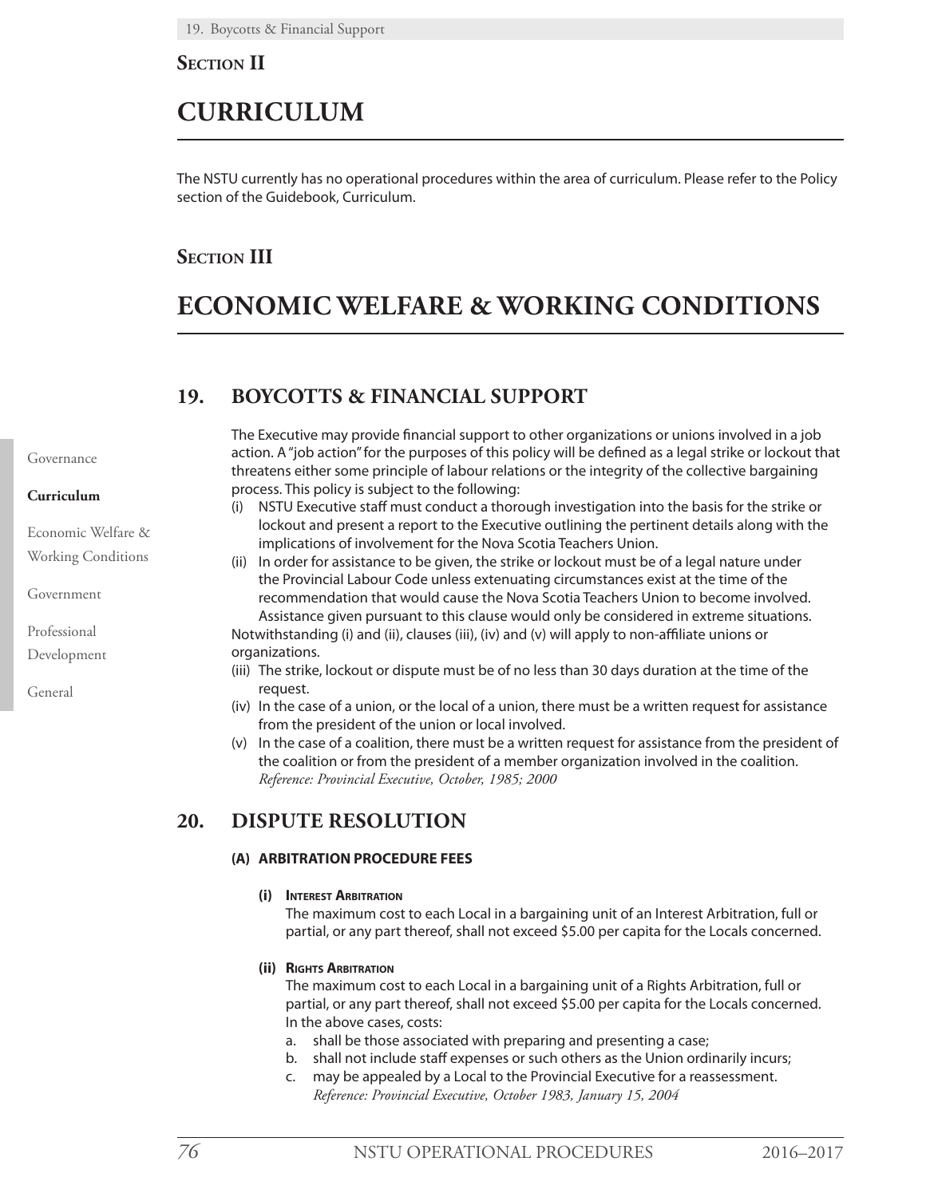**Section II**

# CURRICULUM

The NSTU currently has no operational procedures within the area of curriculum. Please refer to the Policy section of the Guidebook, Curriculum.

**Section III**

# ECONOMIC WELFARE & WORKING CONDITIONS

## 19. BOYCOTTS & FINANCIAL SUPPORT

The Executive may provide financial support to other organizations or unions involved in a job action. A "job action" for the purposes of this policy will be defined as a legal strike or lockout that threatens either some principle of labour relations or the integrity of the collective bargaining process. This policy is subject to the following:

(i) NSTU Executive staff must conduct a thorough investigation into the basis for the strike or lockout and present a report to the Executive outlining the pertinent details along with the implications of involvement for the Nova Scotia Teachers Union.

(ii) In order for assistance to be given, the strike or lockout must be of a legal nature under the Provincial Labour Code unless extenuating circumstances exist at the time of the recommendation that would cause the Nova Scotia Teachers Union to become involved. Assistance given pursuant to this clause would only be considered in extreme situations.

Notwithstanding (i) and (ii), clauses (iii), (iv) and (v) will apply to non-affiliate unions or organizations.

(iii) The strike, lockout or dispute must be of no less than 30 days duration at the time of the request.

(iv) In the case of a union, or the local of a union, there must be a written request for assistance from the president of the union or local involved.

(v) In the case of a coalition, there must be a written request for assistance from the president of the coalition or from the president of a member organization involved in the coalition.
*Reference: Provincial Executive, October, 1985; 2000*

## 20. DISPUTE RESOLUTION

### (A) ARBITRATION PROCEDURE FEES

**(i) Interest Arbitration**

The maximum cost to each Local in a bargaining unit of an Interest Arbitration, full or partial, or any part thereof, shall not exceed $5.00 per capita for the Locals concerned.

**(ii) Rights Arbitration**

The maximum cost to each Local in a bargaining unit of a Rights Arbitration, full or partial, or any part thereof, shall not exceed $5.00 per capita for the Locals concerned.

In the above cases, costs:

a. shall be those associated with preparing and presenting a case;
b. shall not include staff expenses or such others as the Union ordinarily incurs;
c. may be appealed by a Local to the Provincial Executive for a reassessment.
*Reference: Provincial Executive, October 1983, January 15, 2004*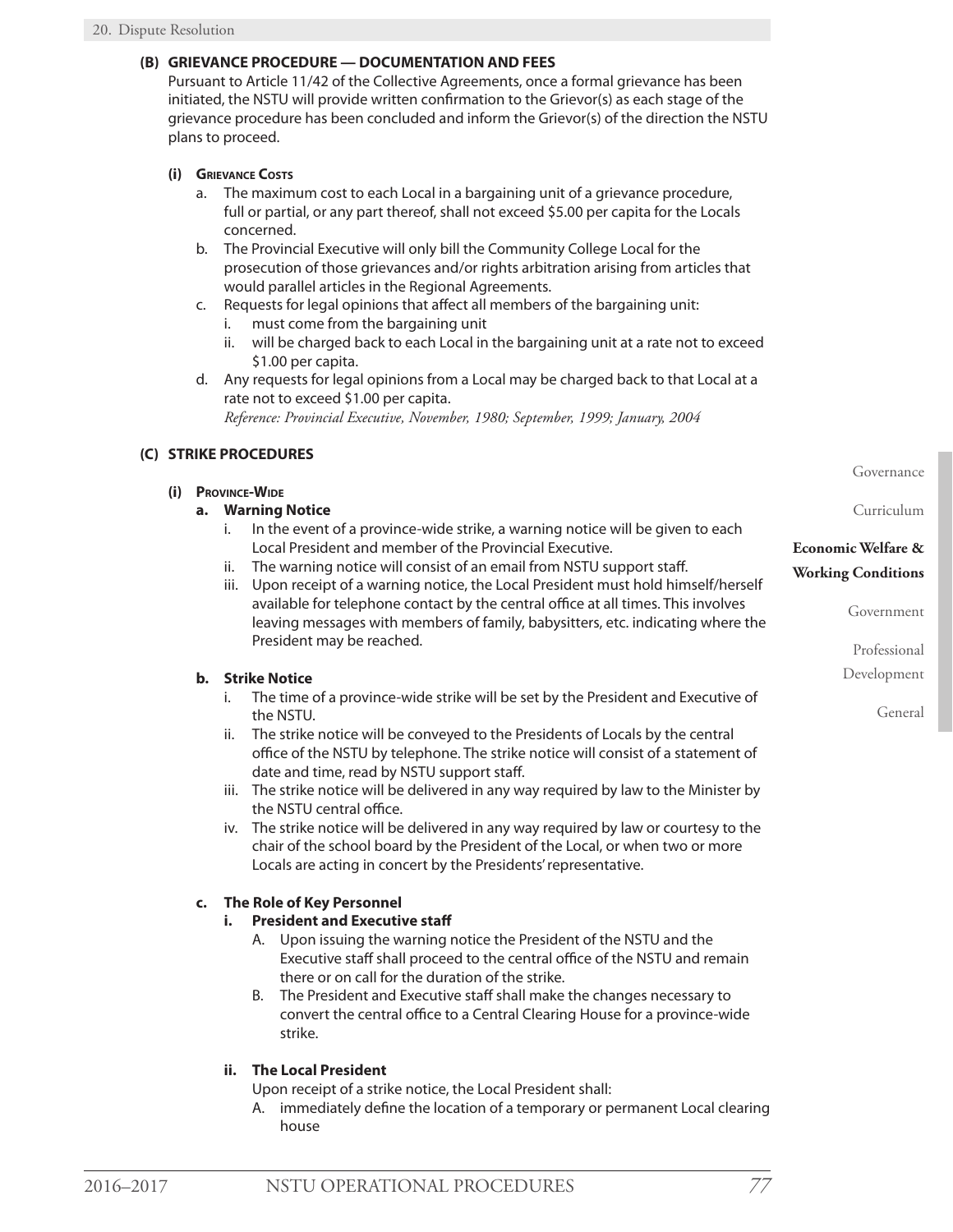**(B) GRIEVANCE PROCEDURE — DOCUMENTATION AND FEES**

Pursuant to Article 11/42 of the Collective Agreements, once a formal grievance has been initiated, the NSTU will provide written confirmation to the Grievor(s) as each stage of the grievance procedure has been concluded and inform the Grievor(s) of the direction the NSTU plans to proceed.

**(i) Grievance Costs**

a. The maximum cost to each Local in a bargaining unit of a grievance procedure, full or partial, or any part thereof, shall not exceed $5.00 per capita for the Locals concerned.

b. The Provincial Executive will only bill the Community College Local for the prosecution of those grievances and/or rights arbitration arising from articles that would parallel articles in the Regional Agreements.

c. Requests for legal opinions that affect all members of the bargaining unit:
   i. must come from the bargaining unit
   ii. will be charged back to each Local in the bargaining unit at a rate not to exceed $1.00 per capita.

d. Any requests for legal opinions from a Local may be charged back to that Local at a rate not to exceed $1.00 per capita.

*Reference: Provincial Executive, November, 1980; September, 1999; January, 2004*

**(C) STRIKE PROCEDURES**

**(i) Province-Wide**

**a. Warning Notice**

i. In the event of a province-wide strike, a warning notice will be given to each Local President and member of the Provincial Executive.

ii. The warning notice will consist of an email from NSTU support staff.

iii. Upon receipt of a warning notice, the Local President must hold himself/herself available for telephone contact by the central office at all times. This involves leaving messages with members of family, babysitters, etc. indicating where the President may be reached.

**b. Strike Notice**

i. The time of a province-wide strike will be set by the President and Executive of the NSTU.

ii. The strike notice will be conveyed to the Presidents of Locals by the central office of the NSTU by telephone. The strike notice will consist of a statement of date and time, read by NSTU support staff.

iii. The strike notice will be delivered in any way required by law to the Minister by the NSTU central office.

iv. The strike notice will be delivered in any way required by law or courtesy to the chair of the school board by the President of the Local, or when two or more Locals are acting in concert by the Presidents' representative.

**c. The Role of Key Personnel**

**i. President and Executive staff**

A. Upon issuing the warning notice the President of the NSTU and the Executive staff shall proceed to the central office of the NSTU and remain there or on call for the duration of the strike.

B. The President and Executive staff shall make the changes necessary to convert the central office to a Central Clearing House for a province-wide strike.

**ii. The Local President**

Upon receipt of a strike notice, the Local President shall:

A. immediately define the location of a temporary or permanent Local clearing house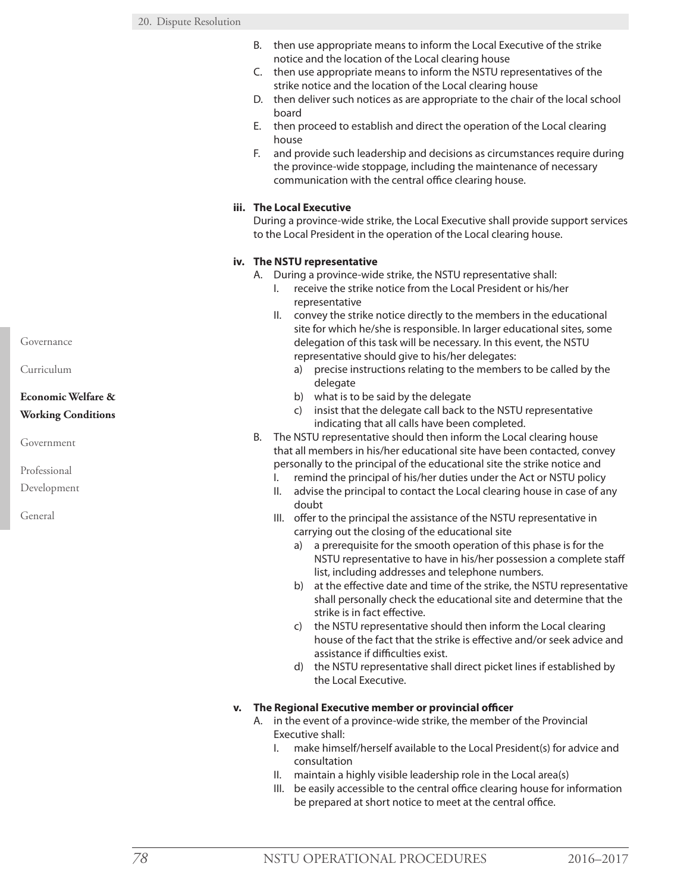B. then use appropriate means to inform the Local Executive of the strike notice and the location of the Local clearing house
C. then use appropriate means to inform the NSTU representatives of the strike notice and the location of the Local clearing house
D. then deliver such notices as are appropriate to the chair of the local school board
E. then proceed to establish and direct the operation of the Local clearing house
F. and provide such leadership and decisions as circumstances require during the province-wide stoppage, including the maintenance of necessary communication with the central office clearing house.

**iii. The Local Executive**

During a province-wide strike, the Local Executive shall provide support services to the Local President in the operation of the Local clearing house.

**iv. The NSTU representative**

A. During a province-wide strike, the NSTU representative shall:
   I. receive the strike notice from the Local President or his/her representative
   II. convey the strike notice directly to the members in the educational site for which he/she is responsible. In larger educational sites, some delegation of this task will be necessary. In this event, the NSTU representative should give to his/her delegates:
      a) precise instructions relating to the members to be called by the delegate
      b) what is to be said by the delegate
      c) insist that the delegate call back to the NSTU representative indicating that all calls have been completed.
B. The NSTU representative should then inform the Local clearing house that all members in his/her educational site have been contacted, convey personally to the principal of the educational site the strike notice and
   I. remind the principal of his/her duties under the Act or NSTU policy
   II. advise the principal to contact the Local clearing house in case of any doubt
   III. offer to the principal the assistance of the NSTU representative in carrying out the closing of the educational site
      a) a prerequisite for the smooth operation of this phase is for the NSTU representative to have in his/her possession a complete staff list, including addresses and telephone numbers.
      b) at the effective date and time of the strike, the NSTU representative shall personally check the educational site and determine that the strike is in fact effective.
      c) the NSTU representative should then inform the Local clearing house of the fact that the strike is effective and/or seek advice and assistance if difficulties exist.
      d) the NSTU representative shall direct picket lines if established by the Local Executive.

**v. The Regional Executive member or provincial officer**

A. in the event of a province-wide strike, the member of the Provincial Executive shall:
   I. make himself/herself available to the Local President(s) for advice and consultation
   II. maintain a highly visible leadership role in the Local area(s)
   III. be easily accessible to the central office clearing house for information be prepared at short notice to meet at the central office.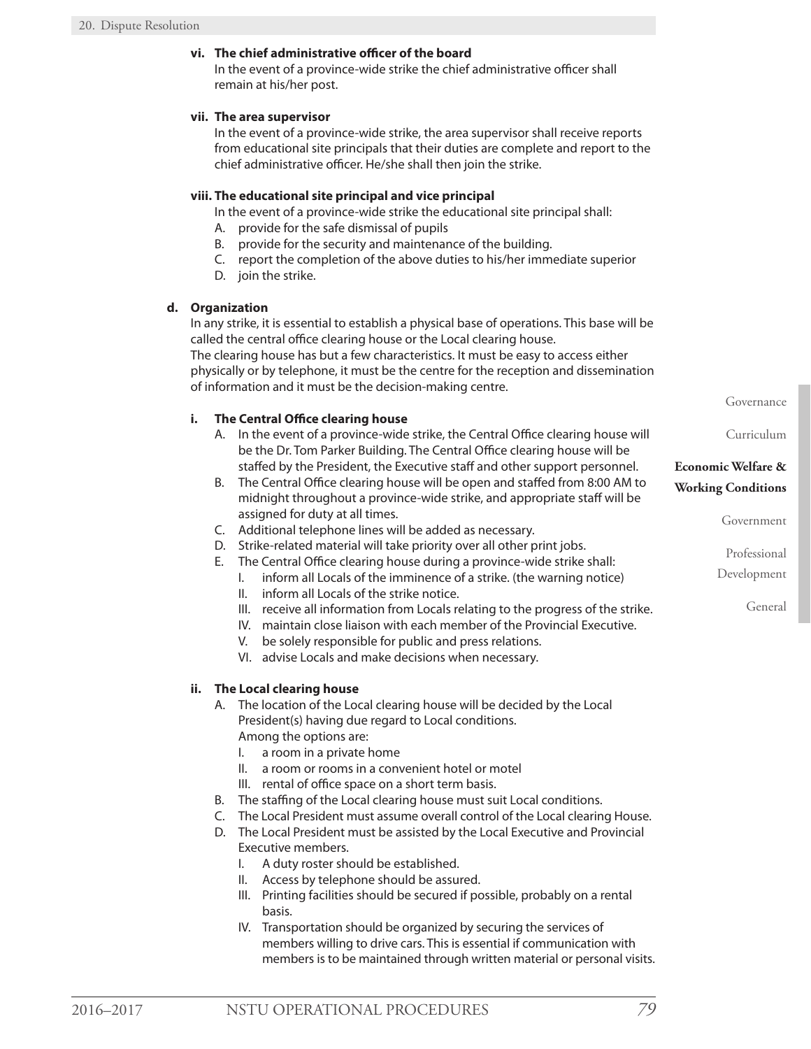**vi. The chief administrative officer of the board**

In the event of a province-wide strike the chief administrative officer shall remain at his/her post.

**vii. The area supervisor**

In the event of a province-wide strike, the area supervisor shall receive reports from educational site principals that their duties are complete and report to the chief administrative officer. He/she shall then join the strike.

**viii. The educational site principal and vice principal**

In the event of a province-wide strike the educational site principal shall:

A. provide for the safe dismissal of pupils
B. provide for the security and maintenance of the building.
C. report the completion of the above duties to his/her immediate superior
D. join the strike.

**d. Organization**

In any strike, it is essential to establish a physical base of operations. This base will be called the central office clearing house or the Local clearing house.
The clearing house has but a few characteristics. It must be easy to access either physically or by telephone, it must be the centre for the reception and dissemination of information and it must be the decision-making centre.

**i. The Central Office clearing house**

A. In the event of a province-wide strike, the Central Office clearing house will be the Dr. Tom Parker Building. The Central Office clearing house will be staffed by the President, the Executive staff and other support personnel.
B. The Central Office clearing house will be open and staffed from 8:00 AM to midnight throughout a province-wide strike, and appropriate staff will be assigned for duty at all times.
C. Additional telephone lines will be added as necessary.
D. Strike-related material will take priority over all other print jobs.
E. The Central Office clearing house during a province-wide strike shall:
   I. inform all Locals of the imminence of a strike. (the warning notice)
   II. inform all Locals of the strike notice.
   III. receive all information from Locals relating to the progress of the strike.
   IV. maintain close liaison with each member of the Provincial Executive.
   V. be solely responsible for public and press relations.
   VI. advise Locals and make decisions when necessary.

**ii. The Local clearing house**

A. The location of the Local clearing house will be decided by the Local President(s) having due regard to Local conditions.
   Among the options are:
   I. a room in a private home
   II. a room or rooms in a convenient hotel or motel
   III. rental of office space on a short term basis.
B. The staffing of the Local clearing house must suit Local conditions.
C. The Local President must assume overall control of the Local clearing House.
D. The Local President must be assisted by the Local Executive and Provincial Executive members.
   I. A duty roster should be established.
   II. Access by telephone should be assured.
   III. Printing facilities should be secured if possible, probably on a rental basis.
   IV. Transportation should be organized by securing the services of members willing to drive cars. This is essential if communication with members is to be maintained through written material or personal visits.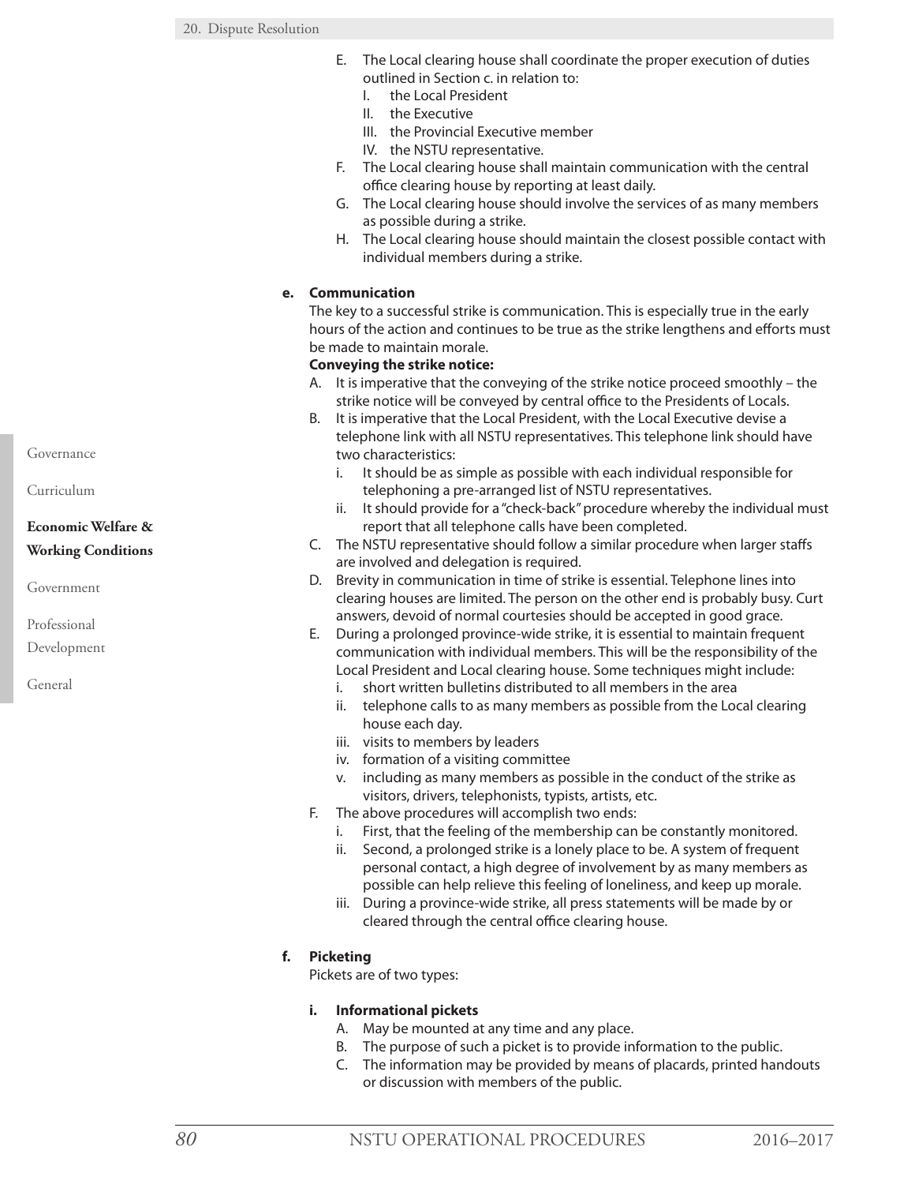E. The Local clearing house shall coordinate the proper execution of duties outlined in Section c. in relation to:
   I. the Local President
   II. the Executive
   III. the Provincial Executive member
   IV. the NSTU representative.
F. The Local clearing house shall maintain communication with the central office clearing house by reporting at least daily.
G. The Local clearing house should involve the services of as many members as possible during a strike.
H. The Local clearing house should maintain the closest possible contact with individual members during a strike.

**e. Communication**

The key to a successful strike is communication. This is especially true in the early hours of the action and continues to be true as the strike lengthens and efforts must be made to maintain morale.

**Conveying the strike notice:**

A. It is imperative that the conveying of the strike notice proceed smoothly – the strike notice will be conveyed by central office to the Presidents of Locals.
B. It is imperative that the Local President, with the Local Executive devise a telephone link with all NSTU representatives. This telephone link should have two characteristics:
   i. It should be as simple as possible with each individual responsible for telephoning a pre-arranged list of NSTU representatives.
   ii. It should provide for a "check-back" procedure whereby the individual must report that all telephone calls have been completed.
C. The NSTU representative should follow a similar procedure when larger staffs are involved and delegation is required.
D. Brevity in communication in time of strike is essential. Telephone lines into clearing houses are limited. The person on the other end is probably busy. Curt answers, devoid of normal courtesies should be accepted in good grace.
E. During a prolonged province-wide strike, it is essential to maintain frequent communication with individual members. This will be the responsibility of the Local President and Local clearing house. Some techniques might include:
   i. short written bulletins distributed to all members in the area
   ii. telephone calls to as many members as possible from the Local clearing house each day.
   iii. visits to members by leaders
   iv. formation of a visiting committee
   v. including as many members as possible in the conduct of the strike as visitors, drivers, telephonists, typists, artists, etc.
F. The above procedures will accomplish two ends:
   i. First, that the feeling of the membership can be constantly monitored.
   ii. Second, a prolonged strike is a lonely place to be. A system of frequent personal contact, a high degree of involvement by as many members as possible can help relieve this feeling of loneliness, and keep up morale.
   iii. During a province-wide strike, all press statements will be made by or cleared through the central office clearing house.

**f. Picketing**

Pickets are of two types:

**i. Informational pickets**

A. May be mounted at any time and any place.
B. The purpose of such a picket is to provide information to the public.
C. The information may be provided by means of placards, printed handouts or discussion with members of the public.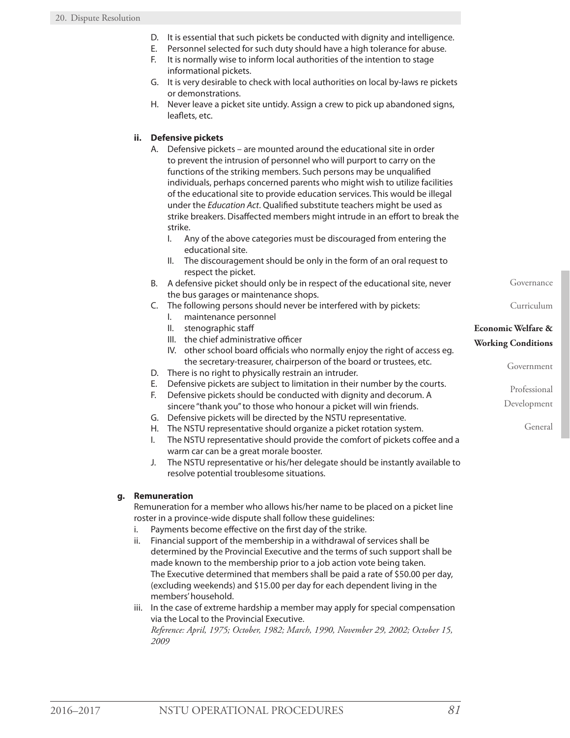D. It is essential that such pickets be conducted with dignity and intelligence.
E. Personnel selected for such duty should have a high tolerance for abuse.
F. It is normally wise to inform local authorities of the intention to stage informational pickets.
G. It is very desirable to check with local authorities on local by-laws re pickets or demonstrations.
H. Never leave a picket site untidy. Assign a crew to pick up abandoned signs, leaflets, etc.

**ii. Defensive pickets**

A. Defensive pickets – are mounted around the educational site in order to prevent the intrusion of personnel who will purport to carry on the functions of the striking members. Such persons may be unqualified individuals, perhaps concerned parents who might wish to utilize facilities of the educational site to provide education services. This would be illegal under the *Education Act*. Qualified substitute teachers might be used as strike breakers. Disaffected members might intrude in an effort to break the strike.
   I. Any of the above categories must be discouraged from entering the educational site.
   II. The discouragement should be only in the form of an oral request to respect the picket.
B. A defensive picket should only be in respect of the educational site, never the bus garages or maintenance shops.
C. The following persons should never be interfered with by pickets:
   I. maintenance personnel
   II. stenographic staff
   III. the chief administrative officer
   IV. other school board officials who normally enjoy the right of access eg. the secretary-treasurer, chairperson of the board or trustees, etc.
D. There is no right to physically restrain an intruder.
E. Defensive pickets are subject to limitation in their number by the courts.
F. Defensive pickets should be conducted with dignity and decorum. A sincere "thank you" to those who honour a picket will win friends.
G. Defensive pickets will be directed by the NSTU representative.
H. The NSTU representative should organize a picket rotation system.
I. The NSTU representative should provide the comfort of pickets coffee and a warm car can be a great morale booster.
J. The NSTU representative or his/her delegate should be instantly available to resolve potential troublesome situations.

**g. Remuneration**

Remuneration for a member who allows his/her name to be placed on a picket line roster in a province-wide dispute shall follow these guidelines:

i. Payments become effective on the first day of the strike.
ii. Financial support of the membership in a withdrawal of services shall be determined by the Provincial Executive and the terms of such support shall be made known to the membership prior to a job action vote being taken. The Executive determined that members shall be paid a rate of $50.00 per day, (excluding weekends) and $15.00 per day for each dependent living in the members' household.
iii. In the case of extreme hardship a member may apply for special compensation via the Local to the Provincial Executive.
*Reference: April, 1975; October, 1982; March, 1990, November 29, 2002; October 15, 2009*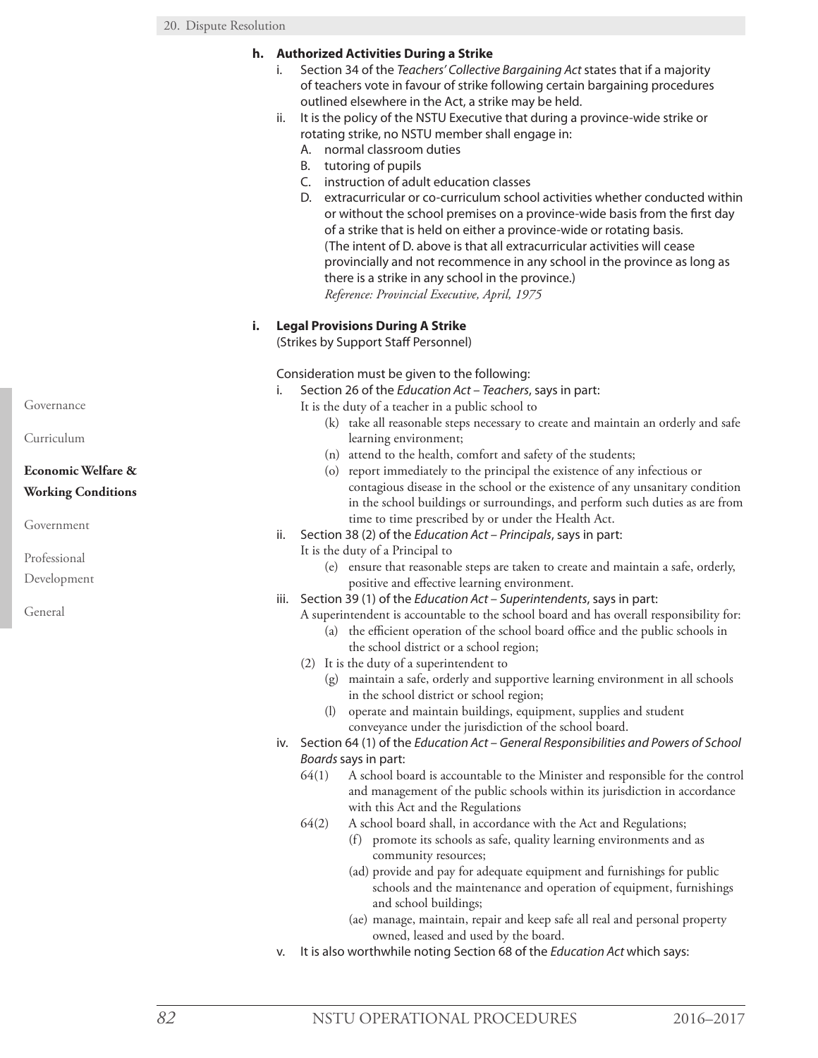**h. Authorized Activities During a Strike**

i. Section 34 of the *Teachers' Collective Bargaining Act* states that if a majority of teachers vote in favour of strike following certain bargaining procedures outlined elsewhere in the Act, a strike may be held.

ii. It is the policy of the NSTU Executive that during a province-wide strike or rotating strike, no NSTU member shall engage in:

A. normal classroom duties
B. tutoring of pupils
C. instruction of adult education classes
D. extracurricular or co-curriculum school activities whether conducted within or without the school premises on a province-wide basis from the first day of a strike that is held on either a province-wide or rotating basis. (The intent of D. above is that all extracurricular activities will cease provincially and not recommence in any school in the province as long as there is a strike in any school in the province.)
*Reference: Provincial Executive, April, 1975*

**i. Legal Provisions During A Strike**
(Strikes by Support Staff Personnel)

Consideration must be given to the following:

i. Section 26 of the *Education Act – Teachers*, says in part:
It is the duty of a teacher in a public school to
(k) take all reasonable steps necessary to create and maintain an orderly and safe learning environment;
(n) attend to the health, comfort and safety of the students;
(o) report immediately to the principal the existence of any infectious or contagious disease in the school or the existence of any unsanitary condition in the school buildings or surroundings, and perform such duties as are from time to time prescribed by or under the Health Act.

ii. Section 38 (2) of the *Education Act – Principals*, says in part:
It is the duty of a Principal to
(e) ensure that reasonable steps are taken to create and maintain a safe, orderly, positive and effective learning environment.

iii. Section 39 (1) of the *Education Act – Superintendents*, says in part:
A superintendent is accountable to the school board and has overall responsibility for:
(a) the efficient operation of the school board office and the public schools in the school district or a school region;
(2) It is the duty of a superintendent to
(g) maintain a safe, orderly and supportive learning environment in all schools in the school district or school region;
(l) operate and maintain buildings, equipment, supplies and student conveyance under the jurisdiction of the school board.

iv. Section 64 (1) of the *Education Act – General Responsibilities and Powers of School Boards* says in part:
64(1) A school board is accountable to the Minister and responsible for the control and management of the public schools within its jurisdiction in accordance with this Act and the Regulations
64(2) A school board shall, in accordance with the Act and Regulations;
(f) promote its schools as safe, quality learning environments and as community resources;
(ad) provide and pay for adequate equipment and furnishings for public schools and the maintenance and operation of equipment, furnishings and school buildings;
(ae) manage, maintain, repair and keep safe all real and personal property owned, leased and used by the board.

v. It is also worthwhile noting Section 68 of the *Education Act* which says: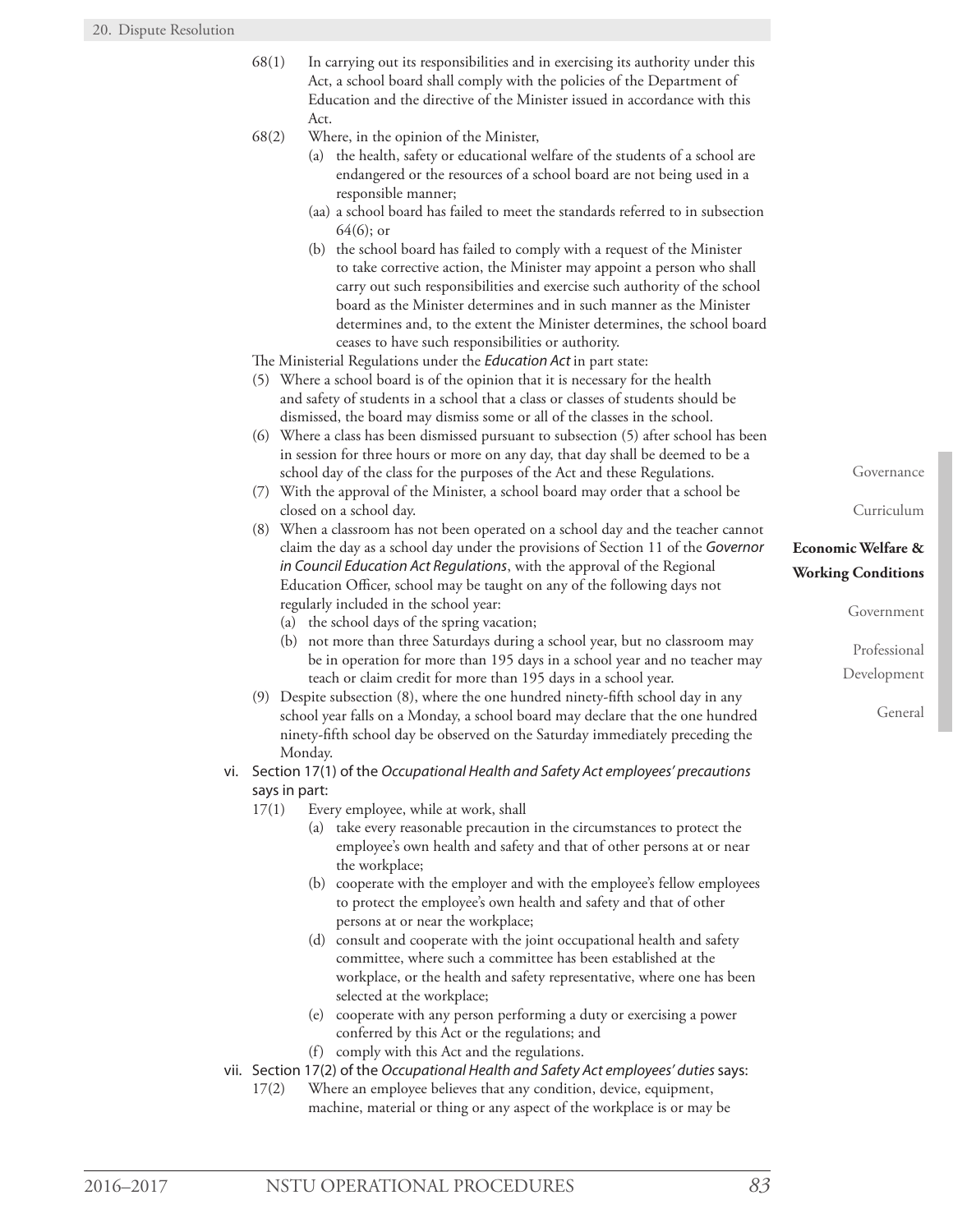68(1) In carrying out its responsibilities and in exercising its authority under this Act, a school board shall comply with the policies of the Department of Education and the directive of the Minister issued in accordance with this Act.

68(2) Where, in the opinion of the Minister,

- (a) the health, safety or educational welfare of the students of a school are endangered or the resources of a school board are not being used in a responsible manner;
- (aa) a school board has failed to meet the standards referred to in subsection 64(6); or
- (b) the school board has failed to comply with a request of the Minister to take corrective action, the Minister may appoint a person who shall carry out such responsibilities and exercise such authority of the school board as the Minister determines and in such manner as the Minister determines and, to the extent the Minister determines, the school board ceases to have such responsibilities or authority.

The Ministerial Regulations under the *Education Act* in part state:

- (5) Where a school board is of the opinion that it is necessary for the health and safety of students in a school that a class or classes of students should be dismissed, the board may dismiss some or all of the classes in the school.
- (6) Where a class has been dismissed pursuant to subsection (5) after school has been in session for three hours or more on any day, that day shall be deemed to be a school day of the class for the purposes of the Act and these Regulations.
- (7) With the approval of the Minister, a school board may order that a school be closed on a school day.
- (8) When a classroom has not been operated on a school day and the teacher cannot claim the day as a school day under the provisions of Section 11 of the *Governor in Council Education Act Regulations*, with the approval of the Regional Education Officer, school may be taught on any of the following days not regularly included in the school year:
  - (a) the school days of the spring vacation;
  - (b) not more than three Saturdays during a school year, but no classroom may be in operation for more than 195 days in a school year and no teacher may teach or claim credit for more than 195 days in a school year.
- (9) Despite subsection (8), where the one hundred ninety-fifth school day in any school year falls on a Monday, a school board may declare that the one hundred ninety-fifth school day be observed on the Saturday immediately preceding the Monday.

vi. Section 17(1) of the *Occupational Health and Safety Act employees' precautions* says in part:

17(1) Every employee, while at work, shall

- (a) take every reasonable precaution in the circumstances to protect the employee's own health and safety and that of other persons at or near the workplace;
- (b) cooperate with the employer and with the employee's fellow employees to protect the employee's own health and safety and that of other persons at or near the workplace;
- (d) consult and cooperate with the joint occupational health and safety committee, where such a committee has been established at the workplace, or the health and safety representative, where one has been selected at the workplace;
- (e) cooperate with any person performing a duty or exercising a power conferred by this Act or the regulations; and
- (f) comply with this Act and the regulations.

vii. Section 17(2) of the *Occupational Health and Safety Act employees' duties* says:

17(2) Where an employee believes that any condition, device, equipment, machine, material or thing or any aspect of the workplace is or may be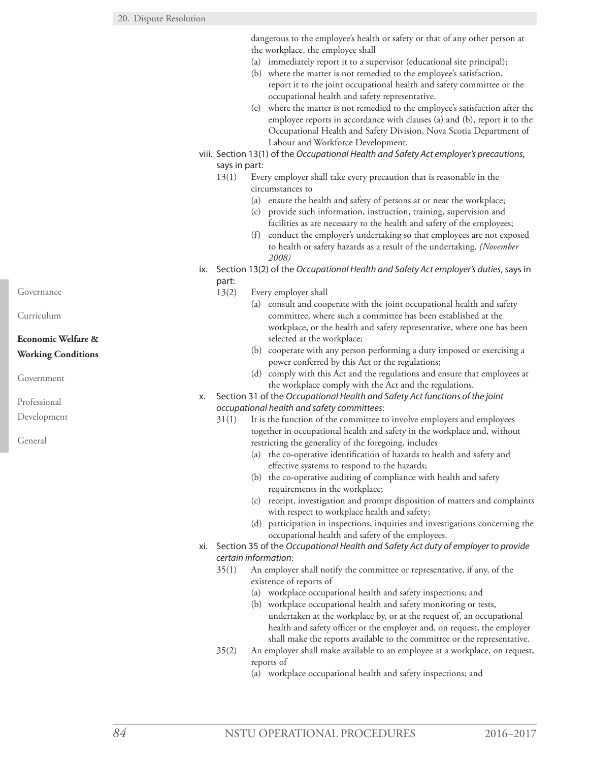dangerous to the employee's health or safety or that of any other person at the workplace, the employee shall

(a) immediately report it to a supervisor (educational site principal);

(b) where the matter is not remedied to the employee's satisfaction, report it to the joint occupational health and safety committee or the occupational health and safety representative.

(c) where the matter is not remedied to the employee's satisfaction after the employee reports in accordance with clauses (a) and (b), report it to the Occupational Health and Safety Division, Nova Scotia Department of Labour and Workforce Development.

viii. Section 13(1) of the *Occupational Health and Safety Act employer's precautions*, says in part:

13(1) Every employer shall take every precaution that is reasonable in the circumstances to

(a) ensure the health and safety of persons at or near the workplace;

(c) provide such information, instruction, training, supervision and facilities as are necessary to the health and safety of the employees;

(f) conduct the employer's undertaking so that employees are not exposed to health or safety hazards as a result of the undertaking. *(November 2008)*

ix. Section 13(2) of the *Occupational Health and Safety Act employer's duties*, says in part:

13(2) Every employer shall

(a) consult and cooperate with the joint occupational health and safety committee, where such a committee has been established at the workplace, or the health and safety representative, where one has been selected at the workplace;

(b) cooperate with any person performing a duty imposed or exercising a power conferred by this Act or the regulations;

(d) comply with this Act and the regulations and ensure that employees at the workplace comply with the Act and the regulations.

x. Section 31 of the *Occupational Health and Safety Act functions of the joint occupational health and safety committees*:

31(1) It is the function of the committee to involve employers and employees together in occupational health and safety in the workplace and, without restricting the generality of the foregoing, includes

(a) the co-operative identification of hazards to health and safety and effective systems to respond to the hazards;

(b) the co-operative auditing of compliance with health and safety requirements in the workplace;

(c) receipt, investigation and prompt disposition of matters and complaints with respect to workplace health and safety;

(d) participation in inspections, inquiries and investigations concerning the occupational health and safety of the employees.

xi. Section 35 of the *Occupational Health and Safety Act duty of employer to provide certain information*:

35(1) An employer shall notify the committee or representative, if any, of the existence of reports of

(a) workplace occupational health and safety inspections; and

(b) workplace occupational health and safety monitoring or tests, undertaken at the workplace by, or at the request of, an occupational health and safety officer or the employer and, on request, the employer shall make the reports available to the committee or the representative.

35(2) An employer shall make available to an employee at a workplace, on request, reports of

(a) workplace occupational health and safety inspections; and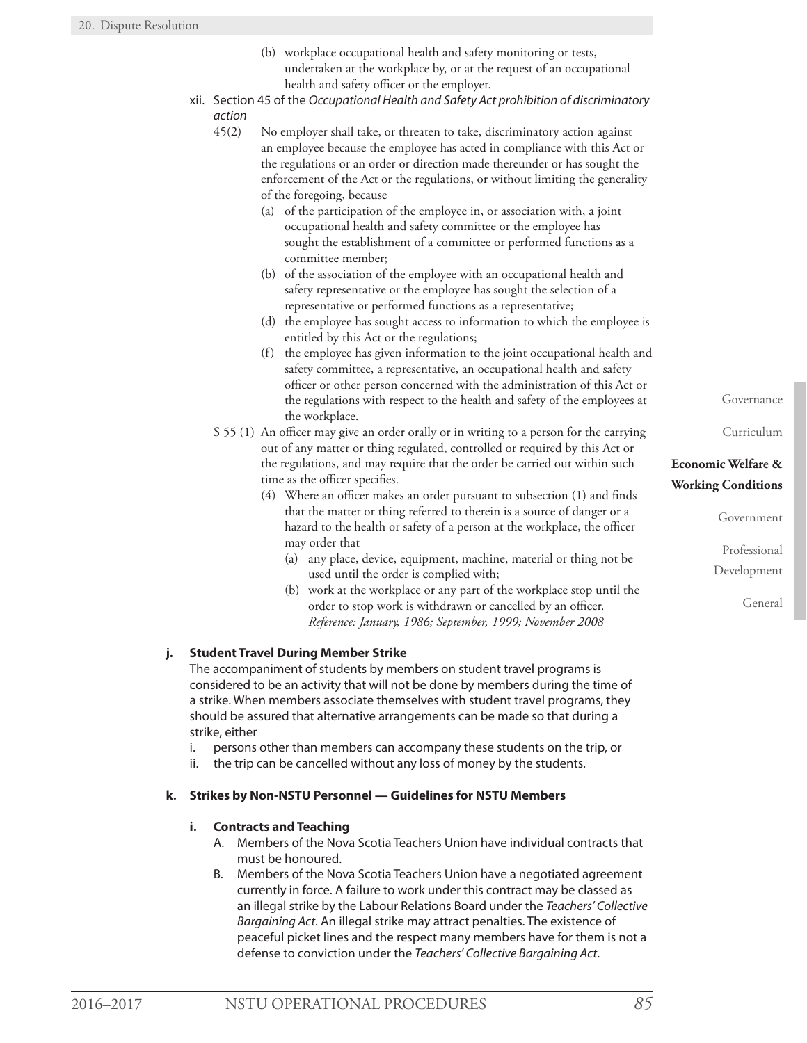(b) workplace occupational health and safety monitoring or tests, undertaken at the workplace by, or at the request of an occupational health and safety officer or the employer.

xii. Section 45 of the *Occupational Health and Safety Act prohibition of discriminatory action*

45(2) No employer shall take, or threaten to take, discriminatory action against an employee because the employee has acted in compliance with this Act or the regulations or an order or direction made thereunder or has sought the enforcement of the Act or the regulations, or without limiting the generality of the foregoing, because

(a) of the participation of the employee in, or association with, a joint occupational health and safety committee or the employee has sought the establishment of a committee or performed functions as a committee member;

(b) of the association of the employee with an occupational health and safety representative or the employee has sought the selection of a representative or performed functions as a representative;

(d) the employee has sought access to information to which the employee is entitled by this Act or the regulations;

(f) the employee has given information to the joint occupational health and safety committee, a representative, an occupational health and safety officer or other person concerned with the administration of this Act or the regulations with respect to the health and safety of the employees at the workplace.

S 55 (1) An officer may give an order orally or in writing to a person for the carrying out of any matter or thing regulated, controlled or required by this Act or the regulations, and may require that the order be carried out within such time as the officer specifies.

(4) Where an officer makes an order pursuant to subsection (1) and finds that the matter or thing referred to therein is a source of danger or a hazard to the health or safety of a person at the workplace, the officer may order that

(a) any place, device, equipment, machine, material or thing not be used until the order is complied with;

(b) work at the workplace or any part of the workplace stop until the order to stop work is withdrawn or cancelled by an officer.
*Reference: January, 1986; September, 1999; November 2008*

**j. Student Travel During Member Strike**

The accompaniment of students by members on student travel programs is considered to be an activity that will not be done by members during the time of a strike. When members associate themselves with student travel programs, they should be assured that alternative arrangements can be made so that during a strike, either

i. persons other than members can accompany these students on the trip, or
ii. the trip can be cancelled without any loss of money by the students.

**k. Strikes by Non-NSTU Personnel — Guidelines for NSTU Members**

**i. Contracts and Teaching**

A. Members of the Nova Scotia Teachers Union have individual contracts that must be honoured.

B. Members of the Nova Scotia Teachers Union have a negotiated agreement currently in force. A failure to work under this contract may be classed as an illegal strike by the Labour Relations Board under the *Teachers' Collective Bargaining Act*. An illegal strike may attract penalties. The existence of peaceful picket lines and the respect many members have for them is not a defense to conviction under the *Teachers' Collective Bargaining Act*.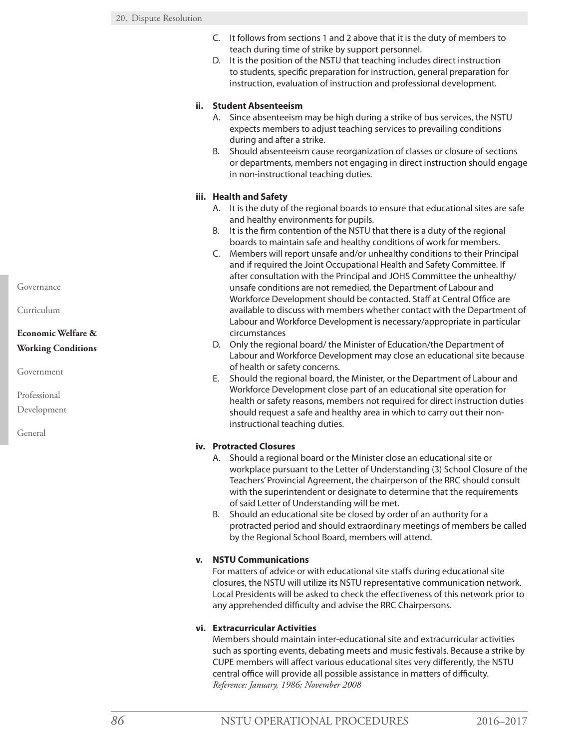C. It follows from sections 1 and 2 above that it is the duty of members to teach during time of strike by support personnel.

D. It is the position of the NSTU that teaching includes direct instruction to students, specific preparation for instruction, general preparation for instruction, evaluation of instruction and professional development.

**ii. Student Absenteeism**

A. Since absenteeism may be high during a strike of bus services, the NSTU expects members to adjust teaching services to prevailing conditions during and after a strike.

B. Should absenteeism cause reorganization of classes or closure of sections or departments, members not engaging in direct instruction should engage in non-instructional teaching duties.

**iii. Health and Safety**

A. It is the duty of the regional boards to ensure that educational sites are safe and healthy environments for pupils.

B. It is the firm contention of the NSTU that there is a duty of the regional boards to maintain safe and healthy conditions of work for members.

C. Members will report unsafe and/or unhealthy conditions to their Principal and if required the Joint Occupational Health and Safety Committee. If after consultation with the Principal and JOHS Committee the unhealthy/unsafe conditions are not remedied, the Department of Labour and Workforce Development should be contacted. Staff at Central Office are available to discuss with members whether contact with the Department of Labour and Workforce Development is necessary/appropriate in particular circumstances

D. Only the regional board/ the Minister of Education/the Department of Labour and Workforce Development may close an educational site because of health or safety concerns.

E. Should the regional board, the Minister, or the Department of Labour and Workforce Development close part of an educational site operation for health or safety reasons, members not required for direct instruction duties should request a safe and healthy area in which to carry out their non-instructional teaching duties.

**iv. Protracted Closures**

A. Should a regional board or the Minister close an educational site or workplace pursuant to the Letter of Understanding (3) School Closure of the Teachers' Provincial Agreement, the chairperson of the RRC should consult with the superintendent or designate to determine that the requirements of said Letter of Understanding will be met.

B. Should an educational site be closed by order of an authority for a protracted period and should extraordinary meetings of members be called by the Regional School Board, members will attend.

**v. NSTU Communications**

For matters of advice or with educational site staffs during educational site closures, the NSTU will utilize its NSTU representative communication network. Local Presidents will be asked to check the effectiveness of this network prior to any apprehended difficulty and advise the RRC Chairpersons.

**vi. Extracurricular Activities**

Members should maintain inter-educational site and extracurricular activities such as sporting events, debating meets and music festivals. Because a strike by CUPE members will affect various educational sites very differently, the NSTU central office will provide all possible assistance in matters of difficulty.
*Reference: January, 1986; November 2008*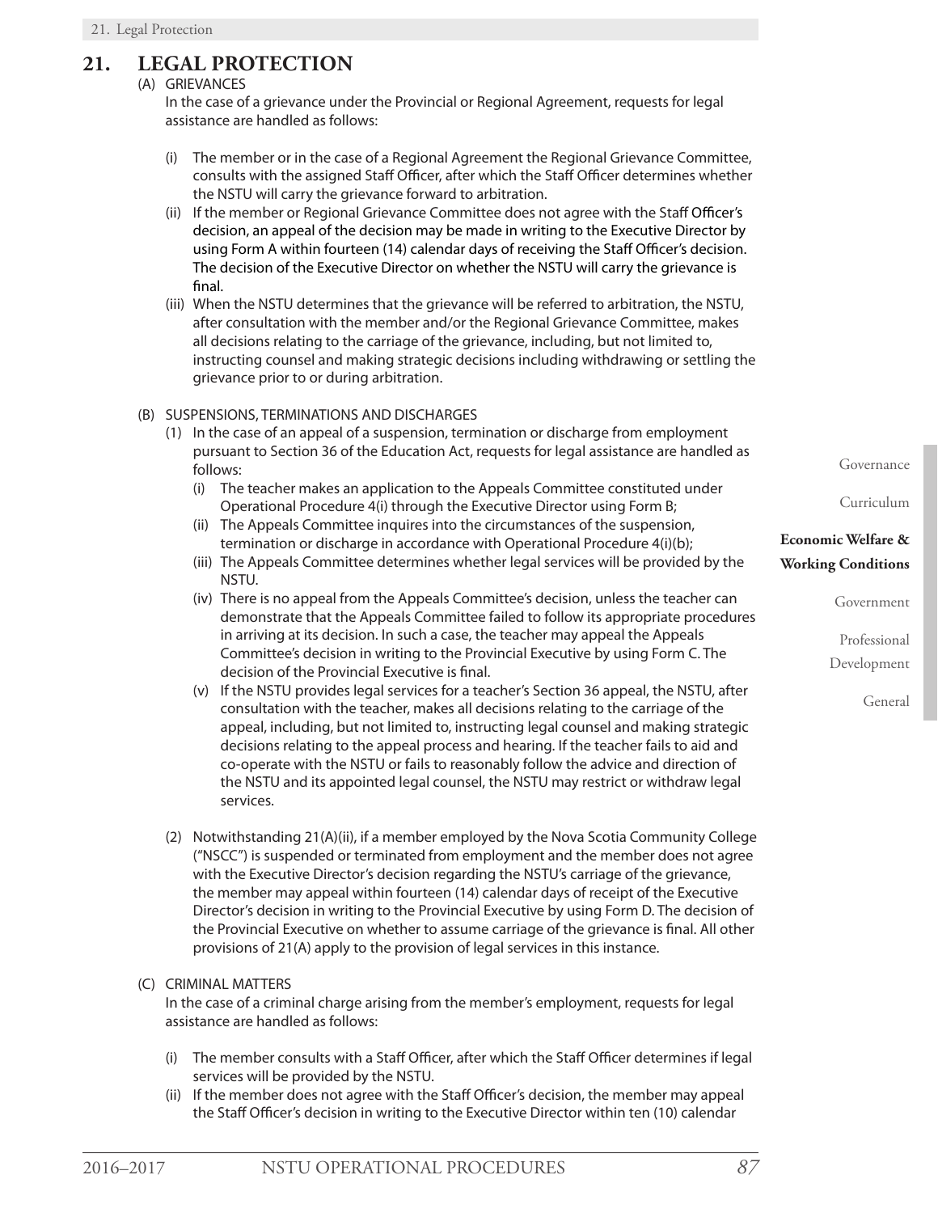# 21. LEGAL PROTECTION

(A) GRIEVANCES

In the case of a grievance under the Provincial or Regional Agreement, requests for legal assistance are handled as follows:

(i) The member or in the case of a Regional Agreement the Regional Grievance Committee, consults with the assigned Staff Officer, after which the Staff Officer determines whether the NSTU will carry the grievance forward to arbitration.

(ii) If the member or Regional Grievance Committee does not agree with the Staff Officer's decision, an appeal of the decision may be made in writing to the Executive Director by using Form A within fourteen (14) calendar days of receiving the Staff Officer's decision. The decision of the Executive Director on whether the NSTU will carry the grievance is final.

(iii) When the NSTU determines that the grievance will be referred to arbitration, the NSTU, after consultation with the member and/or the Regional Grievance Committee, makes all decisions relating to the carriage of the grievance, including, but not limited to, instructing counsel and making strategic decisions including withdrawing or settling the grievance prior to or during arbitration.

(B) SUSPENSIONS, TERMINATIONS AND DISCHARGES

(1) In the case of an appeal of a suspension, termination or discharge from employment pursuant to Section 36 of the Education Act, requests for legal assistance are handled as follows:

(i) The teacher makes an application to the Appeals Committee constituted under Operational Procedure 4(i) through the Executive Director using Form B;

(ii) The Appeals Committee inquires into the circumstances of the suspension, termination or discharge in accordance with Operational Procedure 4(i)(b);

(iii) The Appeals Committee determines whether legal services will be provided by the NSTU.

(iv) There is no appeal from the Appeals Committee's decision, unless the teacher can demonstrate that the Appeals Committee failed to follow its appropriate procedures in arriving at its decision. In such a case, the teacher may appeal the Appeals Committee's decision in writing to the Provincial Executive by using Form C. The decision of the Provincial Executive is final.

(v) If the NSTU provides legal services for a teacher's Section 36 appeal, the NSTU, after consultation with the teacher, makes all decisions relating to the carriage of the appeal, including, but not limited to, instructing legal counsel and making strategic decisions relating to the appeal process and hearing. If the teacher fails to aid and co-operate with the NSTU or fails to reasonably follow the advice and direction of the NSTU and its appointed legal counsel, the NSTU may restrict or withdraw legal services.

(2) Notwithstanding 21(A)(ii), if a member employed by the Nova Scotia Community College ("NSCC") is suspended or terminated from employment and the member does not agree with the Executive Director's decision regarding the NSTU's carriage of the grievance, the member may appeal within fourteen (14) calendar days of receipt of the Executive Director's decision in writing to the Provincial Executive by using Form D. The decision of the Provincial Executive on whether to assume carriage of the grievance is final. All other provisions of 21(A) apply to the provision of legal services in this instance.

(C) CRIMINAL MATTERS

In the case of a criminal charge arising from the member's employment, requests for legal assistance are handled as follows:

(i) The member consults with a Staff Officer, after which the Staff Officer determines if legal services will be provided by the NSTU.

(ii) If the member does not agree with the Staff Officer's decision, the member may appeal the Staff Officer's decision in writing to the Executive Director within ten (10) calendar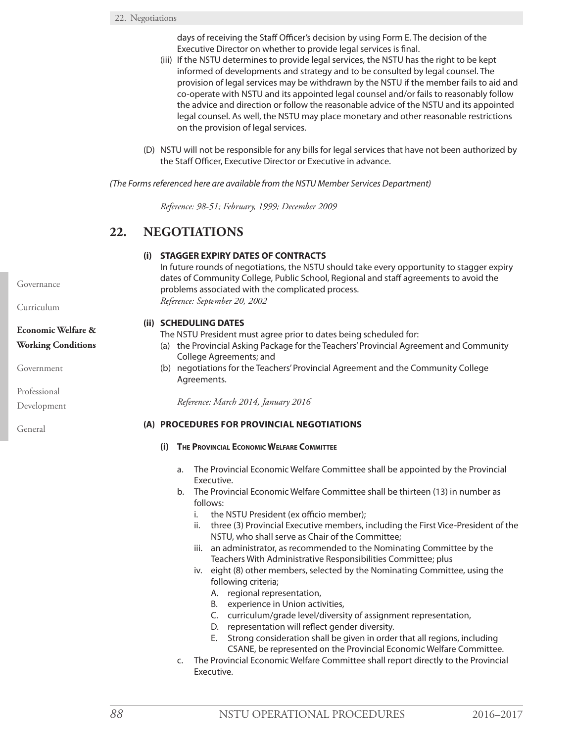days of receiving the Staff Officer's decision by using Form E. The decision of the Executive Director on whether to provide legal services is final.

(iii) If the NSTU determines to provide legal services, the NSTU has the right to be kept informed of developments and strategy and to be consulted by legal counsel. The provision of legal services may be withdrawn by the NSTU if the member fails to aid and co-operate with NSTU and its appointed legal counsel and/or fails to reasonably follow the advice and direction or follow the reasonable advice of the NSTU and its appointed legal counsel. As well, the NSTU may place monetary and other reasonable restrictions on the provision of legal services.

(D) NSTU will not be responsible for any bills for legal services that have not been authorized by the Staff Officer, Executive Director or Executive in advance.

*(The Forms referenced here are available from the NSTU Member Services Department)*

*Reference: 98-51; February, 1999; December 2009*

## 22. NEGOTIATIONS

**(i) STAGGER EXPIRY DATES OF CONTRACTS**

In future rounds of negotiations, the NSTU should take every opportunity to stagger expiry dates of Community College, Public School, Regional and staff agreements to avoid the problems associated with the complicated process.
*Reference: September 20, 2002*

**(ii) SCHEDULING DATES**

The NSTU President must agree prior to dates being scheduled for:

(a) the Provincial Asking Package for the Teachers' Provincial Agreement and Community College Agreements; and
(b) negotiations for the Teachers' Provincial Agreement and the Community College Agreements.

*Reference: March 2014, January 2016*

### (A) PROCEDURES FOR PROVINCIAL NEGOTIATIONS

**(i) The Provincial Economic Welfare Committee**

a. The Provincial Economic Welfare Committee shall be appointed by the Provincial Executive.
b. The Provincial Economic Welfare Committee shall be thirteen (13) in number as follows:
   i. the NSTU President (ex officio member);
   ii. three (3) Provincial Executive members, including the First Vice-President of the NSTU, who shall serve as Chair of the Committee;
   iii. an administrator, as recommended to the Nominating Committee by the Teachers With Administrative Responsibilities Committee; plus
   iv. eight (8) other members, selected by the Nominating Committee, using the following criteria;
      A. regional representation,
      B. experience in Union activities,
      C. curriculum/grade level/diversity of assignment representation,
      D. representation will reflect gender diversity.
      E. Strong consideration shall be given in order that all regions, including CSANE, be represented on the Provincial Economic Welfare Committee.
c. The Provincial Economic Welfare Committee shall report directly to the Provincial Executive.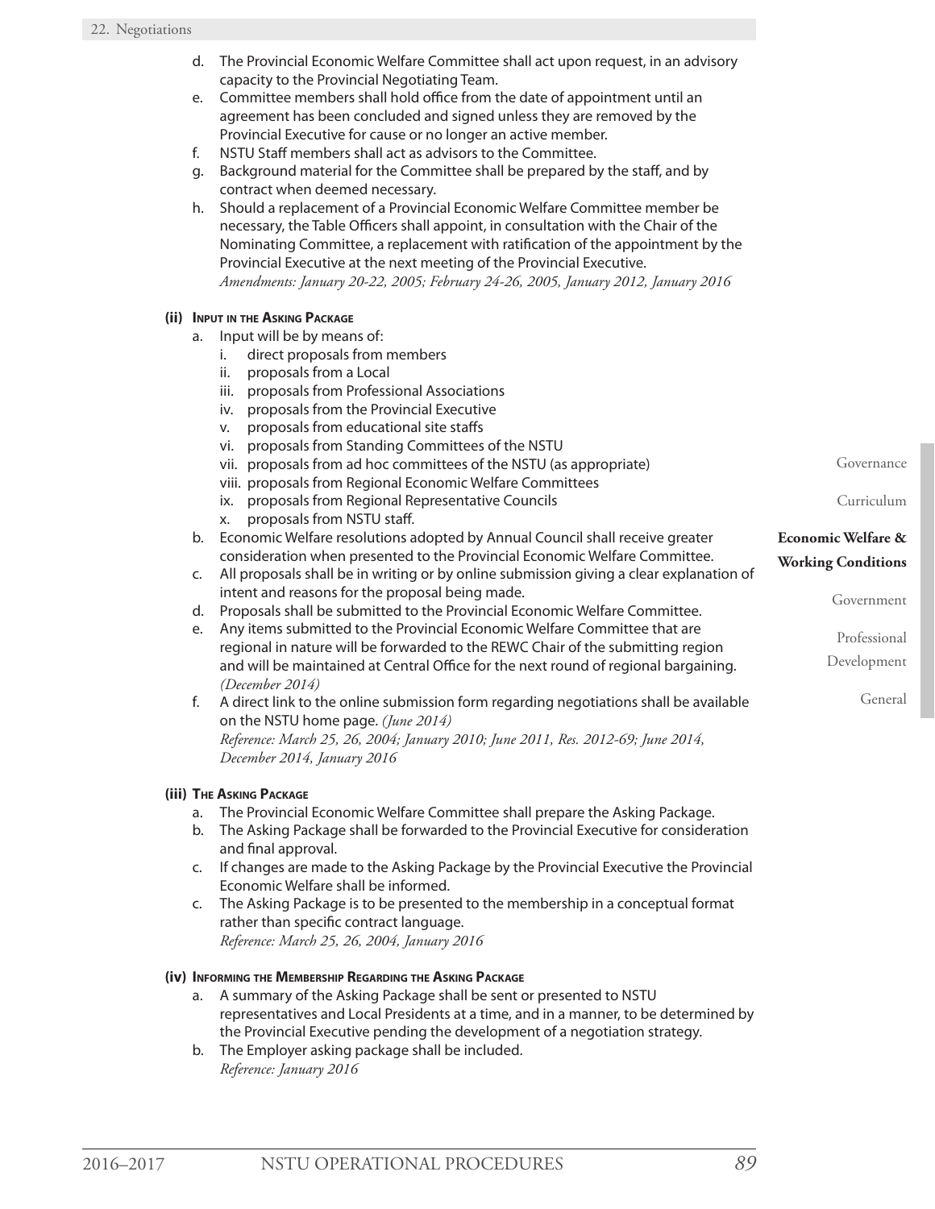d. The Provincial Economic Welfare Committee shall act upon request, in an advisory capacity to the Provincial Negotiating Team.
e. Committee members shall hold office from the date of appointment until an agreement has been concluded and signed unless they are removed by the Provincial Executive for cause or no longer an active member.
f. NSTU Staff members shall act as advisors to the Committee.
g. Background material for the Committee shall be prepared by the staff, and by contract when deemed necessary.
h. Should a replacement of a Provincial Economic Welfare Committee member be necessary, the Table Officers shall appoint, in consultation with the Chair of the Nominating Committee, a replacement with ratification of the appointment by the Provincial Executive at the next meeting of the Provincial Executive.
*Amendments: January 20-22, 2005; February 24-26, 2005, January 2012, January 2016*

#### (ii) Input in the Asking Package

a. Input will be by means of:
   i. direct proposals from members
   ii. proposals from a Local
   iii. proposals from Professional Associations
   iv. proposals from the Provincial Executive
   v. proposals from educational site staffs
   vi. proposals from Standing Committees of the NSTU
   vii. proposals from ad hoc committees of the NSTU (as appropriate)
   viii. proposals from Regional Economic Welfare Committees
   ix. proposals from Regional Representative Councils
   x. proposals from NSTU staff.
b. Economic Welfare resolutions adopted by Annual Council shall receive greater consideration when presented to the Provincial Economic Welfare Committee.
c. All proposals shall be in writing or by online submission giving a clear explanation of intent and reasons for the proposal being made.
d. Proposals shall be submitted to the Provincial Economic Welfare Committee.
e. Any items submitted to the Provincial Economic Welfare Committee that are regional in nature will be forwarded to the REWC Chair of the submitting region and will be maintained at Central Office for the next round of regional bargaining. *(December 2014)*
f. A direct link to the online submission form regarding negotiations shall be available on the NSTU home page. *(June 2014)*
*Reference: March 25, 26, 2004; January 2010; June 2011, Res. 2012-69; June 2014, December 2014, January 2016*

#### (iii) The Asking Package

a. The Provincial Economic Welfare Committee shall prepare the Asking Package.
b. The Asking Package shall be forwarded to the Provincial Executive for consideration and final approval.
c. If changes are made to the Asking Package by the Provincial Executive the Provincial Economic Welfare shall be informed.
c. The Asking Package is to be presented to the membership in a conceptual format rather than specific contract language.
*Reference: March 25, 26, 2004, January 2016*

#### (iv) Informing the Membership Regarding the Asking Package

a. A summary of the Asking Package shall be sent or presented to NSTU representatives and Local Presidents at a time, and in a manner, to be determined by the Provincial Executive pending the development of a negotiation strategy.
b. The Employer asking package shall be included.
*Reference: January 2016*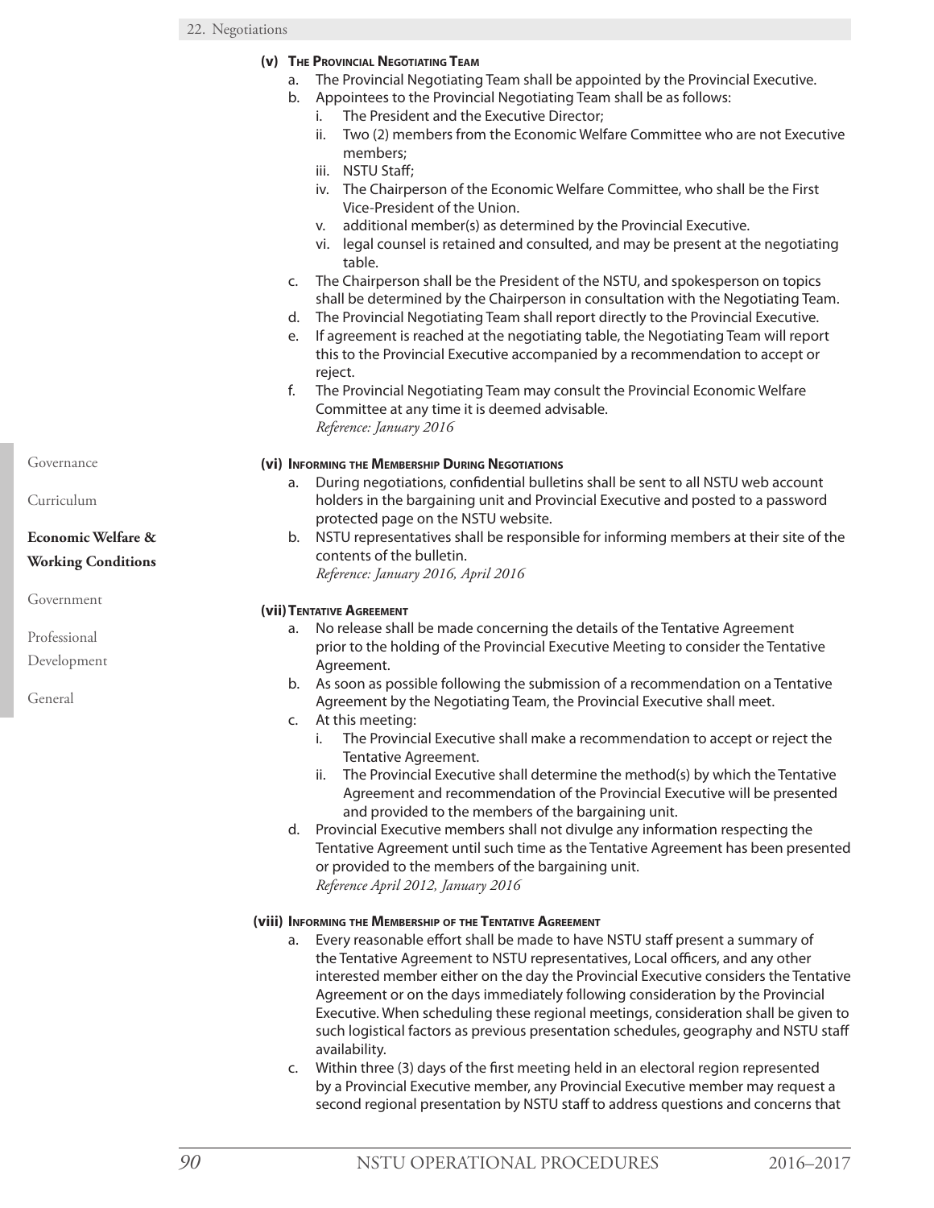#### (v) The Provincial Negotiating Team

a. The Provincial Negotiating Team shall be appointed by the Provincial Executive.

b. Appointees to the Provincial Negotiating Team shall be as follows:
   i. The President and the Executive Director;
   ii. Two (2) members from the Economic Welfare Committee who are not Executive members;
   iii. NSTU Staff;
   iv. The Chairperson of the Economic Welfare Committee, who shall be the First Vice-President of the Union.
   v. additional member(s) as determined by the Provincial Executive.
   vi. legal counsel is retained and consulted, and may be present at the negotiating table.

c. The Chairperson shall be the President of the NSTU, and spokesperson on topics shall be determined by the Chairperson in consultation with the Negotiating Team.

d. The Provincial Negotiating Team shall report directly to the Provincial Executive.

e. If agreement is reached at the negotiating table, the Negotiating Team will report this to the Provincial Executive accompanied by a recommendation to accept or reject.

f. The Provincial Negotiating Team may consult the Provincial Economic Welfare Committee at any time it is deemed advisable.
*Reference: January 2016*

#### (vi) Informing the Membership During Negotiations

a. During negotiations, confidential bulletins shall be sent to all NSTU web account holders in the bargaining unit and Provincial Executive and posted to a password protected page on the NSTU website.

b. NSTU representatives shall be responsible for informing members at their site of the contents of the bulletin.
*Reference: January 2016, April 2016*

#### (vii) Tentative Agreement

a. No release shall be made concerning the details of the Tentative Agreement prior to the holding of the Provincial Executive Meeting to consider the Tentative Agreement.

b. As soon as possible following the submission of a recommendation on a Tentative Agreement by the Negotiating Team, the Provincial Executive shall meet.

c. At this meeting:
   i. The Provincial Executive shall make a recommendation to accept or reject the Tentative Agreement.
   ii. The Provincial Executive shall determine the method(s) by which the Tentative Agreement and recommendation of the Provincial Executive will be presented and provided to the members of the bargaining unit.

d. Provincial Executive members shall not divulge any information respecting the Tentative Agreement until such time as the Tentative Agreement has been presented or provided to the members of the bargaining unit.
*Reference April 2012, January 2016*

#### (viii) Informing the Membership of the Tentative Agreement

a. Every reasonable effort shall be made to have NSTU staff present a summary of the Tentative Agreement to NSTU representatives, Local officers, and any other interested member either on the day the Provincial Executive considers the Tentative Agreement or on the days immediately following consideration by the Provincial Executive. When scheduling these regional meetings, consideration shall be given to such logistical factors as previous presentation schedules, geography and NSTU staff availability.

c. Within three (3) days of the first meeting held in an electoral region represented by a Provincial Executive member, any Provincial Executive member may request a second regional presentation by NSTU staff to address questions and concerns that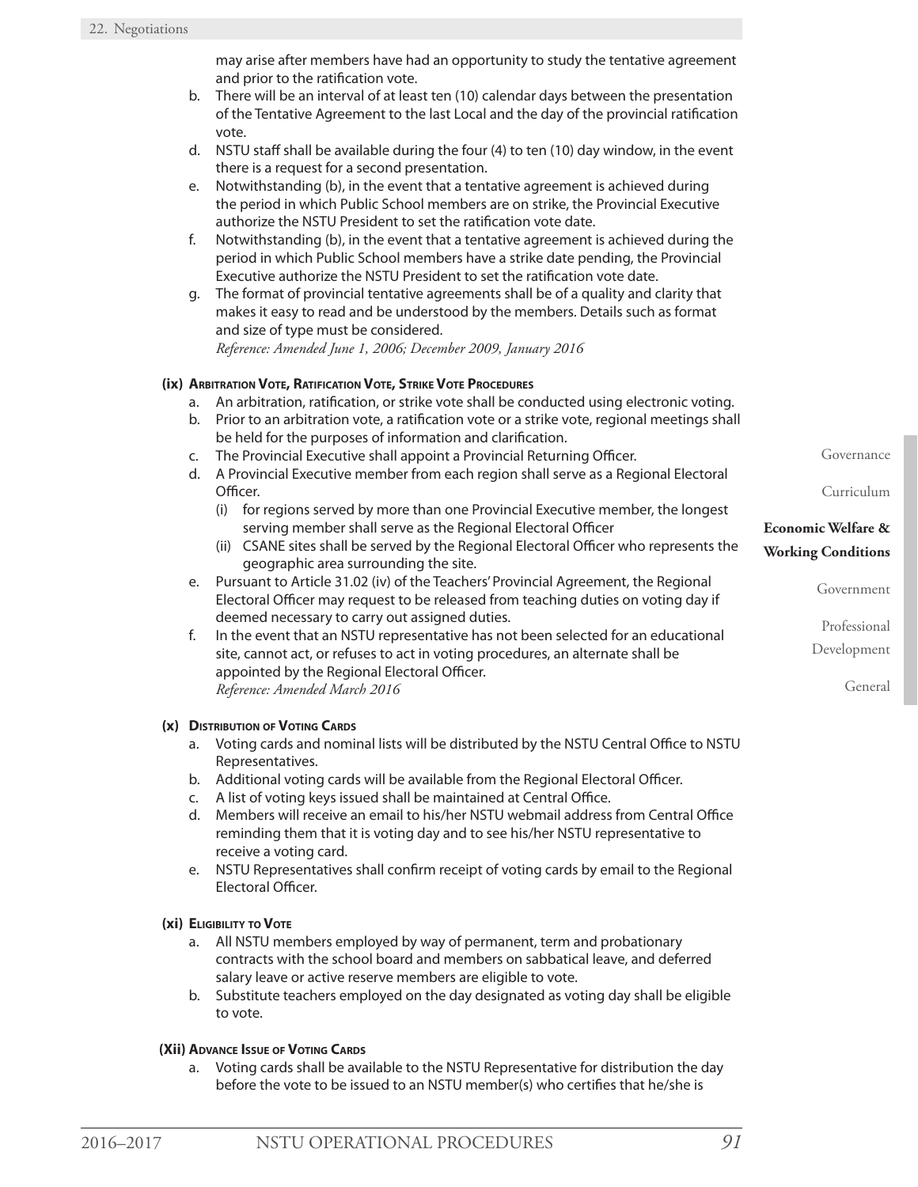may arise after members have had an opportunity to study the tentative agreement and prior to the ratification vote.

b. There will be an interval of at least ten (10) calendar days between the presentation of the Tentative Agreement to the last Local and the day of the provincial ratification vote.

d. NSTU staff shall be available during the four (4) to ten (10) day window, in the event there is a request for a second presentation.

e. Notwithstanding (b), in the event that a tentative agreement is achieved during the period in which Public School members are on strike, the Provincial Executive authorize the NSTU President to set the ratification vote date.

f. Notwithstanding (b), in the event that a tentative agreement is achieved during the period in which Public School members have a strike date pending, the Provincial Executive authorize the NSTU President to set the ratification vote date.

g. The format of provincial tentative agreements shall be of a quality and clarity that makes it easy to read and be understood by the members. Details such as format and size of type must be considered.
*Reference: Amended June 1, 2006; December 2009, January 2016*

#### (ix) Arbitration Vote, Ratification Vote, Strike Vote Procedures

a. An arbitration, ratification, or strike vote shall be conducted using electronic voting.

b. Prior to an arbitration vote, a ratification vote or a strike vote, regional meetings shall be held for the purposes of information and clarification.

c. The Provincial Executive shall appoint a Provincial Returning Officer.

d. A Provincial Executive member from each region shall serve as a Regional Electoral Officer.
   (i) for regions served by more than one Provincial Executive member, the longest serving member shall serve as the Regional Electoral Officer
   (ii) CSANE sites shall be served by the Regional Electoral Officer who represents the geographic area surrounding the site.

e. Pursuant to Article 31.02 (iv) of the Teachers' Provincial Agreement, the Regional Electoral Officer may request to be released from teaching duties on voting day if deemed necessary to carry out assigned duties.

f. In the event that an NSTU representative has not been selected for an educational site, cannot act, or refuses to act in voting procedures, an alternate shall be appointed by the Regional Electoral Officer.
*Reference: Amended March 2016*

#### (x) Distribution of Voting Cards

a. Voting cards and nominal lists will be distributed by the NSTU Central Office to NSTU Representatives.

b. Additional voting cards will be available from the Regional Electoral Officer.

c. A list of voting keys issued shall be maintained at Central Office.

d. Members will receive an email to his/her NSTU webmail address from Central Office reminding them that it is voting day and to see his/her NSTU representative to receive a voting card.

e. NSTU Representatives shall confirm receipt of voting cards by email to the Regional Electoral Officer.

#### (xi) Eligibility to Vote

a. All NSTU members employed by way of permanent, term and probationary contracts with the school board and members on sabbatical leave, and deferred salary leave or active reserve members are eligible to vote.

b. Substitute teachers employed on the day designated as voting day shall be eligible to vote.

#### (Xii) Advance Issue of Voting Cards

a. Voting cards shall be available to the NSTU Representative for distribution the day before the vote to be issued to an NSTU member(s) who certifies that he/she is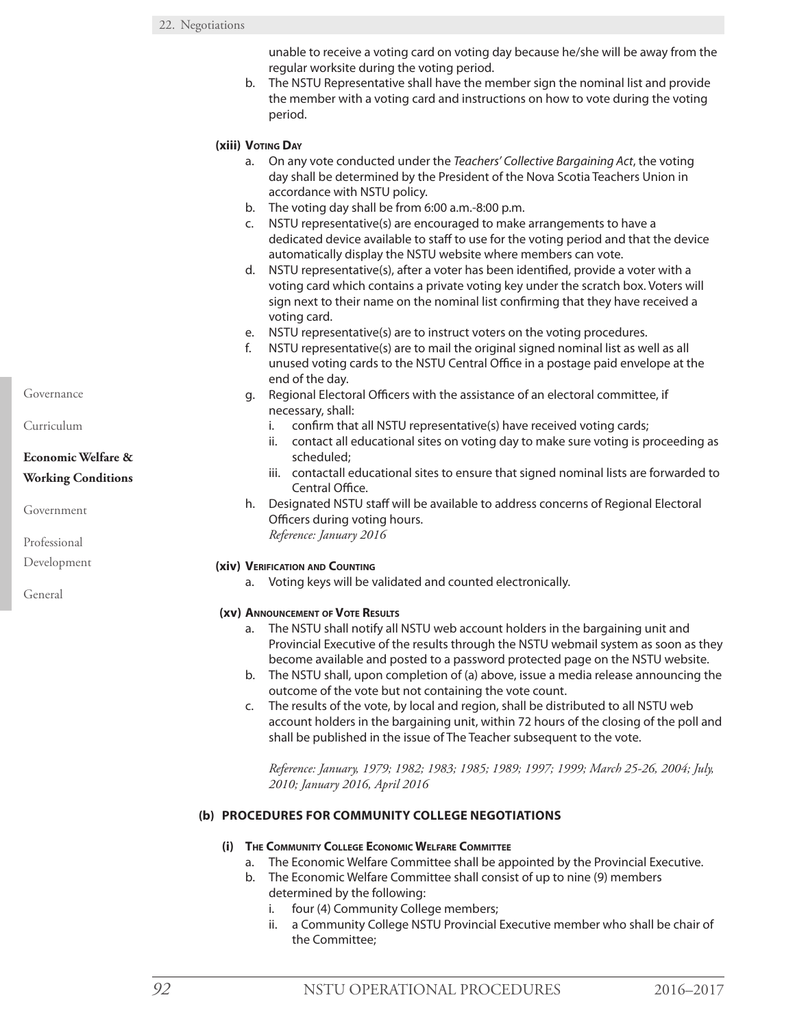unable to receive a voting card on voting day because he/she will be away from the regular worksite during the voting period.

b. The NSTU Representative shall have the member sign the nominal list and provide the member with a voting card and instructions on how to vote during the voting period.

**(xiii) Voting Day**

a. On any vote conducted under the *Teachers' Collective Bargaining Act*, the voting day shall be determined by the President of the Nova Scotia Teachers Union in accordance with NSTU policy.

b. The voting day shall be from 6:00 a.m.-8:00 p.m.

c. NSTU representative(s) are encouraged to make arrangements to have a dedicated device available to staff to use for the voting period and that the device automatically display the NSTU website where members can vote.

d. NSTU representative(s), after a voter has been identified, provide a voter with a voting card which contains a private voting key under the scratch box. Voters will sign next to their name on the nominal list confirming that they have received a voting card.

e. NSTU representative(s) are to instruct voters on the voting procedures.

f. NSTU representative(s) are to mail the original signed nominal list as well as all unused voting cards to the NSTU Central Office in a postage paid envelope at the end of the day.

g. Regional Electoral Officers with the assistance of an electoral committee, if necessary, shall:

  i. confirm that all NSTU representative(s) have received voting cards;
  ii. contact all educational sites on voting day to make sure voting is proceeding as scheduled;
  iii. contactall educational sites to ensure that signed nominal lists are forwarded to Central Office.

h. Designated NSTU staff will be available to address concerns of Regional Electoral Officers during voting hours.
*Reference: January 2016*

**(xiv) Verification and Counting**

a. Voting keys will be validated and counted electronically.

**(xv) Announcement of Vote Results**

a. The NSTU shall notify all NSTU web account holders in the bargaining unit and Provincial Executive of the results through the NSTU webmail system as soon as they become available and posted to a password protected page on the NSTU website.

b. The NSTU shall, upon completion of (a) above, issue a media release announcing the outcome of the vote but not containing the vote count.

c. The results of the vote, by local and region, shall be distributed to all NSTU web account holders in the bargaining unit, within 72 hours of the closing of the poll and shall be published in the issue of The Teacher subsequent to the vote.

*Reference: January, 1979; 1982; 1983; 1985; 1989; 1997; 1999; March 25-26, 2004; July, 2010; January 2016, April 2016*

### (b) PROCEDURES FOR COMMUNITY COLLEGE NEGOTIATIONS

**(i) The Community College Economic Welfare Committee**

a. The Economic Welfare Committee shall be appointed by the Provincial Executive.

b. The Economic Welfare Committee shall consist of up to nine (9) members determined by the following:

  i. four (4) Community College members;
  ii. a Community College NSTU Provincial Executive member who shall be chair of the Committee;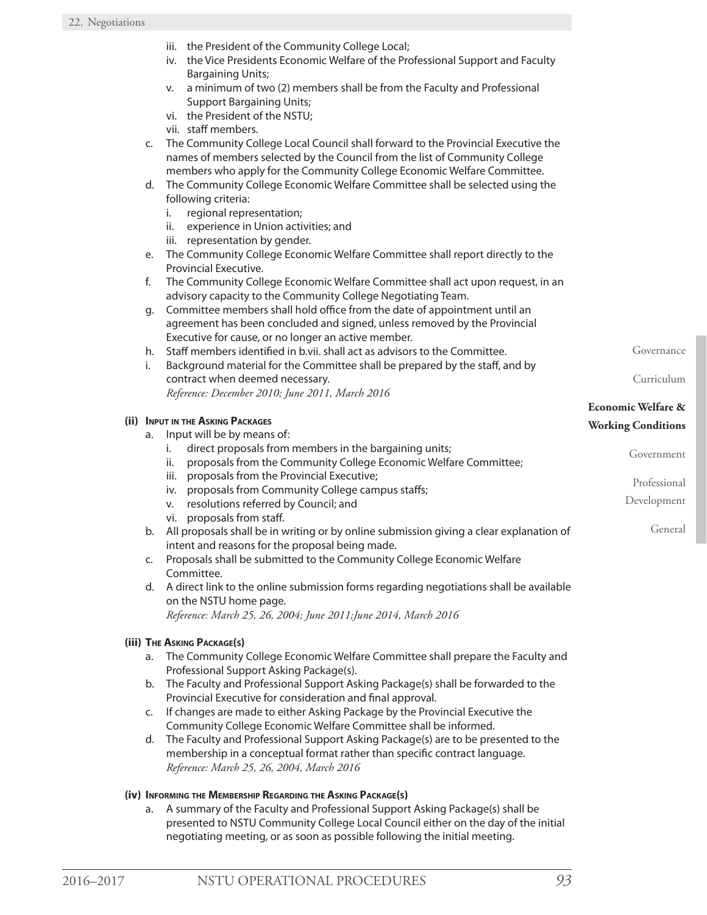iii. the President of the Community College Local;
iv. the Vice Presidents Economic Welfare of the Professional Support and Faculty Bargaining Units;
v. a minimum of two (2) members shall be from the Faculty and Professional Support Bargaining Units;
vi. the President of the NSTU;
vii. staff members.

c. The Community College Local Council shall forward to the Provincial Executive the names of members selected by the Council from the list of Community College members who apply for the Community College Economic Welfare Committee.
d. The Community College Economic Welfare Committee shall be selected using the following criteria:
   i. regional representation;
   ii. experience in Union activities; and
   iii. representation by gender.
e. The Community College Economic Welfare Committee shall report directly to the Provincial Executive.
f. The Community College Economic Welfare Committee shall act upon request, in an advisory capacity to the Community College Negotiating Team.
g. Committee members shall hold office from the date of appointment until an agreement has been concluded and signed, unless removed by the Provincial Executive for cause, or no longer an active member.
h. Staff members identified in b.vii. shall act as advisors to the Committee.
i. Background material for the Committee shall be prepared by the staff, and by contract when deemed necessary.
   *Reference: December 2010; June 2011, March 2016*

#### (ii) Input in the Asking Packages

a. Input will be by means of:
   i. direct proposals from members in the bargaining units;
   ii. proposals from the Community College Economic Welfare Committee;
   iii. proposals from the Provincial Executive;
   iv. proposals from Community College campus staffs;
   v. resolutions referred by Council; and
   vi. proposals from staff.
b. All proposals shall be in writing or by online submission giving a clear explanation of intent and reasons for the proposal being made.
c. Proposals shall be submitted to the Community College Economic Welfare Committee.
d. A direct link to the online submission forms regarding negotiations shall be available on the NSTU home page.
   *Reference: March 25, 26, 2004; June 2011;June 2014, March 2016*

#### (iii) The Asking Package(s)

a. The Community College Economic Welfare Committee shall prepare the Faculty and Professional Support Asking Package(s).
b. The Faculty and Professional Support Asking Package(s) shall be forwarded to the Provincial Executive for consideration and final approval.
c. If changes are made to either Asking Package by the Provincial Executive the Community College Economic Welfare Committee shall be informed.
d. The Faculty and Professional Support Asking Package(s) are to be presented to the membership in a conceptual format rather than specific contract language.
   *Reference: March 25, 26, 2004, March 2016*

#### (iv) Informing the Membership Regarding the Asking Package(s)

a. A summary of the Faculty and Professional Support Asking Package(s) shall be presented to NSTU Community College Local Council either on the day of the initial negotiating meeting, or as soon as possible following the initial meeting.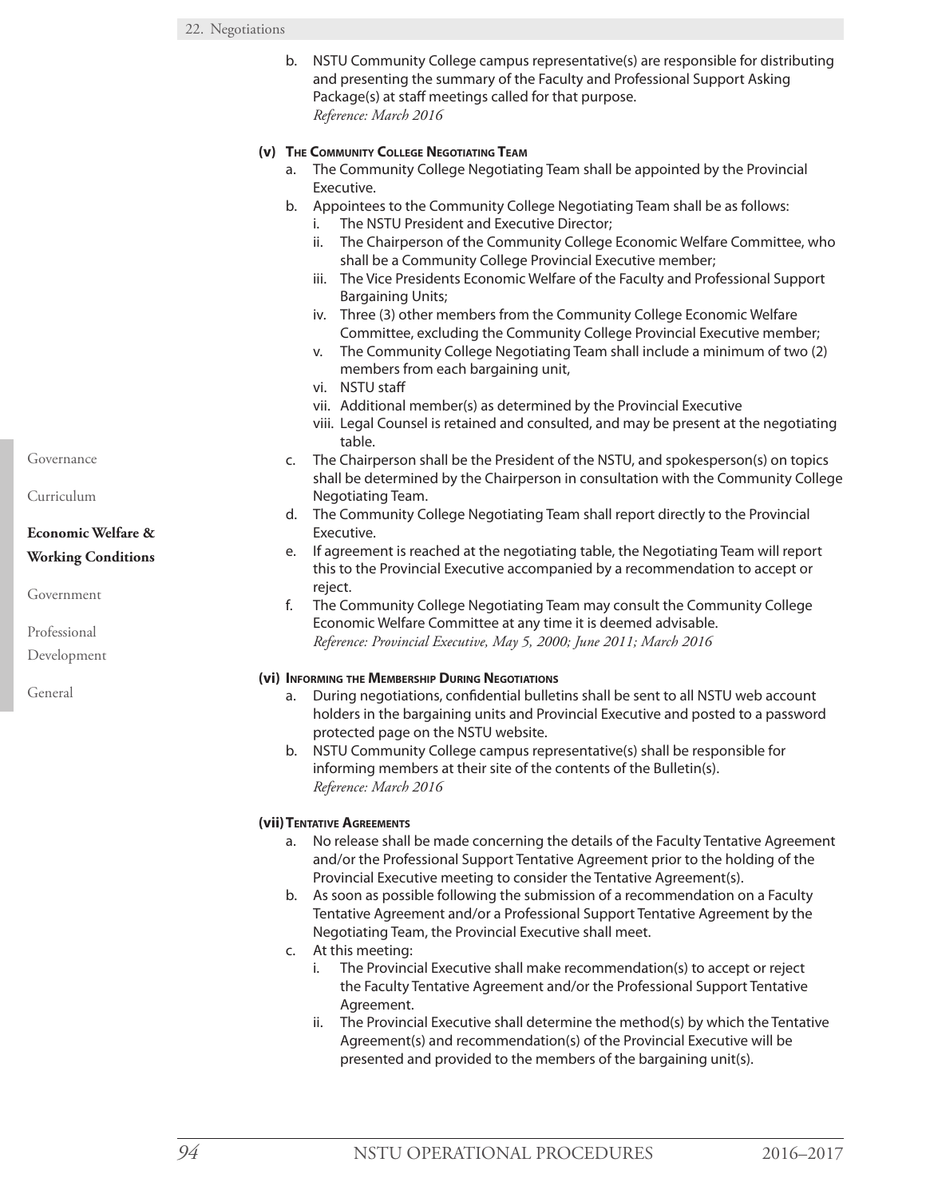b. NSTU Community College campus representative(s) are responsible for distributing and presenting the summary of the Faculty and Professional Support Asking Package(s) at staff meetings called for that purpose.
*Reference: March 2016*

**(v) The Community College Negotiating Team**

a. The Community College Negotiating Team shall be appointed by the Provincial Executive.

b. Appointees to the Community College Negotiating Team shall be as follows:
   - i. The NSTU President and Executive Director;
   - ii. The Chairperson of the Community College Economic Welfare Committee, who shall be a Community College Provincial Executive member;
   - iii. The Vice Presidents Economic Welfare of the Faculty and Professional Support Bargaining Units;
   - iv. Three (3) other members from the Community College Economic Welfare Committee, excluding the Community College Provincial Executive member;
   - v. The Community College Negotiating Team shall include a minimum of two (2) members from each bargaining unit,
   - vi. NSTU staff
   - vii. Additional member(s) as determined by the Provincial Executive
   - viii. Legal Counsel is retained and consulted, and may be present at the negotiating table.

c. The Chairperson shall be the President of the NSTU, and spokesperson(s) on topics shall be determined by the Chairperson in consultation with the Community College Negotiating Team.

d. The Community College Negotiating Team shall report directly to the Provincial Executive.

e. If agreement is reached at the negotiating table, the Negotiating Team will report this to the Provincial Executive accompanied by a recommendation to accept or reject.

f. The Community College Negotiating Team may consult the Community College Economic Welfare Committee at any time it is deemed advisable.
*Reference: Provincial Executive, May 5, 2000; June 2011; March 2016*

**(vi) Informing the Membership During Negotiations**

a. During negotiations, confidential bulletins shall be sent to all NSTU web account holders in the bargaining units and Provincial Executive and posted to a password protected page on the NSTU website.

b. NSTU Community College campus representative(s) shall be responsible for informing members at their site of the contents of the Bulletin(s).
*Reference: March 2016*

**(vii) Tentative Agreements**

a. No release shall be made concerning the details of the Faculty Tentative Agreement and/or the Professional Support Tentative Agreement prior to the holding of the Provincial Executive meeting to consider the Tentative Agreement(s).

b. As soon as possible following the submission of a recommendation on a Faculty Tentative Agreement and/or a Professional Support Tentative Agreement by the Negotiating Team, the Provincial Executive shall meet.

c. At this meeting:
   - i. The Provincial Executive shall make recommendation(s) to accept or reject the Faculty Tentative Agreement and/or the Professional Support Tentative Agreement.
   - ii. The Provincial Executive shall determine the method(s) by which the Tentative Agreement(s) and recommendation(s) of the Provincial Executive will be presented and provided to the members of the bargaining unit(s).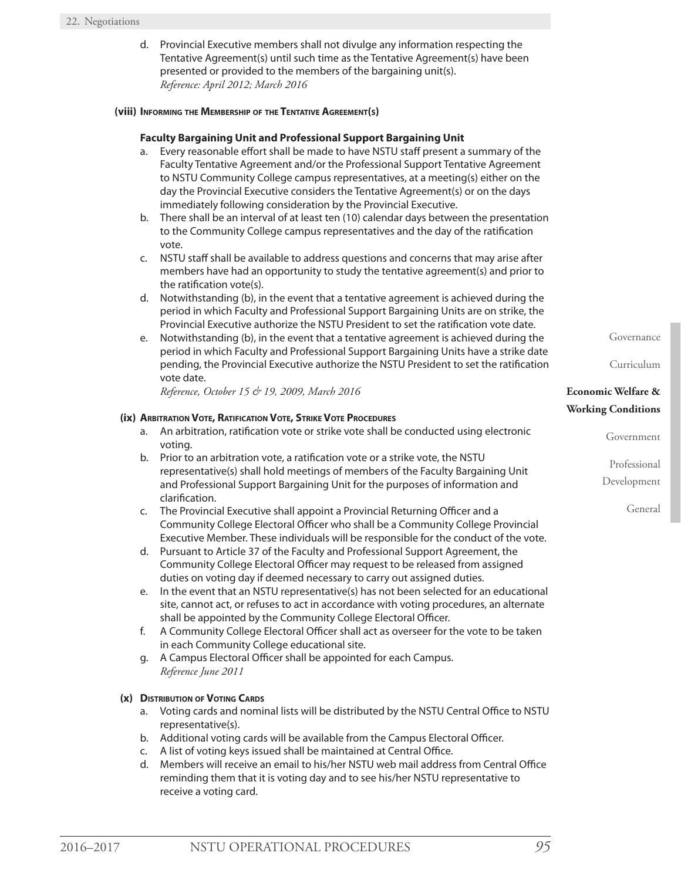d. Provincial Executive members shall not divulge any information respecting the Tentative Agreement(s) until such time as the Tentative Agreement(s) have been presented or provided to the members of the bargaining unit(s).
*Reference: April 2012; March 2016*

**(viii) Informing the Membership of the Tentative Agreement(s)**

**Faculty Bargaining Unit and Professional Support Bargaining Unit**

a. Every reasonable effort shall be made to have NSTU staff present a summary of the Faculty Tentative Agreement and/or the Professional Support Tentative Agreement to NSTU Community College campus representatives, at a meeting(s) either on the day the Provincial Executive considers the Tentative Agreement(s) or on the days immediately following consideration by the Provincial Executive.
b. There shall be an interval of at least ten (10) calendar days between the presentation to the Community College campus representatives and the day of the ratification vote.
c. NSTU staff shall be available to address questions and concerns that may arise after members have had an opportunity to study the tentative agreement(s) and prior to the ratification vote(s).
d. Notwithstanding (b), in the event that a tentative agreement is achieved during the period in which Faculty and Professional Support Bargaining Units are on strike, the Provincial Executive authorize the NSTU President to set the ratification vote date.
e. Notwithstanding (b), in the event that a tentative agreement is achieved during the period in which Faculty and Professional Support Bargaining Units have a strike date pending, the Provincial Executive authorize the NSTU President to set the ratification vote date.
*Reference, October 15 & 19, 2009, March 2016*

**(ix) Arbitration Vote, Ratification Vote, Strike Vote Procedures**

a. An arbitration, ratification vote or strike vote shall be conducted using electronic voting.
b. Prior to an arbitration vote, a ratification vote or a strike vote, the NSTU representative(s) shall hold meetings of members of the Faculty Bargaining Unit and Professional Support Bargaining Unit for the purposes of information and clarification.
c. The Provincial Executive shall appoint a Provincial Returning Officer and a Community College Electoral Officer who shall be a Community College Provincial Executive Member. These individuals will be responsible for the conduct of the vote.
d. Pursuant to Article 37 of the Faculty and Professional Support Agreement, the Community College Electoral Officer may request to be released from assigned duties on voting day if deemed necessary to carry out assigned duties.
e. In the event that an NSTU representative(s) has not been selected for an educational site, cannot act, or refuses to act in accordance with voting procedures, an alternate shall be appointed by the Community College Electoral Officer.
f. A Community College Electoral Officer shall act as overseer for the vote to be taken in each Community College educational site.
g. A Campus Electoral Officer shall be appointed for each Campus.
*Reference June 2011*

**(x) Distribution of Voting Cards**

a. Voting cards and nominal lists will be distributed by the NSTU Central Office to NSTU representative(s).
b. Additional voting cards will be available from the Campus Electoral Officer.
c. A list of voting keys issued shall be maintained at Central Office.
d. Members will receive an email to his/her NSTU web mail address from Central Office reminding them that it is voting day and to see his/her NSTU representative to receive a voting card.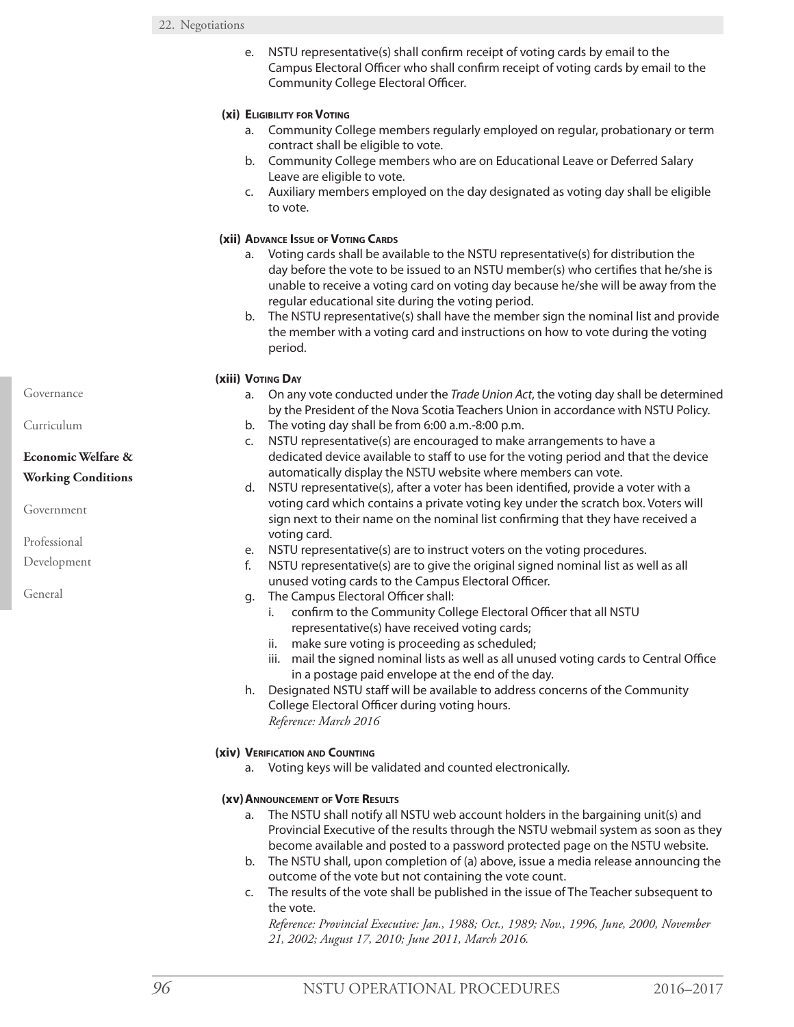e. NSTU representative(s) shall confirm receipt of voting cards by email to the Campus Electoral Officer who shall confirm receipt of voting cards by email to the Community College Electoral Officer.

**(xi) Eligibility for Voting**

a. Community College members regularly employed on regular, probationary or term contract shall be eligible to vote.
b. Community College members who are on Educational Leave or Deferred Salary Leave are eligible to vote.
c. Auxiliary members employed on the day designated as voting day shall be eligible to vote.

**(xii) Advance Issue of Voting Cards**

a. Voting cards shall be available to the NSTU representative(s) for distribution the day before the vote to be issued to an NSTU member(s) who certifies that he/she is unable to receive a voting card on voting day because he/she will be away from the regular educational site during the voting period.
b. The NSTU representative(s) shall have the member sign the nominal list and provide the member with a voting card and instructions on how to vote during the voting period.

**(xiii) Voting Day**

a. On any vote conducted under the *Trade Union Act*, the voting day shall be determined by the President of the Nova Scotia Teachers Union in accordance with NSTU Policy.
b. The voting day shall be from 6:00 a.m.-8:00 p.m.
c. NSTU representative(s) are encouraged to make arrangements to have a dedicated device available to staff to use for the voting period and that the device automatically display the NSTU website where members can vote.
d. NSTU representative(s), after a voter has been identified, provide a voter with a voting card which contains a private voting key under the scratch box. Voters will sign next to their name on the nominal list confirming that they have received a voting card.
e. NSTU representative(s) are to instruct voters on the voting procedures.
f. NSTU representative(s) are to give the original signed nominal list as well as all unused voting cards to the Campus Electoral Officer.
g. The Campus Electoral Officer shall:
   i. confirm to the Community College Electoral Officer that all NSTU representative(s) have received voting cards;
   ii. make sure voting is proceeding as scheduled;
   iii. mail the signed nominal lists as well as all unused voting cards to Central Office in a postage paid envelope at the end of the day.
h. Designated NSTU staff will be available to address concerns of the Community College Electoral Officer during voting hours.
   *Reference: March 2016*

**(xiv) Verification and Counting**

a. Voting keys will be validated and counted electronically.

**(xv) Announcement of Vote Results**

a. The NSTU shall notify all NSTU web account holders in the bargaining unit(s) and Provincial Executive of the results through the NSTU webmail system as soon as they become available and posted to a password protected page on the NSTU website.
b. The NSTU shall, upon completion of (a) above, issue a media release announcing the outcome of the vote but not containing the vote count.
c. The results of the vote shall be published in the issue of The Teacher subsequent to the vote.
   *Reference: Provincial Executive: Jan., 1988; Oct., 1989; Nov., 1996, June, 2000, November 21, 2002; August 17, 2010; June 2011, March 2016.*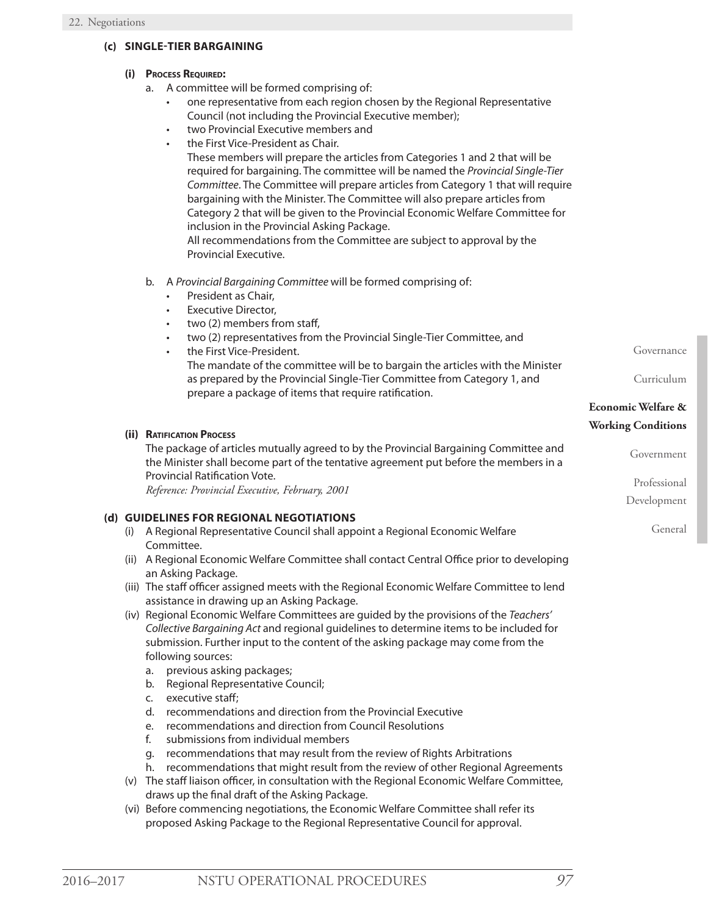### (c) SINGLE-TIER BARGAINING

#### (i) Process Required:

a. A committee will be formed comprising of:
   - one representative from each region chosen by the Regional Representative Council (not including the Provincial Executive member);
   - two Provincial Executive members and
   - the First Vice-President as Chair.

   These members will prepare the articles from Categories 1 and 2 that will be required for bargaining. The committee will be named the *Provincial Single-Tier Committee*. The Committee will prepare articles from Category 1 that will require bargaining with the Minister. The Committee will also prepare articles from Category 2 that will be given to the Provincial Economic Welfare Committee for inclusion in the Provincial Asking Package.

   All recommendations from the Committee are subject to approval by the Provincial Executive.

b. A *Provincial Bargaining Committee* will be formed comprising of:
   - President as Chair,
   - Executive Director,
   - two (2) members from staff,
   - two (2) representatives from the Provincial Single-Tier Committee, and
   - the First Vice-President.

   The mandate of the committee will be to bargain the articles with the Minister as prepared by the Provincial Single-Tier Committee from Category 1, and prepare a package of items that require ratification.

#### (ii) Ratification Process

The package of articles mutually agreed to by the Provincial Bargaining Committee and the Minister shall become part of the tentative agreement put before the members in a Provincial Ratification Vote.

*Reference: Provincial Executive, February, 2001*

### (d) GUIDELINES FOR REGIONAL NEGOTIATIONS

(i) A Regional Representative Council shall appoint a Regional Economic Welfare Committee.

(ii) A Regional Economic Welfare Committee shall contact Central Office prior to developing an Asking Package.

(iii) The staff officer assigned meets with the Regional Economic Welfare Committee to lend assistance in drawing up an Asking Package.

(iv) Regional Economic Welfare Committees are guided by the provisions of the *Teachers' Collective Bargaining Act* and regional guidelines to determine items to be included for submission. Further input to the content of the asking package may come from the following sources:

   a. previous asking packages;
   b. Regional Representative Council;
   c. executive staff;
   d. recommendations and direction from the Provincial Executive
   e. recommendations and direction from Council Resolutions
   f. submissions from individual members
   g. recommendations that may result from the review of Rights Arbitrations
   h. recommendations that might result from the review of other Regional Agreements

(v) The staff liaison officer, in consultation with the Regional Economic Welfare Committee, draws up the final draft of the Asking Package.

(vi) Before commencing negotiations, the Economic Welfare Committee shall refer its proposed Asking Package to the Regional Representative Council for approval.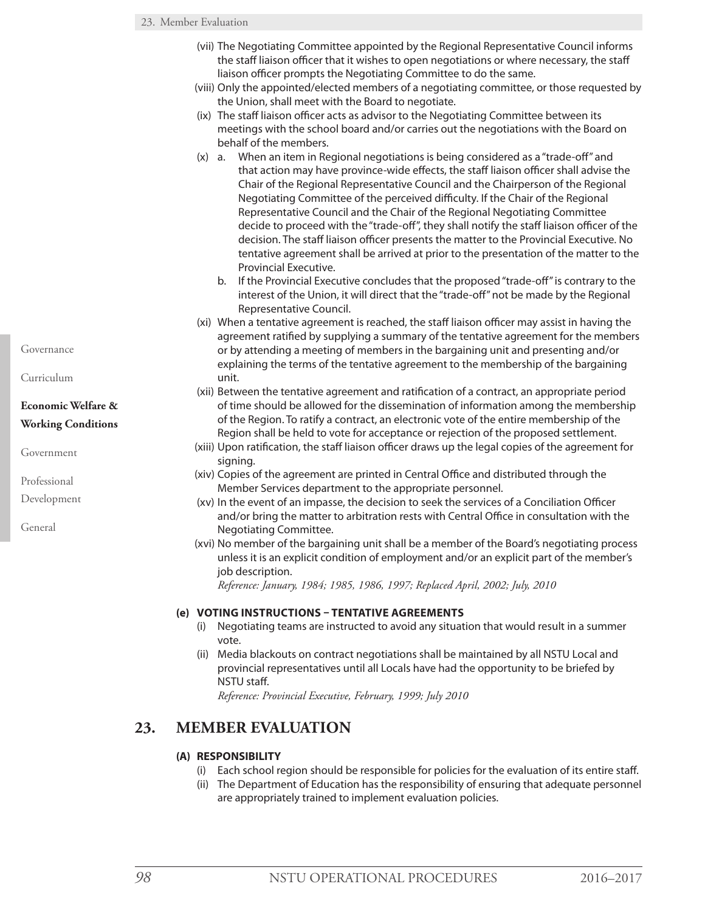(vii) The Negotiating Committee appointed by the Regional Representative Council informs the staff liaison officer that it wishes to open negotiations or where necessary, the staff liaison officer prompts the Negotiating Committee to do the same.

(viii) Only the appointed/elected members of a negotiating committee, or those requested by the Union, shall meet with the Board to negotiate.

(ix) The staff liaison officer acts as advisor to the Negotiating Committee between its meetings with the school board and/or carries out the negotiations with the Board on behalf of the members.

(x) a. When an item in Regional negotiations is being considered as a "trade-off" and that action may have province-wide effects, the staff liaison officer shall advise the Chair of the Regional Representative Council and the Chairperson of the Regional Negotiating Committee of the perceived difficulty. If the Chair of the Regional Representative Council and the Chair of the Regional Negotiating Committee decide to proceed with the "trade-off", they shall notify the staff liaison officer of the decision. The staff liaison officer presents the matter to the Provincial Executive. No tentative agreement shall be arrived at prior to the presentation of the matter to the Provincial Executive.

b. If the Provincial Executive concludes that the proposed "trade-off" is contrary to the interest of the Union, it will direct that the "trade-off" not be made by the Regional Representative Council.

(xi) When a tentative agreement is reached, the staff liaison officer may assist in having the agreement ratified by supplying a summary of the tentative agreement for the members or by attending a meeting of members in the bargaining unit and presenting and/or explaining the terms of the tentative agreement to the membership of the bargaining unit.

(xii) Between the tentative agreement and ratification of a contract, an appropriate period of time should be allowed for the dissemination of information among the membership of the Region. To ratify a contract, an electronic vote of the entire membership of the Region shall be held to vote for acceptance or rejection of the proposed settlement.

(xiii) Upon ratification, the staff liaison officer draws up the legal copies of the agreement for signing.

(xiv) Copies of the agreement are printed in Central Office and distributed through the Member Services department to the appropriate personnel.

(xv) In the event of an impasse, the decision to seek the services of a Conciliation Officer and/or bring the matter to arbitration rests with Central Office in consultation with the Negotiating Committee.

(xvi) No member of the bargaining unit shall be a member of the Board's negotiating process unless it is an explicit condition of employment and/or an explicit part of the member's job description.

*Reference: January, 1984; 1985, 1986, 1997; Replaced April, 2002; July, 2010*

#### (e) VOTING INSTRUCTIONS – TENTATIVE AGREEMENTS

(i) Negotiating teams are instructed to avoid any situation that would result in a summer vote.

(ii) Media blackouts on contract negotiations shall be maintained by all NSTU Local and provincial representatives until all Locals have had the opportunity to be briefed by NSTU staff.

*Reference: Provincial Executive, February, 1999; July 2010*

## 23. MEMBER EVALUATION

#### (A) RESPONSIBILITY

(i) Each school region should be responsible for policies for the evaluation of its entire staff.

(ii) The Department of Education has the responsibility of ensuring that adequate personnel are appropriately trained to implement evaluation policies.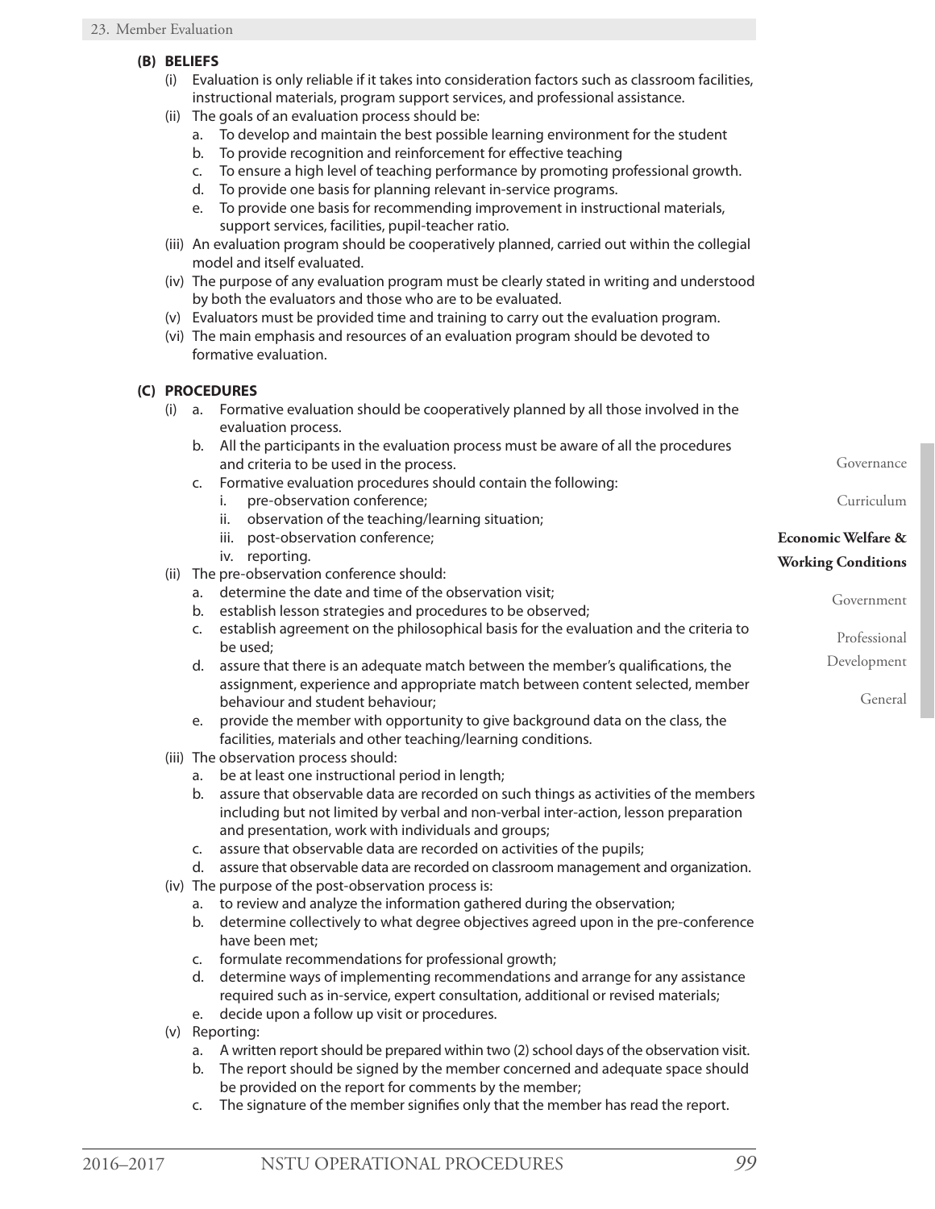**(B) BELIEFS**

- (i) Evaluation is only reliable if it takes into consideration factors such as classroom facilities, instructional materials, program support services, and professional assistance.
- (ii) The goals of an evaluation process should be:
  - a. To develop and maintain the best possible learning environment for the student
  - b. To provide recognition and reinforcement for effective teaching
  - c. To ensure a high level of teaching performance by promoting professional growth.
  - d. To provide one basis for planning relevant in-service programs.
  - e. To provide one basis for recommending improvement in instructional materials, support services, facilities, pupil-teacher ratio.
- (iii) An evaluation program should be cooperatively planned, carried out within the collegial model and itself evaluated.
- (iv) The purpose of any evaluation program must be clearly stated in writing and understood by both the evaluators and those who are to be evaluated.
- (v) Evaluators must be provided time and training to carry out the evaluation program.
- (vi) The main emphasis and resources of an evaluation program should be devoted to formative evaluation.

**(C) PROCEDURES**

- (i)
  - a. Formative evaluation should be cooperatively planned by all those involved in the evaluation process.
  - b. All the participants in the evaluation process must be aware of all the procedures and criteria to be used in the process.
  - c. Formative evaluation procedures should contain the following:
    - i. pre-observation conference;
    - ii. observation of the teaching/learning situation;
    - iii. post-observation conference;
    - iv. reporting.
- (ii) The pre-observation conference should:
  - a. determine the date and time of the observation visit;
  - b. establish lesson strategies and procedures to be observed;
  - c. establish agreement on the philosophical basis for the evaluation and the criteria to be used;
  - d. assure that there is an adequate match between the member's qualifications, the assignment, experience and appropriate match between content selected, member behaviour and student behaviour;
  - e. provide the member with opportunity to give background data on the class, the facilities, materials and other teaching/learning conditions.
- (iii) The observation process should:
  - a. be at least one instructional period in length;
  - b. assure that observable data are recorded on such things as activities of the members including but not limited by verbal and non-verbal inter-action, lesson preparation and presentation, work with individuals and groups;
  - c. assure that observable data are recorded on activities of the pupils;
  - d. assure that observable data are recorded on classroom management and organization.
- (iv) The purpose of the post-observation process is:
  - a. to review and analyze the information gathered during the observation;
  - b. determine collectively to what degree objectives agreed upon in the pre-conference have been met;
  - c. formulate recommendations for professional growth;
  - d. determine ways of implementing recommendations and arrange for any assistance required such as in-service, expert consultation, additional or revised materials;
  - e. decide upon a follow up visit or procedures.
- (v) Reporting:
  - a. A written report should be prepared within two (2) school days of the observation visit.
  - b. The report should be signed by the member concerned and adequate space should be provided on the report for comments by the member;
  - c. The signature of the member signifies only that the member has read the report.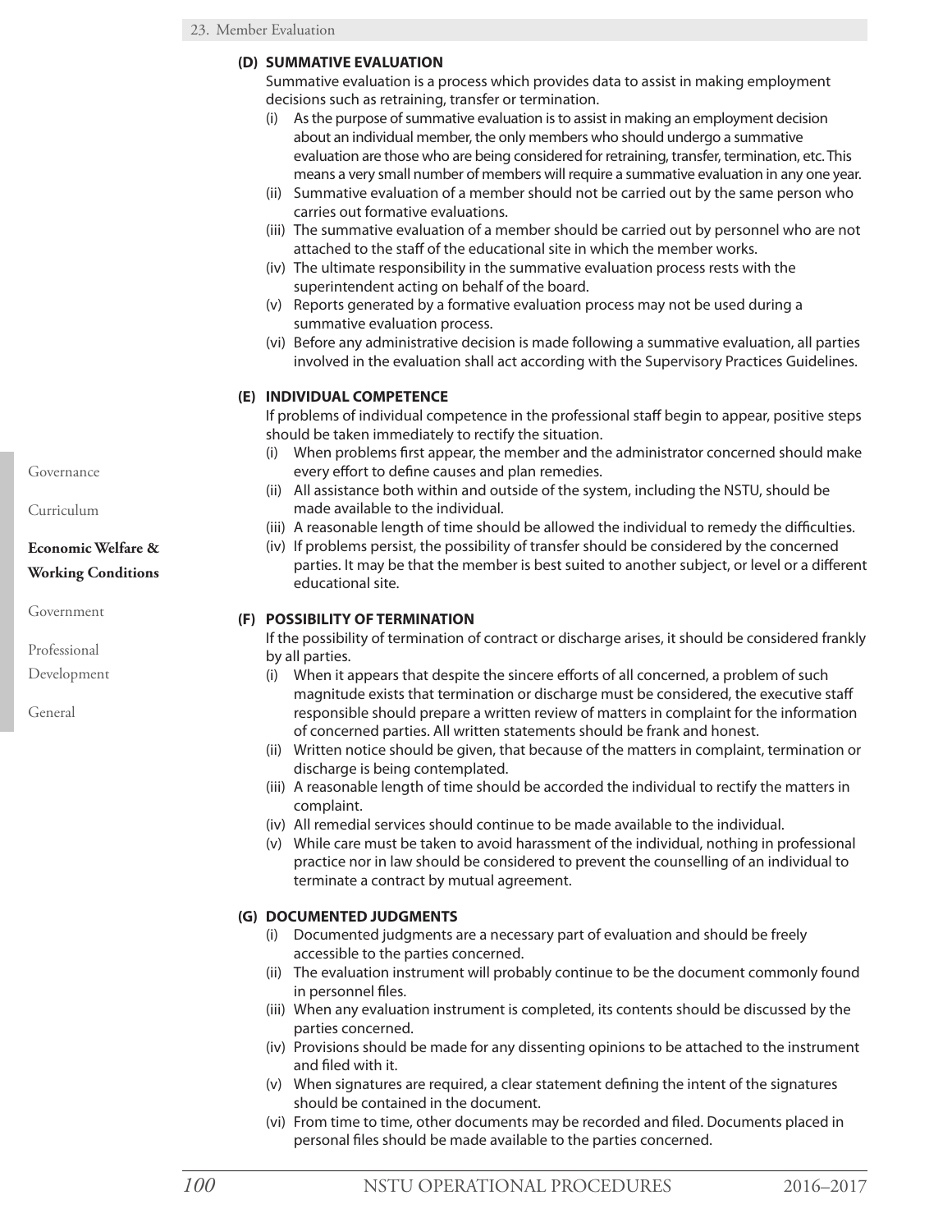#### (D) SUMMATIVE EVALUATION

Summative evaluation is a process which provides data to assist in making employment decisions such as retraining, transfer or termination.

(i) As the purpose of summative evaluation is to assist in making an employment decision about an individual member, the only members who should undergo a summative evaluation are those who are being considered for retraining, transfer, termination, etc. This means a very small number of members will require a summative evaluation in any one year.

(ii) Summative evaluation of a member should not be carried out by the same person who carries out formative evaluations.

(iii) The summative evaluation of a member should be carried out by personnel who are not attached to the staff of the educational site in which the member works.

(iv) The ultimate responsibility in the summative evaluation process rests with the superintendent acting on behalf of the board.

(v) Reports generated by a formative evaluation process may not be used during a summative evaluation process.

(vi) Before any administrative decision is made following a summative evaluation, all parties involved in the evaluation shall act according with the Supervisory Practices Guidelines.

#### (E) INDIVIDUAL COMPETENCE

If problems of individual competence in the professional staff begin to appear, positive steps should be taken immediately to rectify the situation.

(i) When problems first appear, the member and the administrator concerned should make every effort to define causes and plan remedies.

(ii) All assistance both within and outside of the system, including the NSTU, should be made available to the individual.

(iii) A reasonable length of time should be allowed the individual to remedy the difficulties.

(iv) If problems persist, the possibility of transfer should be considered by the concerned parties. It may be that the member is best suited to another subject, or level or a different educational site.

#### (F) POSSIBILITY OF TERMINATION

If the possibility of termination of contract or discharge arises, it should be considered frankly by all parties.

(i) When it appears that despite the sincere efforts of all concerned, a problem of such magnitude exists that termination or discharge must be considered, the executive staff responsible should prepare a written review of matters in complaint for the information of concerned parties. All written statements should be frank and honest.

(ii) Written notice should be given, that because of the matters in complaint, termination or discharge is being contemplated.

(iii) A reasonable length of time should be accorded the individual to rectify the matters in complaint.

(iv) All remedial services should continue to be made available to the individual.

(v) While care must be taken to avoid harassment of the individual, nothing in professional practice nor in law should be considered to prevent the counselling of an individual to terminate a contract by mutual agreement.

#### (G) DOCUMENTED JUDGMENTS

(i) Documented judgments are a necessary part of evaluation and should be freely accessible to the parties concerned.

(ii) The evaluation instrument will probably continue to be the document commonly found in personnel files.

(iii) When any evaluation instrument is completed, its contents should be discussed by the parties concerned.

(iv) Provisions should be made for any dissenting opinions to be attached to the instrument and filed with it.

(v) When signatures are required, a clear statement defining the intent of the signatures should be contained in the document.

(vi) From time to time, other documents may be recorded and filed. Documents placed in personal files should be made available to the parties concerned.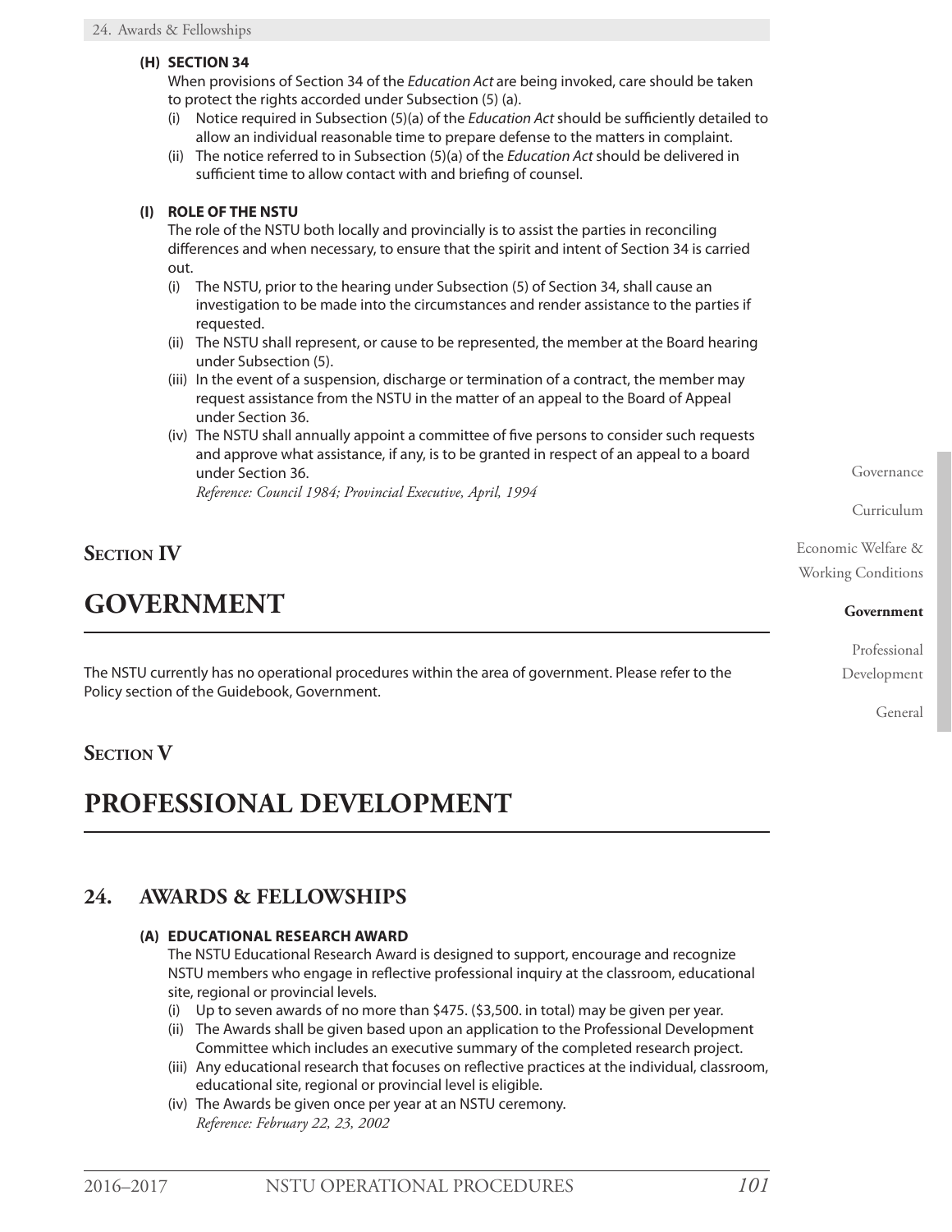**(H) SECTION 34**

When provisions of Section 34 of the *Education Act* are being invoked, care should be taken to protect the rights accorded under Subsection (5) (a).

- (i) Notice required in Subsection (5)(a) of the *Education Act* should be sufficiently detailed to allow an individual reasonable time to prepare defense to the matters in complaint.
- (ii) The notice referred to in Subsection (5)(a) of the *Education Act* should be delivered in sufficient time to allow contact with and briefing of counsel.

**(I) ROLE OF THE NSTU**

The role of the NSTU both locally and provincially is to assist the parties in reconciling differences and when necessary, to ensure that the spirit and intent of Section 34 is carried out.

- (i) The NSTU, prior to the hearing under Subsection (5) of Section 34, shall cause an investigation to be made into the circumstances and render assistance to the parties if requested.
- (ii) The NSTU shall represent, or cause to be represented, the member at the Board hearing under Subsection (5).
- (iii) In the event of a suspension, discharge or termination of a contract, the member may request assistance from the NSTU in the matter of an appeal to the Board of Appeal under Section 36.
- (iv) The NSTU shall annually appoint a committee of five persons to consider such requests and approve what assistance, if any, is to be granted in respect of an appeal to a board under Section 36.

  *Reference: Council 1984; Provincial Executive, April, 1994*

## Section IV

# GOVERNMENT

The NSTU currently has no operational procedures within the area of government. Please refer to the Policy section of the Guidebook, Government.

## Section V

# PROFESSIONAL DEVELOPMENT

## 24. AWARDS & FELLOWSHIPS

**(A) EDUCATIONAL RESEARCH AWARD**

The NSTU Educational Research Award is designed to support, encourage and recognize NSTU members who engage in reflective professional inquiry at the classroom, educational site, regional or provincial levels.

- (i) Up to seven awards of no more than $475. ($3,500. in total) may be given per year.
- (ii) The Awards shall be given based upon an application to the Professional Development Committee which includes an executive summary of the completed research project.
- (iii) Any educational research that focuses on reflective practices at the individual, classroom, educational site, regional or provincial level is eligible.
- (iv) The Awards be given once per year at an NSTU ceremony.

  *Reference: February 22, 23, 2002*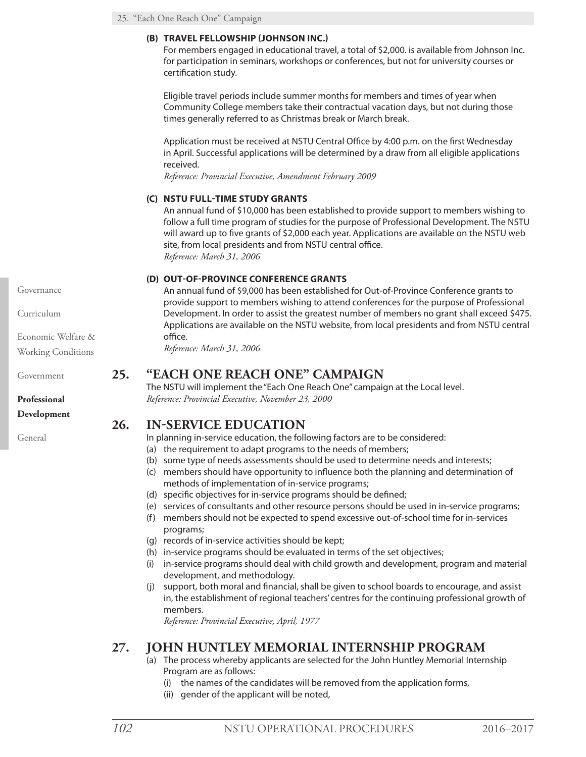**(B) TRAVEL FELLOWSHIP (JOHNSON INC.)**

For members engaged in educational travel, a total of $2,000. is available from Johnson Inc. for participation in seminars, workshops or conferences, but not for university courses or certification study.

Eligible travel periods include summer months for members and times of year when Community College members take their contractual vacation days, but not during those times generally referred to as Christmas break or March break.

Application must be received at NSTU Central Office by 4:00 p.m. on the first Wednesday in April. Successful applications will be determined by a draw from all eligible applications received.

*Reference: Provincial Executive, Amendment February 2009*

**(C) NSTU FULL-TIME STUDY GRANTS**

An annual fund of $10,000 has been established to provide support to members wishing to follow a full time program of studies for the purpose of Professional Development. The NSTU will award up to five grants of $2,000 each year. Applications are available on the NSTU web site, from local presidents and from NSTU central office.

*Reference: March 31, 2006*

**(D) OUT-OF-PROVINCE CONFERENCE GRANTS**

An annual fund of $9,000 has been established for Out-of-Province Conference grants to provide support to members wishing to attend conferences for the purpose of Professional Development. In order to assist the greatest number of members no grant shall exceed $475. Applications are available on the NSTU website, from local presidents and from NSTU central office.

*Reference: March 31, 2006*

## 25. "EACH ONE REACH ONE" CAMPAIGN

The NSTU will implement the "Each One Reach One" campaign at the Local level.

*Reference: Provincial Executive, November 23, 2000*

## 26. IN-SERVICE EDUCATION

In planning in-service education, the following factors are to be considered:

(a) the requirement to adapt programs to the needs of members;
(b) some type of needs assessments should be used to determine needs and interests;
(c) members should have opportunity to influence both the planning and determination of methods of implementation of in-service programs;
(d) specific objectives for in-service programs should be defined;
(e) services of consultants and other resource persons should be used in in-service programs;
(f) members should not be expected to spend excessive out-of-school time for in-services programs;
(g) records of in-service activities should be kept;
(h) in-service programs should be evaluated in terms of the set objectives;
(i) in-service programs should deal with child growth and development, program and material development, and methodology.
(j) support, both moral and financial, shall be given to school boards to encourage, and assist in, the establishment of regional teachers' centres for the continuing professional growth of members.

*Reference: Provincial Executive, April, 1977*

## 27. JOHN HUNTLEY MEMORIAL INTERNSHIP PROGRAM

(a) The process whereby applicants are selected for the John Huntley Memorial Internship Program are as follows:
   (i) the names of the candidates will be removed from the application forms,
   (ii) gender of the applicant will be noted,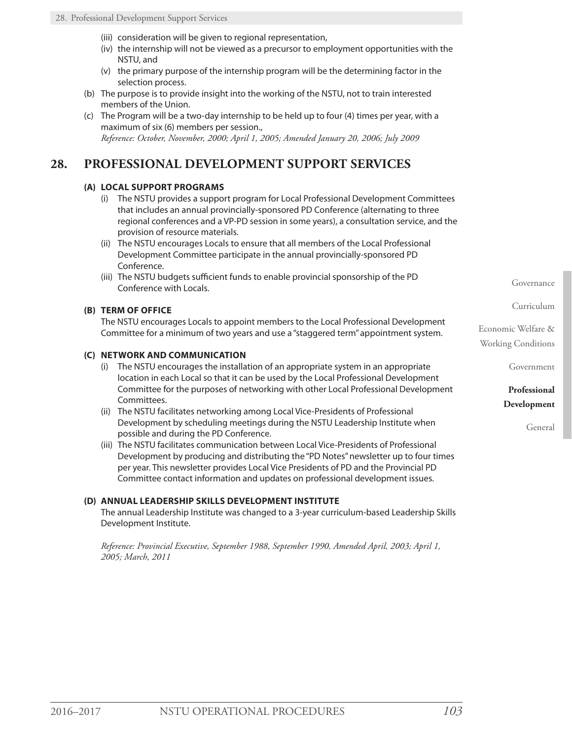- (iii) consideration will be given to regional representation,
   - (iv) the internship will not be viewed as a precursor to employment opportunities with the NSTU, and
   - (v) the primary purpose of the internship program will be the determining factor in the selection process.
- (b) The purpose is to provide insight into the working of the NSTU, not to train interested members of the Union.
- (c) The Program will be a two-day internship to be held up to four (4) times per year, with a maximum of six (6) members per session.,

  *Reference: October, November, 2000; April 1, 2005; Amended January 20, 2006; July 2009*

# 28. PROFESSIONAL DEVELOPMENT SUPPORT SERVICES

### (A) LOCAL SUPPORT PROGRAMS

- (i) The NSTU provides a support program for Local Professional Development Committees that includes an annual provincially-sponsored PD Conference (alternating to three regional conferences and a VP-PD session in some years), a consultation service, and the provision of resource materials.
- (ii) The NSTU encourages Locals to ensure that all members of the Local Professional Development Committee participate in the annual provincially-sponsored PD Conference.
- (iii) The NSTU budgets sufficient funds to enable provincial sponsorship of the PD Conference with Locals.

### (B) TERM OF OFFICE

The NSTU encourages Locals to appoint members to the Local Professional Development Committee for a minimum of two years and use a "staggered term" appointment system.

### (C) NETWORK AND COMMUNICATION

- (i) The NSTU encourages the installation of an appropriate system in an appropriate location in each Local so that it can be used by the Local Professional Development Committee for the purposes of networking with other Local Professional Development Committees.
- (ii) The NSTU facilitates networking among Local Vice-Presidents of Professional Development by scheduling meetings during the NSTU Leadership Institute when possible and during the PD Conference.
- (iii) The NSTU facilitates communication between Local Vice-Presidents of Professional Development by producing and distributing the "PD Notes" newsletter up to four times per year. This newsletter provides Local Vice Presidents of PD and the Provincial PD Committee contact information and updates on professional development issues.

### (D) ANNUAL LEADERSHIP SKILLS DEVELOPMENT INSTITUTE

The annual Leadership Institute was changed to a 3-year curriculum-based Leadership Skills Development Institute.

*Reference: Provincial Executive, September 1988, September 1990, Amended April, 2003; April 1, 2005; March, 2011*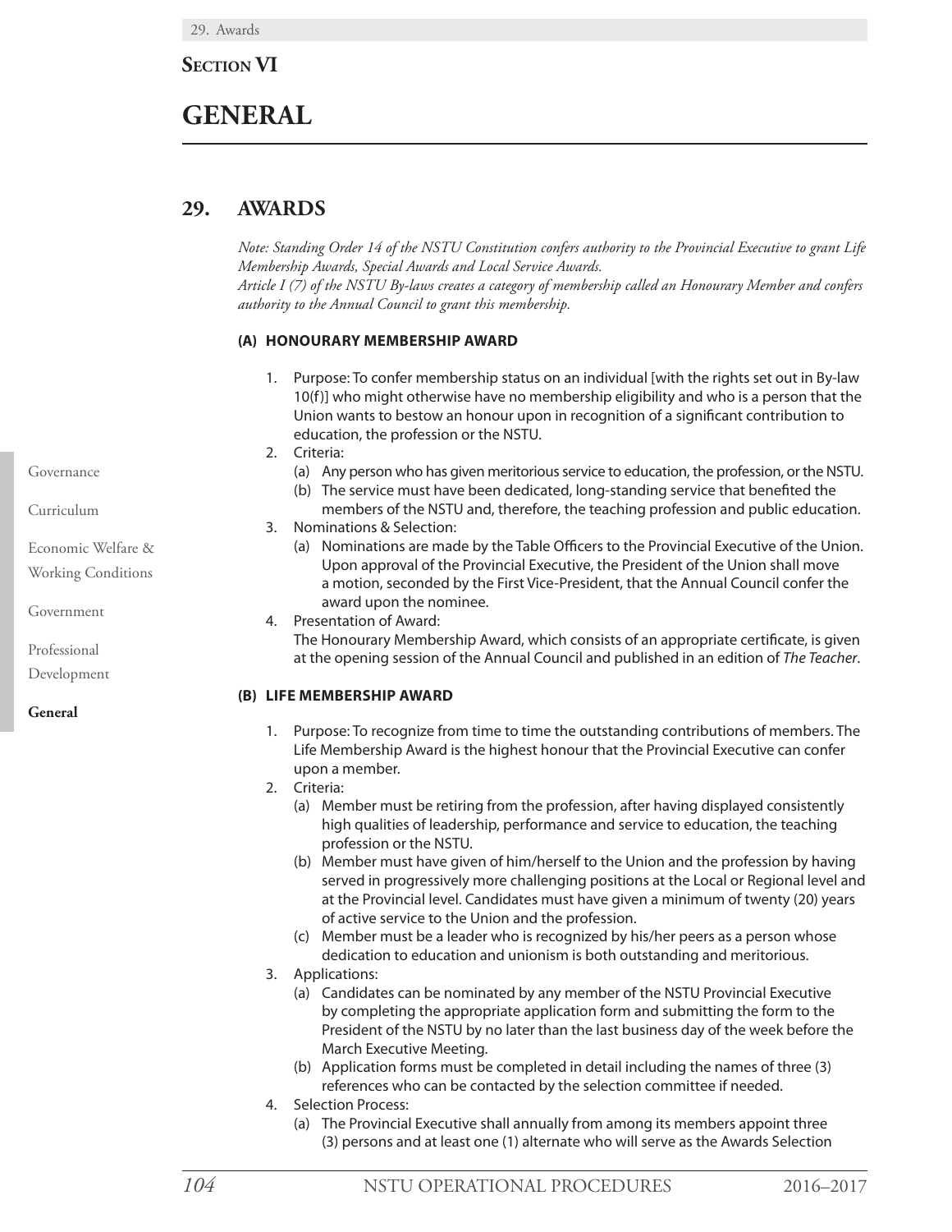# Section VI

# GENERAL

## 29. AWARDS

*Note: Standing Order 14 of the NSTU Constitution confers authority to the Provincial Executive to grant Life Membership Awards, Special Awards and Local Service Awards.*
*Article I (7) of the NSTU By-laws creates a category of membership called an Honourary Member and confers authority to the Annual Council to grant this membership.*

### (A) HONOURARY MEMBERSHIP AWARD

1. Purpose: To confer membership status on an individual [with the rights set out in By-law 10(f)] who might otherwise have no membership eligibility and who is a person that the Union wants to bestow an honour upon in recognition of a significant contribution to education, the profession or the NSTU.
2. Criteria:
   (a) Any person who has given meritorious service to education, the profession, or the NSTU.
   (b) The service must have been dedicated, long-standing service that benefited the members of the NSTU and, therefore, the teaching profession and public education.
3. Nominations & Selection:
   (a) Nominations are made by the Table Officers to the Provincial Executive of the Union. Upon approval of the Provincial Executive, the President of the Union shall move a motion, seconded by the First Vice-President, that the Annual Council confer the award upon the nominee.
4. Presentation of Award:
   The Honourary Membership Award, which consists of an appropriate certificate, is given at the opening session of the Annual Council and published in an edition of *The Teacher*.

### (B) LIFE MEMBERSHIP AWARD

1. Purpose: To recognize from time to time the outstanding contributions of members. The Life Membership Award is the highest honour that the Provincial Executive can confer upon a member.
2. Criteria:
   (a) Member must be retiring from the profession, after having displayed consistently high qualities of leadership, performance and service to education, the teaching profession or the NSTU.
   (b) Member must have given of him/herself to the Union and the profession by having served in progressively more challenging positions at the Local or Regional level and at the Provincial level. Candidates must have given a minimum of twenty (20) years of active service to the Union and the profession.
   (c) Member must be a leader who is recognized by his/her peers as a person whose dedication to education and unionism is both outstanding and meritorious.
3. Applications:
   (a) Candidates can be nominated by any member of the NSTU Provincial Executive by completing the appropriate application form and submitting the form to the President of the NSTU by no later than the last business day of the week before the March Executive Meeting.
   (b) Application forms must be completed in detail including the names of three (3) references who can be contacted by the selection committee if needed.
4. Selection Process:
   (a) The Provincial Executive shall annually from among its members appoint three (3) persons and at least one (1) alternate who will serve as the Awards Selection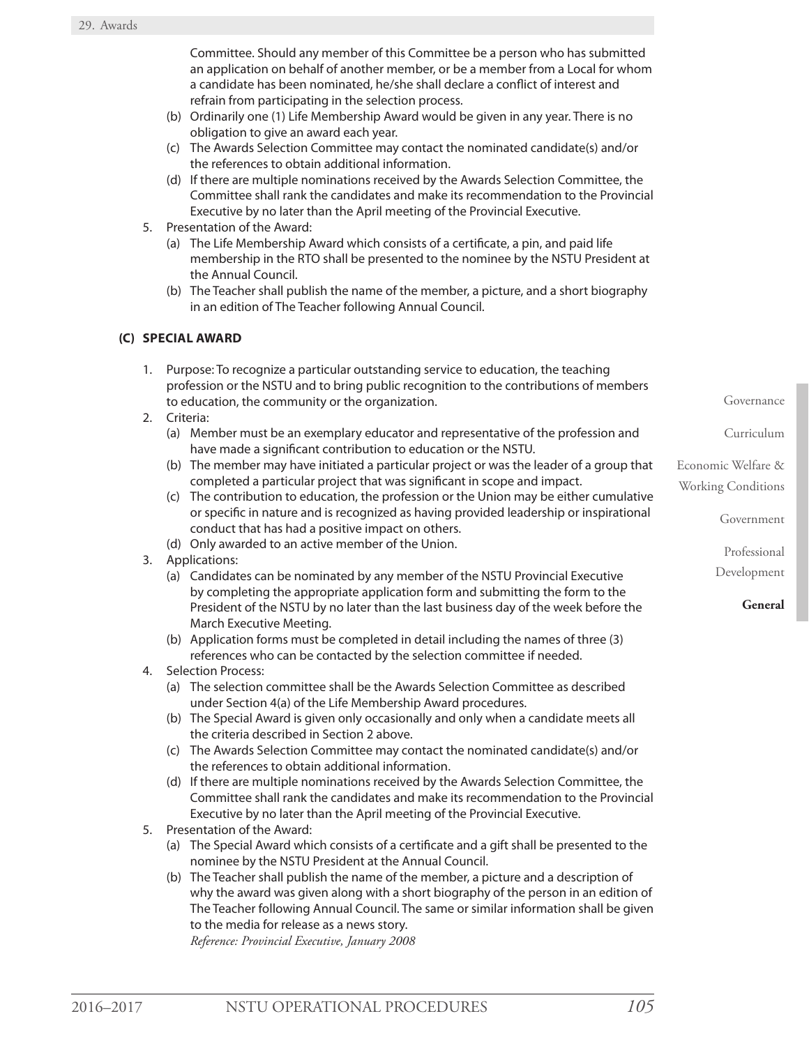Committee. Should any member of this Committee be a person who has submitted an application on behalf of another member, or be a member from a Local for whom a candidate has been nominated, he/she shall declare a conflict of interest and refrain from participating in the selection process.

   (b) Ordinarily one (1) Life Membership Award would be given in any year. There is no obligation to give an award each year.
   (c) The Awards Selection Committee may contact the nominated candidate(s) and/or the references to obtain additional information.
   (d) If there are multiple nominations received by the Awards Selection Committee, the Committee shall rank the candidates and make its recommendation to the Provincial Executive by no later than the April meeting of the Provincial Executive.

5. Presentation of the Award:
   (a) The Life Membership Award which consists of a certificate, a pin, and paid life membership in the RTO shall be presented to the nominee by the NSTU President at the Annual Council.
   (b) The Teacher shall publish the name of the member, a picture, and a short biography in an edition of The Teacher following Annual Council.

### (C) SPECIAL AWARD

1. Purpose: To recognize a particular outstanding service to education, the teaching profession or the NSTU and to bring public recognition to the contributions of members to education, the community or the organization.
2. Criteria:
   (a) Member must be an exemplary educator and representative of the profession and have made a significant contribution to education or the NSTU.
   (b) The member may have initiated a particular project or was the leader of a group that completed a particular project that was significant in scope and impact.
   (c) The contribution to education, the profession or the Union may be either cumulative or specific in nature and is recognized as having provided leadership or inspirational conduct that has had a positive impact on others.
   (d) Only awarded to an active member of the Union.
3. Applications:
   (a) Candidates can be nominated by any member of the NSTU Provincial Executive by completing the appropriate application form and submitting the form to the President of the NSTU by no later than the last business day of the week before the March Executive Meeting.
   (b) Application forms must be completed in detail including the names of three (3) references who can be contacted by the selection committee if needed.
4. Selection Process:
   (a) The selection committee shall be the Awards Selection Committee as described under Section 4(a) of the Life Membership Award procedures.
   (b) The Special Award is given only occasionally and only when a candidate meets all the criteria described in Section 2 above.
   (c) The Awards Selection Committee may contact the nominated candidate(s) and/or the references to obtain additional information.
   (d) If there are multiple nominations received by the Awards Selection Committee, the Committee shall rank the candidates and make its recommendation to the Provincial Executive by no later than the April meeting of the Provincial Executive.
5. Presentation of the Award:
   (a) The Special Award which consists of a certificate and a gift shall be presented to the nominee by the NSTU President at the Annual Council.
   (b) The Teacher shall publish the name of the member, a picture and a description of why the award was given along with a short biography of the person in an edition of The Teacher following Annual Council. The same or similar information shall be given to the media for release as a news story.
   *Reference: Provincial Executive, January 2008*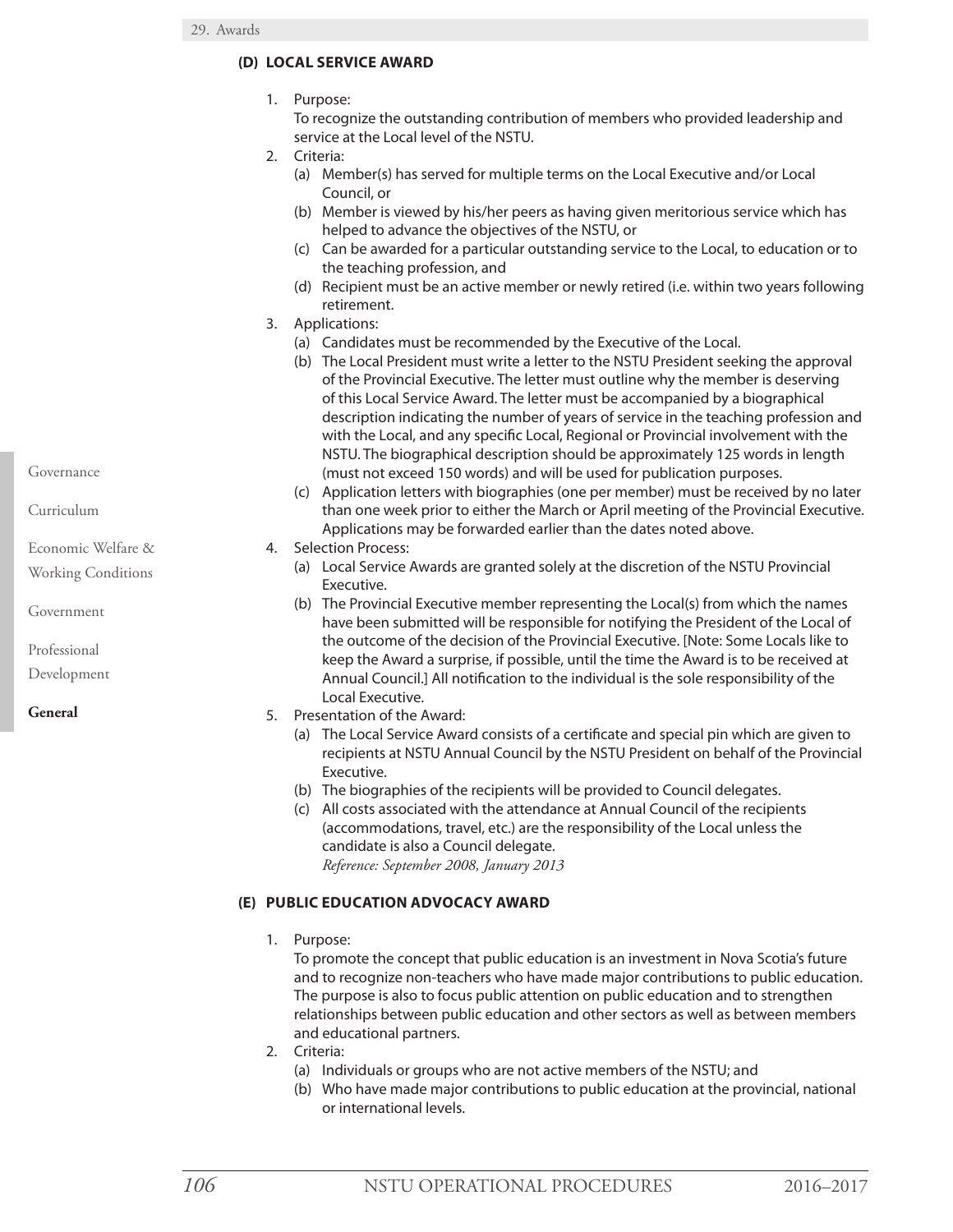### (D) LOCAL SERVICE AWARD

1. Purpose:
   To recognize the outstanding contribution of members who provided leadership and service at the Local level of the NSTU.
2. Criteria:
   (a) Member(s) has served for multiple terms on the Local Executive and/or Local Council, or
   (b) Member is viewed by his/her peers as having given meritorious service which has helped to advance the objectives of the NSTU, or
   (c) Can be awarded for a particular outstanding service to the Local, to education or to the teaching profession, and
   (d) Recipient must be an active member or newly retired (i.e. within two years following retirement.
3. Applications:
   (a) Candidates must be recommended by the Executive of the Local.
   (b) The Local President must write a letter to the NSTU President seeking the approval of the Provincial Executive. The letter must outline why the member is deserving of this Local Service Award. The letter must be accompanied by a biographical description indicating the number of years of service in the teaching profession and with the Local, and any specific Local, Regional or Provincial involvement with the NSTU. The biographical description should be approximately 125 words in length (must not exceed 150 words) and will be used for publication purposes.
   (c) Application letters with biographies (one per member) must be received by no later than one week prior to either the March or April meeting of the Provincial Executive. Applications may be forwarded earlier than the dates noted above.
4. Selection Process:
   (a) Local Service Awards are granted solely at the discretion of the NSTU Provincial Executive.
   (b) The Provincial Executive member representing the Local(s) from which the names have been submitted will be responsible for notifying the President of the Local of the outcome of the decision of the Provincial Executive. [Note: Some Locals like to keep the Award a surprise, if possible, until the time the Award is to be received at Annual Council.] All notification to the individual is the sole responsibility of the Local Executive.
5. Presentation of the Award:
   (a) The Local Service Award consists of a certificate and special pin which are given to recipients at NSTU Annual Council by the NSTU President on behalf of the Provincial Executive.
   (b) The biographies of the recipients will be provided to Council delegates.
   (c) All costs associated with the attendance at Annual Council of the recipients (accommodations, travel, etc.) are the responsibility of the Local unless the candidate is also a Council delegate.
   *Reference: September 2008, January 2013*

### (E) PUBLIC EDUCATION ADVOCACY AWARD

1. Purpose:
   To promote the concept that public education is an investment in Nova Scotia's future and to recognize non-teachers who have made major contributions to public education. The purpose is also to focus public attention on public education and to strengthen relationships between public education and other sectors as well as between members and educational partners.
2. Criteria:
   (a) Individuals or groups who are not active members of the NSTU; and
   (b) Who have made major contributions to public education at the provincial, national or international levels.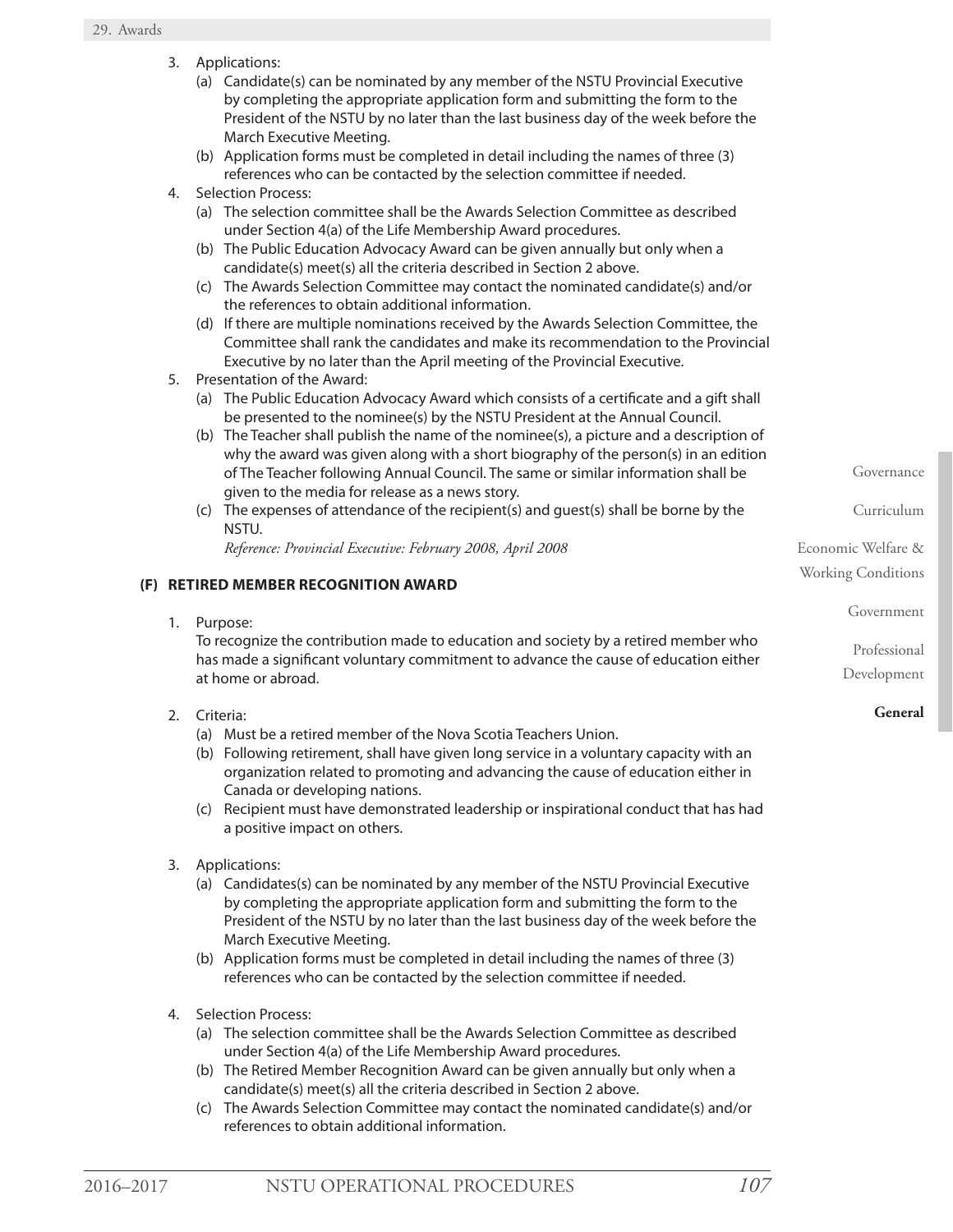3. Applications:
   (a) Candidate(s) can be nominated by any member of the NSTU Provincial Executive by completing the appropriate application form and submitting the form to the President of the NSTU by no later than the last business day of the week before the March Executive Meeting.
   (b) Application forms must be completed in detail including the names of three (3) references who can be contacted by the selection committee if needed.
4. Selection Process:
   (a) The selection committee shall be the Awards Selection Committee as described under Section 4(a) of the Life Membership Award procedures.
   (b) The Public Education Advocacy Award can be given annually but only when a candidate(s) meet(s) all the criteria described in Section 2 above.
   (c) The Awards Selection Committee may contact the nominated candidate(s) and/or the references to obtain additional information.
   (d) If there are multiple nominations received by the Awards Selection Committee, the Committee shall rank the candidates and make its recommendation to the Provincial Executive by no later than the April meeting of the Provincial Executive.
5. Presentation of the Award:
   (a) The Public Education Advocacy Award which consists of a certificate and a gift shall be presented to the nominee(s) by the NSTU President at the Annual Council.
   (b) The Teacher shall publish the name of the nominee(s), a picture and a description of why the award was given along with a short biography of the person(s) in an edition of The Teacher following Annual Council. The same or similar information shall be given to the media for release as a news story.
   (c) The expenses of attendance of the recipient(s) and guest(s) shall be borne by the NSTU.

   *Reference: Provincial Executive: February 2008, April 2008*

### (F) RETIRED MEMBER RECOGNITION AWARD

1. Purpose:

   To recognize the contribution made to education and society by a retired member who has made a significant voluntary commitment to advance the cause of education either at home or abroad.

2. Criteria:
   (a) Must be a retired member of the Nova Scotia Teachers Union.
   (b) Following retirement, shall have given long service in a voluntary capacity with an organization related to promoting and advancing the cause of education either in Canada or developing nations.
   (c) Recipient must have demonstrated leadership or inspirational conduct that has had a positive impact on others.

3. Applications:
   (a) Candidates(s) can be nominated by any member of the NSTU Provincial Executive by completing the appropriate application form and submitting the form to the President of the NSTU by no later than the last business day of the week before the March Executive Meeting.
   (b) Application forms must be completed in detail including the names of three (3) references who can be contacted by the selection committee if needed.

4. Selection Process:
   (a) The selection committee shall be the Awards Selection Committee as described under Section 4(a) of the Life Membership Award procedures.
   (b) The Retired Member Recognition Award can be given annually but only when a candidate(s) meet(s) all the criteria described in Section 2 above.
   (c) The Awards Selection Committee may contact the nominated candidate(s) and/or references to obtain additional information.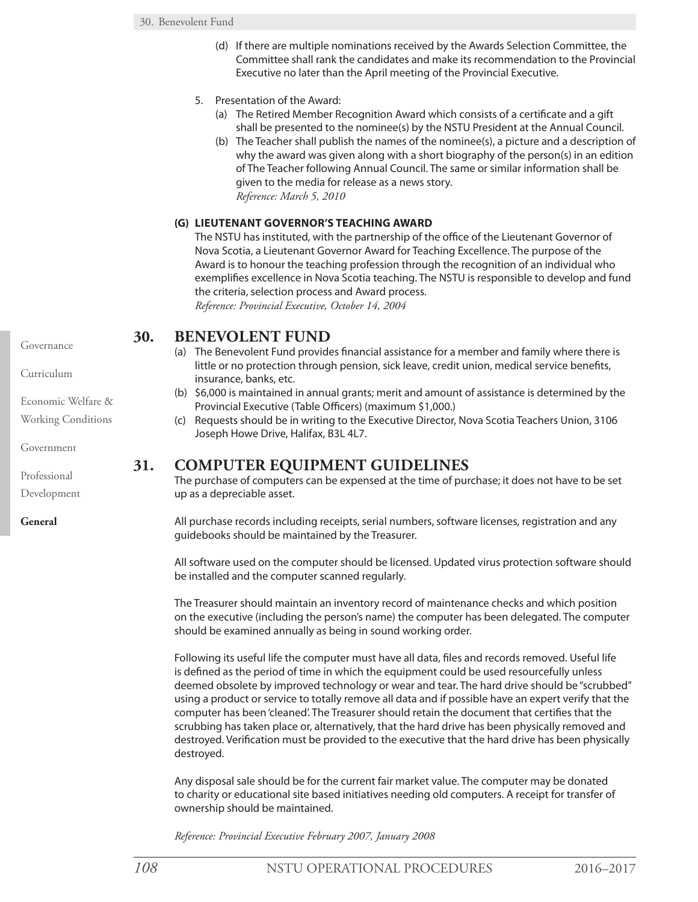(d) If there are multiple nominations received by the Awards Selection Committee, the Committee shall rank the candidates and make its recommendation to the Provincial Executive no later than the April meeting of the Provincial Executive.

5. Presentation of the Award:
   (a) The Retired Member Recognition Award which consists of a certificate and a gift shall be presented to the nominee(s) by the NSTU President at the Annual Council.
   (b) The Teacher shall publish the names of the nominee(s), a picture and a description of why the award was given along with a short biography of the person(s) in an edition of The Teacher following Annual Council. The same or similar information shall be given to the media for release as a news story.
   *Reference: March 5, 2010*

**(G) LIEUTENANT GOVERNOR'S TEACHING AWARD**

The NSTU has instituted, with the partnership of the office of the Lieutenant Governor of Nova Scotia, a Lieutenant Governor Award for Teaching Excellence. The purpose of the Award is to honour the teaching profession through the recognition of an individual who exemplifies excellence in Nova Scotia teaching. The NSTU is responsible to develop and fund the criteria, selection process and Award process.
*Reference: Provincial Executive, October 14, 2004*

## 30. BENEVOLENT FUND

(a) The Benevolent Fund provides financial assistance for a member and family where there is little or no protection through pension, sick leave, credit union, medical service benefits, insurance, banks, etc.
(b) $6,000 is maintained in annual grants; merit and amount of assistance is determined by the Provincial Executive (Table Officers) (maximum $1,000.)
(c) Requests should be in writing to the Executive Director, Nova Scotia Teachers Union, 3106 Joseph Howe Drive, Halifax, B3L 4L7.

## 31. COMPUTER EQUIPMENT GUIDELINES

The purchase of computers can be expensed at the time of purchase; it does not have to be set up as a depreciable asset.

All purchase records including receipts, serial numbers, software licenses, registration and any guidebooks should be maintained by the Treasurer.

All software used on the computer should be licensed. Updated virus protection software should be installed and the computer scanned regularly.

The Treasurer should maintain an inventory record of maintenance checks and which position on the executive (including the person's name) the computer has been delegated. The computer should be examined annually as being in sound working order.

Following its useful life the computer must have all data, files and records removed. Useful life is defined as the period of time in which the equipment could be used resourcefully unless deemed obsolete by improved technology or wear and tear. The hard drive should be "scrubbed" using a product or service to totally remove all data and if possible have an expert verify that the computer has been 'cleaned'. The Treasurer should retain the document that certifies that the scrubbing has taken place or, alternatively, that the hard drive has been physically removed and destroyed. Verification must be provided to the executive that the hard drive has been physically destroyed.

Any disposal sale should be for the current fair market value. The computer may be donated to charity or educational site based initiatives needing old computers. A receipt for transfer of ownership should be maintained.

*Reference: Provincial Executive February 2007, January 2008*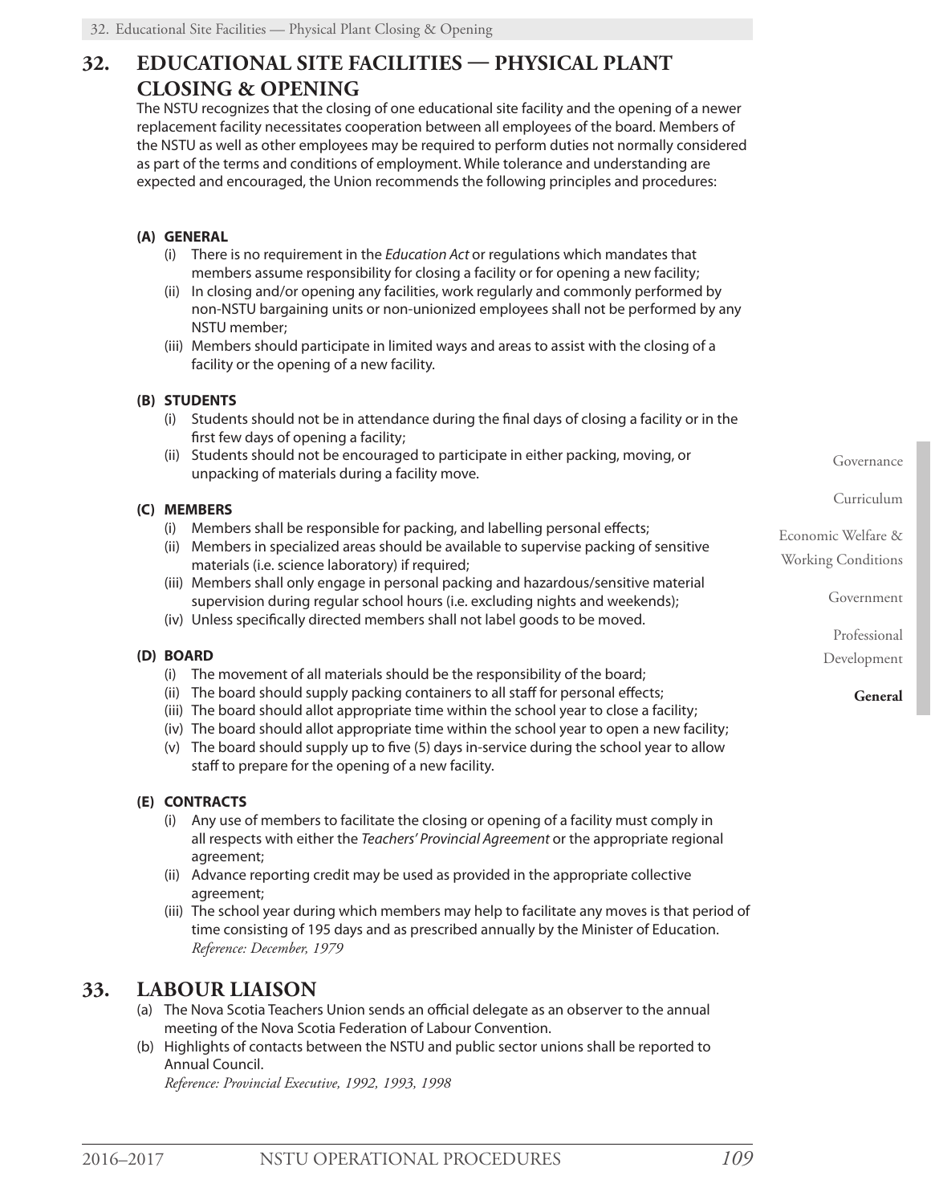## 32. EDUCATIONAL SITE FACILITIES — PHYSICAL PLANT CLOSING & OPENING

The NSTU recognizes that the closing of one educational site facility and the opening of a newer replacement facility necessitates cooperation between all employees of the board. Members of the NSTU as well as other employees may be required to perform duties not normally considered as part of the terms and conditions of employment. While tolerance and understanding are expected and encouraged, the Union recommends the following principles and procedures:

**(A) GENERAL**

- (i) There is no requirement in the *Education Act* or regulations which mandates that members assume responsibility for closing a facility or for opening a new facility;
- (ii) In closing and/or opening any facilities, work regularly and commonly performed by non-NSTU bargaining units or non-unionized employees shall not be performed by any NSTU member;
- (iii) Members should participate in limited ways and areas to assist with the closing of a facility or the opening of a new facility.

**(B) STUDENTS**

- (i) Students should not be in attendance during the final days of closing a facility or in the first few days of opening a facility;
- (ii) Students should not be encouraged to participate in either packing, moving, or unpacking of materials during a facility move.

**(C) MEMBERS**

- (i) Members shall be responsible for packing, and labelling personal effects;
- (ii) Members in specialized areas should be available to supervise packing of sensitive materials (i.e. science laboratory) if required;
- (iii) Members shall only engage in personal packing and hazardous/sensitive material supervision during regular school hours (i.e. excluding nights and weekends);
- (iv) Unless specifically directed members shall not label goods to be moved.

**(D) BOARD**

- (i) The movement of all materials should be the responsibility of the board;
- (ii) The board should supply packing containers to all staff for personal effects;
- (iii) The board should allot appropriate time within the school year to close a facility;
- (iv) The board should allot appropriate time within the school year to open a new facility;
- (v) The board should supply up to five (5) days in-service during the school year to allow staff to prepare for the opening of a new facility.

**(E) CONTRACTS**

- (i) Any use of members to facilitate the closing or opening of a facility must comply in all respects with either the *Teachers' Provincial Agreement* or the appropriate regional agreement;
- (ii) Advance reporting credit may be used as provided in the appropriate collective agreement;
- (iii) The school year during which members may help to facilitate any moves is that period of time consisting of 195 days and as prescribed annually by the Minister of Education.

*Reference: December, 1979*

## 33. LABOUR LIAISON

(a) The Nova Scotia Teachers Union sends an official delegate as an observer to the annual meeting of the Nova Scotia Federation of Labour Convention.

(b) Highlights of contacts between the NSTU and public sector unions shall be reported to Annual Council.

*Reference: Provincial Executive, 1992, 1993, 1998*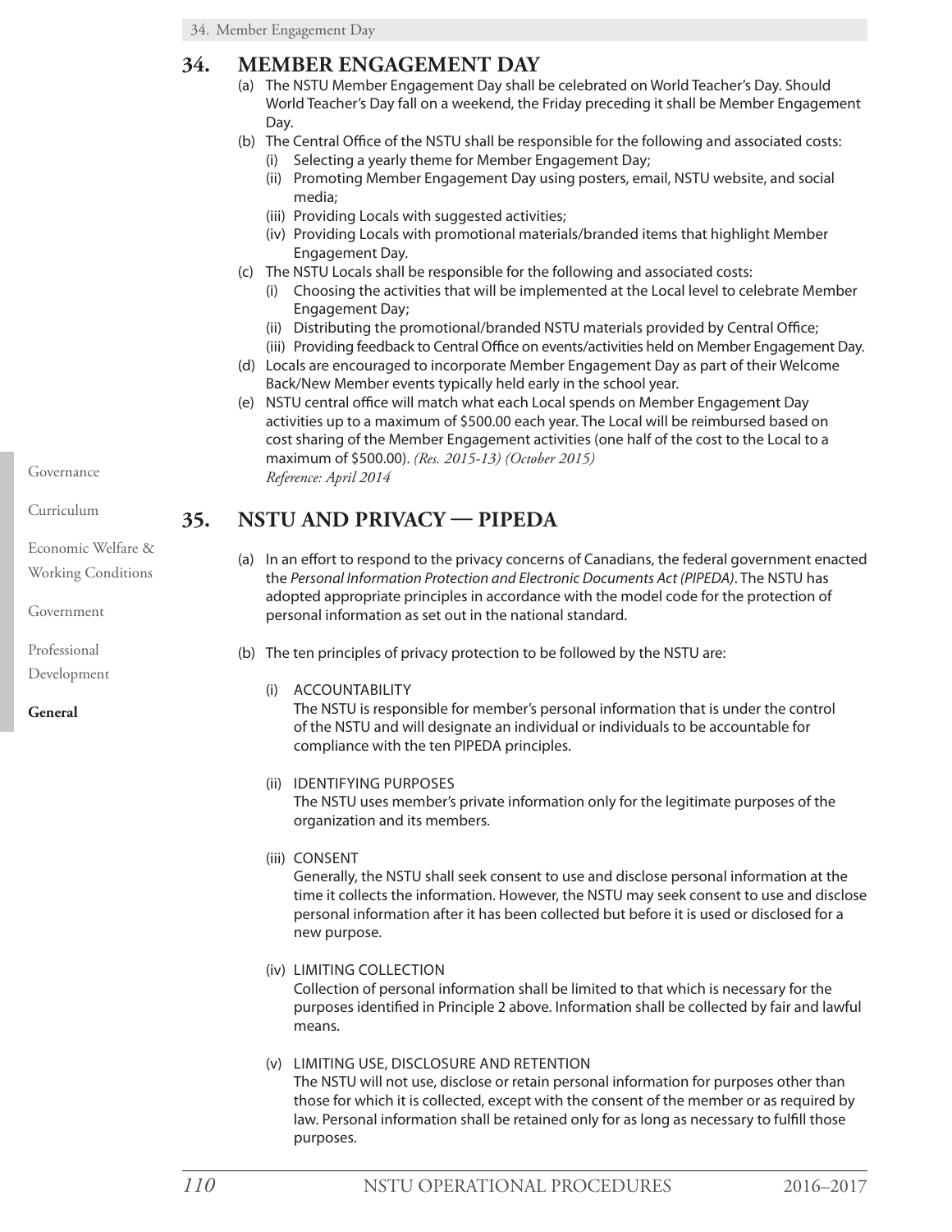## 34. MEMBER ENGAGEMENT DAY

(a) The NSTU Member Engagement Day shall be celebrated on World Teacher's Day. Should World Teacher's Day fall on a weekend, the Friday preceding it shall be Member Engagement Day.

(b) The Central Office of the NSTU shall be responsible for the following and associated costs:
   - (i) Selecting a yearly theme for Member Engagement Day;
   - (ii) Promoting Member Engagement Day using posters, email, NSTU website, and social media;
   - (iii) Providing Locals with suggested activities;
   - (iv) Providing Locals with promotional materials/branded items that highlight Member Engagement Day.

(c) The NSTU Locals shall be responsible for the following and associated costs:
   - (i) Choosing the activities that will be implemented at the Local level to celebrate Member Engagement Day;
   - (ii) Distributing the promotional/branded NSTU materials provided by Central Office;
   - (iii) Providing feedback to Central Office on events/activities held on Member Engagement Day.

(d) Locals are encouraged to incorporate Member Engagement Day as part of their Welcome Back/New Member events typically held early in the school year.

(e) NSTU central office will match what each Local spends on Member Engagement Day activities up to a maximum of $500.00 each year. The Local will be reimbursed based on cost sharing of the Member Engagement activities (one half of the cost to the Local to a maximum of $500.00). *(Res. 2015-13) (October 2015)*
*Reference: April 2014*

## 35. NSTU AND PRIVACY — PIPEDA

(a) In an effort to respond to the privacy concerns of Canadians, the federal government enacted the *Personal Information Protection and Electronic Documents Act (PIPEDA)*. The NSTU has adopted appropriate principles in accordance with the model code for the protection of personal information as set out in the national standard.

(b) The ten principles of privacy protection to be followed by the NSTU are:

   (i) ACCOUNTABILITY
   The NSTU is responsible for member's personal information that is under the control of the NSTU and will designate an individual or individuals to be accountable for compliance with the ten PIPEDA principles.

   (ii) IDENTIFYING PURPOSES
   The NSTU uses member's private information only for the legitimate purposes of the organization and its members.

   (iii) CONSENT
   Generally, the NSTU shall seek consent to use and disclose personal information at the time it collects the information. However, the NSTU may seek consent to use and disclose personal information after it has been collected but before it is used or disclosed for a new purpose.

   (iv) LIMITING COLLECTION
   Collection of personal information shall be limited to that which is necessary for the purposes identified in Principle 2 above. Information shall be collected by fair and lawful means.

   (v) LIMITING USE, DISCLOSURE AND RETENTION
   The NSTU will not use, disclose or retain personal information for purposes other than those for which it is collected, except with the consent of the member or as required by law. Personal information shall be retained only for as long as necessary to fulfill those purposes.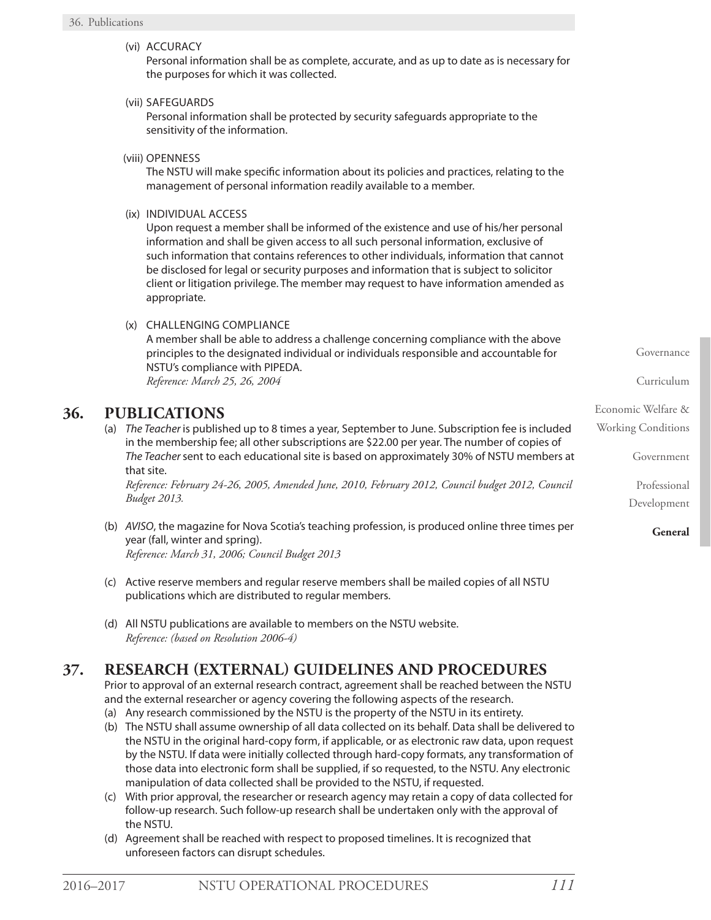(vi) ACCURACY
Personal information shall be as complete, accurate, and as up to date as is necessary for the purposes for which it was collected.

(vii) SAFEGUARDS
Personal information shall be protected by security safeguards appropriate to the sensitivity of the information.

(viii) OPENNESS
The NSTU will make specific information about its policies and practices, relating to the management of personal information readily available to a member.

(ix) INDIVIDUAL ACCESS
Upon request a member shall be informed of the existence and use of his/her personal information and shall be given access to all such personal information, exclusive of such information that contains references to other individuals, information that cannot be disclosed for legal or security purposes and information that is subject to solicitor client or litigation privilege. The member may request to have information amended as appropriate.

(x) CHALLENGING COMPLIANCE
A member shall be able to address a challenge concerning compliance with the above principles to the designated individual or individuals responsible and accountable for NSTU's compliance with PIPEDA.
*Reference: March 25, 26, 2004*

## 36. PUBLICATIONS

(a) *The Teacher* is published up to 8 times a year, September to June. Subscription fee is included in the membership fee; all other subscriptions are $22.00 per year. The number of copies of *The Teacher* sent to each educational site is based on approximately 30% of NSTU members at that site.
*Reference: February 24-26, 2005, Amended June, 2010, February 2012, Council budget 2012, Council Budget 2013.*

(b) *AVISO*, the magazine for Nova Scotia's teaching profession, is produced online three times per year (fall, winter and spring).
*Reference: March 31, 2006; Council Budget 2013*

(c) Active reserve members and regular reserve members shall be mailed copies of all NSTU publications which are distributed to regular members.

(d) All NSTU publications are available to members on the NSTU website.
*Reference: (based on Resolution 2006-4)*

## 37. RESEARCH (EXTERNAL) GUIDELINES AND PROCEDURES

Prior to approval of an external research contract, agreement shall be reached between the NSTU and the external researcher or agency covering the following aspects of the research.

(a) Any research commissioned by the NSTU is the property of the NSTU in its entirety.
(b) The NSTU shall assume ownership of all data collected on its behalf. Data shall be delivered to the NSTU in the original hard-copy form, if applicable, or as electronic raw data, upon request by the NSTU. If data were initially collected through hard-copy formats, any transformation of those data into electronic form shall be supplied, if so requested, to the NSTU. Any electronic manipulation of data collected shall be provided to the NSTU, if requested.
(c) With prior approval, the researcher or research agency may retain a copy of data collected for follow-up research. Such follow-up research shall be undertaken only with the approval of the NSTU.
(d) Agreement shall be reached with respect to proposed timelines. It is recognized that unforeseen factors can disrupt schedules.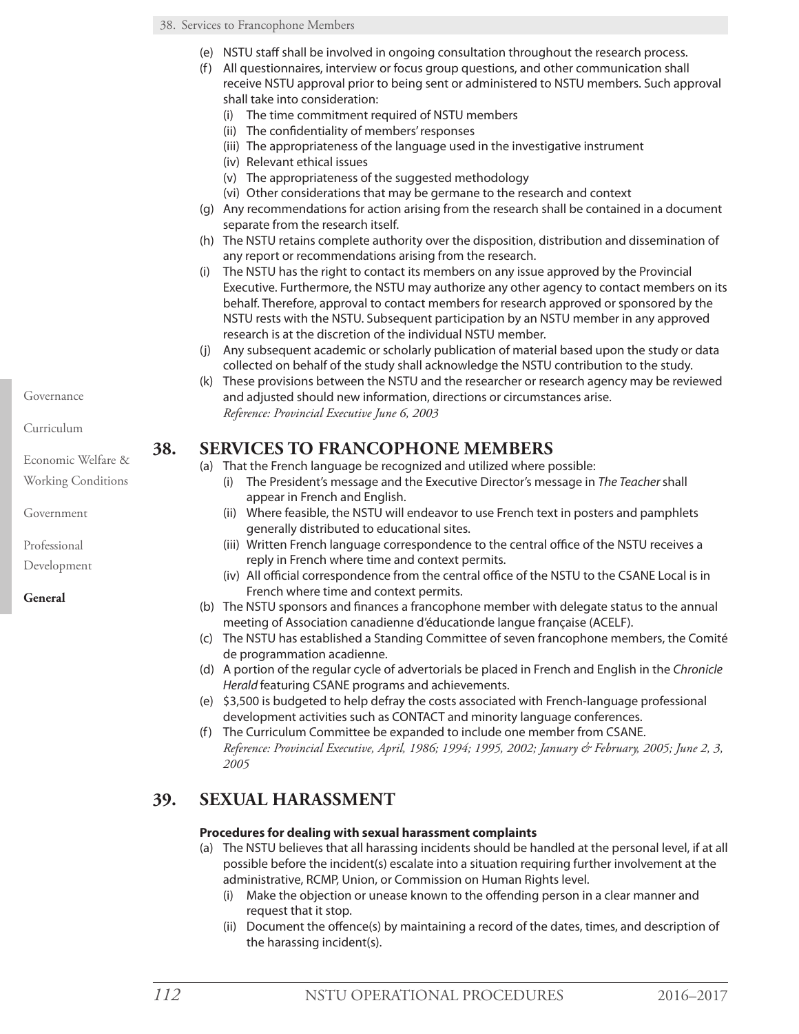(e) NSTU staff shall be involved in ongoing consultation throughout the research process.

(f) All questionnaires, interview or focus group questions, and other communication shall receive NSTU approval prior to being sent or administered to NSTU members. Such approval shall take into consideration:

  - (i) The time commitment required of NSTU members
  - (ii) The confidentiality of members' responses
  - (iii) The appropriateness of the language used in the investigative instrument
  - (iv) Relevant ethical issues
  - (v) The appropriateness of the suggested methodology
  - (vi) Other considerations that may be germane to the research and context

(g) Any recommendations for action arising from the research shall be contained in a document separate from the research itself.

(h) The NSTU retains complete authority over the disposition, distribution and dissemination of any report or recommendations arising from the research.

(i) The NSTU has the right to contact its members on any issue approved by the Provincial Executive. Furthermore, the NSTU may authorize any other agency to contact members on its behalf. Therefore, approval to contact members for research approved or sponsored by the NSTU rests with the NSTU. Subsequent participation by an NSTU member in any approved research is at the discretion of the individual NSTU member.

(j) Any subsequent academic or scholarly publication of material based upon the study or data collected on behalf of the study shall acknowledge the NSTU contribution to the study.

(k) These provisions between the NSTU and the researcher or research agency may be reviewed and adjusted should new information, directions or circumstances arise.
*Reference: Provincial Executive June 6, 2003*

## 38. SERVICES TO FRANCOPHONE MEMBERS

(a) That the French language be recognized and utilized where possible:

  - (i) The President's message and the Executive Director's message in *The Teacher* shall appear in French and English.
  - (ii) Where feasible, the NSTU will endeavor to use French text in posters and pamphlets generally distributed to educational sites.
  - (iii) Written French language correspondence to the central office of the NSTU receives a reply in French where time and context permits.
  - (iv) All official correspondence from the central office of the NSTU to the CSANE Local is in French where time and context permits.

(b) The NSTU sponsors and finances a francophone member with delegate status to the annual meeting of Association canadienne d'éducationde langue française (ACELF).

(c) The NSTU has established a Standing Committee of seven francophone members, the Comité de programmation acadienne.

(d) A portion of the regular cycle of advertorials be placed in French and English in the *Chronicle Herald* featuring CSANE programs and achievements.

(e) $3,500 is budgeted to help defray the costs associated with French-language professional development activities such as CONTACT and minority language conferences.

(f) The Curriculum Committee be expanded to include one member from CSANE.
*Reference: Provincial Executive, April, 1986; 1994; 1995, 2002; January & February, 2005; June 2, 3, 2005*

## 39. SEXUAL HARASSMENT

**Procedures for dealing with sexual harassment complaints**

(a) The NSTU believes that all harassing incidents should be handled at the personal level, if at all possible before the incident(s) escalate into a situation requiring further involvement at the administrative, RCMP, Union, or Commission on Human Rights level.

  - (i) Make the objection or unease known to the offending person in a clear manner and request that it stop.
  - (ii) Document the offence(s) by maintaining a record of the dates, times, and description of the harassing incident(s).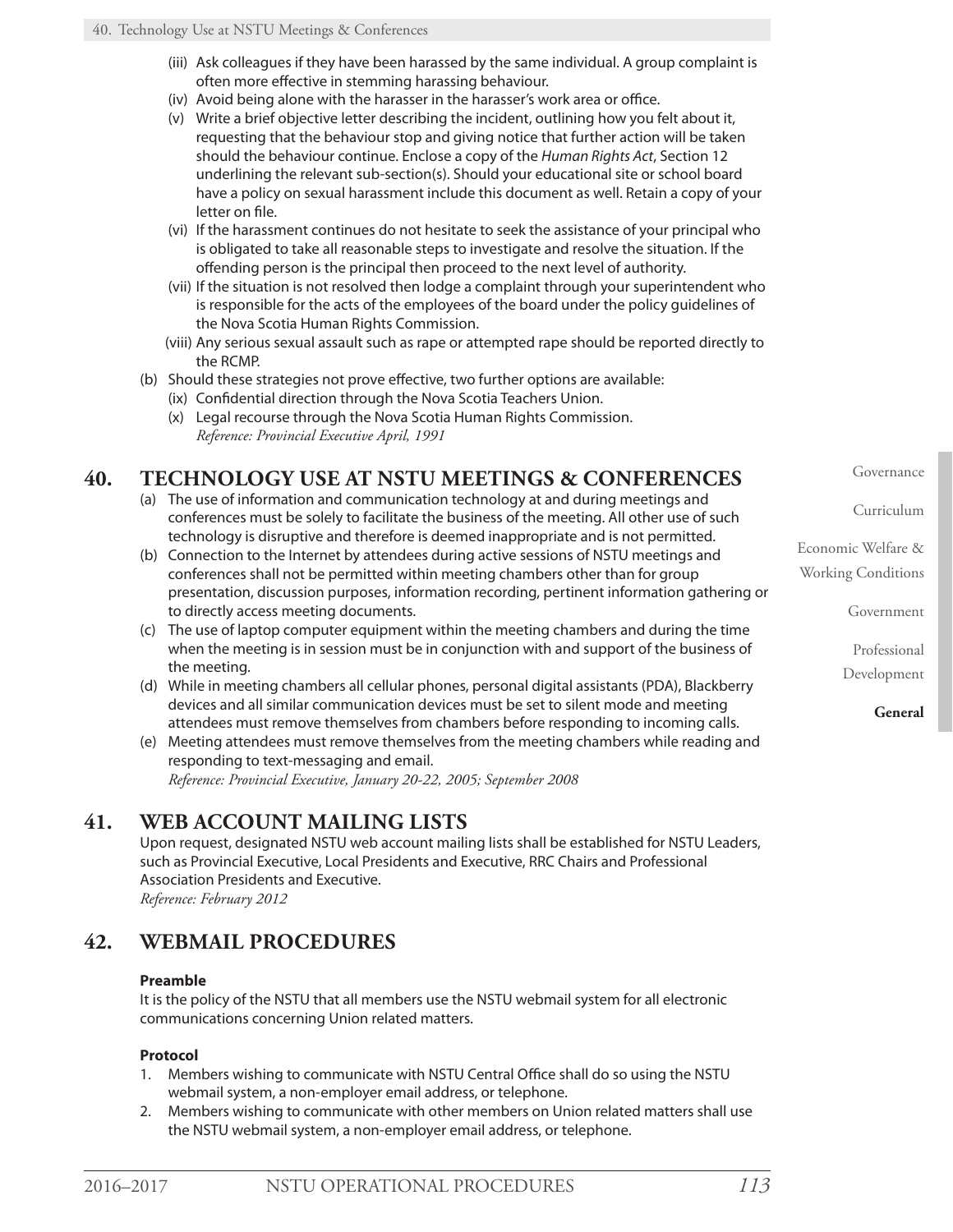(iii) Ask colleagues if they have been harassed by the same individual. A group complaint is often more effective in stemming harassing behaviour.

(iv) Avoid being alone with the harasser in the harasser's work area or office.

(v) Write a brief objective letter describing the incident, outlining how you felt about it, requesting that the behaviour stop and giving notice that further action will be taken should the behaviour continue. Enclose a copy of the *Human Rights Act*, Section 12 underlining the relevant sub-section(s). Should your educational site or school board have a policy on sexual harassment include this document as well. Retain a copy of your letter on file.

(vi) If the harassment continues do not hesitate to seek the assistance of your principal who is obligated to take all reasonable steps to investigate and resolve the situation. If the offending person is the principal then proceed to the next level of authority.

(vii) If the situation is not resolved then lodge a complaint through your superintendent who is responsible for the acts of the employees of the board under the policy guidelines of the Nova Scotia Human Rights Commission.

(viii) Any serious sexual assault such as rape or attempted rape should be reported directly to the RCMP.

(b) Should these strategies not prove effective, two further options are available:

(ix) Confidential direction through the Nova Scotia Teachers Union.

(x) Legal recourse through the Nova Scotia Human Rights Commission.

*Reference: Provincial Executive April, 1991*

## 40. TECHNOLOGY USE AT NSTU MEETINGS & CONFERENCES

(a) The use of information and communication technology at and during meetings and conferences must be solely to facilitate the business of the meeting. All other use of such technology is disruptive and therefore is deemed inappropriate and is not permitted.

(b) Connection to the Internet by attendees during active sessions of NSTU meetings and conferences shall not be permitted within meeting chambers other than for group presentation, discussion purposes, information recording, pertinent information gathering or to directly access meeting documents.

(c) The use of laptop computer equipment within the meeting chambers and during the time when the meeting is in session must be in conjunction with and support of the business of the meeting.

(d) While in meeting chambers all cellular phones, personal digital assistants (PDA), Blackberry devices and all similar communication devices must be set to silent mode and meeting attendees must remove themselves from chambers before responding to incoming calls.

(e) Meeting attendees must remove themselves from the meeting chambers while reading and responding to text-messaging and email.

*Reference: Provincial Executive, January 20-22, 2005; September 2008*

## 41. WEB ACCOUNT MAILING LISTS

Upon request, designated NSTU web account mailing lists shall be established for NSTU Leaders, such as Provincial Executive, Local Presidents and Executive, RRC Chairs and Professional Association Presidents and Executive.

*Reference: February 2012*

## 42. WEBMAIL PROCEDURES

**Preamble**

It is the policy of the NSTU that all members use the NSTU webmail system for all electronic communications concerning Union related matters.

**Protocol**

1. Members wishing to communicate with NSTU Central Office shall do so using the NSTU webmail system, a non-employer email address, or telephone.
2. Members wishing to communicate with other members on Union related matters shall use the NSTU webmail system, a non-employer email address, or telephone.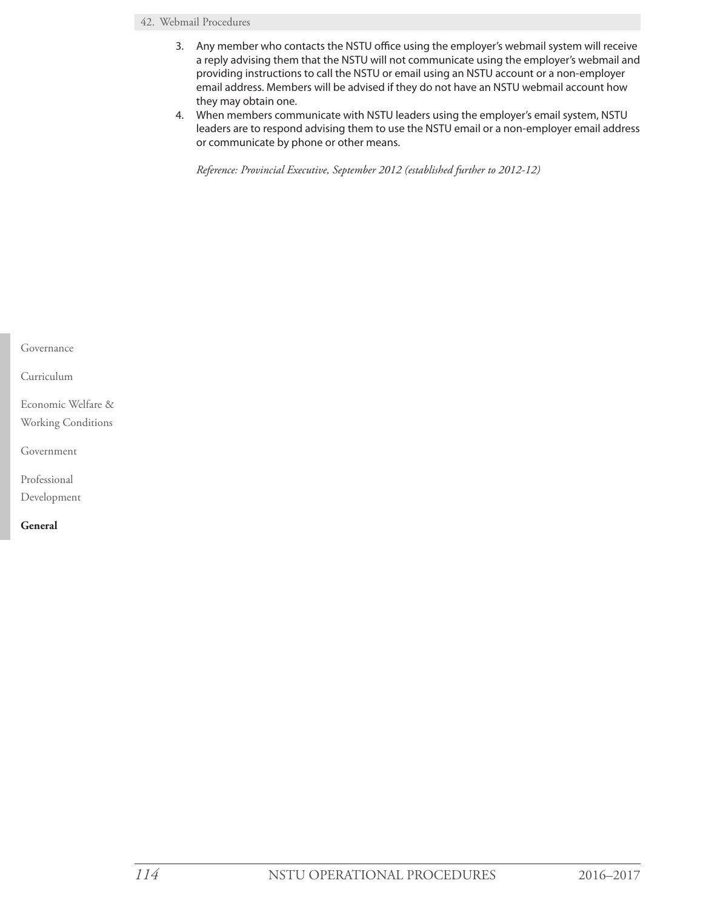3. Any member who contacts the NSTU office using the employer's webmail system will receive a reply advising them that the NSTU will not communicate using the employer's webmail and providing instructions to call the NSTU or email using an NSTU account or a non-employer email address. Members will be advised if they do not have an NSTU webmail account how they may obtain one.
4. When members communicate with NSTU leaders using the employer's email system, NSTU leaders are to respond advising them to use the NSTU email or a non-employer email address or communicate by phone or other means.

*Reference: Provincial Executive, September 2012 (established further to 2012-12)*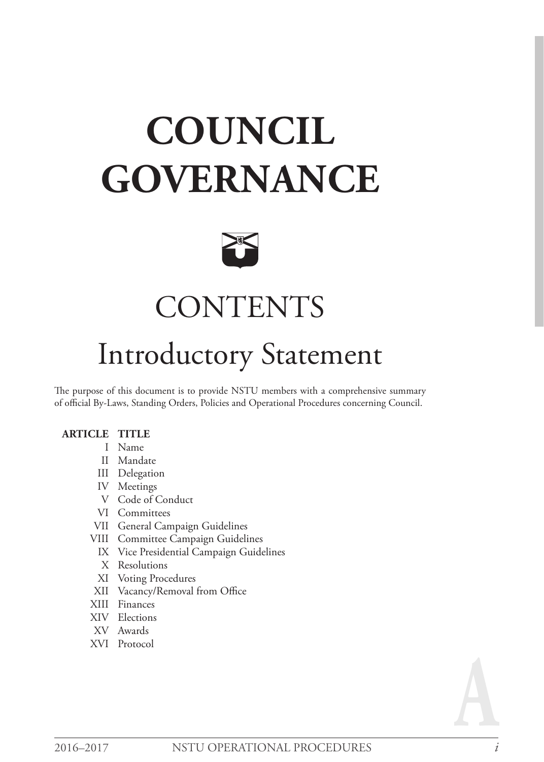# COUNCIL GOVERNANCE

## CONTENTS

## Introductory Statement

The purpose of this document is to provide NSTU members with a comprehensive summary of official By-Laws, Standing Orders, Policies and Operational Procedures concerning Council.

| ARTICLE | TITLE |
|---|---|
| I | Name |
| II | Mandate |
| III | Delegation |
| IV | Meetings |
| V | Code of Conduct |
| VI | Committees |
| VII | General Campaign Guidelines |
| VIII | Committee Campaign Guidelines |
| IX | Vice Presidential Campaign Guidelines |
| X | Resolutions |
| XI | Voting Procedures |
| XII | Vacancy/Removal from Office |
| XIII | Finances |
| XIV | Elections |
| XV | Awards |
| XVI | Protocol |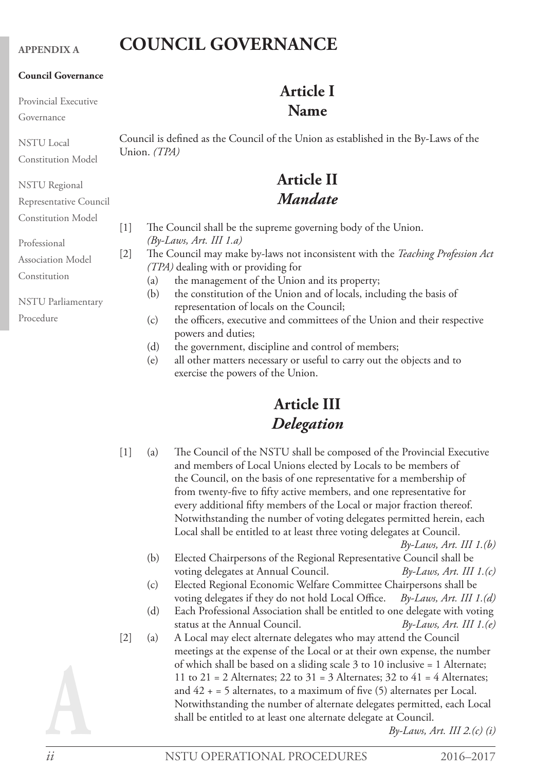# COUNCIL GOVERNANCE

## Article I
## Name

Council is defined as the Council of the Union as established in the By-Laws of the Union. *(TPA)*

## Article II
## *Mandate*

[1] The Council shall be the supreme governing body of the Union. *(By-Laws, Art. III 1.a)*

[2] The Council may make by-laws not inconsistent with the *Teaching Profession Act (TPA)* dealing with or providing for

- (a) the management of the Union and its property;
- (b) the constitution of the Union and of locals, including the basis of representation of locals on the Council;
- (c) the officers, executive and committees of the Union and their respective powers and duties;
- (d) the government, discipline and control of members;
- (e) all other matters necessary or useful to carry out the objects and to exercise the powers of the Union.

## Article III
## *Delegation*

[1] (a) The Council of the NSTU shall be composed of the Provincial Executive and members of Local Unions elected by Locals to be members of the Council, on the basis of one representative for a membership of from twenty-five to fifty active members, and one representative for every additional fifty members of the Local or major fraction thereof. Notwithstanding the number of voting delegates permitted herein, each Local shall be entitled to at least three voting delegates at Council. *By-Laws, Art. III 1.(b)*

(b) Elected Chairpersons of the Regional Representative Council shall be voting delegates at Annual Council. *By-Laws, Art. III 1.(c)*

(c) Elected Regional Economic Welfare Committee Chairpersons shall be voting delegates if they do not hold Local Office. *By-Laws, Art. III 1.(d)*

(d) Each Professional Association shall be entitled to one delegate with voting status at the Annual Council. *By-Laws, Art. III 1.(e)*

[2] (a) A Local may elect alternate delegates who may attend the Council meetings at the expense of the Local or at their own expense, the number of which shall be based on a sliding scale 3 to 10 inclusive = 1 Alternate; 11 to 21 = 2 Alternates; 22 to 31 = 3 Alternates; 32 to 41 = 4 Alternates; and 42 + = 5 alternates, to a maximum of five (5) alternates per Local. Notwithstanding the number of alternate delegates permitted, each Local shall be entitled to at least one alternate delegate at Council. *By-Laws, Art. III 2.(c) (i)*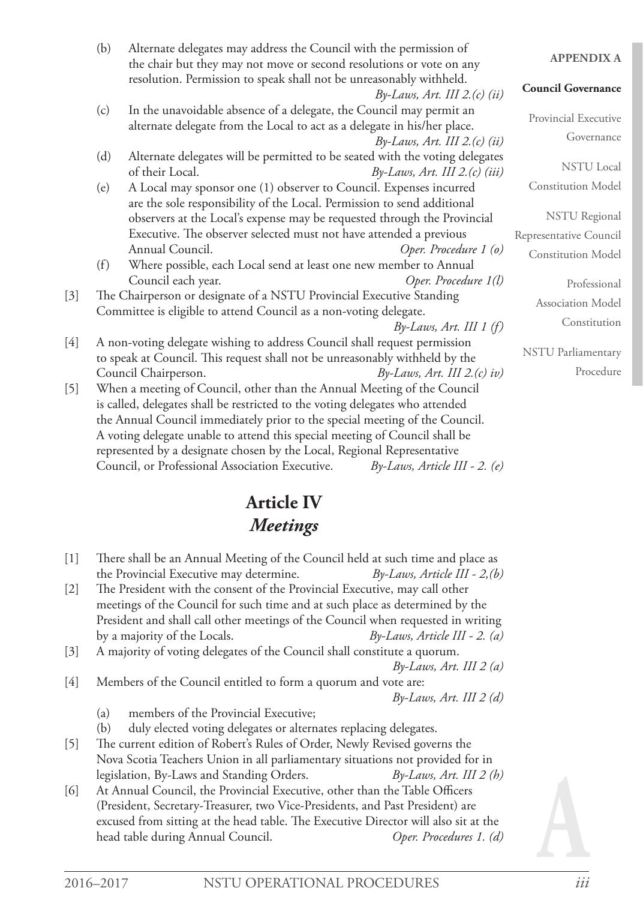(b) Alternate delegates may address the Council with the permission of the chair but they may not move or second resolutions or vote on any resolution. Permission to speak shall not be unreasonably withheld. *By-Laws, Art. III 2.(c) (ii)*

(c) In the unavoidable absence of a delegate, the Council may permit an alternate delegate from the Local to act as a delegate in his/her place. *By-Laws, Art. III 2.(c) (ii)*

(d) Alternate delegates will be permitted to be seated with the voting delegates of their Local. *By-Laws, Art. III 2.(c) (iii)*

(e) A Local may sponsor one (1) observer to Council. Expenses incurred are the sole responsibility of the Local. Permission to send additional observers at the Local's expense may be requested through the Provincial Executive. The observer selected must not have attended a previous Annual Council. *Oper. Procedure 1 (o)*

(f) Where possible, each Local send at least one new member to Annual Council each year. *Oper. Procedure 1(l)*

[3] The Chairperson or designate of a NSTU Provincial Executive Standing Committee is eligible to attend Council as a non-voting delegate. *By-Laws, Art. III 1 (f)*

[4] A non-voting delegate wishing to address Council shall request permission to speak at Council. This request shall not be unreasonably withheld by the Council Chairperson. *By-Laws, Art. III 2.(c) iv)*

[5] When a meeting of Council, other than the Annual Meeting of the Council is called, delegates shall be restricted to the voting delegates who attended the Annual Council immediately prior to the special meeting of the Council. A voting delegate unable to attend this special meeting of Council shall be represented by a designate chosen by the Local, Regional Representative Council, or Professional Association Executive. *By-Laws, Article III - 2. (e)*

## Article IV
## *Meetings*

[1] There shall be an Annual Meeting of the Council held at such time and place as the Provincial Executive may determine. *By-Laws, Article III - 2,(b)*

[2] The President with the consent of the Provincial Executive, may call other meetings of the Council for such time and at such place as determined by the President and shall call other meetings of the Council when requested in writing by a majority of the Locals. *By-Laws, Article III - 2. (a)*

[3] A majority of voting delegates of the Council shall constitute a quorum. *By-Laws, Art. III 2 (a)*

[4] Members of the Council entitled to form a quorum and vote are: *By-Laws, Art. III 2 (d)*

(a) members of the Provincial Executive;

(b) duly elected voting delegates or alternates replacing delegates.

[5] The current edition of Robert's Rules of Order, Newly Revised governs the Nova Scotia Teachers Union in all parliamentary situations not provided for in legislation, By-Laws and Standing Orders. *By-Laws, Art. III 2 (h)*

[6] At Annual Council, the Provincial Executive, other than the Table Officers (President, Secretary-Treasurer, two Vice-Presidents, and Past President) are excused from sitting at the head table. The Executive Director will also sit at the head table during Annual Council. *Oper. Procedures 1. (d)*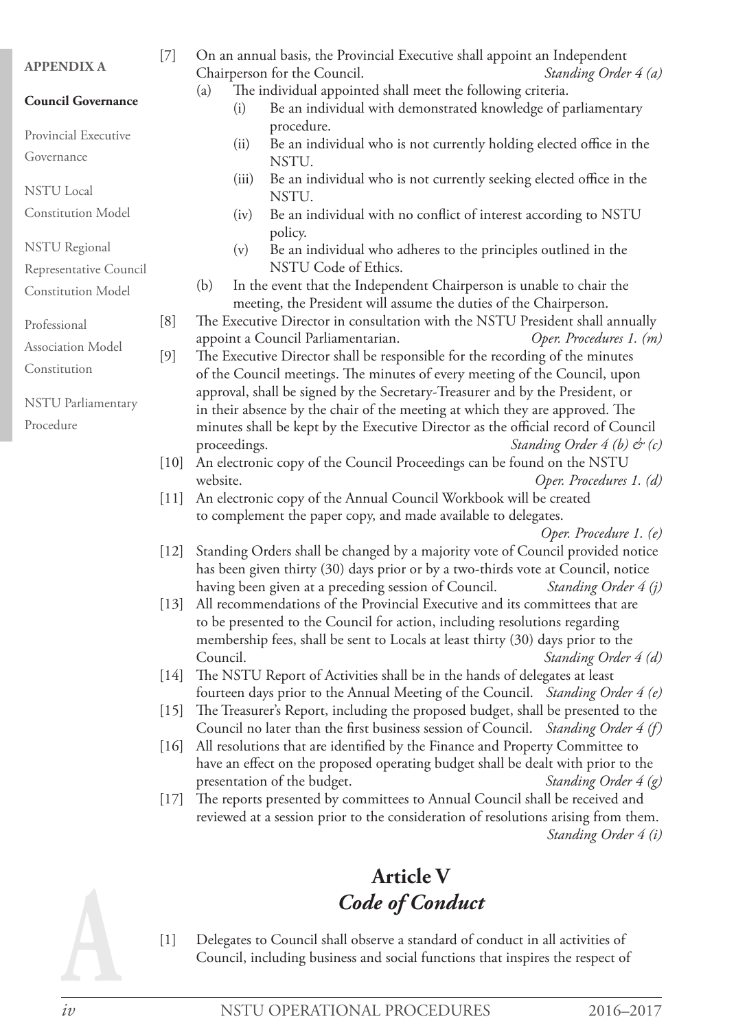[7] On an annual basis, the Provincial Executive shall appoint an Independent Chairperson for the Council. *Standing Order 4 (a)*

(a) The individual appointed shall meet the following criteria.

(i) Be an individual with demonstrated knowledge of parliamentary procedure.

(ii) Be an individual who is not currently holding elected office in the NSTU.

(iii) Be an individual who is not currently seeking elected office in the NSTU.

(iv) Be an individual with no conflict of interest according to NSTU policy.

(v) Be an individual who adheres to the principles outlined in the NSTU Code of Ethics.

(b) In the event that the Independent Chairperson is unable to chair the meeting, the President will assume the duties of the Chairperson.

[8] The Executive Director in consultation with the NSTU President shall annually appoint a Council Parliamentarian. *Oper. Procedures 1. (m)*

[9] The Executive Director shall be responsible for the recording of the minutes of the Council meetings. The minutes of every meeting of the Council, upon approval, shall be signed by the Secretary-Treasurer and by the President, or in their absence by the chair of the meeting at which they are approved. The minutes shall be kept by the Executive Director as the official record of Council proceedings. *Standing Order 4 (b) & (c)*

[10] An electronic copy of the Council Proceedings can be found on the NSTU website. *Oper. Procedures 1. (d)*

[11] An electronic copy of the Annual Council Workbook will be created to complement the paper copy, and made available to delegates. *Oper. Procedure 1. (e)*

[12] Standing Orders shall be changed by a majority vote of Council provided notice has been given thirty (30) days prior or by a two-thirds vote at Council, notice having been given at a preceding session of Council. *Standing Order 4 (j)*

[13] All recommendations of the Provincial Executive and its committees that are to be presented to the Council for action, including resolutions regarding membership fees, shall be sent to Locals at least thirty (30) days prior to the Council. *Standing Order 4 (d)*

[14] The NSTU Report of Activities shall be in the hands of delegates at least fourteen days prior to the Annual Meeting of the Council. *Standing Order 4 (e)*

[15] The Treasurer's Report, including the proposed budget, shall be presented to the Council no later than the first business session of Council. *Standing Order 4 (f)*

[16] All resolutions that are identified by the Finance and Property Committee to have an effect on the proposed operating budget shall be dealt with prior to the presentation of the budget. *Standing Order 4 (g)*

[17] The reports presented by committees to Annual Council shall be received and reviewed at a session prior to the consideration of resolutions arising from them. *Standing Order 4 (i)*

## Article V
## *Code of Conduct*

[1] Delegates to Council shall observe a standard of conduct in all activities of Council, including business and social functions that inspires the respect of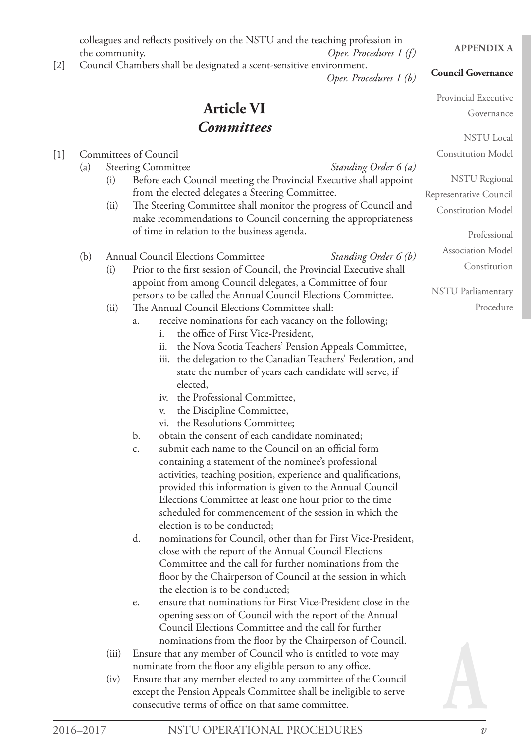colleagues and reflects positively on the NSTU and the teaching profession in the community. *Oper. Procedures 1 (f)*

[2] Council Chambers shall be designated a scent-sensitive environment. *Oper. Procedures 1 (b)*

## Article VI
## *Committees*

[1] Committees of Council

(a) Steering Committee *Standing Order 6 (a)*

(i) Before each Council meeting the Provincial Executive shall appoint from the elected delegates a Steering Committee.

(ii) The Steering Committee shall monitor the progress of Council and make recommendations to Council concerning the appropriateness of time in relation to the business agenda.

(b) Annual Council Elections Committee *Standing Order 6 (b)*

(i) Prior to the first session of Council, the Provincial Executive shall appoint from among Council delegates, a Committee of four persons to be called the Annual Council Elections Committee.

(ii) The Annual Council Elections Committee shall:

a. receive nominations for each vacancy on the following;
   i. the office of First Vice-President,
   ii. the Nova Scotia Teachers' Pension Appeals Committee,
   iii. the delegation to the Canadian Teachers' Federation, and state the number of years each candidate will serve, if elected,
   iv. the Professional Committee,
   v. the Discipline Committee,
   vi. the Resolutions Committee;

b. obtain the consent of each candidate nominated;

c. submit each name to the Council on an official form containing a statement of the nominee's professional activities, teaching position, experience and qualifications, provided this information is given to the Annual Council Elections Committee at least one hour prior to the time scheduled for commencement of the session in which the election is to be conducted;

d. nominations for Council, other than for First Vice-President, close with the report of the Annual Council Elections Committee and the call for further nominations from the floor by the Chairperson of Council at the session in which the election is to be conducted;

e. ensure that nominations for First Vice-President close in the opening session of Council with the report of the Annual Council Elections Committee and the call for further nominations from the floor by the Chairperson of Council.

(iii) Ensure that any member of Council who is entitled to vote may nominate from the floor any eligible person to any office.

(iv) Ensure that any member elected to any committee of the Council except the Pension Appeals Committee shall be ineligible to serve consecutive terms of office on that same committee.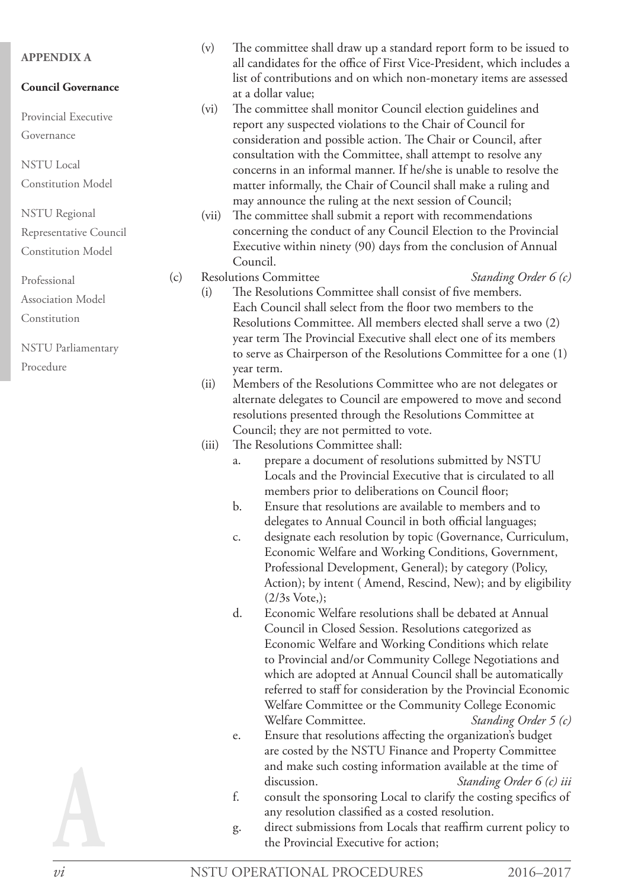(v) The committee shall draw up a standard report form to be issued to all candidates for the office of First Vice-President, which includes a list of contributions and on which non-monetary items are assessed at a dollar value;

(vi) The committee shall monitor Council election guidelines and report any suspected violations to the Chair of Council for consideration and possible action. The Chair or Council, after consultation with the Committee, shall attempt to resolve any concerns in an informal manner. If he/she is unable to resolve the matter informally, the Chair of Council shall make a ruling and may announce the ruling at the next session of Council;

(vii) The committee shall submit a report with recommendations concerning the conduct of any Council Election to the Provincial Executive within ninety (90) days from the conclusion of Annual Council.

(c) Resolutions Committee *Standing Order 6 (c)*

(i) The Resolutions Committee shall consist of five members. Each Council shall select from the floor two members to the Resolutions Committee. All members elected shall serve a two (2) year term The Provincial Executive shall elect one of its members to serve as Chairperson of the Resolutions Committee for a one (1) year term.

(ii) Members of the Resolutions Committee who are not delegates or alternate delegates to Council are empowered to move and second resolutions presented through the Resolutions Committee at Council; they are not permitted to vote.

(iii) The Resolutions Committee shall:

a. prepare a document of resolutions submitted by NSTU Locals and the Provincial Executive that is circulated to all members prior to deliberations on Council floor;

b. Ensure that resolutions are available to members and to delegates to Annual Council in both official languages;

c. designate each resolution by topic (Governance, Curriculum, Economic Welfare and Working Conditions, Government, Professional Development, General); by category (Policy, Action); by intent ( Amend, Rescind, New); and by eligibility (2/3s Vote,);

d. Economic Welfare resolutions shall be debated at Annual Council in Closed Session. Resolutions categorized as Economic Welfare and Working Conditions which relate to Provincial and/or Community College Negotiations and which are adopted at Annual Council shall be automatically referred to staff for consideration by the Provincial Economic Welfare Committee or the Community College Economic Welfare Committee. *Standing Order 5 (c)*

e. Ensure that resolutions affecting the organization's budget are costed by the NSTU Finance and Property Committee and make such costing information available at the time of discussion. *Standing Order 6 (c) iii*

f. consult the sponsoring Local to clarify the costing specifics of any resolution classified as a costed resolution.

g. direct submissions from Locals that reaffirm current policy to the Provincial Executive for action;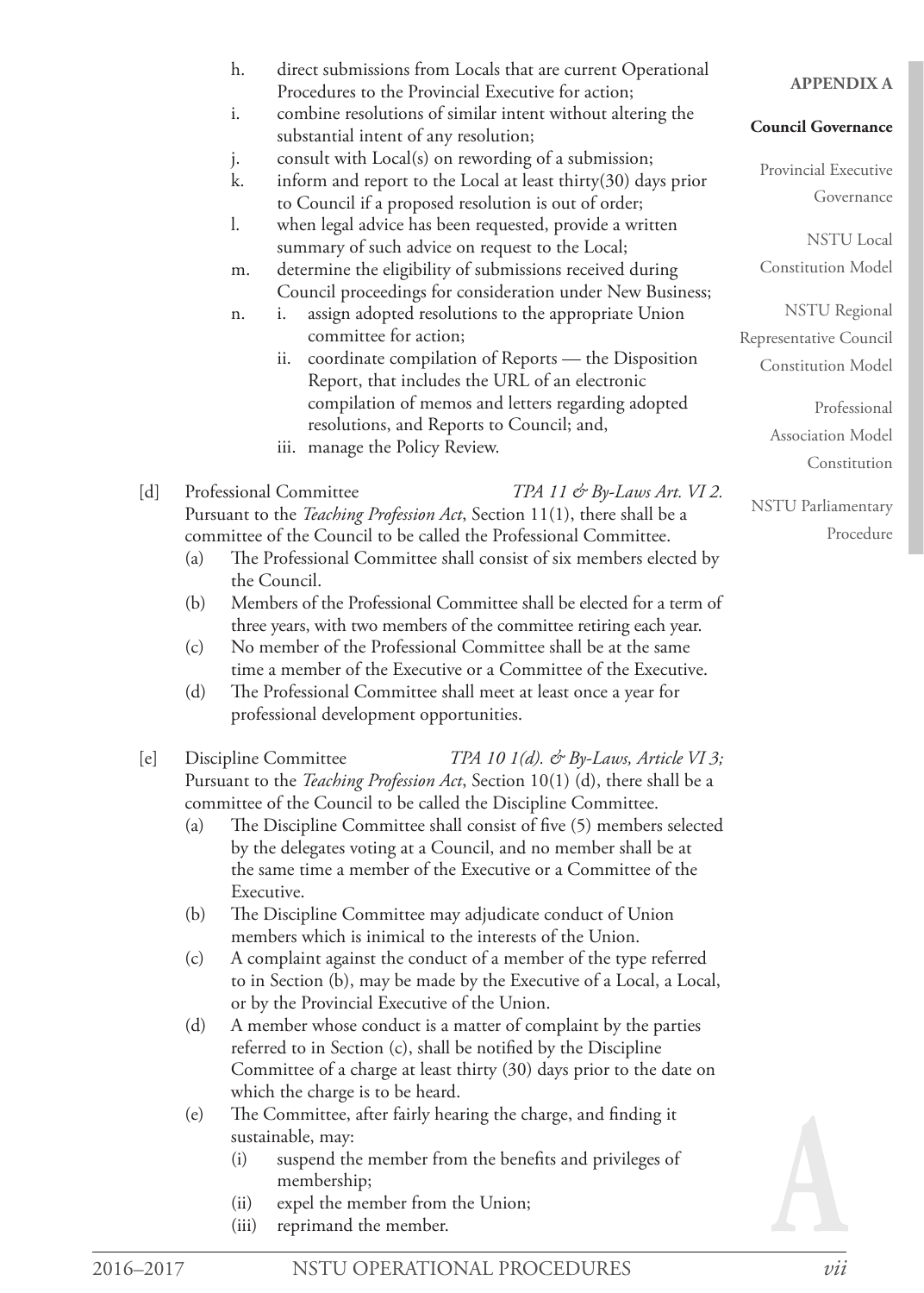h. direct submissions from Locals that are current Operational Procedures to the Provincial Executive for action;
i. combine resolutions of similar intent without altering the substantial intent of any resolution;
j. consult with Local(s) on rewording of a submission;
k. inform and report to the Local at least thirty(30) days prior to Council if a proposed resolution is out of order;
l. when legal advice has been requested, provide a written summary of such advice on request to the Local;
m. determine the eligibility of submissions received during Council proceedings for consideration under New Business;
n. i. assign adopted resolutions to the appropriate Union committee for action;
   ii. coordinate compilation of Reports — the Disposition Report, that includes the URL of an electronic compilation of memos and letters regarding adopted resolutions, and Reports to Council; and,
   iii. manage the Policy Review.

[d] Professional Committee *TPA 11 & By-Laws Art. VI 2.*
Pursuant to the *Teaching Profession Act*, Section 11(1), there shall be a committee of the Council to be called the Professional Committee.
(a) The Professional Committee shall consist of six members elected by the Council.
(b) Members of the Professional Committee shall be elected for a term of three years, with two members of the committee retiring each year.
(c) No member of the Professional Committee shall be at the same time a member of the Executive or a Committee of the Executive.
(d) The Professional Committee shall meet at least once a year for professional development opportunities.

[e] Discipline Committee *TPA 10 1(d). & By-Laws, Article VI 3;*
Pursuant to the *Teaching Profession Act*, Section 10(1) (d), there shall be a committee of the Council to be called the Discipline Committee.
(a) The Discipline Committee shall consist of five (5) members selected by the delegates voting at a Council, and no member shall be at the same time a member of the Executive or a Committee of the Executive.
(b) The Discipline Committee may adjudicate conduct of Union members which is inimical to the interests of the Union.
(c) A complaint against the conduct of a member of the type referred to in Section (b), may be made by the Executive of a Local, a Local, or by the Provincial Executive of the Union.
(d) A member whose conduct is a matter of complaint by the parties referred to in Section (c), shall be notified by the Discipline Committee of a charge at least thirty (30) days prior to the date on which the charge is to be heard.
(e) The Committee, after fairly hearing the charge, and finding it sustainable, may:
   (i) suspend the member from the benefits and privileges of membership;
   (ii) expel the member from the Union;
   (iii) reprimand the member.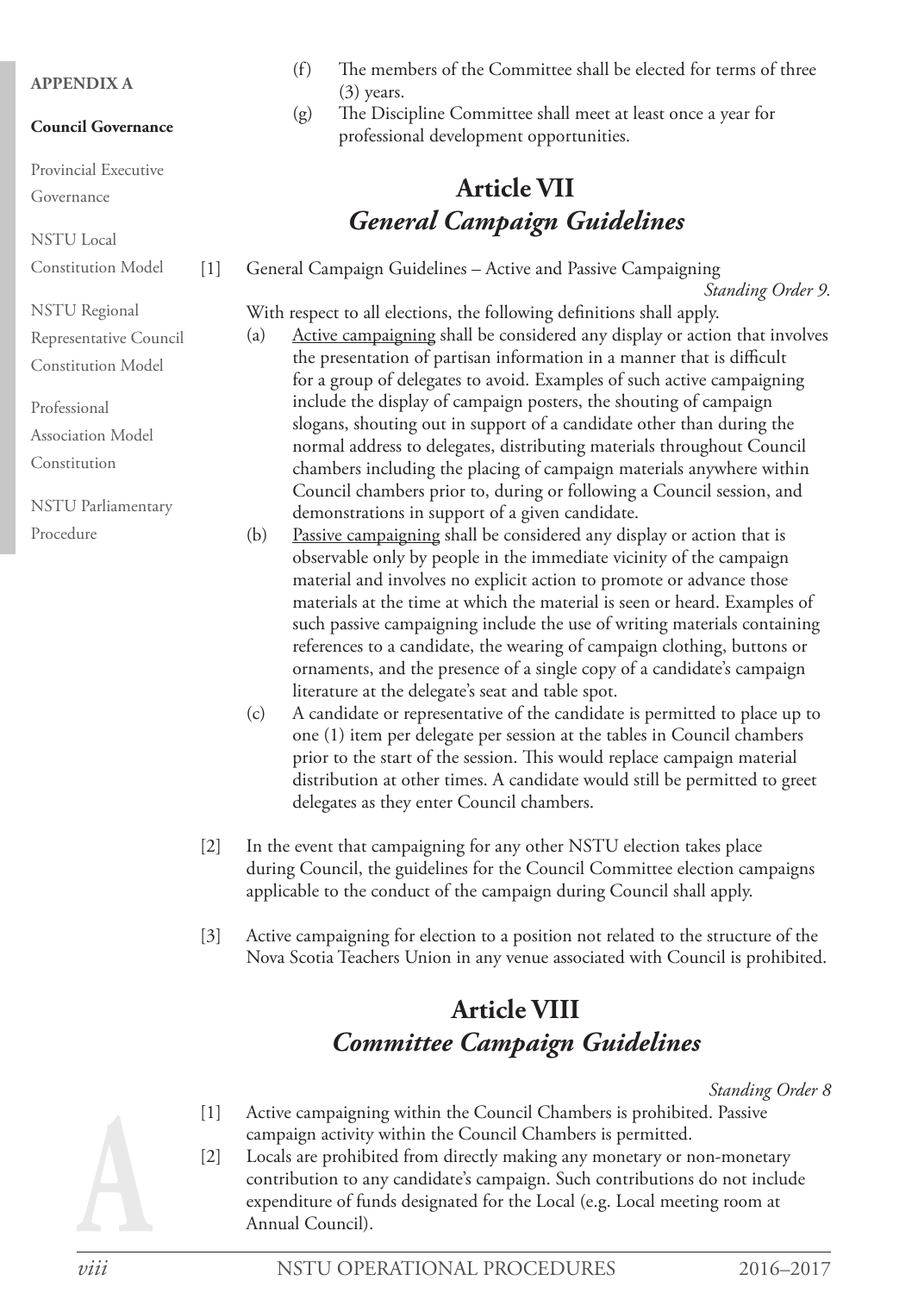(f) The members of the Committee shall be elected for terms of three (3) years.

(g) The Discipline Committee shall meet at least once a year for professional development opportunities.

## Article VII
## *General Campaign Guidelines*

[1] General Campaign Guidelines – Active and Passive Campaigning

*Standing Order 9.*

With respect to all elections, the following definitions shall apply.

(a) Active campaigning shall be considered any display or action that involves the presentation of partisan information in a manner that is difficult for a group of delegates to avoid. Examples of such active campaigning include the display of campaign posters, the shouting of campaign slogans, shouting out in support of a candidate other than during the normal address to delegates, distributing materials throughout Council chambers including the placing of campaign materials anywhere within Council chambers prior to, during or following a Council session, and demonstrations in support of a given candidate.

(b) Passive campaigning shall be considered any display or action that is observable only by people in the immediate vicinity of the campaign material and involves no explicit action to promote or advance those materials at the time at which the material is seen or heard. Examples of such passive campaigning include the use of writing materials containing references to a candidate, the wearing of campaign clothing, buttons or ornaments, and the presence of a single copy of a candidate's campaign literature at the delegate's seat and table spot.

(c) A candidate or representative of the candidate is permitted to place up to one (1) item per delegate per session at the tables in Council chambers prior to the start of the session. This would replace campaign material distribution at other times. A candidate would still be permitted to greet delegates as they enter Council chambers.

[2] In the event that campaigning for any other NSTU election takes place during Council, the guidelines for the Council Committee election campaigns applicable to the conduct of the campaign during Council shall apply.

[3] Active campaigning for election to a position not related to the structure of the Nova Scotia Teachers Union in any venue associated with Council is prohibited.

## Article VIII
## *Committee Campaign Guidelines*

*Standing Order 8*

[1] Active campaigning within the Council Chambers is prohibited. Passive campaign activity within the Council Chambers is permitted.

[2] Locals are prohibited from directly making any monetary or non-monetary contribution to any candidate's campaign. Such contributions do not include expenditure of funds designated for the Local (e.g. Local meeting room at Annual Council).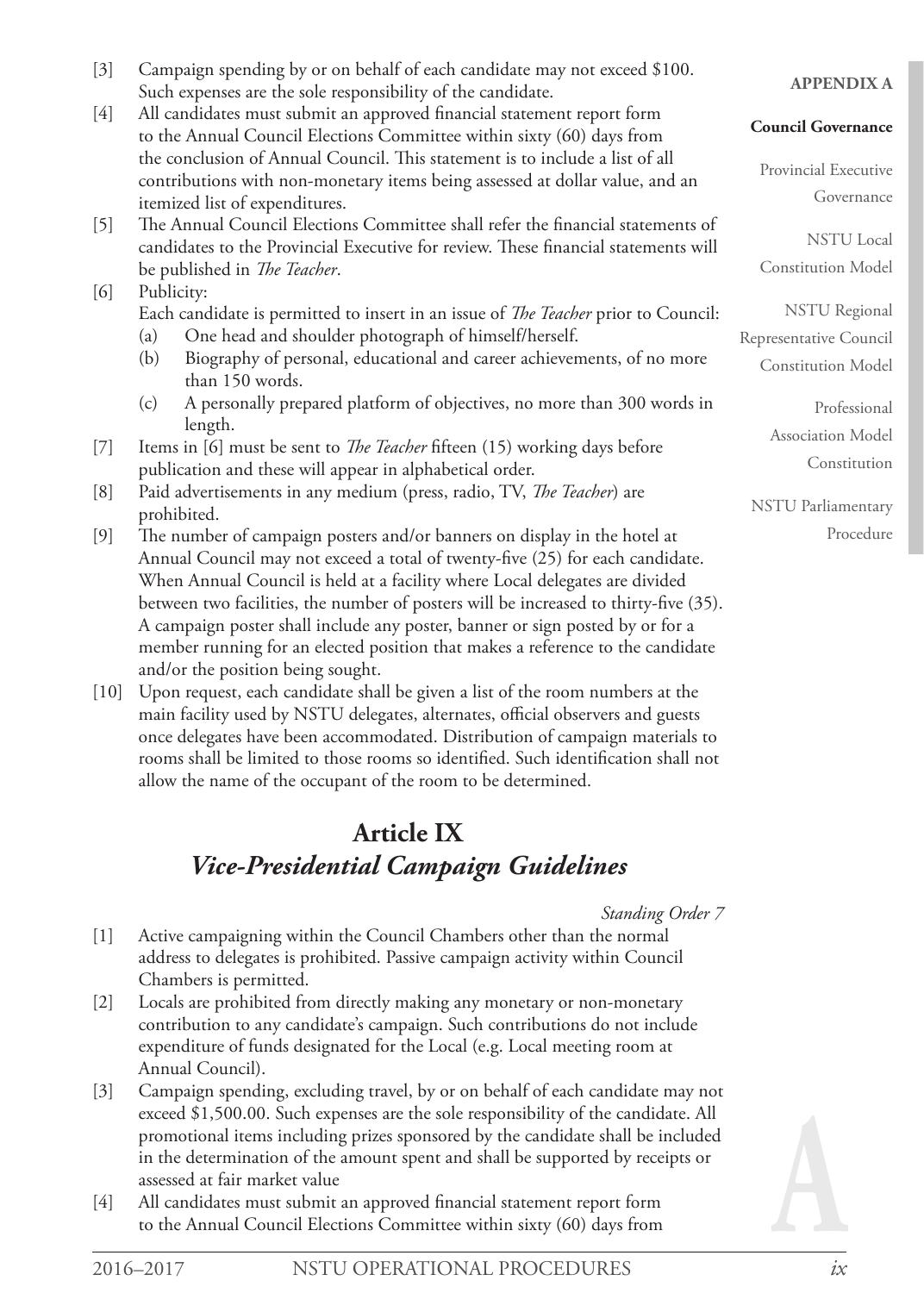[3] Campaign spending by or on behalf of each candidate may not exceed $100. Such expenses are the sole responsibility of the candidate.

[4] All candidates must submit an approved financial statement report form to the Annual Council Elections Committee within sixty (60) days from the conclusion of Annual Council. This statement is to include a list of all contributions with non-monetary items being assessed at dollar value, and an itemized list of expenditures.

[5] The Annual Council Elections Committee shall refer the financial statements of candidates to the Provincial Executive for review. These financial statements will be published in *The Teacher*.

[6] Publicity:
Each candidate is permitted to insert in an issue of *The Teacher* prior to Council:
- (a) One head and shoulder photograph of himself/herself.
- (b) Biography of personal, educational and career achievements, of no more than 150 words.
- (c) A personally prepared platform of objectives, no more than 300 words in length.

[7] Items in [6] must be sent to *The Teacher* fifteen (15) working days before publication and these will appear in alphabetical order.

[8] Paid advertisements in any medium (press, radio, TV, *The Teacher*) are prohibited.

[9] The number of campaign posters and/or banners on display in the hotel at Annual Council may not exceed a total of twenty-five (25) for each candidate. When Annual Council is held at a facility where Local delegates are divided between two facilities, the number of posters will be increased to thirty-five (35). A campaign poster shall include any poster, banner or sign posted by or for a member running for an elected position that makes a reference to the candidate and/or the position being sought.

[10] Upon request, each candidate shall be given a list of the room numbers at the main facility used by NSTU delegates, alternates, official observers and guests once delegates have been accommodated. Distribution of campaign materials to rooms shall be limited to those rooms so identified. Such identification shall not allow the name of the occupant of the room to be determined.

## Article IX
## *Vice-Presidential Campaign Guidelines*

*Standing Order 7*

[1] Active campaigning within the Council Chambers other than the normal address to delegates is prohibited. Passive campaign activity within Council Chambers is permitted.

[2] Locals are prohibited from directly making any monetary or non-monetary contribution to any candidate's campaign. Such contributions do not include expenditure of funds designated for the Local (e.g. Local meeting room at Annual Council).

[3] Campaign spending, excluding travel, by or on behalf of each candidate may not exceed $1,500.00. Such expenses are the sole responsibility of the candidate. All promotional items including prizes sponsored by the candidate shall be included in the determination of the amount spent and shall be supported by receipts or assessed at fair market value

[4] All candidates must submit an approved financial statement report form to the Annual Council Elections Committee within sixty (60) days from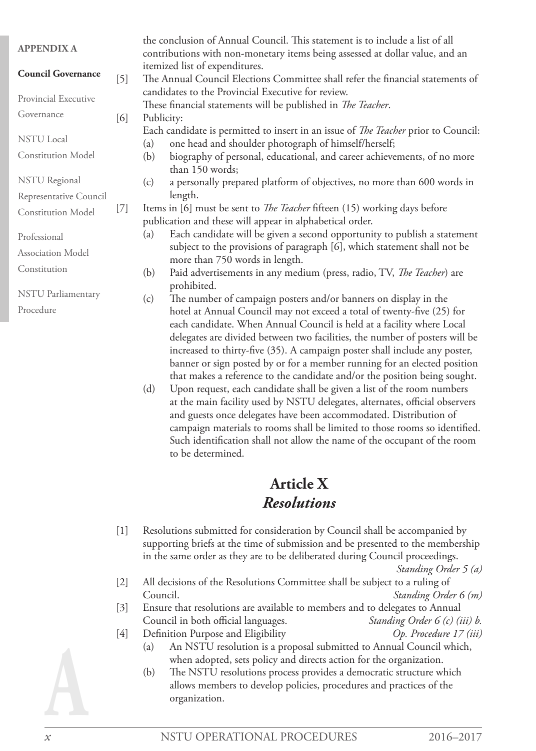the conclusion of Annual Council. This statement is to include a list of all contributions with non-monetary items being assessed at dollar value, and an itemized list of expenditures.

[5] The Annual Council Elections Committee shall refer the financial statements of candidates to the Provincial Executive for review.
These financial statements will be published in *The Teacher*.

[6] Publicity:
Each candidate is permitted to insert in an issue of *The Teacher* prior to Council:
- (a) one head and shoulder photograph of himself/herself;
- (b) biography of personal, educational, and career achievements, of no more than 150 words;
- (c) a personally prepared platform of objectives, no more than 600 words in length.

[7] Items in [6] must be sent to *The Teacher* fifteen (15) working days before publication and these will appear in alphabetical order.
- (a) Each candidate will be given a second opportunity to publish a statement subject to the provisions of paragraph [6], which statement shall not be more than 750 words in length.
- (b) Paid advertisements in any medium (press, radio, TV, *The Teacher*) are prohibited.
- (c) The number of campaign posters and/or banners on display in the hotel at Annual Council may not exceed a total of twenty-five (25) for each candidate. When Annual Council is held at a facility where Local delegates are divided between two facilities, the number of posters will be increased to thirty-five (35). A campaign poster shall include any poster, banner or sign posted by or for a member running for an elected position that makes a reference to the candidate and/or the position being sought.
- (d) Upon request, each candidate shall be given a list of the room numbers at the main facility used by NSTU delegates, alternates, official observers and guests once delegates have been accommodated. Distribution of campaign materials to rooms shall be limited to those rooms so identified. Such identification shall not allow the name of the occupant of the room to be determined.

# Article X
## *Resolutions*

[1] Resolutions submitted for consideration by Council shall be accompanied by supporting briefs at the time of submission and be presented to the membership in the same order as they are to be deliberated during Council proceedings. *Standing Order 5 (a)*

[2] All decisions of the Resolutions Committee shall be subject to a ruling of Council. *Standing Order 6 (m)*

[3] Ensure that resolutions are available to members and to delegates to Annual Council in both official languages. *Standing Order 6 (c) (iii) b.*

[4] Definition Purpose and Eligibility *Op. Procedure 17 (iii)*
- (a) An NSTU resolution is a proposal submitted to Annual Council which, when adopted, sets policy and directs action for the organization.
- (b) The NSTU resolutions process provides a democratic structure which allows members to develop policies, procedures and practices of the organization.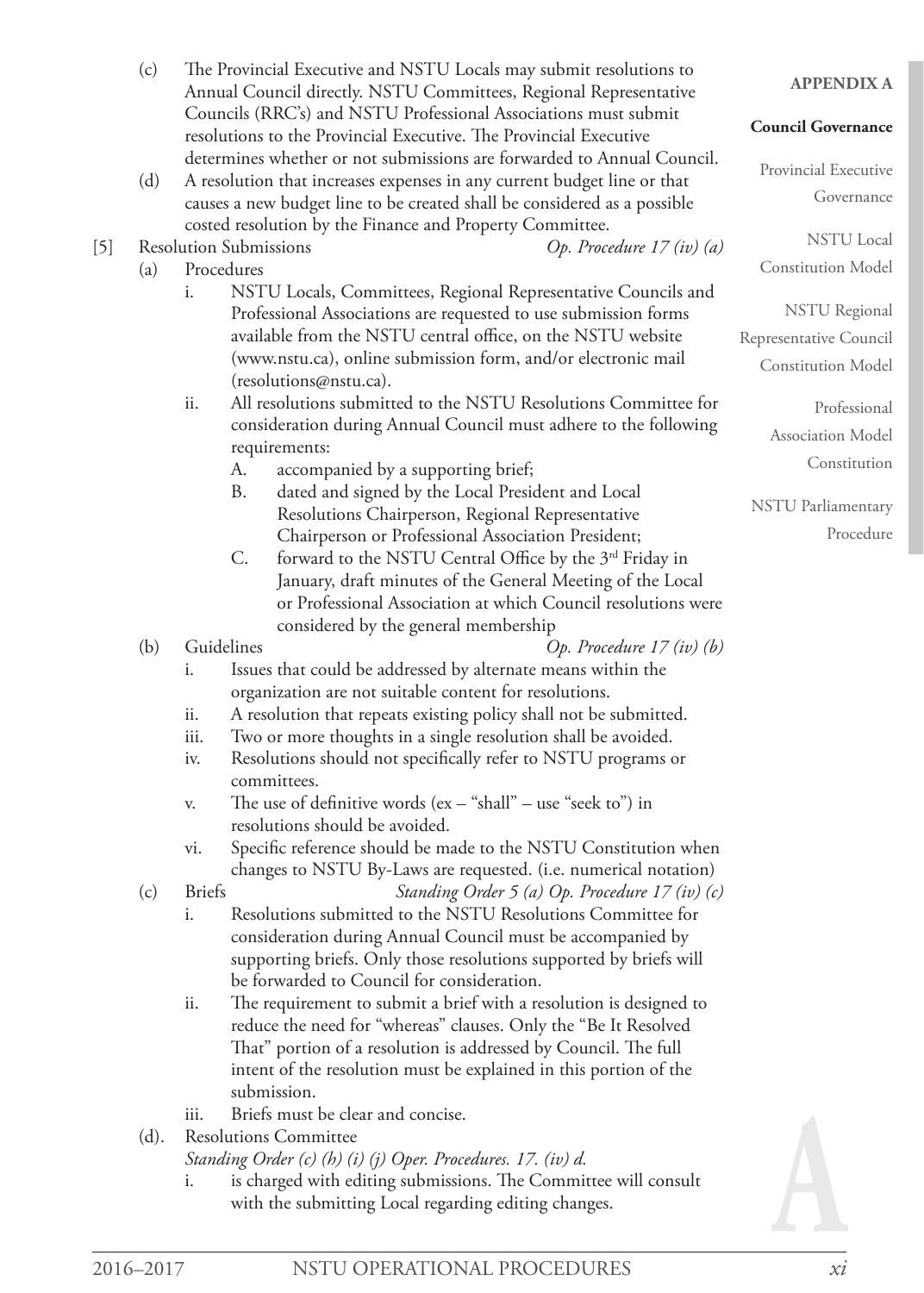(c) The Provincial Executive and NSTU Locals may submit resolutions to Annual Council directly. NSTU Committees, Regional Representative Councils (RRC's) and NSTU Professional Associations must submit resolutions to the Provincial Executive. The Provincial Executive determines whether or not submissions are forwarded to Annual Council.

(d) A resolution that increases expenses in any current budget line or that causes a new budget line to be created shall be considered as a possible costed resolution by the Finance and Property Committee.

[5] Resolution Submissions *Op. Procedure 17 (iv) (a)*

(a) Procedures

i. NSTU Locals, Committees, Regional Representative Councils and Professional Associations are requested to use submission forms available from the NSTU central office, on the NSTU website (www.nstu.ca), online submission form, and/or electronic mail (resolutions@nstu.ca).

ii. All resolutions submitted to the NSTU Resolutions Committee for consideration during Annual Council must adhere to the following requirements:

A. accompanied by a supporting brief;

B. dated and signed by the Local President and Local Resolutions Chairperson, Regional Representative Chairperson or Professional Association President;

C. forward to the NSTU Central Office by the 3rd Friday in January, draft minutes of the General Meeting of the Local or Professional Association at which Council resolutions were considered by the general membership

(b) Guidelines *Op. Procedure 17 (iv) (b)*

i. Issues that could be addressed by alternate means within the organization are not suitable content for resolutions.

ii. A resolution that repeats existing policy shall not be submitted.

iii. Two or more thoughts in a single resolution shall be avoided.

iv. Resolutions should not specifically refer to NSTU programs or committees.

v. The use of definitive words (ex – "shall" – use "seek to") in resolutions should be avoided.

vi. Specific reference should be made to the NSTU Constitution when changes to NSTU By-Laws are requested. (i.e. numerical notation)

(c) Briefs *Standing Order 5 (a) Op. Procedure 17 (iv) (c)*

i. Resolutions submitted to the NSTU Resolutions Committee for consideration during Annual Council must be accompanied by supporting briefs. Only those resolutions supported by briefs will be forwarded to Council for consideration.

ii. The requirement to submit a brief with a resolution is designed to reduce the need for "whereas" clauses. Only the "Be It Resolved That" portion of a resolution is addressed by Council. The full intent of the resolution must be explained in this portion of the submission.

iii. Briefs must be clear and concise.

(d). Resolutions Committee
*Standing Order (c) (h) (i) (j) Oper. Procedures. 17. (iv) d.*

i. is charged with editing submissions. The Committee will consult with the submitting Local regarding editing changes.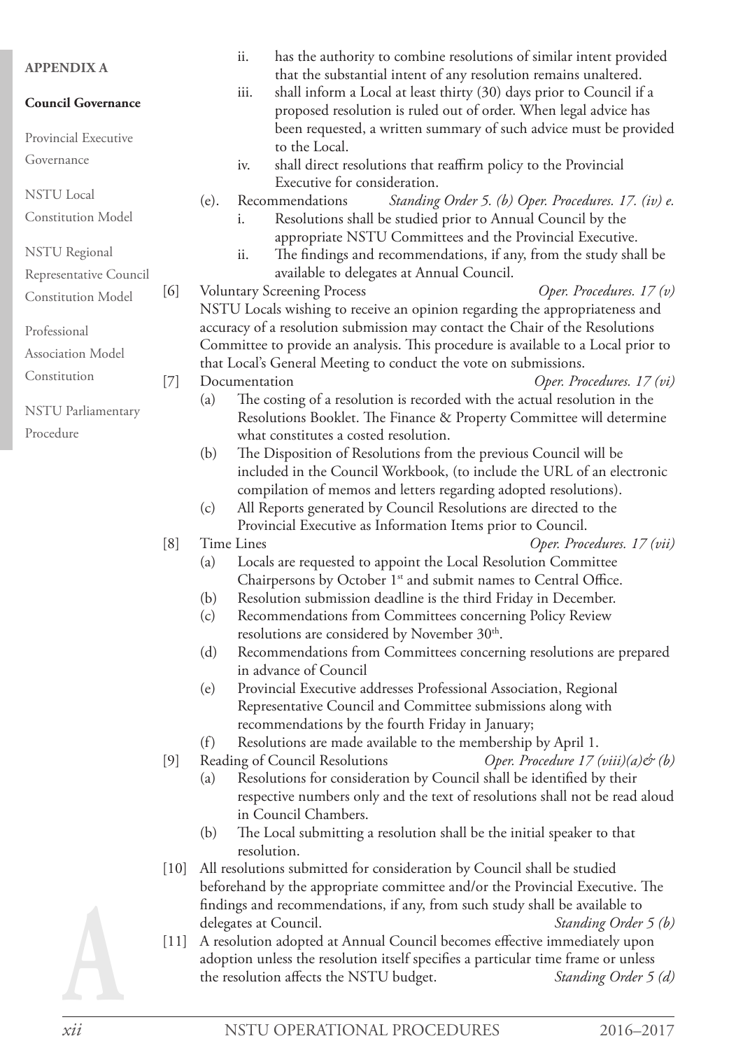ii. has the authority to combine resolutions of similar intent provided that the substantial intent of any resolution remains unaltered.

iii. shall inform a Local at least thirty (30) days prior to Council if a proposed resolution is ruled out of order. When legal advice has been requested, a written summary of such advice must be provided to the Local.

iv. shall direct resolutions that reaffirm policy to the Provincial Executive for consideration.

(e). Recommendations *Standing Order 5. (b) Oper. Procedures. 17. (iv) e.*

i. Resolutions shall be studied prior to Annual Council by the appropriate NSTU Committees and the Provincial Executive.

ii. The findings and recommendations, if any, from the study shall be available to delegates at Annual Council.

[6] Voluntary Screening Process *Oper. Procedures. 17 (v)*

NSTU Locals wishing to receive an opinion regarding the appropriateness and accuracy of a resolution submission may contact the Chair of the Resolutions Committee to provide an analysis. This procedure is available to a Local prior to that Local's General Meeting to conduct the vote on submissions.

[7] Documentation *Oper. Procedures. 17 (vi)*

(a) The costing of a resolution is recorded with the actual resolution in the Resolutions Booklet. The Finance & Property Committee will determine what constitutes a costed resolution.

(b) The Disposition of Resolutions from the previous Council will be included in the Council Workbook, (to include the URL of an electronic compilation of memos and letters regarding adopted resolutions).

(c) All Reports generated by Council Resolutions are directed to the Provincial Executive as Information Items prior to Council.

[8] Time Lines *Oper. Procedures. 17 (vii)*

(a) Locals are requested to appoint the Local Resolution Committee Chairpersons by October 1st and submit names to Central Office.

(b) Resolution submission deadline is the third Friday in December.

(c) Recommendations from Committees concerning Policy Review resolutions are considered by November 30th.

(d) Recommendations from Committees concerning resolutions are prepared in advance of Council

(e) Provincial Executive addresses Professional Association, Regional Representative Council and Committee submissions along with recommendations by the fourth Friday in January;

(f) Resolutions are made available to the membership by April 1.

[9] Reading of Council Resolutions *Oper. Procedure 17 (viii)(a)& (b)*

(a) Resolutions for consideration by Council shall be identified by their respective numbers only and the text of resolutions shall not be read aloud in Council Chambers.

(b) The Local submitting a resolution shall be the initial speaker to that resolution.

[10] All resolutions submitted for consideration by Council shall be studied beforehand by the appropriate committee and/or the Provincial Executive. The findings and recommendations, if any, from such study shall be available to delegates at Council. *Standing Order 5 (b)*

[11] A resolution adopted at Annual Council becomes effective immediately upon adoption unless the resolution itself specifies a particular time frame or unless the resolution affects the NSTU budget. *Standing Order 5 (d)*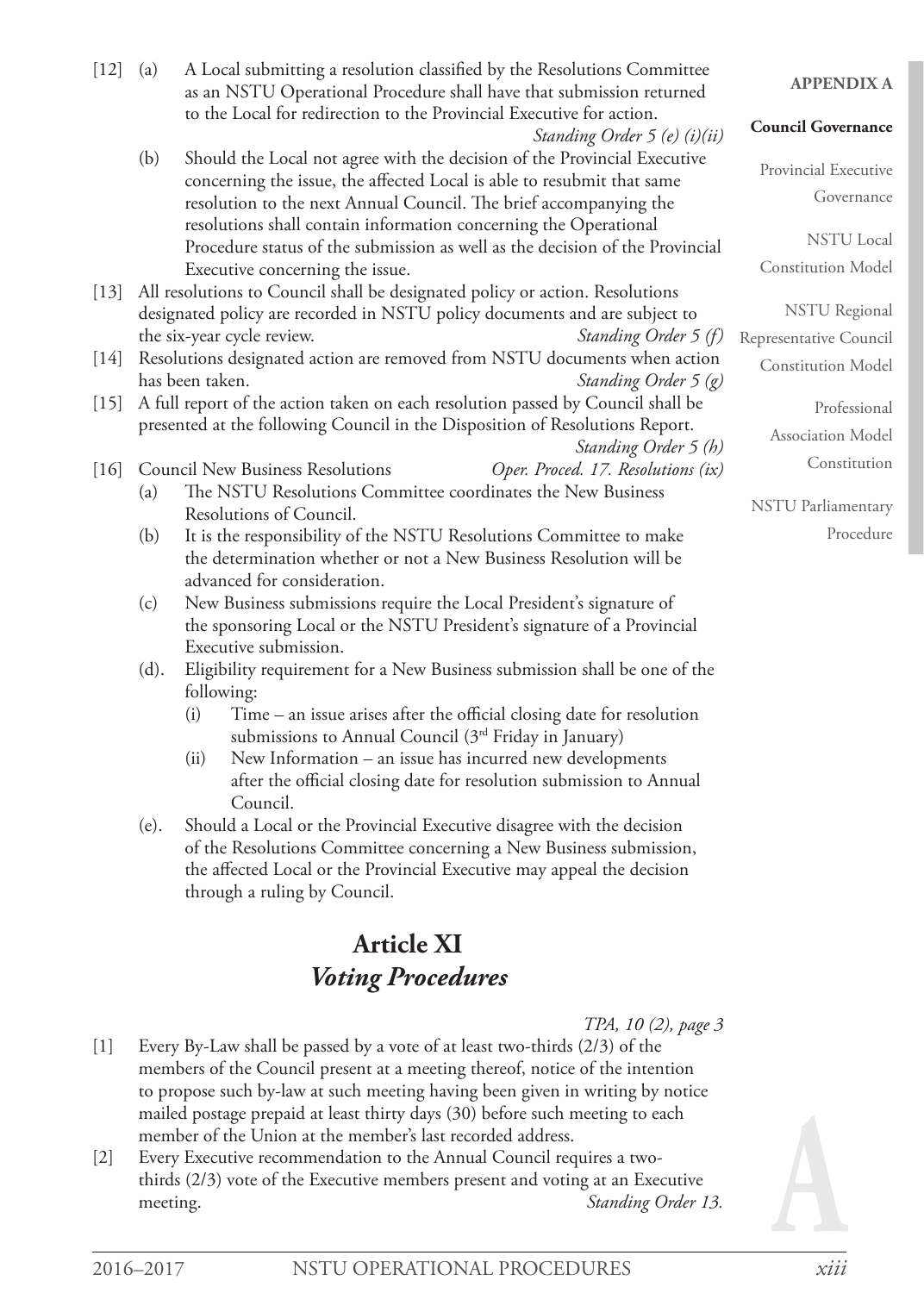[12] (a) A Local submitting a resolution classified by the Resolutions Committee as an NSTU Operational Procedure shall have that submission returned to the Local for redirection to the Provincial Executive for action. *Standing Order 5 (e) (i)(ii)*

(b) Should the Local not agree with the decision of the Provincial Executive concerning the issue, the affected Local is able to resubmit that same resolution to the next Annual Council. The brief accompanying the resolutions shall contain information concerning the Operational Procedure status of the submission as well as the decision of the Provincial Executive concerning the issue.

[13] All resolutions to Council shall be designated policy or action. Resolutions designated policy are recorded in NSTU policy documents and are subject to the six-year cycle review. *Standing Order 5 (f)*

[14] Resolutions designated action are removed from NSTU documents when action has been taken. *Standing Order 5 (g)*

[15] A full report of the action taken on each resolution passed by Council shall be presented at the following Council in the Disposition of Resolutions Report. *Standing Order 5 (h)*

[16] Council New Business Resolutions *Oper. Proced. 17. Resolutions (ix)*

(a) The NSTU Resolutions Committee coordinates the New Business Resolutions of Council.

(b) It is the responsibility of the NSTU Resolutions Committee to make the determination whether or not a New Business Resolution will be advanced for consideration.

(c) New Business submissions require the Local President's signature of the sponsoring Local or the NSTU President's signature of a Provincial Executive submission.

(d). Eligibility requirement for a New Business submission shall be one of the following:

(i) Time – an issue arises after the official closing date for resolution submissions to Annual Council (3rd Friday in January)

(ii) New Information – an issue has incurred new developments after the official closing date for resolution submission to Annual Council.

(e). Should a Local or the Provincial Executive disagree with the decision of the Resolutions Committee concerning a New Business submission, the affected Local or the Provincial Executive may appeal the decision through a ruling by Council.

## Article XI
## *Voting Procedures*

*TPA, 10 (2), page 3*

[1] Every By-Law shall be passed by a vote of at least two-thirds (2/3) of the members of the Council present at a meeting thereof, notice of the intention to propose such by-law at such meeting having been given in writing by notice mailed postage prepaid at least thirty days (30) before such meeting to each member of the Union at the member's last recorded address.

[2] Every Executive recommendation to the Annual Council requires a two-thirds (2/3) vote of the Executive members present and voting at an Executive meeting. *Standing Order 13.*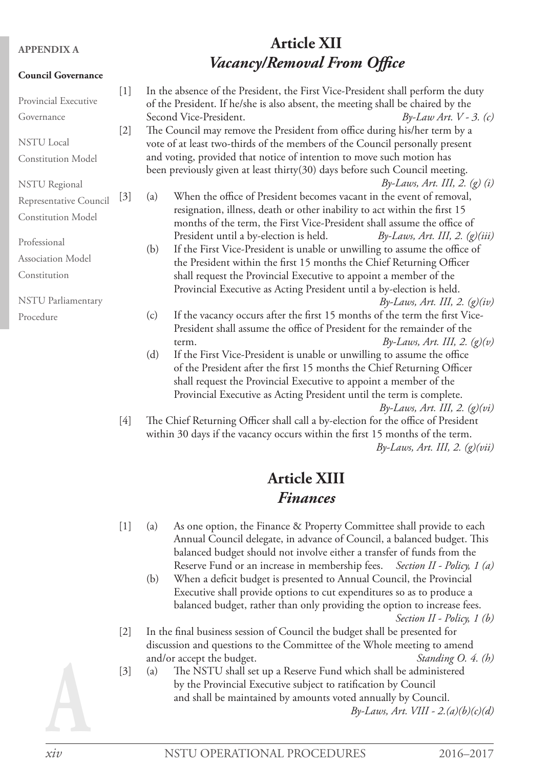# Article XII

## *Vacancy/Removal From Office*

[1] In the absence of the President, the First Vice-President shall perform the duty of the President. If he/she is also absent, the meeting shall be chaired by the Second Vice-President. *By-Law Art. V - 3. (c)*

[2] The Council may remove the President from office during his/her term by a vote of at least two-thirds of the members of the Council personally present and voting, provided that notice of intention to move such motion has been previously given at least thirty(30) days before such Council meeting. *By-Laws, Art. III, 2. (g) (i)*

[3] (a) When the office of President becomes vacant in the event of removal, resignation, illness, death or other inability to act within the first 15 months of the term, the First Vice-President shall assume the office of President until a by-election is held. *By-Laws, Art. III, 2. (g)(iii)*

(b) If the First Vice-President is unable or unwilling to assume the office of the President within the first 15 months the Chief Returning Officer shall request the Provincial Executive to appoint a member of the Provincial Executive as Acting President until a by-election is held. *By-Laws, Art. III, 2. (g)(iv)*

(c) If the vacancy occurs after the first 15 months of the term the first Vice-President shall assume the office of President for the remainder of the term. *By-Laws, Art. III, 2. (g)(v)*

(d) If the First Vice-President is unable or unwilling to assume the office of the President after the first 15 months the Chief Returning Officer shall request the Provincial Executive to appoint a member of the Provincial Executive as Acting President until the term is complete. *By-Laws, Art. III, 2. (g)(vi)*

[4] The Chief Returning Officer shall call a by-election for the office of President within 30 days if the vacancy occurs within the first 15 months of the term. *By-Laws, Art. III, 2. (g)(vii)*

# Article XIII

## *Finances*

[1] (a) As one option, the Finance & Property Committee shall provide to each Annual Council delegate, in advance of Council, a balanced budget. This balanced budget should not involve either a transfer of funds from the Reserve Fund or an increase in membership fees. *Section II - Policy, 1 (a)*

(b) When a deficit budget is presented to Annual Council, the Provincial Executive shall provide options to cut expenditures so as to produce a balanced budget, rather than only providing the option to increase fees. *Section II - Policy, 1 (b)*

[2] In the final business session of Council the budget shall be presented for discussion and questions to the Committee of the Whole meeting to amend and/or accept the budget. *Standing O. 4. (h)*

[3] (a) The NSTU shall set up a Reserve Fund which shall be administered by the Provincial Executive subject to ratification by Council and shall be maintained by amounts voted annually by Council. *By-Laws, Art. VIII - 2.(a)(b)(c)(d)*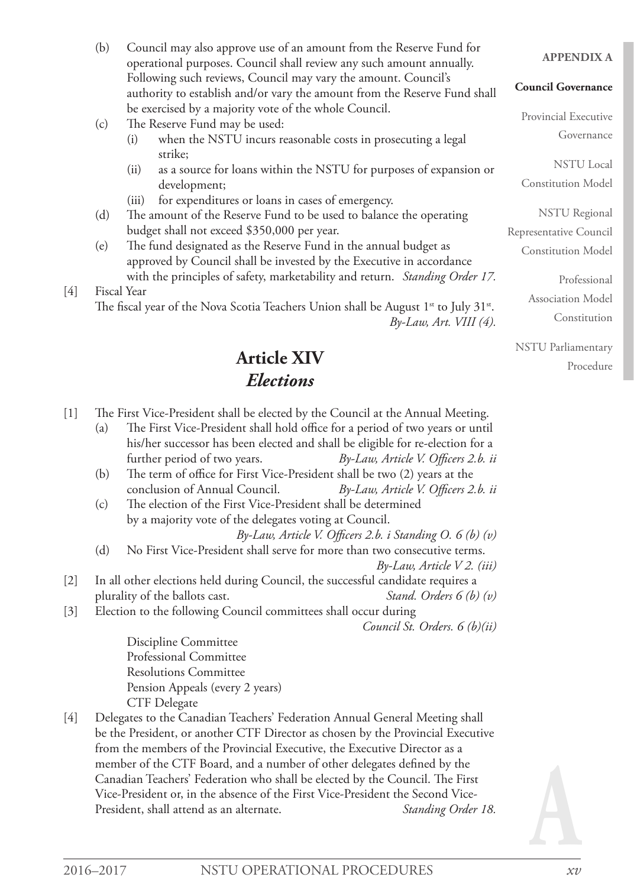(b) Council may also approve use of an amount from the Reserve Fund for operational purposes. Council shall review any such amount annually. Following such reviews, Council may vary the amount. Council's authority to establish and/or vary the amount from the Reserve Fund shall be exercised by a majority vote of the whole Council.

(c) The Reserve Fund may be used:
   (i) when the NSTU incurs reasonable costs in prosecuting a legal strike;
   (ii) as a source for loans within the NSTU for purposes of expansion or development;
   (iii) for expenditures or loans in cases of emergency.

(d) The amount of the Reserve Fund to be used to balance the operating budget shall not exceed $350,000 per year.

(e) The fund designated as the Reserve Fund in the annual budget as approved by Council shall be invested by the Executive in accordance with the principles of safety, marketability and return. *Standing Order 17.*

[4] Fiscal Year
The fiscal year of the Nova Scotia Teachers Union shall be August 1st to July 31st. *By-Law, Art. VIII (4).*

# Article XIV
## *Elections*

[1] The First Vice-President shall be elected by the Council at the Annual Meeting.
   (a) The First Vice-President shall hold office for a period of two years or until his/her successor has been elected and shall be eligible for re-election for a further period of two years. *By-Law, Article V. Officers 2.b. ii*
   (b) The term of office for First Vice-President shall be two (2) years at the conclusion of Annual Council. *By-Law, Article V. Officers 2.b. ii*
   (c) The election of the First Vice-President shall be determined by a majority vote of the delegates voting at Council. *By-Law, Article V. Officers 2.b. i Standing O. 6 (b) (v)*
   (d) No First Vice-President shall serve for more than two consecutive terms. *By-Law, Article V 2. (iii)*

[2] In all other elections held during Council, the successful candidate requires a plurality of the ballots cast. *Stand. Orders 6 (b) (v)*

[3] Election to the following Council committees shall occur during *Council St. Orders. 6 (b)(ii)*

   Discipline Committee
   Professional Committee
   Resolutions Committee
   Pension Appeals (every 2 years)
   CTF Delegate

[4] Delegates to the Canadian Teachers' Federation Annual General Meeting shall be the President, or another CTF Director as chosen by the Provincial Executive from the members of the Provincial Executive, the Executive Director as a member of the CTF Board, and a number of other delegates defined by the Canadian Teachers' Federation who shall be elected by the Council. The First Vice-President or, in the absence of the First Vice-President the Second Vice-President, shall attend as an alternate. *Standing Order 18.*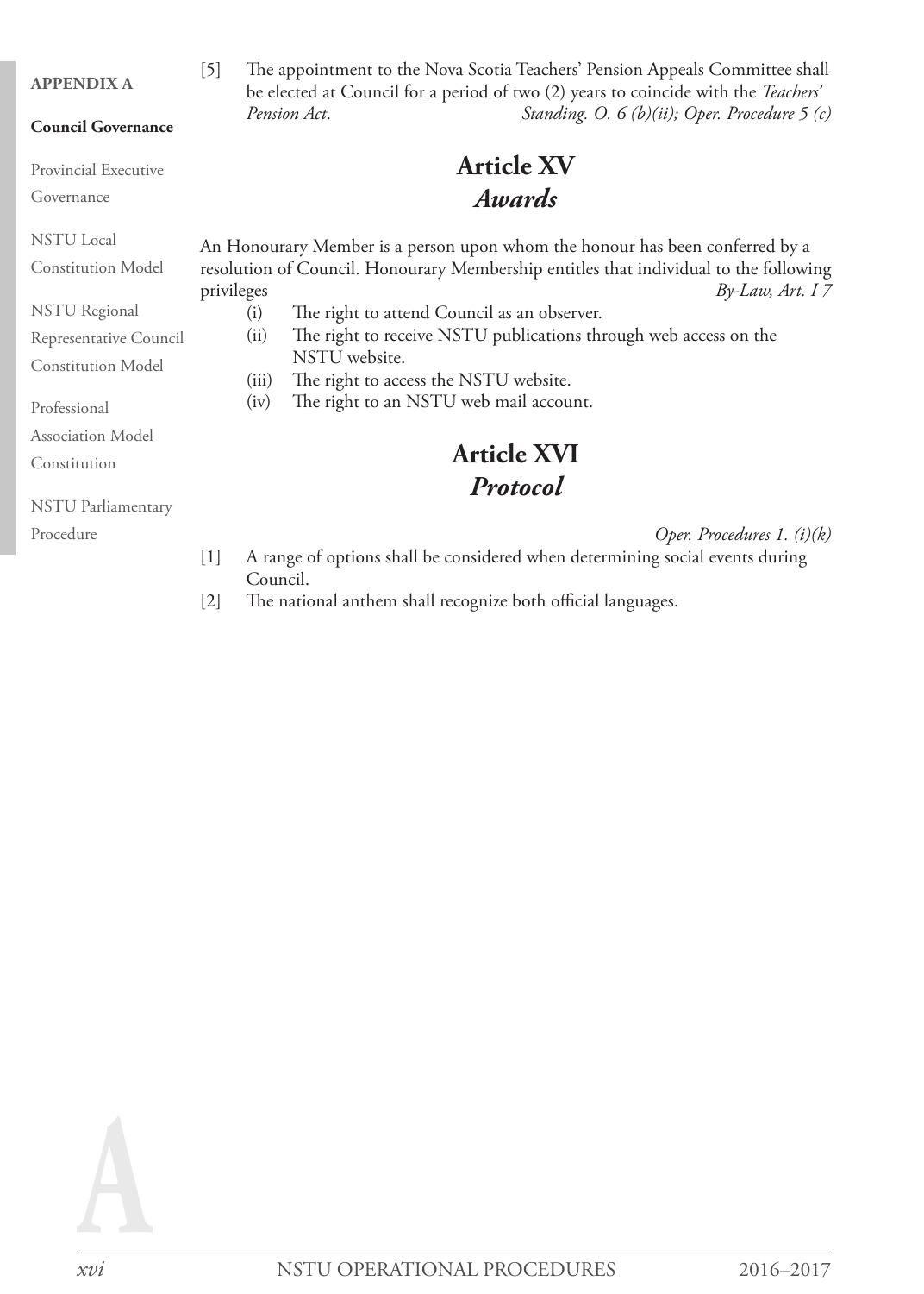[5] The appointment to the Nova Scotia Teachers' Pension Appeals Committee shall be elected at Council for a period of two (2) years to coincide with the *Teachers' Pension Act*. *Standing. O. 6 (b)(ii); Oper. Procedure 5 (c)*

# Article XV
## *Awards*

An Honourary Member is a person upon whom the honour has been conferred by a resolution of Council. Honourary Membership entitles that individual to the following privileges *By-Law, Art. I 7*

(i) The right to attend Council as an observer.
(ii) The right to receive NSTU publications through web access on the NSTU website.
(iii) The right to access the NSTU website.
(iv) The right to an NSTU web mail account.

# Article XVI
## *Protocol*

*Oper. Procedures 1. (i)(k)*

[1] A range of options shall be considered when determining social events during Council.

[2] The national anthem shall recognize both official languages.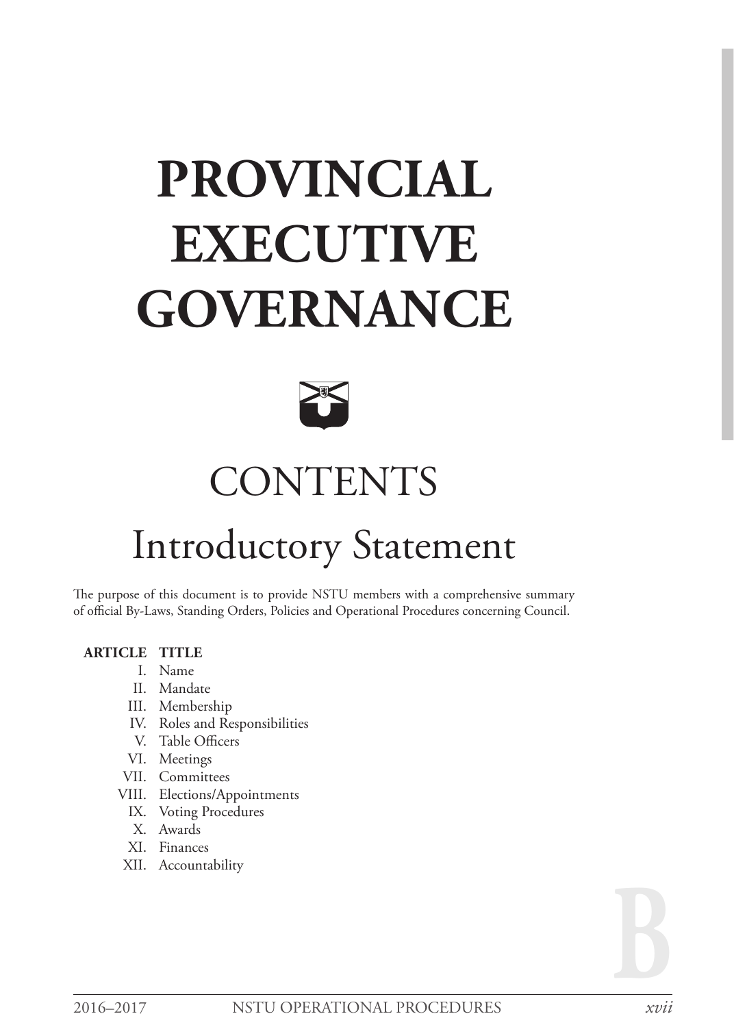# PROVINCIAL EXECUTIVE GOVERNANCE

## CONTENTS

## Introductory Statement

The purpose of this document is to provide NSTU members with a comprehensive summary of official By-Laws, Standing Orders, Policies and Operational Procedures concerning Council.

| ARTICLE | TITLE |
|---|---|
| I. | Name |
| II. | Mandate |
| III. | Membership |
| IV. | Roles and Responsibilities |
| V. | Table Officers |
| VI. | Meetings |
| VII. | Committees |
| VIII. | Elections/Appointments |
| IX. | Voting Procedures |
| X. | Awards |
| XI. | Finances |
| XII. | Accountability |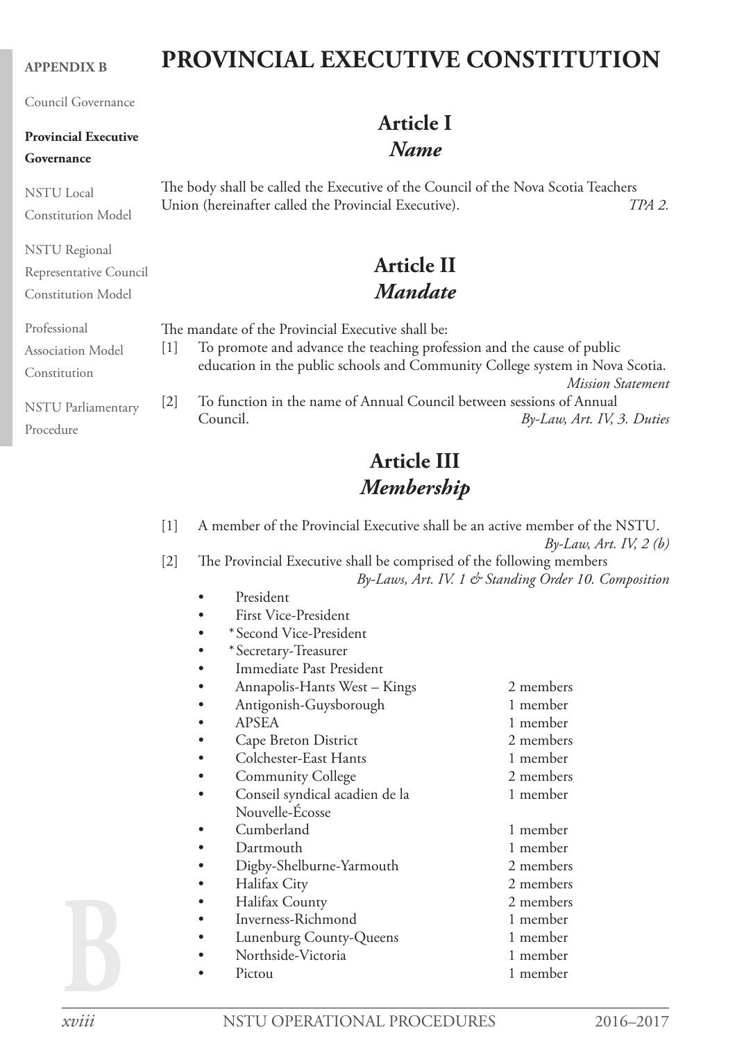# PROVINCIAL EXECUTIVE CONSTITUTION

## Article I
### *Name*

The body shall be called the Executive of the Council of the Nova Scotia Teachers Union (hereinafter called the Provincial Executive). *TPA 2.*

## Article II
### *Mandate*

The mandate of the Provincial Executive shall be:

[1] To promote and advance the teaching profession and the cause of public education in the public schools and Community College system in Nova Scotia. *Mission Statement*

[2] To function in the name of Annual Council between sessions of Annual Council. *By-Law, Art. IV, 3. Duties*

## Article III
### *Membership*

[1] A member of the Provincial Executive shall be an active member of the NSTU. *By-Law, Art. IV, 2 (b)*

[2] The Provincial Executive shall be comprised of the following members *By-Laws, Art. IV. 1 & Standing Order 10. Composition*

- President
- First Vice-President
- *Second Vice-President
- *Secretary-Treasurer
- Immediate Past President
- Annapolis-Hants West – Kings — 2 members
- Antigonish-Guysborough — 1 member
- APSEA — 1 member
- Cape Breton District — 2 members
- Colchester-East Hants — 1 member
- Community College — 2 members
- Conseil syndical acadien de la Nouvelle-Écosse — 1 member
- Cumberland — 1 member
- Dartmouth — 1 member
- Digby-Shelburne-Yarmouth — 2 members
- Halifax City — 2 members
- Halifax County — 2 members
- Inverness-Richmond — 1 member
- Lunenburg County-Queens — 1 member
- Northside-Victoria — 1 member
- Pictou — 1 member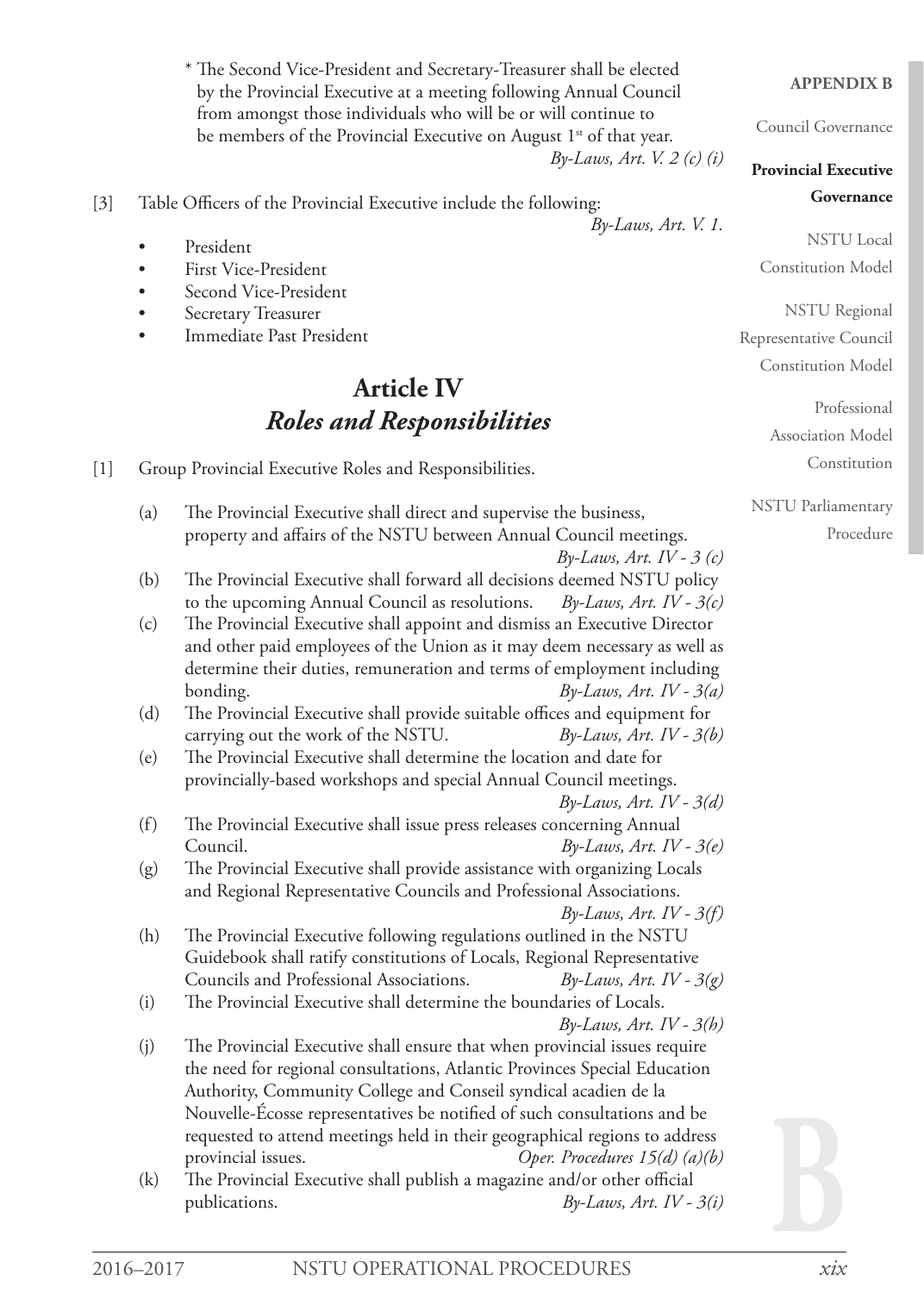\* The Second Vice-President and Secretary-Treasurer shall be elected by the Provincial Executive at a meeting following Annual Council from amongst those individuals who will be or will continue to be members of the Provincial Executive on August 1st of that year. *By-Laws, Art. V. 2 (c) (i)*

[3] Table Officers of the Provincial Executive include the following: *By-Laws, Art. V. 1.*

- President
- First Vice-President
- Second Vice-President
- Secretary Treasurer
- Immediate Past President

## Article IV
## *Roles and Responsibilities*

[1] Group Provincial Executive Roles and Responsibilities.

(a) The Provincial Executive shall direct and supervise the business, property and affairs of the NSTU between Annual Council meetings. *By-Laws, Art. IV - 3 (c)*

(b) The Provincial Executive shall forward all decisions deemed NSTU policy to the upcoming Annual Council as resolutions. *By-Laws, Art. IV - 3(c)*

(c) The Provincial Executive shall appoint and dismiss an Executive Director and other paid employees of the Union as it may deem necessary as well as determine their duties, remuneration and terms of employment including bonding. *By-Laws, Art. IV - 3(a)*

(d) The Provincial Executive shall provide suitable offices and equipment for carrying out the work of the NSTU. *By-Laws, Art. IV - 3(b)*

(e) The Provincial Executive shall determine the location and date for provincially-based workshops and special Annual Council meetings. *By-Laws, Art. IV - 3(d)*

(f) The Provincial Executive shall issue press releases concerning Annual Council. *By-Laws, Art. IV - 3(e)*

(g) The Provincial Executive shall provide assistance with organizing Locals and Regional Representative Councils and Professional Associations. *By-Laws, Art. IV - 3(f)*

(h) The Provincial Executive following regulations outlined in the NSTU Guidebook shall ratify constitutions of Locals, Regional Representative Councils and Professional Associations. *By-Laws, Art. IV - 3(g)*

(i) The Provincial Executive shall determine the boundaries of Locals. *By-Laws, Art. IV - 3(h)*

(j) The Provincial Executive shall ensure that when provincial issues require the need for regional consultations, Atlantic Provinces Special Education Authority, Community College and Conseil syndical acadien de la Nouvelle-Écosse representatives be notified of such consultations and be requested to attend meetings held in their geographical regions to address provincial issues. *Oper. Procedures 15(d) (a)(b)*

(k) The Provincial Executive shall publish a magazine and/or other official publications. *By-Laws, Art. IV - 3(i)*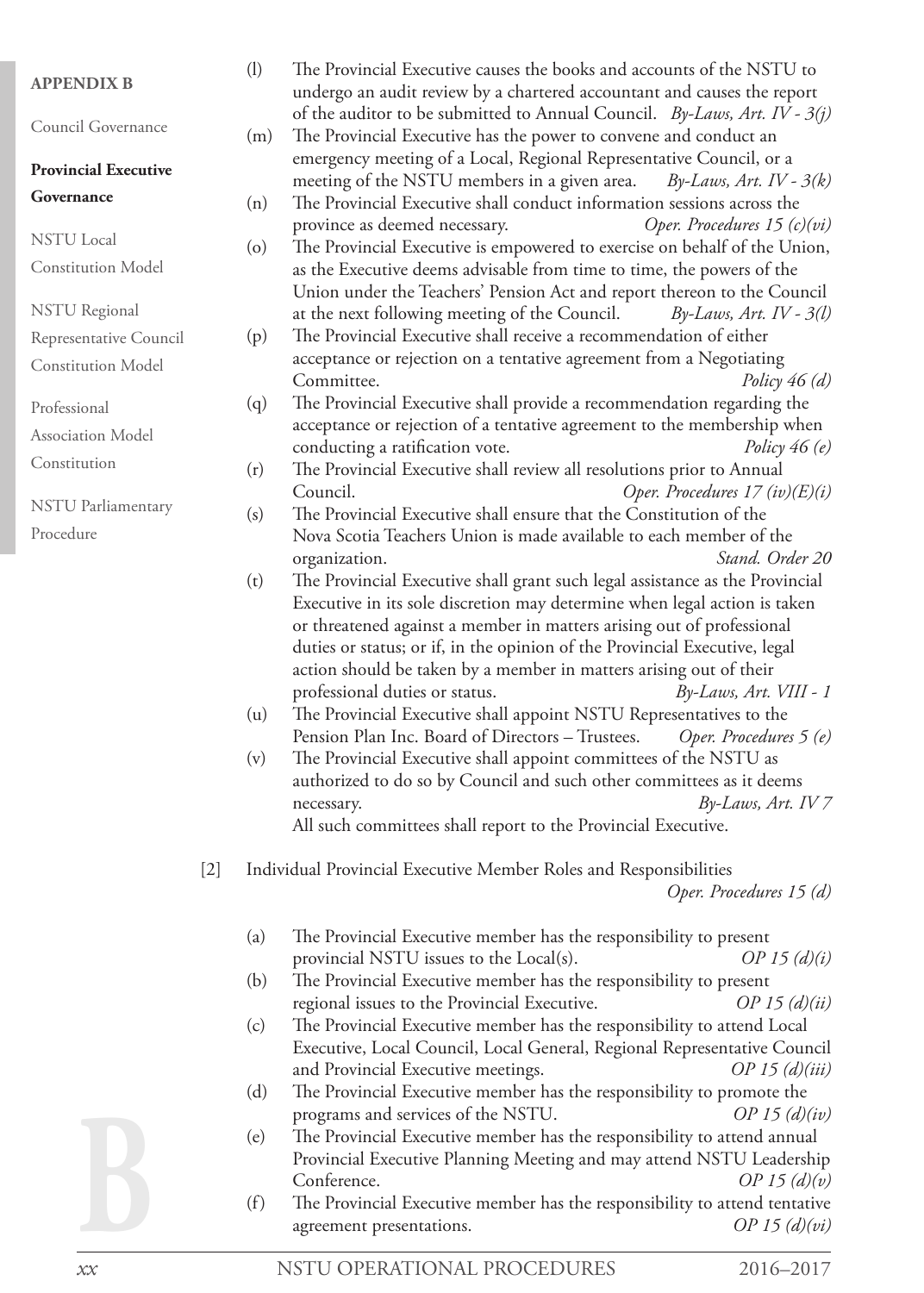(l) The Provincial Executive causes the books and accounts of the NSTU to undergo an audit review by a chartered accountant and causes the report of the auditor to be submitted to Annual Council. *By-Laws, Art. IV - 3(j)*

(m) The Provincial Executive has the power to convene and conduct an emergency meeting of a Local, Regional Representative Council, or a meeting of the NSTU members in a given area. *By-Laws, Art. IV - 3(k)*

(n) The Provincial Executive shall conduct information sessions across the province as deemed necessary. *Oper. Procedures 15 (c)(vi)*

(o) The Provincial Executive is empowered to exercise on behalf of the Union, as the Executive deems advisable from time to time, the powers of the Union under the Teachers' Pension Act and report thereon to the Council at the next following meeting of the Council. *By-Laws, Art. IV - 3(l)*

(p) The Provincial Executive shall receive a recommendation of either acceptance or rejection on a tentative agreement from a Negotiating Committee. *Policy 46 (d)*

(q) The Provincial Executive shall provide a recommendation regarding the acceptance or rejection of a tentative agreement to the membership when conducting a ratification vote. *Policy 46 (e)*

(r) The Provincial Executive shall review all resolutions prior to Annual Council. *Oper. Procedures 17 (iv)(E)(i)*

(s) The Provincial Executive shall ensure that the Constitution of the Nova Scotia Teachers Union is made available to each member of the organization. *Stand. Order 20*

(t) The Provincial Executive shall grant such legal assistance as the Provincial Executive in its sole discretion may determine when legal action is taken or threatened against a member in matters arising out of professional duties or status; or if, in the opinion of the Provincial Executive, legal action should be taken by a member in matters arising out of their professional duties or status. *By-Laws, Art. VIII - 1*

(u) The Provincial Executive shall appoint NSTU Representatives to the Pension Plan Inc. Board of Directors – Trustees. *Oper. Procedures 5 (e)*

(v) The Provincial Executive shall appoint committees of the NSTU as authorized to do so by Council and such other committees as it deems necessary. *By-Laws, Art. IV 7*
All such committees shall report to the Provincial Executive.

[2] Individual Provincial Executive Member Roles and Responsibilities *Oper. Procedures 15 (d)*

(a) The Provincial Executive member has the responsibility to present provincial NSTU issues to the Local(s). *OP 15 (d)(i)*

(b) The Provincial Executive member has the responsibility to present regional issues to the Provincial Executive. *OP 15 (d)(ii)*

(c) The Provincial Executive member has the responsibility to attend Local Executive, Local Council, Local General, Regional Representative Council and Provincial Executive meetings. *OP 15 (d)(iii)*

(d) The Provincial Executive member has the responsibility to promote the programs and services of the NSTU. *OP 15 (d)(iv)*

(e) The Provincial Executive member has the responsibility to attend annual Provincial Executive Planning Meeting and may attend NSTU Leadership Conference. *OP 15 (d)(v)*

(f) The Provincial Executive member has the responsibility to attend tentative agreement presentations. *OP 15 (d)(vi)*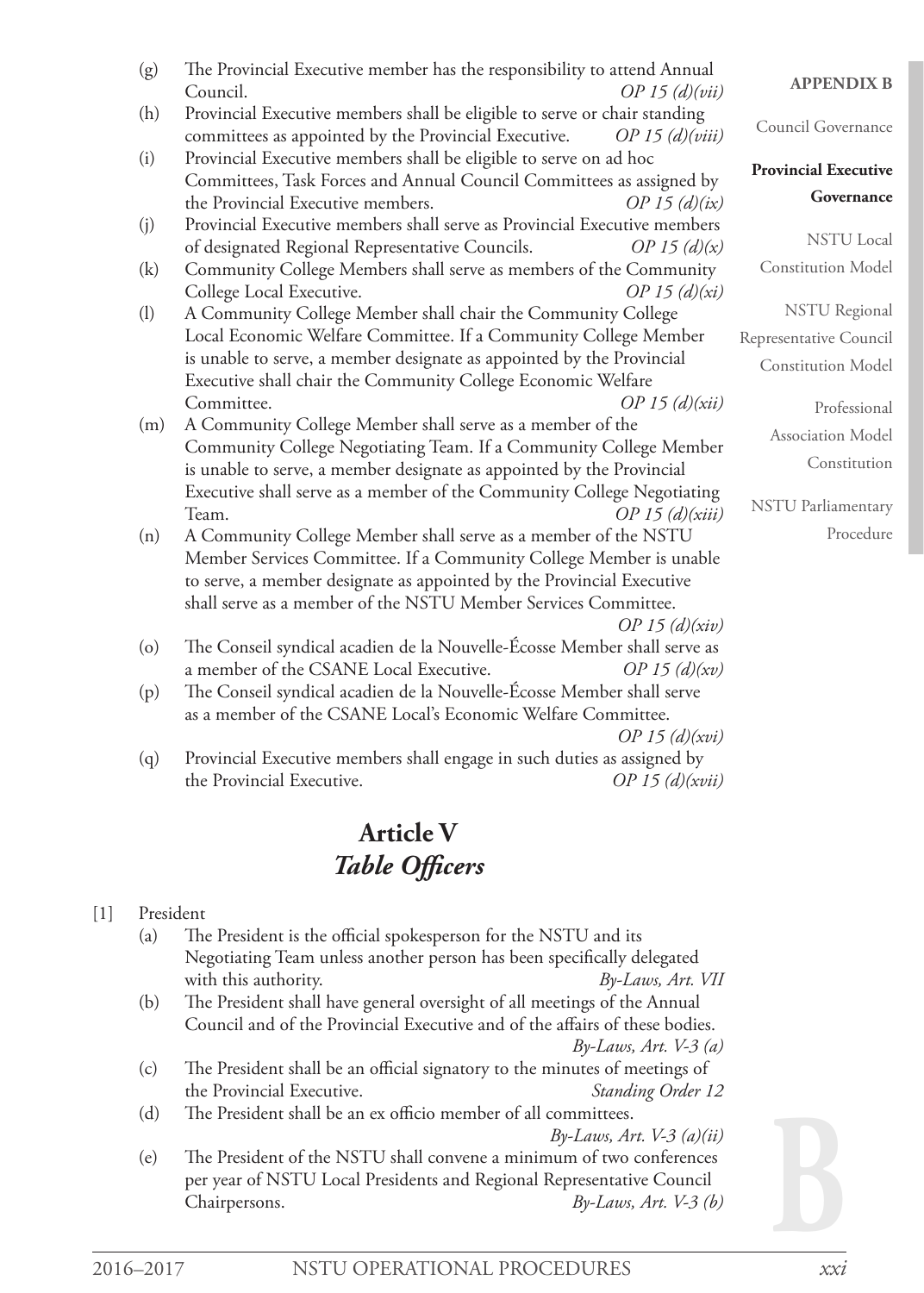(g) The Provincial Executive member has the responsibility to attend Annual Council. *OP 15 (d)(vii)*

(h) Provincial Executive members shall be eligible to serve or chair standing committees as appointed by the Provincial Executive. *OP 15 (d)(viii)*

(i) Provincial Executive members shall be eligible to serve on ad hoc Committees, Task Forces and Annual Council Committees as assigned by the Provincial Executive members. *OP 15 (d)(ix)*

(j) Provincial Executive members shall serve as Provincial Executive members of designated Regional Representative Councils. *OP 15 (d)(x)*

(k) Community College Members shall serve as members of the Community College Local Executive. *OP 15 (d)(xi)*

(l) A Community College Member shall chair the Community College Local Economic Welfare Committee. If a Community College Member is unable to serve, a member designate as appointed by the Provincial Executive shall chair the Community College Economic Welfare Committee. *OP 15 (d)(xii)*

(m) A Community College Member shall serve as a member of the Community College Negotiating Team. If a Community College Member is unable to serve, a member designate as appointed by the Provincial Executive shall serve as a member of the Community College Negotiating Team. *OP 15 (d)(xiii)*

(n) A Community College Member shall serve as a member of the NSTU Member Services Committee. If a Community College Member is unable to serve, a member designate as appointed by the Provincial Executive shall serve as a member of the NSTU Member Services Committee. *OP 15 (d)(xiv)*

(o) The Conseil syndical acadien de la Nouvelle-Écosse Member shall serve as a member of the CSANE Local Executive. *OP 15 (d)(xv)*

(p) The Conseil syndical acadien de la Nouvelle-Écosse Member shall serve as a member of the CSANE Local's Economic Welfare Committee. *OP 15 (d)(xvi)*

(q) Provincial Executive members shall engage in such duties as assigned by the Provincial Executive. *OP 15 (d)(xvii)*

## Article V
## *Table Officers*

[1] President

(a) The President is the official spokesperson for the NSTU and its Negotiating Team unless another person has been specifically delegated with this authority. *By-Laws, Art. VII*

(b) The President shall have general oversight of all meetings of the Annual Council and of the Provincial Executive and of the affairs of these bodies. *By-Laws, Art. V-3 (a)*

(c) The President shall be an official signatory to the minutes of meetings of the Provincial Executive. *Standing Order 12*

(d) The President shall be an ex officio member of all committees. *By-Laws, Art. V-3 (a)(ii)*

(e) The President of the NSTU shall convene a minimum of two conferences per year of NSTU Local Presidents and Regional Representative Council Chairpersons. *By-Laws, Art. V-3 (b)*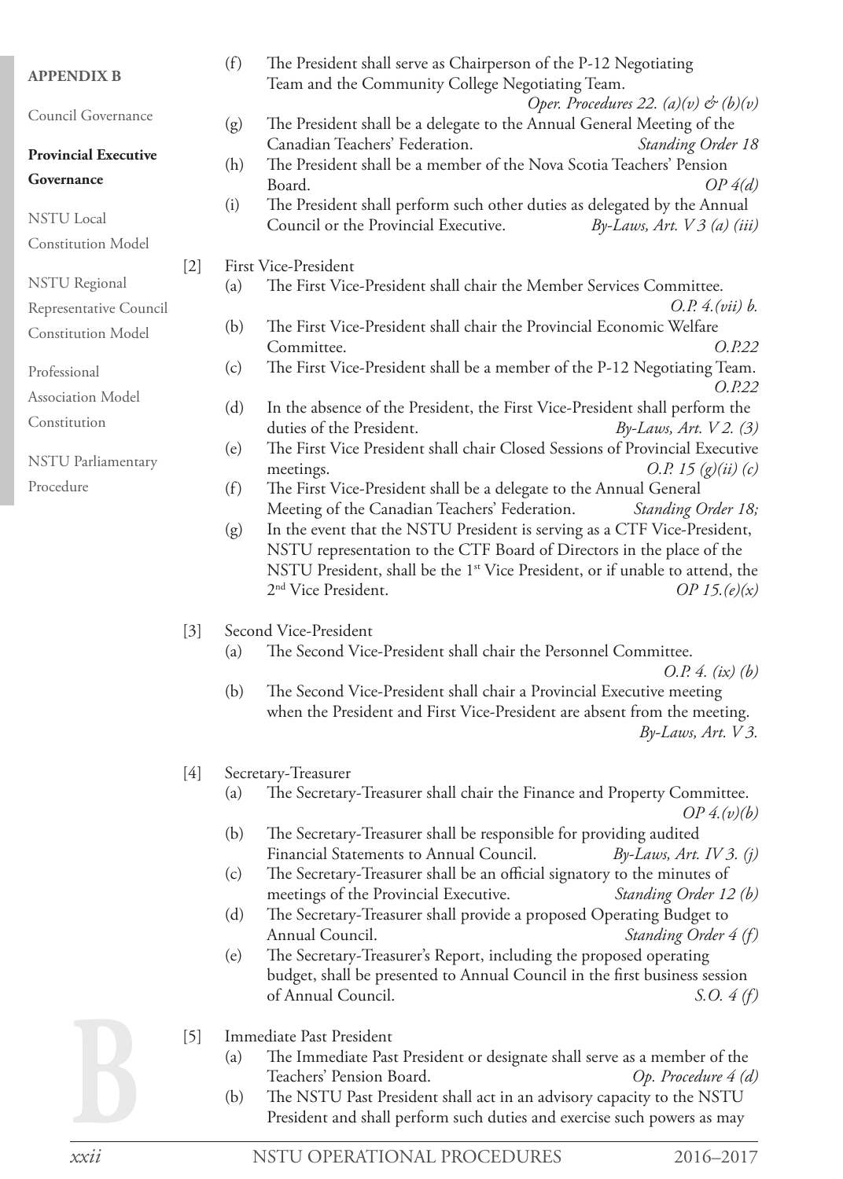(f) The President shall serve as Chairperson of the P-12 Negotiating Team and the Community College Negotiating Team. *Oper. Procedures 22. (a)(v) & (b)(v)*

(g) The President shall be a delegate to the Annual General Meeting of the Canadian Teachers' Federation. *Standing Order 18*

(h) The President shall be a member of the Nova Scotia Teachers' Pension Board. *OP 4(d)*

(i) The President shall perform such other duties as delegated by the Annual Council or the Provincial Executive. *By-Laws, Art. V 3 (a) (iii)*

[2] First Vice-President

(a) The First Vice-President shall chair the Member Services Committee. *O.P. 4.(vii) b.*

(b) The First Vice-President shall chair the Provincial Economic Welfare Committee. *O.P.22*

(c) The First Vice-President shall be a member of the P-12 Negotiating Team. *O.P.22*

(d) In the absence of the President, the First Vice-President shall perform the duties of the President. *By-Laws, Art. V 2. (3)*

(e) The First Vice President shall chair Closed Sessions of Provincial Executive meetings. *O.P. 15 (g)(ii) (c)*

(f) The First Vice-President shall be a delegate to the Annual General Meeting of the Canadian Teachers' Federation. *Standing Order 18;*

(g) In the event that the NSTU President is serving as a CTF Vice-President, NSTU representation to the CTF Board of Directors in the place of the NSTU President, shall be the 1st Vice President, or if unable to attend, the 2nd Vice President. *OP 15.(e)(x)*

[3] Second Vice-President

(a) The Second Vice-President shall chair the Personnel Committee. *O.P. 4. (ix) (b)*

(b) The Second Vice-President shall chair a Provincial Executive meeting when the President and First Vice-President are absent from the meeting. *By-Laws, Art. V 3.*

[4] Secretary-Treasurer

(a) The Secretary-Treasurer shall chair the Finance and Property Committee. *OP 4.(v)(b)*

(b) The Secretary-Treasurer shall be responsible for providing audited Financial Statements to Annual Council. *By-Laws, Art. IV 3. (j)*

(c) The Secretary-Treasurer shall be an official signatory to the minutes of meetings of the Provincial Executive. *Standing Order 12 (b)*

(d) The Secretary-Treasurer shall provide a proposed Operating Budget to Annual Council. *Standing Order 4 (f)*

(e) The Secretary-Treasurer's Report, including the proposed operating budget, shall be presented to Annual Council in the first business session of Annual Council. *S.O. 4 (f)*

[5] Immediate Past President

(a) The Immediate Past President or designate shall serve as a member of the Teachers' Pension Board. *Op. Procedure 4 (d)*

(b) The NSTU Past President shall act in an advisory capacity to the NSTU President and shall perform such duties and exercise such powers as may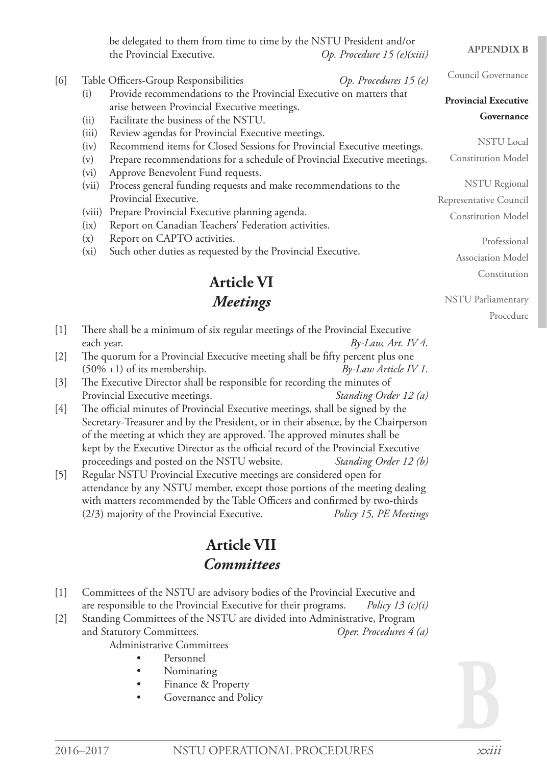be delegated to them from time to time by the NSTU President and/or the Provincial Executive. *Op. Procedure 15 (e)(xiii)*

[6] Table Officers-Group Responsibilities *Op. Procedures 15 (e)*

(i) Provide recommendations to the Provincial Executive on matters that arise between Provincial Executive meetings.
(ii) Facilitate the business of the NSTU.
(iii) Review agendas for Provincial Executive meetings.
(iv) Recommend items for Closed Sessions for Provincial Executive meetings.
(v) Prepare recommendations for a schedule of Provincial Executive meetings.
(vi) Approve Benevolent Fund requests.
(vii) Process general funding requests and make recommendations to the Provincial Executive.
(viii) Prepare Provincial Executive planning agenda.
(ix) Report on Canadian Teachers' Federation activities.
(x) Report on CAPTO activities.
(xi) Such other duties as requested by the Provincial Executive.

## Article VI
## *Meetings*

[1] There shall be a minimum of six regular meetings of the Provincial Executive each year. *By-Law, Art. IV 4.*

[2] The quorum for a Provincial Executive meeting shall be fifty percent plus one (50% +1) of its membership. *By-Law Article IV 1.*

[3] The Executive Director shall be responsible for recording the minutes of Provincial Executive meetings. *Standing Order 12 (a)*

[4] The official minutes of Provincial Executive meetings, shall be signed by the Secretary-Treasurer and by the President, or in their absence, by the Chairperson of the meeting at which they are approved. The approved minutes shall be kept by the Executive Director as the official record of the Provincial Executive proceedings and posted on the NSTU website. *Standing Order 12 (b)*

[5] Regular NSTU Provincial Executive meetings are considered open for attendance by any NSTU member, except those portions of the meeting dealing with matters recommended by the Table Officers and confirmed by two-thirds (2/3) majority of the Provincial Executive. *Policy 15, PE Meetings*

## Article VII
## *Committees*

[1] Committees of the NSTU are advisory bodies of the Provincial Executive and are responsible to the Provincial Executive for their programs. *Policy 13 (c)(i)*

[2] Standing Committees of the NSTU are divided into Administrative, Program and Statutory Committees. *Oper. Procedures 4 (a)*

Administrative Committees

- Personnel
- Nominating
- Finance & Property
- Governance and Policy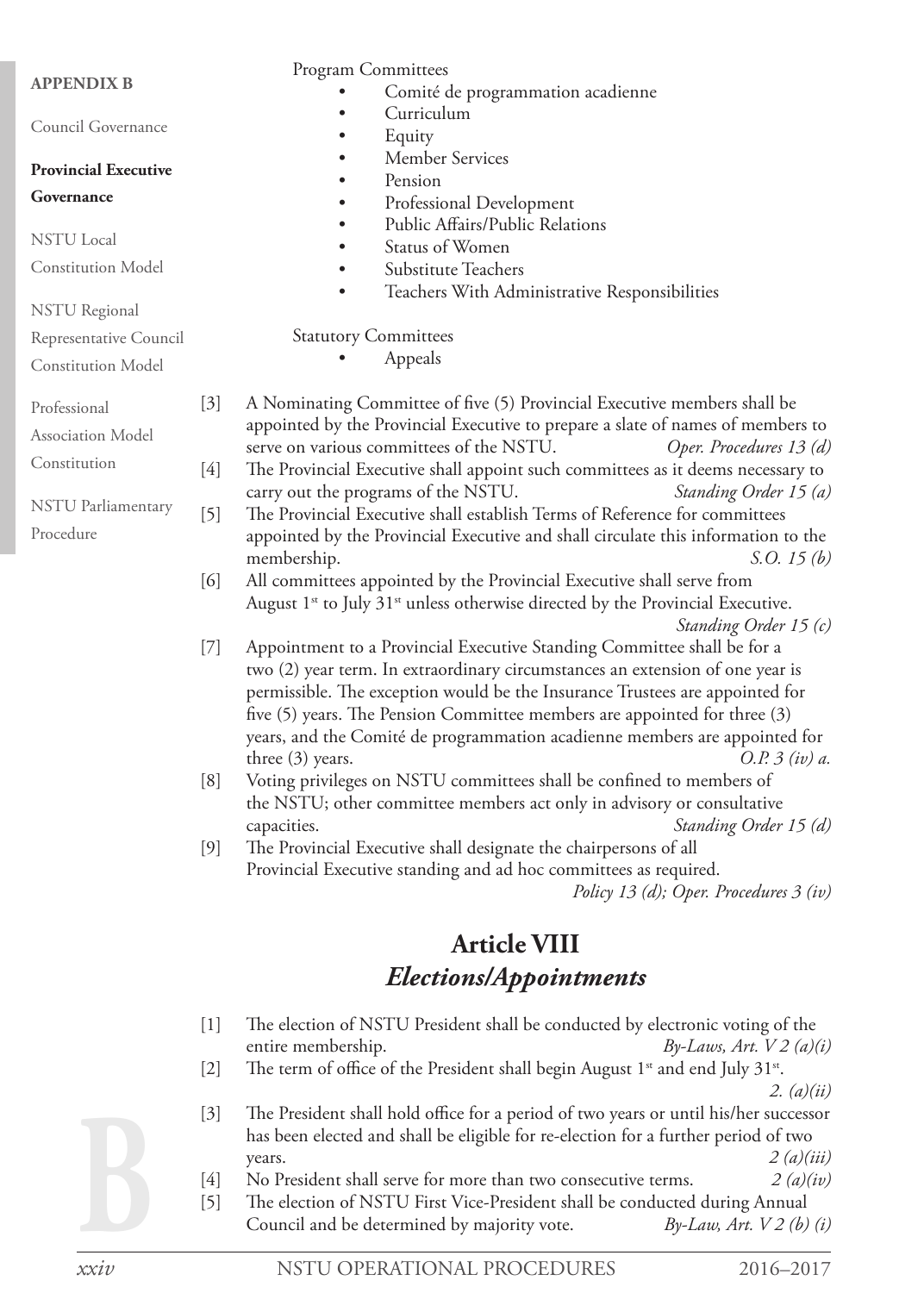Program Committees

- Comité de programmation acadienne
- Curriculum
- Equity
- Member Services
- Pension
- Professional Development
- Public Affairs/Public Relations
- Status of Women
- Substitute Teachers
- Teachers With Administrative Responsibilities

Statutory Committees

- Appeals

[3] A Nominating Committee of five (5) Provincial Executive members shall be appointed by the Provincial Executive to prepare a slate of names of members to serve on various committees of the NSTU. *Oper. Procedures 13 (d)*

[4] The Provincial Executive shall appoint such committees as it deems necessary to carry out the programs of the NSTU. *Standing Order 15 (a)*

[5] The Provincial Executive shall establish Terms of Reference for committees appointed by the Provincial Executive and shall circulate this information to the membership. *S.O. 15 (b)*

[6] All committees appointed by the Provincial Executive shall serve from August 1st to July 31st unless otherwise directed by the Provincial Executive. *Standing Order 15 (c)*

[7] Appointment to a Provincial Executive Standing Committee shall be for a two (2) year term. In extraordinary circumstances an extension of one year is permissible. The exception would be the Insurance Trustees are appointed for five (5) years. The Pension Committee members are appointed for three (3) years, and the Comité de programmation acadienne members are appointed for three (3) years. *O.P. 3 (iv) a.*

[8] Voting privileges on NSTU committees shall be confined to members of the NSTU; other committee members act only in advisory or consultative capacities. *Standing Order 15 (d)*

[9] The Provincial Executive shall designate the chairpersons of all Provincial Executive standing and ad hoc committees as required. *Policy 13 (d); Oper. Procedures 3 (iv)*

## Article VIII
## *Elections/Appointments*

[1] The election of NSTU President shall be conducted by electronic voting of the entire membership. *By-Laws, Art. V 2 (a)(i)*

[2] The term of office of the President shall begin August 1st and end July 31st. *2. (a)(ii)*

[3] The President shall hold office for a period of two years or until his/her successor has been elected and shall be eligible for re-election for a further period of two years. *2 (a)(iii)*

[4] No President shall serve for more than two consecutive terms. *2 (a)(iv)*

[5] The election of NSTU First Vice-President shall be conducted during Annual Council and be determined by majority vote. *By-Law, Art. V 2 (b) (i)*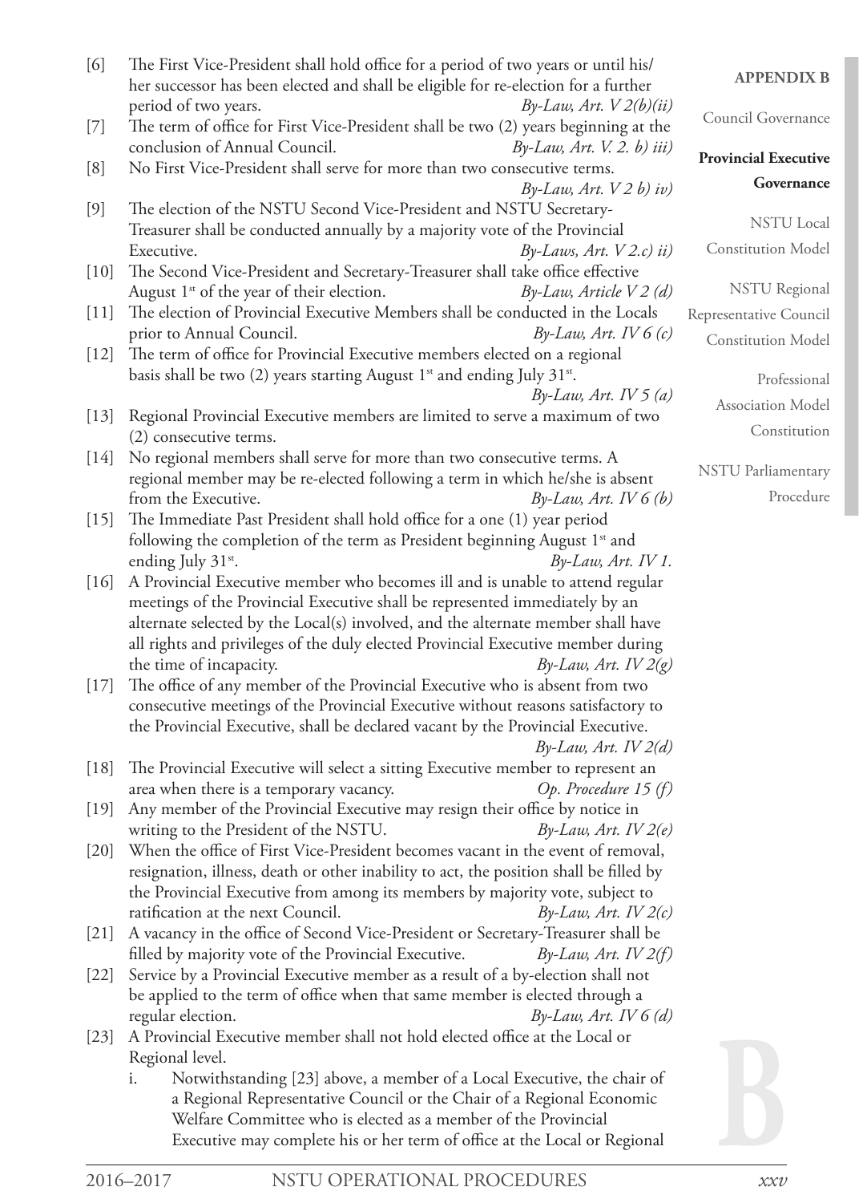[6] The First Vice-President shall hold office for a period of two years or until his/her successor has been elected and shall be eligible for re-election for a further period of two years. *By-Law, Art. V 2(b)(ii)*

[7] The term of office for First Vice-President shall be two (2) years beginning at the conclusion of Annual Council. *By-Law, Art. V. 2. b) iii)*

[8] No First Vice-President shall serve for more than two consecutive terms. *By-Law, Art. V 2 b) iv)*

[9] The election of the NSTU Second Vice-President and NSTU Secretary-Treasurer shall be conducted annually by a majority vote of the Provincial Executive. *By-Laws, Art. V 2.c) ii)*

[10] The Second Vice-President and Secretary-Treasurer shall take office effective August 1st of the year of their election. *By-Law, Article V 2 (d)*

[11] The election of Provincial Executive Members shall be conducted in the Locals prior to Annual Council. *By-Law, Art. IV 6 (c)*

[12] The term of office for Provincial Executive members elected on a regional basis shall be two (2) years starting August 1st and ending July 31st. *By-Law, Art. IV 5 (a)*

[13] Regional Provincial Executive members are limited to serve a maximum of two (2) consecutive terms.

[14] No regional members shall serve for more than two consecutive terms. A regional member may be re-elected following a term in which he/she is absent from the Executive. *By-Law, Art. IV 6 (b)*

[15] The Immediate Past President shall hold office for a one (1) year period following the completion of the term as President beginning August 1st and ending July 31st. *By-Law, Art. IV 1.*

[16] A Provincial Executive member who becomes ill and is unable to attend regular meetings of the Provincial Executive shall be represented immediately by an alternate selected by the Local(s) involved, and the alternate member shall have all rights and privileges of the duly elected Provincial Executive member during the time of incapacity. *By-Law, Art. IV 2(g)*

[17] The office of any member of the Provincial Executive who is absent from two consecutive meetings of the Provincial Executive without reasons satisfactory to the Provincial Executive, shall be declared vacant by the Provincial Executive. *By-Law, Art. IV 2(d)*

[18] The Provincial Executive will select a sitting Executive member to represent an area when there is a temporary vacancy. *Op. Procedure 15 (f)*

[19] Any member of the Provincial Executive may resign their office by notice in writing to the President of the NSTU. *By-Law, Art. IV 2(e)*

[20] When the office of First Vice-President becomes vacant in the event of removal, resignation, illness, death or other inability to act, the position shall be filled by the Provincial Executive from among its members by majority vote, subject to ratification at the next Council. *By-Law, Art. IV 2(c)*

[21] A vacancy in the office of Second Vice-President or Secretary-Treasurer shall be filled by majority vote of the Provincial Executive. *By-Law, Art. IV 2(f)*

[22] Service by a Provincial Executive member as a result of a by-election shall not be applied to the term of office when that same member is elected through a regular election. *By-Law, Art. IV 6 (d)*

[23] A Provincial Executive member shall not hold elected office at the Local or Regional level.

   i. Notwithstanding [23] above, a member of a Local Executive, the chair of a Regional Representative Council or the Chair of a Regional Economic Welfare Committee who is elected as a member of the Provincial Executive may complete his or her term of office at the Local or Regional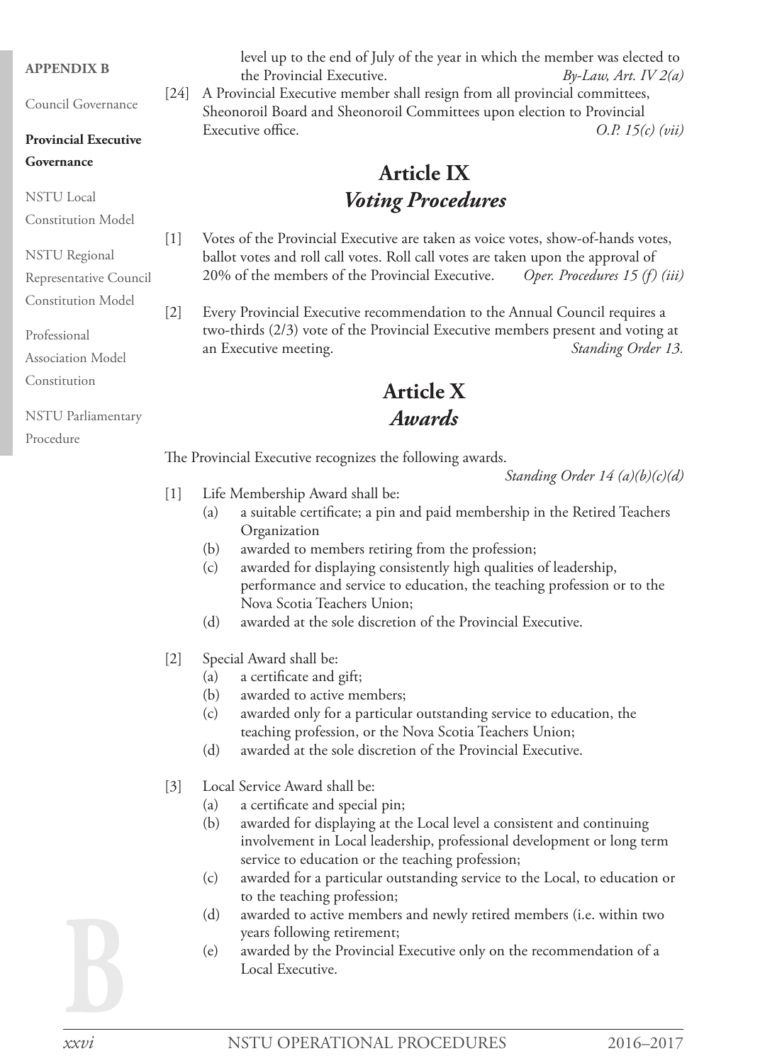level up to the end of July of the year in which the member was elected to the Provincial Executive. *By-Law, Art. IV 2(a)*

[24] A Provincial Executive member shall resign from all provincial committees, Sheonoroil Board and Sheonoroil Committees upon election to Provincial Executive office. *O.P. 15(c) (vii)*

## Article IX
## *Voting Procedures*

[1] Votes of the Provincial Executive are taken as voice votes, show-of-hands votes, ballot votes and roll call votes. Roll call votes are taken upon the approval of 20% of the members of the Provincial Executive. *Oper. Procedures 15 (f) (iii)*

[2] Every Provincial Executive recommendation to the Annual Council requires a two-thirds (2/3) vote of the Provincial Executive members present and voting at an Executive meeting. *Standing Order 13.*

## Article X
## *Awards*

The Provincial Executive recognizes the following awards.

*Standing Order 14 (a)(b)(c)(d)*

[1] Life Membership Award shall be:
- (a) a suitable certificate; a pin and paid membership in the Retired Teachers Organization
- (b) awarded to members retiring from the profession;
- (c) awarded for displaying consistently high qualities of leadership, performance and service to education, the teaching profession or to the Nova Scotia Teachers Union;
- (d) awarded at the sole discretion of the Provincial Executive.

[2] Special Award shall be:
- (a) a certificate and gift;
- (b) awarded to active members;
- (c) awarded only for a particular outstanding service to education, the teaching profession, or the Nova Scotia Teachers Union;
- (d) awarded at the sole discretion of the Provincial Executive.

[3] Local Service Award shall be:
- (a) a certificate and special pin;
- (b) awarded for displaying at the Local level a consistent and continuing involvement in Local leadership, professional development or long term service to education or the teaching profession;
- (c) awarded for a particular outstanding service to the Local, to education or to the teaching profession;
- (d) awarded to active members and newly retired members (i.e. within two years following retirement;
- (e) awarded by the Provincial Executive only on the recommendation of a Local Executive.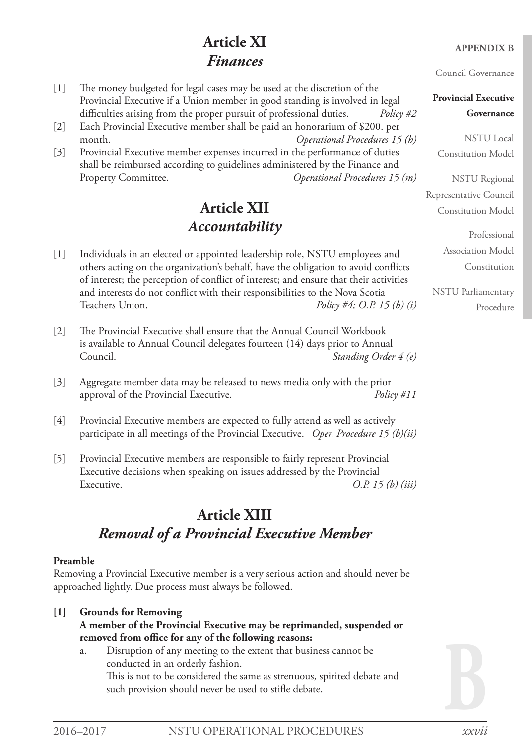## Article XI
### *Finances*

[1] The money budgeted for legal cases may be used at the discretion of the Provincial Executive if a Union member in good standing is involved in legal difficulties arising from the proper pursuit of professional duties. *Policy #2*

[2] Each Provincial Executive member shall be paid an honorarium of $200. per month. *Operational Procedures 15 (h)*

[3] Provincial Executive member expenses incurred in the performance of duties shall be reimbursed according to guidelines administered by the Finance and Property Committee. *Operational Procedures 15 (m)*

## Article XII
### *Accountability*

[1] Individuals in an elected or appointed leadership role, NSTU employees and others acting on the organization's behalf, have the obligation to avoid conflicts of interest; the perception of conflict of interest; and ensure that their activities and interests do not conflict with their responsibilities to the Nova Scotia Teachers Union. *Policy #4; O.P. 15 (b) (i)*

[2] The Provincial Executive shall ensure that the Annual Council Workbook is available to Annual Council delegates fourteen (14) days prior to Annual Council. *Standing Order 4 (e)*

[3] Aggregate member data may be released to news media only with the prior approval of the Provincial Executive. *Policy #11*

[4] Provincial Executive members are expected to fully attend as well as actively participate in all meetings of the Provincial Executive. *Oper. Procedure 15 (b)(ii)*

[5] Provincial Executive members are responsible to fairly represent Provincial Executive decisions when speaking on issues addressed by the Provincial Executive. *O.P. 15 (b) (iii)*

## Article XIII
### *Removal of a Provincial Executive Member*

**Preamble**

Removing a Provincial Executive member is a very serious action and should never be approached lightly. Due process must always be followed.

**[1] Grounds for Removing**

**A member of the Provincial Executive may be reprimanded, suspended or removed from office for any of the following reasons:**

a. Disruption of any meeting to the extent that business cannot be conducted in an orderly fashion.
   This is not to be considered the same as strenuous, spirited debate and such provision should never be used to stifle debate.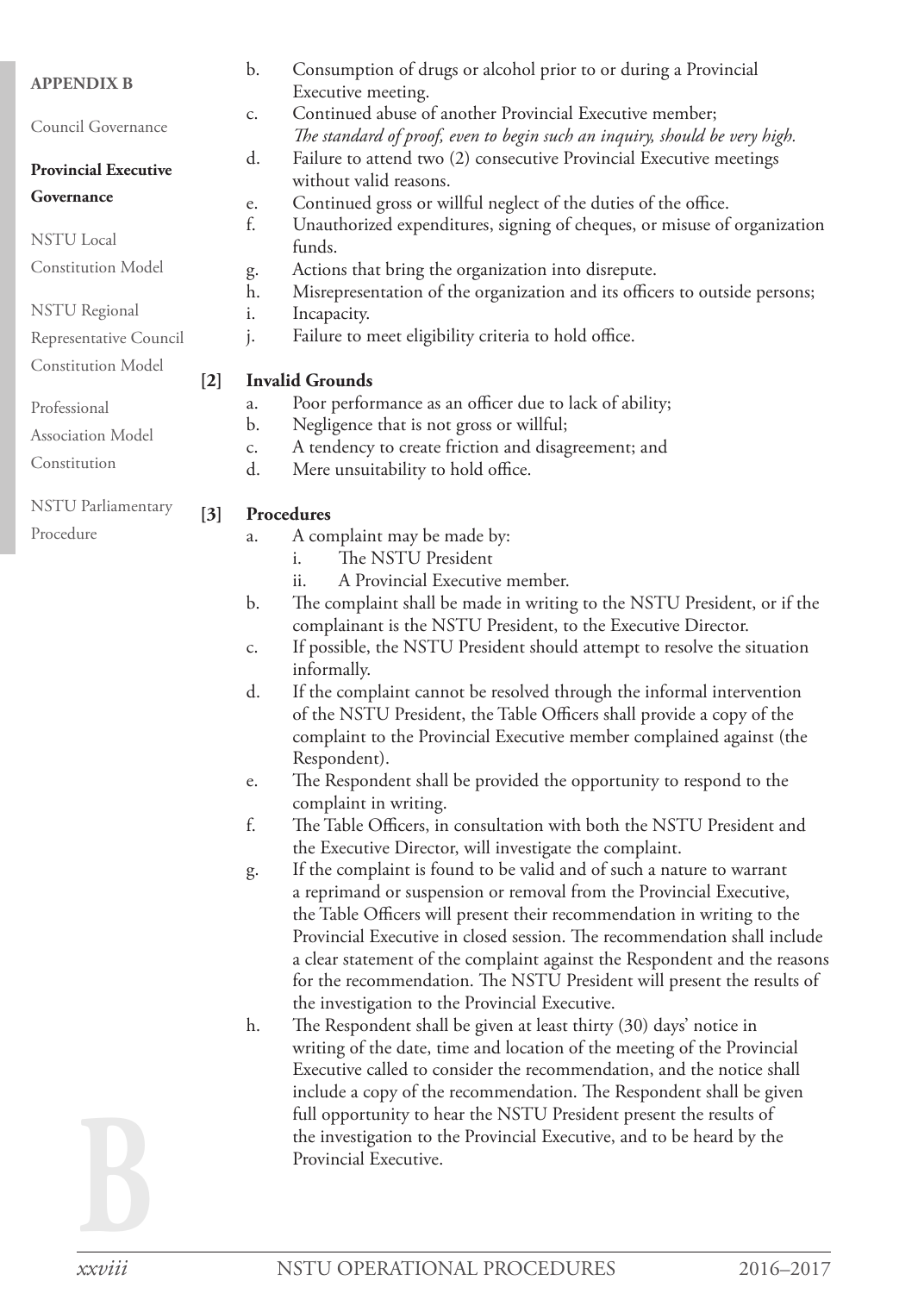b. Consumption of drugs or alcohol prior to or during a Provincial Executive meeting.
c. Continued abuse of another Provincial Executive member; *The standard of proof, even to begin such an inquiry, should be very high.*
d. Failure to attend two (2) consecutive Provincial Executive meetings without valid reasons.
e. Continued gross or willful neglect of the duties of the office.
f. Unauthorized expenditures, signing of cheques, or misuse of organization funds.
g. Actions that bring the organization into disrepute.
h. Misrepresentation of the organization and its officers to outside persons;
i. Incapacity.
j. Failure to meet eligibility criteria to hold office.

**[2] Invalid Grounds**

a. Poor performance as an officer due to lack of ability;
b. Negligence that is not gross or willful;
c. A tendency to create friction and disagreement; and
d. Mere unsuitability to hold office.

**[3] Procedures**

a. A complaint may be made by:
   i. The NSTU President
   ii. A Provincial Executive member.
b. The complaint shall be made in writing to the NSTU President, or if the complainant is the NSTU President, to the Executive Director.
c. If possible, the NSTU President should attempt to resolve the situation informally.
d. If the complaint cannot be resolved through the informal intervention of the NSTU President, the Table Officers shall provide a copy of the complaint to the Provincial Executive member complained against (the Respondent).
e. The Respondent shall be provided the opportunity to respond to the complaint in writing.
f. The Table Officers, in consultation with both the NSTU President and the Executive Director, will investigate the complaint.
g. If the complaint is found to be valid and of such a nature to warrant a reprimand or suspension or removal from the Provincial Executive, the Table Officers will present their recommendation in writing to the Provincial Executive in closed session. The recommendation shall include a clear statement of the complaint against the Respondent and the reasons for the recommendation. The NSTU President will present the results of the investigation to the Provincial Executive.
h. The Respondent shall be given at least thirty (30) days' notice in writing of the date, time and location of the meeting of the Provincial Executive called to consider the recommendation, and the notice shall include a copy of the recommendation. The Respondent shall be given full opportunity to hear the NSTU President present the results of the investigation to the Provincial Executive, and to be heard by the Provincial Executive.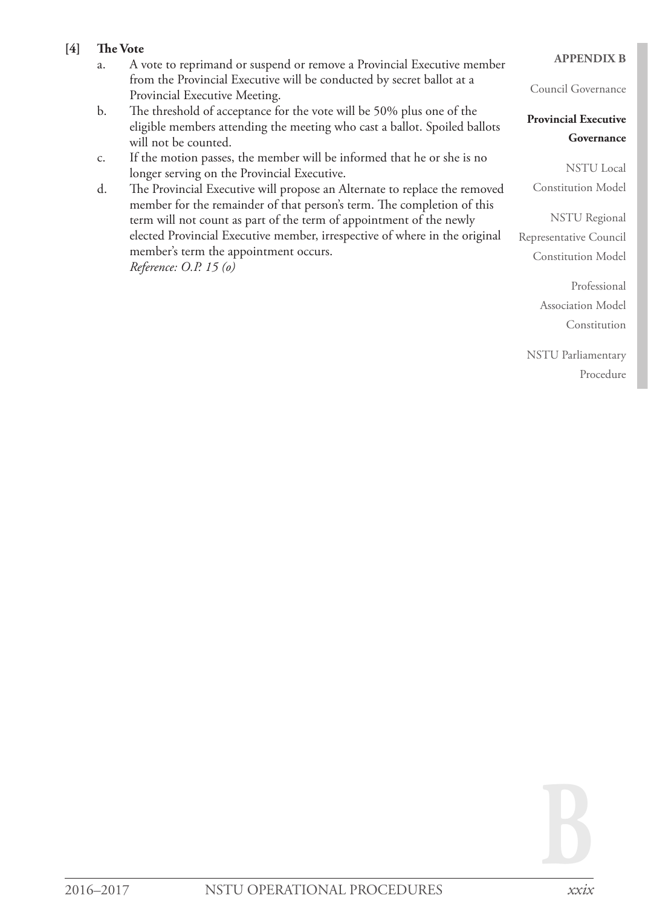**[4] The Vote**

a. A vote to reprimand or suspend or remove a Provincial Executive member from the Provincial Executive will be conducted by secret ballot at a Provincial Executive Meeting.

b. The threshold of acceptance for the vote will be 50% plus one of the eligible members attending the meeting who cast a ballot. Spoiled ballots will not be counted.

c. If the motion passes, the member will be informed that he or she is no longer serving on the Provincial Executive.

d. The Provincial Executive will propose an Alternate to replace the removed member for the remainder of that person's term. The completion of this term will not count as part of the term of appointment of the newly elected Provincial Executive member, irrespective of where in the original member's term the appointment occurs.
*Reference: O.P. 15 (o)*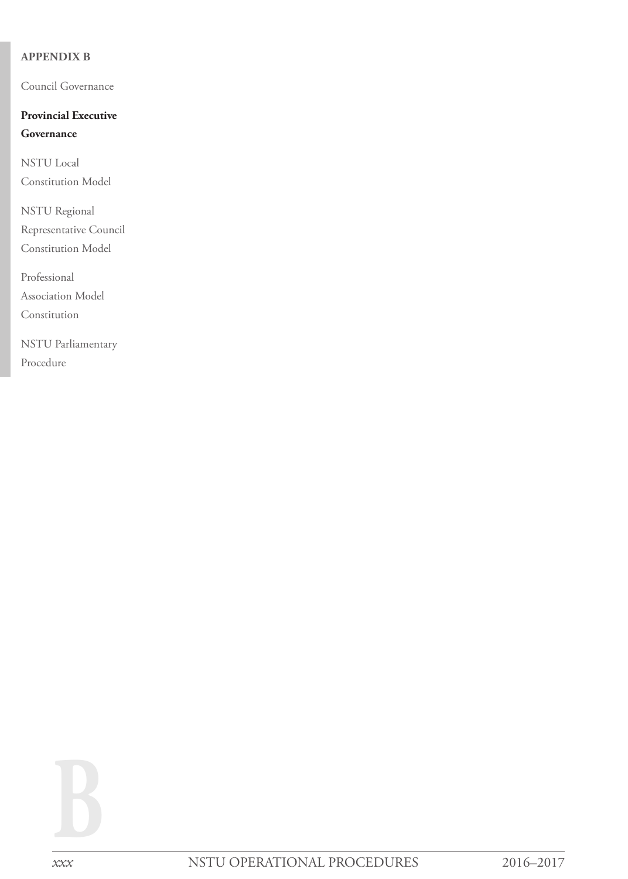**APPENDIX B**

Council Governance

**Provincial Executive Governance**

NSTU Local Constitution Model

NSTU Regional Representative Council Constitution Model

Professional Association Model Constitution

NSTU Parliamentary Procedure

B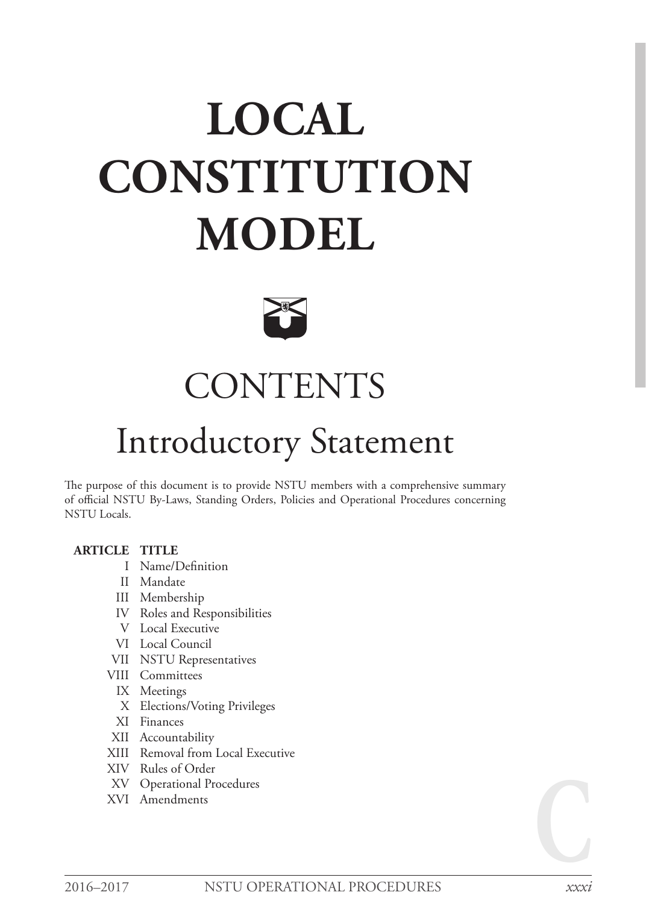# LOCAL CONSTITUTION MODEL

## CONTENTS

## Introductory Statement

The purpose of this document is to provide NSTU members with a comprehensive summary of official NSTU By-Laws, Standing Orders, Policies and Operational Procedures concerning NSTU Locals.

| ARTICLE | TITLE |
|---|---|
| I | Name/Definition |
| II | Mandate |
| III | Membership |
| IV | Roles and Responsibilities |
| V | Local Executive |
| VI | Local Council |
| VII | NSTU Representatives |
| VIII | Committees |
| IX | Meetings |
| X | Elections/Voting Privileges |
| XI | Finances |
| XII | Accountability |
| XIII | Removal from Local Executive |
| XIV | Rules of Order |
| XV | Operational Procedures |
| XVI | Amendments |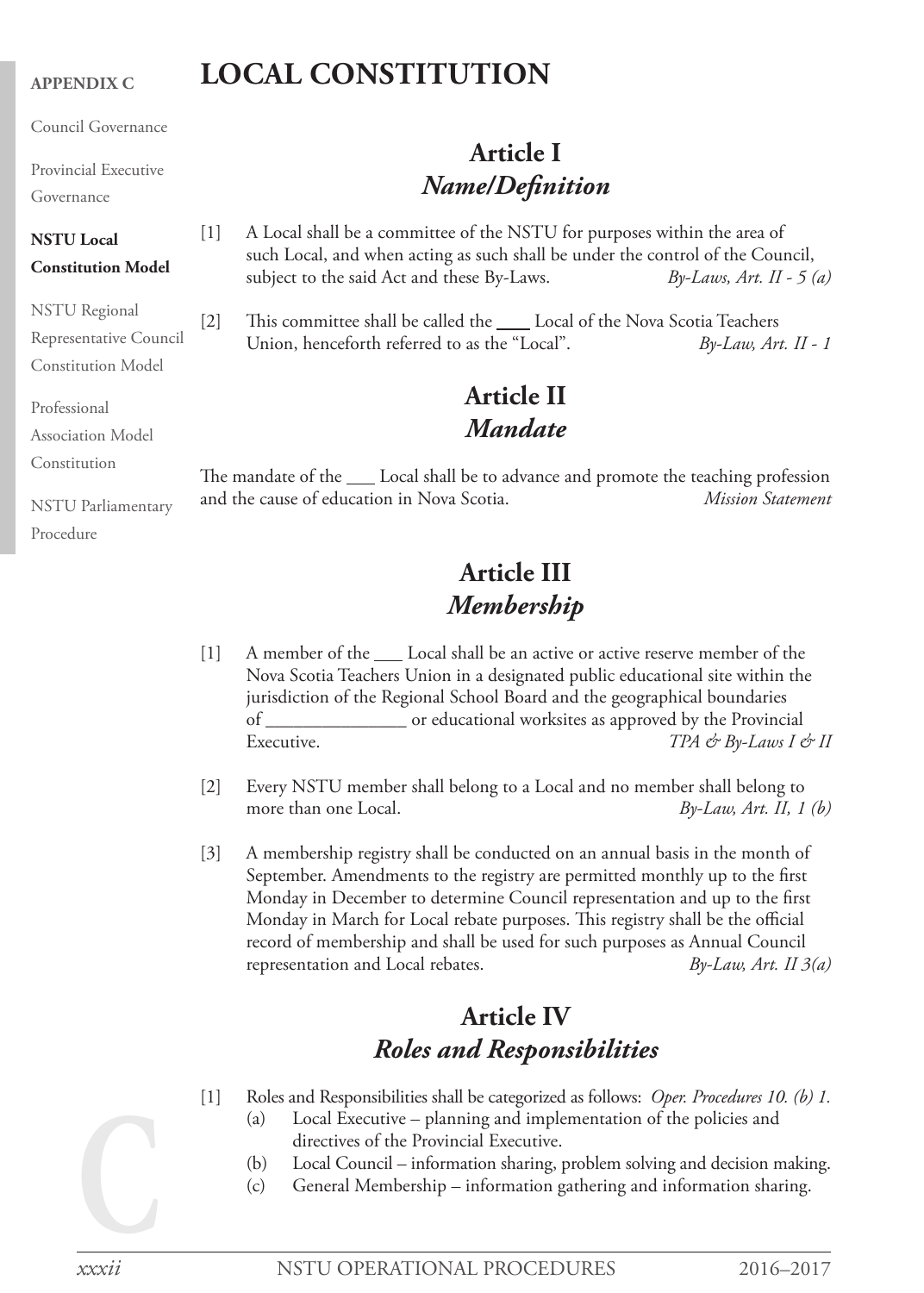# LOCAL CONSTITUTION

## Article I
## *Name/Definition*

[1] A Local shall be a committee of the NSTU for purposes within the area of such Local, and when acting as such shall be under the control of the Council, subject to the said Act and these By-Laws. *By-Laws, Art. II - 5 (a)*

[2] This committee shall be called the ____ Local of the Nova Scotia Teachers Union, henceforth referred to as the "Local". *By-Law, Art. II - 1*

## Article II
## *Mandate*

The mandate of the ___ Local shall be to advance and promote the teaching profession and the cause of education in Nova Scotia. *Mission Statement*

## Article III
## *Membership*

[1] A member of the ___ Local shall be an active or active reserve member of the Nova Scotia Teachers Union in a designated public educational site within the jurisdiction of the Regional School Board and the geographical boundaries of _______________ or educational worksites as approved by the Provincial Executive. *TPA & By-Laws I & II*

[2] Every NSTU member shall belong to a Local and no member shall belong to more than one Local. *By-Law, Art. II, 1 (b)*

[3] A membership registry shall be conducted on an annual basis in the month of September. Amendments to the registry are permitted monthly up to the first Monday in December to determine Council representation and up to the first Monday in March for Local rebate purposes. This registry shall be the official record of membership and shall be used for such purposes as Annual Council representation and Local rebates. *By-Law, Art. II 3(a)*

## Article IV
## *Roles and Responsibilities*

[1] Roles and Responsibilities shall be categorized as follows: *Oper. Procedures 10. (b) 1.*
   - (a) Local Executive – planning and implementation of the policies and directives of the Provincial Executive.
   - (b) Local Council – information sharing, problem solving and decision making.
   - (c) General Membership – information gathering and information sharing.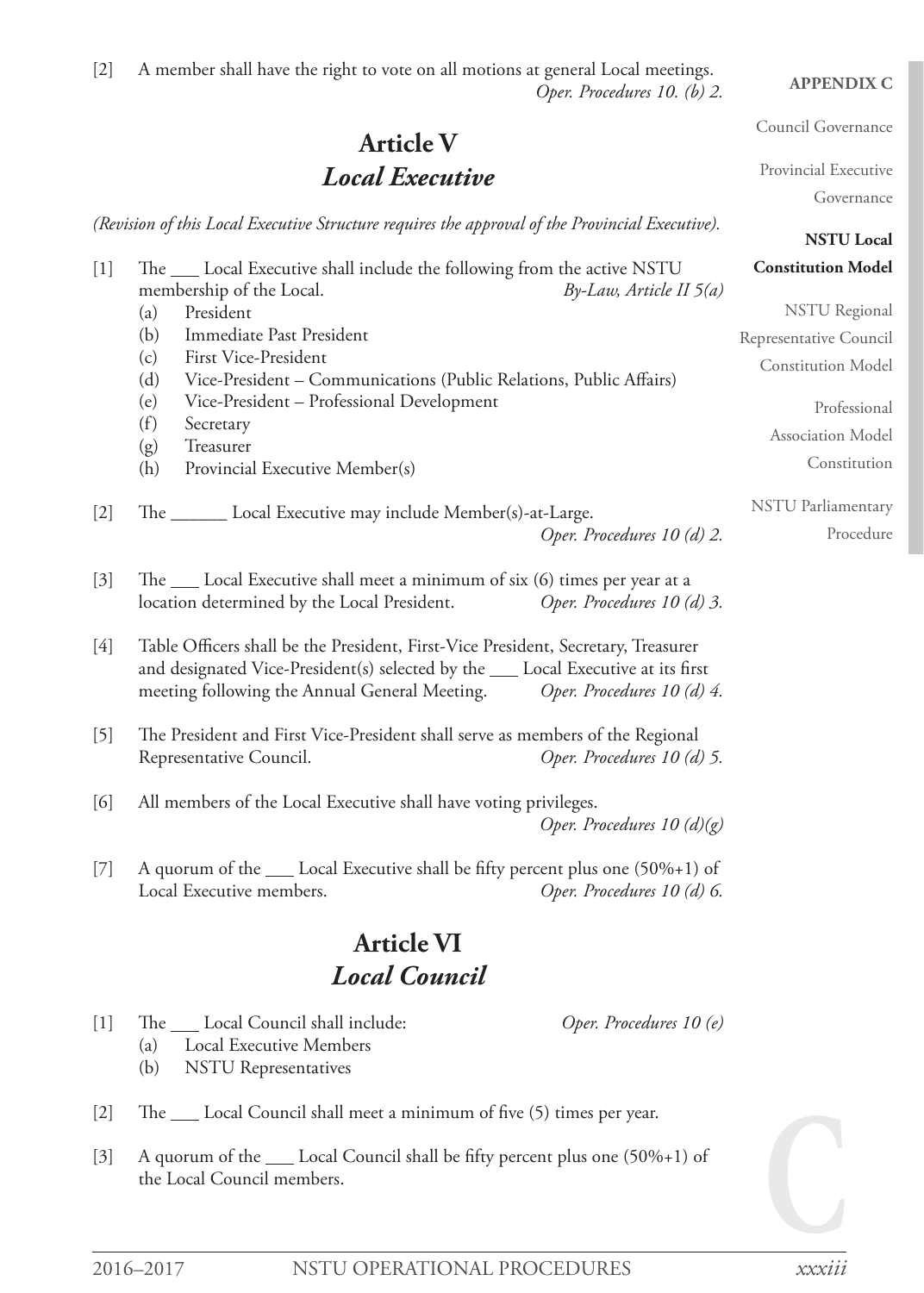[2] A member shall have the right to vote on all motions at general Local meetings.
*Oper. Procedures 10. (b) 2.*

## Article V
## *Local Executive*

*(Revision of this Local Executive Structure requires the approval of the Provincial Executive).*

[1] The ___ Local Executive shall include the following from the active NSTU membership of the Local. *By-Law, Article II 5(a)*

(a) President
(b) Immediate Past President
(c) First Vice-President
(d) Vice-President – Communications (Public Relations, Public Affairs)
(e) Vice-President – Professional Development
(f) Secretary
(g) Treasurer
(h) Provincial Executive Member(s)

[2] The ______ Local Executive may include Member(s)-at-Large.
*Oper. Procedures 10 (d) 2.*

[3] The ___ Local Executive shall meet a minimum of six (6) times per year at a location determined by the Local President. *Oper. Procedures 10 (d) 3.*

[4] Table Officers shall be the President, First-Vice President, Secretary, Treasurer and designated Vice-President(s) selected by the ___ Local Executive at its first meeting following the Annual General Meeting. *Oper. Procedures 10 (d) 4.*

[5] The President and First Vice-President shall serve as members of the Regional Representative Council. *Oper. Procedures 10 (d) 5.*

[6] All members of the Local Executive shall have voting privileges.
*Oper. Procedures 10 (d)(g)*

[7] A quorum of the ___ Local Executive shall be fifty percent plus one (50%+1) of Local Executive members. *Oper. Procedures 10 (d) 6.*

## Article VI
## *Local Council*

[1] The ___ Local Council shall include: *Oper. Procedures 10 (e)*

(a) Local Executive Members
(b) NSTU Representatives

[2] The ___ Local Council shall meet a minimum of five (5) times per year.

[3] A quorum of the ___ Local Council shall be fifty percent plus one (50%+1) of the Local Council members.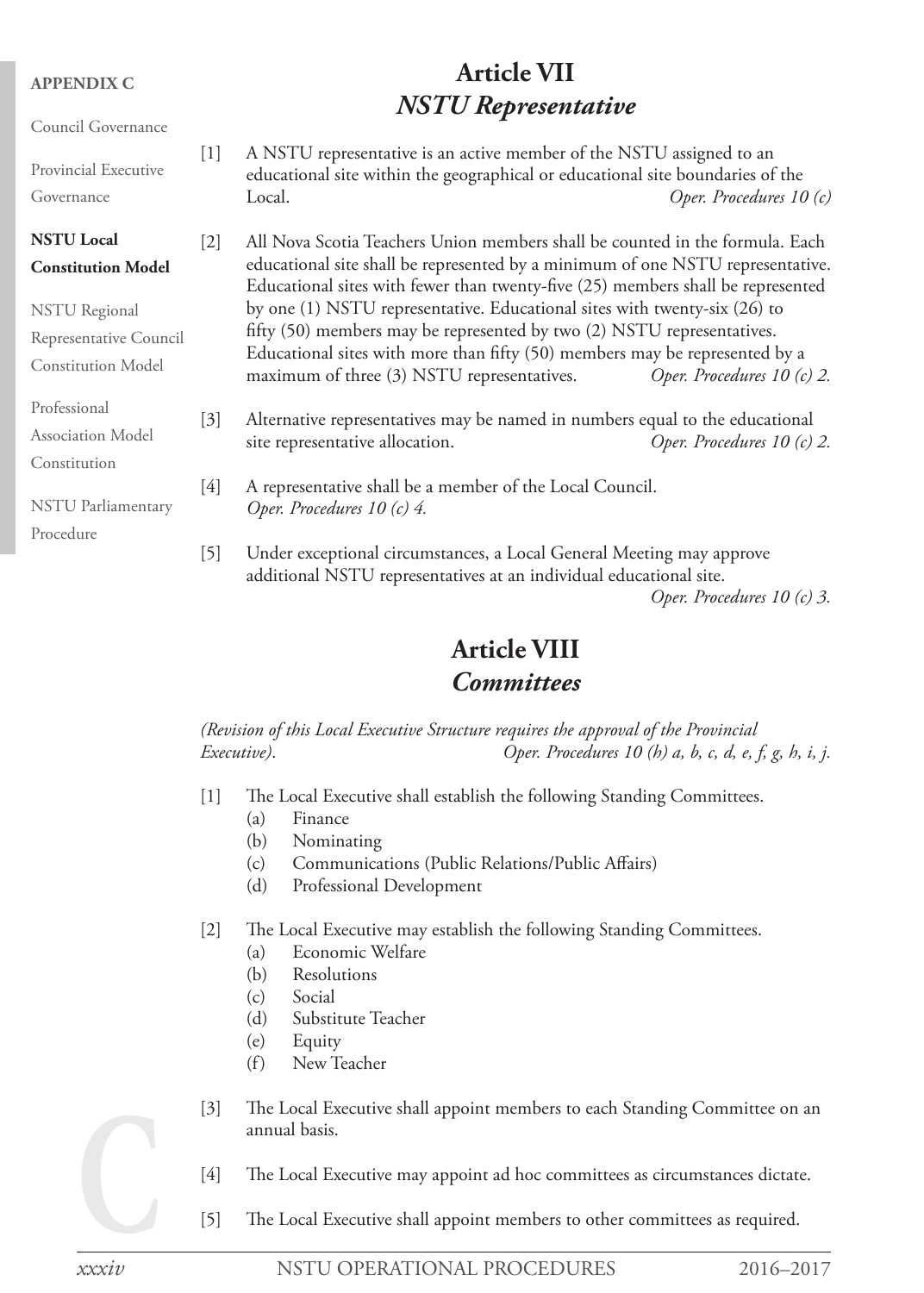# Article VII
## *NSTU Representative*

[1] A NSTU representative is an active member of the NSTU assigned to an educational site within the geographical or educational site boundaries of the Local. *Oper. Procedures 10 (c)*

[2] All Nova Scotia Teachers Union members shall be counted in the formula. Each educational site shall be represented by a minimum of one NSTU representative. Educational sites with fewer than twenty-five (25) members shall be represented by one (1) NSTU representative. Educational sites with twenty-six (26) to fifty (50) members may be represented by two (2) NSTU representatives. Educational sites with more than fifty (50) members may be represented by a maximum of three (3) NSTU representatives. *Oper. Procedures 10 (c) 2.*

[3] Alternative representatives may be named in numbers equal to the educational site representative allocation. *Oper. Procedures 10 (c) 2.*

[4] A representative shall be a member of the Local Council. *Oper. Procedures 10 (c) 4.*

[5] Under exceptional circumstances, a Local General Meeting may approve additional NSTU representatives at an individual educational site. *Oper. Procedures 10 (c) 3.*

# Article VIII
## *Committees*

*(Revision of this Local Executive Structure requires the approval of the Provincial Executive). Oper. Procedures 10 (h) a, b, c, d, e, f, g, h, i, j.*

[1] The Local Executive shall establish the following Standing Committees.
- (a) Finance
- (b) Nominating
- (c) Communications (Public Relations/Public Affairs)
- (d) Professional Development

[2] The Local Executive may establish the following Standing Committees.
- (a) Economic Welfare
- (b) Resolutions
- (c) Social
- (d) Substitute Teacher
- (e) Equity
- (f) New Teacher

[3] The Local Executive shall appoint members to each Standing Committee on an annual basis.

[4] The Local Executive may appoint ad hoc committees as circumstances dictate.

[5] The Local Executive shall appoint members to other committees as required.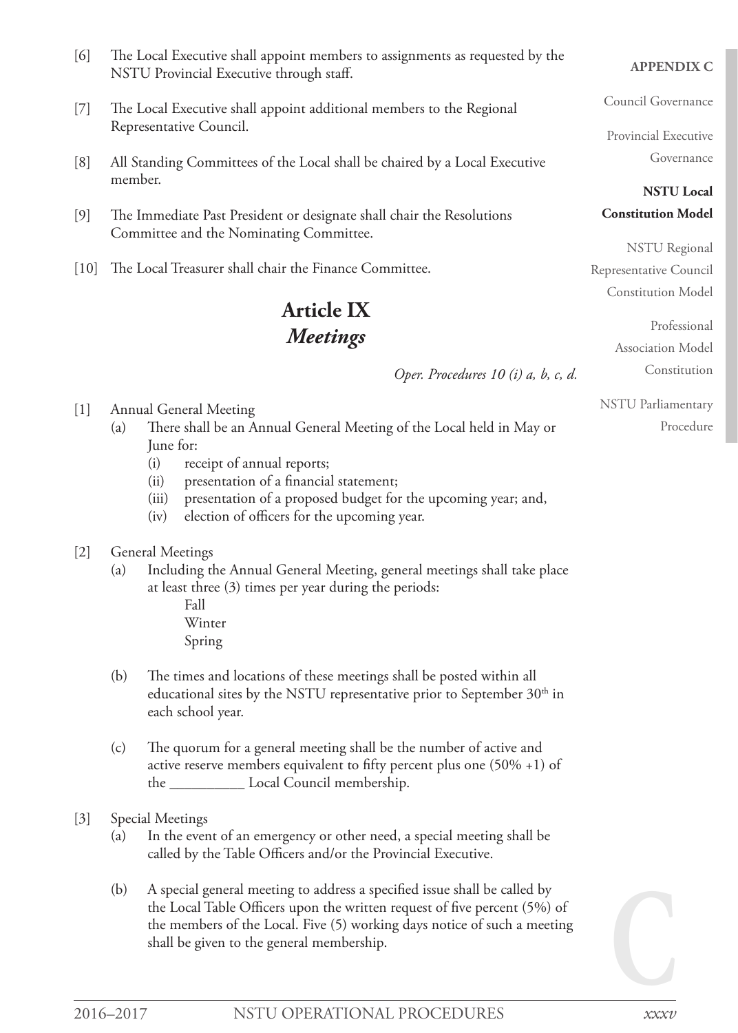[6] The Local Executive shall appoint members to assignments as requested by the NSTU Provincial Executive through staff.

[7] The Local Executive shall appoint additional members to the Regional Representative Council.

[8] All Standing Committees of the Local shall be chaired by a Local Executive member.

[9] The Immediate Past President or designate shall chair the Resolutions Committee and the Nominating Committee.

[10] The Local Treasurer shall chair the Finance Committee.

## Article IX
## *Meetings*

*Oper. Procedures 10 (i) a, b, c, d.*

[1] Annual General Meeting
- (a) There shall be an Annual General Meeting of the Local held in May or June for:
  - (i) receipt of annual reports;
  - (ii) presentation of a financial statement;
  - (iii) presentation of a proposed budget for the upcoming year; and,
  - (iv) election of officers for the upcoming year.

[2] General Meetings
- (a) Including the Annual General Meeting, general meetings shall take place at least three (3) times per year during the periods:
  - Fall
  - Winter
  - Spring
- (b) The times and locations of these meetings shall be posted within all educational sites by the NSTU representative prior to September 30th in each school year.
- (c) The quorum for a general meeting shall be the number of active and active reserve members equivalent to fifty percent plus one (50% +1) of the __________ Local Council membership.

[3] Special Meetings
- (a) In the event of an emergency or other need, a special meeting shall be called by the Table Officers and/or the Provincial Executive.
- (b) A special general meeting to address a specified issue shall be called by the Local Table Officers upon the written request of five percent (5%) of the members of the Local. Five (5) working days notice of such a meeting shall be given to the general membership.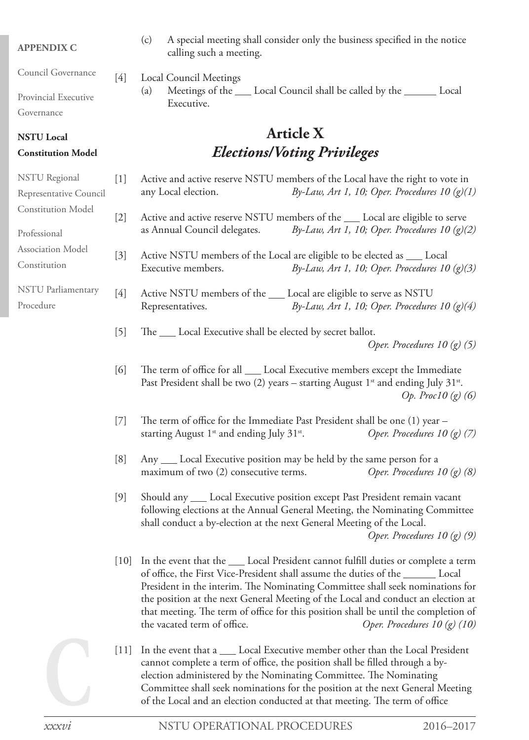(c) A special meeting shall consider only the business specified in the notice calling such a meeting.

[4] Local Council Meetings

(a) Meetings of the ___ Local Council shall be called by the ______ Local Executive.

# Article X
## *Elections/Voting Privileges*

[1] Active and active reserve NSTU members of the Local have the right to vote in any Local election. *By-Law, Art 1, 10; Oper. Procedures 10 (g)(1)*

[2] Active and active reserve NSTU members of the ___ Local are eligible to serve as Annual Council delegates. *By-Law, Art 1, 10; Oper. Procedures 10 (g)(2)*

[3] Active NSTU members of the Local are eligible to be elected as ___ Local Executive members. *By-Law, Art 1, 10; Oper. Procedures 10 (g)(3)*

[4] Active NSTU members of the ___ Local are eligible to serve as NSTU Representatives. *By-Law, Art 1, 10; Oper. Procedures 10 (g)(4)*

[5] The ___ Local Executive shall be elected by secret ballot. *Oper. Procedures 10 (g) (5)*

[6] The term of office for all ___ Local Executive members except the Immediate Past President shall be two (2) years – starting August 1st and ending July 31st. *Op. Proc10 (g) (6)*

[7] The term of office for the Immediate Past President shall be one (1) year – starting August 1st and ending July 31st. *Oper. Procedures 10 (g) (7)*

[8] Any ___ Local Executive position may be held by the same person for a maximum of two (2) consecutive terms. *Oper. Procedures 10 (g) (8)*

[9] Should any ___ Local Executive position except Past President remain vacant following elections at the Annual General Meeting, the Nominating Committee shall conduct a by-election at the next General Meeting of the Local. *Oper. Procedures 10 (g) (9)*

[10] In the event that the ___ Local President cannot fulfill duties or complete a term of office, the First Vice-President shall assume the duties of the ______ Local President in the interim. The Nominating Committee shall seek nominations for the position at the next General Meeting of the Local and conduct an election at that meeting. The term of office for this position shall be until the completion of the vacated term of office. *Oper. Procedures 10 (g) (10)*

[11] In the event that a ___ Local Executive member other than the Local President cannot complete a term of office, the position shall be filled through a by-election administered by the Nominating Committee. The Nominating Committee shall seek nominations for the position at the next General Meeting of the Local and an election conducted at that meeting. The term of office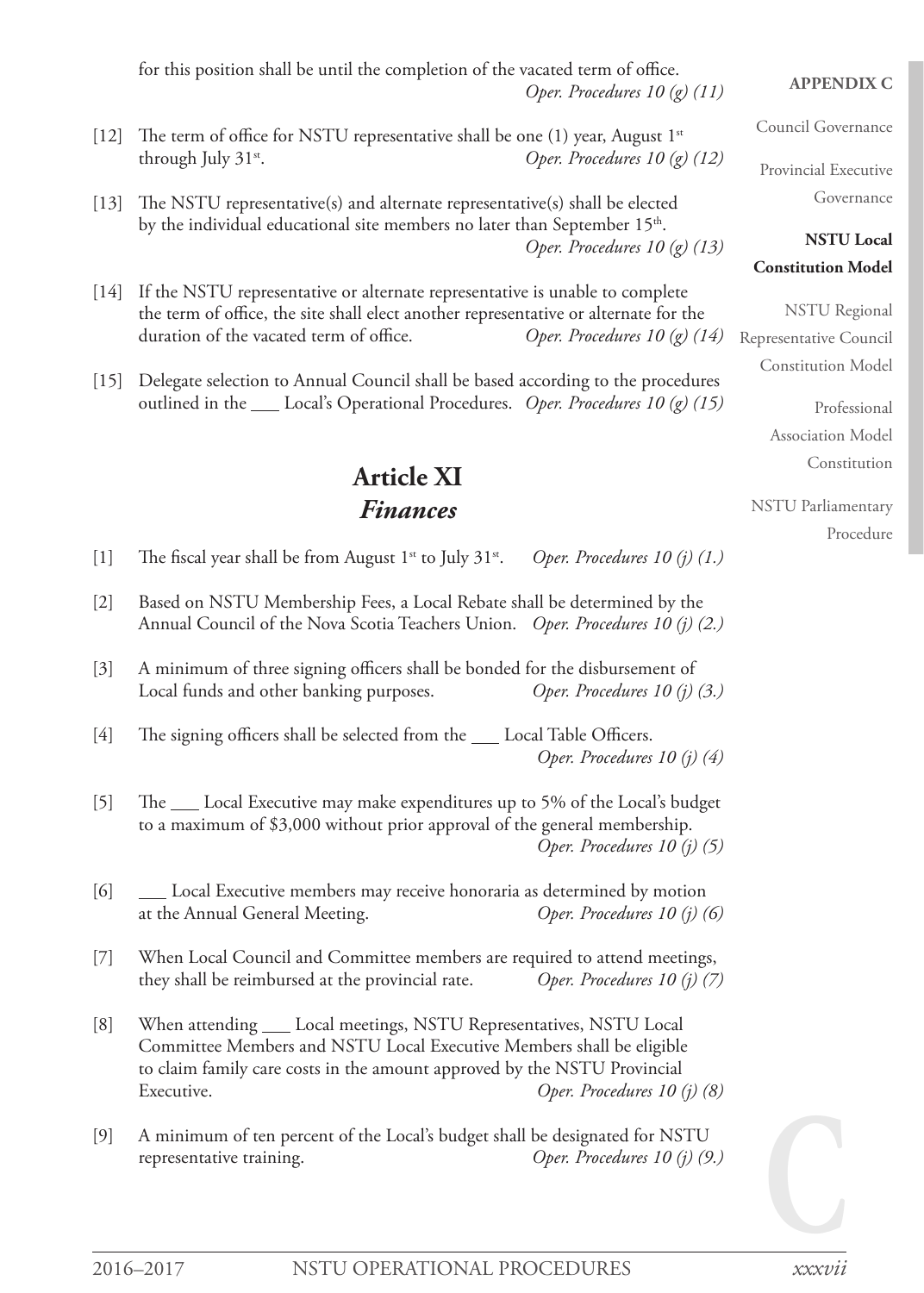for this position shall be until the completion of the vacated term of office. *Oper. Procedures 10 (g) (11)*

[12] The term of office for NSTU representative shall be one (1) year, August 1st through July 31st. *Oper. Procedures 10 (g) (12)*

[13] The NSTU representative(s) and alternate representative(s) shall be elected by the individual educational site members no later than September 15th. *Oper. Procedures 10 (g) (13)*

[14] If the NSTU representative or alternate representative is unable to complete the term of office, the site shall elect another representative or alternate for the duration of the vacated term of office. *Oper. Procedures 10 (g) (14)*

[15] Delegate selection to Annual Council shall be based according to the procedures outlined in the ___ Local's Operational Procedures. *Oper. Procedures 10 (g) (15)*

## Article XI
### *Finances*

[1] The fiscal year shall be from August 1st to July 31st. *Oper. Procedures 10 (j) (1.)*

[2] Based on NSTU Membership Fees, a Local Rebate shall be determined by the Annual Council of the Nova Scotia Teachers Union. *Oper. Procedures 10 (j) (2.)*

[3] A minimum of three signing officers shall be bonded for the disbursement of Local funds and other banking purposes. *Oper. Procedures 10 (j) (3.)*

[4] The signing officers shall be selected from the ___ Local Table Officers. *Oper. Procedures 10 (j) (4)*

[5] The ___ Local Executive may make expenditures up to 5% of the Local's budget to a maximum of $3,000 without prior approval of the general membership. *Oper. Procedures 10 (j) (5)*

[6] ___ Local Executive members may receive honoraria as determined by motion at the Annual General Meeting. *Oper. Procedures 10 (j) (6)*

[7] When Local Council and Committee members are required to attend meetings, they shall be reimbursed at the provincial rate. *Oper. Procedures 10 (j) (7)*

[8] When attending ___ Local meetings, NSTU Representatives, NSTU Local Committee Members and NSTU Local Executive Members shall be eligible to claim family care costs in the amount approved by the NSTU Provincial Executive. *Oper. Procedures 10 (j) (8)*

[9] A minimum of ten percent of the Local's budget shall be designated for NSTU representative training. *Oper. Procedures 10 (j) (9.)*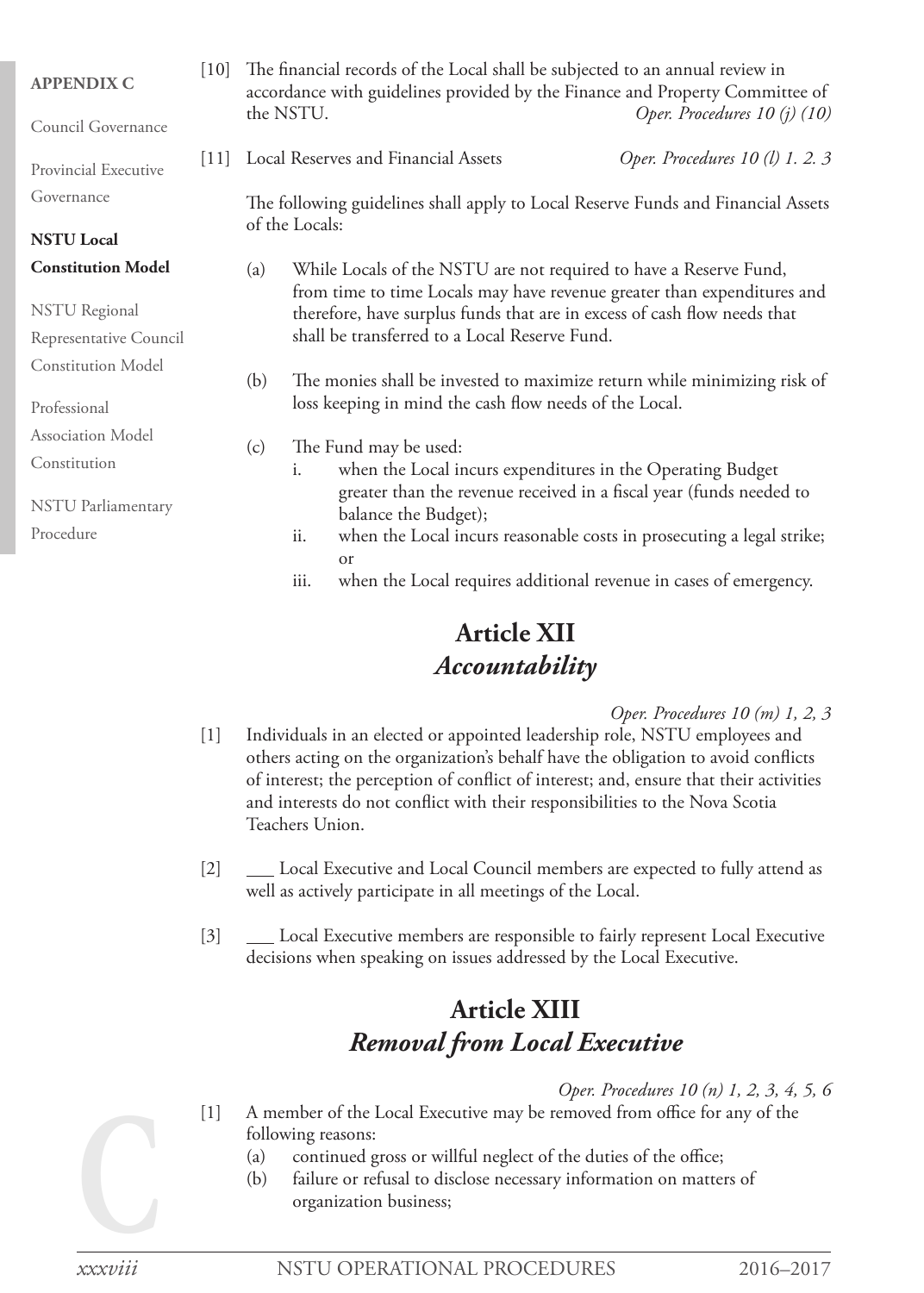[10] The financial records of the Local shall be subjected to an annual review in accordance with guidelines provided by the Finance and Property Committee of the NSTU. *Oper. Procedures 10 (j) (10)*

[11] Local Reserves and Financial Assets *Oper. Procedures 10 (l) 1. 2. 3*

The following guidelines shall apply to Local Reserve Funds and Financial Assets of the Locals:

(a) While Locals of the NSTU are not required to have a Reserve Fund, from time to time Locals may have revenue greater than expenditures and therefore, have surplus funds that are in excess of cash flow needs that shall be transferred to a Local Reserve Fund.

(b) The monies shall be invested to maximize return while minimizing risk of loss keeping in mind the cash flow needs of the Local.

(c) The Fund may be used:
   i. when the Local incurs expenditures in the Operating Budget greater than the revenue received in a fiscal year (funds needed to balance the Budget);
   ii. when the Local incurs reasonable costs in prosecuting a legal strike; or
   iii. when the Local requires additional revenue in cases of emergency.

## Article XII
## *Accountability*

*Oper. Procedures 10 (m) 1, 2, 3*

[1] Individuals in an elected or appointed leadership role, NSTU employees and others acting on the organization's behalf have the obligation to avoid conflicts of interest; the perception of conflict of interest; and, ensure that their activities and interests do not conflict with their responsibilities to the Nova Scotia Teachers Union.

[2] ___ Local Executive and Local Council members are expected to fully attend as well as actively participate in all meetings of the Local.

[3] ___ Local Executive members are responsible to fairly represent Local Executive decisions when speaking on issues addressed by the Local Executive.

## Article XIII
## *Removal from Local Executive*

*Oper. Procedures 10 (n) 1, 2, 3, 4, 5, 6*

[1] A member of the Local Executive may be removed from office for any of the following reasons:
   (a) continued gross or willful neglect of the duties of the office;
   (b) failure or refusal to disclose necessary information on matters of organization business;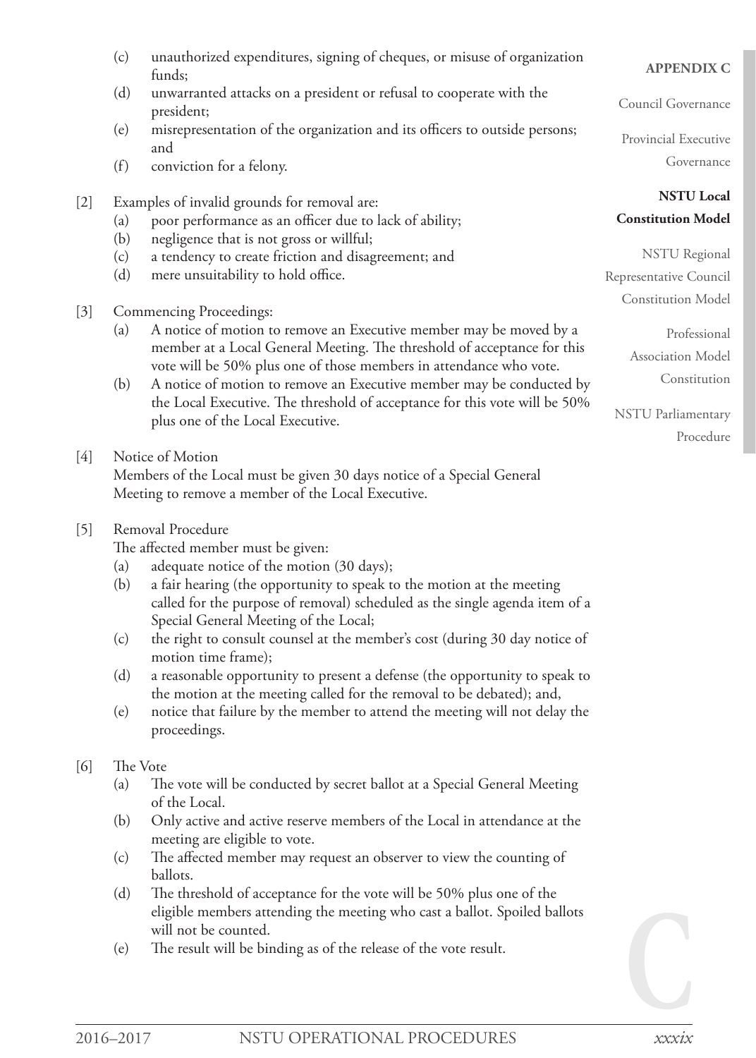(c) unauthorized expenditures, signing of cheques, or misuse of organization funds;
(d) unwarranted attacks on a president or refusal to cooperate with the president;
(e) misrepresentation of the organization and its officers to outside persons; and
(f) conviction for a felony.

[2] Examples of invalid grounds for removal are:
(a) poor performance as an officer due to lack of ability;
(b) negligence that is not gross or willful;
(c) a tendency to create friction and disagreement; and
(d) mere unsuitability to hold office.

[3] Commencing Proceedings:
(a) A notice of motion to remove an Executive member may be moved by a member at a Local General Meeting. The threshold of acceptance for this vote will be 50% plus one of those members in attendance who vote.
(b) A notice of motion to remove an Executive member may be conducted by the Local Executive. The threshold of acceptance for this vote will be 50% plus one of the Local Executive.

[4] Notice of Motion
Members of the Local must be given 30 days notice of a Special General Meeting to remove a member of the Local Executive.

[5] Removal Procedure
The affected member must be given:
(a) adequate notice of the motion (30 days);
(b) a fair hearing (the opportunity to speak to the motion at the meeting called for the purpose of removal) scheduled as the single agenda item of a Special General Meeting of the Local;
(c) the right to consult counsel at the member's cost (during 30 day notice of motion time frame);
(d) a reasonable opportunity to present a defense (the opportunity to speak to the motion at the meeting called for the removal to be debated); and,
(e) notice that failure by the member to attend the meeting will not delay the proceedings.

[6] The Vote
(a) The vote will be conducted by secret ballot at a Special General Meeting of the Local.
(b) Only active and active reserve members of the Local in attendance at the meeting are eligible to vote.
(c) The affected member may request an observer to view the counting of ballots.
(d) The threshold of acceptance for the vote will be 50% plus one of the eligible members attending the meeting who cast a ballot. Spoiled ballots will not be counted.
(e) The result will be binding as of the release of the vote result.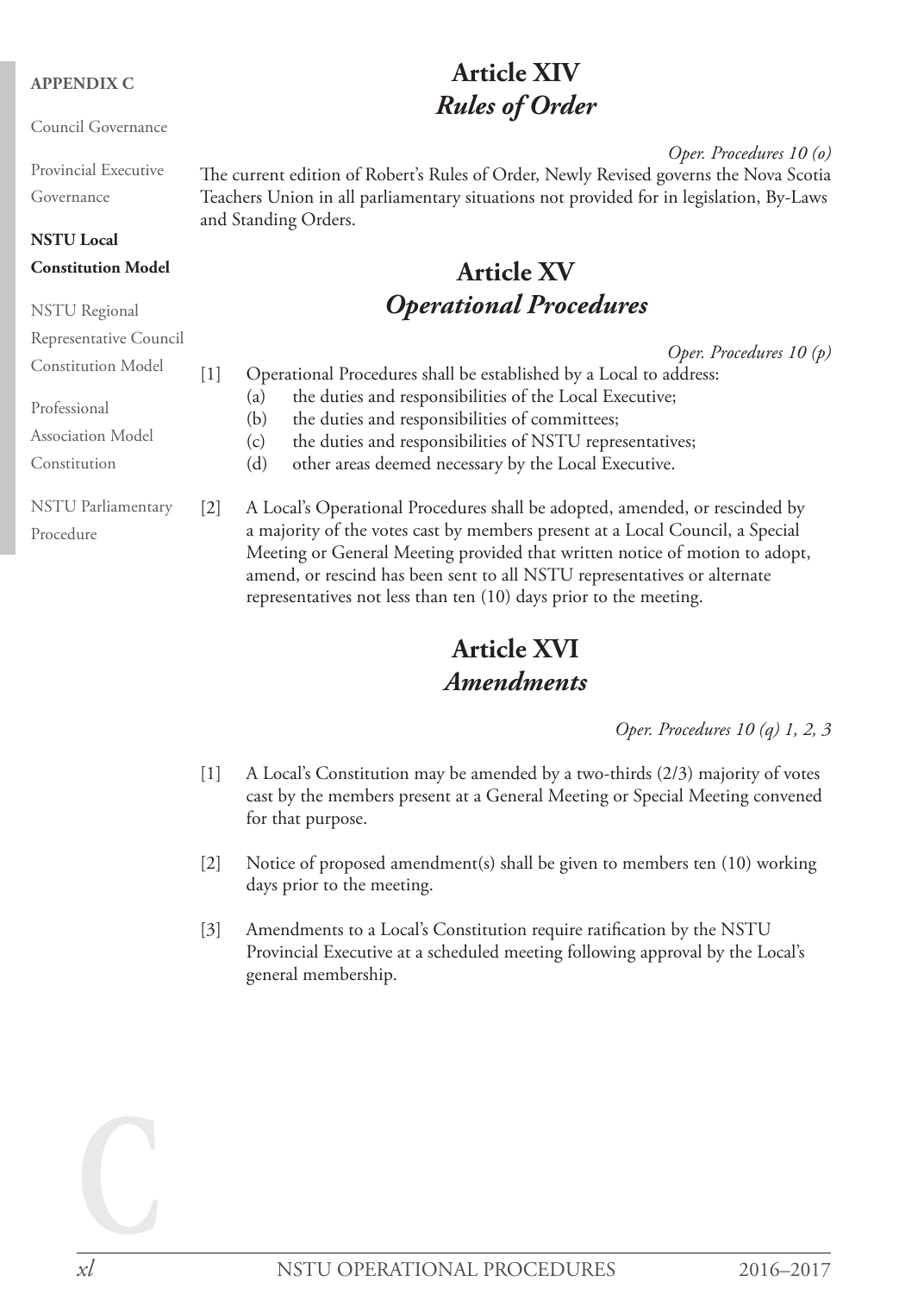## Article XIV
## *Rules of Order*

*Oper. Procedures 10 (o)*

The current edition of Robert's Rules of Order, Newly Revised governs the Nova Scotia Teachers Union in all parliamentary situations not provided for in legislation, By-Laws and Standing Orders.

## Article XV
## *Operational Procedures*

*Oper. Procedures 10 (p)*

[1] Operational Procedures shall be established by a Local to address:
- (a) the duties and responsibilities of the Local Executive;
- (b) the duties and responsibilities of committees;
- (c) the duties and responsibilities of NSTU representatives;
- (d) other areas deemed necessary by the Local Executive.

[2] A Local's Operational Procedures shall be adopted, amended, or rescinded by a majority of the votes cast by members present at a Local Council, a Special Meeting or General Meeting provided that written notice of motion to adopt, amend, or rescind has been sent to all NSTU representatives or alternate representatives not less than ten (10) days prior to the meeting.

## Article XVI
## *Amendments*

*Oper. Procedures 10 (q) 1, 2, 3*

[1] A Local's Constitution may be amended by a two-thirds (2/3) majority of votes cast by the members present at a General Meeting or Special Meeting convened for that purpose.

[2] Notice of proposed amendment(s) shall be given to members ten (10) working days prior to the meeting.

[3] Amendments to a Local's Constitution require ratification by the NSTU Provincial Executive at a scheduled meeting following approval by the Local's general membership.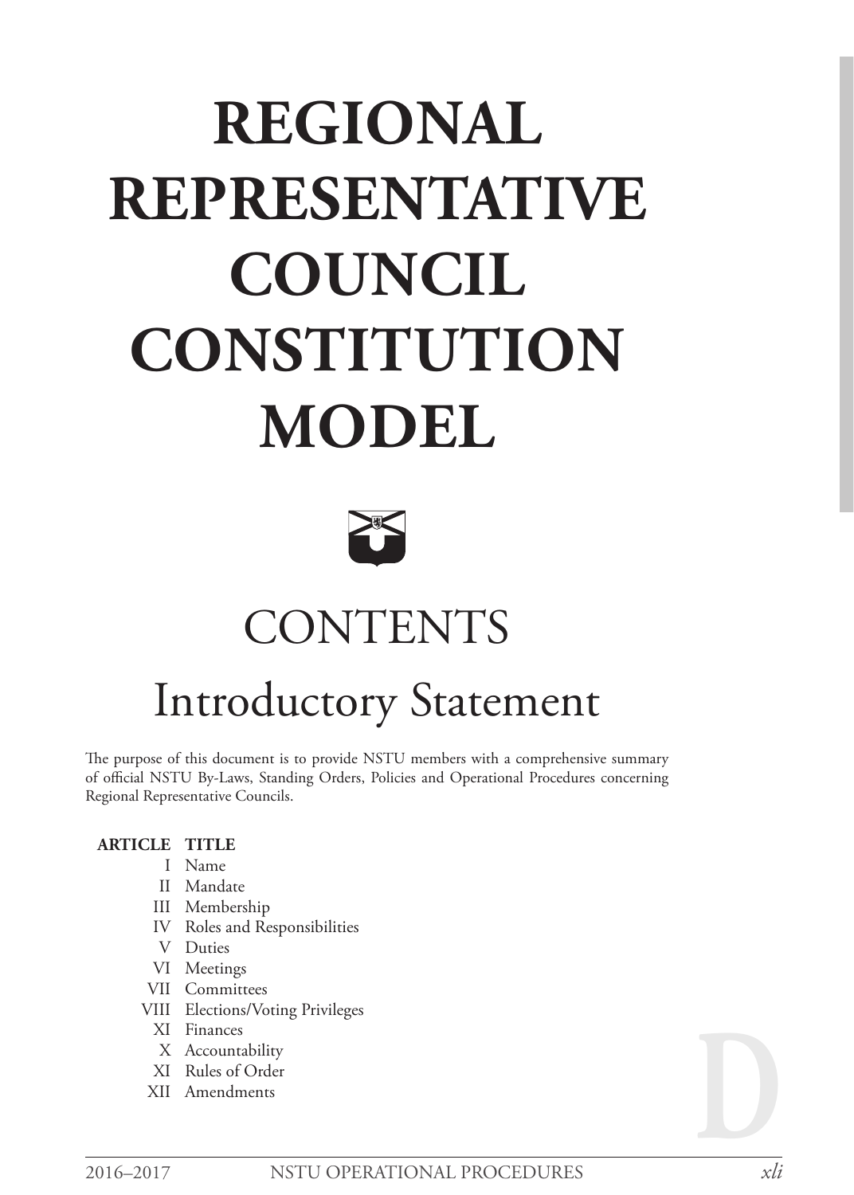# REGIONAL REPRESENTATIVE COUNCIL CONSTITUTION MODEL

## CONTENTS

## Introductory Statement

The purpose of this document is to provide NSTU members with a comprehensive summary of official NSTU By-Laws, Standing Orders, Policies and Operational Procedures concerning Regional Representative Councils.

| ARTICLE | TITLE |
|---|---|
| I | Name |
| II | Mandate |
| III | Membership |
| IV | Roles and Responsibilities |
| V | Duties |
| VI | Meetings |
| VII | Committees |
| VIII | Elections/Voting Privileges |
| XI | Finances |
| X | Accountability |
| XI | Rules of Order |
| XII | Amendments |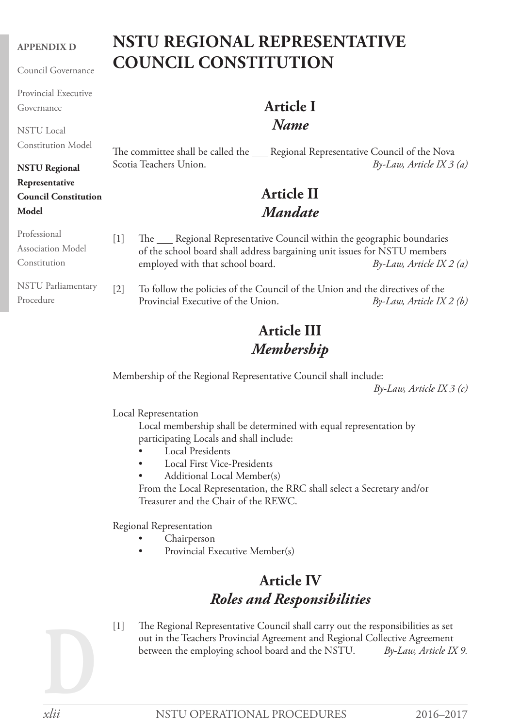# NSTU REGIONAL REPRESENTATIVE COUNCIL CONSTITUTION

## Article I
### *Name*

The committee shall be called the ___ Regional Representative Council of the Nova Scotia Teachers Union. *By-Law, Article IX 3 (a)*

## Article II
### *Mandate*

[1] The ___ Regional Representative Council within the geographic boundaries of the school board shall address bargaining unit issues for NSTU members employed with that school board. *By-Law, Article IX 2 (a)*

[2] To follow the policies of the Council of the Union and the directives of the Provincial Executive of the Union. *By-Law, Article IX 2 (b)*

## Article III
### *Membership*

Membership of the Regional Representative Council shall include:
*By-Law, Article IX 3 (c)*

Local Representation

Local membership shall be determined with equal representation by participating Locals and shall include:

- Local Presidents
- Local First Vice-Presidents
- Additional Local Member(s)

From the Local Representation, the RRC shall select a Secretary and/or Treasurer and the Chair of the REWC.

Regional Representation

- Chairperson
- Provincial Executive Member(s)

## Article IV
### *Roles and Responsibilities*

[1] The Regional Representative Council shall carry out the responsibilities as set out in the Teachers Provincial Agreement and Regional Collective Agreement between the employing school board and the NSTU. *By-Law, Article IX 9.*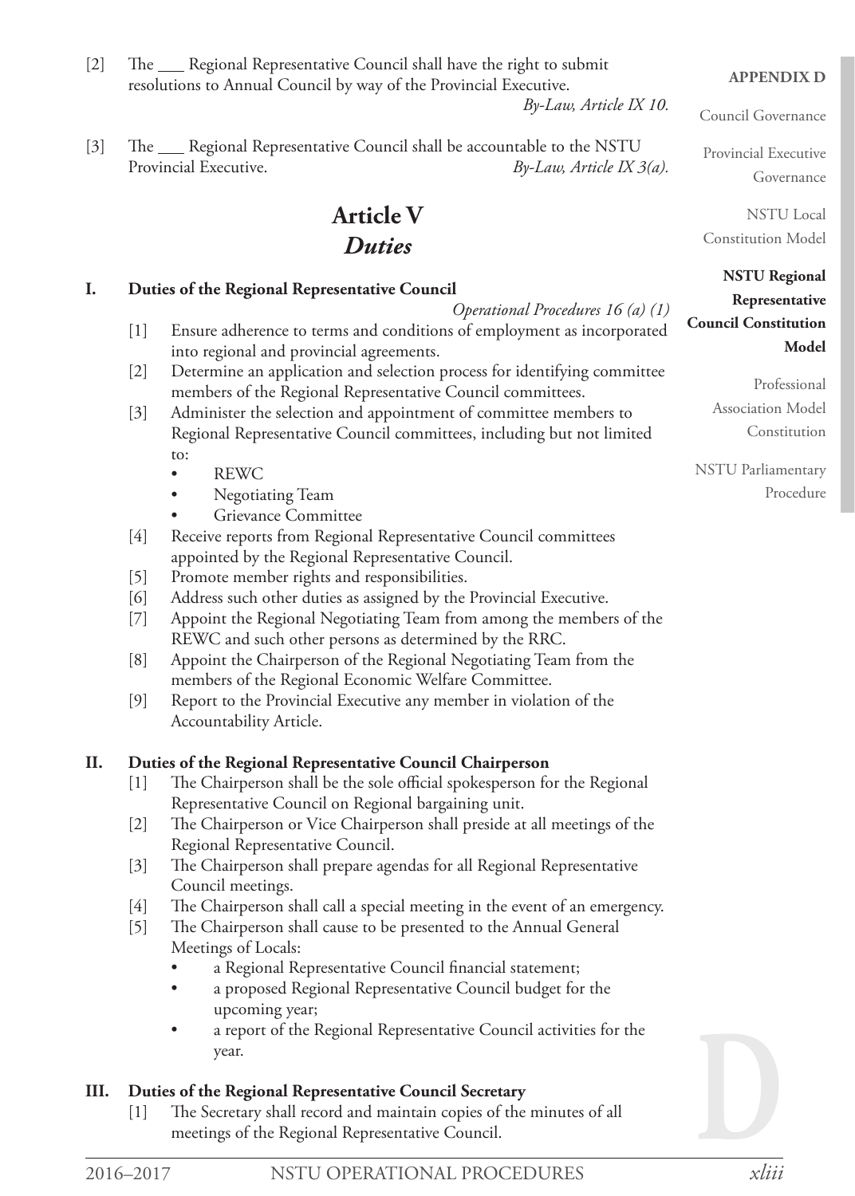[2] The ___ Regional Representative Council shall have the right to submit resolutions to Annual Council by way of the Provincial Executive.
*By-Law, Article IX 10.*

[3] The ___ Regional Representative Council shall be accountable to the NSTU Provincial Executive. *By-Law, Article IX 3(a).*

## Article V
## *Duties*

### I. Duties of the Regional Representative Council

*Operational Procedures 16 (a) (1)*

[1] Ensure adherence to terms and conditions of employment as incorporated into regional and provincial agreements.
[2] Determine an application and selection process for identifying committee members of the Regional Representative Council committees.
[3] Administer the selection and appointment of committee members to Regional Representative Council committees, including but not limited to:
- REWC
- Negotiating Team
- Grievance Committee

[4] Receive reports from Regional Representative Council committees appointed by the Regional Representative Council.
[5] Promote member rights and responsibilities.
[6] Address such other duties as assigned by the Provincial Executive.
[7] Appoint the Regional Negotiating Team from among the members of the REWC and such other persons as determined by the RRC.
[8] Appoint the Chairperson of the Regional Negotiating Team from the members of the Regional Economic Welfare Committee.
[9] Report to the Provincial Executive any member in violation of the Accountability Article.

### II. Duties of the Regional Representative Council Chairperson

[1] The Chairperson shall be the sole official spokesperson for the Regional Representative Council on Regional bargaining unit.
[2] The Chairperson or Vice Chairperson shall preside at all meetings of the Regional Representative Council.
[3] The Chairperson shall prepare agendas for all Regional Representative Council meetings.
[4] The Chairperson shall call a special meeting in the event of an emergency.
[5] The Chairperson shall cause to be presented to the Annual General Meetings of Locals:
- a Regional Representative Council financial statement;
- a proposed Regional Representative Council budget for the upcoming year;
- a report of the Regional Representative Council activities for the year.

### III. Duties of the Regional Representative Council Secretary

[1] The Secretary shall record and maintain copies of the minutes of all meetings of the Regional Representative Council.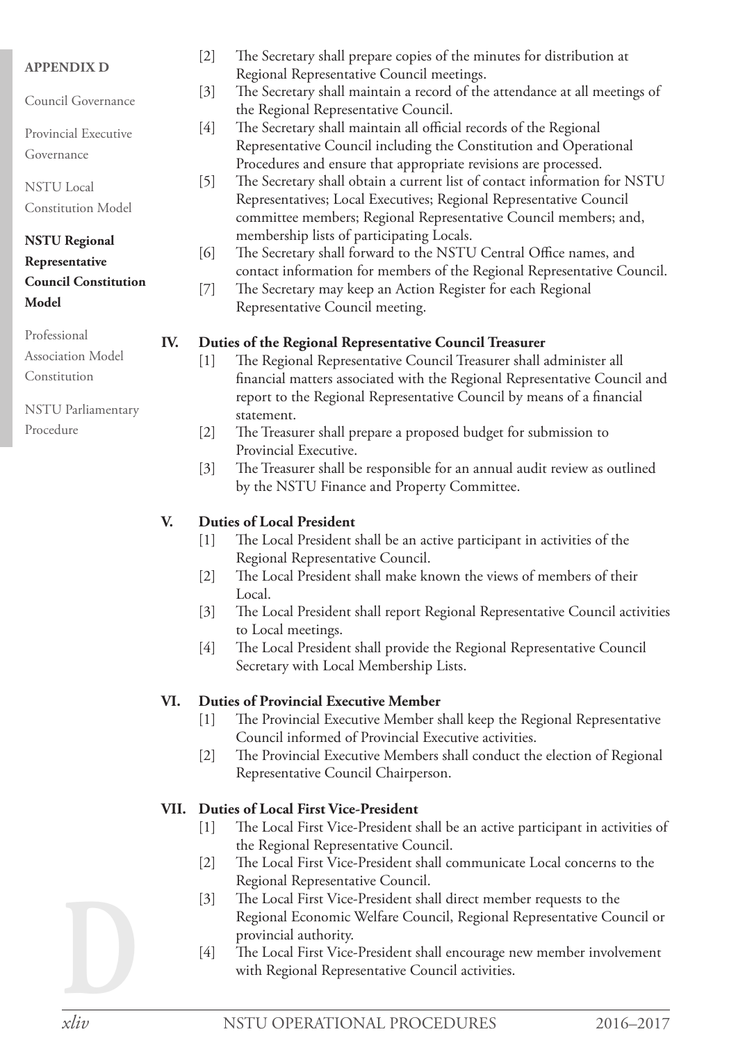[2] The Secretary shall prepare copies of the minutes for distribution at Regional Representative Council meetings.

[3] The Secretary shall maintain a record of the attendance at all meetings of the Regional Representative Council.

[4] The Secretary shall maintain all official records of the Regional Representative Council including the Constitution and Operational Procedures and ensure that appropriate revisions are processed.

[5] The Secretary shall obtain a current list of contact information for NSTU Representatives; Local Executives; Regional Representative Council committee members; Regional Representative Council members; and, membership lists of participating Locals.

[6] The Secretary shall forward to the NSTU Central Office names, and contact information for members of the Regional Representative Council.

[7] The Secretary may keep an Action Register for each Regional Representative Council meeting.

## IV. Duties of the Regional Representative Council Treasurer

[1] The Regional Representative Council Treasurer shall administer all financial matters associated with the Regional Representative Council and report to the Regional Representative Council by means of a financial statement.

[2] The Treasurer shall prepare a proposed budget for submission to Provincial Executive.

[3] The Treasurer shall be responsible for an annual audit review as outlined by the NSTU Finance and Property Committee.

## V. Duties of Local President

[1] The Local President shall be an active participant in activities of the Regional Representative Council.

[2] The Local President shall make known the views of members of their Local.

[3] The Local President shall report Regional Representative Council activities to Local meetings.

[4] The Local President shall provide the Regional Representative Council Secretary with Local Membership Lists.

## VI. Duties of Provincial Executive Member

[1] The Provincial Executive Member shall keep the Regional Representative Council informed of Provincial Executive activities.

[2] The Provincial Executive Members shall conduct the election of Regional Representative Council Chairperson.

## VII. Duties of Local First Vice-President

[1] The Local First Vice-President shall be an active participant in activities of the Regional Representative Council.

[2] The Local First Vice-President shall communicate Local concerns to the Regional Representative Council.

[3] The Local First Vice-President shall direct member requests to the Regional Economic Welfare Council, Regional Representative Council or provincial authority.

[4] The Local First Vice-President shall encourage new member involvement with Regional Representative Council activities.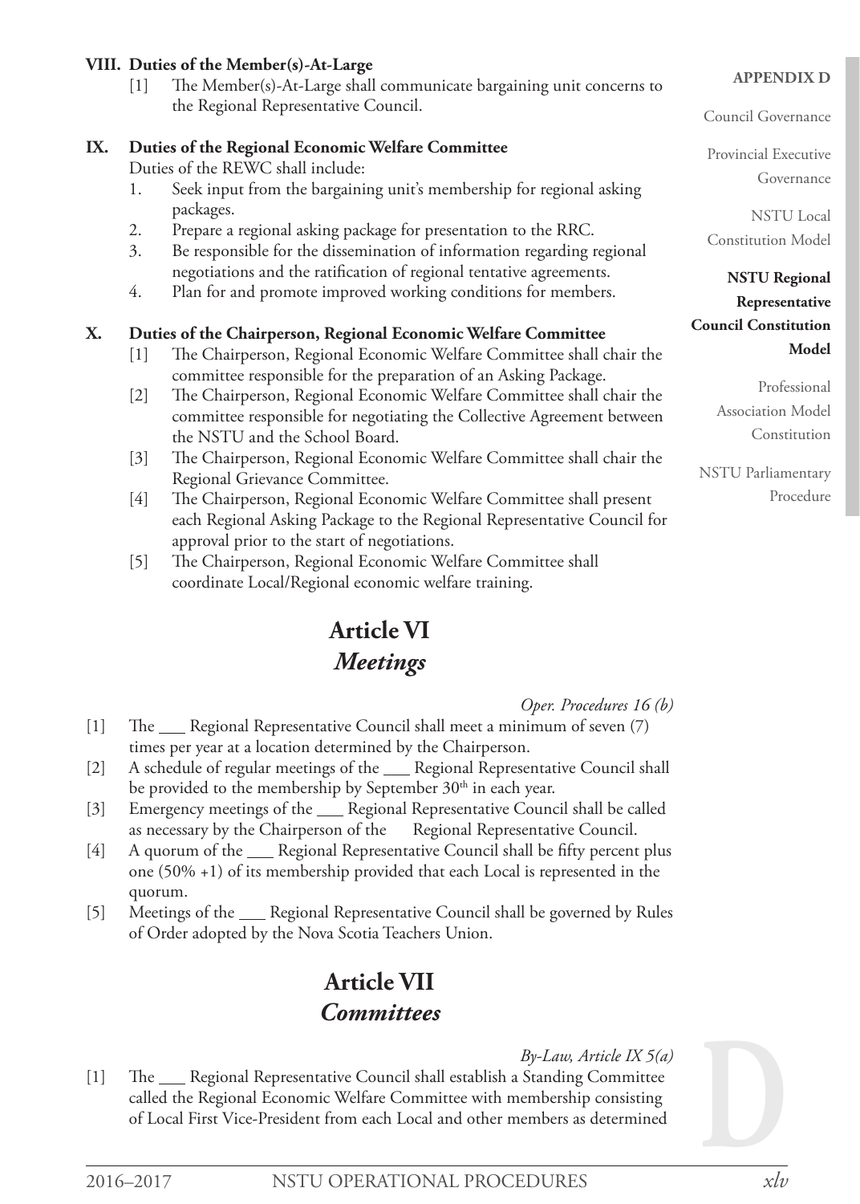**VIII. Duties of the Member(s)-At-Large**

[1] The Member(s)-At-Large shall communicate bargaining unit concerns to the Regional Representative Council.

**IX. Duties of the Regional Economic Welfare Committee**

Duties of the REWC shall include:

1. Seek input from the bargaining unit's membership for regional asking packages.
2. Prepare a regional asking package for presentation to the RRC.
3. Be responsible for the dissemination of information regarding regional negotiations and the ratification of regional tentative agreements.
4. Plan for and promote improved working conditions for members.

**X. Duties of the Chairperson, Regional Economic Welfare Committee**

[1] The Chairperson, Regional Economic Welfare Committee shall chair the committee responsible for the preparation of an Asking Package.

[2] The Chairperson, Regional Economic Welfare Committee shall chair the committee responsible for negotiating the Collective Agreement between the NSTU and the School Board.

[3] The Chairperson, Regional Economic Welfare Committee shall chair the Regional Grievance Committee.

[4] The Chairperson, Regional Economic Welfare Committee shall present each Regional Asking Package to the Regional Representative Council for approval prior to the start of negotiations.

[5] The Chairperson, Regional Economic Welfare Committee shall coordinate Local/Regional economic welfare training.

## Article VI
## *Meetings*

*Oper. Procedures 16 (b)*

[1] The ___ Regional Representative Council shall meet a minimum of seven (7) times per year at a location determined by the Chairperson.

[2] A schedule of regular meetings of the ___ Regional Representative Council shall be provided to the membership by September 30th in each year.

[3] Emergency meetings of the ___ Regional Representative Council shall be called as necessary by the Chairperson of the ___ Regional Representative Council.

[4] A quorum of the ___ Regional Representative Council shall be fifty percent plus one (50% +1) of its membership provided that each Local is represented in the quorum.

[5] Meetings of the ___ Regional Representative Council shall be governed by Rules of Order adopted by the Nova Scotia Teachers Union.

## Article VII
## *Committees*

*By-Law, Article IX 5(a)*

[1] The ___ Regional Representative Council shall establish a Standing Committee called the Regional Economic Welfare Committee with membership consisting of Local First Vice-President from each Local and other members as determined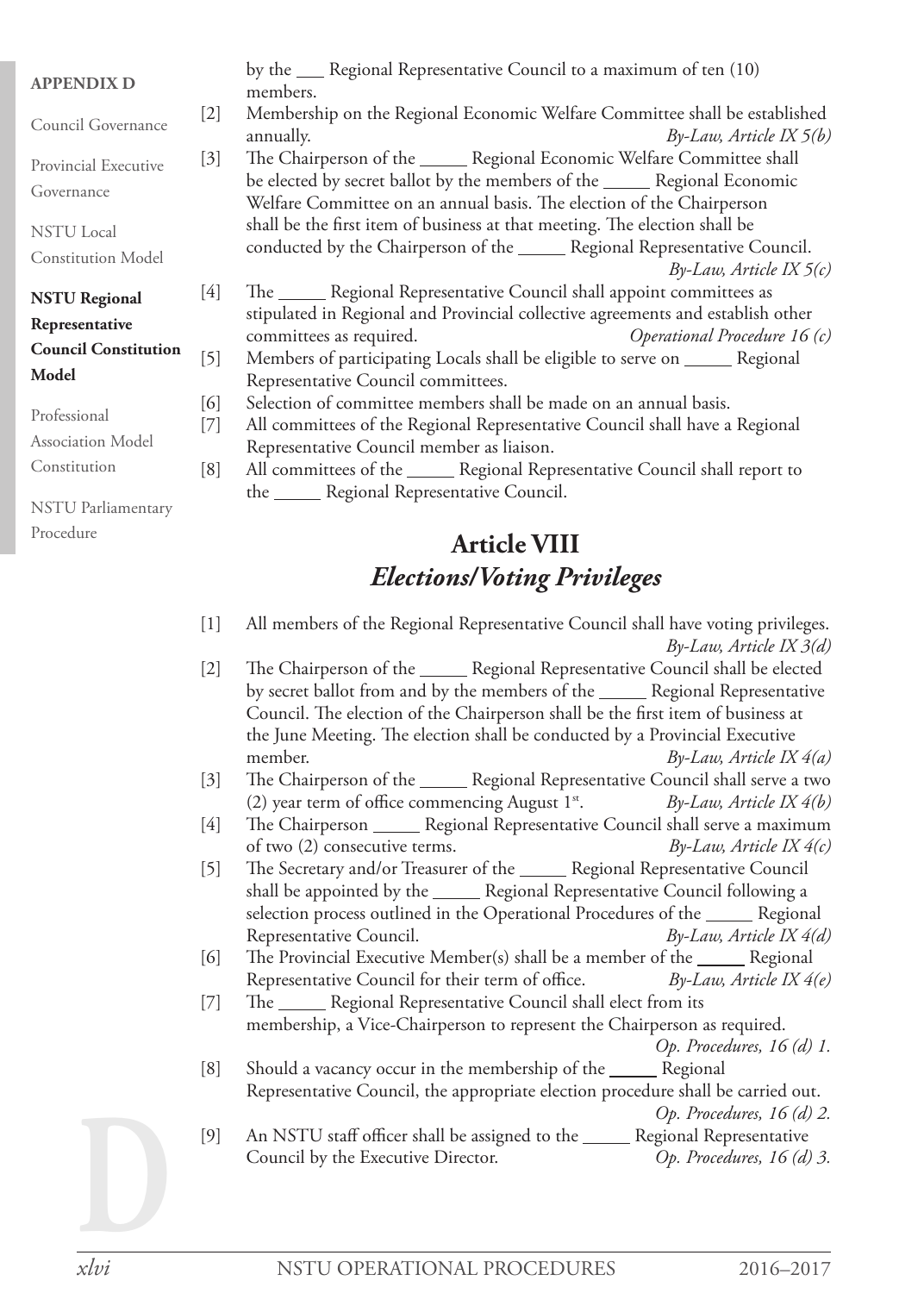by the ___ Regional Representative Council to a maximum of ten (10) members.

[2] Membership on the Regional Economic Welfare Committee shall be established annually. *By-Law, Article IX 5(b)*

[3] The Chairperson of the _____ Regional Economic Welfare Committee shall be elected by secret ballot by the members of the _____ Regional Economic Welfare Committee on an annual basis. The election of the Chairperson shall be the first item of business at that meeting. The election shall be conducted by the Chairperson of the _____ Regional Representative Council. *By-Law, Article IX 5(c)*

[4] The _____ Regional Representative Council shall appoint committees as stipulated in Regional and Provincial collective agreements and establish other committees as required. *Operational Procedure 16 (c)*

[5] Members of participating Locals shall be eligible to serve on _____ Regional Representative Council committees.

[6] Selection of committee members shall be made on an annual basis.

[7] All committees of the Regional Representative Council shall have a Regional Representative Council member as liaison.

[8] All committees of the _____ Regional Representative Council shall report to the _____ Regional Representative Council.

## Article VIII
## *Elections/Voting Privileges*

[1] All members of the Regional Representative Council shall have voting privileges. *By-Law, Article IX 3(d)*

[2] The Chairperson of the _____ Regional Representative Council shall be elected by secret ballot from and by the members of the _____ Regional Representative Council. The election of the Chairperson shall be the first item of business at the June Meeting. The election shall be conducted by a Provincial Executive member. *By-Law, Article IX 4(a)*

[3] The Chairperson of the _____ Regional Representative Council shall serve a two (2) year term of office commencing August 1st. *By-Law, Article IX 4(b)*

[4] The Chairperson _____ Regional Representative Council shall serve a maximum of two (2) consecutive terms. *By-Law, Article IX 4(c)*

[5] The Secretary and/or Treasurer of the _____ Regional Representative Council shall be appointed by the _____ Regional Representative Council following a selection process outlined in the Operational Procedures of the _____ Regional Representative Council. *By-Law, Article IX 4(d)*

[6] The Provincial Executive Member(s) shall be a member of the _____ Regional Representative Council for their term of office. *By-Law, Article IX 4(e)*

[7] The _____ Regional Representative Council shall elect from its membership, a Vice-Chairperson to represent the Chairperson as required. *Op. Procedures, 16 (d) 1.*

[8] Should a vacancy occur in the membership of the _____ Regional Representative Council, the appropriate election procedure shall be carried out. *Op. Procedures, 16 (d) 2.*

[9] An NSTU staff officer shall be assigned to the _____ Regional Representative Council by the Executive Director. *Op. Procedures, 16 (d) 3.*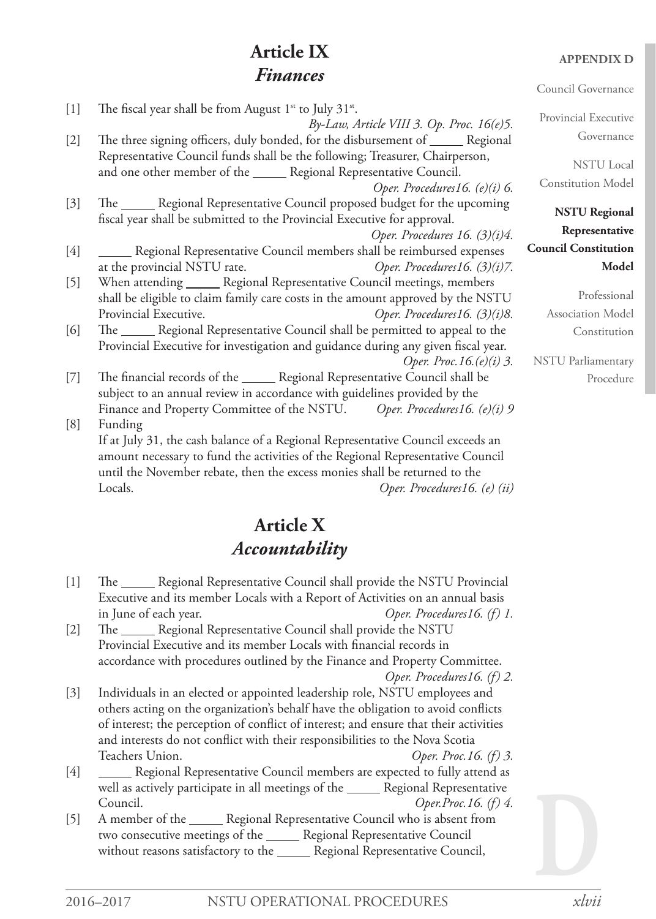# Article IX
## *Finances*

[1] The fiscal year shall be from August 1st to July 31st.
*By-Law, Article VIII 3. Op. Proc. 16(e)5.*

[2] The three signing officers, duly bonded, for the disbursement of _____ Regional Representative Council funds shall be the following; Treasurer, Chairperson, and one other member of the _____ Regional Representative Council.
*Oper. Procedures16. (e)(i) 6.*

[3] The _____ Regional Representative Council proposed budget for the upcoming fiscal year shall be submitted to the Provincial Executive for approval.
*Oper. Procedures 16. (3)(i)4.*

[4] _____ Regional Representative Council members shall be reimbursed expenses at the provincial NSTU rate. *Oper. Procedures16. (3)(i)7.*

[5] When attending _____ Regional Representative Council meetings, members shall be eligible to claim family care costs in the amount approved by the NSTU Provincial Executive. *Oper. Procedures16. (3)(i)8.*

[6] The _____ Regional Representative Council shall be permitted to appeal to the Provincial Executive for investigation and guidance during any given fiscal year.
*Oper. Proc.16.(e)(i) 3.*

[7] The financial records of the _____ Regional Representative Council shall be subject to an annual review in accordance with guidelines provided by the Finance and Property Committee of the NSTU. *Oper. Procedures16. (e)(i) 9*

[8] Funding
If at July 31, the cash balance of a Regional Representative Council exceeds an amount necessary to fund the activities of the Regional Representative Council until the November rebate, then the excess monies shall be returned to the Locals. *Oper. Procedures16. (e) (ii)*

# Article X
## *Accountability*

[1] The _____ Regional Representative Council shall provide the NSTU Provincial Executive and its member Locals with a Report of Activities on an annual basis in June of each year. *Oper. Procedures16. (f) 1.*

[2] The _____ Regional Representative Council shall provide the NSTU Provincial Executive and its member Locals with financial records in accordance with procedures outlined by the Finance and Property Committee.
*Oper. Procedures16. (f) 2.*

[3] Individuals in an elected or appointed leadership role, NSTU employees and others acting on the organization's behalf have the obligation to avoid conflicts of interest; the perception of conflict of interest; and ensure that their activities and interests do not conflict with their responsibilities to the Nova Scotia Teachers Union. *Oper. Proc.16. (f) 3.*

[4] _____ Regional Representative Council members are expected to fully attend as well as actively participate in all meetings of the _____ Regional Representative Council. *Oper.Proc.16. (f) 4.*

[5] A member of the _____ Regional Representative Council who is absent from two consecutive meetings of the _____ Regional Representative Council without reasons satisfactory to the _____ Regional Representative Council,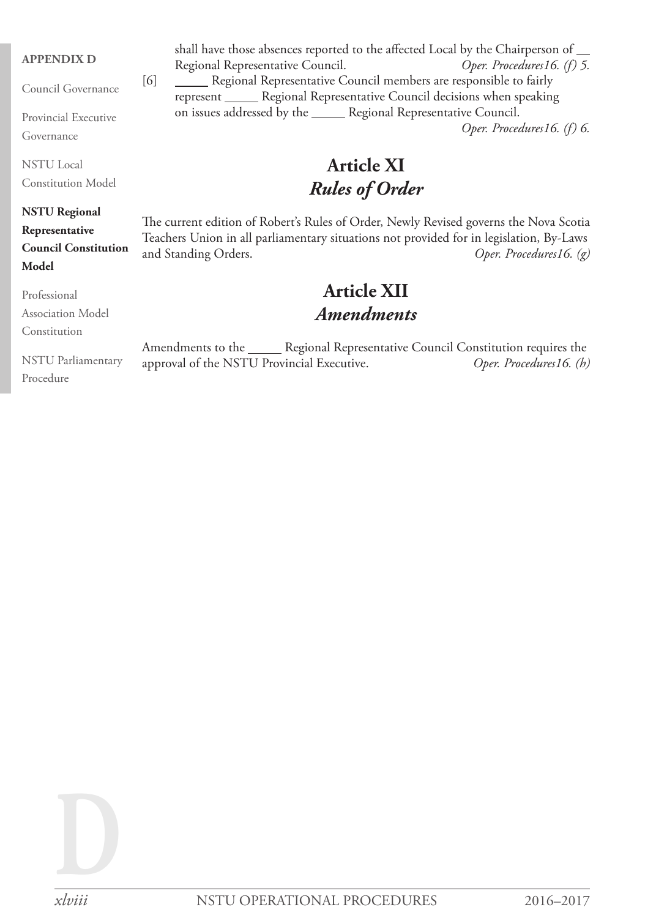shall have those absences reported to the affected Local by the Chairperson of __ Regional Representative Council. *Oper. Procedures16. (f) 5.*

[6] _____ Regional Representative Council members are responsible to fairly represent _____ Regional Representative Council decisions when speaking on issues addressed by the _____ Regional Representative Council. *Oper. Procedures16. (f) 6.*

## Article XI
## *Rules of Order*

The current edition of Robert's Rules of Order, Newly Revised governs the Nova Scotia Teachers Union in all parliamentary situations not provided for in legislation, By-Laws and Standing Orders. *Oper. Procedures16. (g)*

## Article XII
## *Amendments*

Amendments to the _____ Regional Representative Council Constitution requires the approval of the NSTU Provincial Executive. *Oper. Procedures16. (h)*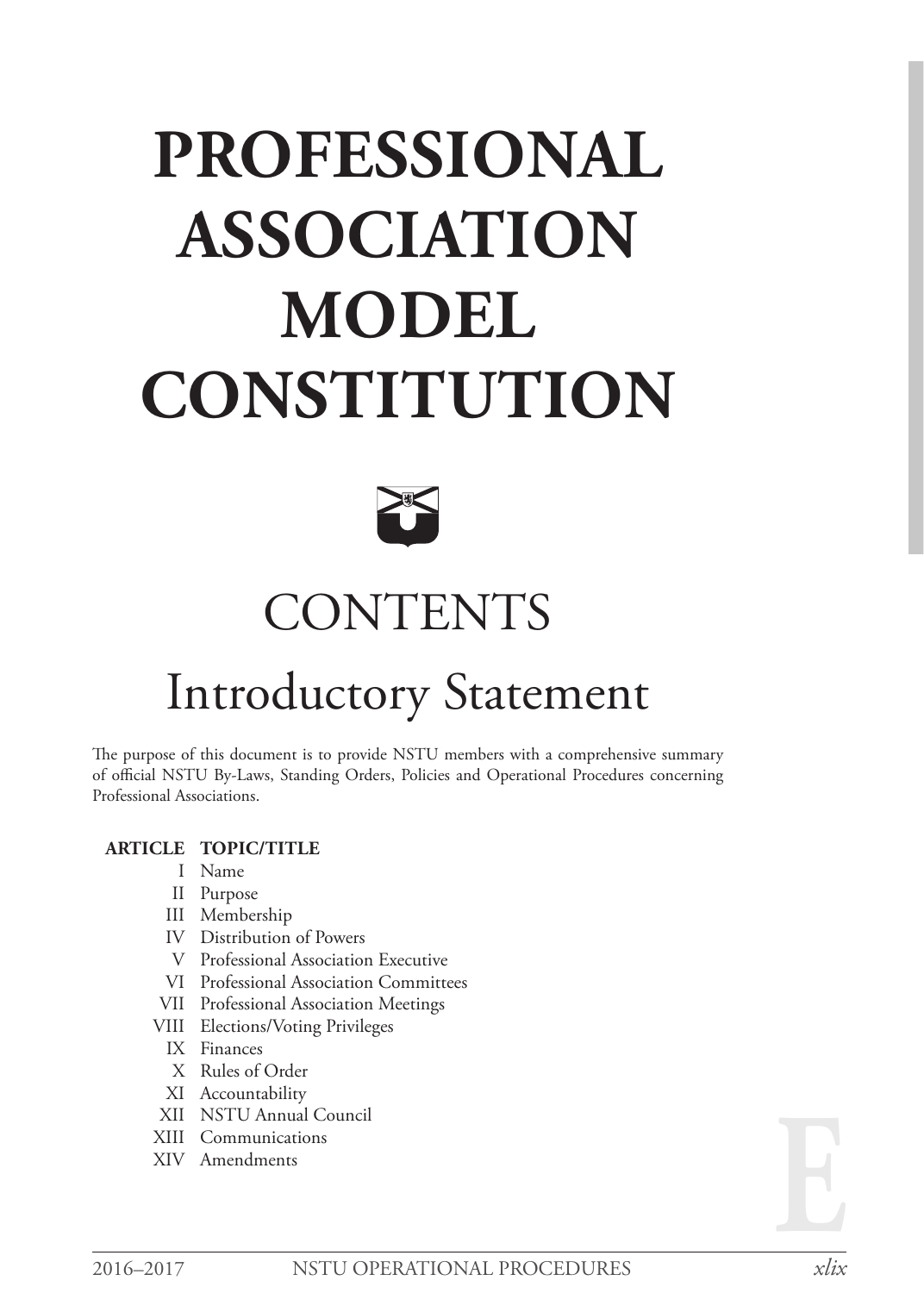# PROFESSIONAL ASSOCIATION MODEL CONSTITUTION

## CONTENTS

## Introductory Statement

The purpose of this document is to provide NSTU members with a comprehensive summary of official NSTU By-Laws, Standing Orders, Policies and Operational Procedures concerning Professional Associations.

| ARTICLE | TOPIC/TITLE |
|---|---|
| I | Name |
| II | Purpose |
| III | Membership |
| IV | Distribution of Powers |
| V | Professional Association Executive |
| VI | Professional Association Committees |
| VII | Professional Association Meetings |
| VIII | Elections/Voting Privileges |
| IX | Finances |
| X | Rules of Order |
| XI | Accountability |
| XII | NSTU Annual Council |
| XIII | Communications |
| XIV | Amendments |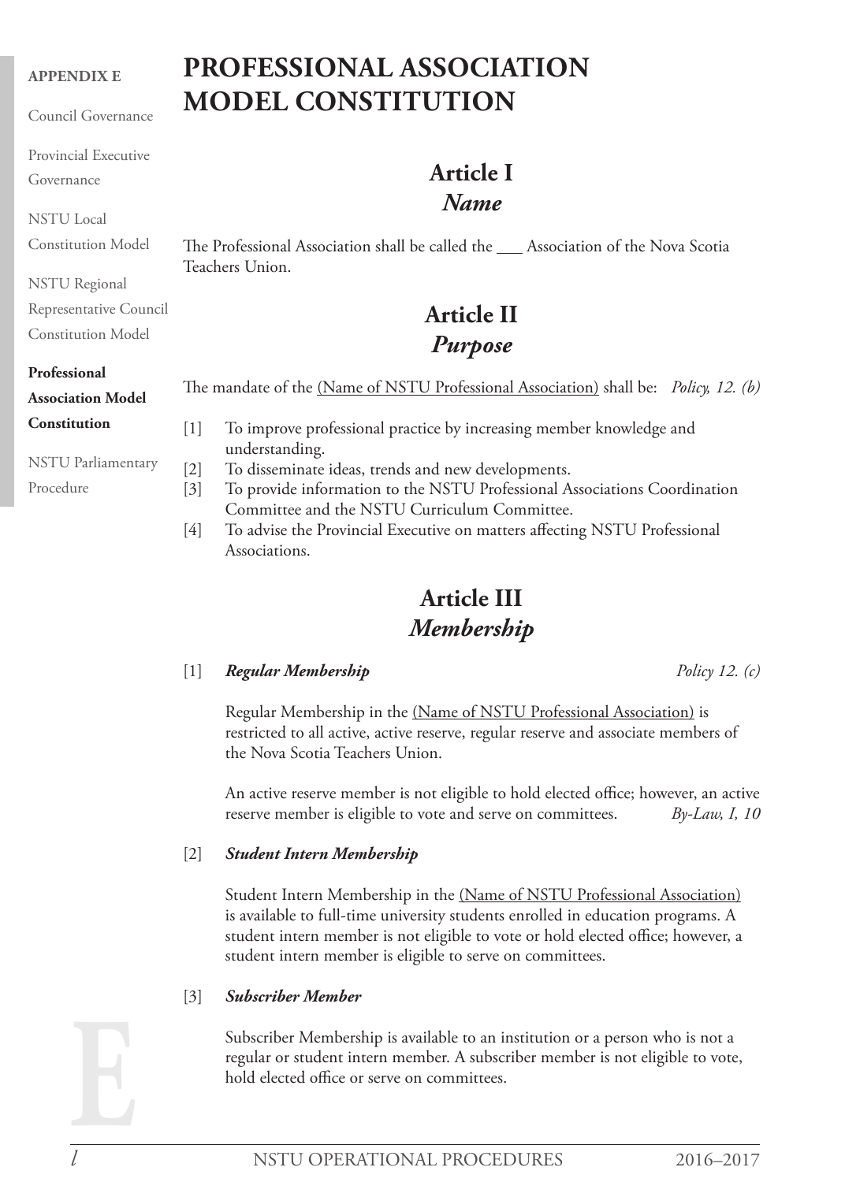# PROFESSIONAL ASSOCIATION MODEL CONSTITUTION

## Article I
### *Name*

The Professional Association shall be called the ___ Association of the Nova Scotia Teachers Union.

## Article II
### *Purpose*

The mandate of the (Name of NSTU Professional Association) shall be: *Policy, 12. (b)*

[1] To improve professional practice by increasing member knowledge and understanding.
[2] To disseminate ideas, trends and new developments.
[3] To provide information to the NSTU Professional Associations Coordination Committee and the NSTU Curriculum Committee.
[4] To advise the Provincial Executive on matters affecting NSTU Professional Associations.

## Article III
### *Membership*

[1] ***Regular Membership*** *Policy 12. (c)*

Regular Membership in the (Name of NSTU Professional Association) is restricted to all active, active reserve, regular reserve and associate members of the Nova Scotia Teachers Union.

An active reserve member is not eligible to hold elected office; however, an active reserve member is eligible to vote and serve on committees. *By-Law, I, 10*

[2] ***Student Intern Membership***

Student Intern Membership in the (Name of NSTU Professional Association) is available to full-time university students enrolled in education programs. A student intern member is not eligible to vote or hold elected office; however, a student intern member is eligible to serve on committees.

[3] ***Subscriber Member***

Subscriber Membership is available to an institution or a person who is not a regular or student intern member. A subscriber member is not eligible to vote, hold elected office or serve on committees.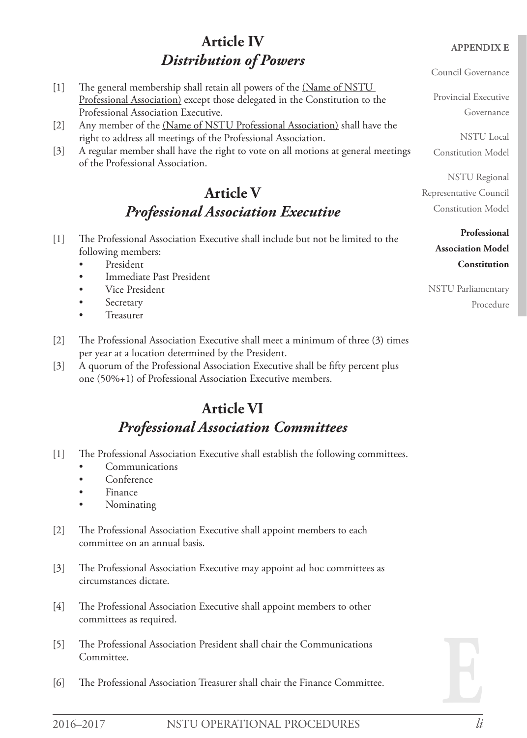## Article IV
## *Distribution of Powers*

[1] The general membership shall retain all powers of the (Name of NSTU Professional Association) except those delegated in the Constitution to the Professional Association Executive.

[2] Any member of the (Name of NSTU Professional Association) shall have the right to address all meetings of the Professional Association.

[3] A regular member shall have the right to vote on all motions at general meetings of the Professional Association.

## Article V
## *Professional Association Executive*

[1] The Professional Association Executive shall include but not be limited to the following members:

- President
- Immediate Past President
- Vice President
- Secretary
- Treasurer

[2] The Professional Association Executive shall meet a minimum of three (3) times per year at a location determined by the President.

[3] A quorum of the Professional Association Executive shall be fifty percent plus one (50%+1) of Professional Association Executive members.

## Article VI
## *Professional Association Committees*

[1] The Professional Association Executive shall establish the following committees.

- Communications
- Conference
- Finance
- Nominating

[2] The Professional Association Executive shall appoint members to each committee on an annual basis.

[3] The Professional Association Executive may appoint ad hoc committees as circumstances dictate.

[4] The Professional Association Executive shall appoint members to other committees as required.

[5] The Professional Association President shall chair the Communications Committee.

[6] The Professional Association Treasurer shall chair the Finance Committee.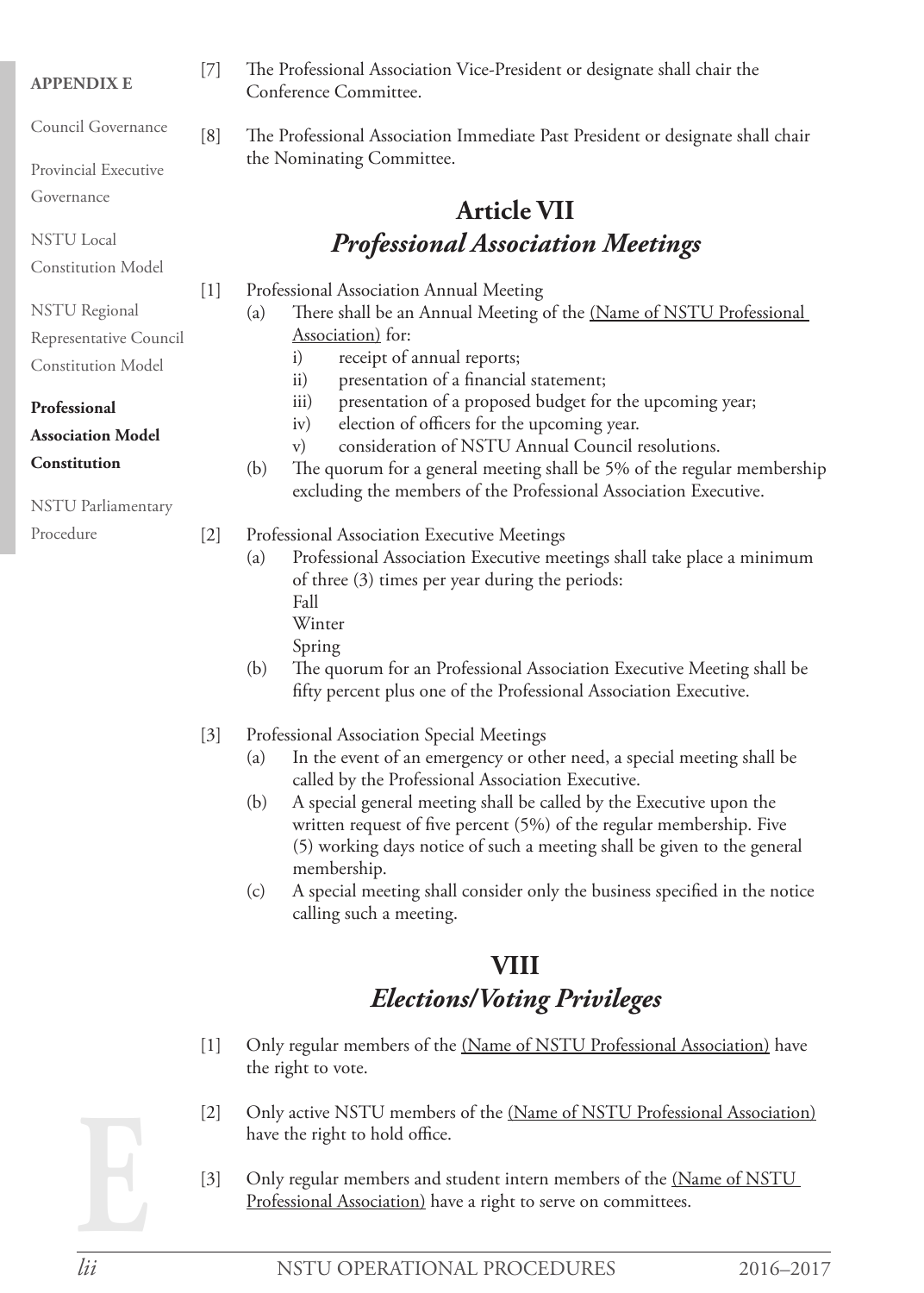[7] The Professional Association Vice-President or designate shall chair the Conference Committee.

[8] The Professional Association Immediate Past President or designate shall chair the Nominating Committee.

## Article VII
## *Professional Association Meetings*

[1] Professional Association Annual Meeting

- (a) There shall be an Annual Meeting of the (Name of NSTU Professional Association) for:
  - i) receipt of annual reports;
  - ii) presentation of a financial statement;
  - iii) presentation of a proposed budget for the upcoming year;
  - iv) election of officers for the upcoming year.
  - v) consideration of NSTU Annual Council resolutions.
- (b) The quorum for a general meeting shall be 5% of the regular membership excluding the members of the Professional Association Executive.

[2] Professional Association Executive Meetings

- (a) Professional Association Executive meetings shall take place a minimum of three (3) times per year during the periods:
  Fall
  Winter
  Spring
- (b) The quorum for an Professional Association Executive Meeting shall be fifty percent plus one of the Professional Association Executive.

[3] Professional Association Special Meetings

- (a) In the event of an emergency or other need, a special meeting shall be called by the Professional Association Executive.
- (b) A special general meeting shall be called by the Executive upon the written request of five percent (5%) of the regular membership. Five (5) working days notice of such a meeting shall be given to the general membership.
- (c) A special meeting shall consider only the business specified in the notice calling such a meeting.

## VIII
## *Elections/Voting Privileges*

[1] Only regular members of the (Name of NSTU Professional Association) have the right to vote.

[2] Only active NSTU members of the (Name of NSTU Professional Association) have the right to hold office.

[3] Only regular members and student intern members of the (Name of NSTU Professional Association) have a right to serve on committees.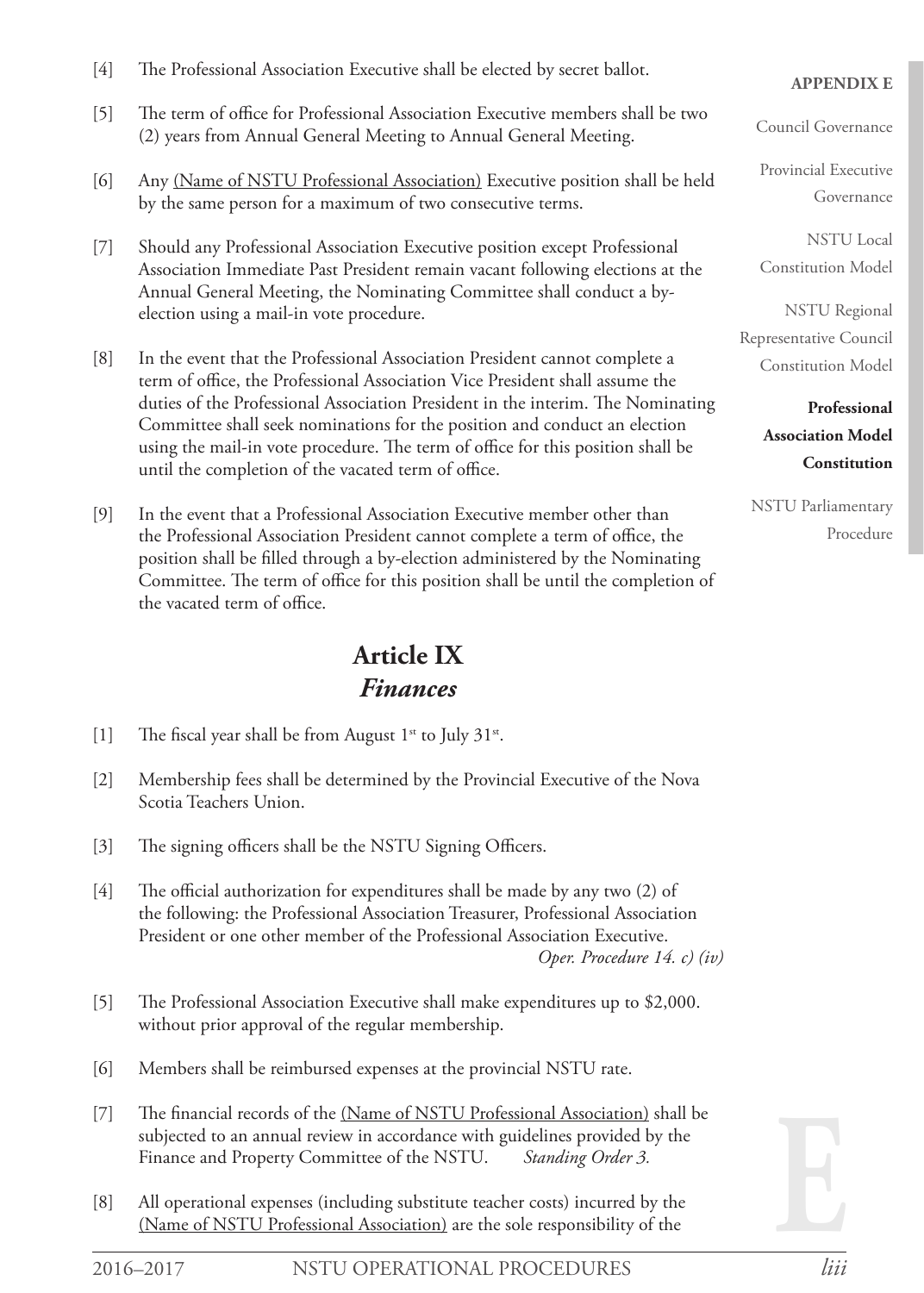[4] The Professional Association Executive shall be elected by secret ballot.

[5] The term of office for Professional Association Executive members shall be two (2) years from Annual General Meeting to Annual General Meeting.

[6] Any <u>(Name of NSTU Professional Association)</u> Executive position shall be held by the same person for a maximum of two consecutive terms.

[7] Should any Professional Association Executive position except Professional Association Immediate Past President remain vacant following elections at the Annual General Meeting, the Nominating Committee shall conduct a by-election using a mail-in vote procedure.

[8] In the event that the Professional Association President cannot complete a term of office, the Professional Association Vice President shall assume the duties of the Professional Association President in the interim. The Nominating Committee shall seek nominations for the position and conduct an election using the mail-in vote procedure. The term of office for this position shall be until the completion of the vacated term of office.

[9] In the event that a Professional Association Executive member other than the Professional Association President cannot complete a term of office, the position shall be filled through a by-election administered by the Nominating Committee. The term of office for this position shall be until the completion of the vacated term of office.

## Article IX
## *Finances*

[1] The fiscal year shall be from August 1st to July 31st.

[2] Membership fees shall be determined by the Provincial Executive of the Nova Scotia Teachers Union.

[3] The signing officers shall be the NSTU Signing Officers.

[4] The official authorization for expenditures shall be made by any two (2) of the following: the Professional Association Treasurer, Professional Association President or one other member of the Professional Association Executive. *Oper. Procedure 14. c) (iv)*

[5] The Professional Association Executive shall make expenditures up to $2,000. without prior approval of the regular membership.

[6] Members shall be reimbursed expenses at the provincial NSTU rate.

[7] The financial records of the <u>(Name of NSTU Professional Association)</u> shall be subjected to an annual review in accordance with guidelines provided by the Finance and Property Committee of the NSTU. *Standing Order 3.*

[8] All operational expenses (including substitute teacher costs) incurred by the <u>(Name of NSTU Professional Association)</u> are the sole responsibility of the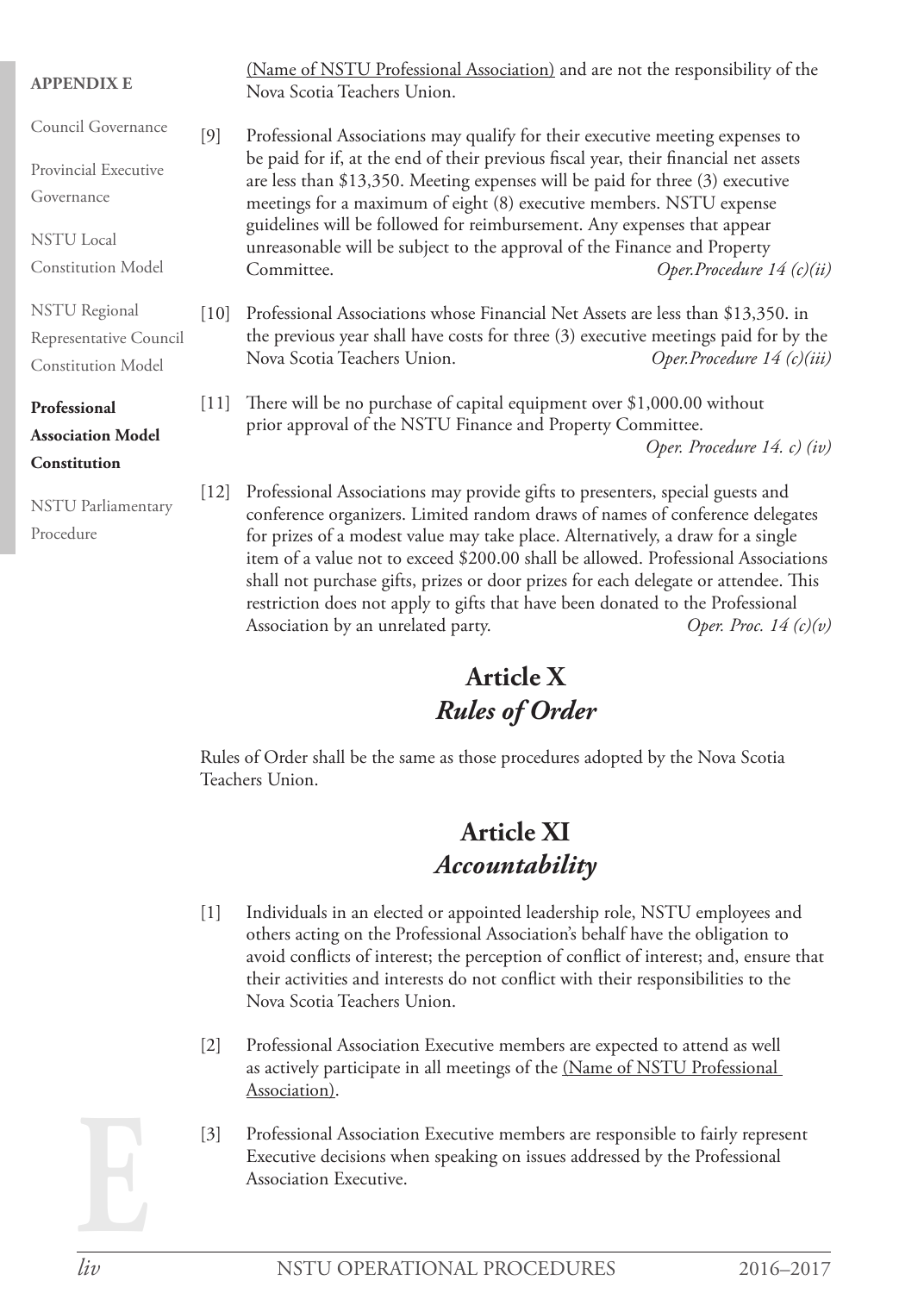(Name of NSTU Professional Association) and are not the responsibility of the Nova Scotia Teachers Union.

[9] Professional Associations may qualify for their executive meeting expenses to be paid for if, at the end of their previous fiscal year, their financial net assets are less than $13,350. Meeting expenses will be paid for three (3) executive meetings for a maximum of eight (8) executive members. NSTU expense guidelines will be followed for reimbursement. Any expenses that appear unreasonable will be subject to the approval of the Finance and Property Committee. *Oper.Procedure 14 (c)(ii)*

[10] Professional Associations whose Financial Net Assets are less than $13,350. in the previous year shall have costs for three (3) executive meetings paid for by the Nova Scotia Teachers Union. *Oper.Procedure 14 (c)(iii)*

[11] There will be no purchase of capital equipment over $1,000.00 without prior approval of the NSTU Finance and Property Committee. *Oper. Procedure 14. c) (iv)*

[12] Professional Associations may provide gifts to presenters, special guests and conference organizers. Limited random draws of names of conference delegates for prizes of a modest value may take place. Alternatively, a draw for a single item of a value not to exceed $200.00 shall be allowed. Professional Associations shall not purchase gifts, prizes or door prizes for each delegate or attendee. This restriction does not apply to gifts that have been donated to the Professional Association by an unrelated party. *Oper. Proc. 14 (c)(v)*

## Article X
## *Rules of Order*

Rules of Order shall be the same as those procedures adopted by the Nova Scotia Teachers Union.

## Article XI
## *Accountability*

[1] Individuals in an elected or appointed leadership role, NSTU employees and others acting on the Professional Association's behalf have the obligation to avoid conflicts of interest; the perception of conflict of interest; and, ensure that their activities and interests do not conflict with their responsibilities to the Nova Scotia Teachers Union.

[2] Professional Association Executive members are expected to attend as well as actively participate in all meetings of the (Name of NSTU Professional Association).

[3] Professional Association Executive members are responsible to fairly represent Executive decisions when speaking on issues addressed by the Professional Association Executive.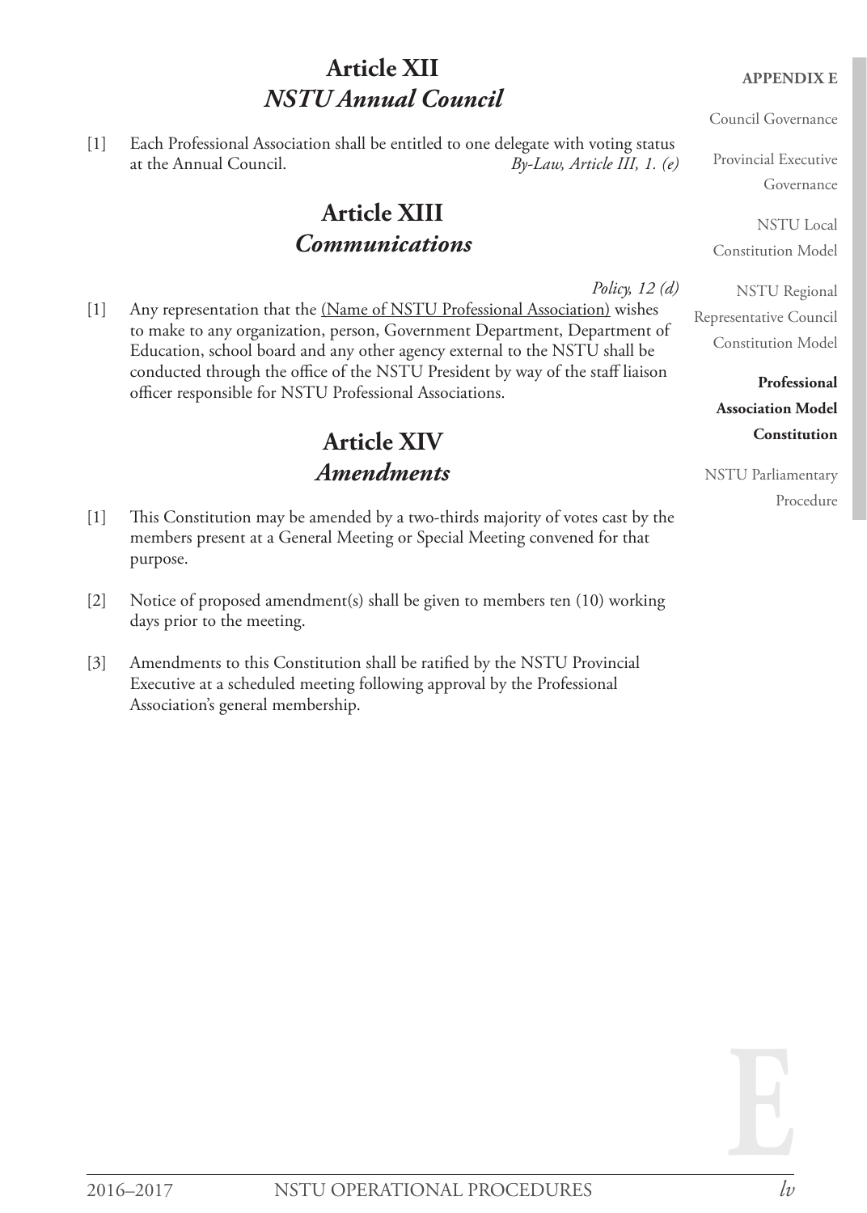## Article XII
### *NSTU Annual Council*

[1] Each Professional Association shall be entitled to one delegate with voting status at the Annual Council. *By-Law, Article III, 1. (e)*

## Article XIII
### *Communications*

*Policy, 12 (d)*

[1] Any representation that the (Name of NSTU Professional Association) wishes to make to any organization, person, Government Department, Department of Education, school board and any other agency external to the NSTU shall be conducted through the office of the NSTU President by way of the staff liaison officer responsible for NSTU Professional Associations.

## Article XIV
### *Amendments*

[1] This Constitution may be amended by a two-thirds majority of votes cast by the members present at a General Meeting or Special Meeting convened for that purpose.

[2] Notice of proposed amendment(s) shall be given to members ten (10) working days prior to the meeting.

[3] Amendments to this Constitution shall be ratified by the NSTU Provincial Executive at a scheduled meeting following approval by the Professional Association's general membership.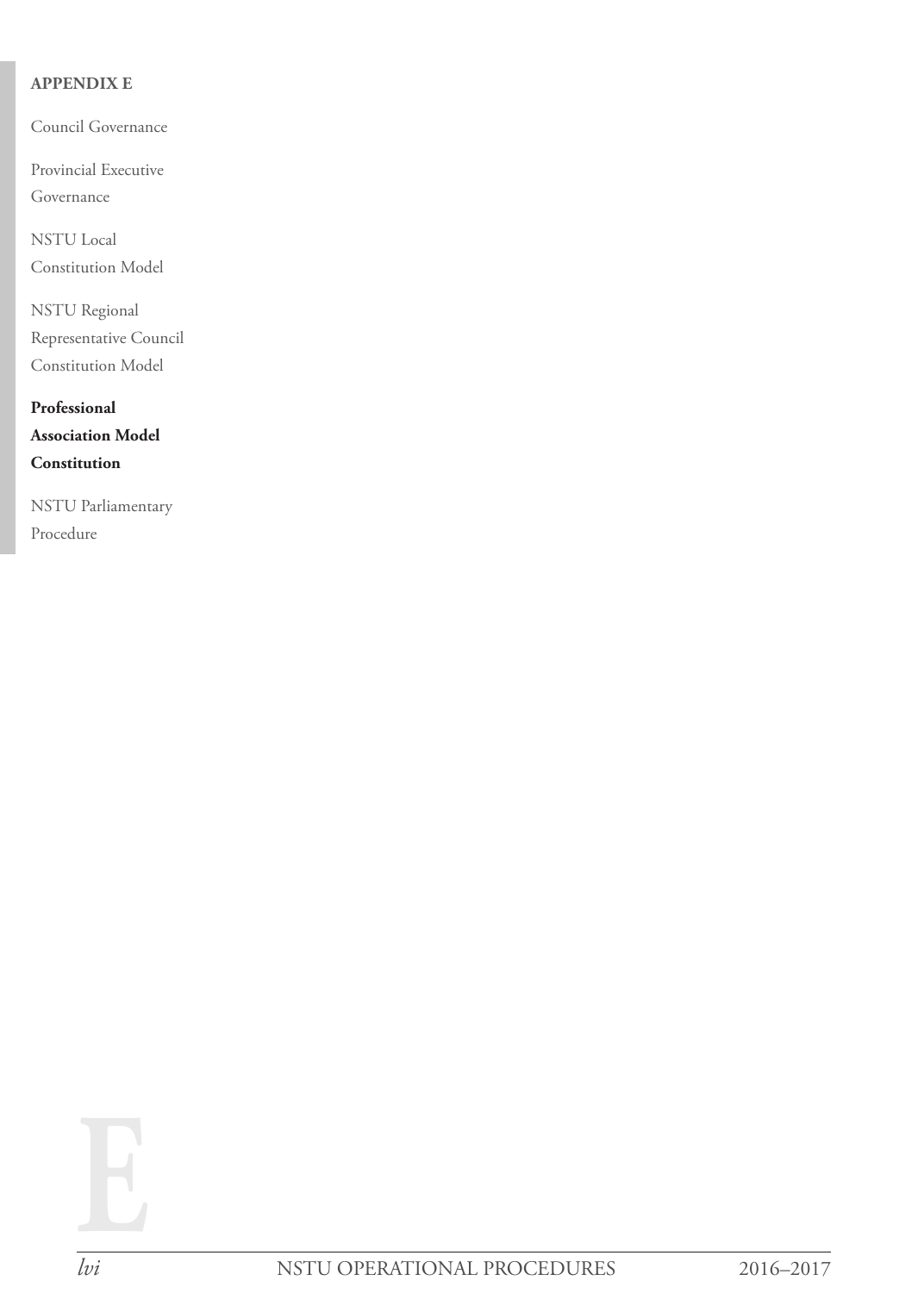**APPENDIX E**

Council Governance

Provincial Executive Governance

NSTU Local Constitution Model

NSTU Regional Representative Council Constitution Model

**Professional Association Model Constitution**

NSTU Parliamentary Procedure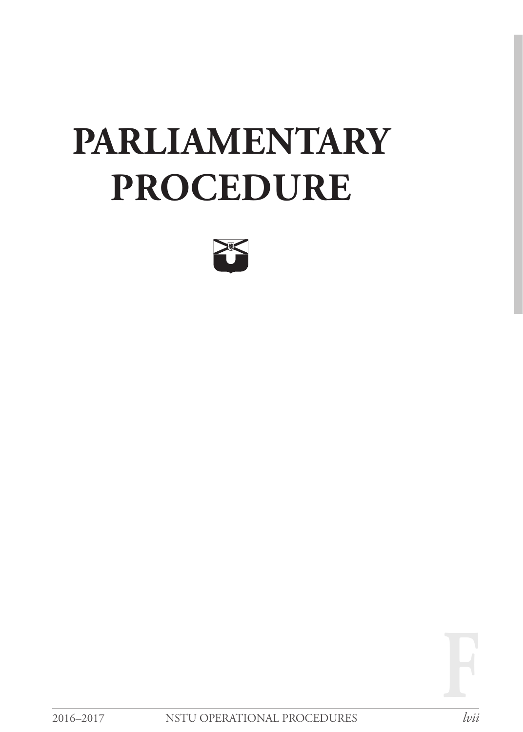# PARLIAMENTARY PROCEDURE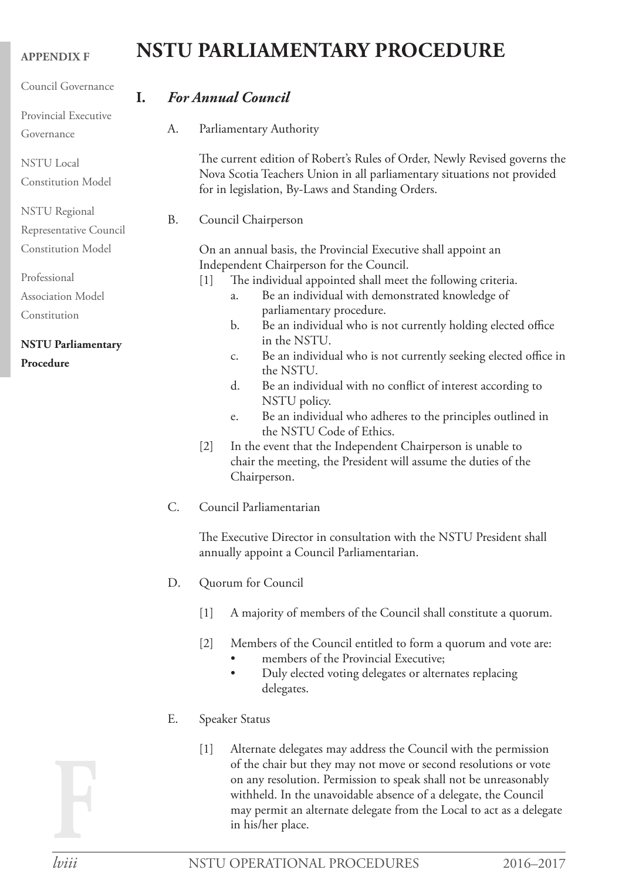# NSTU PARLIAMENTARY PROCEDURE

## I. *For Annual Council*

A. Parliamentary Authority

The current edition of Robert's Rules of Order, Newly Revised governs the Nova Scotia Teachers Union in all parliamentary situations not provided for in legislation, By-Laws and Standing Orders.

B. Council Chairperson

On an annual basis, the Provincial Executive shall appoint an Independent Chairperson for the Council.

[1] The individual appointed shall meet the following criteria.
   a. Be an individual with demonstrated knowledge of parliamentary procedure.
   b. Be an individual who is not currently holding elected office in the NSTU.
   c. Be an individual who is not currently seeking elected office in the NSTU.
   d. Be an individual with no conflict of interest according to NSTU policy.
   e. Be an individual who adheres to the principles outlined in the NSTU Code of Ethics.

[2] In the event that the Independent Chairperson is unable to chair the meeting, the President will assume the duties of the Chairperson.

C. Council Parliamentarian

The Executive Director in consultation with the NSTU President shall annually appoint a Council Parliamentarian.

D. Quorum for Council

[1] A majority of members of the Council shall constitute a quorum.

[2] Members of the Council entitled to form a quorum and vote are:
- members of the Provincial Executive;
- Duly elected voting delegates or alternates replacing delegates.

E. Speaker Status

[1] Alternate delegates may address the Council with the permission of the chair but they may not move or second resolutions or vote on any resolution. Permission to speak shall not be unreasonably withheld. In the unavoidable absence of a delegate, the Council may permit an alternate delegate from the Local to act as a delegate in his/her place.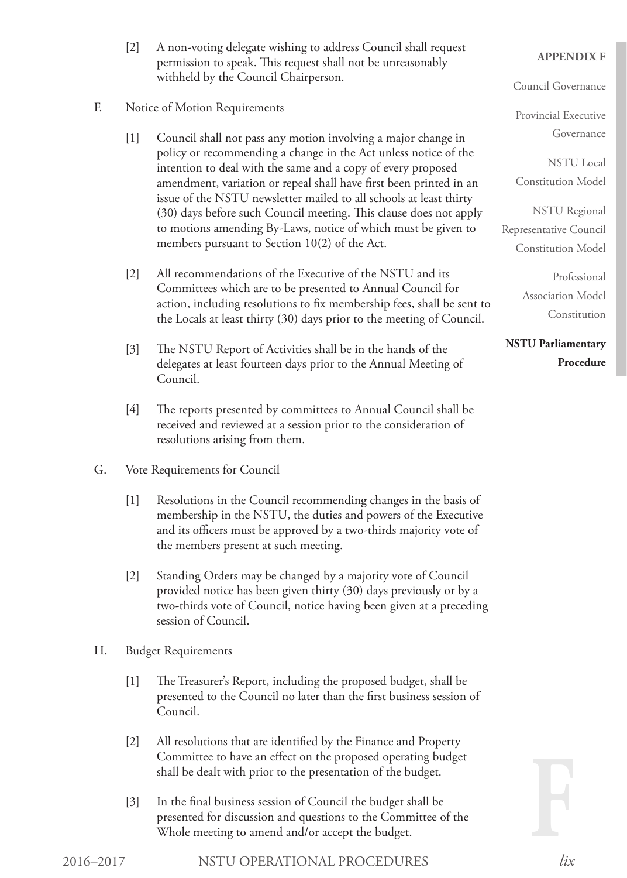[2] A non-voting delegate wishing to address Council shall request permission to speak. This request shall not be unreasonably withheld by the Council Chairperson.

F. Notice of Motion Requirements

[1] Council shall not pass any motion involving a major change in policy or recommending a change in the Act unless notice of the intention to deal with the same and a copy of every proposed amendment, variation or repeal shall have first been printed in an issue of the NSTU newsletter mailed to all schools at least thirty (30) days before such Council meeting. This clause does not apply to motions amending By-Laws, notice of which must be given to members pursuant to Section 10(2) of the Act.

[2] All recommendations of the Executive of the NSTU and its Committees which are to be presented to Annual Council for action, including resolutions to fix membership fees, shall be sent to the Locals at least thirty (30) days prior to the meeting of Council.

[3] The NSTU Report of Activities shall be in the hands of the delegates at least fourteen days prior to the Annual Meeting of Council.

[4] The reports presented by committees to Annual Council shall be received and reviewed at a session prior to the consideration of resolutions arising from them.

G. Vote Requirements for Council

[1] Resolutions in the Council recommending changes in the basis of membership in the NSTU, the duties and powers of the Executive and its officers must be approved by a two-thirds majority vote of the members present at such meeting.

[2] Standing Orders may be changed by a majority vote of Council provided notice has been given thirty (30) days previously or by a two-thirds vote of Council, notice having been given at a preceding session of Council.

H. Budget Requirements

[1] The Treasurer's Report, including the proposed budget, shall be presented to the Council no later than the first business session of Council.

[2] All resolutions that are identified by the Finance and Property Committee to have an effect on the proposed operating budget shall be dealt with prior to the presentation of the budget.

[3] In the final business session of Council the budget shall be presented for discussion and questions to the Committee of the Whole meeting to amend and/or accept the budget.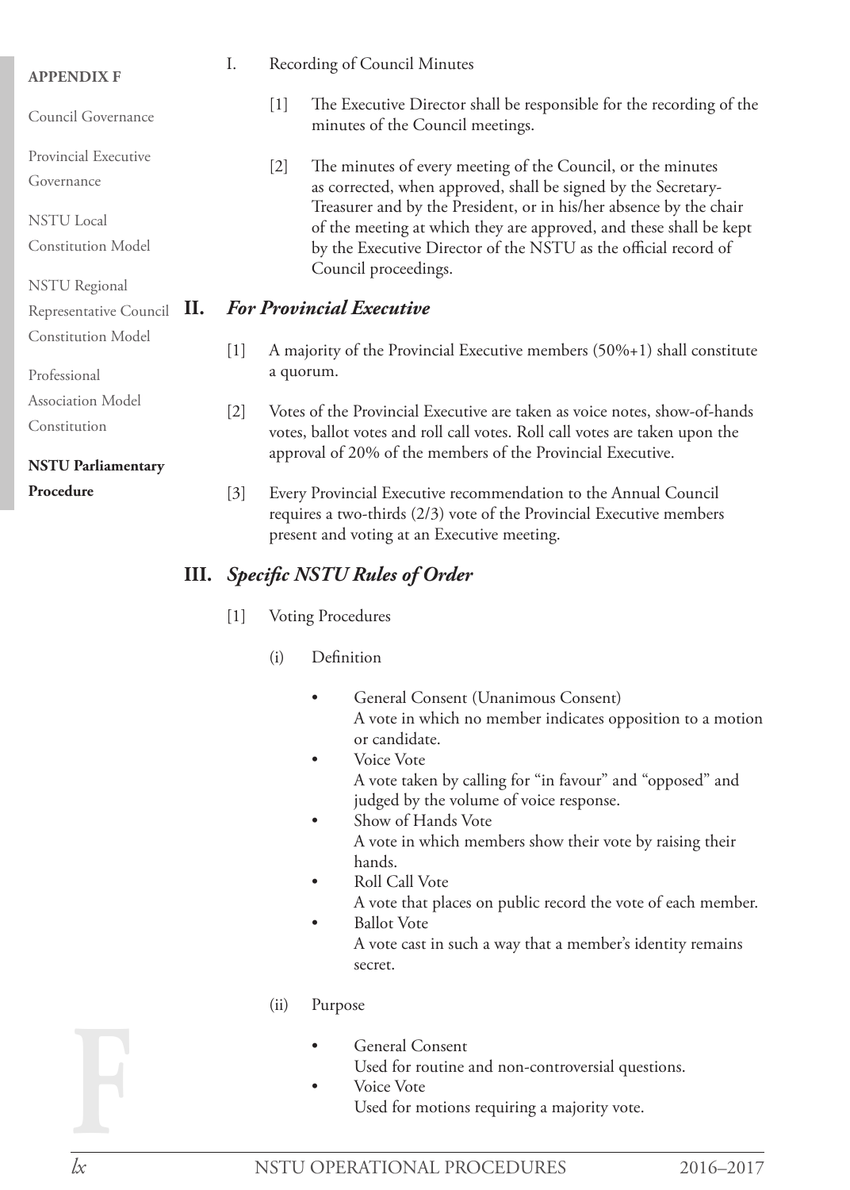I. Recording of Council Minutes

[1] The Executive Director shall be responsible for the recording of the minutes of the Council meetings.

[2] The minutes of every meeting of the Council, or the minutes as corrected, when approved, shall be signed by the Secretary-Treasurer and by the President, or in his/her absence by the chair of the meeting at which they are approved, and these shall be kept by the Executive Director of the NSTU as the official record of Council proceedings.

## II. *For Provincial Executive*

[1] A majority of the Provincial Executive members (50%+1) shall constitute a quorum.

[2] Votes of the Provincial Executive are taken as voice notes, show-of-hands votes, ballot votes and roll call votes. Roll call votes are taken upon the approval of 20% of the members of the Provincial Executive.

[3] Every Provincial Executive recommendation to the Annual Council requires a two-thirds (2/3) vote of the Provincial Executive members present and voting at an Executive meeting.

## III. *Specific NSTU Rules of Order*

[1] Voting Procedures

(i) Definition

- General Consent (Unanimous Consent)
  A vote in which no member indicates opposition to a motion or candidate.
- Voice Vote
  A vote taken by calling for "in favour" and "opposed" and judged by the volume of voice response.
- Show of Hands Vote
  A vote in which members show their vote by raising their hands.
- Roll Call Vote
  A vote that places on public record the vote of each member.
- Ballot Vote
  A vote cast in such a way that a member's identity remains secret.

(ii) Purpose

- General Consent
  Used for routine and non-controversial questions.
- Voice Vote
  Used for motions requiring a majority vote.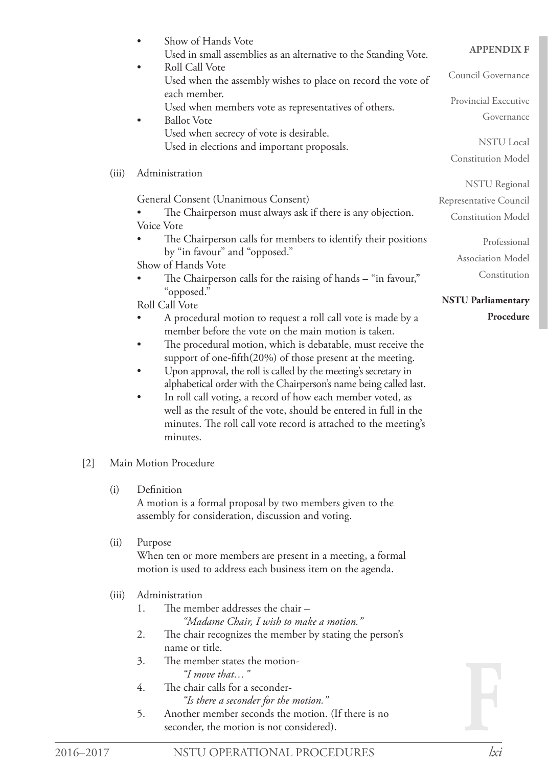- Show of Hands Vote
  Used in small assemblies as an alternative to the Standing Vote.
- Roll Call Vote
  Used when the assembly wishes to place on record the vote of each member.
  Used when members vote as representatives of others.
- Ballot Vote
  Used when secrecy of vote is desirable.
  Used in elections and important proposals.

(iii) Administration

General Consent (Unanimous Consent)

- The Chairperson must always ask if there is any objection.

Voice Vote

- The Chairperson calls for members to identify their positions by "in favour" and "opposed."

Show of Hands Vote

- The Chairperson calls for the raising of hands – "in favour," "opposed."

Roll Call Vote

- A procedural motion to request a roll call vote is made by a member before the vote on the main motion is taken.
- The procedural motion, which is debatable, must receive the support of one-fifth(20%) of those present at the meeting.
- Upon approval, the roll is called by the meeting's secretary in alphabetical order with the Chairperson's name being called last.
- In roll call voting, a record of how each member voted, as well as the result of the vote, should be entered in full in the minutes. The roll call vote record is attached to the meeting's minutes.

[2] Main Motion Procedure

(i) Definition
A motion is a formal proposal by two members given to the assembly for consideration, discussion and voting.

(ii) Purpose
When ten or more members are present in a meeting, a formal motion is used to address each business item on the agenda.

(iii) Administration

1. The member addresses the chair –
   *"Madame Chair, I wish to make a motion."*
2. The chair recognizes the member by stating the person's name or title.
3. The member states the motion-
   *"I move that…"*
4. The chair calls for a seconder-
   *"Is there a seconder for the motion."*
5. Another member seconds the motion. (If there is no seconder, the motion is not considered).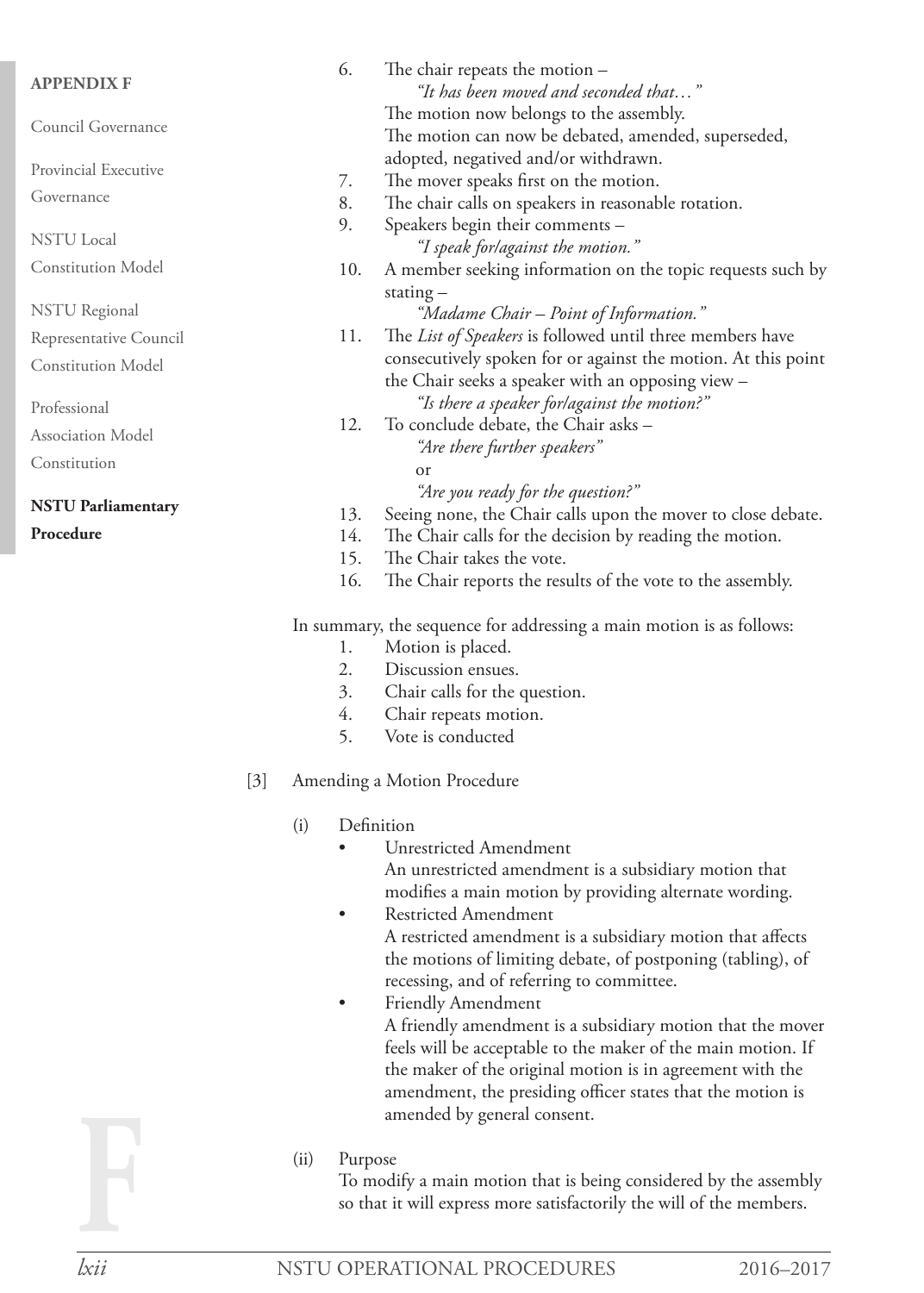6. The chair repeats the motion –
   *"It has been moved and seconded that…"*
   The motion now belongs to the assembly.
   The motion can now be debated, amended, superseded, adopted, negatived and/or withdrawn.
7. The mover speaks first on the motion.
8. The chair calls on speakers in reasonable rotation.
9. Speakers begin their comments –
   *"I speak for/against the motion."*
10. A member seeking information on the topic requests such by stating –
    *"Madame Chair – Point of Information."*
11. The *List of Speakers* is followed until three members have consecutively spoken for or against the motion. At this point the Chair seeks a speaker with an opposing view –
    *"Is there a speaker for/against the motion?"*
12. To conclude debate, the Chair asks –
    *"Are there further speakers"*
    or
    *"Are you ready for the question?"*
13. Seeing none, the Chair calls upon the mover to close debate.
14. The Chair calls for the decision by reading the motion.
15. The Chair takes the vote.
16. The Chair reports the results of the vote to the assembly.

In summary, the sequence for addressing a main motion is as follows:

1. Motion is placed.
2. Discussion ensues.
3. Chair calls for the question.
4. Chair repeats motion.
5. Vote is conducted

[3] Amending a Motion Procedure

(i) Definition

- Unrestricted Amendment
  An unrestricted amendment is a subsidiary motion that modifies a main motion by providing alternate wording.
- Restricted Amendment
  A restricted amendment is a subsidiary motion that affects the motions of limiting debate, of postponing (tabling), of recessing, and of referring to committee.
- Friendly Amendment
  A friendly amendment is a subsidiary motion that the mover feels will be acceptable to the maker of the main motion. If the maker of the original motion is in agreement with the amendment, the presiding officer states that the motion is amended by general consent.

(ii) Purpose
To modify a main motion that is being considered by the assembly so that it will express more satisfactorily the will of the members.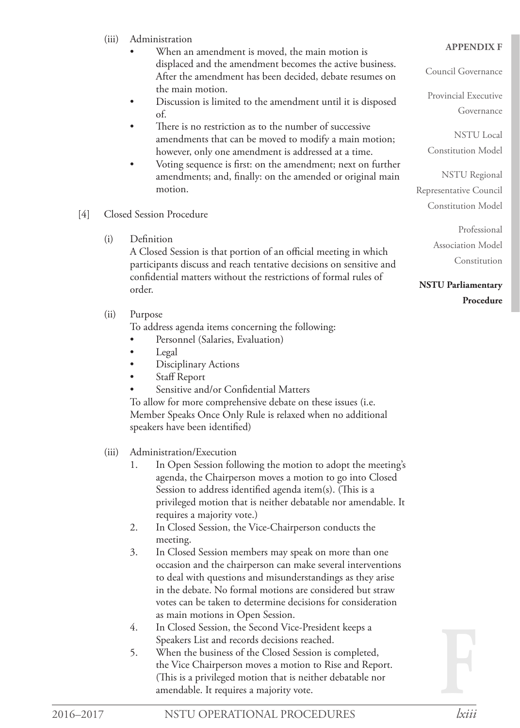(iii) Administration

- When an amendment is moved, the main motion is displaced and the amendment becomes the active business. After the amendment has been decided, debate resumes on the main motion.
- Discussion is limited to the amendment until it is disposed of.
- There is no restriction as to the number of successive amendments that can be moved to modify a main motion; however, only one amendment is addressed at a time.
- Voting sequence is first: on the amendment; next on further amendments; and, finally: on the amended or original main motion.

[4] Closed Session Procedure

(i) Definition

A Closed Session is that portion of an official meeting in which participants discuss and reach tentative decisions on sensitive and confidential matters without the restrictions of formal rules of order.

(ii) Purpose

To address agenda items concerning the following:

- Personnel (Salaries, Evaluation)
- Legal
- Disciplinary Actions
- Staff Report
- Sensitive and/or Confidential Matters

To allow for more comprehensive debate on these issues (i.e. Member Speaks Once Only Rule is relaxed when no additional speakers have been identified)

(iii) Administration/Execution

1. In Open Session following the motion to adopt the meeting's agenda, the Chairperson moves a motion to go into Closed Session to address identified agenda item(s). (This is a privileged motion that is neither debatable nor amendable. It requires a majority vote.)
2. In Closed Session, the Vice-Chairperson conducts the meeting.
3. In Closed Session members may speak on more than one occasion and the chairperson can make several interventions to deal with questions and misunderstandings as they arise in the debate. No formal motions are considered but straw votes can be taken to determine decisions for consideration as main motions in Open Session.
4. In Closed Session, the Second Vice-President keeps a Speakers List and records decisions reached.
5. When the business of the Closed Session is completed, the Vice Chairperson moves a motion to Rise and Report. (This is a privileged motion that is neither debatable nor amendable. It requires a majority vote.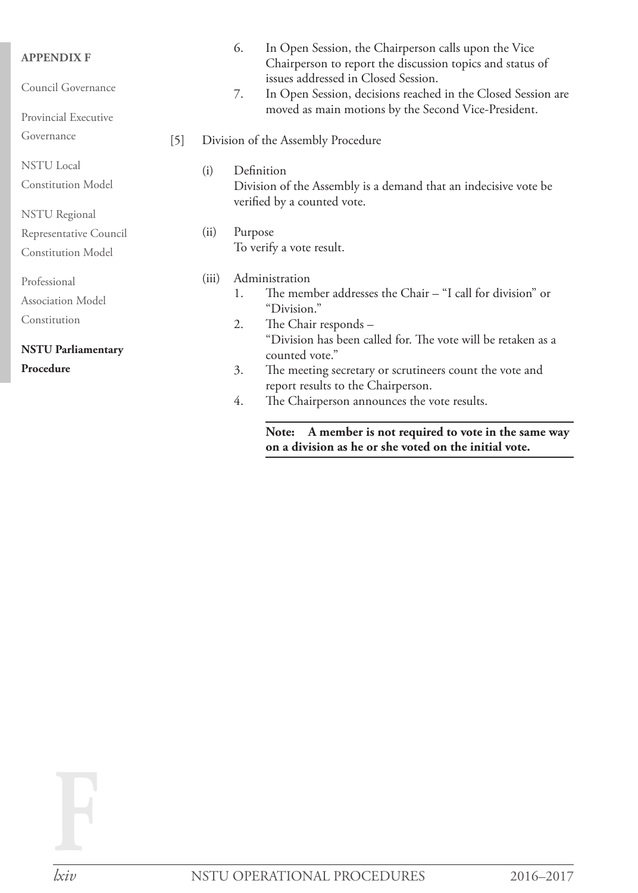6. In Open Session, the Chairperson calls upon the Vice Chairperson to report the discussion topics and status of issues addressed in Closed Session.
7. In Open Session, decisions reached in the Closed Session are moved as main motions by the Second Vice-President.

[5] Division of the Assembly Procedure

(i) Definition
Division of the Assembly is a demand that an indecisive vote be verified by a counted vote.

(ii) Purpose
To verify a vote result.

(iii) Administration
1. The member addresses the Chair – "I call for division" or "Division."
2. The Chair responds –
"Division has been called for. The vote will be retaken as a counted vote."
3. The meeting secretary or scrutineers count the vote and report results to the Chairperson.
4. The Chairperson announces the vote results.

**Note: A member is not required to vote in the same way on a division as he or she voted on the initial vote.**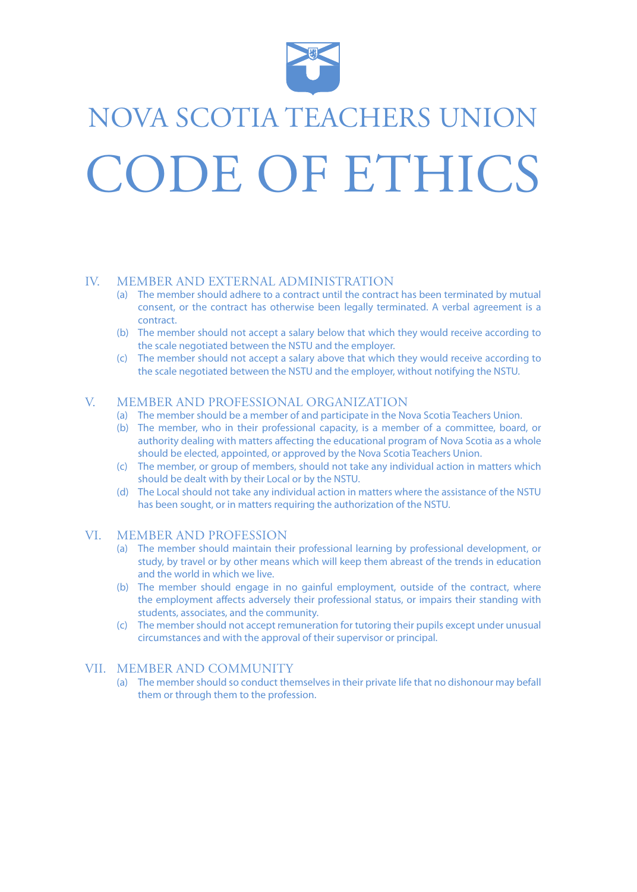# NOVA SCOTIA TEACHERS UNION

# CODE OF ETHICS

## IV. MEMBER AND EXTERNAL ADMINISTRATION

(a) The member should adhere to a contract until the contract has been terminated by mutual consent, or the contract has otherwise been legally terminated. A verbal agreement is a contract.

(b) The member should not accept a salary below that which they would receive according to the scale negotiated between the NSTU and the employer.

(c) The member should not accept a salary above that which they would receive according to the scale negotiated between the NSTU and the employer, without notifying the NSTU.

## V. MEMBER AND PROFESSIONAL ORGANIZATION

(a) The member should be a member of and participate in the Nova Scotia Teachers Union.

(b) The member, who in their professional capacity, is a member of a committee, board, or authority dealing with matters affecting the educational program of Nova Scotia as a whole should be elected, appointed, or approved by the Nova Scotia Teachers Union.

(c) The member, or group of members, should not take any individual action in matters which should be dealt with by their Local or by the NSTU.

(d) The Local should not take any individual action in matters where the assistance of the NSTU has been sought, or in matters requiring the authorization of the NSTU.

## VI. MEMBER AND PROFESSION

(a) The member should maintain their professional learning by professional development, or study, by travel or by other means which will keep them abreast of the trends in education and the world in which we live.

(b) The member should engage in no gainful employment, outside of the contract, where the employment affects adversely their professional status, or impairs their standing with students, associates, and the community.

(c) The member should not accept remuneration for tutoring their pupils except under unusual circumstances and with the approval of their supervisor or principal.

## VII. MEMBER AND COMMUNITY

(a) The member should so conduct themselves in their private life that no dishonour may befall them or through them to the profession.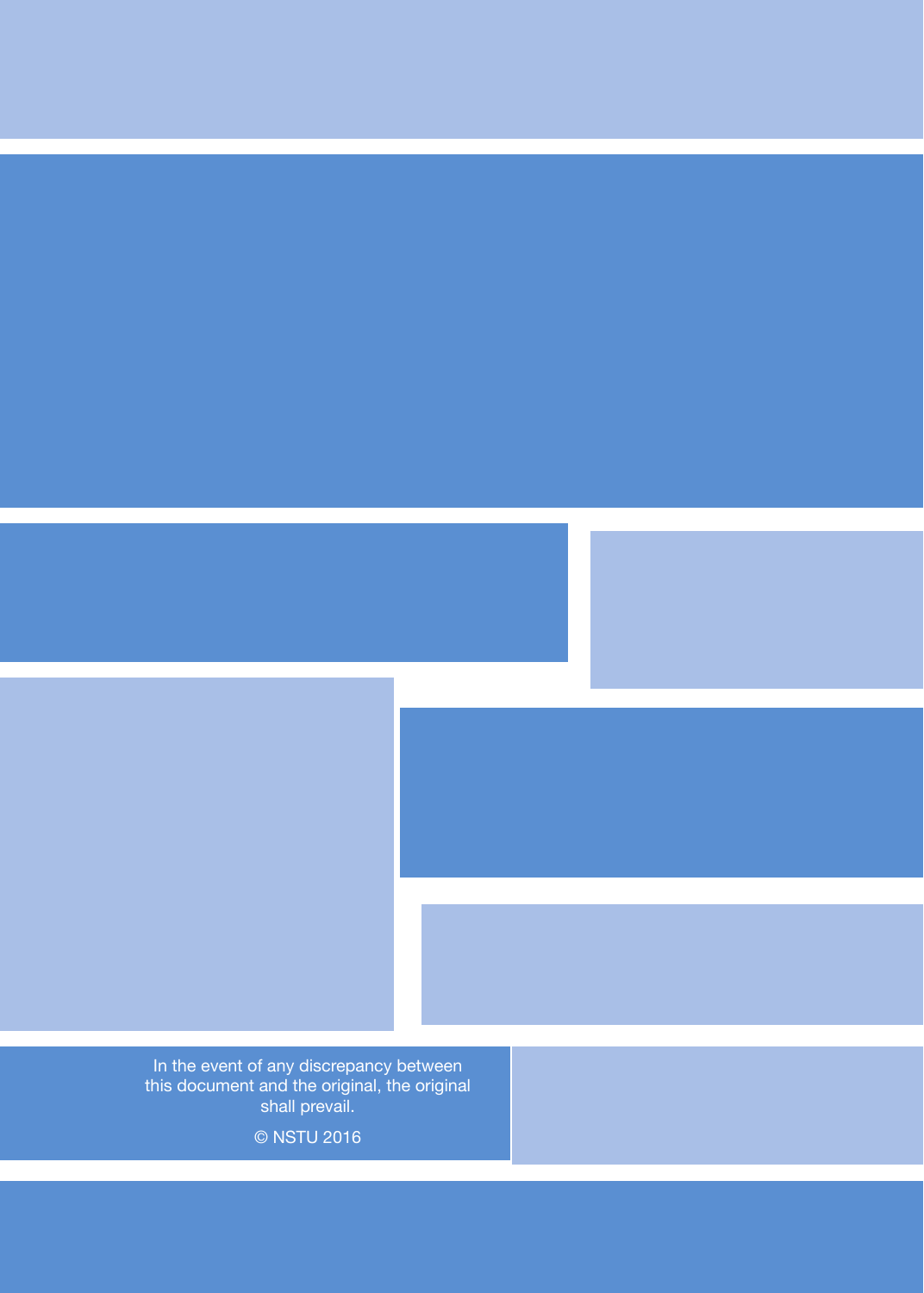In the event of any discrepancy between this document and the original, the original shall prevail.

© NSTU 2016